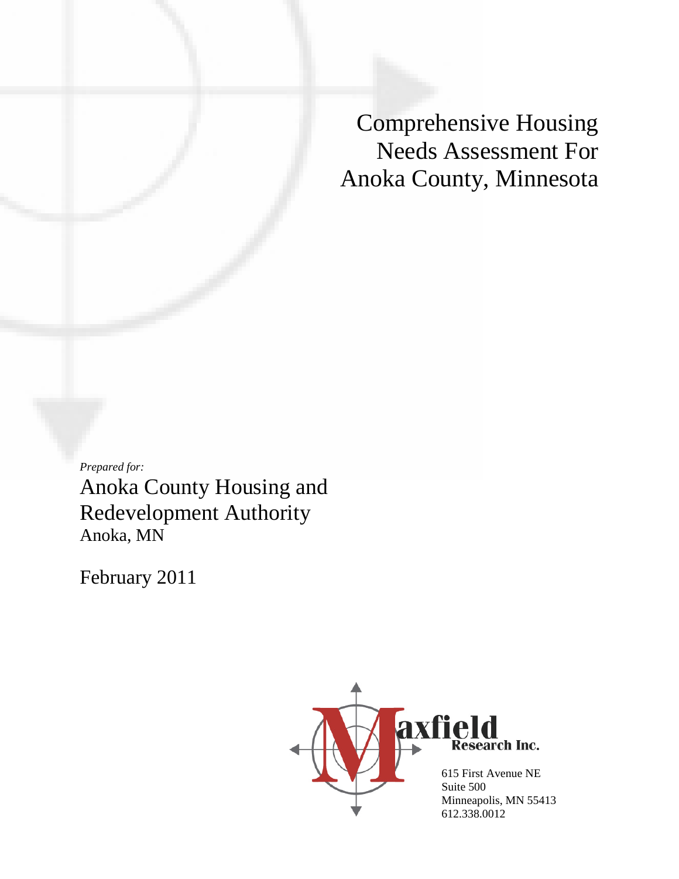# Comprehensive Housing Needs Assessment For Anoka County, Minnesota

*Prepared for:*

Anoka County Housing and Redevelopment Authority
Anoka, MN

February 2011

Maxfield Research Inc.

615 First Avenue NE
Suite 500
Minneapolis, MN 55413
612.338.0012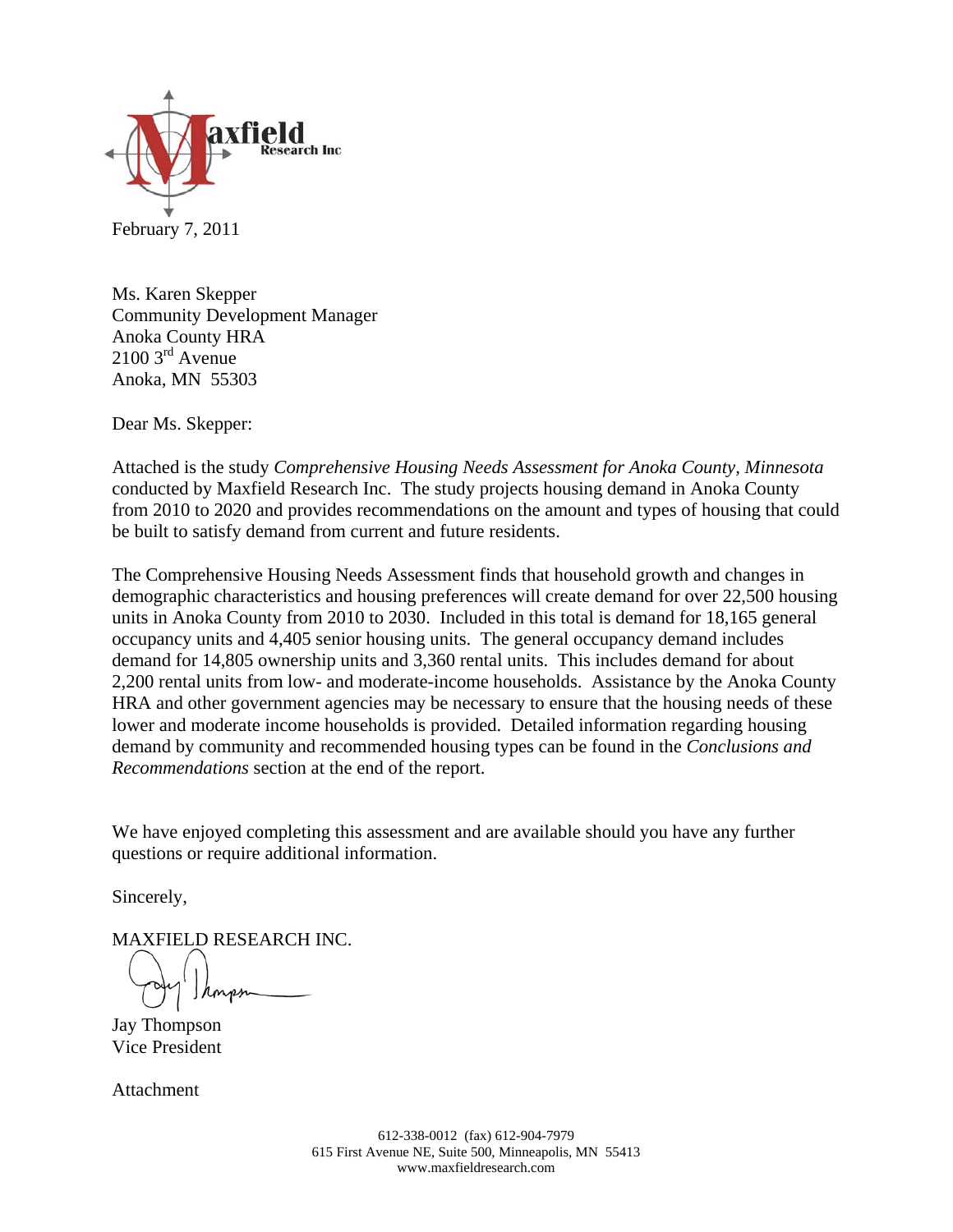February 7, 2011

Ms. Karen Skepper
Community Development Manager
Anoka County HRA
2100 3rd Avenue
Anoka, MN 55303

Dear Ms. Skepper:

Attached is the study *Comprehensive Housing Needs Assessment for Anoka County, Minnesota* conducted by Maxfield Research Inc. The study projects housing demand in Anoka County from 2010 to 2020 and provides recommendations on the amount and types of housing that could be built to satisfy demand from current and future residents.

The Comprehensive Housing Needs Assessment finds that household growth and changes in demographic characteristics and housing preferences will create demand for over 22,500 housing units in Anoka County from 2010 to 2030. Included in this total is demand for 18,165 general occupancy units and 4,405 senior housing units. The general occupancy demand includes demand for 14,805 ownership units and 3,360 rental units. This includes demand for about 2,200 rental units from low- and moderate-income households. Assistance by the Anoka County HRA and other government agencies may be necessary to ensure that the housing needs of these lower and moderate income households is provided. Detailed information regarding housing demand by community and recommended housing types can be found in the *Conclusions and Recommendations* section at the end of the report.

We have enjoyed completing this assessment and are available should you have any further questions or require additional information.

Sincerely,

MAXFIELD RESEARCH INC.

Jay Thompson
Vice President

Attachment

612-338-0012 (fax) 612-904-7979
615 First Avenue NE, Suite 500, Minneapolis, MN 55413
www.maxfieldresearch.com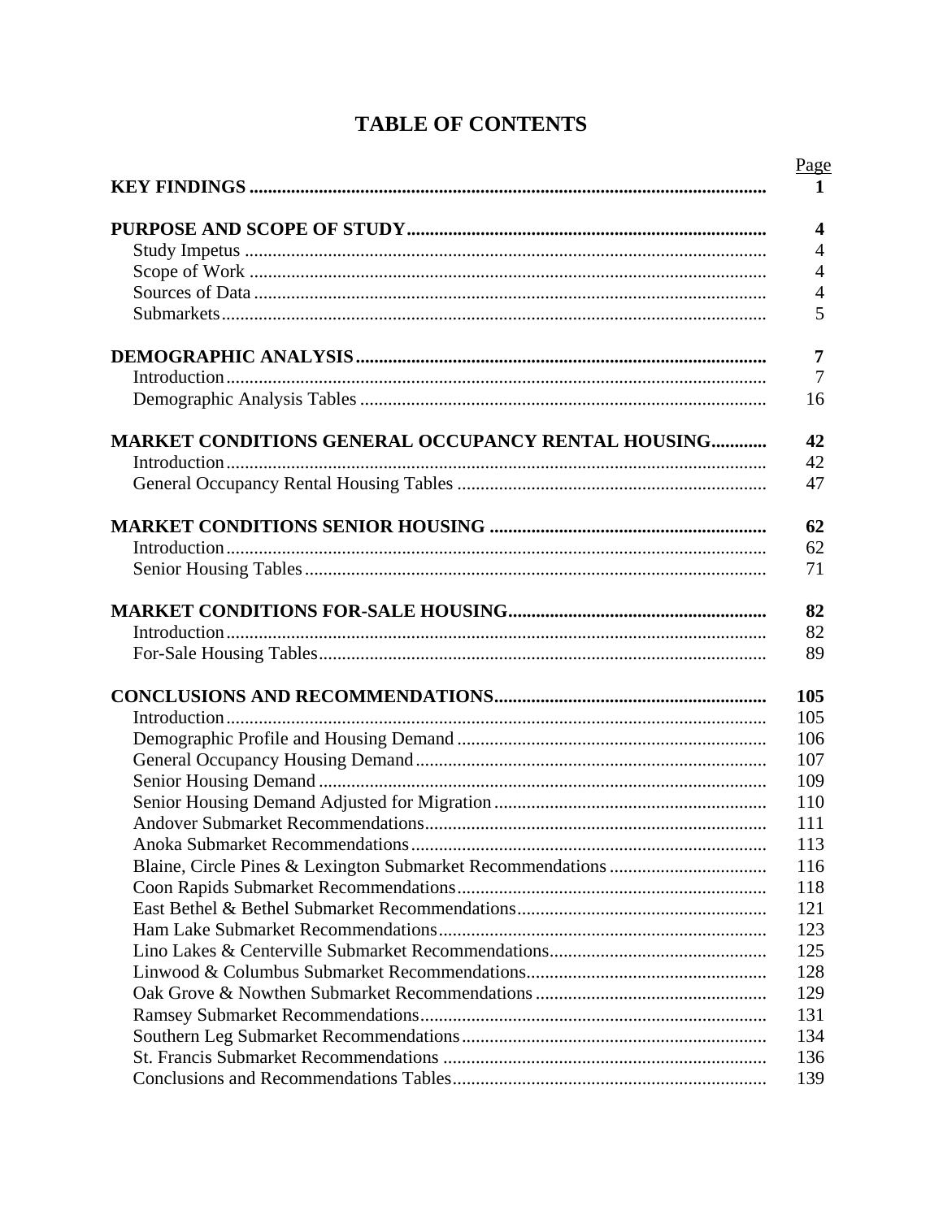# TABLE OF CONTENTS

| | Page |
|---|---|
| **KEY FINDINGS** | **1** |
| | |
| **PURPOSE AND SCOPE OF STUDY** | **4** |
| Study Impetus | 4 |
| Scope of Work | 4 |
| Sources of Data | 4 |
| Submarkets | 5 |
| | |
| **DEMOGRAPHIC ANALYSIS** | **7** |
| Introduction | 7 |
| Demographic Analysis Tables | 16 |
| | |
| **MARKET CONDITIONS GENERAL OCCUPANCY RENTAL HOUSING** | **42** |
| Introduction | 42 |
| General Occupancy Rental Housing Tables | 47 |
| | |
| **MARKET CONDITIONS SENIOR HOUSING** | **62** |
| Introduction | 62 |
| Senior Housing Tables | 71 |
| | |
| **MARKET CONDITIONS FOR-SALE HOUSING** | **82** |
| Introduction | 82 |
| For-Sale Housing Tables | 89 |
| | |
| **CONCLUSIONS AND RECOMMENDATIONS** | **105** |
| Introduction | 105 |
| Demographic Profile and Housing Demand | 106 |
| General Occupancy Housing Demand | 107 |
| Senior Housing Demand | 109 |
| Senior Housing Demand Adjusted for Migration | 110 |
| Andover Submarket Recommendations | 111 |
| Anoka Submarket Recommendations | 113 |
| Blaine, Circle Pines & Lexington Submarket Recommendations | 116 |
| Coon Rapids Submarket Recommendations | 118 |
| East Bethel & Bethel Submarket Recommendations | 121 |
| Ham Lake Submarket Recommendations | 123 |
| Lino Lakes & Centerville Submarket Recommendations | 125 |
| Linwood & Columbus Submarket Recommendations | 128 |
| Oak Grove & Nowthen Submarket Recommendations | 129 |
| Ramsey Submarket Recommendations | 131 |
| Southern Leg Submarket Recommendations | 134 |
| St. Francis Submarket Recommendations | 136 |
| Conclusions and Recommendations Tables | 139 |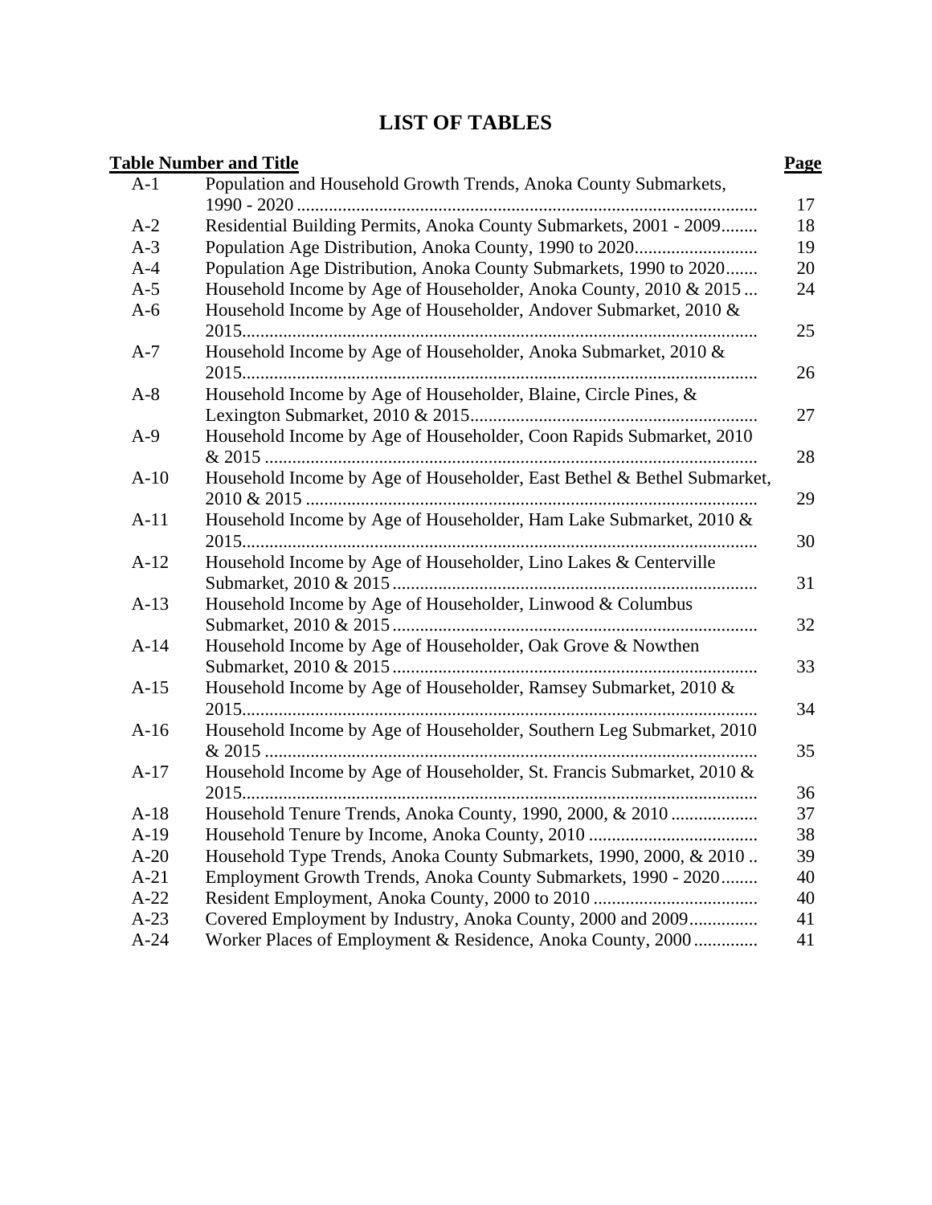# LIST OF TABLES

| Table Number and Title | | Page |
|---|---|---|
| A-1 | Population and Household Growth Trends, Anoka County Submarkets, 1990 - 2020 | 17 |
| A-2 | Residential Building Permits, Anoka County Submarkets, 2001 - 2009 | 18 |
| A-3 | Population Age Distribution, Anoka County, 1990 to 2020 | 19 |
| A-4 | Population Age Distribution, Anoka County Submarkets, 1990 to 2020 | 20 |
| A-5 | Household Income by Age of Householder, Anoka County, 2010 & 2015 | 24 |
| A-6 | Household Income by Age of Householder, Andover Submarket, 2010 & 2015 | 25 |
| A-7 | Household Income by Age of Householder, Anoka Submarket, 2010 & 2015 | 26 |
| A-8 | Household Income by Age of Householder, Blaine, Circle Pines, & Lexington Submarket, 2010 & 2015 | 27 |
| A-9 | Household Income by Age of Householder, Coon Rapids Submarket, 2010 & 2015 | 28 |
| A-10 | Household Income by Age of Householder, East Bethel & Bethel Submarket, 2010 & 2015 | 29 |
| A-11 | Household Income by Age of Householder, Ham Lake Submarket, 2010 & 2015 | 30 |
| A-12 | Household Income by Age of Householder, Lino Lakes & Centerville Submarket, 2010 & 2015 | 31 |
| A-13 | Household Income by Age of Householder, Linwood & Columbus Submarket, 2010 & 2015 | 32 |
| A-14 | Household Income by Age of Householder, Oak Grove & Nowthen Submarket, 2010 & 2015 | 33 |
| A-15 | Household Income by Age of Householder, Ramsey Submarket, 2010 & 2015 | 34 |
| A-16 | Household Income by Age of Householder, Southern Leg Submarket, 2010 & 2015 | 35 |
| A-17 | Household Income by Age of Householder, St. Francis Submarket, 2010 & 2015 | 36 |
| A-18 | Household Tenure Trends, Anoka County, 1990, 2000, & 2010 | 37 |
| A-19 | Household Tenure by Income, Anoka County, 2010 | 38 |
| A-20 | Household Type Trends, Anoka County Submarkets, 1990, 2000, & 2010 | 39 |
| A-21 | Employment Growth Trends, Anoka County Submarkets, 1990 - 2020 | 40 |
| A-22 | Resident Employment, Anoka County, 2000 to 2010 | 40 |
| A-23 | Covered Employment by Industry, Anoka County, 2000 and 2009 | 41 |
| A-24 | Worker Places of Employment & Residence, Anoka County, 2000 | 41 |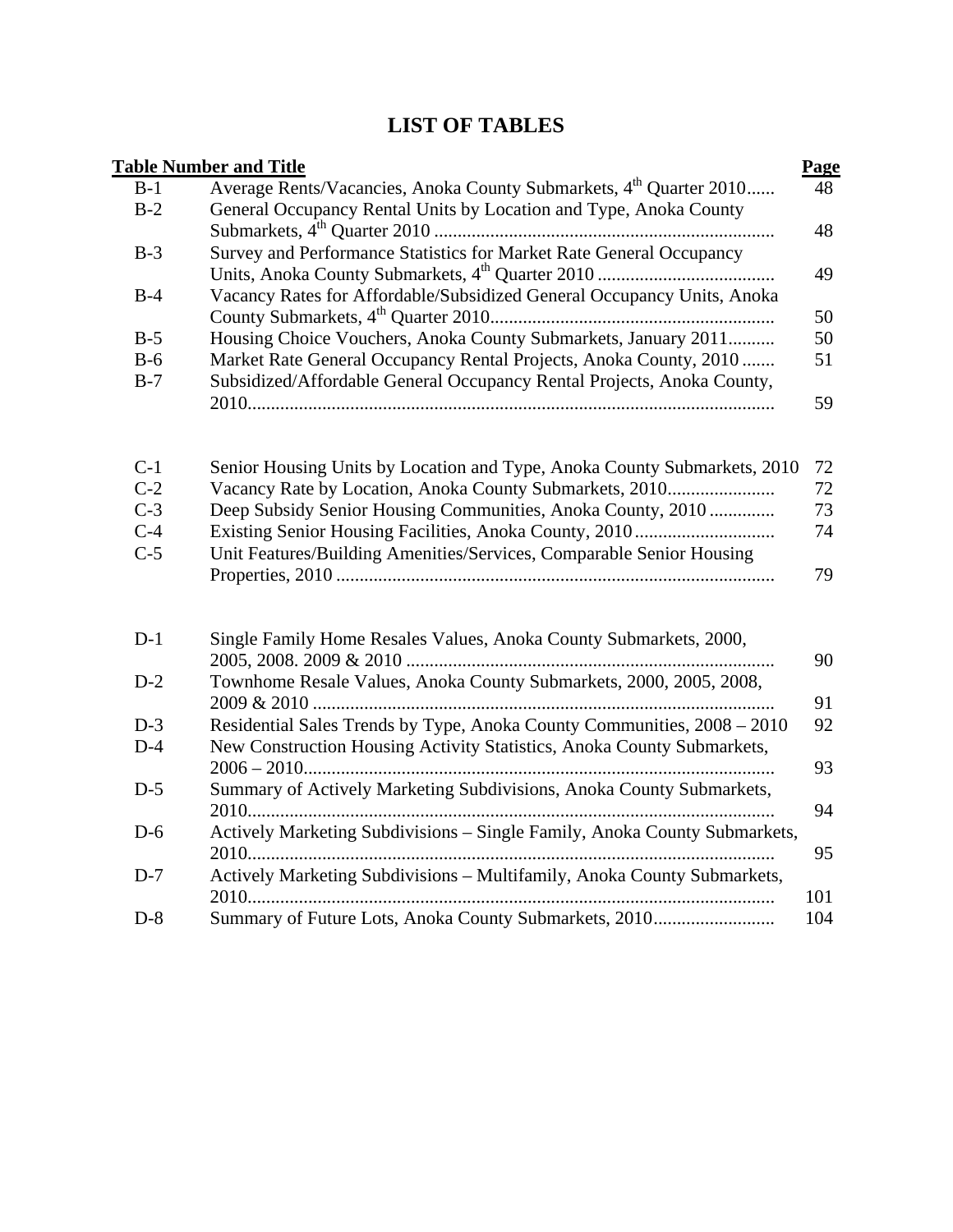# LIST OF TABLES

| Table Number and Title | | Page |
|---|---|---|
| B-1 | Average Rents/Vacancies, Anoka County Submarkets, 4th Quarter 2010 | 48 |
| B-2 | General Occupancy Rental Units by Location and Type, Anoka County Submarkets, 4th Quarter 2010 | 48 |
| B-3 | Survey and Performance Statistics for Market Rate General Occupancy Units, Anoka County Submarkets, 4th Quarter 2010 | 49 |
| B-4 | Vacancy Rates for Affordable/Subsidized General Occupancy Units, Anoka County Submarkets, 4th Quarter 2010 | 50 |
| B-5 | Housing Choice Vouchers, Anoka County Submarkets, January 2011 | 50 |
| B-6 | Market Rate General Occupancy Rental Projects, Anoka County, 2010 | 51 |
| B-7 | Subsidized/Affordable General Occupancy Rental Projects, Anoka County, 2010 | 59 |
| C-1 | Senior Housing Units by Location and Type, Anoka County Submarkets, 2010 | 72 |
| C-2 | Vacancy Rate by Location, Anoka County Submarkets, 2010 | 72 |
| C-3 | Deep Subsidy Senior Housing Communities, Anoka County, 2010 | 73 |
| C-4 | Existing Senior Housing Facilities, Anoka County, 2010 | 74 |
| C-5 | Unit Features/Building Amenities/Services, Comparable Senior Housing Properties, 2010 | 79 |
| D-1 | Single Family Home Resales Values, Anoka County Submarkets, 2000, 2005, 2008. 2009 & 2010 | 90 |
| D-2 | Townhome Resale Values, Anoka County Submarkets, 2000, 2005, 2008, 2009 & 2010 | 91 |
| D-3 | Residential Sales Trends by Type, Anoka County Communities, 2008 – 2010 | 92 |
| D-4 | New Construction Housing Activity Statistics, Anoka County Submarkets, 2006 – 2010 | 93 |
| D-5 | Summary of Actively Marketing Subdivisions, Anoka County Submarkets, 2010 | 94 |
| D-6 | Actively Marketing Subdivisions – Single Family, Anoka County Submarkets, 2010 | 95 |
| D-7 | Actively Marketing Subdivisions – Multifamily, Anoka County Submarkets, 2010 | 101 |
| D-8 | Summary of Future Lots, Anoka County Submarkets, 2010 | 104 |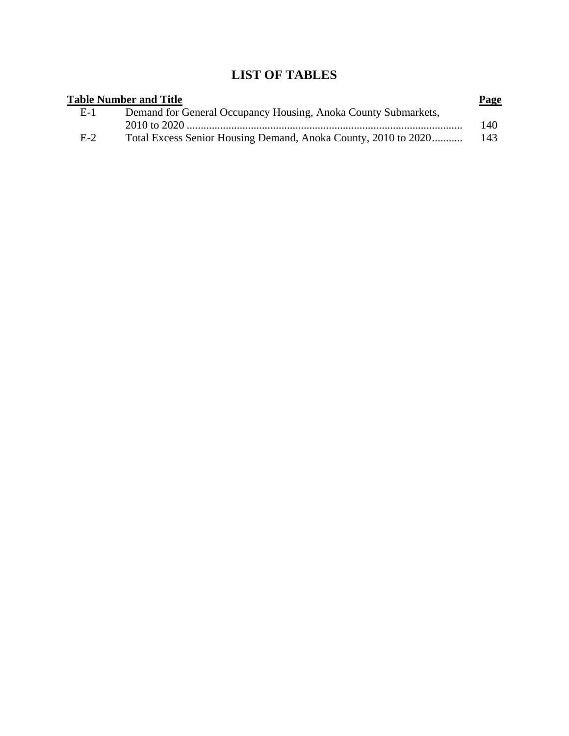# LIST OF TABLES

| Table Number and Title | | Page |
|---|---|---|
| E-1 | Demand for General Occupancy Housing, Anoka County Submarkets, 2010 to 2020 | 140 |
| E-2 | Total Excess Senior Housing Demand, Anoka County, 2010 to 2020 | 143 |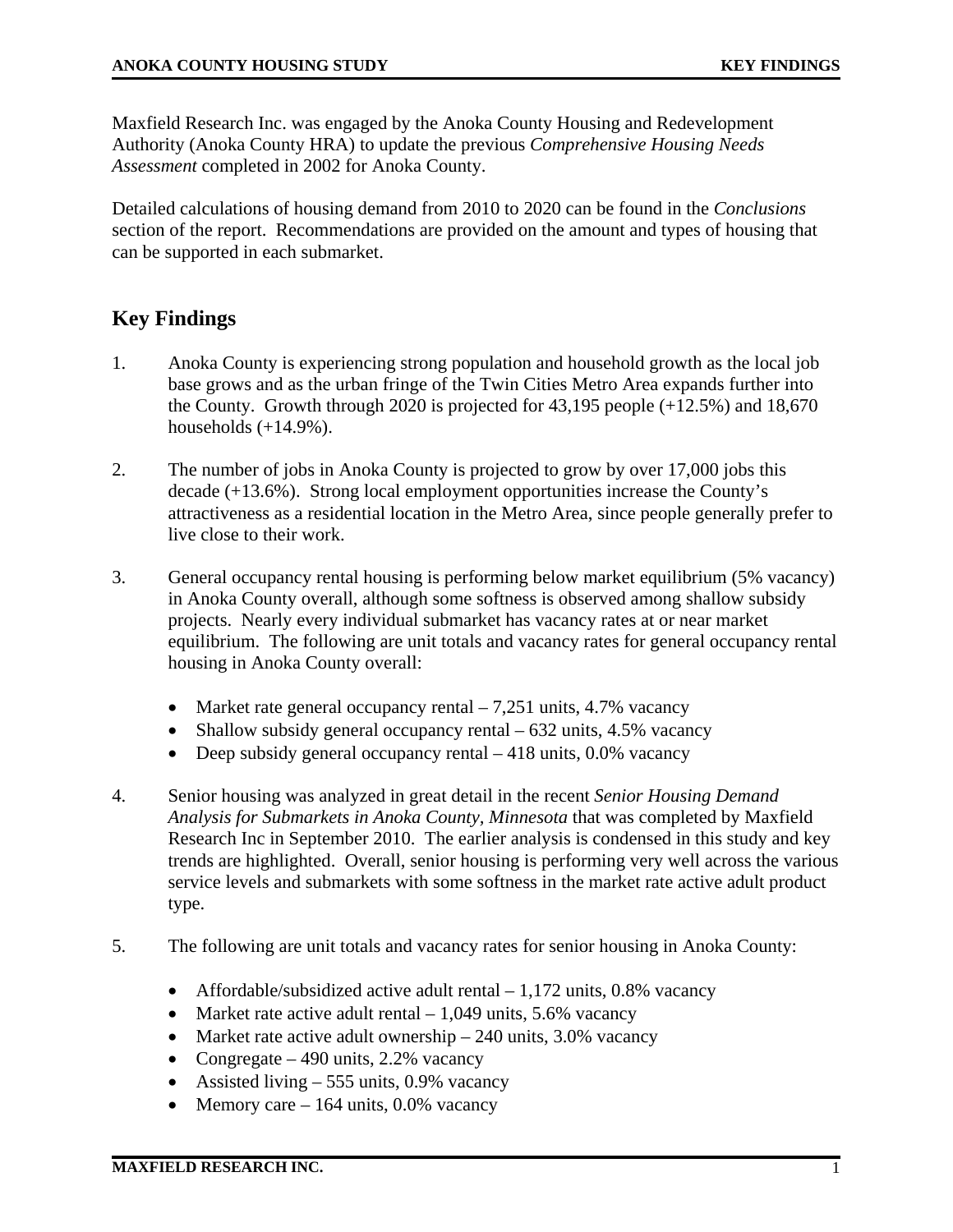Maxfield Research Inc. was engaged by the Anoka County Housing and Redevelopment Authority (Anoka County HRA) to update the previous *Comprehensive Housing Needs Assessment* completed in 2002 for Anoka County.

Detailed calculations of housing demand from 2010 to 2020 can be found in the *Conclusions* section of the report. Recommendations are provided on the amount and types of housing that can be supported in each submarket.

## Key Findings

1. Anoka County is experiencing strong population and household growth as the local job base grows and as the urban fringe of the Twin Cities Metro Area expands further into the County. Growth through 2020 is projected for 43,195 people (+12.5%) and 18,670 households (+14.9%).

2. The number of jobs in Anoka County is projected to grow by over 17,000 jobs this decade (+13.6%). Strong local employment opportunities increase the County's attractiveness as a residential location in the Metro Area, since people generally prefer to live close to their work.

3. General occupancy rental housing is performing below market equilibrium (5% vacancy) in Anoka County overall, although some softness is observed among shallow subsidy projects. Nearly every individual submarket has vacancy rates at or near market equilibrium. The following are unit totals and vacancy rates for general occupancy rental housing in Anoka County overall:

   - Market rate general occupancy rental – 7,251 units, 4.7% vacancy
   - Shallow subsidy general occupancy rental – 632 units, 4.5% vacancy
   - Deep subsidy general occupancy rental – 418 units, 0.0% vacancy

4. Senior housing was analyzed in great detail in the recent *Senior Housing Demand Analysis for Submarkets in Anoka County, Minnesota* that was completed by Maxfield Research Inc in September 2010. The earlier analysis is condensed in this study and key trends are highlighted. Overall, senior housing is performing very well across the various service levels and submarkets with some softness in the market rate active adult product type.

5. The following are unit totals and vacancy rates for senior housing in Anoka County:

   - Affordable/subsidized active adult rental – 1,172 units, 0.8% vacancy
   - Market rate active adult rental – 1,049 units, 5.6% vacancy
   - Market rate active adult ownership – 240 units, 3.0% vacancy
   - Congregate – 490 units, 2.2% vacancy
   - Assisted living – 555 units, 0.9% vacancy
   - Memory care – 164 units, 0.0% vacancy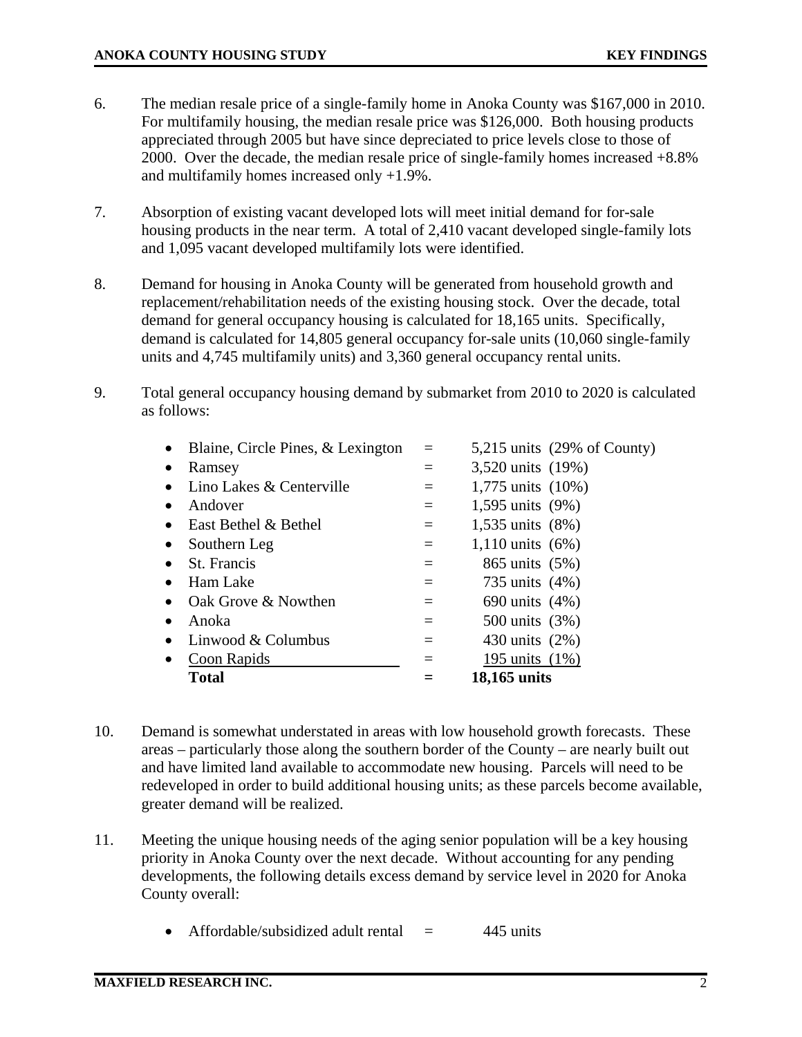6. The median resale price of a single-family home in Anoka County was $167,000 in 2010. For multifamily housing, the median resale price was $126,000. Both housing products appreciated through 2005 but have since depreciated to price levels close to those of 2000. Over the decade, the median resale price of single-family homes increased +8.8% and multifamily homes increased only +1.9%.

7. Absorption of existing vacant developed lots will meet initial demand for for-sale housing products in the near term. A total of 2,410 vacant developed single-family lots and 1,095 vacant developed multifamily lots were identified.

8. Demand for housing in Anoka County will be generated from household growth and replacement/rehabilitation needs of the existing housing stock. Over the decade, total demand for general occupancy housing is calculated for 18,165 units. Specifically, demand is calculated for 14,805 general occupancy for-sale units (10,060 single-family units and 4,745 multifamily units) and 3,360 general occupancy rental units.

9. Total general occupancy housing demand by submarket from 2010 to 2020 is calculated as follows:

   - Blaine, Circle Pines, & Lexington = 5,215 units (29% of County)
   - Ramsey = 3,520 units (19%)
   - Lino Lakes & Centerville = 1,775 units (10%)
   - Andover = 1,595 units (9%)
   - East Bethel & Bethel = 1,535 units (8%)
   - Southern Leg = 1,110 units (6%)
   - St. Francis = 865 units (5%)
   - Ham Lake = 735 units (4%)
   - Oak Grove & Nowthen = 690 units (4%)
   - Anoka = 500 units (3%)
   - Linwood & Columbus = 430 units (2%)
   - Coon Rapids = 195 units (1%)

   **Total = 18,165 units**

10. Demand is somewhat understated in areas with low household growth forecasts. These areas – particularly those along the southern border of the County – are nearly built out and have limited land available to accommodate new housing. Parcels will need to be redeveloped in order to build additional housing units; as these parcels become available, greater demand will be realized.

11. Meeting the unique housing needs of the aging senior population will be a key housing priority in Anoka County over the next decade. Without accounting for any pending developments, the following details excess demand by service level in 2020 for Anoka County overall:

   - Affordable/subsidized adult rental = 445 units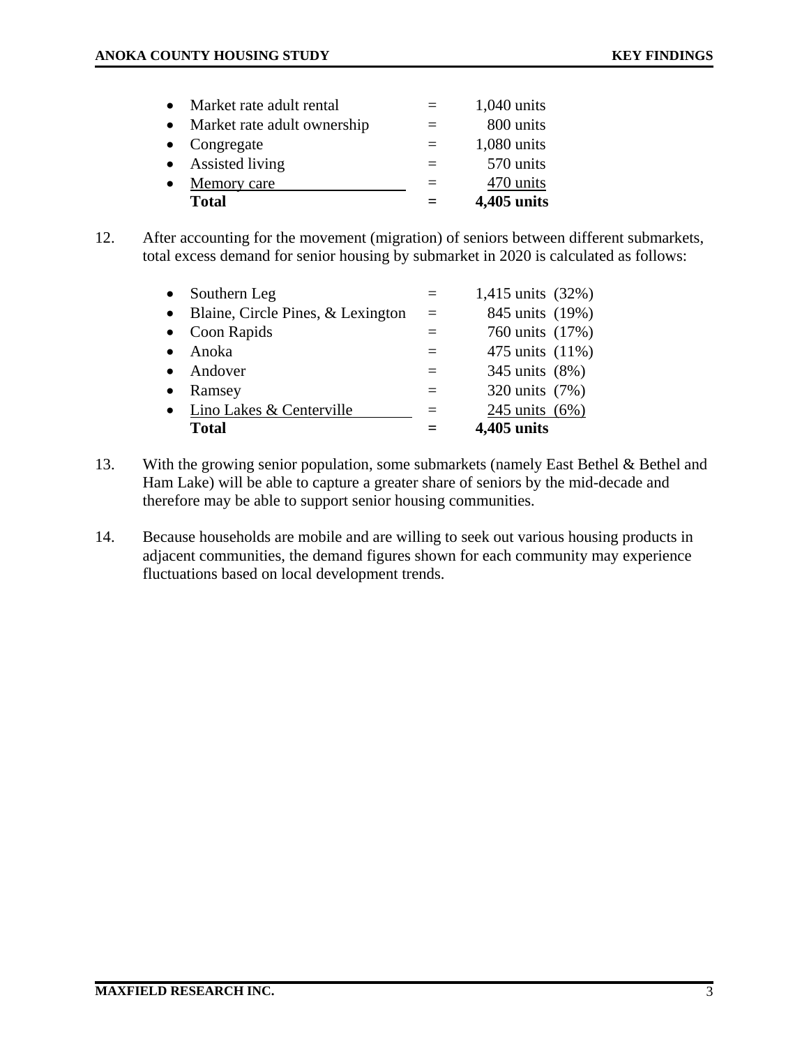- Market rate adult rental = 1,040 units
- Market rate adult ownership = 800 units
- Congregate = 1,080 units
- Assisted living = 570 units
- Memory care = 470 units

**Total = 4,405 units**

12. After accounting for the movement (migration) of seniors between different submarkets, total excess demand for senior housing by submarket in 2020 is calculated as follows:

- Southern Leg = 1,415 units (32%)
- Blaine, Circle Pines, & Lexington = 845 units (19%)
- Coon Rapids = 760 units (17%)
- Anoka = 475 units (11%)
- Andover = 345 units (8%)
- Ramsey = 320 units (7%)
- Lino Lakes & Centerville = 245 units (6%)

**Total = 4,405 units**

13. With the growing senior population, some submarkets (namely East Bethel & Bethel and Ham Lake) will be able to capture a greater share of seniors by the mid-decade and therefore may be able to support senior housing communities.

14. Because households are mobile and are willing to seek out various housing products in adjacent communities, the demand figures shown for each community may experience fluctuations based on local development trends.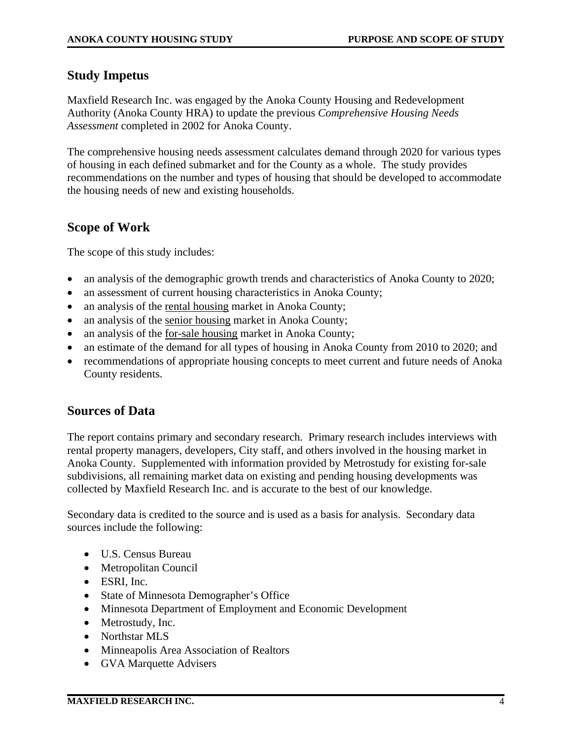## Study Impetus

Maxfield Research Inc. was engaged by the Anoka County Housing and Redevelopment Authority (Anoka County HRA) to update the previous *Comprehensive Housing Needs Assessment* completed in 2002 for Anoka County.

The comprehensive housing needs assessment calculates demand through 2020 for various types of housing in each defined submarket and for the County as a whole. The study provides recommendations on the number and types of housing that should be developed to accommodate the housing needs of new and existing households.

## Scope of Work

The scope of this study includes:

- an analysis of the demographic growth trends and characteristics of Anoka County to 2020;
- an assessment of current housing characteristics in Anoka County;
- an analysis of the <u>rental housing</u> market in Anoka County;
- an analysis of the <u>senior housing</u> market in Anoka County;
- an analysis of the <u>for-sale housing</u> market in Anoka County;
- an estimate of the demand for all types of housing in Anoka County from 2010 to 2020; and
- recommendations of appropriate housing concepts to meet current and future needs of Anoka County residents.

## Sources of Data

The report contains primary and secondary research. Primary research includes interviews with rental property managers, developers, City staff, and others involved in the housing market in Anoka County. Supplemented with information provided by Metrostudy for existing for-sale subdivisions, all remaining market data on existing and pending housing developments was collected by Maxfield Research Inc. and is accurate to the best of our knowledge.

Secondary data is credited to the source and is used as a basis for analysis. Secondary data sources include the following:

- U.S. Census Bureau
- Metropolitan Council
- ESRI, Inc.
- State of Minnesota Demographer's Office
- Minnesota Department of Employment and Economic Development
- Metrostudy, Inc.
- Northstar MLS
- Minneapolis Area Association of Realtors
- GVA Marquette Advisers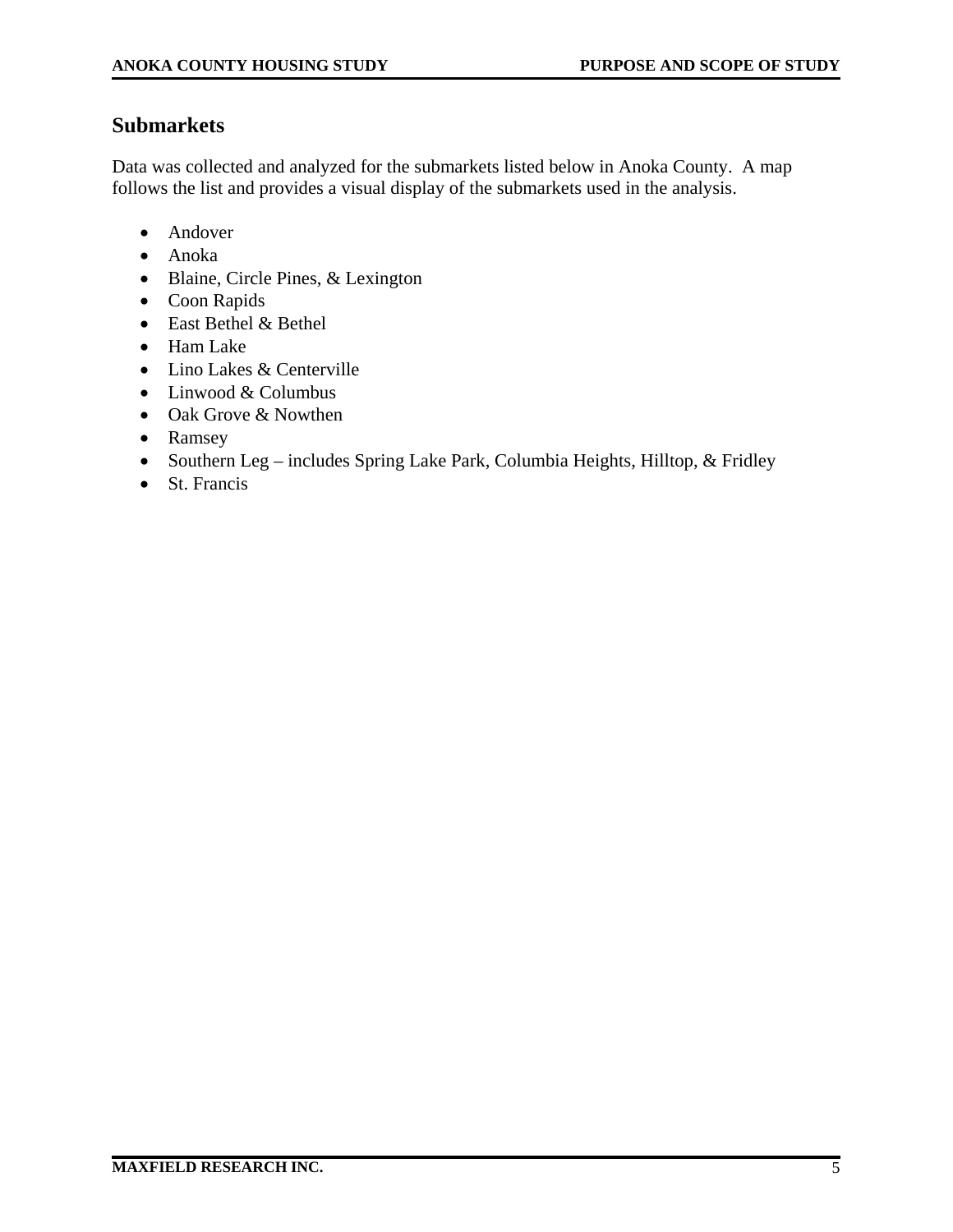## Submarkets

Data was collected and analyzed for the submarkets listed below in Anoka County. A map follows the list and provides a visual display of the submarkets used in the analysis.

- Andover
- Anoka
- Blaine, Circle Pines, & Lexington
- Coon Rapids
- East Bethel & Bethel
- Ham Lake
- Lino Lakes & Centerville
- Linwood & Columbus
- Oak Grove & Nowthen
- Ramsey
- Southern Leg – includes Spring Lake Park, Columbia Heights, Hilltop, & Fridley
- St. Francis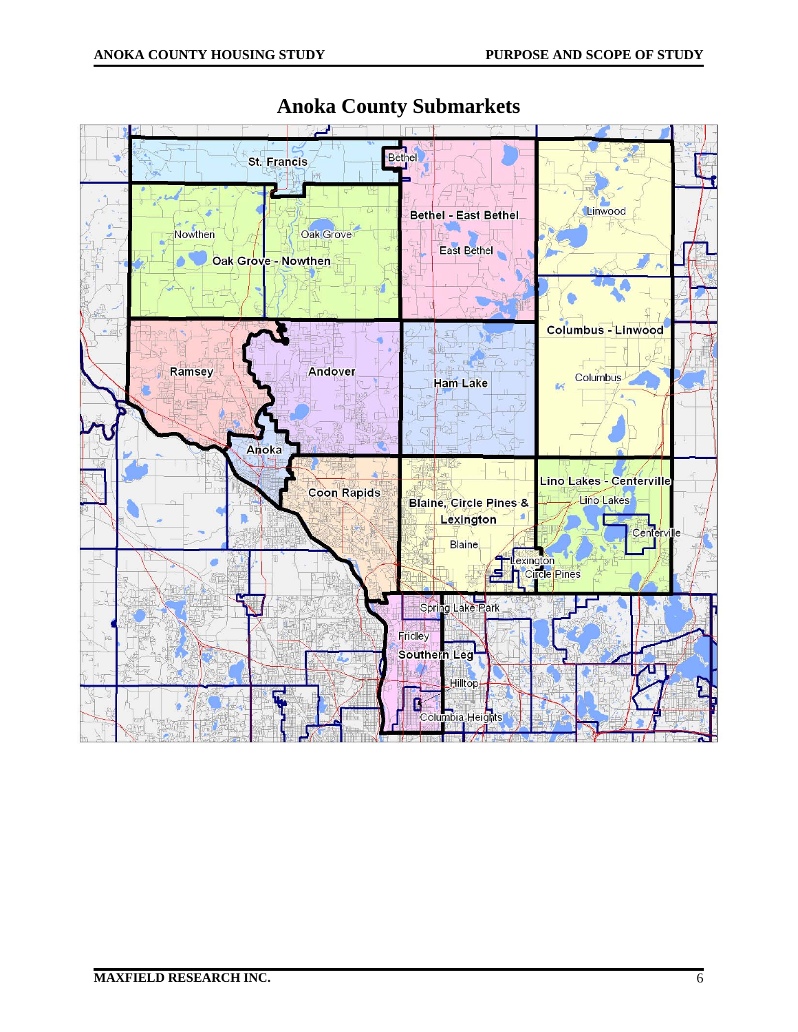# Anoka County Submarkets

St. Francis

Bethel

Bethel - East Bethel

East Bethel

Linwood

Nowthen

Oak Grove

Oak Grove - Nowthen

Columbus - Linwood

Ramsey

Andover

Ham Lake

Columbus

Anoka

Coon Rapids

Blaine, Circle Pines & Lexington

Lino Lakes - Centerville

Lino Lakes

Centerville

Blaine

Lexington

Circle Pines

Spring Lake Park

Fridley

Southern Leg

Hilltop

Columbia Heights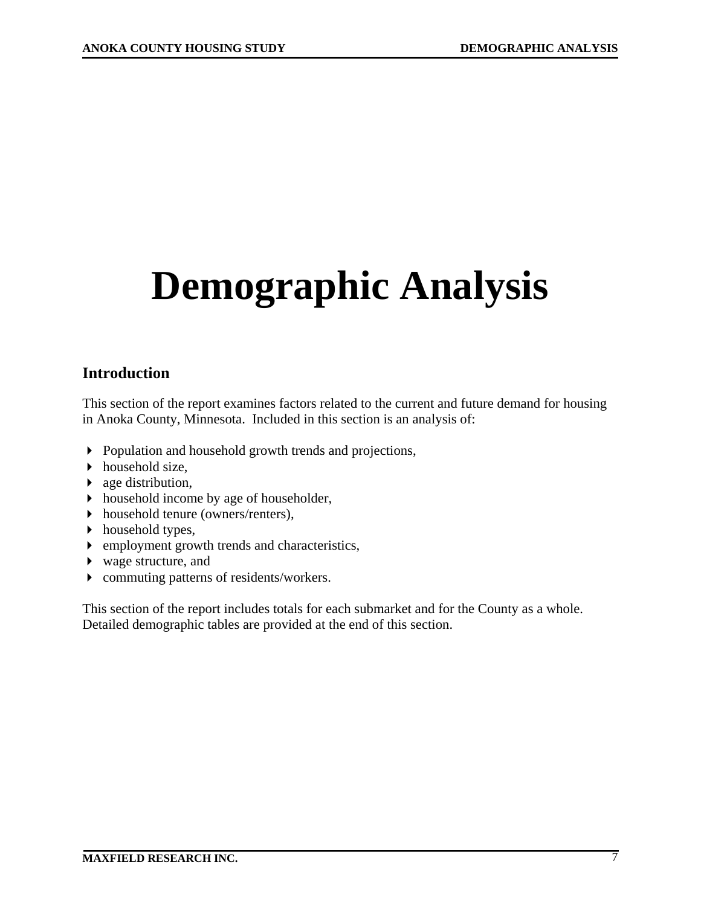# Demographic Analysis

## Introduction

This section of the report examines factors related to the current and future demand for housing in Anoka County, Minnesota. Included in this section is an analysis of:

- Population and household growth trends and projections,
- household size,
- age distribution,
- household income by age of householder,
- household tenure (owners/renters),
- household types,
- employment growth trends and characteristics,
- wage structure, and
- commuting patterns of residents/workers.

This section of the report includes totals for each submarket and for the County as a whole. Detailed demographic tables are provided at the end of this section.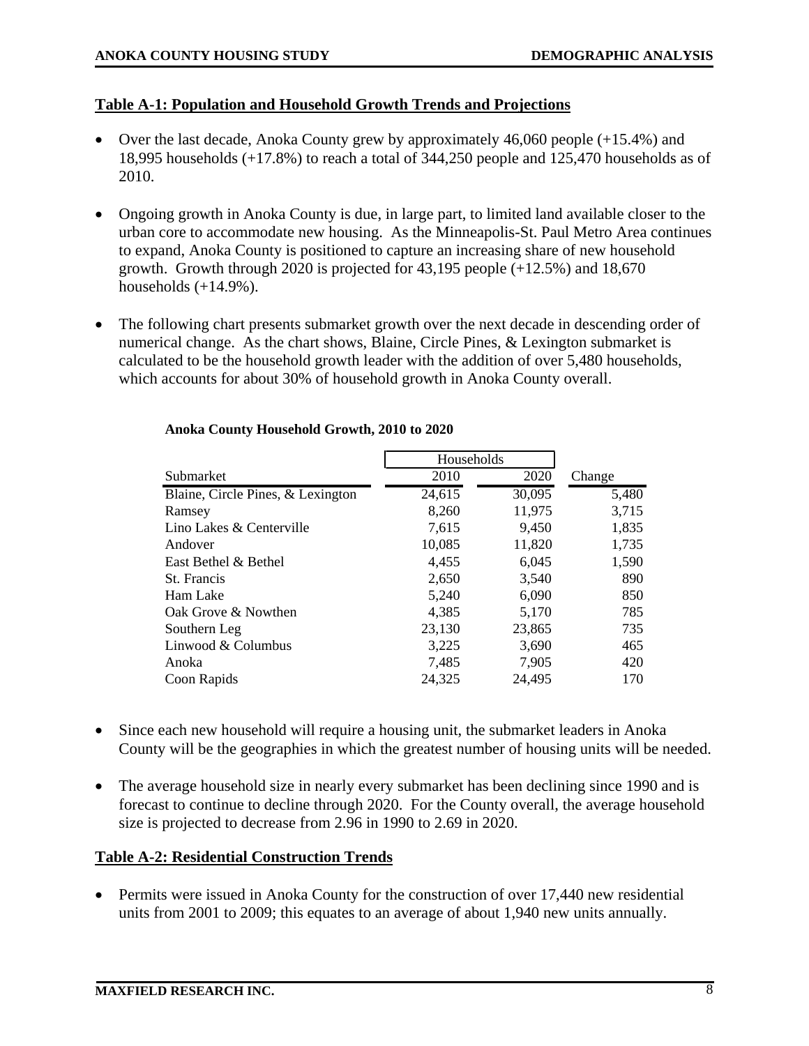## Table A-1: Population and Household Growth Trends and Projections

- Over the last decade, Anoka County grew by approximately 46,060 people (+15.4%) and 18,995 households (+17.8%) to reach a total of 344,250 people and 125,470 households as of 2010.

- Ongoing growth in Anoka County is due, in large part, to limited land available closer to the urban core to accommodate new housing. As the Minneapolis-St. Paul Metro Area continues to expand, Anoka County is positioned to capture an increasing share of new household growth. Growth through 2020 is projected for 43,195 people (+12.5%) and 18,670 households (+14.9%).

- The following chart presents submarket growth over the next decade in descending order of numerical change. As the chart shows, Blaine, Circle Pines, & Lexington submarket is calculated to be the household growth leader with the addition of over 5,480 households, which accounts for about 30% of household growth in Anoka County overall.

**Anoka County Household Growth, 2010 to 2020**

| | Households | | |
|---|---|---|---|
| Submarket | 2010 | 2020 | Change |
| Blaine, Circle Pines, & Lexington | 24,615 | 30,095 | 5,480 |
| Ramsey | 8,260 | 11,975 | 3,715 |
| Lino Lakes & Centerville | 7,615 | 9,450 | 1,835 |
| Andover | 10,085 | 11,820 | 1,735 |
| East Bethel & Bethel | 4,455 | 6,045 | 1,590 |
| St. Francis | 2,650 | 3,540 | 890 |
| Ham Lake | 5,240 | 6,090 | 850 |
| Oak Grove & Nowthen | 4,385 | 5,170 | 785 |
| Southern Leg | 23,130 | 23,865 | 735 |
| Linwood & Columbus | 3,225 | 3,690 | 465 |
| Anoka | 7,485 | 7,905 | 420 |
| Coon Rapids | 24,325 | 24,495 | 170 |

- Since each new household will require a housing unit, the submarket leaders in Anoka County will be the geographies in which the greatest number of housing units will be needed.

- The average household size in nearly every submarket has been declining since 1990 and is forecast to continue to decline through 2020. For the County overall, the average household size is projected to decrease from 2.96 in 1990 to 2.69 in 2020.

## Table A-2: Residential Construction Trends

- Permits were issued in Anoka County for the construction of over 17,440 new residential units from 2001 to 2009; this equates to an average of about 1,940 new units annually.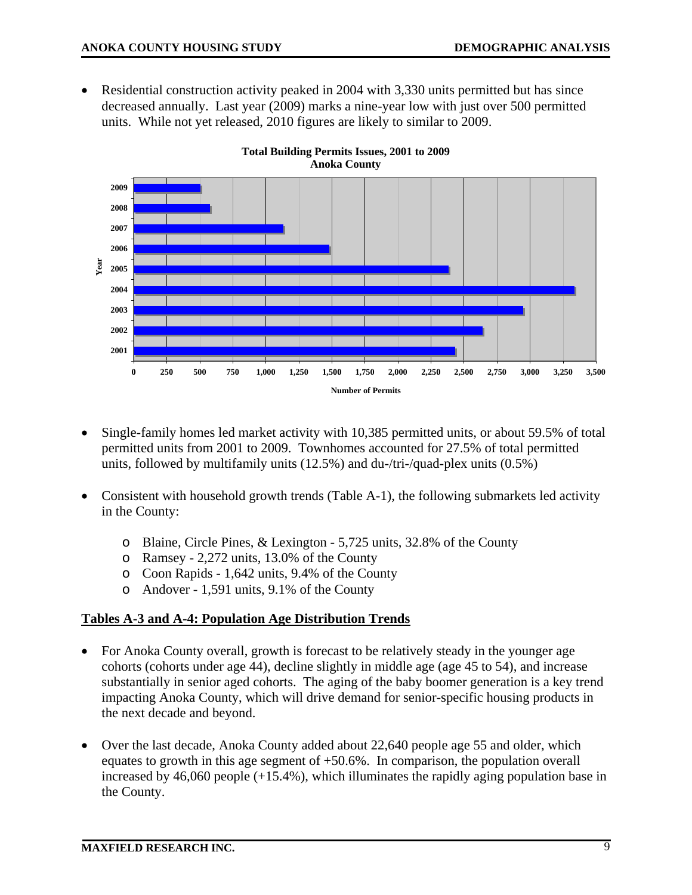- Residential construction activity peaked in 2004 with 3,330 units permitted but has since decreased annually. Last year (2009) marks a nine-year low with just over 500 permitted units. While not yet released, 2010 figures are likely to similar to 2009.

**Total Building Permits Issues, 2001 to 2009**
**Anoka County**

- Single-family homes led market activity with 10,385 permitted units, or about 59.5% of total permitted units from 2001 to 2009. Townhomes accounted for 27.5% of total permitted units, followed by multifamily units (12.5%) and du-/tri-/quad-plex units (0.5%)

- Consistent with household growth trends (Table A-1), the following submarkets led activity in the County:
  - Blaine, Circle Pines, & Lexington - 5,725 units, 32.8% of the County
  - Ramsey - 2,272 units, 13.0% of the County
  - Coon Rapids - 1,642 units, 9.4% of the County
  - Andover - 1,591 units, 9.1% of the County

## Tables A-3 and A-4: Population Age Distribution Trends

- For Anoka County overall, growth is forecast to be relatively steady in the younger age cohorts (cohorts under age 44), decline slightly in middle age (age 45 to 54), and increase substantially in senior aged cohorts. The aging of the baby boomer generation is a key trend impacting Anoka County, which will drive demand for senior-specific housing products in the next decade and beyond.

- Over the last decade, Anoka County added about 22,640 people age 55 and older, which equates to growth in this age segment of +50.6%. In comparison, the population overall increased by 46,060 people (+15.4%), which illuminates the rapidly aging population base in the County.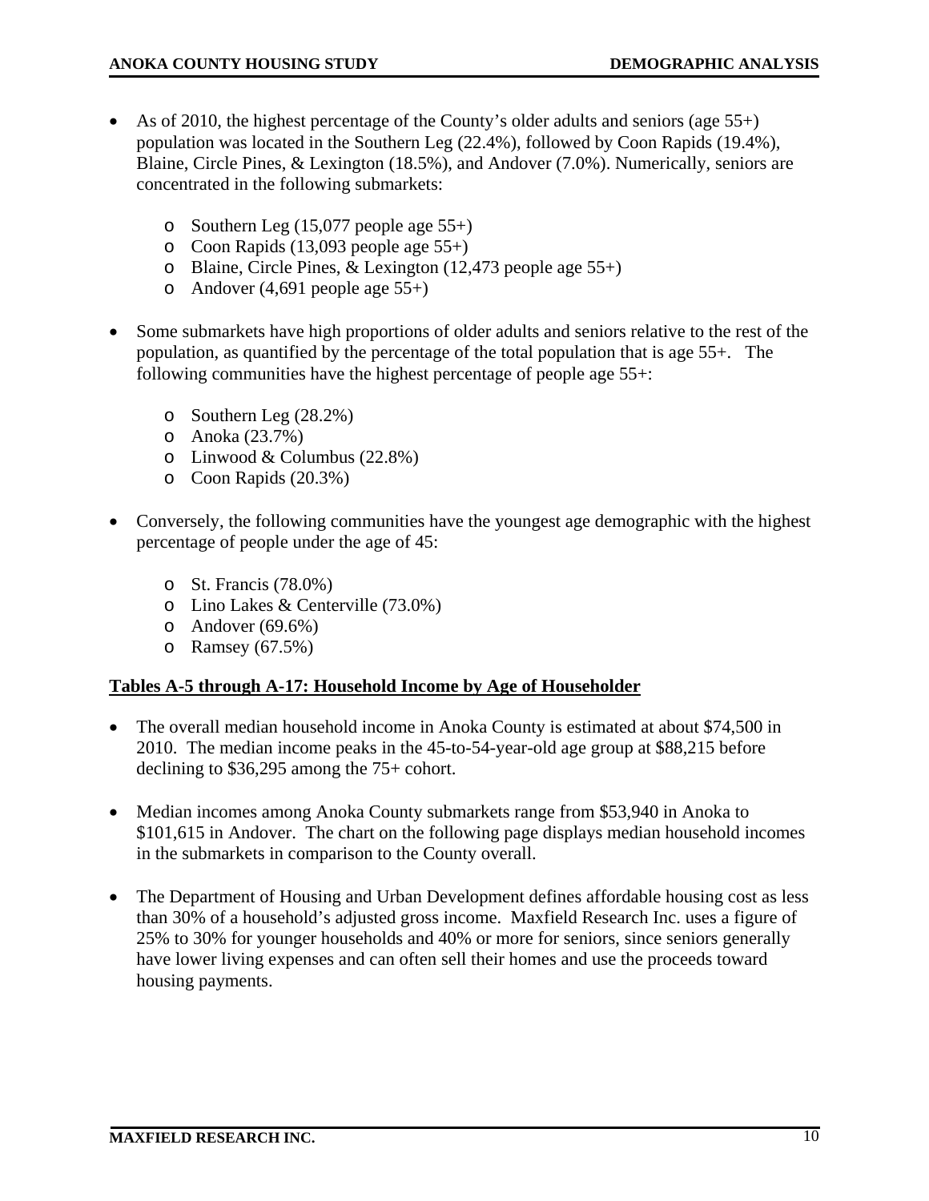- As of 2010, the highest percentage of the County's older adults and seniors (age 55+) population was located in the Southern Leg (22.4%), followed by Coon Rapids (19.4%), Blaine, Circle Pines, & Lexington (18.5%), and Andover (7.0%). Numerically, seniors are concentrated in the following submarkets:
  - Southern Leg (15,077 people age 55+)
  - Coon Rapids (13,093 people age 55+)
  - Blaine, Circle Pines, & Lexington (12,473 people age 55+)
  - Andover (4,691 people age 55+)

- Some submarkets have high proportions of older adults and seniors relative to the rest of the population, as quantified by the percentage of the total population that is age 55+. The following communities have the highest percentage of people age 55+:
  - Southern Leg (28.2%)
  - Anoka (23.7%)
  - Linwood & Columbus (22.8%)
  - Coon Rapids (20.3%)

- Conversely, the following communities have the youngest age demographic with the highest percentage of people under the age of 45:
  - St. Francis (78.0%)
  - Lino Lakes & Centerville (73.0%)
  - Andover (69.6%)
  - Ramsey (67.5%)

**Tables A-5 through A-17: Household Income by Age of Householder**

- The overall median household income in Anoka County is estimated at about $74,500 in 2010. The median income peaks in the 45-to-54-year-old age group at $88,215 before declining to $36,295 among the 75+ cohort.

- Median incomes among Anoka County submarkets range from $53,940 in Anoka to $101,615 in Andover. The chart on the following page displays median household incomes in the submarkets in comparison to the County overall.

- The Department of Housing and Urban Development defines affordable housing cost as less than 30% of a household's adjusted gross income. Maxfield Research Inc. uses a figure of 25% to 30% for younger households and 40% or more for seniors, since seniors generally have lower living expenses and can often sell their homes and use the proceeds toward housing payments.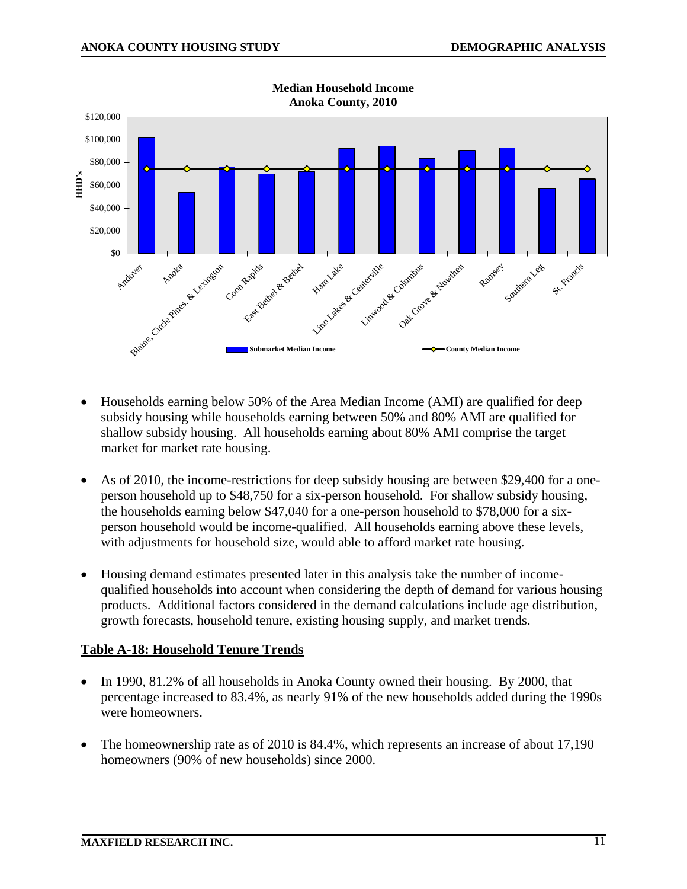**Median Household Income**
**Anoka County, 2010**

- Households earning below 50% of the Area Median Income (AMI) are qualified for deep subsidy housing while households earning between 50% and 80% AMI are qualified for shallow subsidy housing. All households earning about 80% AMI comprise the target market for market rate housing.

- As of 2010, the income-restrictions for deep subsidy housing are between $29,400 for a one-person household up to $48,750 for a six-person household. For shallow subsidy housing, the households earning below $47,040 for a one-person household to $78,000 for a six-person household would be income-qualified. All households earning above these levels, with adjustments for household size, would able to afford market rate housing.

- Housing demand estimates presented later in this analysis take the number of income-qualified households into account when considering the depth of demand for various housing products. Additional factors considered in the demand calculations include age distribution, growth forecasts, household tenure, existing housing supply, and market trends.

## Table A-18: Household Tenure Trends

- In 1990, 81.2% of all households in Anoka County owned their housing. By 2000, that percentage increased to 83.4%, as nearly 91% of the new households added during the 1990s were homeowners.

- The homeownership rate as of 2010 is 84.4%, which represents an increase of about 17,190 homeowners (90% of new households) since 2000.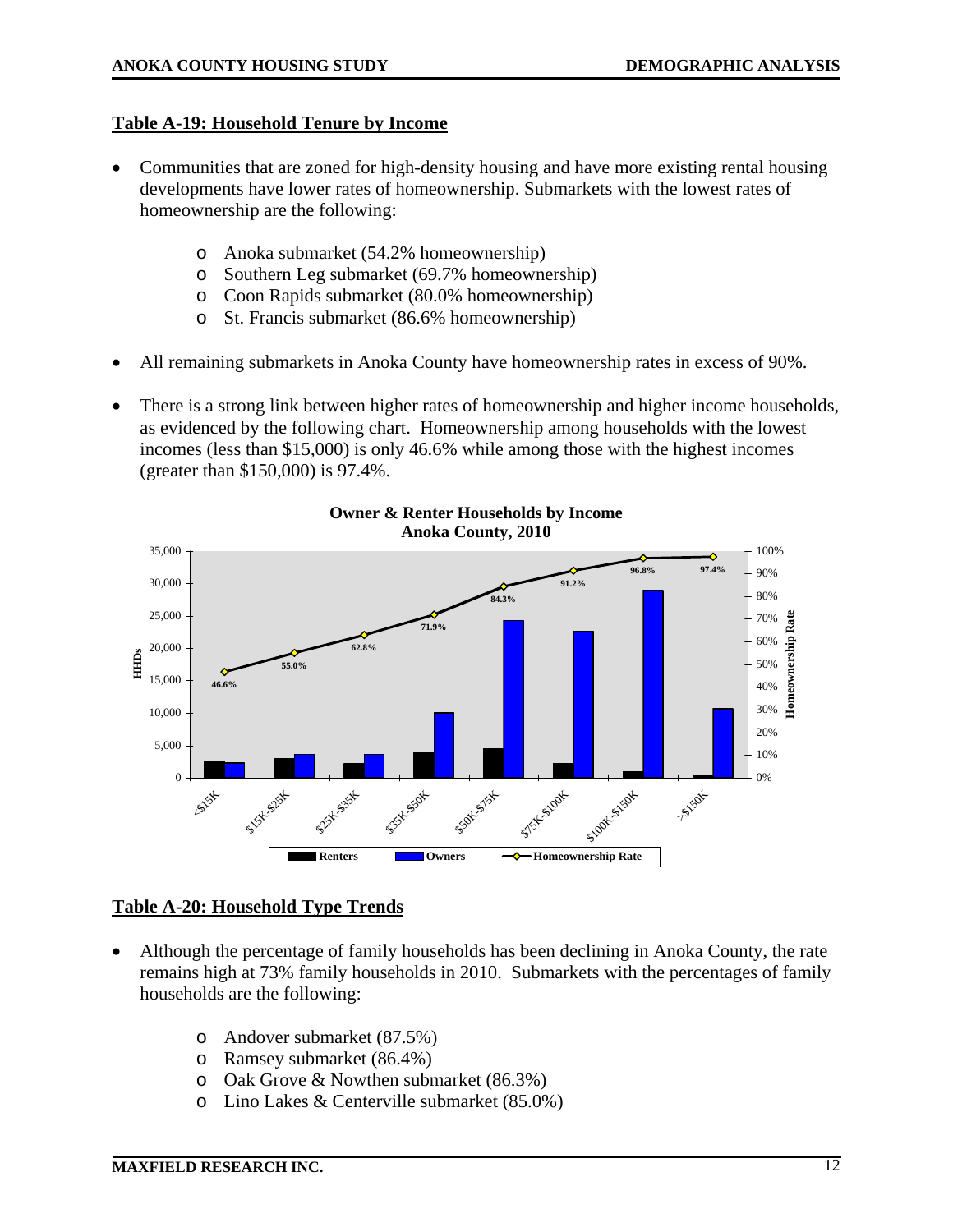## Table A-19: Household Tenure by Income

- Communities that are zoned for high-density housing and have more existing rental housing developments have lower rates of homeownership. Submarkets with the lowest rates of homeownership are the following:
  - Anoka submarket (54.2% homeownership)
  - Southern Leg submarket (69.7% homeownership)
  - Coon Rapids submarket (80.0% homeownership)
  - St. Francis submarket (86.6% homeownership)
- All remaining submarkets in Anoka County have homeownership rates in excess of 90%.
- There is a strong link between higher rates of homeownership and higher income households, as evidenced by the following chart. Homeownership among households with the lowest incomes (less than $15,000) is only 46.6% while among those with the highest incomes (greater than $150,000) is 97.4%.

**Owner & Renter Households by Income**
**Anoka County, 2010**

| Income | Homeownership Rate |
|---|---|
| <$15K | 46.6% |
| $15K-$25K | 55.0% |
| $25K-$35K | 62.8% |
| $35K-$50K | 71.9% |
| $50K-$75K | 84.3% |
| $75K-$100K | 91.2% |
| $100K-$150K | 96.8% |
| >$150K | 97.4% |

## Table A-20: Household Type Trends

- Although the percentage of family households has been declining in Anoka County, the rate remains high at 73% family households in 2010. Submarkets with the percentages of family households are the following:
  - Andover submarket (87.5%)
  - Ramsey submarket (86.4%)
  - Oak Grove & Nowthen submarket (86.3%)
  - Lino Lakes & Centerville submarket (85.0%)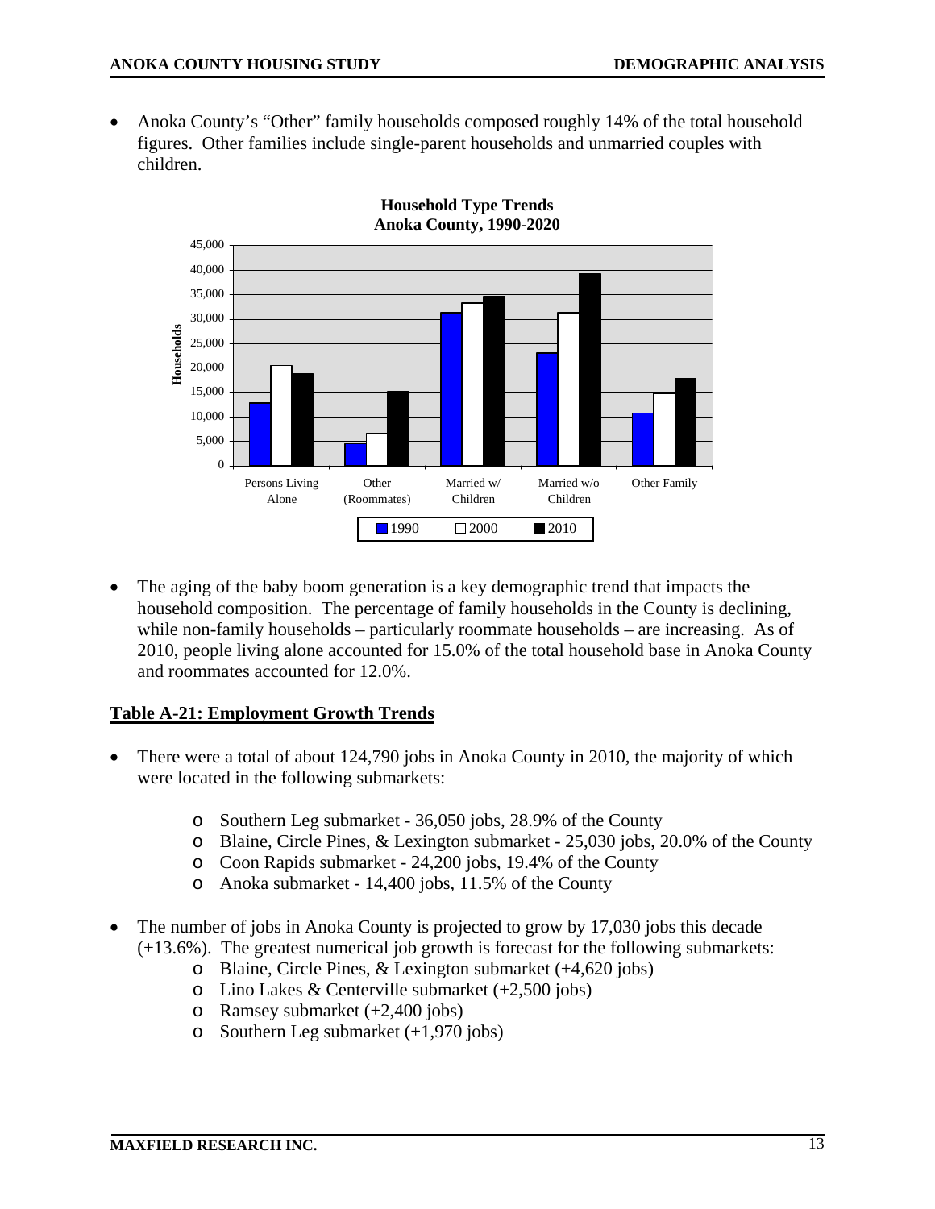- Anoka County's "Other" family households composed roughly 14% of the total household figures. Other families include single-parent households and unmarried couples with children.

**Household Type Trends**
**Anoka County, 1990-2020**

- The aging of the baby boom generation is a key demographic trend that impacts the household composition. The percentage of family households in the County is declining, while non-family households – particularly roommate households – are increasing. As of 2010, people living alone accounted for 15.0% of the total household base in Anoka County and roommates accounted for 12.0%.

## Table A-21: Employment Growth Trends

- There were a total of about 124,790 jobs in Anoka County in 2010, the majority of which were located in the following submarkets:
  - Southern Leg submarket - 36,050 jobs, 28.9% of the County
  - Blaine, Circle Pines, & Lexington submarket - 25,030 jobs, 20.0% of the County
  - Coon Rapids submarket - 24,200 jobs, 19.4% of the County
  - Anoka submarket - 14,400 jobs, 11.5% of the County

- The number of jobs in Anoka County is projected to grow by 17,030 jobs this decade (+13.6%). The greatest numerical job growth is forecast for the following submarkets:
  - Blaine, Circle Pines, & Lexington submarket (+4,620 jobs)
  - Lino Lakes & Centerville submarket (+2,500 jobs)
  - Ramsey submarket (+2,400 jobs)
  - Southern Leg submarket (+1,970 jobs)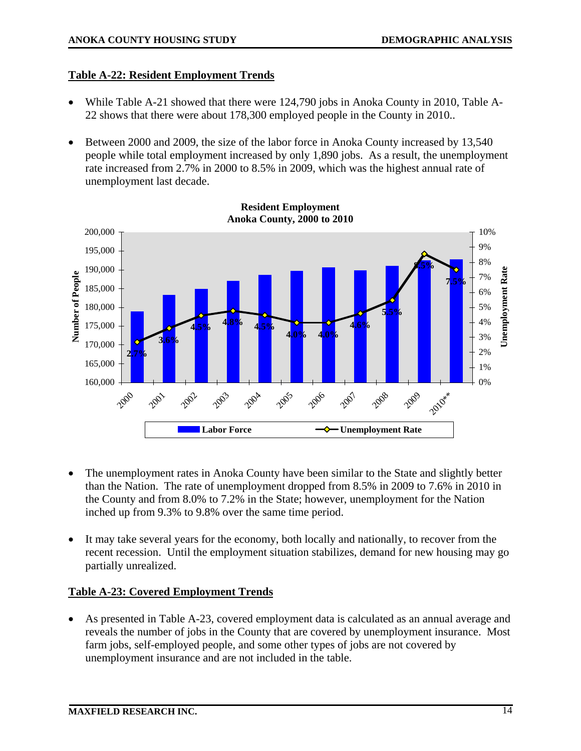## Table A-22: Resident Employment Trends

- While Table A-21 showed that there were 124,790 jobs in Anoka County in 2010, Table A-22 shows that there were about 178,300 employed people in the County in 2010..
- Between 2000 and 2009, the size of the labor force in Anoka County increased by 13,540 people while total employment increased by only 1,890 jobs. As a result, the unemployment rate increased from 2.7% in 2000 to 8.5% in 2009, which was the highest annual rate of unemployment last decade.

**Resident Employment**
**Anoka County, 2000 to 2010**

| Year | Unemployment Rate |
|---|---|
| 2000 | 2.7% |
| 2001 | 3.6% |
| 2002 | 4.5% |
| 2003 | 4.8% |
| 2004 | 4.5% |
| 2005 | 4.0% |
| 2006 | 4.0% |
| 2007 | 4.6% |
| 2008 | 5.5% |
| 2009 | 8.5% |
| 2010** | 7.5% |

Labor Force / Unemployment Rate

- The unemployment rates in Anoka County have been similar to the State and slightly better than the Nation. The rate of unemployment dropped from 8.5% in 2009 to 7.6% in 2010 in the County and from 8.0% to 7.2% in the State; however, unemployment for the Nation inched up from 9.3% to 9.8% over the same time period.
- It may take several years for the economy, both locally and nationally, to recover from the recent recession. Until the employment situation stabilizes, demand for new housing may go partially unrealized.

## Table A-23: Covered Employment Trends

- As presented in Table A-23, covered employment data is calculated as an annual average and reveals the number of jobs in the County that are covered by unemployment insurance. Most farm jobs, self-employed people, and some other types of jobs are not covered by unemployment insurance and are not included in the table.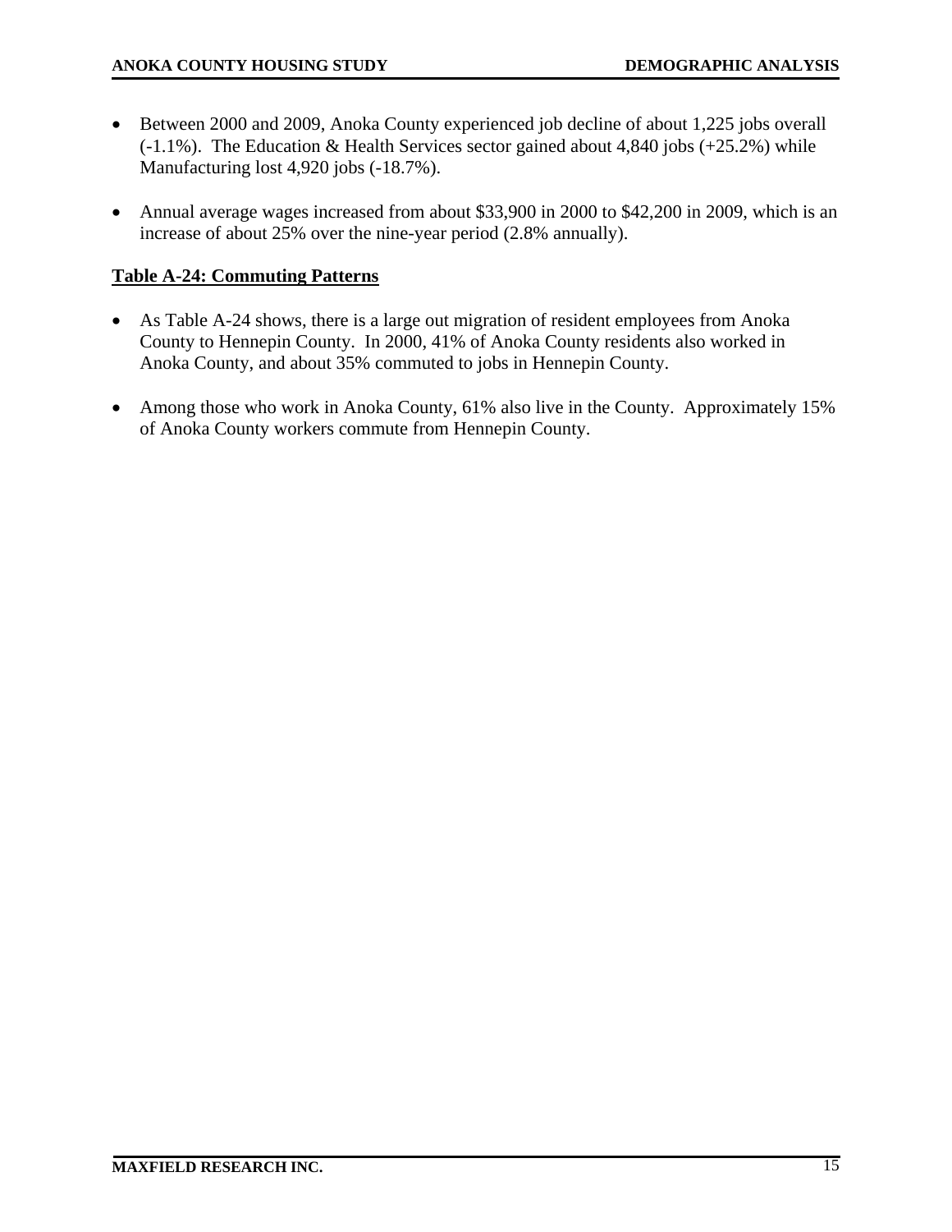- Between 2000 and 2009, Anoka County experienced job decline of about 1,225 jobs overall (-1.1%). The Education & Health Services sector gained about 4,840 jobs (+25.2%) while Manufacturing lost 4,920 jobs (-18.7%).

- Annual average wages increased from about $33,900 in 2000 to $42,200 in 2009, which is an increase of about 25% over the nine-year period (2.8% annually).

**Table A-24: Commuting Patterns**

- As Table A-24 shows, there is a large out migration of resident employees from Anoka County to Hennepin County. In 2000, 41% of Anoka County residents also worked in Anoka County, and about 35% commuted to jobs in Hennepin County.

- Among those who work in Anoka County, 61% also live in the County. Approximately 15% of Anoka County workers commute from Hennepin County.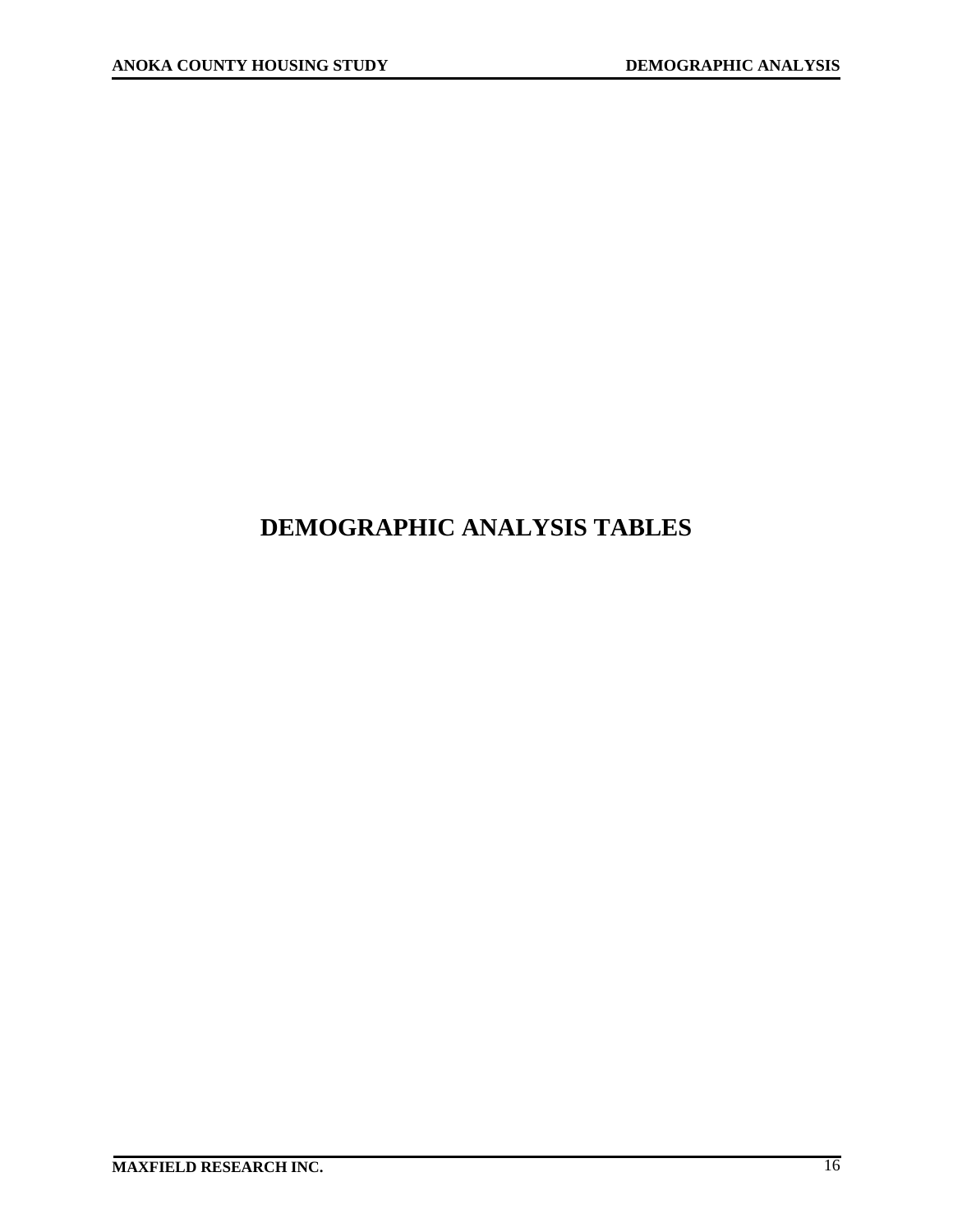# DEMOGRAPHIC ANALYSIS TABLES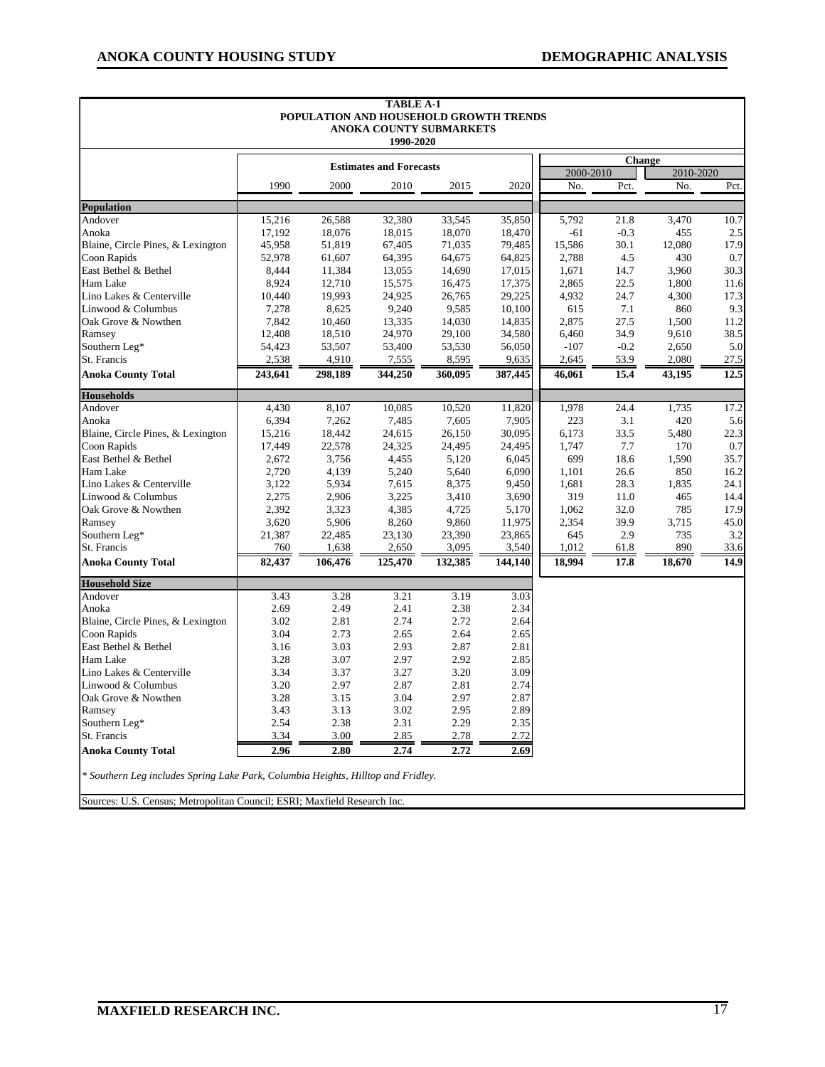**TABLE A-1**
**POPULATION AND HOUSEHOLD GROWTH TRENDS**
**ANOKA COUNTY SUBMARKETS**
**1990-2020**

| | Estimates and Forecasts | | | | | Change | | | |
|---|---|---|---|---|---|---|---|---|---|
| | | | | | | 2000-2010 | | 2010-2020 | |
| | 1990 | 2000 | 2010 | 2015 | 2020 | No. | Pct. | No. | Pct. |
| **Population** | | | | | | | | | |
| Andover | 15,216 | 26,588 | 32,380 | 33,545 | 35,850 | 5,792 | 21.8 | 3,470 | 10.7 |
| Anoka | 17,192 | 18,076 | 18,015 | 18,070 | 18,470 | -61 | -0.3 | 455 | 2.5 |
| Blaine, Circle Pines, & Lexington | 45,958 | 51,819 | 67,405 | 71,035 | 79,485 | 15,586 | 30.1 | 12,080 | 17.9 |
| Coon Rapids | 52,978 | 61,607 | 64,395 | 64,675 | 64,825 | 2,788 | 4.5 | 430 | 0.7 |
| East Bethel & Bethel | 8,444 | 11,384 | 13,055 | 14,690 | 17,015 | 1,671 | 14.7 | 3,960 | 30.3 |
| Ham Lake | 8,924 | 12,710 | 15,575 | 16,475 | 17,375 | 2,865 | 22.5 | 1,800 | 11.6 |
| Lino Lakes & Centerville | 10,440 | 19,993 | 24,925 | 26,765 | 29,225 | 4,932 | 24.7 | 4,300 | 17.3 |
| Linwood & Columbus | 7,278 | 8,625 | 9,240 | 9,585 | 10,100 | 615 | 7.1 | 860 | 9.3 |
| Oak Grove & Nowthen | 7,842 | 10,460 | 13,335 | 14,030 | 14,835 | 2,875 | 27.5 | 1,500 | 11.2 |
| Ramsey | 12,408 | 18,510 | 24,970 | 29,100 | 34,580 | 6,460 | 34.9 | 9,610 | 38.5 |
| Southern Leg* | 54,423 | 53,507 | 53,400 | 53,530 | 56,050 | -107 | -0.2 | 2,650 | 5.0 |
| St. Francis | 2,538 | 4,910 | 7,555 | 8,595 | 9,635 | 2,645 | 53.9 | 2,080 | 27.5 |
| **Anoka County Total** | **243,641** | **298,189** | **344,250** | **360,095** | **387,445** | **46,061** | **15.4** | **43,195** | **12.5** |
| **Households** | | | | | | | | | |
| Andover | 4,430 | 8,107 | 10,085 | 10,520 | 11,820 | 1,978 | 24.4 | 1,735 | 17.2 |
| Anoka | 6,394 | 7,262 | 7,485 | 7,605 | 7,905 | 223 | 3.1 | 420 | 5.6 |
| Blaine, Circle Pines, & Lexington | 15,216 | 18,442 | 24,615 | 26,150 | 30,095 | 6,173 | 33.5 | 5,480 | 22.3 |
| Coon Rapids | 17,449 | 22,578 | 24,325 | 24,495 | 24,495 | 1,747 | 7.7 | 170 | 0.7 |
| East Bethel & Bethel | 2,672 | 3,756 | 4,455 | 5,120 | 6,045 | 699 | 18.6 | 1,590 | 35.7 |
| Ham Lake | 2,720 | 4,139 | 5,240 | 5,640 | 6,090 | 1,101 | 26.6 | 850 | 16.2 |
| Lino Lakes & Centerville | 3,122 | 5,934 | 7,615 | 8,375 | 9,450 | 1,681 | 28.3 | 1,835 | 24.1 |
| Linwood & Columbus | 2,275 | 2,906 | 3,225 | 3,410 | 3,690 | 319 | 11.0 | 465 | 14.4 |
| Oak Grove & Nowthen | 2,392 | 3,323 | 4,385 | 4,725 | 5,170 | 1,062 | 32.0 | 785 | 17.9 |
| Ramsey | 3,620 | 5,906 | 8,260 | 9,860 | 11,975 | 2,354 | 39.9 | 3,715 | 45.0 |
| Southern Leg* | 21,387 | 22,485 | 23,130 | 23,390 | 23,865 | 645 | 2.9 | 735 | 3.2 |
| St. Francis | 760 | 1,638 | 2,650 | 3,095 | 3,540 | 1,012 | 61.8 | 890 | 33.6 |
| **Anoka County Total** | **82,437** | **106,476** | **125,470** | **132,385** | **144,140** | **18,994** | **17.8** | **18,670** | **14.9** |
| **Household Size** | | | | | | | | | |
| Andover | 3.43 | 3.28 | 3.21 | 3.19 | 3.03 | | | | |
| Anoka | 2.69 | 2.49 | 2.41 | 2.38 | 2.34 | | | | |
| Blaine, Circle Pines, & Lexington | 3.02 | 2.81 | 2.74 | 2.72 | 2.64 | | | | |
| Coon Rapids | 3.04 | 2.73 | 2.65 | 2.64 | 2.65 | | | | |
| East Bethel & Bethel | 3.16 | 3.03 | 2.93 | 2.87 | 2.81 | | | | |
| Ham Lake | 3.28 | 3.07 | 2.97 | 2.92 | 2.85 | | | | |
| Lino Lakes & Centerville | 3.34 | 3.37 | 3.27 | 3.20 | 3.09 | | | | |
| Linwood & Columbus | 3.20 | 2.97 | 2.87 | 2.81 | 2.74 | | | | |
| Oak Grove & Nowthen | 3.28 | 3.15 | 3.04 | 2.97 | 2.87 | | | | |
| Ramsey | 3.43 | 3.13 | 3.02 | 2.95 | 2.89 | | | | |
| Southern Leg* | 2.54 | 2.38 | 2.31 | 2.29 | 2.35 | | | | |
| St. Francis | 3.34 | 3.00 | 2.85 | 2.78 | 2.72 | | | | |
| **Anoka County Total** | **2.96** | **2.80** | **2.74** | **2.72** | **2.69** | | | | |

*\* Southern Leg includes Spring Lake Park, Columbia Heights, Hilltop and Fridley.*

Sources: U.S. Census; Metropolitan Council; ESRI; Maxfield Research Inc.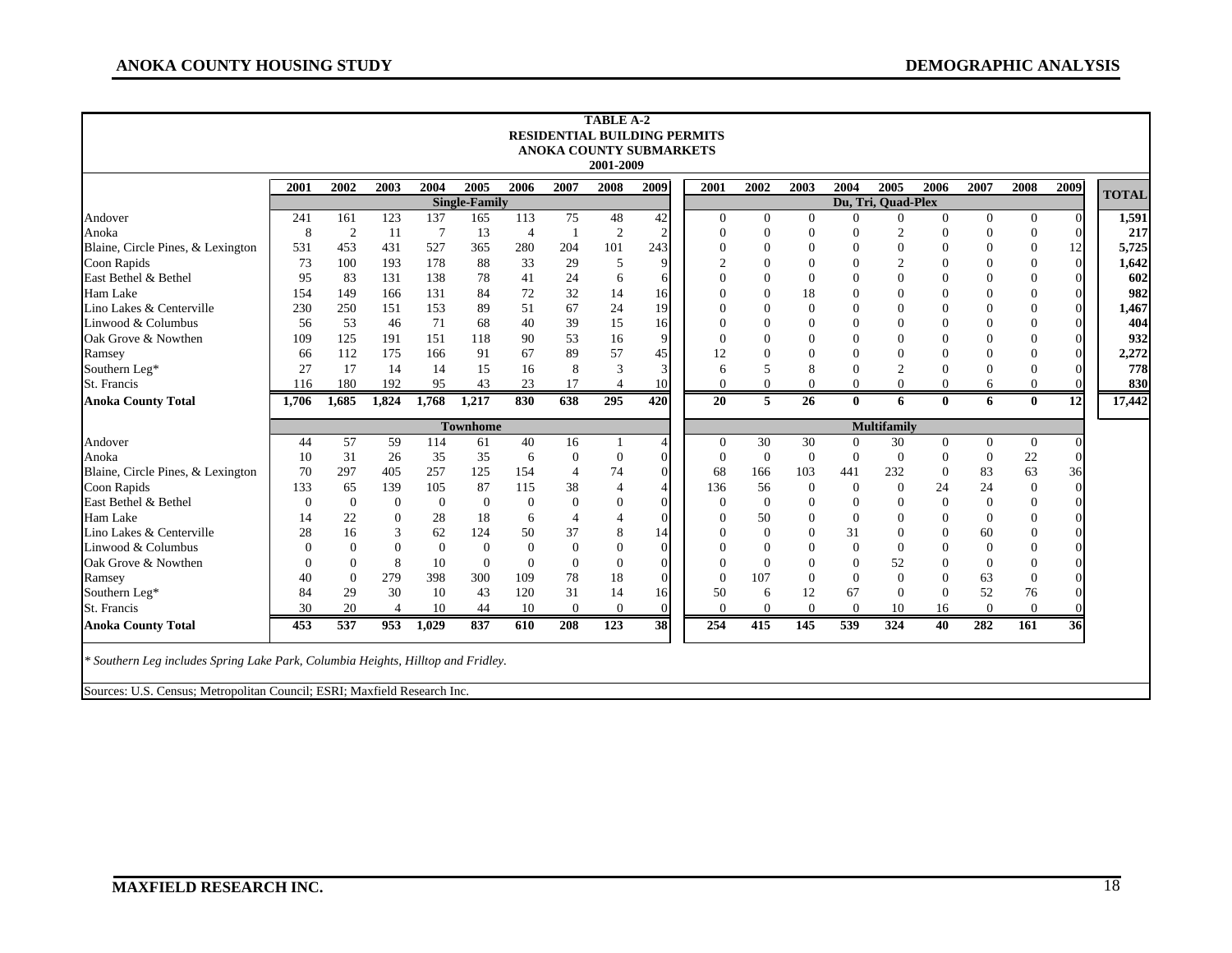**TABLE A-2**
**RESIDENTIAL BUILDING PERMITS**
**ANOKA COUNTY SUBMARKETS**
**2001-2009**

| | 2001 | 2002 | 2003 | 2004 | 2005 | 2006 | 2007 | 2008 | 2009 | 2001 | 2002 | 2003 | 2004 | 2005 | 2006 | 2007 | 2008 | 2009 | TOTAL |
|---|---|---|---|---|---|---|---|---|---|---|---|---|---|---|---|---|---|---|---|
| | Single-Family | | | | | | | | | Du, Tri, Quad-Plex | | | | | | | | | |
| Andover | 241 | 161 | 123 | 137 | 165 | 113 | 75 | 48 | 42 | 0 | 0 | 0 | 0 | 0 | 0 | 0 | 0 | 0 | 1,591 |
| Anoka | 8 | 2 | 11 | 7 | 13 | 4 | 1 | 2 | 2 | 0 | 0 | 0 | 0 | 2 | 0 | 0 | 0 | 0 | 217 |
| Blaine, Circle Pines, & Lexington | 531 | 453 | 431 | 527 | 365 | 280 | 204 | 101 | 243 | 0 | 0 | 0 | 0 | 0 | 0 | 0 | 0 | 12 | 5,725 |
| Coon Rapids | 73 | 100 | 193 | 178 | 88 | 33 | 29 | 5 | 9 | 2 | 0 | 0 | 0 | 2 | 0 | 0 | 0 | 0 | 1,642 |
| East Bethel & Bethel | 95 | 83 | 131 | 138 | 78 | 41 | 24 | 6 | 6 | 0 | 0 | 0 | 0 | 0 | 0 | 0 | 0 | 0 | 602 |
| Ham Lake | 154 | 149 | 166 | 131 | 84 | 72 | 32 | 14 | 16 | 0 | 0 | 18 | 0 | 0 | 0 | 0 | 0 | 0 | 982 |
| Lino Lakes & Centerville | 230 | 250 | 151 | 153 | 89 | 51 | 67 | 24 | 19 | 0 | 0 | 0 | 0 | 0 | 0 | 0 | 0 | 0 | 1,467 |
| Linwood & Columbus | 56 | 53 | 46 | 71 | 68 | 40 | 39 | 15 | 16 | 0 | 0 | 0 | 0 | 0 | 0 | 0 | 0 | 0 | 404 |
| Oak Grove & Nowthen | 109 | 125 | 191 | 151 | 118 | 90 | 53 | 16 | 9 | 0 | 0 | 0 | 0 | 0 | 0 | 0 | 0 | 0 | 932 |
| Ramsey | 66 | 112 | 175 | 166 | 91 | 67 | 89 | 57 | 45 | 12 | 0 | 0 | 0 | 0 | 0 | 0 | 0 | 0 | 2,272 |
| Southern Leg* | 27 | 17 | 14 | 14 | 15 | 16 | 8 | 3 | 3 | 6 | 5 | 8 | 0 | 2 | 0 | 0 | 0 | 0 | 778 |
| St. Francis | 116 | 180 | 192 | 95 | 43 | 23 | 17 | 4 | 10 | 0 | 0 | 0 | 0 | 0 | 0 | 6 | 0 | 0 | 830 |
| **Anoka County Total** | **1,706** | **1,685** | **1,824** | **1,768** | **1,217** | **830** | **638** | **295** | **420** | **20** | **5** | **26** | **0** | **6** | **0** | **6** | **0** | **12** | **17,442** |
| | Townhome | | | | | | | | | Multifamily | | | | | | | | | |
| Andover | 44 | 57 | 59 | 114 | 61 | 40 | 16 | 1 | 4 | 0 | 30 | 30 | 0 | 30 | 0 | 0 | 0 | 0 | |
| Anoka | 10 | 31 | 26 | 35 | 35 | 6 | 0 | 0 | 0 | 0 | 0 | 0 | 0 | 0 | 0 | 0 | 22 | 0 | |
| Blaine, Circle Pines, & Lexington | 70 | 297 | 405 | 257 | 125 | 154 | 4 | 74 | 0 | 68 | 166 | 103 | 441 | 232 | 0 | 83 | 63 | 36 | |
| Coon Rapids | 133 | 65 | 139 | 105 | 87 | 115 | 38 | 4 | 4 | 136 | 56 | 0 | 0 | 0 | 24 | 24 | 0 | 0 | |
| East Bethel & Bethel | 0 | 0 | 0 | 0 | 0 | 0 | 0 | 0 | 0 | 0 | 0 | 0 | 0 | 0 | 0 | 0 | 0 | 0 | |
| Ham Lake | 14 | 22 | 0 | 28 | 18 | 6 | 4 | 4 | 0 | 0 | 50 | 0 | 0 | 0 | 0 | 0 | 0 | 0 | |
| Lino Lakes & Centerville | 28 | 16 | 3 | 62 | 124 | 50 | 37 | 8 | 14 | 0 | 0 | 0 | 31 | 0 | 0 | 60 | 0 | 0 | |
| Linwood & Columbus | 0 | 0 | 0 | 0 | 0 | 0 | 0 | 0 | 0 | 0 | 0 | 0 | 0 | 0 | 0 | 0 | 0 | 0 | |
| Oak Grove & Nowthen | 0 | 0 | 8 | 10 | 0 | 0 | 0 | 0 | 0 | 0 | 0 | 0 | 0 | 52 | 0 | 0 | 0 | 0 | |
| Ramsey | 40 | 0 | 279 | 398 | 300 | 109 | 78 | 18 | 0 | 0 | 107 | 0 | 0 | 0 | 0 | 63 | 0 | 0 | |
| Southern Leg* | 84 | 29 | 30 | 10 | 43 | 120 | 31 | 14 | 16 | 50 | 6 | 12 | 67 | 0 | 0 | 52 | 76 | 0 | |
| St. Francis | 30 | 20 | 4 | 10 | 44 | 10 | 0 | 0 | 0 | 0 | 0 | 0 | 0 | 10 | 16 | 0 | 0 | 0 | |
| **Anoka County Total** | **453** | **537** | **953** | **1,029** | **837** | **610** | **208** | **123** | **38** | **254** | **415** | **145** | **539** | **324** | **40** | **282** | **161** | **36** | |

*\* Southern Leg includes Spring Lake Park, Columbia Heights, Hilltop and Fridley.*

Sources: U.S. Census; Metropolitan Council; ESRI; Maxfield Research Inc.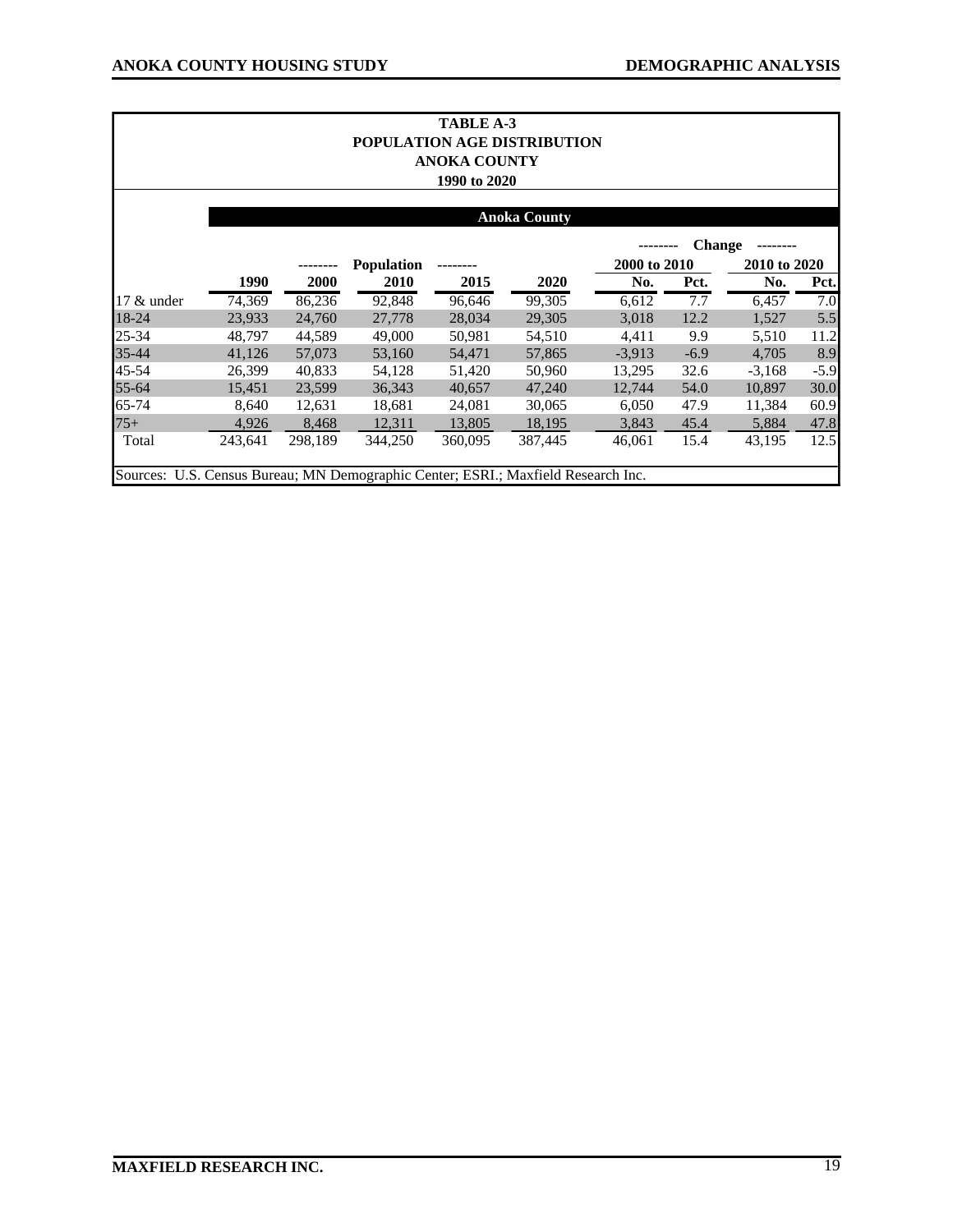**TABLE A-3**
**POPULATION AGE DISTRIBUTION**
**ANOKA COUNTY**
**1990 to 2020**

| | Anoka County | | | | | | | | |
|---|---|---|---|---|---|---|---|---|---|
| | Population | | | | | Change | | | |
| | | | | | | 2000 to 2010 | | 2010 to 2020 | |
| | 1990 | 2000 | 2010 | 2015 | 2020 | No. | Pct. | No. | Pct. |
| 17 & under | 74,369 | 86,236 | 92,848 | 96,646 | 99,305 | 6,612 | 7.7 | 6,457 | 7.0 |
| 18-24 | 23,933 | 24,760 | 27,778 | 28,034 | 29,305 | 3,018 | 12.2 | 1,527 | 5.5 |
| 25-34 | 48,797 | 44,589 | 49,000 | 50,981 | 54,510 | 4,411 | 9.9 | 5,510 | 11.2 |
| 35-44 | 41,126 | 57,073 | 53,160 | 54,471 | 57,865 | -3,913 | -6.9 | 4,705 | 8.9 |
| 45-54 | 26,399 | 40,833 | 54,128 | 51,420 | 50,960 | 13,295 | 32.6 | -3,168 | -5.9 |
| 55-64 | 15,451 | 23,599 | 36,343 | 40,657 | 47,240 | 12,744 | 54.0 | 10,897 | 30.0 |
| 65-74 | 8,640 | 12,631 | 18,681 | 24,081 | 30,065 | 6,050 | 47.9 | 11,384 | 60.9 |
| 75+ | 4,926 | 8,468 | 12,311 | 13,805 | 18,195 | 3,843 | 45.4 | 5,884 | 47.8 |
| Total | 243,641 | 298,189 | 344,250 | 360,095 | 387,445 | 46,061 | 15.4 | 43,195 | 12.5 |

Sources: U.S. Census Bureau; MN Demographic Center; ESRI.; Maxfield Research Inc.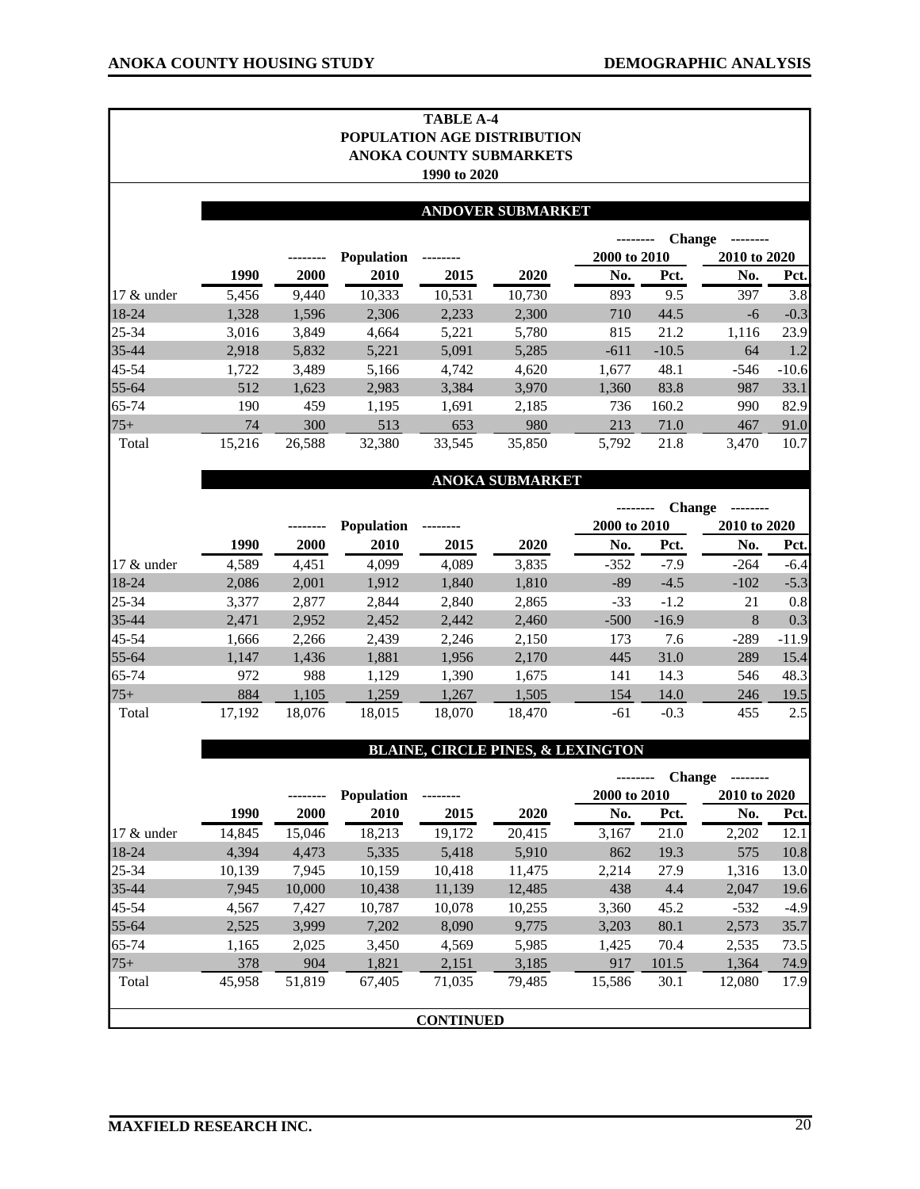**TABLE A-4**
**POPULATION AGE DISTRIBUTION**
**ANOKA COUNTY SUBMARKETS**
**1990 to 2020**

**ANDOVER SUBMARKET**

| | Population | | | | | Change | | | |
|---|---|---|---|---|---|---|---|---|---|
| | | | | | | 2000 to 2010 | | 2010 to 2020 | |
| | 1990 | 2000 | 2010 | 2015 | 2020 | No. | Pct. | No. | Pct. |
| 17 & under | 5,456 | 9,440 | 10,333 | 10,531 | 10,730 | 893 | 9.5 | 397 | 3.8 |
| 18-24 | 1,328 | 1,596 | 2,306 | 2,233 | 2,300 | 710 | 44.5 | -6 | -0.3 |
| 25-34 | 3,016 | 3,849 | 4,664 | 5,221 | 5,780 | 815 | 21.2 | 1,116 | 23.9 |
| 35-44 | 2,918 | 5,832 | 5,221 | 5,091 | 5,285 | -611 | -10.5 | 64 | 1.2 |
| 45-54 | 1,722 | 3,489 | 5,166 | 4,742 | 4,620 | 1,677 | 48.1 | -546 | -10.6 |
| 55-64 | 512 | 1,623 | 2,983 | 3,384 | 3,970 | 1,360 | 83.8 | 987 | 33.1 |
| 65-74 | 190 | 459 | 1,195 | 1,691 | 2,185 | 736 | 160.2 | 990 | 82.9 |
| 75+ | 74 | 300 | 513 | 653 | 980 | 213 | 71.0 | 467 | 91.0 |
| Total | 15,216 | 26,588 | 32,380 | 33,545 | 35,850 | 5,792 | 21.8 | 3,470 | 10.7 |

**ANOKA SUBMARKET**

| | Population | | | | | Change | | | |
|---|---|---|---|---|---|---|---|---|---|
| | | | | | | 2000 to 2010 | | 2010 to 2020 | |
| | 1990 | 2000 | 2010 | 2015 | 2020 | No. | Pct. | No. | Pct. |
| 17 & under | 4,589 | 4,451 | 4,099 | 4,089 | 3,835 | -352 | -7.9 | -264 | -6.4 |
| 18-24 | 2,086 | 2,001 | 1,912 | 1,840 | 1,810 | -89 | -4.5 | -102 | -5.3 |
| 25-34 | 3,377 | 2,877 | 2,844 | 2,840 | 2,865 | -33 | -1.2 | 21 | 0.8 |
| 35-44 | 2,471 | 2,952 | 2,452 | 2,442 | 2,460 | -500 | -16.9 | 8 | 0.3 |
| 45-54 | 1,666 | 2,266 | 2,439 | 2,246 | 2,150 | 173 | 7.6 | -289 | -11.9 |
| 55-64 | 1,147 | 1,436 | 1,881 | 1,956 | 2,170 | 445 | 31.0 | 289 | 15.4 |
| 65-74 | 972 | 988 | 1,129 | 1,390 | 1,675 | 141 | 14.3 | 546 | 48.3 |
| 75+ | 884 | 1,105 | 1,259 | 1,267 | 1,505 | 154 | 14.0 | 246 | 19.5 |
| Total | 17,192 | 18,076 | 18,015 | 18,070 | 18,470 | -61 | -0.3 | 455 | 2.5 |

**BLAINE, CIRCLE PINES, & LEXINGTON**

| | Population | | | | | Change | | | |
|---|---|---|---|---|---|---|---|---|---|
| | | | | | | 2000 to 2010 | | 2010 to 2020 | |
| | 1990 | 2000 | 2010 | 2015 | 2020 | No. | Pct. | No. | Pct. |
| 17 & under | 14,845 | 15,046 | 18,213 | 19,172 | 20,415 | 3,167 | 21.0 | 2,202 | 12.1 |
| 18-24 | 4,394 | 4,473 | 5,335 | 5,418 | 5,910 | 862 | 19.3 | 575 | 10.8 |
| 25-34 | 10,139 | 7,945 | 10,159 | 10,418 | 11,475 | 2,214 | 27.9 | 1,316 | 13.0 |
| 35-44 | 7,945 | 10,000 | 10,438 | 11,139 | 12,485 | 438 | 4.4 | 2,047 | 19.6 |
| 45-54 | 4,567 | 7,427 | 10,787 | 10,078 | 10,255 | 3,360 | 45.2 | -532 | -4.9 |
| 55-64 | 2,525 | 3,999 | 7,202 | 8,090 | 9,775 | 3,203 | 80.1 | 2,573 | 35.7 |
| 65-74 | 1,165 | 2,025 | 3,450 | 4,569 | 5,985 | 1,425 | 70.4 | 2,535 | 73.5 |
| 75+ | 378 | 904 | 1,821 | 2,151 | 3,185 | 917 | 101.5 | 1,364 | 74.9 |
| Total | 45,958 | 51,819 | 67,405 | 71,035 | 79,485 | 15,586 | 30.1 | 12,080 | 17.9 |

**CONTINUED**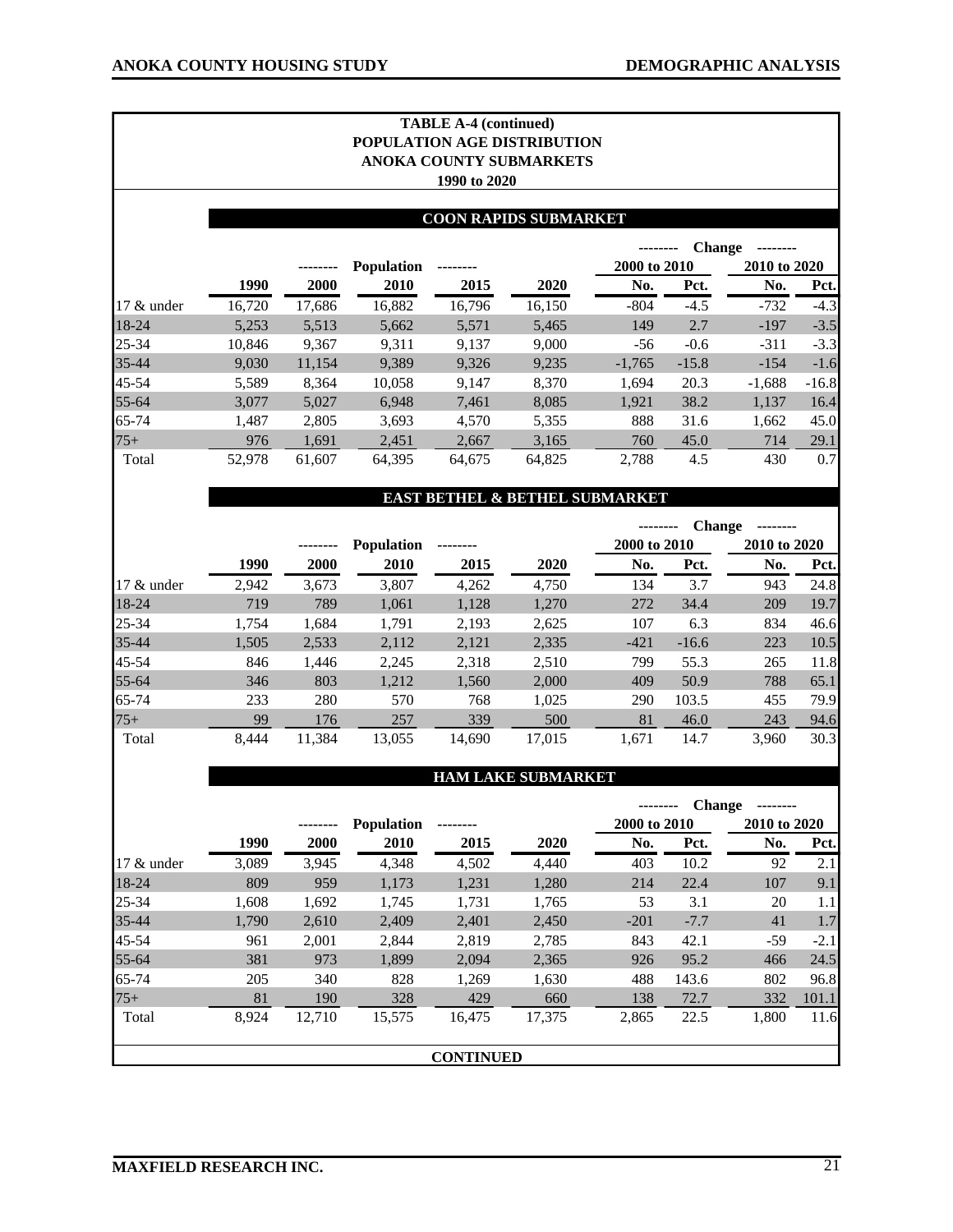**TABLE A-4 (continued)**
**POPULATION AGE DISTRIBUTION**
**ANOKA COUNTY SUBMARKETS**
**1990 to 2020**

**COON RAPIDS SUBMARKET**

| | Population | | | | | Change | | | |
|---|---|---|---|---|---|---|---|---|---|
| | | | | | | 2000 to 2010 | | 2010 to 2020 | |
| | 1990 | 2000 | 2010 | 2015 | 2020 | No. | Pct. | No. | Pct. |
| 17 & under | 16,720 | 17,686 | 16,882 | 16,796 | 16,150 | -804 | -4.5 | -732 | -4.3 |
| 18-24 | 5,253 | 5,513 | 5,662 | 5,571 | 5,465 | 149 | 2.7 | -197 | -3.5 |
| 25-34 | 10,846 | 9,367 | 9,311 | 9,137 | 9,000 | -56 | -0.6 | -311 | -3.3 |
| 35-44 | 9,030 | 11,154 | 9,389 | 9,326 | 9,235 | -1,765 | -15.8 | -154 | -1.6 |
| 45-54 | 5,589 | 8,364 | 10,058 | 9,147 | 8,370 | 1,694 | 20.3 | -1,688 | -16.8 |
| 55-64 | 3,077 | 5,027 | 6,948 | 7,461 | 8,085 | 1,921 | 38.2 | 1,137 | 16.4 |
| 65-74 | 1,487 | 2,805 | 3,693 | 4,570 | 5,355 | 888 | 31.6 | 1,662 | 45.0 |
| 75+ | 976 | 1,691 | 2,451 | 2,667 | 3,165 | 760 | 45.0 | 714 | 29.1 |
| Total | 52,978 | 61,607 | 64,395 | 64,675 | 64,825 | 2,788 | 4.5 | 430 | 0.7 |

**EAST BETHEL & BETHEL SUBMARKET**

| | Population | | | | | Change | | | |
|---|---|---|---|---|---|---|---|---|---|
| | | | | | | 2000 to 2010 | | 2010 to 2020 | |
| | 1990 | 2000 | 2010 | 2015 | 2020 | No. | Pct. | No. | Pct. |
| 17 & under | 2,942 | 3,673 | 3,807 | 4,262 | 4,750 | 134 | 3.7 | 943 | 24.8 |
| 18-24 | 719 | 789 | 1,061 | 1,128 | 1,270 | 272 | 34.4 | 209 | 19.7 |
| 25-34 | 1,754 | 1,684 | 1,791 | 2,193 | 2,625 | 107 | 6.3 | 834 | 46.6 |
| 35-44 | 1,505 | 2,533 | 2,112 | 2,121 | 2,335 | -421 | -16.6 | 223 | 10.5 |
| 45-54 | 846 | 1,446 | 2,245 | 2,318 | 2,510 | 799 | 55.3 | 265 | 11.8 |
| 55-64 | 346 | 803 | 1,212 | 1,560 | 2,000 | 409 | 50.9 | 788 | 65.1 |
| 65-74 | 233 | 280 | 570 | 768 | 1,025 | 290 | 103.5 | 455 | 79.9 |
| 75+ | 99 | 176 | 257 | 339 | 500 | 81 | 46.0 | 243 | 94.6 |
| Total | 8,444 | 11,384 | 13,055 | 14,690 | 17,015 | 1,671 | 14.7 | 3,960 | 30.3 |

**HAM LAKE SUBMARKET**

| | Population | | | | | Change | | | |
|---|---|---|---|---|---|---|---|---|---|
| | | | | | | 2000 to 2010 | | 2010 to 2020 | |
| | 1990 | 2000 | 2010 | 2015 | 2020 | No. | Pct. | No. | Pct. |
| 17 & under | 3,089 | 3,945 | 4,348 | 4,502 | 4,440 | 403 | 10.2 | 92 | 2.1 |
| 18-24 | 809 | 959 | 1,173 | 1,231 | 1,280 | 214 | 22.4 | 107 | 9.1 |
| 25-34 | 1,608 | 1,692 | 1,745 | 1,731 | 1,765 | 53 | 3.1 | 20 | 1.1 |
| 35-44 | 1,790 | 2,610 | 2,409 | 2,401 | 2,450 | -201 | -7.7 | 41 | 1.7 |
| 45-54 | 961 | 2,001 | 2,844 | 2,819 | 2,785 | 843 | 42.1 | -59 | -2.1 |
| 55-64 | 381 | 973 | 1,899 | 2,094 | 2,365 | 926 | 95.2 | 466 | 24.5 |
| 65-74 | 205 | 340 | 828 | 1,269 | 1,630 | 488 | 143.6 | 802 | 96.8 |
| 75+ | 81 | 190 | 328 | 429 | 660 | 138 | 72.7 | 332 | 101.1 |
| Total | 8,924 | 12,710 | 15,575 | 16,475 | 17,375 | 2,865 | 22.5 | 1,800 | 11.6 |

**CONTINUED**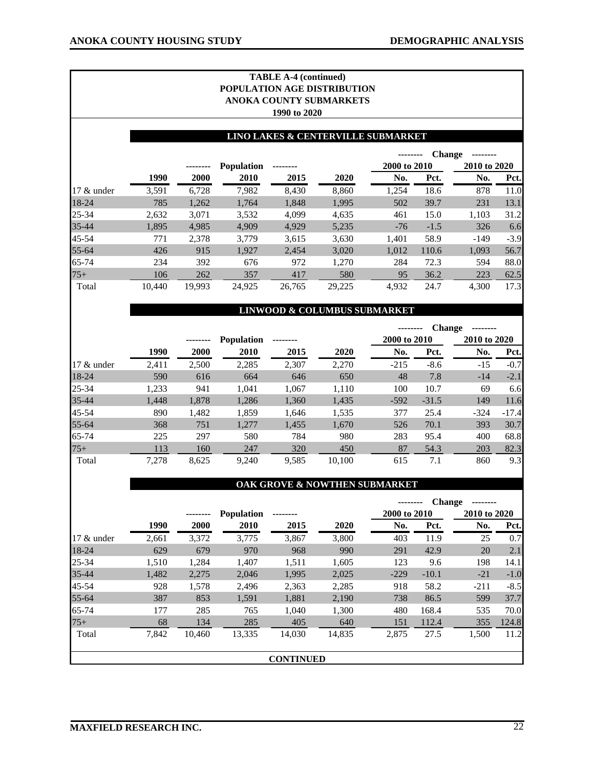**TABLE A-4 (continued)**
**POPULATION AGE DISTRIBUTION**
**ANOKA COUNTY SUBMARKETS**
**1990 to 2020**

**LINO LAKES & CENTERVILLE SUBMARKET**

| | Population | | | | | Change | | | |
|---|---|---|---|---|---|---|---|---|---|
| | | | | | | 2000 to 2010 | | 2010 to 2020 | |
| | 1990 | 2000 | 2010 | 2015 | 2020 | No. | Pct. | No. | Pct. |
| 17 & under | 3,591 | 6,728 | 7,982 | 8,430 | 8,860 | 1,254 | 18.6 | 878 | 11.0 |
| 18-24 | 785 | 1,262 | 1,764 | 1,848 | 1,995 | 502 | 39.7 | 231 | 13.1 |
| 25-34 | 2,632 | 3,071 | 3,532 | 4,099 | 4,635 | 461 | 15.0 | 1,103 | 31.2 |
| 35-44 | 1,895 | 4,985 | 4,909 | 4,929 | 5,235 | -76 | -1.5 | 326 | 6.6 |
| 45-54 | 771 | 2,378 | 3,779 | 3,615 | 3,630 | 1,401 | 58.9 | -149 | -3.9 |
| 55-64 | 426 | 915 | 1,927 | 2,454 | 3,020 | 1,012 | 110.6 | 1,093 | 56.7 |
| 65-74 | 234 | 392 | 676 | 972 | 1,270 | 284 | 72.3 | 594 | 88.0 |
| 75+ | 106 | 262 | 357 | 417 | 580 | 95 | 36.2 | 223 | 62.5 |
| Total | 10,440 | 19,993 | 24,925 | 26,765 | 29,225 | 4,932 | 24.7 | 4,300 | 17.3 |

**LINWOOD & COLUMBUS SUBMARKET**

| | Population | | | | | Change | | | |
|---|---|---|---|---|---|---|---|---|---|
| | | | | | | 2000 to 2010 | | 2010 to 2020 | |
| | 1990 | 2000 | 2010 | 2015 | 2020 | No. | Pct. | No. | Pct. |
| 17 & under | 2,411 | 2,500 | 2,285 | 2,307 | 2,270 | -215 | -8.6 | -15 | -0.7 |
| 18-24 | 590 | 616 | 664 | 646 | 650 | 48 | 7.8 | -14 | -2.1 |
| 25-34 | 1,233 | 941 | 1,041 | 1,067 | 1,110 | 100 | 10.7 | 69 | 6.6 |
| 35-44 | 1,448 | 1,878 | 1,286 | 1,360 | 1,435 | -592 | -31.5 | 149 | 11.6 |
| 45-54 | 890 | 1,482 | 1,859 | 1,646 | 1,535 | 377 | 25.4 | -324 | -17.4 |
| 55-64 | 368 | 751 | 1,277 | 1,455 | 1,670 | 526 | 70.1 | 393 | 30.7 |
| 65-74 | 225 | 297 | 580 | 784 | 980 | 283 | 95.4 | 400 | 68.8 |
| 75+ | 113 | 160 | 247 | 320 | 450 | 87 | 54.3 | 203 | 82.3 |
| Total | 7,278 | 8,625 | 9,240 | 9,585 | 10,100 | 615 | 7.1 | 860 | 9.3 |

**OAK GROVE & NOWTHEN SUBMARKET**

| | Population | | | | | Change | | | |
|---|---|---|---|---|---|---|---|---|---|
| | | | | | | 2000 to 2010 | | 2010 to 2020 | |
| | 1990 | 2000 | 2010 | 2015 | 2020 | No. | Pct. | No. | Pct. |
| 17 & under | 2,661 | 3,372 | 3,775 | 3,867 | 3,800 | 403 | 11.9 | 25 | 0.7 |
| 18-24 | 629 | 679 | 970 | 968 | 990 | 291 | 42.9 | 20 | 2.1 |
| 25-34 | 1,510 | 1,284 | 1,407 | 1,511 | 1,605 | 123 | 9.6 | 198 | 14.1 |
| 35-44 | 1,482 | 2,275 | 2,046 | 1,995 | 2,025 | -229 | -10.1 | -21 | -1.0 |
| 45-54 | 928 | 1,578 | 2,496 | 2,363 | 2,285 | 918 | 58.2 | -211 | -8.5 |
| 55-64 | 387 | 853 | 1,591 | 1,881 | 2,190 | 738 | 86.5 | 599 | 37.7 |
| 65-74 | 177 | 285 | 765 | 1,040 | 1,300 | 480 | 168.4 | 535 | 70.0 |
| 75+ | 68 | 134 | 285 | 405 | 640 | 151 | 112.4 | 355 | 124.8 |
| Total | 7,842 | 10,460 | 13,335 | 14,030 | 14,835 | 2,875 | 27.5 | 1,500 | 11.2 |

**CONTINUED**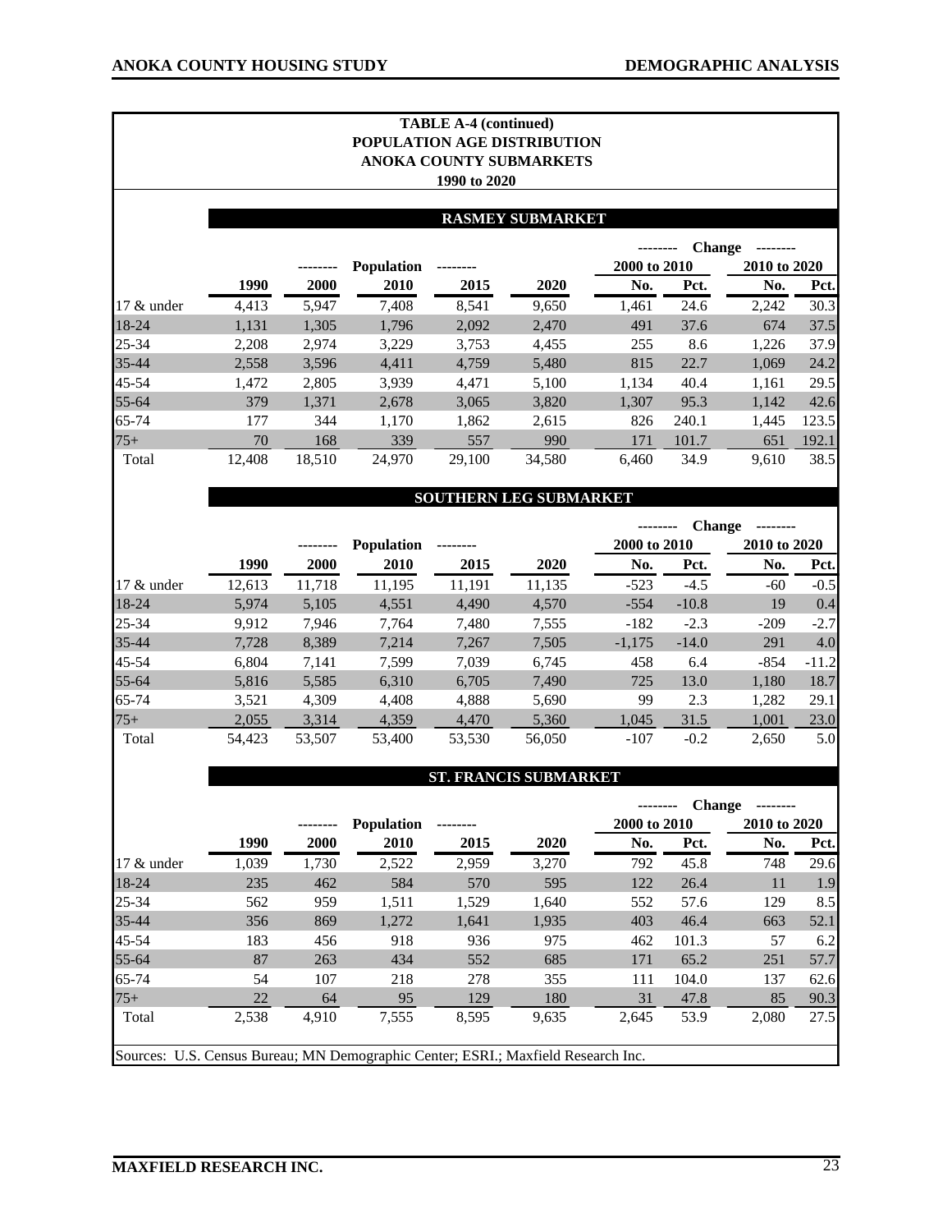**TABLE A-4 (continued)**
**POPULATION AGE DISTRIBUTION**
**ANOKA COUNTY SUBMARKETS**
**1990 to 2020**

**RASMEY SUBMARKET**

| | Population | | | | | Change | | | |
|---|---|---|---|---|---|---|---|---|---|
| | | | | | | 2000 to 2010 | | 2010 to 2020 | |
| | 1990 | 2000 | 2010 | 2015 | 2020 | No. | Pct. | No. | Pct. |
| 17 & under | 4,413 | 5,947 | 7,408 | 8,541 | 9,650 | 1,461 | 24.6 | 2,242 | 30.3 |
| 18-24 | 1,131 | 1,305 | 1,796 | 2,092 | 2,470 | 491 | 37.6 | 674 | 37.5 |
| 25-34 | 2,208 | 2,974 | 3,229 | 3,753 | 4,455 | 255 | 8.6 | 1,226 | 37.9 |
| 35-44 | 2,558 | 3,596 | 4,411 | 4,759 | 5,480 | 815 | 22.7 | 1,069 | 24.2 |
| 45-54 | 1,472 | 2,805 | 3,939 | 4,471 | 5,100 | 1,134 | 40.4 | 1,161 | 29.5 |
| 55-64 | 379 | 1,371 | 2,678 | 3,065 | 3,820 | 1,307 | 95.3 | 1,142 | 42.6 |
| 65-74 | 177 | 344 | 1,170 | 1,862 | 2,615 | 826 | 240.1 | 1,445 | 123.5 |
| 75+ | 70 | 168 | 339 | 557 | 990 | 171 | 101.7 | 651 | 192.1 |
| Total | 12,408 | 18,510 | 24,970 | 29,100 | 34,580 | 6,460 | 34.9 | 9,610 | 38.5 |

**SOUTHERN LEG SUBMARKET**

| | Population | | | | | Change | | | |
|---|---|---|---|---|---|---|---|---|---|
| | | | | | | 2000 to 2010 | | 2010 to 2020 | |
| | 1990 | 2000 | 2010 | 2015 | 2020 | No. | Pct. | No. | Pct. |
| 17 & under | 12,613 | 11,718 | 11,195 | 11,191 | 11,135 | -523 | -4.5 | -60 | -0.5 |
| 18-24 | 5,974 | 5,105 | 4,551 | 4,490 | 4,570 | -554 | -10.8 | 19 | 0.4 |
| 25-34 | 9,912 | 7,946 | 7,764 | 7,480 | 7,555 | -182 | -2.3 | -209 | -2.7 |
| 35-44 | 7,728 | 8,389 | 7,214 | 7,267 | 7,505 | -1,175 | -14.0 | 291 | 4.0 |
| 45-54 | 6,804 | 7,141 | 7,599 | 7,039 | 6,745 | 458 | 6.4 | -854 | -11.2 |
| 55-64 | 5,816 | 5,585 | 6,310 | 6,705 | 7,490 | 725 | 13.0 | 1,180 | 18.7 |
| 65-74 | 3,521 | 4,309 | 4,408 | 4,888 | 5,690 | 99 | 2.3 | 1,282 | 29.1 |
| 75+ | 2,055 | 3,314 | 4,359 | 4,470 | 5,360 | 1,045 | 31.5 | 1,001 | 23.0 |
| Total | 54,423 | 53,507 | 53,400 | 53,530 | 56,050 | -107 | -0.2 | 2,650 | 5.0 |

**ST. FRANCIS SUBMARKET**

| | Population | | | | | Change | | | |
|---|---|---|---|---|---|---|---|---|---|
| | | | | | | 2000 to 2010 | | 2010 to 2020 | |
| | 1990 | 2000 | 2010 | 2015 | 2020 | No. | Pct. | No. | Pct. |
| 17 & under | 1,039 | 1,730 | 2,522 | 2,959 | 3,270 | 792 | 45.8 | 748 | 29.6 |
| 18-24 | 235 | 462 | 584 | 570 | 595 | 122 | 26.4 | 11 | 1.9 |
| 25-34 | 562 | 959 | 1,511 | 1,529 | 1,640 | 552 | 57.6 | 129 | 8.5 |
| 35-44 | 356 | 869 | 1,272 | 1,641 | 1,935 | 403 | 46.4 | 663 | 52.1 |
| 45-54 | 183 | 456 | 918 | 936 | 975 | 462 | 101.3 | 57 | 6.2 |
| 55-64 | 87 | 263 | 434 | 552 | 685 | 171 | 65.2 | 251 | 57.7 |
| 65-74 | 54 | 107 | 218 | 278 | 355 | 111 | 104.0 | 137 | 62.6 |
| 75+ | 22 | 64 | 95 | 129 | 180 | 31 | 47.8 | 85 | 90.3 |
| Total | 2,538 | 4,910 | 7,555 | 8,595 | 9,635 | 2,645 | 53.9 | 2,080 | 27.5 |

Sources: U.S. Census Bureau; MN Demographic Center; ESRI.; Maxfield Research Inc.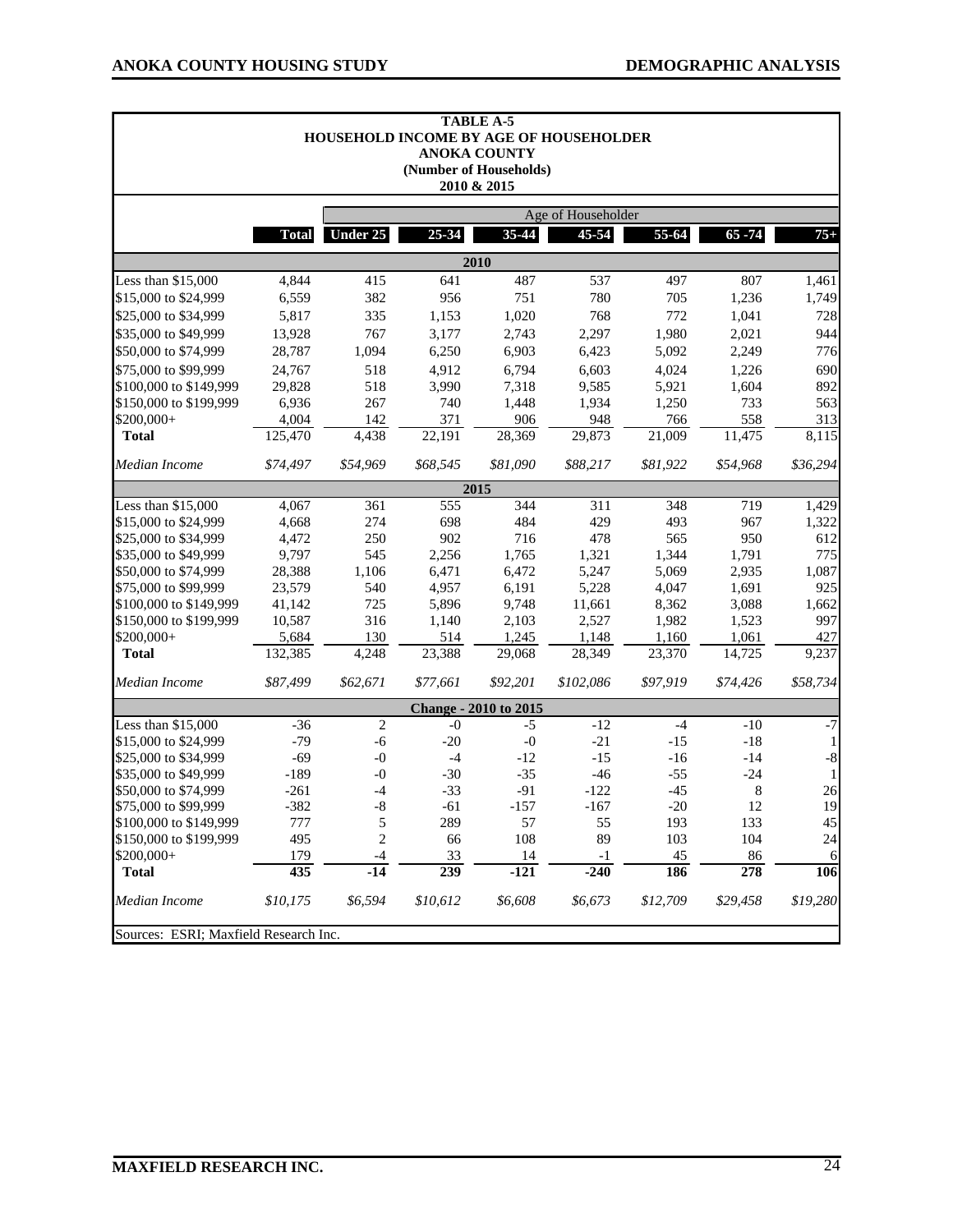**TABLE A-5**
**HOUSEHOLD INCOME BY AGE OF HOUSEHOLDER**
**ANOKA COUNTY**
**(Number of Households)**
**2010 & 2015**

| | | Age of Householder | | | | | | |
|---|---|---|---|---|---|---|---|---|
| | **Total** | **Under 25** | **25-34** | **35-44** | **45-54** | **55-64** | **65 -74** | **75+** |
| **2010** | | | | | | | | |
| Less than $15,000 | 4,844 | 415 | 641 | 487 | 537 | 497 | 807 | 1,461 |
| $15,000 to $24,999 | 6,559 | 382 | 956 | 751 | 780 | 705 | 1,236 | 1,749 |
| $25,000 to $34,999 | 5,817 | 335 | 1,153 | 1,020 | 768 | 772 | 1,041 | 728 |
| $35,000 to $49,999 | 13,928 | 767 | 3,177 | 2,743 | 2,297 | 1,980 | 2,021 | 944 |
| $50,000 to $74,999 | 28,787 | 1,094 | 6,250 | 6,903 | 6,423 | 5,092 | 2,249 | 776 |
| $75,000 to $99,999 | 24,767 | 518 | 4,912 | 6,794 | 6,603 | 4,024 | 1,226 | 690 |
| $100,000 to $149,999 | 29,828 | 518 | 3,990 | 7,318 | 9,585 | 5,921 | 1,604 | 892 |
| $150,000 to $199,999 | 6,936 | 267 | 740 | 1,448 | 1,934 | 1,250 | 733 | 563 |
| $200,000+ | 4,004 | 142 | 371 | 906 | 948 | 766 | 558 | 313 |
| **Total** | 125,470 | 4,438 | 22,191 | 28,369 | 29,873 | 21,009 | 11,475 | 8,115 |
| *Median Income* | *$74,497* | *$54,969* | *$68,545* | *$81,090* | *$88,217* | *$81,922* | *$54,968* | *$36,294* |
| **2015** | | | | | | | | |
| Less than $15,000 | 4,067 | 361 | 555 | 344 | 311 | 348 | 719 | 1,429 |
| $15,000 to $24,999 | 4,668 | 274 | 698 | 484 | 429 | 493 | 967 | 1,322 |
| $25,000 to $34,999 | 4,472 | 250 | 902 | 716 | 478 | 565 | 950 | 612 |
| $35,000 to $49,999 | 9,797 | 545 | 2,256 | 1,765 | 1,321 | 1,344 | 1,791 | 775 |
| $50,000 to $74,999 | 28,388 | 1,106 | 6,471 | 6,472 | 5,247 | 5,069 | 2,935 | 1,087 |
| $75,000 to $99,999 | 23,579 | 540 | 4,957 | 6,191 | 5,228 | 4,047 | 1,691 | 925 |
| $100,000 to $149,999 | 41,142 | 725 | 5,896 | 9,748 | 11,661 | 8,362 | 3,088 | 1,662 |
| $150,000 to $199,999 | 10,587 | 316 | 1,140 | 2,103 | 2,527 | 1,982 | 1,523 | 997 |
| $200,000+ | 5,684 | 130 | 514 | 1,245 | 1,148 | 1,160 | 1,061 | 427 |
| **Total** | 132,385 | 4,248 | 23,388 | 29,068 | 28,349 | 23,370 | 14,725 | 9,237 |
| *Median Income* | *$87,499* | *$62,671* | *$77,661* | *$92,201* | *$102,086* | *$97,919* | *$74,426* | *$58,734* |
| **Change - 2010 to 2015** | | | | | | | | |
| Less than $15,000 | -36 | 2 | -0 | -5 | -12 | -4 | -10 | -7 |
| $15,000 to $24,999 | -79 | -6 | -20 | -0 | -21 | -15 | -18 | 1 |
| $25,000 to $34,999 | -69 | -0 | -4 | -12 | -15 | -16 | -14 | -8 |
| $35,000 to $49,999 | -189 | -0 | -30 | -35 | -46 | -55 | -24 | 1 |
| $50,000 to $74,999 | -261 | -4 | -33 | -91 | -122 | -45 | 8 | 26 |
| $75,000 to $99,999 | -382 | -8 | -61 | -157 | -167 | -20 | 12 | 19 |
| $100,000 to $149,999 | 777 | 5 | 289 | 57 | 55 | 193 | 133 | 45 |
| $150,000 to $199,999 | 495 | 2 | 66 | 108 | 89 | 103 | 104 | 24 |
| $200,000+ | 179 | -4 | 33 | 14 | -1 | 45 | 86 | 6 |
| **Total** | **435** | **-14** | **239** | **-121** | **-240** | **186** | **278** | **106** |
| *Median Income* | *$10,175* | *$6,594* | *$10,612* | *$6,608* | *$6,673* | *$12,709* | *$29,458* | *$19,280* |

Sources: ESRI; Maxfield Research Inc.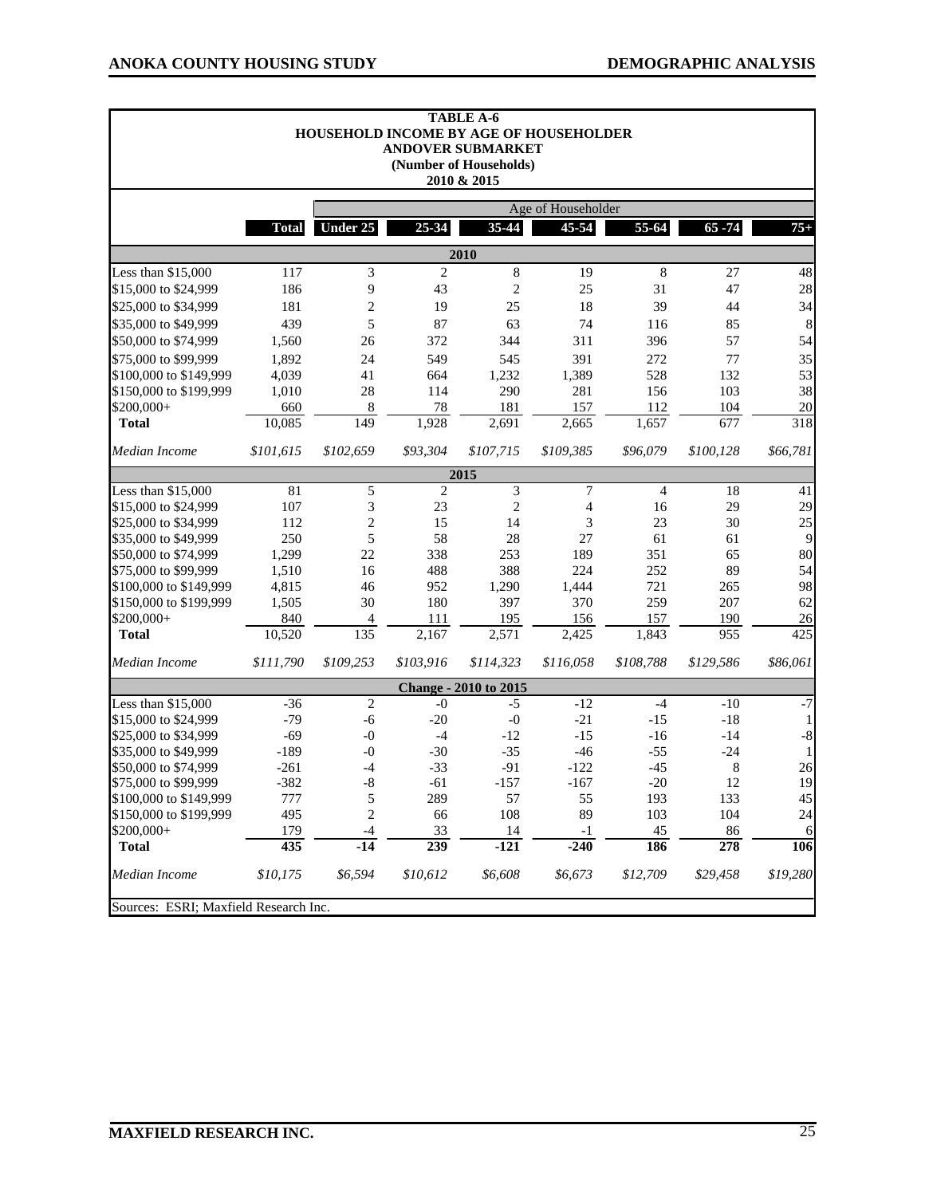**TABLE A-6**
**HOUSEHOLD INCOME BY AGE OF HOUSEHOLDER**
**ANDOVER SUBMARKET**
**(Number of Households)**
**2010 & 2015**

| | | Age of Householder | | | | | | |
|---|---|---|---|---|---|---|---|---|
| | **Total** | **Under 25** | **25-34** | **35-44** | **45-54** | **55-64** | **65 -74** | **75+** |
| **2010** | | | | | | | | |
| Less than $15,000 | 117 | 3 | 2 | 8 | 19 | 8 | 27 | 48 |
| $15,000 to $24,999 | 186 | 9 | 43 | 2 | 25 | 31 | 47 | 28 |
| $25,000 to $34,999 | 181 | 2 | 19 | 25 | 18 | 39 | 44 | 34 |
| $35,000 to $49,999 | 439 | 5 | 87 | 63 | 74 | 116 | 85 | 8 |
| $50,000 to $74,999 | 1,560 | 26 | 372 | 344 | 311 | 396 | 57 | 54 |
| $75,000 to $99,999 | 1,892 | 24 | 549 | 545 | 391 | 272 | 77 | 35 |
| $100,000 to $149,999 | 4,039 | 41 | 664 | 1,232 | 1,389 | 528 | 132 | 53 |
| $150,000 to $199,999 | 1,010 | 28 | 114 | 290 | 281 | 156 | 103 | 38 |
| $200,000+ | 660 | 8 | 78 | 181 | 157 | 112 | 104 | 20 |
| **Total** | 10,085 | 149 | 1,928 | 2,691 | 2,665 | 1,657 | 677 | 318 |
| *Median Income* | *$101,615* | *$102,659* | *$93,304* | *$107,715* | *$109,385* | *$96,079* | *$100,128* | *$66,781* |
| **2015** | | | | | | | | |
| Less than $15,000 | 81 | 5 | 2 | 3 | 7 | 4 | 18 | 41 |
| $15,000 to $24,999 | 107 | 3 | 23 | 2 | 4 | 16 | 29 | 29 |
| $25,000 to $34,999 | 112 | 2 | 15 | 14 | 3 | 23 | 30 | 25 |
| $35,000 to $49,999 | 250 | 5 | 58 | 28 | 27 | 61 | 61 | 9 |
| $50,000 to $74,999 | 1,299 | 22 | 338 | 253 | 189 | 351 | 65 | 80 |
| $75,000 to $99,999 | 1,510 | 16 | 488 | 388 | 224 | 252 | 89 | 54 |
| $100,000 to $149,999 | 4,815 | 46 | 952 | 1,290 | 1,444 | 721 | 265 | 98 |
| $150,000 to $199,999 | 1,505 | 30 | 180 | 397 | 370 | 259 | 207 | 62 |
| $200,000+ | 840 | 4 | 111 | 195 | 156 | 157 | 190 | 26 |
| **Total** | 10,520 | 135 | 2,167 | 2,571 | 2,425 | 1,843 | 955 | 425 |
| *Median Income* | *$111,790* | *$109,253* | *$103,916* | *$114,323* | *$116,058* | *$108,788* | *$129,586* | *$86,061* |
| **Change - 2010 to 2015** | | | | | | | | |
| Less than $15,000 | -36 | 2 | -0 | -5 | -12 | -4 | -10 | -7 |
| $15,000 to $24,999 | -79 | -6 | -20 | -0 | -21 | -15 | -18 | 1 |
| $25,000 to $34,999 | -69 | -0 | -4 | -12 | -15 | -16 | -14 | -8 |
| $35,000 to $49,999 | -189 | -0 | -30 | -35 | -46 | -55 | -24 | 1 |
| $50,000 to $74,999 | -261 | -4 | -33 | -91 | -122 | -45 | 8 | 26 |
| $75,000 to $99,999 | -382 | -8 | -61 | -157 | -167 | -20 | 12 | 19 |
| $100,000 to $149,999 | 777 | 5 | 289 | 57 | 55 | 193 | 133 | 45 |
| $150,000 to $199,999 | 495 | 2 | 66 | 108 | 89 | 103 | 104 | 24 |
| $200,000+ | 179 | -4 | 33 | 14 | -1 | 45 | 86 | 6 |
| **Total** | **435** | **-14** | **239** | **-121** | **-240** | **186** | **278** | **106** |
| *Median Income* | *$10,175* | *$6,594* | *$10,612* | *$6,608* | *$6,673* | *$12,709* | *$29,458* | *$19,280* |

Sources: ESRI; Maxfield Research Inc.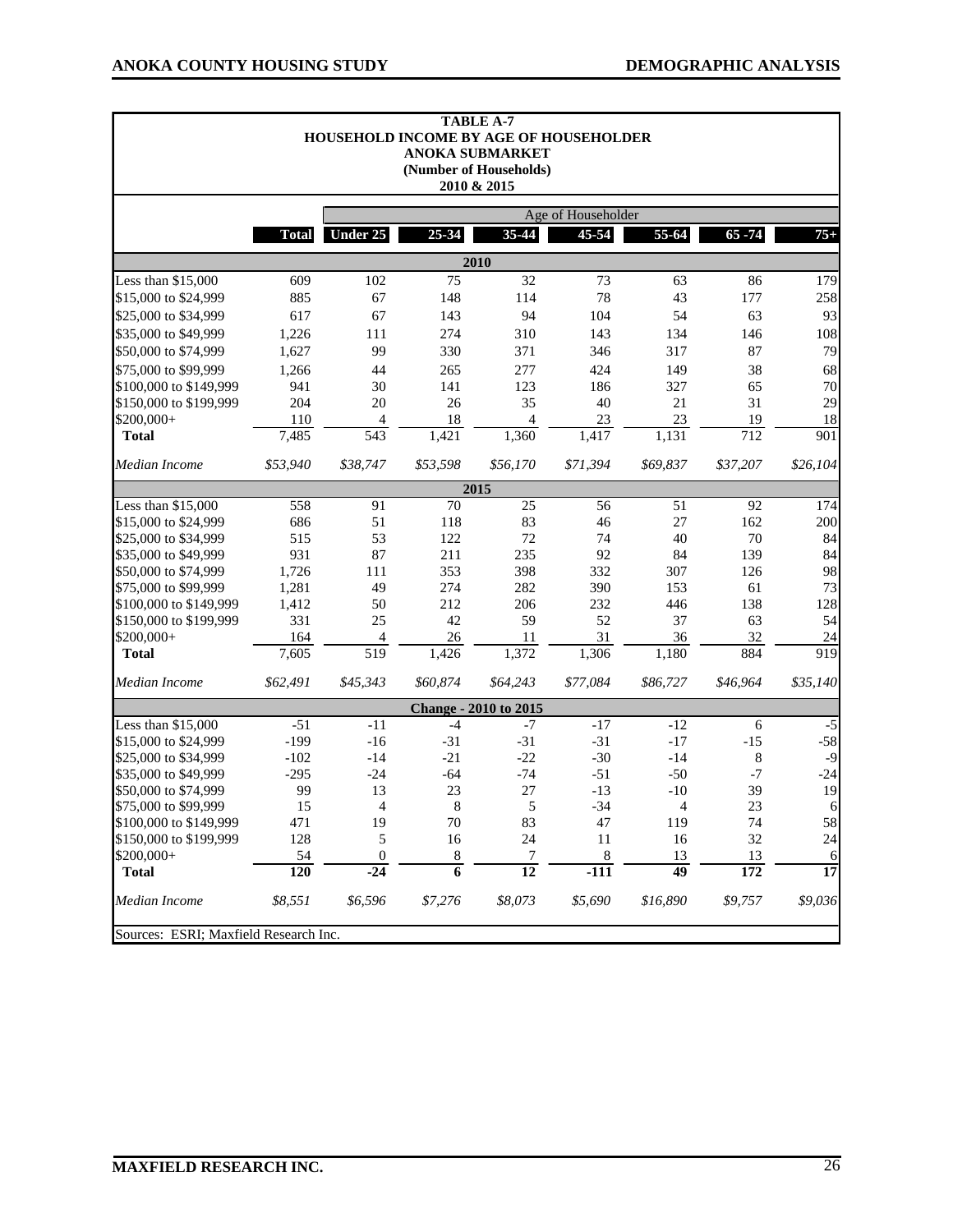**TABLE A-7**
**HOUSEHOLD INCOME BY AGE OF HOUSEHOLDER**
**ANOKA SUBMARKET**
**(Number of Households)**
**2010 & 2015**

| | | Age of Householder | | | | | | |
|---|---|---|---|---|---|---|---|---|
| | **Total** | **Under 25** | **25-34** | **35-44** | **45-54** | **55-64** | **65 -74** | **75+** |
| **2010** | | | | | | | | |
| Less than $15,000 | 609 | 102 | 75 | 32 | 73 | 63 | 86 | 179 |
| $15,000 to $24,999 | 885 | 67 | 148 | 114 | 78 | 43 | 177 | 258 |
| $25,000 to $34,999 | 617 | 67 | 143 | 94 | 104 | 54 | 63 | 93 |
| $35,000 to $49,999 | 1,226 | 111 | 274 | 310 | 143 | 134 | 146 | 108 |
| $50,000 to $74,999 | 1,627 | 99 | 330 | 371 | 346 | 317 | 87 | 79 |
| $75,000 to $99,999 | 1,266 | 44 | 265 | 277 | 424 | 149 | 38 | 68 |
| $100,000 to $149,999 | 941 | 30 | 141 | 123 | 186 | 327 | 65 | 70 |
| $150,000 to $199,999 | 204 | 20 | 26 | 35 | 40 | 21 | 31 | 29 |
| $200,000+ | 110 | 4 | 18 | 4 | 23 | 23 | 19 | 18 |
| **Total** | 7,485 | 543 | 1,421 | 1,360 | 1,417 | 1,131 | 712 | 901 |
| *Median Income* | *$53,940* | *$38,747* | *$53,598* | *$56,170* | *$71,394* | *$69,837* | *$37,207* | *$26,104* |
| **2015** | | | | | | | | |
| Less than $15,000 | 558 | 91 | 70 | 25 | 56 | 51 | 92 | 174 |
| $15,000 to $24,999 | 686 | 51 | 118 | 83 | 46 | 27 | 162 | 200 |
| $25,000 to $34,999 | 515 | 53 | 122 | 72 | 74 | 40 | 70 | 84 |
| $35,000 to $49,999 | 931 | 87 | 211 | 235 | 92 | 84 | 139 | 84 |
| $50,000 to $74,999 | 1,726 | 111 | 353 | 398 | 332 | 307 | 126 | 98 |
| $75,000 to $99,999 | 1,281 | 49 | 274 | 282 | 390 | 153 | 61 | 73 |
| $100,000 to $149,999 | 1,412 | 50 | 212 | 206 | 232 | 446 | 138 | 128 |
| $150,000 to $199,999 | 331 | 25 | 42 | 59 | 52 | 37 | 63 | 54 |
| $200,000+ | 164 | 4 | 26 | 11 | 31 | 36 | 32 | 24 |
| **Total** | 7,605 | 519 | 1,426 | 1,372 | 1,306 | 1,180 | 884 | 919 |
| *Median Income* | *$62,491* | *$45,343* | *$60,874* | *$64,243* | *$77,084* | *$86,727* | *$46,964* | *$35,140* |
| **Change - 2010 to 2015** | | | | | | | | |
| Less than $15,000 | -51 | -11 | -4 | -7 | -17 | -12 | 6 | -5 |
| $15,000 to $24,999 | -199 | -16 | -31 | -31 | -31 | -17 | -15 | -58 |
| $25,000 to $34,999 | -102 | -14 | -21 | -22 | -30 | -14 | 8 | -9 |
| $35,000 to $49,999 | -295 | -24 | -64 | -74 | -51 | -50 | -7 | -24 |
| $50,000 to $74,999 | 99 | 13 | 23 | 27 | -13 | -10 | 39 | 19 |
| $75,000 to $99,999 | 15 | 4 | 8 | 5 | -34 | 4 | 23 | 6 |
| $100,000 to $149,999 | 471 | 19 | 70 | 83 | 47 | 119 | 74 | 58 |
| $150,000 to $199,999 | 128 | 5 | 16 | 24 | 11 | 16 | 32 | 24 |
| $200,000+ | 54 | 0 | 8 | 7 | 8 | 13 | 13 | 6 |
| **Total** | **120** | **-24** | **6** | **12** | **-111** | **49** | **172** | **17** |
| *Median Income* | *$8,551* | *$6,596* | *$7,276* | *$8,073* | *$5,690* | *$16,890* | *$9,757* | *$9,036* |

Sources: ESRI; Maxfield Research Inc.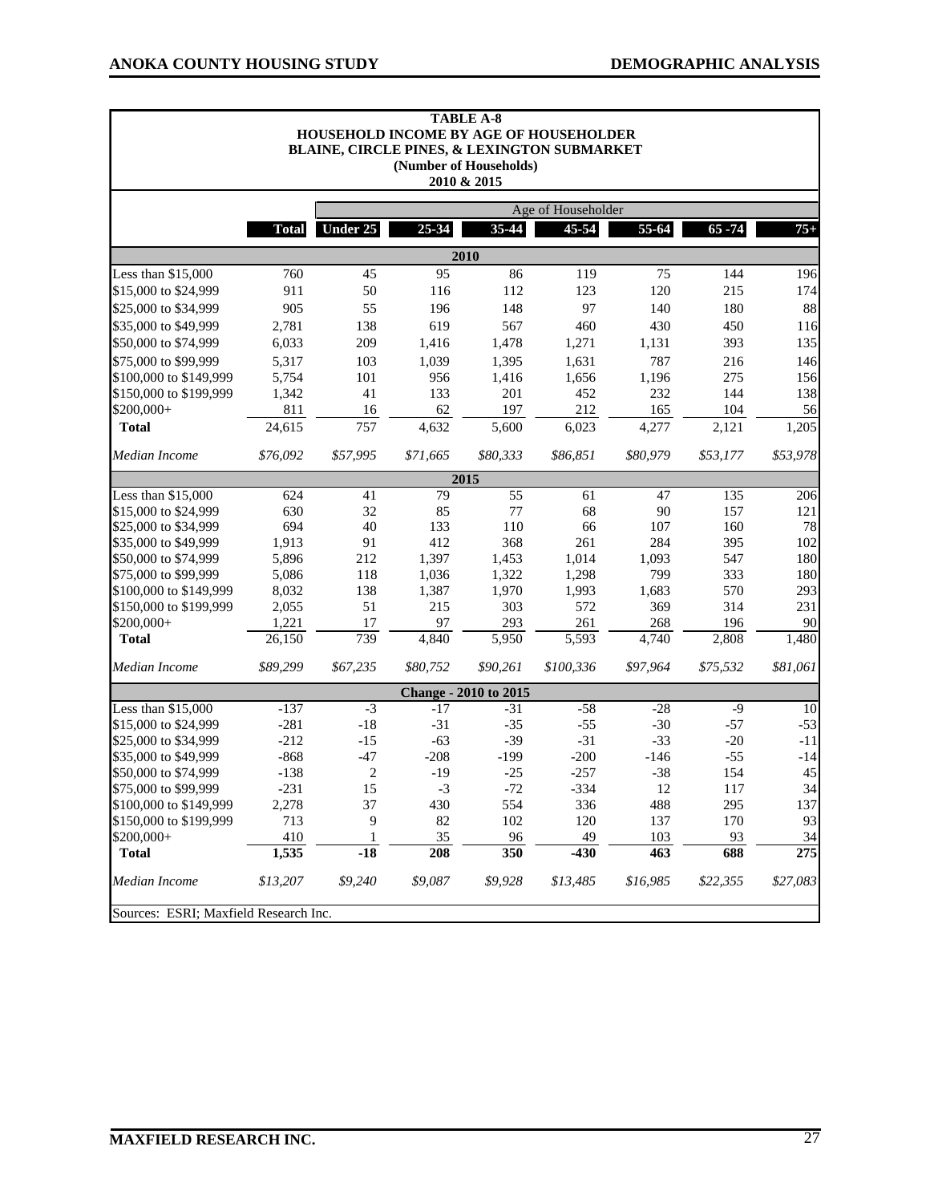**TABLE A-8**
**HOUSEHOLD INCOME BY AGE OF HOUSEHOLDER**
**BLAINE, CIRCLE PINES, & LEXINGTON SUBMARKET**
**(Number of Households)**
**2010 & 2015**

| | | Age of Householder | | | | | | |
|---|---|---|---|---|---|---|---|---|
| | **Total** | **Under 25** | **25-34** | **35-44** | **45-54** | **55-64** | **65 -74** | **75+** |
| **2010** | | | | | | | | |
| Less than $15,000 | 760 | 45 | 95 | 86 | 119 | 75 | 144 | 196 |
| $15,000 to $24,999 | 911 | 50 | 116 | 112 | 123 | 120 | 215 | 174 |
| $25,000 to $34,999 | 905 | 55 | 196 | 148 | 97 | 140 | 180 | 88 |
| $35,000 to $49,999 | 2,781 | 138 | 619 | 567 | 460 | 430 | 450 | 116 |
| $50,000 to $74,999 | 6,033 | 209 | 1,416 | 1,478 | 1,271 | 1,131 | 393 | 135 |
| $75,000 to $99,999 | 5,317 | 103 | 1,039 | 1,395 | 1,631 | 787 | 216 | 146 |
| $100,000 to $149,999 | 5,754 | 101 | 956 | 1,416 | 1,656 | 1,196 | 275 | 156 |
| $150,000 to $199,999 | 1,342 | 41 | 133 | 201 | 452 | 232 | 144 | 138 |
| $200,000+ | 811 | 16 | 62 | 197 | 212 | 165 | 104 | 56 |
| **Total** | 24,615 | 757 | 4,632 | 5,600 | 6,023 | 4,277 | 2,121 | 1,205 |
| *Median Income* | *$76,092* | *$57,995* | *$71,665* | *$80,333* | *$86,851* | *$80,979* | *$53,177* | *$53,978* |
| **2015** | | | | | | | | |
| Less than $15,000 | 624 | 41 | 79 | 55 | 61 | 47 | 135 | 206 |
| $15,000 to $24,999 | 630 | 32 | 85 | 77 | 68 | 90 | 157 | 121 |
| $25,000 to $34,999 | 694 | 40 | 133 | 110 | 66 | 107 | 160 | 78 |
| $35,000 to $49,999 | 1,913 | 91 | 412 | 368 | 261 | 284 | 395 | 102 |
| $50,000 to $74,999 | 5,896 | 212 | 1,397 | 1,453 | 1,014 | 1,093 | 547 | 180 |
| $75,000 to $99,999 | 5,086 | 118 | 1,036 | 1,322 | 1,298 | 799 | 333 | 180 |
| $100,000 to $149,999 | 8,032 | 138 | 1,387 | 1,970 | 1,993 | 1,683 | 570 | 293 |
| $150,000 to $199,999 | 2,055 | 51 | 215 | 303 | 572 | 369 | 314 | 231 |
| $200,000+ | 1,221 | 17 | 97 | 293 | 261 | 268 | 196 | 90 |
| **Total** | 26,150 | 739 | 4,840 | 5,950 | 5,593 | 4,740 | 2,808 | 1,480 |
| *Median Income* | *$89,299* | *$67,235* | *$80,752* | *$90,261* | *$100,336* | *$97,964* | *$75,532* | *$81,061* |
| **Change - 2010 to 2015** | | | | | | | | |
| Less than $15,000 | -137 | -3 | -17 | -31 | -58 | -28 | -9 | 10 |
| $15,000 to $24,999 | -281 | -18 | -31 | -35 | -55 | -30 | -57 | -53 |
| $25,000 to $34,999 | -212 | -15 | -63 | -39 | -31 | -33 | -20 | -11 |
| $35,000 to $49,999 | -868 | -47 | -208 | -199 | -200 | -146 | -55 | -14 |
| $50,000 to $74,999 | -138 | 2 | -19 | -25 | -257 | -38 | 154 | 45 |
| $75,000 to $99,999 | -231 | 15 | -3 | -72 | -334 | 12 | 117 | 34 |
| $100,000 to $149,999 | 2,278 | 37 | 430 | 554 | 336 | 488 | 295 | 137 |
| $150,000 to $199,999 | 713 | 9 | 82 | 102 | 120 | 137 | 170 | 93 |
| $200,000+ | 410 | 1 | 35 | 96 | 49 | 103 | 93 | 34 |
| **Total** | **1,535** | **-18** | **208** | **350** | **-430** | **463** | **688** | **275** |
| *Median Income* | *$13,207* | *$9,240* | *$9,087* | *$9,928* | *$13,485* | *$16,985* | *$22,355* | *$27,083* |

Sources: ESRI; Maxfield Research Inc.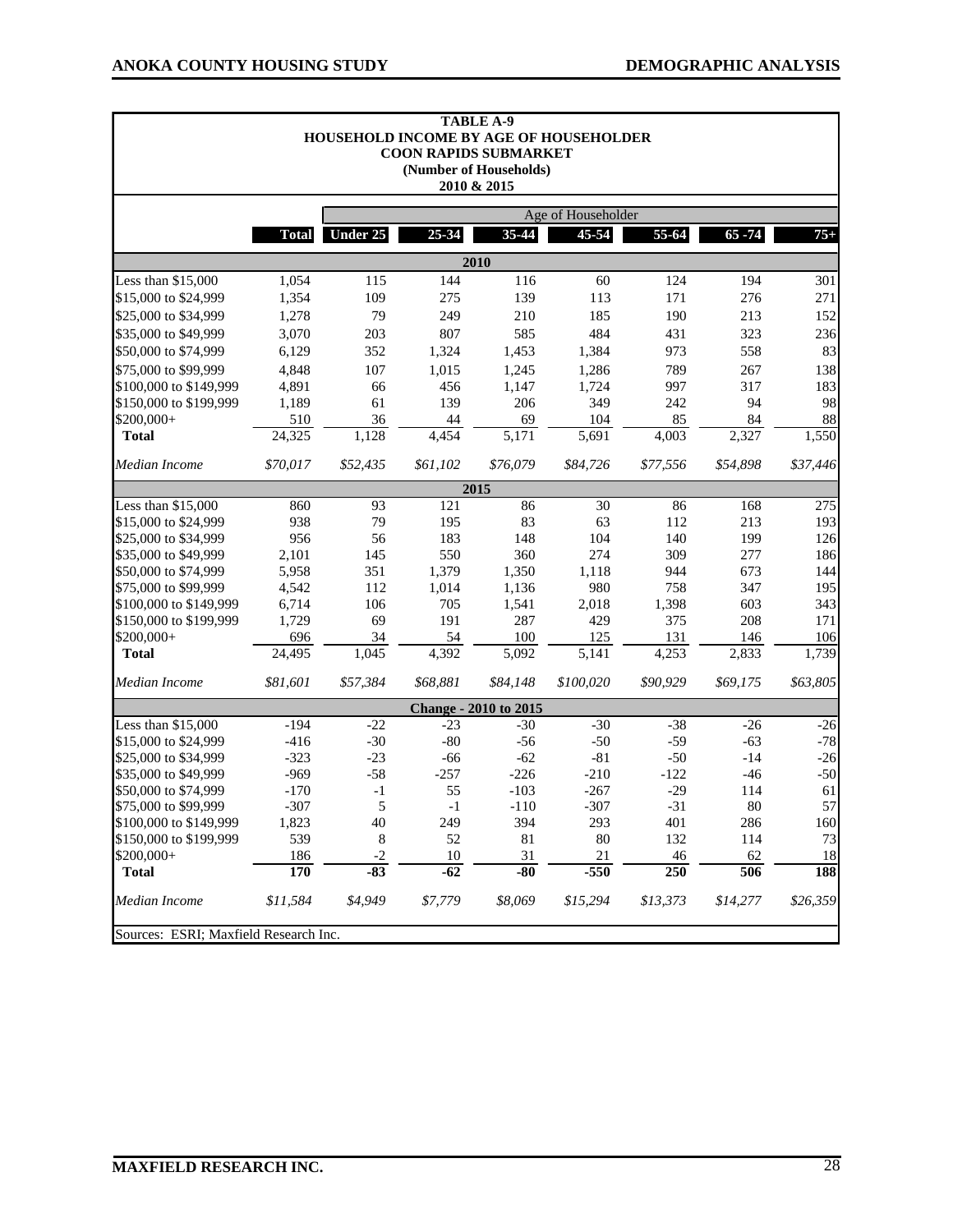**TABLE A-9**
**HOUSEHOLD INCOME BY AGE OF HOUSEHOLDER**
**COON RAPIDS SUBMARKET**
**(Number of Households)**
**2010 & 2015**

| | | Age of Householder | | | | | | |
|---|---|---|---|---|---|---|---|---|
| | **Total** | **Under 25** | **25-34** | **35-44** | **45-54** | **55-64** | **65 -74** | **75+** |
| **2010** | | | | | | | | |
| Less than $15,000 | 1,054 | 115 | 144 | 116 | 60 | 124 | 194 | 301 |
| $15,000 to $24,999 | 1,354 | 109 | 275 | 139 | 113 | 171 | 276 | 271 |
| $25,000 to $34,999 | 1,278 | 79 | 249 | 210 | 185 | 190 | 213 | 152 |
| $35,000 to $49,999 | 3,070 | 203 | 807 | 585 | 484 | 431 | 323 | 236 |
| $50,000 to $74,999 | 6,129 | 352 | 1,324 | 1,453 | 1,384 | 973 | 558 | 83 |
| $75,000 to $99,999 | 4,848 | 107 | 1,015 | 1,245 | 1,286 | 789 | 267 | 138 |
| $100,000 to $149,999 | 4,891 | 66 | 456 | 1,147 | 1,724 | 997 | 317 | 183 |
| $150,000 to $199,999 | 1,189 | 61 | 139 | 206 | 349 | 242 | 94 | 98 |
| $200,000+ | 510 | 36 | 44 | 69 | 104 | 85 | 84 | 88 |
| **Total** | 24,325 | 1,128 | 4,454 | 5,171 | 5,691 | 4,003 | 2,327 | 1,550 |
| *Median Income* | *$70,017* | *$52,435* | *$61,102* | *$76,079* | *$84,726* | *$77,556* | *$54,898* | *$37,446* |
| **2015** | | | | | | | | |
| Less than $15,000 | 860 | 93 | 121 | 86 | 30 | 86 | 168 | 275 |
| $15,000 to $24,999 | 938 | 79 | 195 | 83 | 63 | 112 | 213 | 193 |
| $25,000 to $34,999 | 956 | 56 | 183 | 148 | 104 | 140 | 199 | 126 |
| $35,000 to $49,999 | 2,101 | 145 | 550 | 360 | 274 | 309 | 277 | 186 |
| $50,000 to $74,999 | 5,958 | 351 | 1,379 | 1,350 | 1,118 | 944 | 673 | 144 |
| $75,000 to $99,999 | 4,542 | 112 | 1,014 | 1,136 | 980 | 758 | 347 | 195 |
| $100,000 to $149,999 | 6,714 | 106 | 705 | 1,541 | 2,018 | 1,398 | 603 | 343 |
| $150,000 to $199,999 | 1,729 | 69 | 191 | 287 | 429 | 375 | 208 | 171 |
| $200,000+ | 696 | 34 | 54 | 100 | 125 | 131 | 146 | 106 |
| **Total** | 24,495 | 1,045 | 4,392 | 5,092 | 5,141 | 4,253 | 2,833 | 1,739 |
| *Median Income* | *$81,601* | *$57,384* | *$68,881* | *$84,148* | *$100,020* | *$90,929* | *$69,175* | *$63,805* |
| **Change - 2010 to 2015** | | | | | | | | |
| Less than $15,000 | -194 | -22 | -23 | -30 | -30 | -38 | -26 | -26 |
| $15,000 to $24,999 | -416 | -30 | -80 | -56 | -50 | -59 | -63 | -78 |
| $25,000 to $34,999 | -323 | -23 | -66 | -62 | -81 | -50 | -14 | -26 |
| $35,000 to $49,999 | -969 | -58 | -257 | -226 | -210 | -122 | -46 | -50 |
| $50,000 to $74,999 | -170 | -1 | 55 | -103 | -267 | -29 | 114 | 61 |
| $75,000 to $99,999 | -307 | 5 | -1 | -110 | -307 | -31 | 80 | 57 |
| $100,000 to $149,999 | 1,823 | 40 | 249 | 394 | 293 | 401 | 286 | 160 |
| $150,000 to $199,999 | 539 | 8 | 52 | 81 | 80 | 132 | 114 | 73 |
| $200,000+ | 186 | -2 | 10 | 31 | 21 | 46 | 62 | 18 |
| **Total** | **170** | **-83** | **-62** | **-80** | **-550** | **250** | **506** | **188** |
| *Median Income* | *$11,584* | *$4,949* | *$7,779* | *$8,069* | *$15,294* | *$13,373* | *$14,277* | *$26,359* |

Sources: ESRI; Maxfield Research Inc.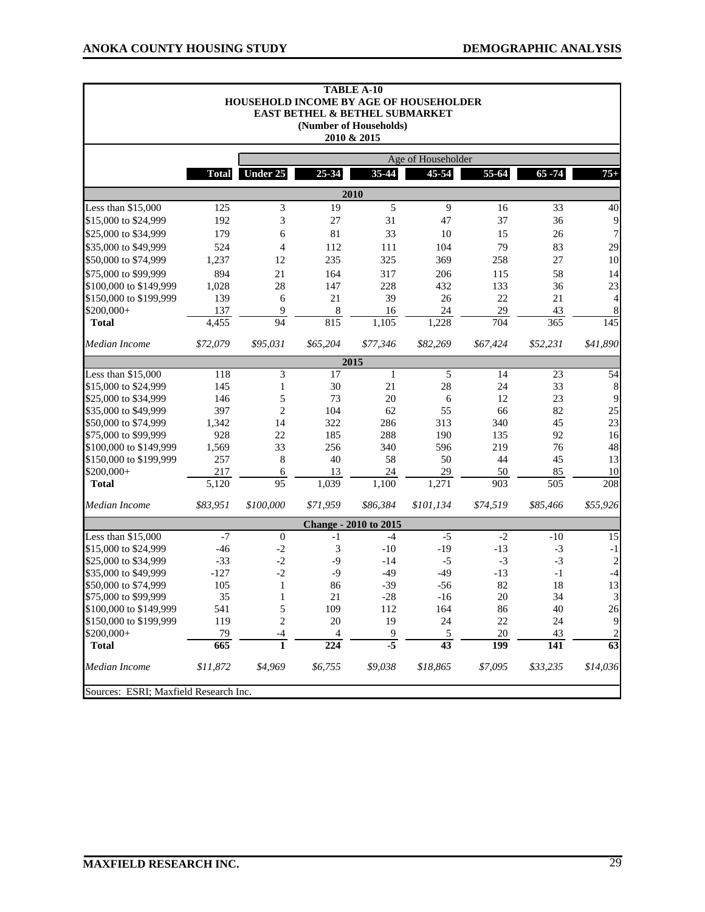**TABLE A-10**
**HOUSEHOLD INCOME BY AGE OF HOUSEHOLDER**
**EAST BETHEL & BETHEL SUBMARKET**
**(Number of Households)**
**2010 & 2015**

| | | Age of Householder | | | | | | |
|---|---|---|---|---|---|---|---|---|
| | **Total** | **Under 25** | **25-34** | **35-44** | **45-54** | **55-64** | **65 -74** | **75+** |
| **2010** | | | | | | | | |
| Less than $15,000 | 125 | 3 | 19 | 5 | 9 | 16 | 33 | 40 |
| $15,000 to $24,999 | 192 | 3 | 27 | 31 | 47 | 37 | 36 | 9 |
| $25,000 to $34,999 | 179 | 6 | 81 | 33 | 10 | 15 | 26 | 7 |
| $35,000 to $49,999 | 524 | 4 | 112 | 111 | 104 | 79 | 83 | 29 |
| $50,000 to $74,999 | 1,237 | 12 | 235 | 325 | 369 | 258 | 27 | 10 |
| $75,000 to $99,999 | 894 | 21 | 164 | 317 | 206 | 115 | 58 | 14 |
| $100,000 to $149,999 | 1,028 | 28 | 147 | 228 | 432 | 133 | 36 | 23 |
| $150,000 to $199,999 | 139 | 6 | 21 | 39 | 26 | 22 | 21 | 4 |
| $200,000+ | 137 | 9 | 8 | 16 | 24 | 29 | 43 | 8 |
| **Total** | 4,455 | 94 | 815 | 1,105 | 1,228 | 704 | 365 | 145 |
| *Median Income* | *$72,079* | *$95,031* | *$65,204* | *$77,346* | *$82,269* | *$67,424* | *$52,231* | *$41,890* |
| **2015** | | | | | | | | |
| Less than $15,000 | 118 | 3 | 17 | 1 | 5 | 14 | 23 | 54 |
| $15,000 to $24,999 | 145 | 1 | 30 | 21 | 28 | 24 | 33 | 8 |
| $25,000 to $34,999 | 146 | 5 | 73 | 20 | 6 | 12 | 23 | 9 |
| $35,000 to $49,999 | 397 | 2 | 104 | 62 | 55 | 66 | 82 | 25 |
| $50,000 to $74,999 | 1,342 | 14 | 322 | 286 | 313 | 340 | 45 | 23 |
| $75,000 to $99,999 | 928 | 22 | 185 | 288 | 190 | 135 | 92 | 16 |
| $100,000 to $149,999 | 1,569 | 33 | 256 | 340 | 596 | 219 | 76 | 48 |
| $150,000 to $199,999 | 257 | 8 | 40 | 58 | 50 | 44 | 45 | 13 |
| $200,000+ | 217 | 6 | 13 | 24 | 29 | 50 | 85 | 10 |
| **Total** | 5,120 | 95 | 1,039 | 1,100 | 1,271 | 903 | 505 | 208 |
| *Median Income* | *$83,951* | *$100,000* | *$71,959* | *$86,384* | *$101,134* | *$74,519* | *$85,466* | *$55,926* |
| **Change - 2010 to 2015** | | | | | | | | |
| Less than $15,000 | -7 | 0 | -1 | -4 | -5 | -2 | -10 | 15 |
| $15,000 to $24,999 | -46 | -2 | 3 | -10 | -19 | -13 | -3 | -1 |
| $25,000 to $34,999 | -33 | -2 | -9 | -14 | -5 | -3 | -3 | 2 |
| $35,000 to $49,999 | -127 | -2 | -9 | -49 | -49 | -13 | -1 | -4 |
| $50,000 to $74,999 | 105 | 1 | 86 | -39 | -56 | 82 | 18 | 13 |
| $75,000 to $99,999 | 35 | 1 | 21 | -28 | -16 | 20 | 34 | 3 |
| $100,000 to $149,999 | 541 | 5 | 109 | 112 | 164 | 86 | 40 | 26 |
| $150,000 to $199,999 | 119 | 2 | 20 | 19 | 24 | 22 | 24 | 9 |
| $200,000+ | 79 | -4 | 4 | 9 | 5 | 20 | 43 | 2 |
| **Total** | **665** | **1** | **224** | **-5** | **43** | **199** | **141** | **63** |
| *Median Income* | *$11,872* | *$4,969* | *$6,755* | *$9,038* | *$18,865* | *$7,095* | *$33,235* | *$14,036* |

Sources: ESRI; Maxfield Research Inc.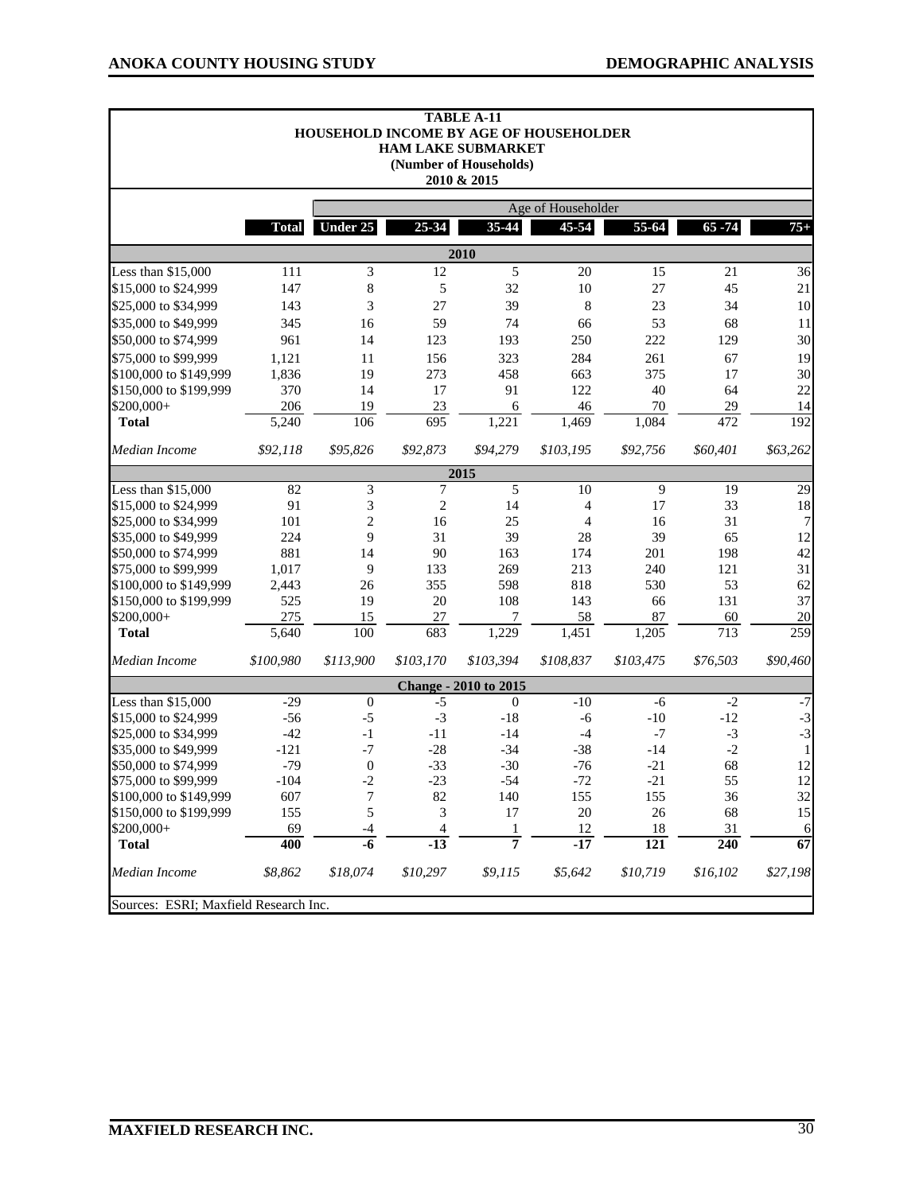**TABLE A-11**
**HOUSEHOLD INCOME BY AGE OF HOUSEHOLDER**
**HAM LAKE SUBMARKET**
**(Number of Households)**
**2010 & 2015**

| | | Age of Householder | | | | | | |
|---|---|---|---|---|---|---|---|---|
| | **Total** | **Under 25** | **25-34** | **35-44** | **45-54** | **55-64** | **65 -74** | **75+** |
| **2010** | | | | | | | | |
| Less than $15,000 | 111 | 3 | 12 | 5 | 20 | 15 | 21 | 36 |
| $15,000 to $24,999 | 147 | 8 | 5 | 32 | 10 | 27 | 45 | 21 |
| $25,000 to $34,999 | 143 | 3 | 27 | 39 | 8 | 23 | 34 | 10 |
| $35,000 to $49,999 | 345 | 16 | 59 | 74 | 66 | 53 | 68 | 11 |
| $50,000 to $74,999 | 961 | 14 | 123 | 193 | 250 | 222 | 129 | 30 |
| $75,000 to $99,999 | 1,121 | 11 | 156 | 323 | 284 | 261 | 67 | 19 |
| $100,000 to $149,999 | 1,836 | 19 | 273 | 458 | 663 | 375 | 17 | 30 |
| $150,000 to $199,999 | 370 | 14 | 17 | 91 | 122 | 40 | 64 | 22 |
| $200,000+ | 206 | 19 | 23 | 6 | 46 | 70 | 29 | 14 |
| **Total** | 5,240 | 106 | 695 | 1,221 | 1,469 | 1,084 | 472 | 192 |
| *Median Income* | *$92,118* | *$95,826* | *$92,873* | *$94,279* | *$103,195* | *$92,756* | *$60,401* | *$63,262* |
| **2015** | | | | | | | | |
| Less than $15,000 | 82 | 3 | 7 | 5 | 10 | 9 | 19 | 29 |
| $15,000 to $24,999 | 91 | 3 | 2 | 14 | 4 | 17 | 33 | 18 |
| $25,000 to $34,999 | 101 | 2 | 16 | 25 | 4 | 16 | 31 | 7 |
| $35,000 to $49,999 | 224 | 9 | 31 | 39 | 28 | 39 | 65 | 12 |
| $50,000 to $74,999 | 881 | 14 | 90 | 163 | 174 | 201 | 198 | 42 |
| $75,000 to $99,999 | 1,017 | 9 | 133 | 269 | 213 | 240 | 121 | 31 |
| $100,000 to $149,999 | 2,443 | 26 | 355 | 598 | 818 | 530 | 53 | 62 |
| $150,000 to $199,999 | 525 | 19 | 20 | 108 | 143 | 66 | 131 | 37 |
| $200,000+ | 275 | 15 | 27 | 7 | 58 | 87 | 60 | 20 |
| **Total** | 5,640 | 100 | 683 | 1,229 | 1,451 | 1,205 | 713 | 259 |
| *Median Income* | *$100,980* | *$113,900* | *$103,170* | *$103,394* | *$108,837* | *$103,475* | *$76,503* | *$90,460* |
| **Change - 2010 to 2015** | | | | | | | | |
| Less than $15,000 | -29 | 0 | -5 | 0 | -10 | -6 | -2 | -7 |
| $15,000 to $24,999 | -56 | -5 | -3 | -18 | -6 | -10 | -12 | -3 |
| $25,000 to $34,999 | -42 | -1 | -11 | -14 | -4 | -7 | -3 | -3 |
| $35,000 to $49,999 | -121 | -7 | -28 | -34 | -38 | -14 | -2 | 1 |
| $50,000 to $74,999 | -79 | 0 | -33 | -30 | -76 | -21 | 68 | 12 |
| $75,000 to $99,999 | -104 | -2 | -23 | -54 | -72 | -21 | 55 | 12 |
| $100,000 to $149,999 | 607 | 7 | 82 | 140 | 155 | 155 | 36 | 32 |
| $150,000 to $199,999 | 155 | 5 | 3 | 17 | 20 | 26 | 68 | 15 |
| $200,000+ | 69 | -4 | 4 | 1 | 12 | 18 | 31 | 6 |
| **Total** | **400** | **-6** | **-13** | **7** | **-17** | **121** | **240** | **67** |
| *Median Income* | *$8,862* | *$18,074* | *$10,297* | *$9,115* | *$5,642* | *$10,719* | *$16,102* | *$27,198* |

Sources: ESRI; Maxfield Research Inc.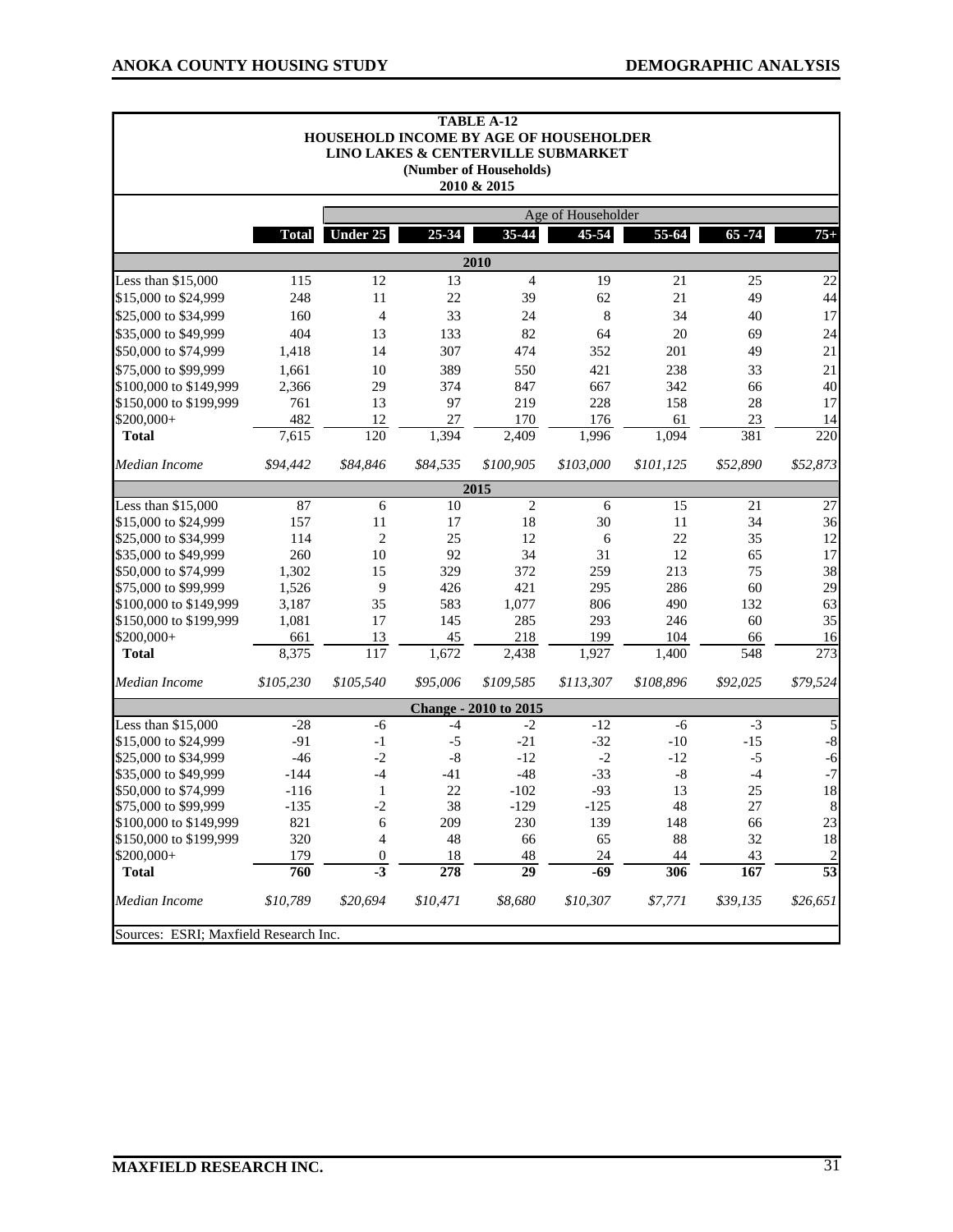**TABLE A-12**
**HOUSEHOLD INCOME BY AGE OF HOUSEHOLDER**
**LINO LAKES & CENTERVILLE SUBMARKET**
**(Number of Households)**
**2010 & 2015**

| | | Age of Householder | | | | | | |
|---|---|---|---|---|---|---|---|---|
| | **Total** | **Under 25** | **25-34** | **35-44** | **45-54** | **55-64** | **65 -74** | **75+** |
| **2010** | | | | | | | | |
| Less than $15,000 | 115 | 12 | 13 | 4 | 19 | 21 | 25 | 22 |
| $15,000 to $24,999 | 248 | 11 | 22 | 39 | 62 | 21 | 49 | 44 |
| $25,000 to $34,999 | 160 | 4 | 33 | 24 | 8 | 34 | 40 | 17 |
| $35,000 to $49,999 | 404 | 13 | 133 | 82 | 64 | 20 | 69 | 24 |
| $50,000 to $74,999 | 1,418 | 14 | 307 | 474 | 352 | 201 | 49 | 21 |
| $75,000 to $99,999 | 1,661 | 10 | 389 | 550 | 421 | 238 | 33 | 21 |
| $100,000 to $149,999 | 2,366 | 29 | 374 | 847 | 667 | 342 | 66 | 40 |
| $150,000 to $199,999 | 761 | 13 | 97 | 219 | 228 | 158 | 28 | 17 |
| $200,000+ | 482 | 12 | 27 | 170 | 176 | 61 | 23 | 14 |
| **Total** | 7,615 | 120 | 1,394 | 2,409 | 1,996 | 1,094 | 381 | 220 |
| *Median Income* | *$94,442* | *$84,846* | *$84,535* | *$100,905* | *$103,000* | *$101,125* | *$52,890* | *$52,873* |
| **2015** | | | | | | | | |
| Less than $15,000 | 87 | 6 | 10 | 2 | 6 | 15 | 21 | 27 |
| $15,000 to $24,999 | 157 | 11 | 17 | 18 | 30 | 11 | 34 | 36 |
| $25,000 to $34,999 | 114 | 2 | 25 | 12 | 6 | 22 | 35 | 12 |
| $35,000 to $49,999 | 260 | 10 | 92 | 34 | 31 | 12 | 65 | 17 |
| $50,000 to $74,999 | 1,302 | 15 | 329 | 372 | 259 | 213 | 75 | 38 |
| $75,000 to $99,999 | 1,526 | 9 | 426 | 421 | 295 | 286 | 60 | 29 |
| $100,000 to $149,999 | 3,187 | 35 | 583 | 1,077 | 806 | 490 | 132 | 63 |
| $150,000 to $199,999 | 1,081 | 17 | 145 | 285 | 293 | 246 | 60 | 35 |
| $200,000+ | 661 | 13 | 45 | 218 | 199 | 104 | 66 | 16 |
| **Total** | 8,375 | 117 | 1,672 | 2,438 | 1,927 | 1,400 | 548 | 273 |
| *Median Income* | *$105,230* | *$105,540* | *$95,006* | *$109,585* | *$113,307* | *$108,896* | *$92,025* | *$79,524* |
| **Change - 2010 to 2015** | | | | | | | | |
| Less than $15,000 | -28 | -6 | -4 | -2 | -12 | -6 | -3 | 5 |
| $15,000 to $24,999 | -91 | -1 | -5 | -21 | -32 | -10 | -15 | -8 |
| $25,000 to $34,999 | -46 | -2 | -8 | -12 | -2 | -12 | -5 | -6 |
| $35,000 to $49,999 | -144 | -4 | -41 | -48 | -33 | -8 | -4 | -7 |
| $50,000 to $74,999 | -116 | 1 | 22 | -102 | -93 | 13 | 25 | 18 |
| $75,000 to $99,999 | -135 | -2 | 38 | -129 | -125 | 48 | 27 | 8 |
| $100,000 to $149,999 | 821 | 6 | 209 | 230 | 139 | 148 | 66 | 23 |
| $150,000 to $199,999 | 320 | 4 | 48 | 66 | 65 | 88 | 32 | 18 |
| $200,000+ | 179 | 0 | 18 | 48 | 24 | 44 | 43 | 2 |
| **Total** | **760** | **-3** | **278** | **29** | **-69** | **306** | **167** | **53** |
| *Median Income* | *$10,789* | *$20,694* | *$10,471* | *$8,680* | *$10,307* | *$7,771* | *$39,135* | *$26,651* |

Sources: ESRI; Maxfield Research Inc.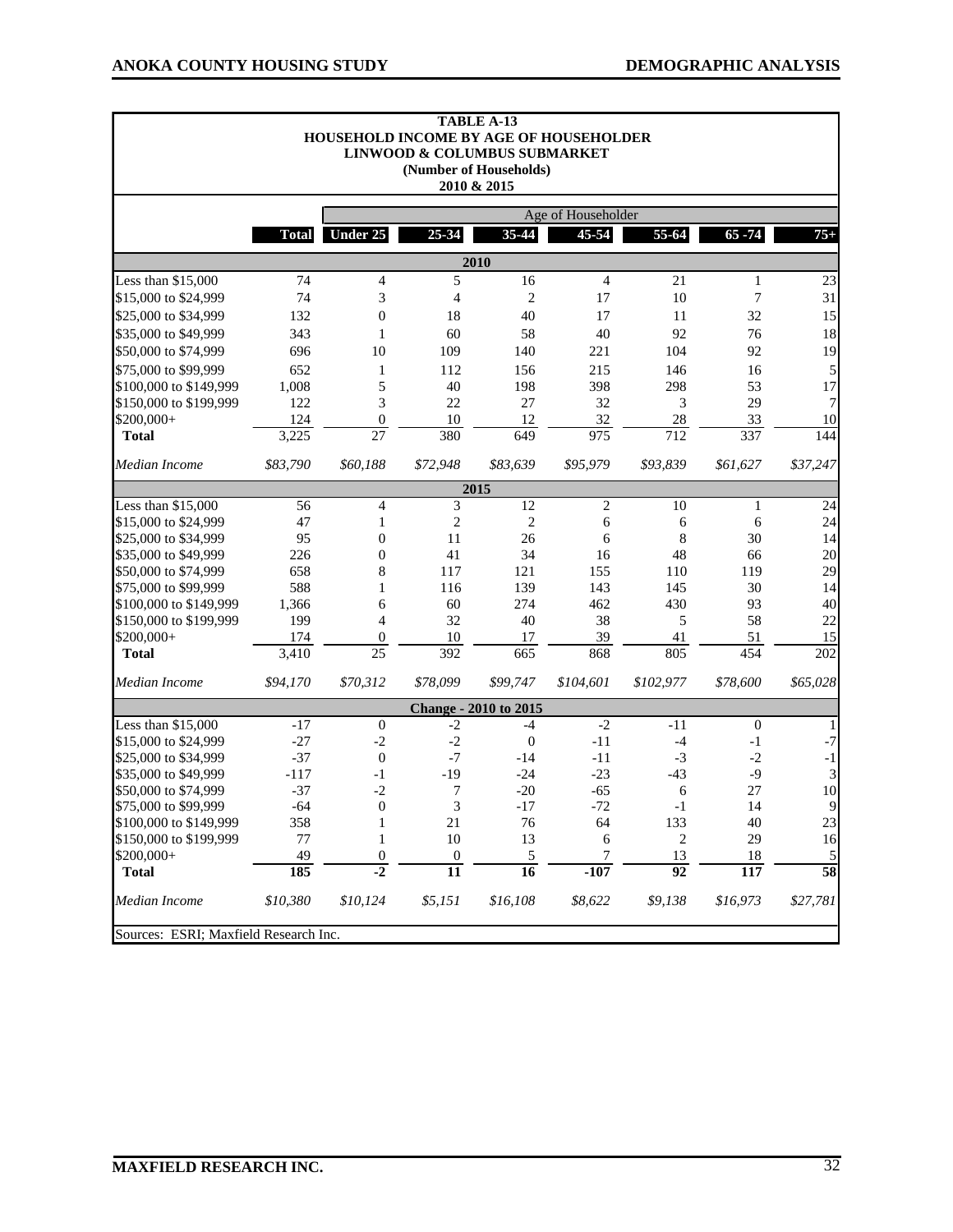**TABLE A-13**
**HOUSEHOLD INCOME BY AGE OF HOUSEHOLDER**
**LINWOOD & COLUMBUS SUBMARKET**
**(Number of Households)**
**2010 & 2015**

| | | Age of Householder | | | | | | |
|---|---|---|---|---|---|---|---|---|
| | **Total** | **Under 25** | **25-34** | **35-44** | **45-54** | **55-64** | **65 -74** | **75+** |
| **2010** | | | | | | | | |
| Less than $15,000 | 74 | 4 | 5 | 16 | 4 | 21 | 1 | 23 |
| $15,000 to $24,999 | 74 | 3 | 4 | 2 | 17 | 10 | 7 | 31 |
| $25,000 to $34,999 | 132 | 0 | 18 | 40 | 17 | 11 | 32 | 15 |
| $35,000 to $49,999 | 343 | 1 | 60 | 58 | 40 | 92 | 76 | 18 |
| $50,000 to $74,999 | 696 | 10 | 109 | 140 | 221 | 104 | 92 | 19 |
| $75,000 to $99,999 | 652 | 1 | 112 | 156 | 215 | 146 | 16 | 5 |
| $100,000 to $149,999 | 1,008 | 5 | 40 | 198 | 398 | 298 | 53 | 17 |
| $150,000 to $199,999 | 122 | 3 | 22 | 27 | 32 | 3 | 29 | 7 |
| $200,000+ | 124 | 0 | 10 | 12 | 32 | 28 | 33 | 10 |
| **Total** | 3,225 | 27 | 380 | 649 | 975 | 712 | 337 | 144 |
| *Median Income* | *$83,790* | *$60,188* | *$72,948* | *$83,639* | *$95,979* | *$93,839* | *$61,627* | *$37,247* |
| **2015** | | | | | | | | |
| Less than $15,000 | 56 | 4 | 3 | 12 | 2 | 10 | 1 | 24 |
| $15,000 to $24,999 | 47 | 1 | 2 | 2 | 6 | 6 | 6 | 24 |
| $25,000 to $34,999 | 95 | 0 | 11 | 26 | 6 | 8 | 30 | 14 |
| $35,000 to $49,999 | 226 | 0 | 41 | 34 | 16 | 48 | 66 | 20 |
| $50,000 to $74,999 | 658 | 8 | 117 | 121 | 155 | 110 | 119 | 29 |
| $75,000 to $99,999 | 588 | 1 | 116 | 139 | 143 | 145 | 30 | 14 |
| $100,000 to $149,999 | 1,366 | 6 | 60 | 274 | 462 | 430 | 93 | 40 |
| $150,000 to $199,999 | 199 | 4 | 32 | 40 | 38 | 5 | 58 | 22 |
| $200,000+ | 174 | 0 | 10 | 17 | 39 | 41 | 51 | 15 |
| **Total** | 3,410 | 25 | 392 | 665 | 868 | 805 | 454 | 202 |
| *Median Income* | *$94,170* | *$70,312* | *$78,099* | *$99,747* | *$104,601* | *$102,977* | *$78,600* | *$65,028* |
| **Change - 2010 to 2015** | | | | | | | | |
| Less than $15,000 | -17 | 0 | -2 | -4 | -2 | -11 | 0 | 1 |
| $15,000 to $24,999 | -27 | -2 | -2 | 0 | -11 | -4 | -1 | -7 |
| $25,000 to $34,999 | -37 | 0 | -7 | -14 | -11 | -3 | -2 | -1 |
| $35,000 to $49,999 | -117 | -1 | -19 | -24 | -23 | -43 | -9 | 3 |
| $50,000 to $74,999 | -37 | -2 | 7 | -20 | -65 | 6 | 27 | 10 |
| $75,000 to $99,999 | -64 | 0 | 3 | -17 | -72 | -1 | 14 | 9 |
| $100,000 to $149,999 | 358 | 1 | 21 | 76 | 64 | 133 | 40 | 23 |
| $150,000 to $199,999 | 77 | 1 | 10 | 13 | 6 | 2 | 29 | 16 |
| $200,000+ | 49 | 0 | 0 | 5 | 7 | 13 | 18 | 5 |
| **Total** | **185** | **-2** | **11** | **16** | **-107** | **92** | **117** | **58** |
| *Median Income* | *$10,380* | *$10,124* | *$5,151* | *$16,108* | *$8,622* | *$9,138* | *$16,973* | *$27,781* |

Sources: ESRI; Maxfield Research Inc.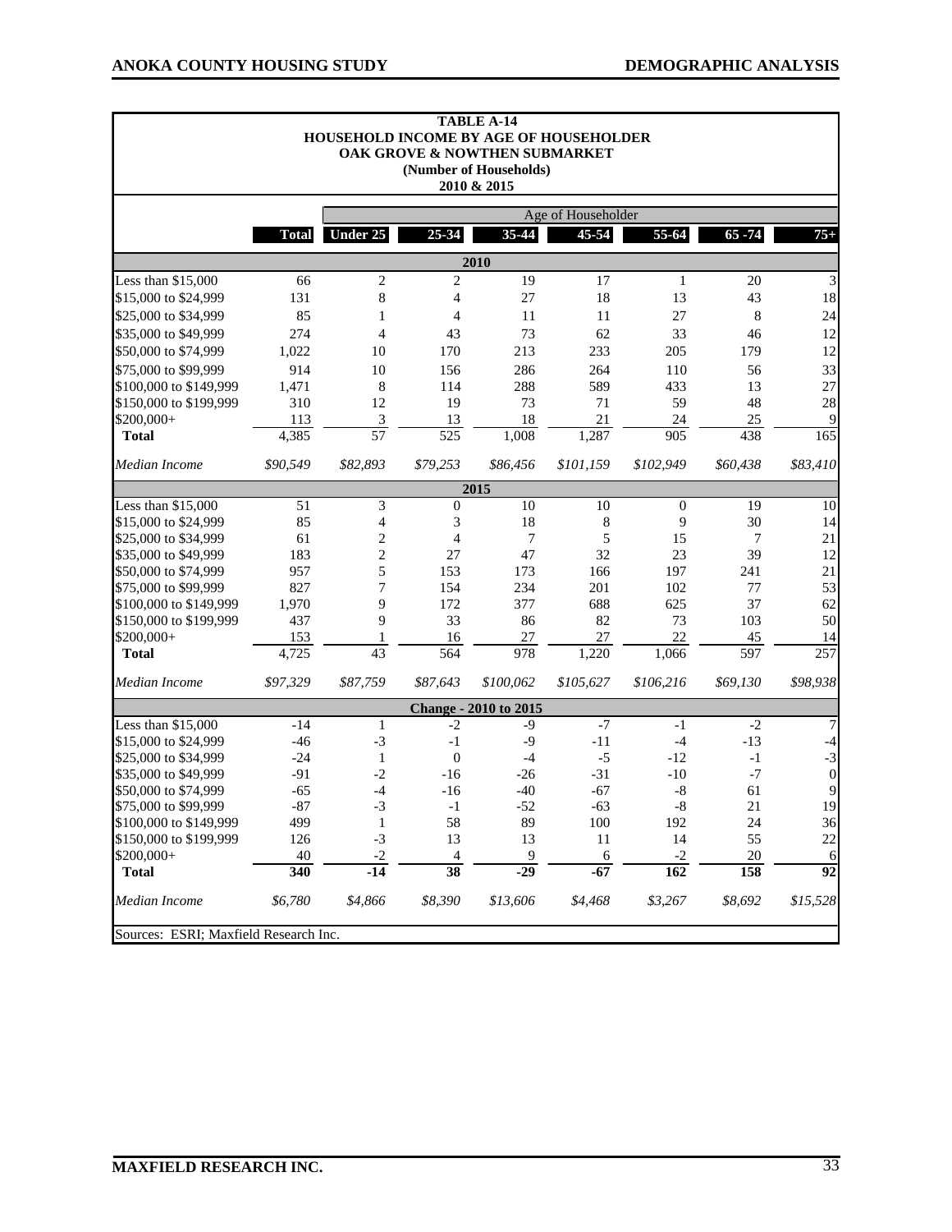**TABLE A-14**
**HOUSEHOLD INCOME BY AGE OF HOUSEHOLDER**
**OAK GROVE & NOWTHEN SUBMARKET**
**(Number of Households)**
**2010 & 2015**

| | | Age of Householder | | | | | | |
|---|---|---|---|---|---|---|---|---|
| | **Total** | **Under 25** | **25-34** | **35-44** | **45-54** | **55-64** | **65 -74** | **75+** |
| **2010** | | | | | | | | |
| Less than $15,000 | 66 | 2 | 2 | 19 | 17 | 1 | 20 | 3 |
| $15,000 to $24,999 | 131 | 8 | 4 | 27 | 18 | 13 | 43 | 18 |
| $25,000 to $34,999 | 85 | 1 | 4 | 11 | 11 | 27 | 8 | 24 |
| $35,000 to $49,999 | 274 | 4 | 43 | 73 | 62 | 33 | 46 | 12 |
| $50,000 to $74,999 | 1,022 | 10 | 170 | 213 | 233 | 205 | 179 | 12 |
| $75,000 to $99,999 | 914 | 10 | 156 | 286 | 264 | 110 | 56 | 33 |
| $100,000 to $149,999 | 1,471 | 8 | 114 | 288 | 589 | 433 | 13 | 27 |
| $150,000 to $199,999 | 310 | 12 | 19 | 73 | 71 | 59 | 48 | 28 |
| $200,000+ | 113 | 3 | 13 | 18 | 21 | 24 | 25 | 9 |
| **Total** | 4,385 | 57 | 525 | 1,008 | 1,287 | 905 | 438 | 165 |
| *Median Income* | *$90,549* | *$82,893* | *$79,253* | *$86,456* | *$101,159* | *$102,949* | *$60,438* | *$83,410* |
| **2015** | | | | | | | | |
| Less than $15,000 | 51 | 3 | 0 | 10 | 10 | 0 | 19 | 10 |
| $15,000 to $24,999 | 85 | 4 | 3 | 18 | 8 | 9 | 30 | 14 |
| $25,000 to $34,999 | 61 | 2 | 4 | 7 | 5 | 15 | 7 | 21 |
| $35,000 to $49,999 | 183 | 2 | 27 | 47 | 32 | 23 | 39 | 12 |
| $50,000 to $74,999 | 957 | 5 | 153 | 173 | 166 | 197 | 241 | 21 |
| $75,000 to $99,999 | 827 | 7 | 154 | 234 | 201 | 102 | 77 | 53 |
| $100,000 to $149,999 | 1,970 | 9 | 172 | 377 | 688 | 625 | 37 | 62 |
| $150,000 to $199,999 | 437 | 9 | 33 | 86 | 82 | 73 | 103 | 50 |
| $200,000+ | 153 | 1 | 16 | 27 | 27 | 22 | 45 | 14 |
| **Total** | 4,725 | 43 | 564 | 978 | 1,220 | 1,066 | 597 | 257 |
| *Median Income* | *$97,329* | *$87,759* | *$87,643* | *$100,062* | *$105,627* | *$106,216* | *$69,130* | *$98,938* |
| **Change - 2010 to 2015** | | | | | | | | |
| Less than $15,000 | -14 | 1 | -2 | -9 | -7 | -1 | -2 | 7 |
| $15,000 to $24,999 | -46 | -3 | -1 | -9 | -11 | -4 | -13 | -4 |
| $25,000 to $34,999 | -24 | 1 | 0 | -4 | -5 | -12 | -1 | -3 |
| $35,000 to $49,999 | -91 | -2 | -16 | -26 | -31 | -10 | -7 | 0 |
| $50,000 to $74,999 | -65 | -4 | -16 | -40 | -67 | -8 | 61 | 9 |
| $75,000 to $99,999 | -87 | -3 | -1 | -52 | -63 | -8 | 21 | 19 |
| $100,000 to $149,999 | 499 | 1 | 58 | 89 | 100 | 192 | 24 | 36 |
| $150,000 to $199,999 | 126 | -3 | 13 | 13 | 11 | 14 | 55 | 22 |
| $200,000+ | 40 | -2 | 4 | 9 | 6 | -2 | 20 | 6 |
| **Total** | **340** | **-14** | **38** | **-29** | **-67** | **162** | **158** | **92** |
| *Median Income* | *$6,780* | *$4,866* | *$8,390* | *$13,606* | *$4,468* | *$3,267* | *$8,692* | *$15,528* |

Sources: ESRI; Maxfield Research Inc.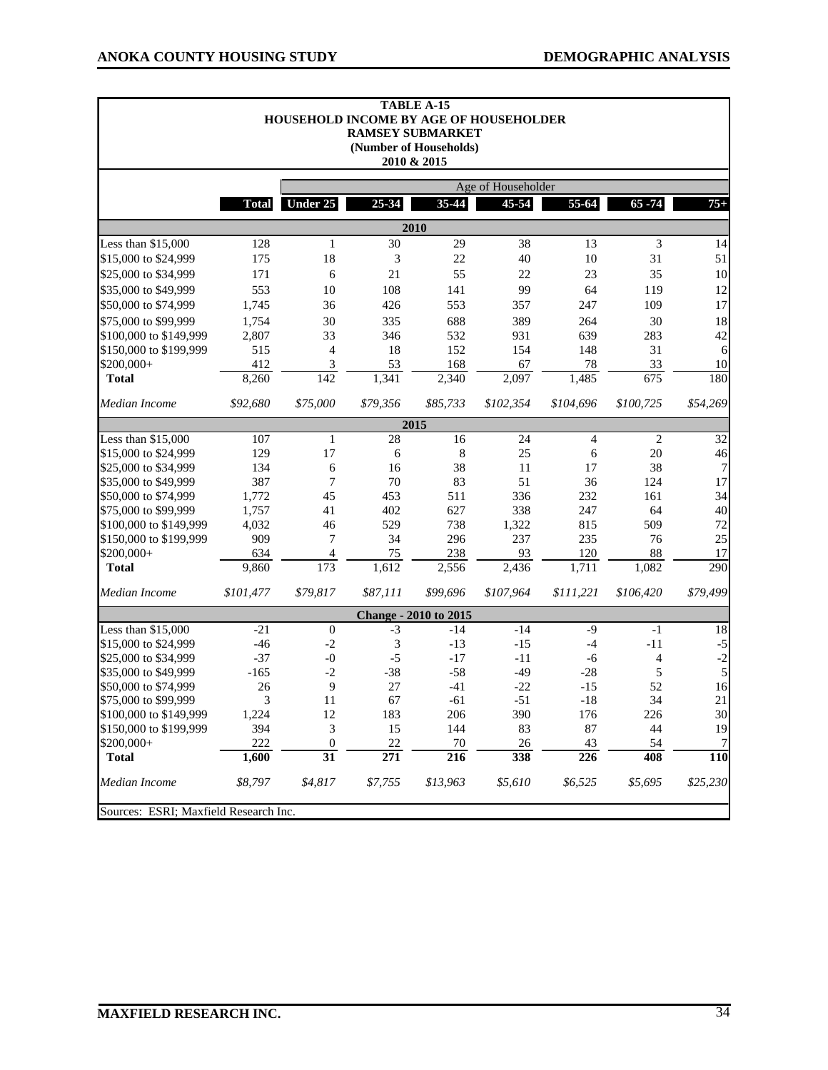**TABLE A-15**
**HOUSEHOLD INCOME BY AGE OF HOUSEHOLDER**
**RAMSEY SUBMARKET**
**(Number of Households)**
**2010 & 2015**

| | | Age of Householder | | | | | | |
|---|---|---|---|---|---|---|---|---|
| | **Total** | **Under 25** | **25-34** | **35-44** | **45-54** | **55-64** | **65 -74** | **75+** |
| **2010** | | | | | | | | |
| Less than $15,000 | 128 | 1 | 30 | 29 | 38 | 13 | 3 | 14 |
| $15,000 to $24,999 | 175 | 18 | 3 | 22 | 40 | 10 | 31 | 51 |
| $25,000 to $34,999 | 171 | 6 | 21 | 55 | 22 | 23 | 35 | 10 |
| $35,000 to $49,999 | 553 | 10 | 108 | 141 | 99 | 64 | 119 | 12 |
| $50,000 to $74,999 | 1,745 | 36 | 426 | 553 | 357 | 247 | 109 | 17 |
| $75,000 to $99,999 | 1,754 | 30 | 335 | 688 | 389 | 264 | 30 | 18 |
| $100,000 to $149,999 | 2,807 | 33 | 346 | 532 | 931 | 639 | 283 | 42 |
| $150,000 to $199,999 | 515 | 4 | 18 | 152 | 154 | 148 | 31 | 6 |
| $200,000+ | 412 | 3 | 53 | 168 | 67 | 78 | 33 | 10 |
| **Total** | 8,260 | 142 | 1,341 | 2,340 | 2,097 | 1,485 | 675 | 180 |
| *Median Income* | *$92,680* | *$75,000* | *$79,356* | *$85,733* | *$102,354* | *$104,696* | *$100,725* | *$54,269* |
| **2015** | | | | | | | | |
| Less than $15,000 | 107 | 1 | 28 | 16 | 24 | 4 | 2 | 32 |
| $15,000 to $24,999 | 129 | 17 | 6 | 8 | 25 | 6 | 20 | 46 |
| $25,000 to $34,999 | 134 | 6 | 16 | 38 | 11 | 17 | 38 | 7 |
| $35,000 to $49,999 | 387 | 7 | 70 | 83 | 51 | 36 | 124 | 17 |
| $50,000 to $74,999 | 1,772 | 45 | 453 | 511 | 336 | 232 | 161 | 34 |
| $75,000 to $99,999 | 1,757 | 41 | 402 | 627 | 338 | 247 | 64 | 40 |
| $100,000 to $149,999 | 4,032 | 46 | 529 | 738 | 1,322 | 815 | 509 | 72 |
| $150,000 to $199,999 | 909 | 7 | 34 | 296 | 237 | 235 | 76 | 25 |
| $200,000+ | 634 | 4 | 75 | 238 | 93 | 120 | 88 | 17 |
| **Total** | 9,860 | 173 | 1,612 | 2,556 | 2,436 | 1,711 | 1,082 | 290 |
| *Median Income* | *$101,477* | *$79,817* | *$87,111* | *$99,696* | *$107,964* | *$111,221* | *$106,420* | *$79,499* |
| **Change - 2010 to 2015** | | | | | | | | |
| Less than $15,000 | -21 | 0 | -3 | -14 | -14 | -9 | -1 | 18 |
| $15,000 to $24,999 | -46 | -2 | 3 | -13 | -15 | -4 | -11 | -5 |
| $25,000 to $34,999 | -37 | -0 | -5 | -17 | -11 | -6 | 4 | -2 |
| $35,000 to $49,999 | -165 | -2 | -38 | -58 | -49 | -28 | 5 | 5 |
| $50,000 to $74,999 | 26 | 9 | 27 | -41 | -22 | -15 | 52 | 16 |
| $75,000 to $99,999 | 3 | 11 | 67 | -61 | -51 | -18 | 34 | 21 |
| $100,000 to $149,999 | 1,224 | 12 | 183 | 206 | 390 | 176 | 226 | 30 |
| $150,000 to $199,999 | 394 | 3 | 15 | 144 | 83 | 87 | 44 | 19 |
| $200,000+ | 222 | 0 | 22 | 70 | 26 | 43 | 54 | 7 |
| **Total** | **1,600** | **31** | **271** | **216** | **338** | **226** | **408** | **110** |
| *Median Income* | *$8,797* | *$4,817* | *$7,755* | *$13,963* | *$5,610* | *$6,525* | *$5,695* | *$25,230* |

Sources: ESRI; Maxfield Research Inc.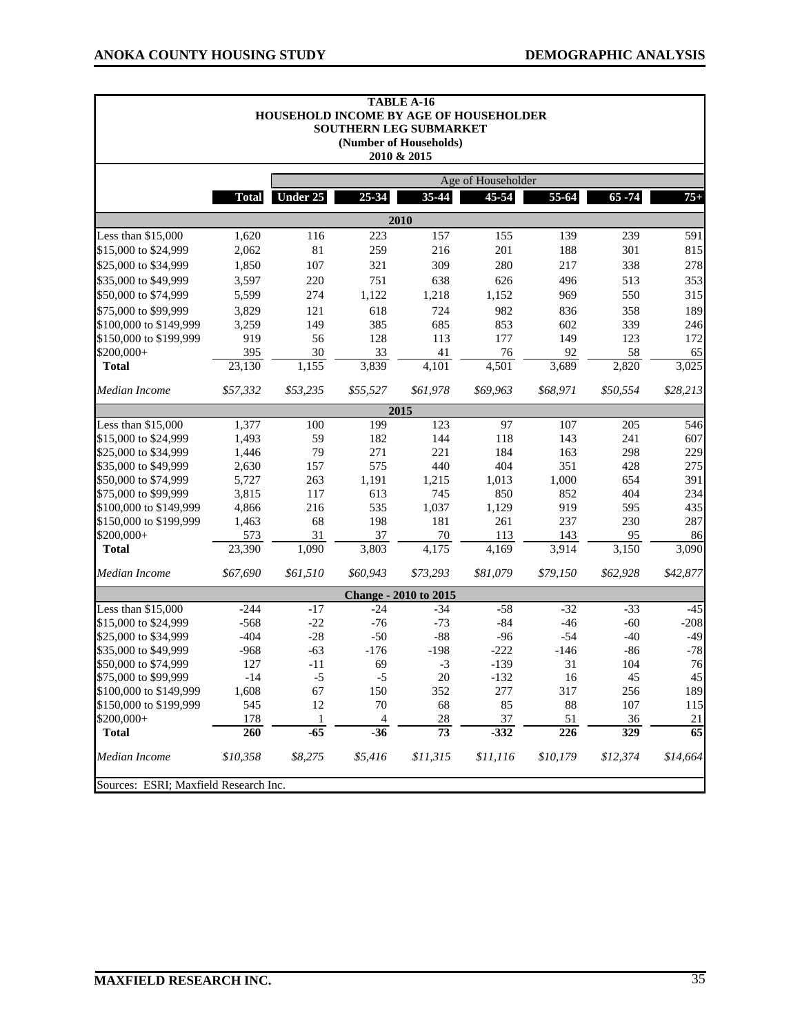**TABLE A-16**
**HOUSEHOLD INCOME BY AGE OF HOUSEHOLDER**
**SOUTHERN LEG SUBMARKET**
**(Number of Households)**
**2010 & 2015**

| | | Age of Householder | | | | | | |
|---|---|---|---|---|---|---|---|---|
| | **Total** | **Under 25** | **25-34** | **35-44** | **45-54** | **55-64** | **65 -74** | **75+** |
| | | | | **2010** | | | | |
| Less than $15,000 | 1,620 | 116 | 223 | 157 | 155 | 139 | 239 | 591 |
| $15,000 to $24,999 | 2,062 | 81 | 259 | 216 | 201 | 188 | 301 | 815 |
| $25,000 to $34,999 | 1,850 | 107 | 321 | 309 | 280 | 217 | 338 | 278 |
| $35,000 to $49,999 | 3,597 | 220 | 751 | 638 | 626 | 496 | 513 | 353 |
| $50,000 to $74,999 | 5,599 | 274 | 1,122 | 1,218 | 1,152 | 969 | 550 | 315 |
| $75,000 to $99,999 | 3,829 | 121 | 618 | 724 | 982 | 836 | 358 | 189 |
| $100,000 to $149,999 | 3,259 | 149 | 385 | 685 | 853 | 602 | 339 | 246 |
| $150,000 to $199,999 | 919 | 56 | 128 | 113 | 177 | 149 | 123 | 172 |
| $200,000+ | 395 | 30 | 33 | 41 | 76 | 92 | 58 | 65 |
| **Total** | 23,130 | 1,155 | 3,839 | 4,101 | 4,501 | 3,689 | 2,820 | 3,025 |
| *Median Income* | *$57,332* | *$53,235* | *$55,527* | *$61,978* | *$69,963* | *$68,971* | *$50,554* | *$28,213* |
| | | | | **2015** | | | | |
| Less than $15,000 | 1,377 | 100 | 199 | 123 | 97 | 107 | 205 | 546 |
| $15,000 to $24,999 | 1,493 | 59 | 182 | 144 | 118 | 143 | 241 | 607 |
| $25,000 to $34,999 | 1,446 | 79 | 271 | 221 | 184 | 163 | 298 | 229 |
| $35,000 to $49,999 | 2,630 | 157 | 575 | 440 | 404 | 351 | 428 | 275 |
| $50,000 to $74,999 | 5,727 | 263 | 1,191 | 1,215 | 1,013 | 1,000 | 654 | 391 |
| $75,000 to $99,999 | 3,815 | 117 | 613 | 745 | 850 | 852 | 404 | 234 |
| $100,000 to $149,999 | 4,866 | 216 | 535 | 1,037 | 1,129 | 919 | 595 | 435 |
| $150,000 to $199,999 | 1,463 | 68 | 198 | 181 | 261 | 237 | 230 | 287 |
| $200,000+ | 573 | 31 | 37 | 70 | 113 | 143 | 95 | 86 |
| **Total** | 23,390 | 1,090 | 3,803 | 4,175 | 4,169 | 3,914 | 3,150 | 3,090 |
| *Median Income* | *$67,690* | *$61,510* | *$60,943* | *$73,293* | *$81,079* | *$79,150* | *$62,928* | *$42,877* |
| | | | | **Change - 2010 to 2015** | | | | |
| Less than $15,000 | -244 | -17 | -24 | -34 | -58 | -32 | -33 | -45 |
| $15,000 to $24,999 | -568 | -22 | -76 | -73 | -84 | -46 | -60 | -208 |
| $25,000 to $34,999 | -404 | -28 | -50 | -88 | -96 | -54 | -40 | -49 |
| $35,000 to $49,999 | -968 | -63 | -176 | -198 | -222 | -146 | -86 | -78 |
| $50,000 to $74,999 | 127 | -11 | 69 | -3 | -139 | 31 | 104 | 76 |
| $75,000 to $99,999 | -14 | -5 | -5 | 20 | -132 | 16 | 45 | 45 |
| $100,000 to $149,999 | 1,608 | 67 | 150 | 352 | 277 | 317 | 256 | 189 |
| $150,000 to $199,999 | 545 | 12 | 70 | 68 | 85 | 88 | 107 | 115 |
| $200,000+ | 178 | 1 | 4 | 28 | 37 | 51 | 36 | 21 |
| **Total** | **260** | **-65** | **-36** | **73** | **-332** | **226** | **329** | **65** |
| *Median Income* | *$10,358* | *$8,275* | *$5,416* | *$11,315* | *$11,116* | *$10,179* | *$12,374* | *$14,664* |

Sources: ESRI; Maxfield Research Inc.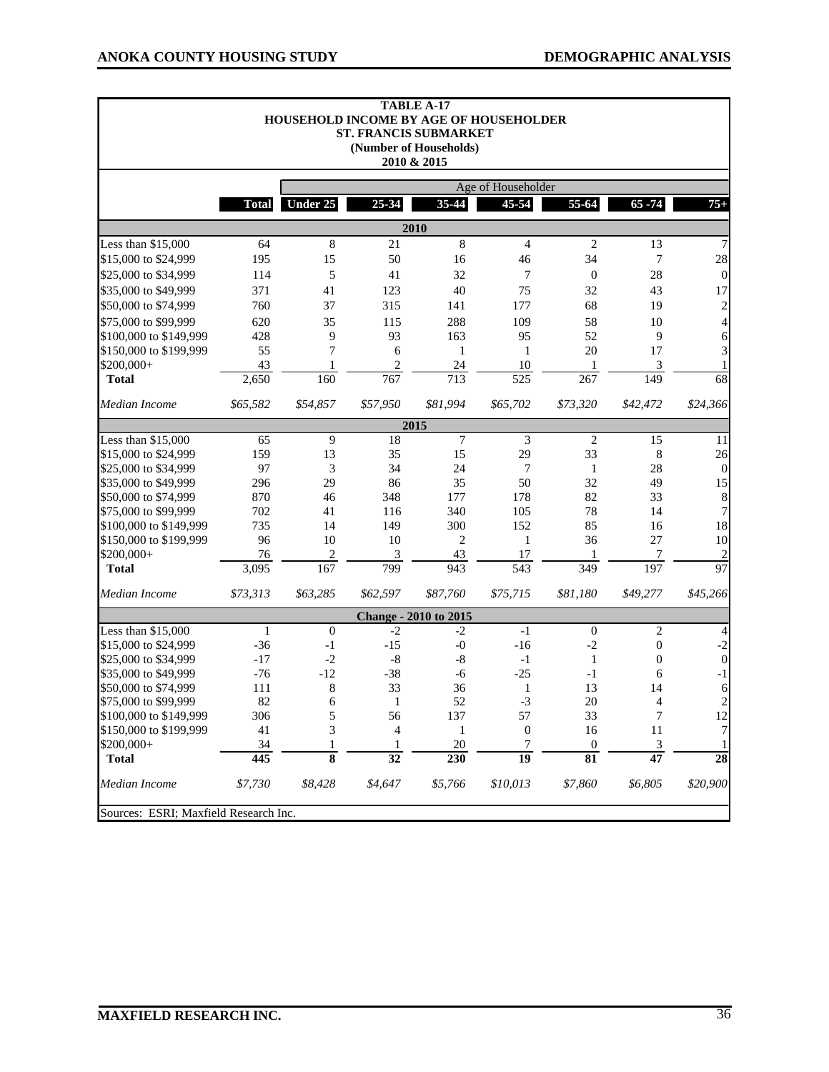**TABLE A-17**
**HOUSEHOLD INCOME BY AGE OF HOUSEHOLDER**
**ST. FRANCIS SUBMARKET**
**(Number of Households)**
**2010 & 2015**

| | | Age of Householder | | | | | | |
|---|---|---|---|---|---|---|---|---|
| | **Total** | **Under 25** | **25-34** | **35-44** | **45-54** | **55-64** | **65 -74** | **75+** |
| **2010** | | | | | | | | |
| Less than $15,000 | 64 | 8 | 21 | 8 | 4 | 2 | 13 | 7 |
| $15,000 to $24,999 | 195 | 15 | 50 | 16 | 46 | 34 | 7 | 28 |
| $25,000 to $34,999 | 114 | 5 | 41 | 32 | 7 | 0 | 28 | 0 |
| $35,000 to $49,999 | 371 | 41 | 123 | 40 | 75 | 32 | 43 | 17 |
| $50,000 to $74,999 | 760 | 37 | 315 | 141 | 177 | 68 | 19 | 2 |
| $75,000 to $99,999 | 620 | 35 | 115 | 288 | 109 | 58 | 10 | 4 |
| $100,000 to $149,999 | 428 | 9 | 93 | 163 | 95 | 52 | 9 | 6 |
| $150,000 to $199,999 | 55 | 7 | 6 | 1 | 1 | 20 | 17 | 3 |
| $200,000+ | 43 | 1 | 2 | 24 | 10 | 1 | 3 | 1 |
| **Total** | 2,650 | 160 | 767 | 713 | 525 | 267 | 149 | 68 |
| *Median Income* | *$65,582* | *$54,857* | *$57,950* | *$81,994* | *$65,702* | *$73,320* | *$42,472* | *$24,366* |
| **2015** | | | | | | | | |
| Less than $15,000 | 65 | 9 | 18 | 7 | 3 | 2 | 15 | 11 |
| $15,000 to $24,999 | 159 | 13 | 35 | 15 | 29 | 33 | 8 | 26 |
| $25,000 to $34,999 | 97 | 3 | 34 | 24 | 7 | 1 | 28 | 0 |
| $35,000 to $49,999 | 296 | 29 | 86 | 35 | 50 | 32 | 49 | 15 |
| $50,000 to $74,999 | 870 | 46 | 348 | 177 | 178 | 82 | 33 | 8 |
| $75,000 to $99,999 | 702 | 41 | 116 | 340 | 105 | 78 | 14 | 7 |
| $100,000 to $149,999 | 735 | 14 | 149 | 300 | 152 | 85 | 16 | 18 |
| $150,000 to $199,999 | 96 | 10 | 10 | 2 | 1 | 36 | 27 | 10 |
| $200,000+ | 76 | 2 | 3 | 43 | 17 | 1 | 7 | 2 |
| **Total** | 3,095 | 167 | 799 | 943 | 543 | 349 | 197 | 97 |
| *Median Income* | *$73,313* | *$63,285* | *$62,597* | *$87,760* | *$75,715* | *$81,180* | *$49,277* | *$45,266* |
| **Change - 2010 to 2015** | | | | | | | | |
| Less than $15,000 | 1 | 0 | -2 | -2 | -1 | 0 | 2 | 4 |
| $15,000 to $24,999 | -36 | -1 | -15 | -0 | -16 | -2 | 0 | -2 |
| $25,000 to $34,999 | -17 | -2 | -8 | -8 | -1 | 1 | 0 | 0 |
| $35,000 to $49,999 | -76 | -12 | -38 | -6 | -25 | -1 | 6 | -1 |
| $50,000 to $74,999 | 111 | 8 | 33 | 36 | 1 | 13 | 14 | 6 |
| $75,000 to $99,999 | 82 | 6 | 1 | 52 | -3 | 20 | 4 | 2 |
| $100,000 to $149,999 | 306 | 5 | 56 | 137 | 57 | 33 | 7 | 12 |
| $150,000 to $199,999 | 41 | 3 | 4 | 1 | 0 | 16 | 11 | 7 |
| $200,000+ | 34 | 1 | 1 | 20 | 7 | 0 | 3 | 1 |
| **Total** | **445** | **8** | **32** | **230** | **19** | **81** | **47** | **28** |
| *Median Income* | *$7,730* | *$8,428* | *$4,647* | *$5,766* | *$10,013* | *$7,860* | *$6,805* | *$20,900* |

Sources: ESRI; Maxfield Research Inc.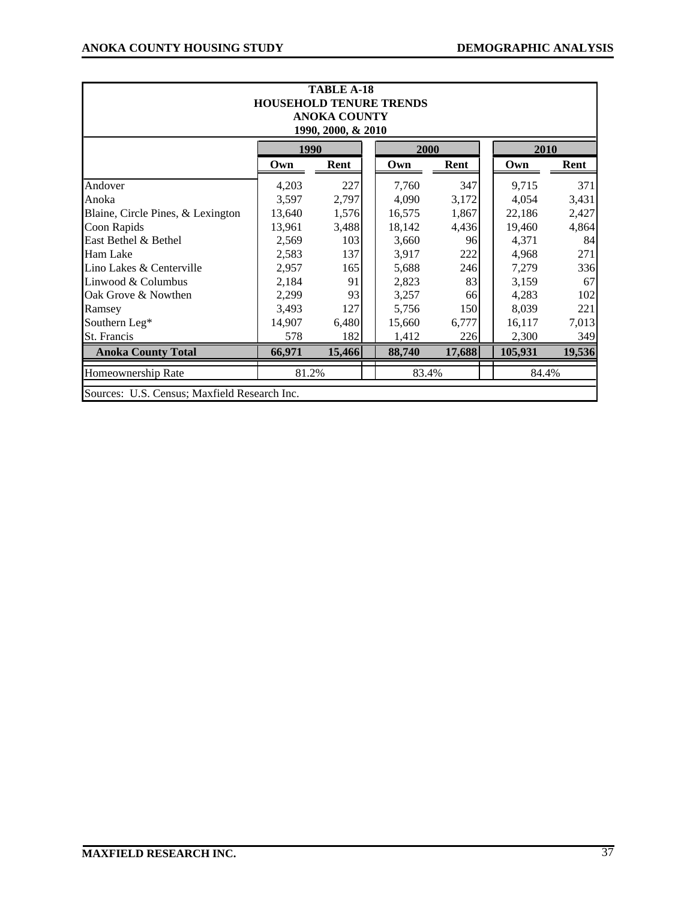**TABLE A-18**
**HOUSEHOLD TENURE TRENDS**
**ANOKA COUNTY**
**1990, 2000, & 2010**

| | 1990 | | 2000 | | 2010 | |
|---|---|---|---|---|---|---|
| | Own | Rent | Own | Rent | Own | Rent |
| Andover | 4,203 | 227 | 7,760 | 347 | 9,715 | 371 |
| Anoka | 3,597 | 2,797 | 4,090 | 3,172 | 4,054 | 3,431 |
| Blaine, Circle Pines, & Lexington | 13,640 | 1,576 | 16,575 | 1,867 | 22,186 | 2,427 |
| Coon Rapids | 13,961 | 3,488 | 18,142 | 4,436 | 19,460 | 4,864 |
| East Bethel & Bethel | 2,569 | 103 | 3,660 | 96 | 4,371 | 84 |
| Ham Lake | 2,583 | 137 | 3,917 | 222 | 4,968 | 271 |
| Lino Lakes & Centerville | 2,957 | 165 | 5,688 | 246 | 7,279 | 336 |
| Linwood & Columbus | 2,184 | 91 | 2,823 | 83 | 3,159 | 67 |
| Oak Grove & Nowthen | 2,299 | 93 | 3,257 | 66 | 4,283 | 102 |
| Ramsey | 3,493 | 127 | 5,756 | 150 | 8,039 | 221 |
| Southern Leg* | 14,907 | 6,480 | 15,660 | 6,777 | 16,117 | 7,013 |
| St. Francis | 578 | 182 | 1,412 | 226 | 2,300 | 349 |
| **Anoka County Total** | **66,971** | **15,466** | **88,740** | **17,688** | **105,931** | **19,536** |
| Homeownership Rate | 81.2% | | 83.4% | | 84.4% | |

Sources: U.S. Census; Maxfield Research Inc.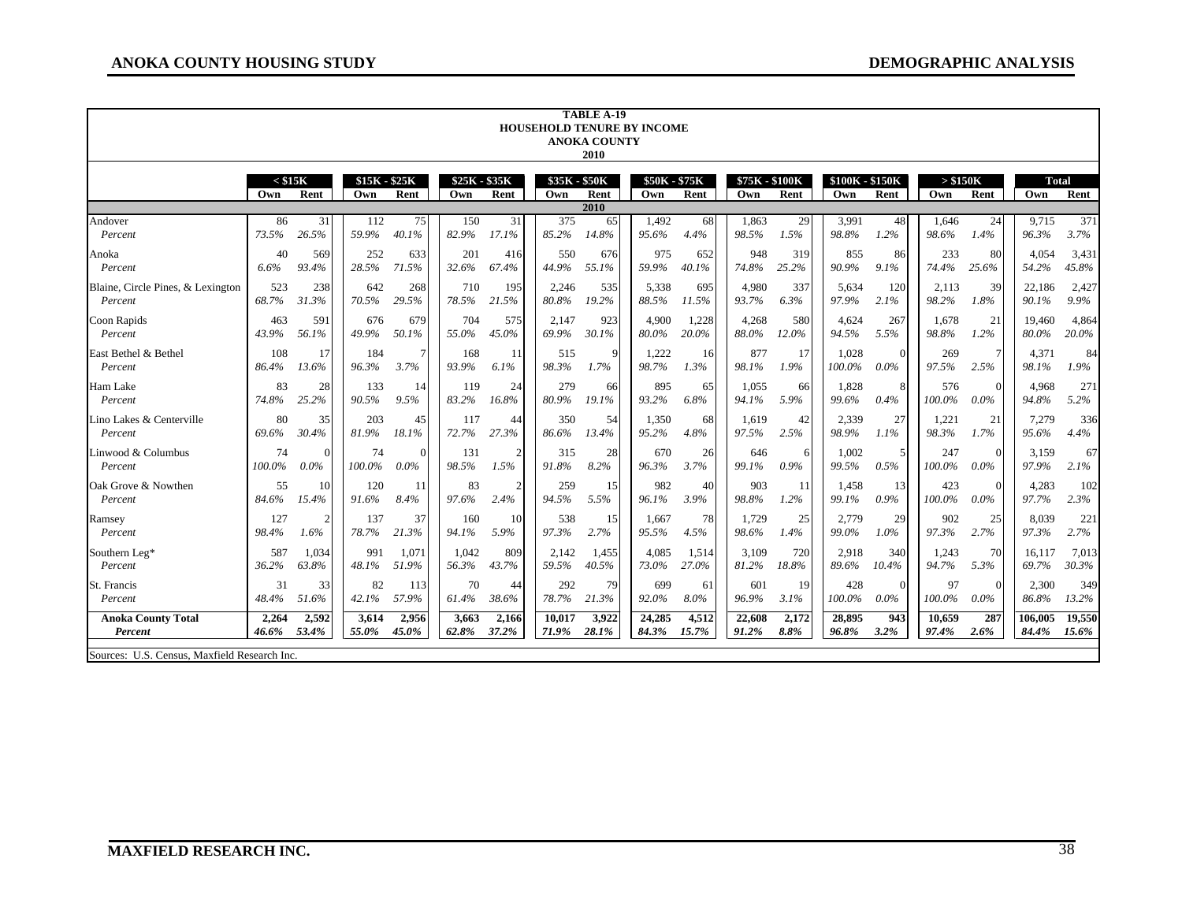**TABLE A-19**
**HOUSEHOLD TENURE BY INCOME**
**ANOKA COUNTY**
**2010**

| | < $15K | | $15K - $25K | | $25K - $35K | | $35K - $50K | | $50K - $75K | | $75K - $100K | | $100K - $150K | | > $150K | | Total | |
|---|---|---|---|---|---|---|---|---|---|---|---|---|---|---|---|---|---|---|
| | Own | Rent | Own | Rent | Own | Rent | Own | Rent | Own | Rent | Own | Rent | Own | Rent | Own | Rent | Own | Rent |
| | | | | | | | | **2010** | | | | | | | | | | |
| Andover | 86 | 31 | 112 | 75 | 150 | 31 | 375 | 65 | 1,492 | 68 | 1,863 | 29 | 3,991 | 48 | 1,646 | 24 | 9,715 | 371 |
| *Percent* | *73.5%* | *26.5%* | *59.9%* | *40.1%* | *82.9%* | *17.1%* | *85.2%* | *14.8%* | *95.6%* | *4.4%* | *98.5%* | *1.5%* | *98.8%* | *1.2%* | *98.6%* | *1.4%* | *96.3%* | *3.7%* |
| Anoka | 40 | 569 | 252 | 633 | 201 | 416 | 550 | 676 | 975 | 652 | 948 | 319 | 855 | 86 | 233 | 80 | 4,054 | 3,431 |
| *Percent* | *6.6%* | *93.4%* | *28.5%* | *71.5%* | *32.6%* | *67.4%* | *44.9%* | *55.1%* | *59.9%* | *40.1%* | *74.8%* | *25.2%* | *90.9%* | *9.1%* | *74.4%* | *25.6%* | *54.2%* | *45.8%* |
| Blaine, Circle Pines, & Lexington | 523 | 238 | 642 | 268 | 710 | 195 | 2,246 | 535 | 5,338 | 695 | 4,980 | 337 | 5,634 | 120 | 2,113 | 39 | 22,186 | 2,427 |
| *Percent* | *68.7%* | *31.3%* | *70.5%* | *29.5%* | *78.5%* | *21.5%* | *80.8%* | *19.2%* | *88.5%* | *11.5%* | *93.7%* | *6.3%* | *97.9%* | *2.1%* | *98.2%* | *1.8%* | *90.1%* | *9.9%* |
| Coon Rapids | 463 | 591 | 676 | 679 | 704 | 575 | 2,147 | 923 | 4,900 | 1,228 | 4,268 | 580 | 4,624 | 267 | 1,678 | 21 | 19,460 | 4,864 |
| *Percent* | *43.9%* | *56.1%* | *49.9%* | *50.1%* | *55.0%* | *45.0%* | *69.9%* | *30.1%* | *80.0%* | *20.0%* | *88.0%* | *12.0%* | *94.5%* | *5.5%* | *98.8%* | *1.2%* | *80.0%* | *20.0%* |
| East Bethel & Bethel | 108 | 17 | 184 | 7 | 168 | 11 | 515 | 9 | 1,222 | 16 | 877 | 17 | 1,028 | 0 | 269 | 7 | 4,371 | 84 |
| *Percent* | *86.4%* | *13.6%* | *96.3%* | *3.7%* | *93.9%* | *6.1%* | *98.3%* | *1.7%* | *98.7%* | *1.3%* | *98.1%* | *1.9%* | *100.0%* | *0.0%* | *97.5%* | *2.5%* | *98.1%* | *1.9%* |
| Ham Lake | 83 | 28 | 133 | 14 | 119 | 24 | 279 | 66 | 895 | 65 | 1,055 | 66 | 1,828 | 8 | 576 | 0 | 4,968 | 271 |
| *Percent* | *74.8%* | *25.2%* | *90.5%* | *9.5%* | *83.2%* | *16.8%* | *80.9%* | *19.1%* | *93.2%* | *6.8%* | *94.1%* | *5.9%* | *99.6%* | *0.4%* | *100.0%* | *0.0%* | *94.8%* | *5.2%* |
| Lino Lakes & Centerville | 80 | 35 | 203 | 45 | 117 | 44 | 350 | 54 | 1,350 | 68 | 1,619 | 42 | 2,339 | 27 | 1,221 | 21 | 7,279 | 336 |
| *Percent* | *69.6%* | *30.4%* | *81.9%* | *18.1%* | *72.7%* | *27.3%* | *86.6%* | *13.4%* | *95.2%* | *4.8%* | *97.5%* | *2.5%* | *98.9%* | *1.1%* | *98.3%* | *1.7%* | *95.6%* | *4.4%* |
| Linwood & Columbus | 74 | 0 | 74 | 0 | 131 | 2 | 315 | 28 | 670 | 26 | 646 | 6 | 1,002 | 5 | 247 | 0 | 3,159 | 67 |
| *Percent* | *100.0%* | *0.0%* | *100.0%* | *0.0%* | *98.5%* | *1.5%* | *91.8%* | *8.2%* | *96.3%* | *3.7%* | *99.1%* | *0.9%* | *99.5%* | *0.5%* | *100.0%* | *0.0%* | *97.9%* | *2.1%* |
| Oak Grove & Nowthen | 55 | 10 | 120 | 11 | 83 | 2 | 259 | 15 | 982 | 40 | 903 | 11 | 1,458 | 13 | 423 | 0 | 4,283 | 102 |
| *Percent* | *84.6%* | *15.4%* | *91.6%* | *8.4%* | *97.6%* | *2.4%* | *94.5%* | *5.5%* | *96.1%* | *3.9%* | *98.8%* | *1.2%* | *99.1%* | *0.9%* | *100.0%* | *0.0%* | *97.7%* | *2.3%* |
| Ramsey | 127 | 2 | 137 | 37 | 160 | 10 | 538 | 15 | 1,667 | 78 | 1,729 | 25 | 2,779 | 29 | 902 | 25 | 8,039 | 221 |
| *Percent* | *98.4%* | *1.6%* | *78.7%* | *21.3%* | *94.1%* | *5.9%* | *97.3%* | *2.7%* | *95.5%* | *4.5%* | *98.6%* | *1.4%* | *99.0%* | *1.0%* | *97.3%* | *2.7%* | *97.3%* | *2.7%* |
| Southern Leg* | 587 | 1,034 | 991 | 1,071 | 1,042 | 809 | 2,142 | 1,455 | 4,085 | 1,514 | 3,109 | 720 | 2,918 | 340 | 1,243 | 70 | 16,117 | 7,013 |
| *Percent* | *36.2%* | *63.8%* | *48.1%* | *51.9%* | *56.3%* | *43.7%* | *59.5%* | *40.5%* | *73.0%* | *27.0%* | *81.2%* | *18.8%* | *89.6%* | *10.4%* | *94.7%* | *5.3%* | *69.7%* | *30.3%* |
| St. Francis | 31 | 33 | 82 | 113 | 70 | 44 | 292 | 79 | 699 | 61 | 601 | 19 | 428 | 0 | 97 | 0 | 2,300 | 349 |
| *Percent* | *48.4%* | *51.6%* | *42.1%* | *57.9%* | *61.4%* | *38.6%* | *78.7%* | *21.3%* | *92.0%* | *8.0%* | *96.9%* | *3.1%* | *100.0%* | *0.0%* | *100.0%* | *0.0%* | *86.8%* | *13.2%* |
| **Anoka County Total** | **2,264** | **2,592** | **3,614** | **2,956** | **3,663** | **2,166** | **10,017** | **3,922** | **24,285** | **4,512** | **22,608** | **2,172** | **28,895** | **943** | **10,659** | **287** | **106,005** | **19,550** |
| ***Percent*** | ***46.6%*** | ***53.4%*** | ***55.0%*** | ***45.0%*** | ***62.8%*** | ***37.2%*** | ***71.9%*** | ***28.1%*** | ***84.3%*** | ***15.7%*** | ***91.2%*** | ***8.8%*** | ***96.8%*** | ***3.2%*** | ***97.4%*** | ***2.6%*** | ***84.4%*** | ***15.6%*** |

Sources: U.S. Census, Maxfield Research Inc.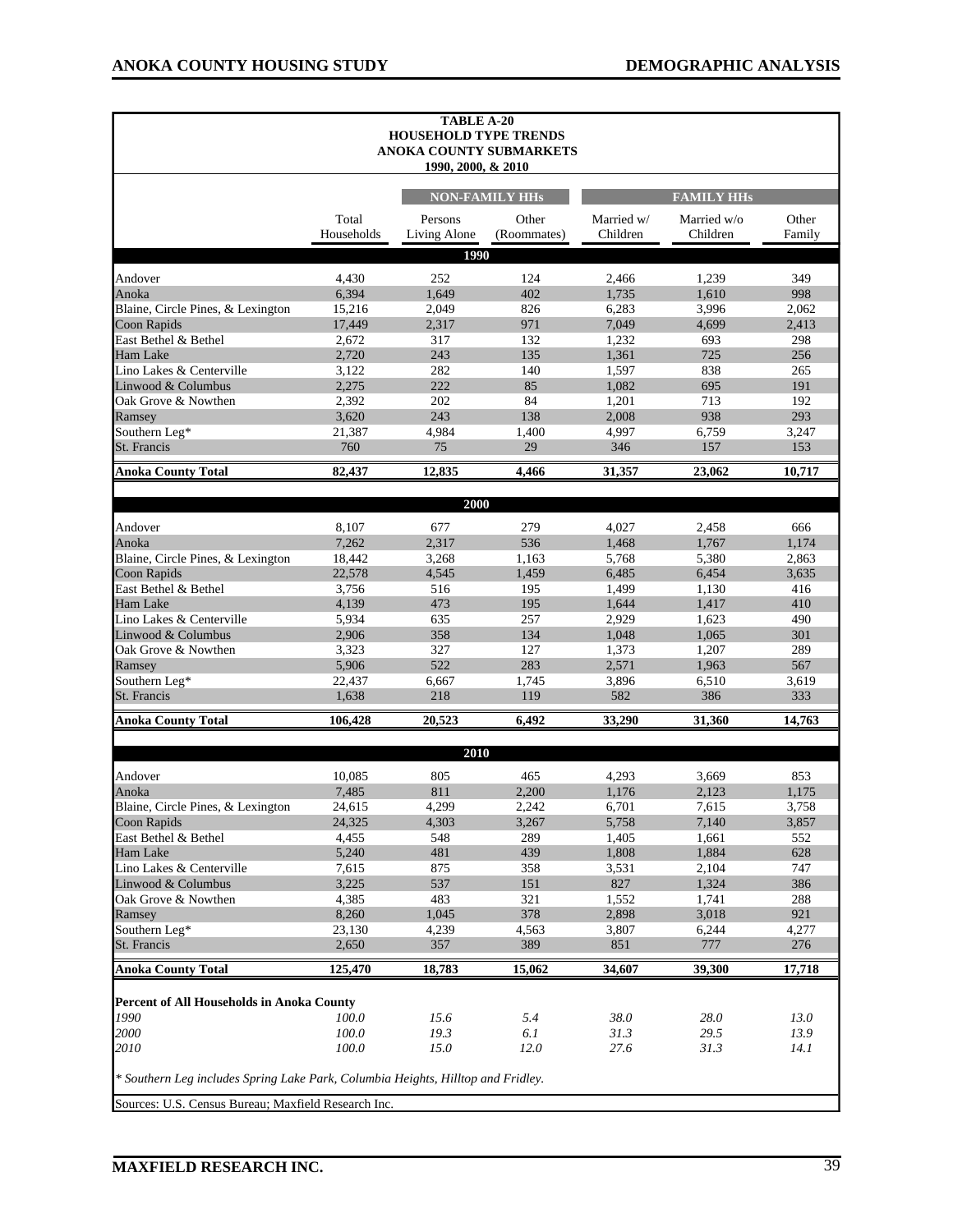**TABLE A-20**
**HOUSEHOLD TYPE TRENDS**
**ANOKA COUNTY SUBMARKETS**
**1990, 2000, & 2010**

| | | NON-FAMILY HHs | | FAMILY HHs | | |
|---|---|---|---|---|---|---|
| | Total Households | Persons Living Alone | Other (Roommates) | Married w/ Children | Married w/o Children | Other Family |
| **1990** | | | | | | |
| Andover | 4,430 | 252 | 124 | 2,466 | 1,239 | 349 |
| Anoka | 6,394 | 1,649 | 402 | 1,735 | 1,610 | 998 |
| Blaine, Circle Pines, & Lexington | 15,216 | 2,049 | 826 | 6,283 | 3,996 | 2,062 |
| Coon Rapids | 17,449 | 2,317 | 971 | 7,049 | 4,699 | 2,413 |
| East Bethel & Bethel | 2,672 | 317 | 132 | 1,232 | 693 | 298 |
| Ham Lake | 2,720 | 243 | 135 | 1,361 | 725 | 256 |
| Lino Lakes & Centerville | 3,122 | 282 | 140 | 1,597 | 838 | 265 |
| Linwood & Columbus | 2,275 | 222 | 85 | 1,082 | 695 | 191 |
| Oak Grove & Nowthen | 2,392 | 202 | 84 | 1,201 | 713 | 192 |
| Ramsey | 3,620 | 243 | 138 | 2,008 | 938 | 293 |
| Southern Leg* | 21,387 | 4,984 | 1,400 | 4,997 | 6,759 | 3,247 |
| St. Francis | 760 | 75 | 29 | 346 | 157 | 153 |
| **Anoka County Total** | **82,437** | **12,835** | **4,466** | **31,357** | **23,062** | **10,717** |
| **2000** | | | | | | |
| Andover | 8,107 | 677 | 279 | 4,027 | 2,458 | 666 |
| Anoka | 7,262 | 2,317 | 536 | 1,468 | 1,767 | 1,174 |
| Blaine, Circle Pines, & Lexington | 18,442 | 3,268 | 1,163 | 5,768 | 5,380 | 2,863 |
| Coon Rapids | 22,578 | 4,545 | 1,459 | 6,485 | 6,454 | 3,635 |
| East Bethel & Bethel | 3,756 | 516 | 195 | 1,499 | 1,130 | 416 |
| Ham Lake | 4,139 | 473 | 195 | 1,644 | 1,417 | 410 |
| Lino Lakes & Centerville | 5,934 | 635 | 257 | 2,929 | 1,623 | 490 |
| Linwood & Columbus | 2,906 | 358 | 134 | 1,048 | 1,065 | 301 |
| Oak Grove & Nowthen | 3,323 | 327 | 127 | 1,373 | 1,207 | 289 |
| Ramsey | 5,906 | 522 | 283 | 2,571 | 1,963 | 567 |
| Southern Leg* | 22,437 | 6,667 | 1,745 | 3,896 | 6,510 | 3,619 |
| St. Francis | 1,638 | 218 | 119 | 582 | 386 | 333 |
| **Anoka County Total** | **106,428** | **20,523** | **6,492** | **33,290** | **31,360** | **14,763** |
| **2010** | | | | | | |
| Andover | 10,085 | 805 | 465 | 4,293 | 3,669 | 853 |
| Anoka | 7,485 | 811 | 2,200 | 1,176 | 2,123 | 1,175 |
| Blaine, Circle Pines, & Lexington | 24,615 | 4,299 | 2,242 | 6,701 | 7,615 | 3,758 |
| Coon Rapids | 24,325 | 4,303 | 3,267 | 5,758 | 7,140 | 3,857 |
| East Bethel & Bethel | 4,455 | 548 | 289 | 1,405 | 1,661 | 552 |
| Ham Lake | 5,240 | 481 | 439 | 1,808 | 1,884 | 628 |
| Lino Lakes & Centerville | 7,615 | 875 | 358 | 3,531 | 2,104 | 747 |
| Linwood & Columbus | 3,225 | 537 | 151 | 827 | 1,324 | 386 |
| Oak Grove & Nowthen | 4,385 | 483 | 321 | 1,552 | 1,741 | 288 |
| Ramsey | 8,260 | 1,045 | 378 | 2,898 | 3,018 | 921 |
| Southern Leg* | 23,130 | 4,239 | 4,563 | 3,807 | 6,244 | 4,277 |
| St. Francis | 2,650 | 357 | 389 | 851 | 777 | 276 |
| **Anoka County Total** | **125,470** | **18,783** | **15,062** | **34,607** | **39,300** | **17,718** |
| **Percent of All Households in Anoka County** | | | | | | |
| *1990* | *100.0* | *15.6* | *5.4* | *38.0* | *28.0* | *13.0* |
| *2000* | *100.0* | *19.3* | *6.1* | *31.3* | *29.5* | *13.9* |
| *2010* | *100.0* | *15.0* | *12.0* | *27.6* | *31.3* | *14.1* |

*\* Southern Leg includes Spring Lake Park, Columbia Heights, Hilltop and Fridley.*

Sources: U.S. Census Bureau; Maxfield Research Inc.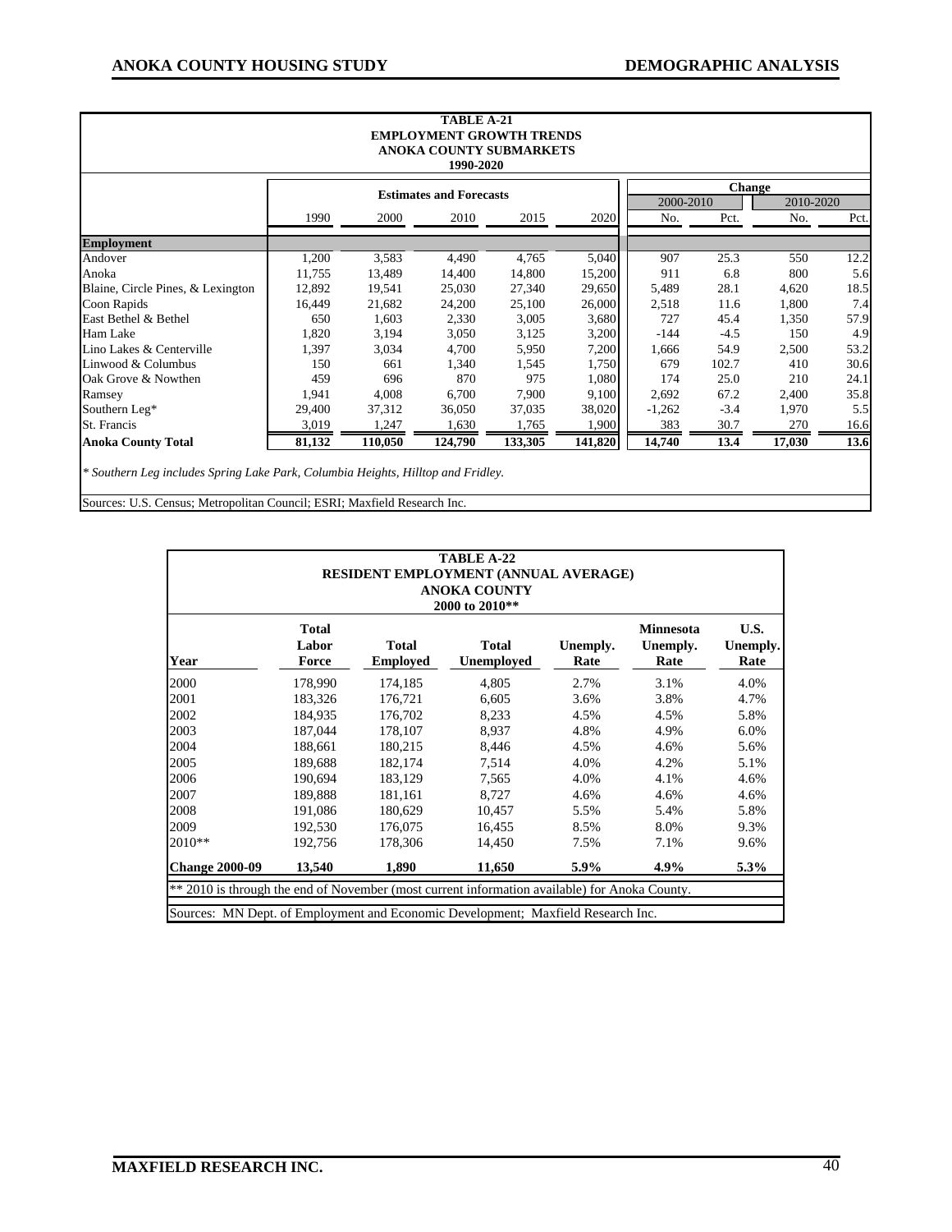**TABLE A-21**
**EMPLOYMENT GROWTH TRENDS**
**ANOKA COUNTY SUBMARKETS**
**1990-2020**

| | Estimates and Forecasts | | | | | Change | | | |
|---|---|---|---|---|---|---|---|---|---|
| | | | | | | 2000-2010 | | 2010-2020 | |
| | 1990 | 2000 | 2010 | 2015 | 2020 | No. | Pct. | No. | Pct. |
| **Employment** | | | | | | | | | |
| Andover | 1,200 | 3,583 | 4,490 | 4,765 | 5,040 | 907 | 25.3 | 550 | 12.2 |
| Anoka | 11,755 | 13,489 | 14,400 | 14,800 | 15,200 | 911 | 6.8 | 800 | 5.6 |
| Blaine, Circle Pines, & Lexington | 12,892 | 19,541 | 25,030 | 27,340 | 29,650 | 5,489 | 28.1 | 4,620 | 18.5 |
| Coon Rapids | 16,449 | 21,682 | 24,200 | 25,100 | 26,000 | 2,518 | 11.6 | 1,800 | 7.4 |
| East Bethel & Bethel | 650 | 1,603 | 2,330 | 3,005 | 3,680 | 727 | 45.4 | 1,350 | 57.9 |
| Ham Lake | 1,820 | 3,194 | 3,050 | 3,125 | 3,200 | -144 | -4.5 | 150 | 4.9 |
| Lino Lakes & Centerville | 1,397 | 3,034 | 4,700 | 5,950 | 7,200 | 1,666 | 54.9 | 2,500 | 53.2 |
| Linwood & Columbus | 150 | 661 | 1,340 | 1,545 | 1,750 | 679 | 102.7 | 410 | 30.6 |
| Oak Grove & Nowthen | 459 | 696 | 870 | 975 | 1,080 | 174 | 25.0 | 210 | 24.1 |
| Ramsey | 1,941 | 4,008 | 6,700 | 7,900 | 9,100 | 2,692 | 67.2 | 2,400 | 35.8 |
| Southern Leg* | 29,400 | 37,312 | 36,050 | 37,035 | 38,020 | -1,262 | -3.4 | 1,970 | 5.5 |
| St. Francis | 3,019 | 1,247 | 1,630 | 1,765 | 1,900 | 383 | 30.7 | 270 | 16.6 |
| **Anoka County Total** | **81,132** | **110,050** | **124,790** | **133,305** | **141,820** | **14,740** | **13.4** | **17,030** | **13.6** |

*\* Southern Leg includes Spring Lake Park, Columbia Heights, Hilltop and Fridley.*

Sources: U.S. Census; Metropolitan Council; ESRI; Maxfield Research Inc.

**TABLE A-22**
**RESIDENT EMPLOYMENT (ANNUAL AVERAGE)**
**ANOKA COUNTY**
**2000 to 2010\*\***

| Year | Total Labor Force | Total Employed | Total Unemployed | Unemply. Rate | Minnesota Unemply. Rate | U.S. Unemply. Rate |
|---|---|---|---|---|---|---|
| 2000 | 178,990 | 174,185 | 4,805 | 2.7% | 3.1% | 4.0% |
| 2001 | 183,326 | 176,721 | 6,605 | 3.6% | 3.8% | 4.7% |
| 2002 | 184,935 | 176,702 | 8,233 | 4.5% | 4.5% | 5.8% |
| 2003 | 187,044 | 178,107 | 8,937 | 4.8% | 4.9% | 6.0% |
| 2004 | 188,661 | 180,215 | 8,446 | 4.5% | 4.6% | 5.6% |
| 2005 | 189,688 | 182,174 | 7,514 | 4.0% | 4.2% | 5.1% |
| 2006 | 190,694 | 183,129 | 7,565 | 4.0% | 4.1% | 4.6% |
| 2007 | 189,888 | 181,161 | 8,727 | 4.6% | 4.6% | 4.6% |
| 2008 | 191,086 | 180,629 | 10,457 | 5.5% | 5.4% | 5.8% |
| 2009 | 192,530 | 176,075 | 16,455 | 8.5% | 8.0% | 9.3% |
| 2010** | 192,756 | 178,306 | 14,450 | 7.5% | 7.1% | 9.6% |
| **Change 2000-09** | **13,540** | **1,890** | **11,650** | **5.9%** | **4.9%** | **5.3%** |

** 2010 is through the end of November (most current information available) for Anoka County.

Sources: MN Dept. of Employment and Economic Development; Maxfield Research Inc.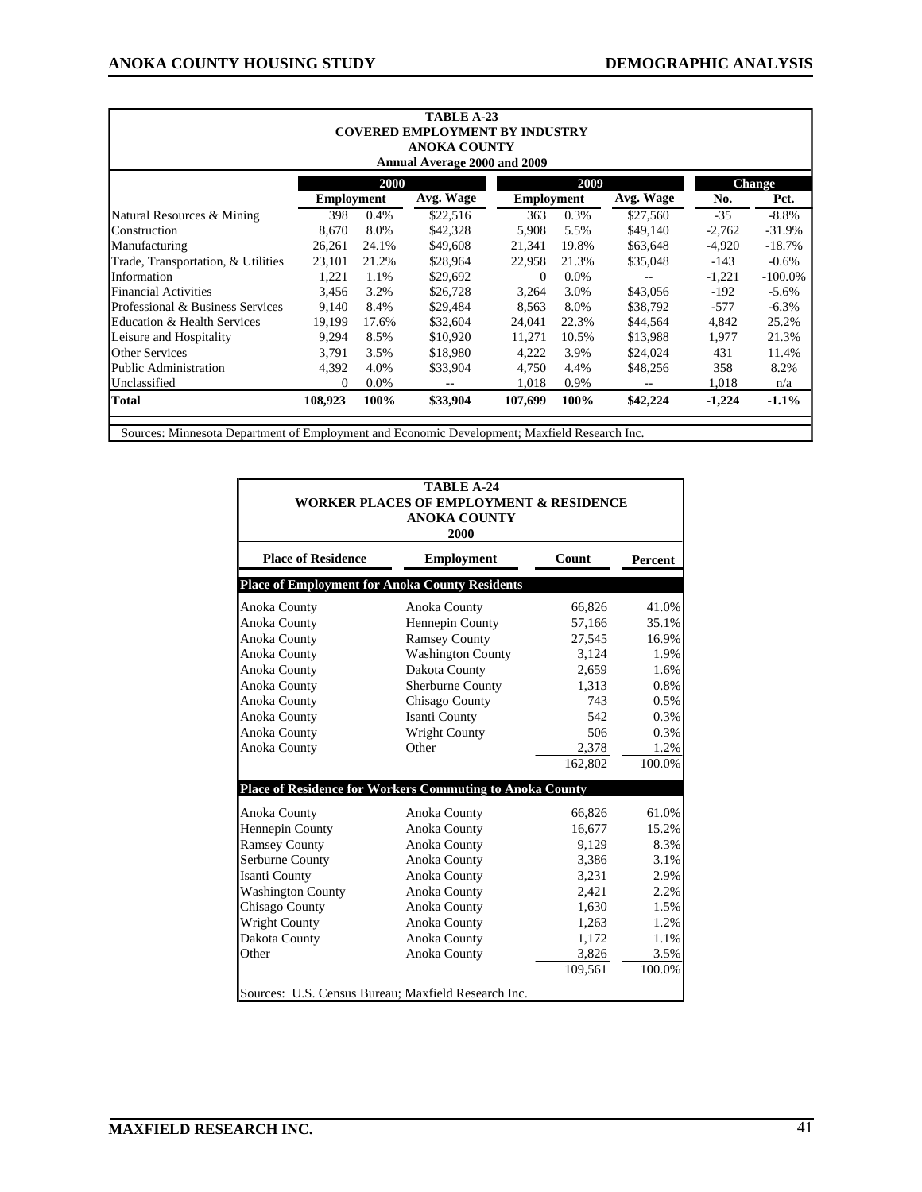**TABLE A-23**
**COVERED EMPLOYMENT BY INDUSTRY**
**ANOKA COUNTY**
**Annual Average 2000 and 2009**

| | 2000 | | | 2009 | | | Change | |
|---|---|---|---|---|---|---|---|---|
| | Employment | | Avg. Wage | Employment | | Avg. Wage | No. | Pct. |
| Natural Resources & Mining | 398 | 0.4% | $22,516 | 363 | 0.3% | $27,560 | -35 | -8.8% |
| Construction | 8,670 | 8.0% | $42,328 | 5,908 | 5.5% | $49,140 | -2,762 | -31.9% |
| Manufacturing | 26,261 | 24.1% | $49,608 | 21,341 | 19.8% | $63,648 | -4,920 | -18.7% |
| Trade, Transportation, & Utilities | 23,101 | 21.2% | $28,964 | 22,958 | 21.3% | $35,048 | -143 | -0.6% |
| Information | 1,221 | 1.1% | $29,692 | 0 | 0.0% | -- | -1,221 | -100.0% |
| Financial Activities | 3,456 | 3.2% | $26,728 | 3,264 | 3.0% | $43,056 | -192 | -5.6% |
| Professional & Business Services | 9,140 | 8.4% | $29,484 | 8,563 | 8.0% | $38,792 | -577 | -6.3% |
| Education & Health Services | 19,199 | 17.6% | $32,604 | 24,041 | 22.3% | $44,564 | 4,842 | 25.2% |
| Leisure and Hospitality | 9,294 | 8.5% | $10,920 | 11,271 | 10.5% | $13,988 | 1,977 | 21.3% |
| Other Services | 3,791 | 3.5% | $18,980 | 4,222 | 3.9% | $24,024 | 431 | 11.4% |
| Public Administration | 4,392 | 4.0% | $33,904 | 4,750 | 4.4% | $48,256 | 358 | 8.2% |
| Unclassified | 0 | 0.0% | -- | 1,018 | 0.9% | -- | 1,018 | n/a |
| **Total** | **108,923** | **100%** | **$33,904** | **107,699** | **100%** | **$42,224** | **-1,224** | **-1.1%** |

Sources: Minnesota Department of Employment and Economic Development; Maxfield Research Inc.

**TABLE A-24**
**WORKER PLACES OF EMPLOYMENT & RESIDENCE**
**ANOKA COUNTY**
**2000**

| Place of Residence | Employment | Count | Percent |
|---|---|---|---|
| **Place of Employment for Anoka County Residents** | | | |
| Anoka County | Anoka County | 66,826 | 41.0% |
| Anoka County | Hennepin County | 57,166 | 35.1% |
| Anoka County | Ramsey County | 27,545 | 16.9% |
| Anoka County | Washington County | 3,124 | 1.9% |
| Anoka County | Dakota County | 2,659 | 1.6% |
| Anoka County | Sherburne County | 1,313 | 0.8% |
| Anoka County | Chisago County | 743 | 0.5% |
| Anoka County | Isanti County | 542 | 0.3% |
| Anoka County | Wright County | 506 | 0.3% |
| Anoka County | Other | 2,378 | 1.2% |
| | | 162,802 | 100.0% |
| **Place of Residence for Workers Commuting to Anoka County** | | | |
| Anoka County | Anoka County | 66,826 | 61.0% |
| Hennepin County | Anoka County | 16,677 | 15.2% |
| Ramsey County | Anoka County | 9,129 | 8.3% |
| Serburne County | Anoka County | 3,386 | 3.1% |
| Isanti County | Anoka County | 3,231 | 2.9% |
| Washington County | Anoka County | 2,421 | 2.2% |
| Chisago County | Anoka County | 1,630 | 1.5% |
| Wright County | Anoka County | 1,263 | 1.2% |
| Dakota County | Anoka County | 1,172 | 1.1% |
| Other | Anoka County | 3,826 | 3.5% |
| | | 109,561 | 100.0% |

Sources: U.S. Census Bureau; Maxfield Research Inc.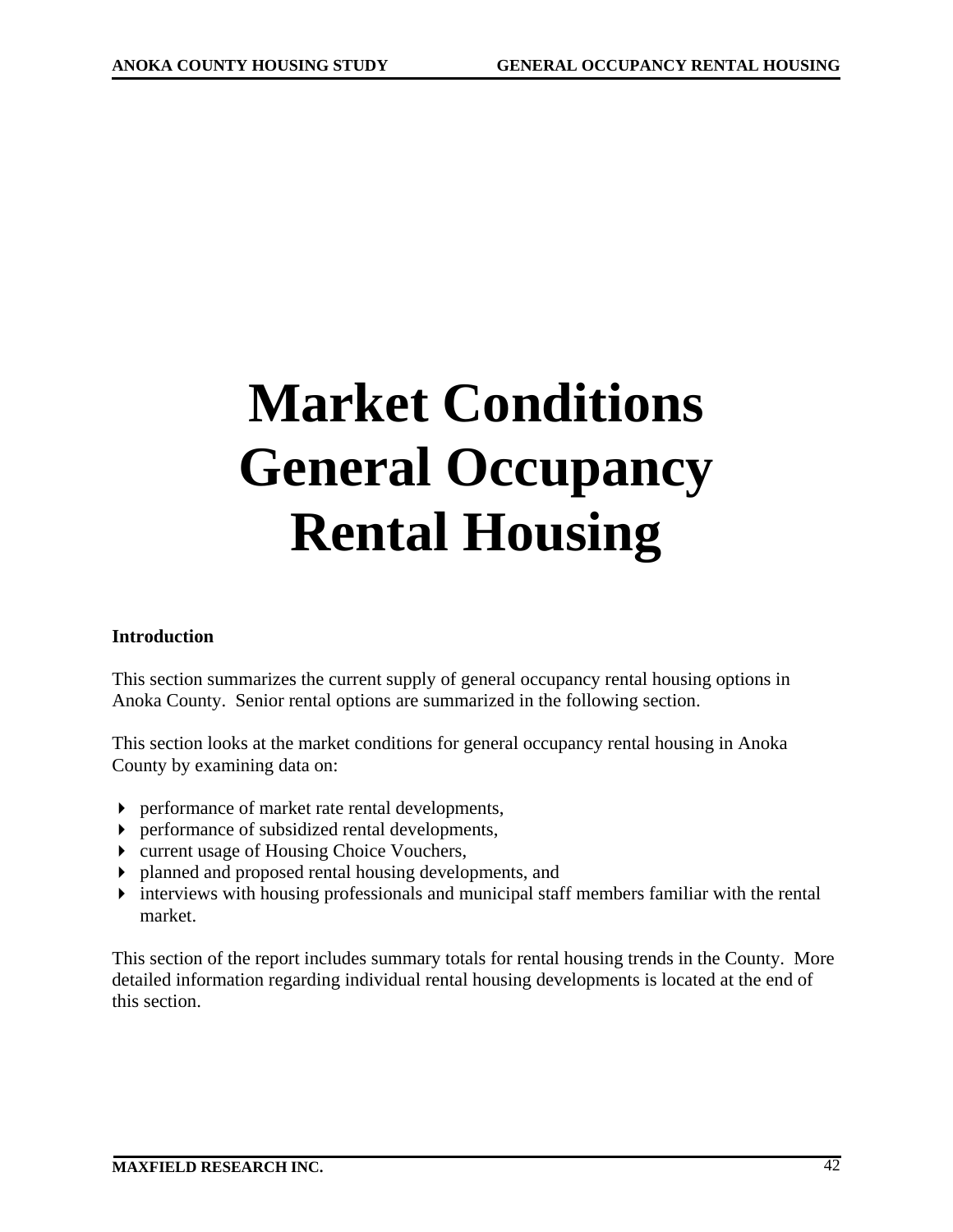# Market Conditions General Occupancy Rental Housing

**Introduction**

This section summarizes the current supply of general occupancy rental housing options in Anoka County. Senior rental options are summarized in the following section.

This section looks at the market conditions for general occupancy rental housing in Anoka County by examining data on:

- performance of market rate rental developments,
- performance of subsidized rental developments,
- current usage of Housing Choice Vouchers,
- planned and proposed rental housing developments, and
- interviews with housing professionals and municipal staff members familiar with the rental market.

This section of the report includes summary totals for rental housing trends in the County. More detailed information regarding individual rental housing developments is located at the end of this section.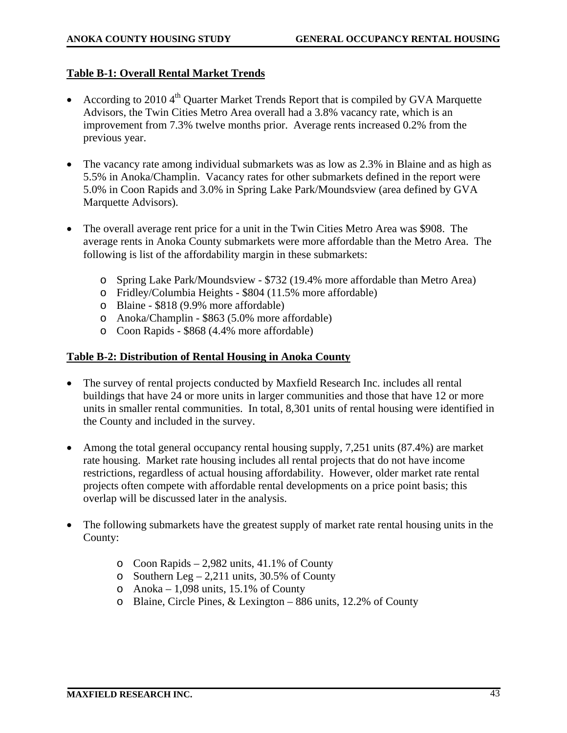## Table B-1: Overall Rental Market Trends

- According to 2010 4th Quarter Market Trends Report that is compiled by GVA Marquette Advisors, the Twin Cities Metro Area overall had a 3.8% vacancy rate, which is an improvement from 7.3% twelve months prior. Average rents increased 0.2% from the previous year.

- The vacancy rate among individual submarkets was as low as 2.3% in Blaine and as high as 5.5% in Anoka/Champlin. Vacancy rates for other submarkets defined in the report were 5.0% in Coon Rapids and 3.0% in Spring Lake Park/Moundsview (area defined by GVA Marquette Advisors).

- The overall average rent price for a unit in the Twin Cities Metro Area was $908. The average rents in Anoka County submarkets were more affordable than the Metro Area. The following is list of the affordability margin in these submarkets:
  - Spring Lake Park/Moundsview - $732 (19.4% more affordable than Metro Area)
  - Fridley/Columbia Heights - $804 (11.5% more affordable)
  - Blaine - $818 (9.9% more affordable)
  - Anoka/Champlin - $863 (5.0% more affordable)
  - Coon Rapids - $868 (4.4% more affordable)

## Table B-2: Distribution of Rental Housing in Anoka County

- The survey of rental projects conducted by Maxfield Research Inc. includes all rental buildings that have 24 or more units in larger communities and those that have 12 or more units in smaller rental communities. In total, 8,301 units of rental housing were identified in the County and included in the survey.

- Among the total general occupancy rental housing supply, 7,251 units (87.4%) are market rate housing. Market rate housing includes all rental projects that do not have income restrictions, regardless of actual housing affordability. However, older market rate rental projects often compete with affordable rental developments on a price point basis; this overlap will be discussed later in the analysis.

- The following submarkets have the greatest supply of market rate rental housing units in the County:
  - Coon Rapids – 2,982 units, 41.1% of County
  - Southern Leg – 2,211 units, 30.5% of County
  - Anoka – 1,098 units, 15.1% of County
  - Blaine, Circle Pines, & Lexington – 886 units, 12.2% of County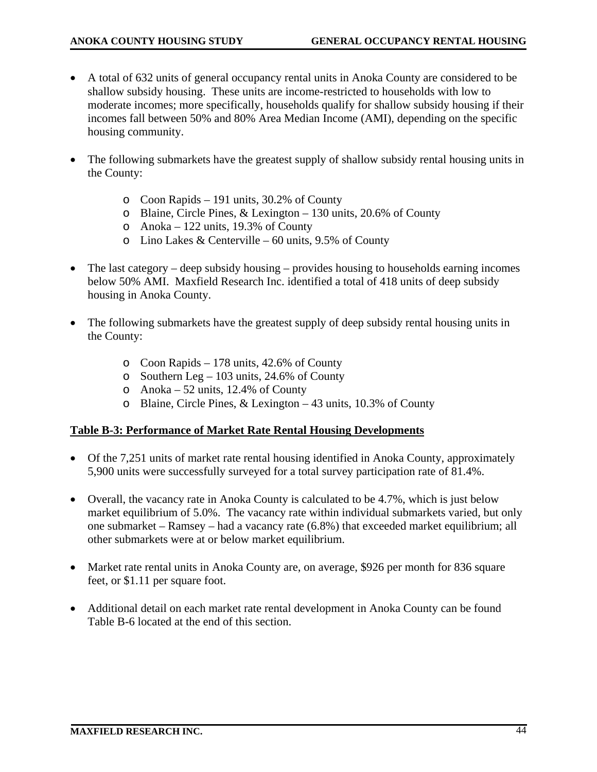- A total of 632 units of general occupancy rental units in Anoka County are considered to be shallow subsidy housing. These units are income-restricted to households with low to moderate incomes; more specifically, households qualify for shallow subsidy housing if their incomes fall between 50% and 80% Area Median Income (AMI), depending on the specific housing community.

- The following submarkets have the greatest supply of shallow subsidy rental housing units in the County:

    - Coon Rapids – 191 units, 30.2% of County
    - Blaine, Circle Pines, & Lexington – 130 units, 20.6% of County
    - Anoka – 122 units, 19.3% of County
    - Lino Lakes & Centerville – 60 units, 9.5% of County

- The last category – deep subsidy housing – provides housing to households earning incomes below 50% AMI. Maxfield Research Inc. identified a total of 418 units of deep subsidy housing in Anoka County.

- The following submarkets have the greatest supply of deep subsidy rental housing units in the County:

    - Coon Rapids – 178 units, 42.6% of County
    - Southern Leg – 103 units, 24.6% of County
    - Anoka – 52 units, 12.4% of County
    - Blaine, Circle Pines, & Lexington – 43 units, 10.3% of County

**Table B-3: Performance of Market Rate Rental Housing Developments**

- Of the 7,251 units of market rate rental housing identified in Anoka County, approximately 5,900 units were successfully surveyed for a total survey participation rate of 81.4%.

- Overall, the vacancy rate in Anoka County is calculated to be 4.7%, which is just below market equilibrium of 5.0%. The vacancy rate within individual submarkets varied, but only one submarket – Ramsey – had a vacancy rate (6.8%) that exceeded market equilibrium; all other submarkets were at or below market equilibrium.

- Market rate rental units in Anoka County are, on average, $926 per month for 836 square feet, or $1.11 per square foot.

- Additional detail on each market rate rental development in Anoka County can be found Table B-6 located at the end of this section.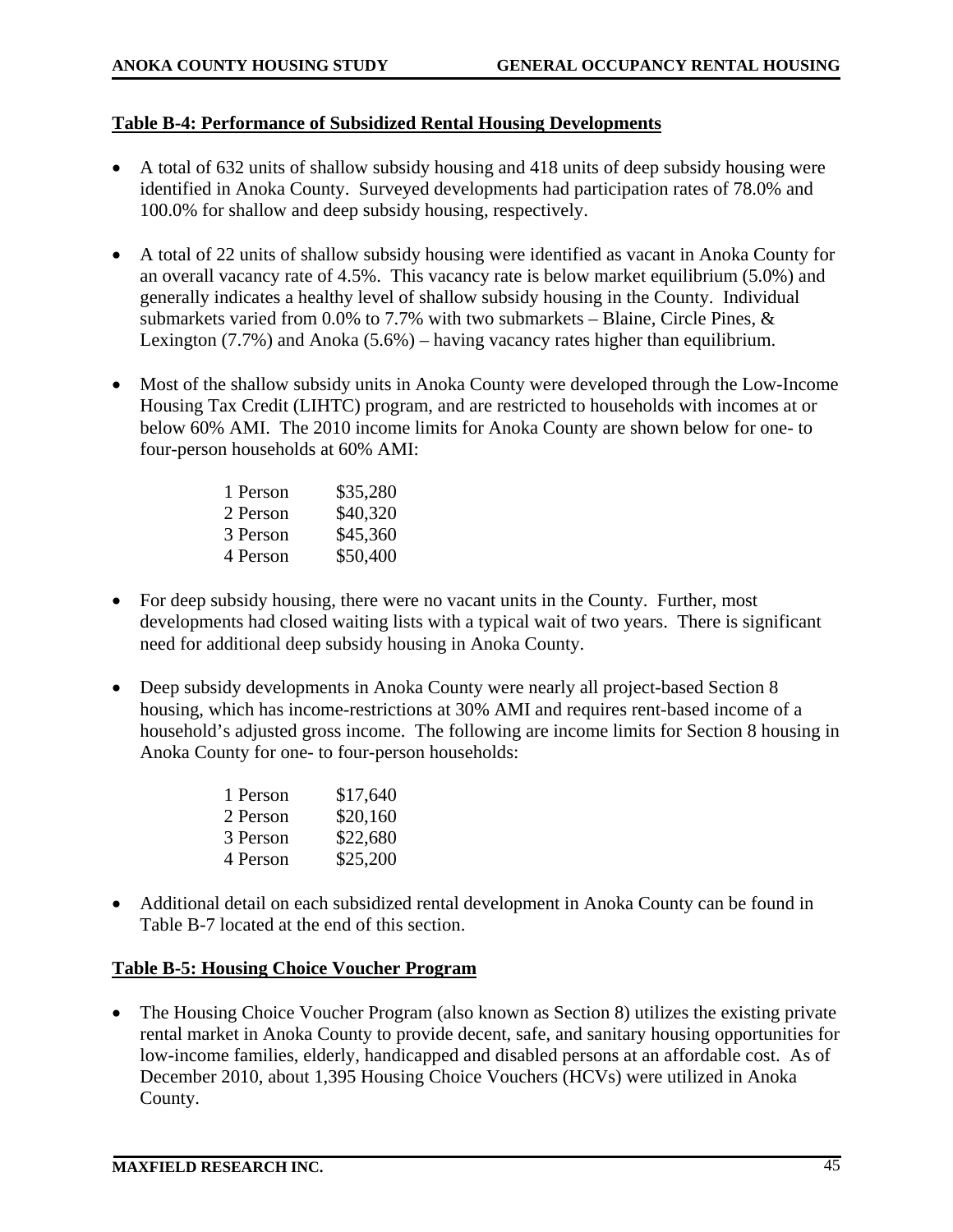**Table B-4: Performance of Subsidized Rental Housing Developments**

- A total of 632 units of shallow subsidy housing and 418 units of deep subsidy housing were identified in Anoka County. Surveyed developments had participation rates of 78.0% and 100.0% for shallow and deep subsidy housing, respectively.

- A total of 22 units of shallow subsidy housing were identified as vacant in Anoka County for an overall vacancy rate of 4.5%. This vacancy rate is below market equilibrium (5.0%) and generally indicates a healthy level of shallow subsidy housing in the County. Individual submarkets varied from 0.0% to 7.7% with two submarkets – Blaine, Circle Pines, & Lexington (7.7%) and Anoka (5.6%) – having vacancy rates higher than equilibrium.

- Most of the shallow subsidy units in Anoka County were developed through the Low-Income Housing Tax Credit (LIHTC) program, and are restricted to households with incomes at or below 60% AMI. The 2010 income limits for Anoka County are shown below for one- to four-person households at 60% AMI:

| | |
|---|---|
| 1 Person | $35,280 |
| 2 Person | $40,320 |
| 3 Person | $45,360 |
| 4 Person | $50,400 |

- For deep subsidy housing, there were no vacant units in the County. Further, most developments had closed waiting lists with a typical wait of two years. There is significant need for additional deep subsidy housing in Anoka County.

- Deep subsidy developments in Anoka County were nearly all project-based Section 8 housing, which has income-restrictions at 30% AMI and requires rent-based income of a household's adjusted gross income. The following are income limits for Section 8 housing in Anoka County for one- to four-person households:

| | |
|---|---|
| 1 Person | $17,640 |
| 2 Person | $20,160 |
| 3 Person | $22,680 |
| 4 Person | $25,200 |

- Additional detail on each subsidized rental development in Anoka County can be found in Table B-7 located at the end of this section.

**Table B-5: Housing Choice Voucher Program**

- The Housing Choice Voucher Program (also known as Section 8) utilizes the existing private rental market in Anoka County to provide decent, safe, and sanitary housing opportunities for low-income families, elderly, handicapped and disabled persons at an affordable cost. As of December 2010, about 1,395 Housing Choice Vouchers (HCVs) were utilized in Anoka County.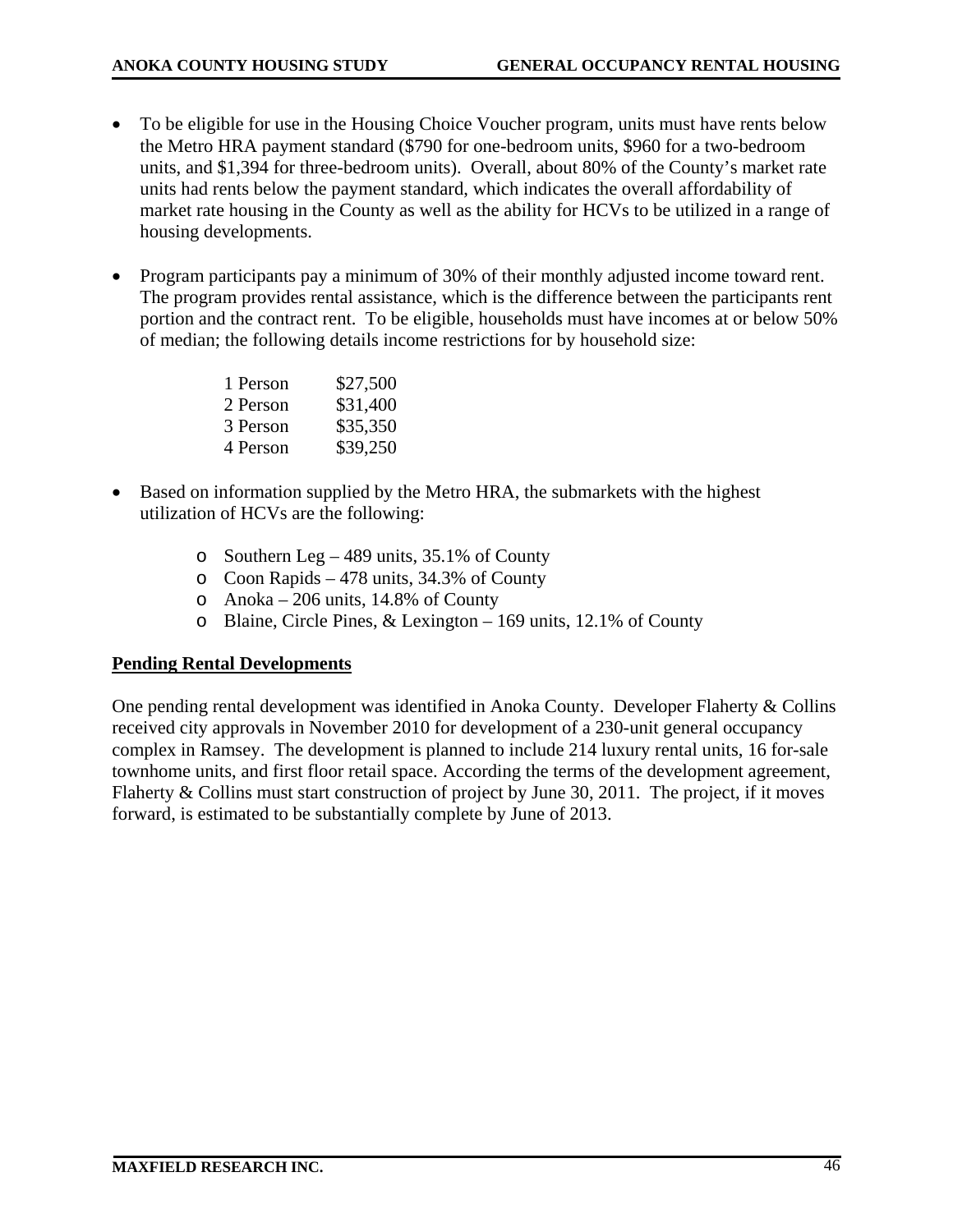- To be eligible for use in the Housing Choice Voucher program, units must have rents below the Metro HRA payment standard ($790 for one-bedroom units, $960 for a two-bedroom units, and $1,394 for three-bedroom units). Overall, about 80% of the County's market rate units had rents below the payment standard, which indicates the overall affordability of market rate housing in the County as well as the ability for HCVs to be utilized in a range of housing developments.

- Program participants pay a minimum of 30% of their monthly adjusted income toward rent. The program provides rental assistance, which is the difference between the participants rent portion and the contract rent. To be eligible, households must have incomes at or below 50% of median; the following details income restrictions for by household size:

| | |
|---|---|
| 1 Person | $27,500 |
| 2 Person | $31,400 |
| 3 Person | $35,350 |
| 4 Person | $39,250 |

- Based on information supplied by the Metro HRA, the submarkets with the highest utilization of HCVs are the following:
  - Southern Leg – 489 units, 35.1% of County
  - Coon Rapids – 478 units, 34.3% of County
  - Anoka – 206 units, 14.8% of County
  - Blaine, Circle Pines, & Lexington – 169 units, 12.1% of County

**Pending Rental Developments**

One pending rental development was identified in Anoka County. Developer Flaherty & Collins received city approvals in November 2010 for development of a 230-unit general occupancy complex in Ramsey. The development is planned to include 214 luxury rental units, 16 for-sale townhome units, and first floor retail space. According the terms of the development agreement, Flaherty & Collins must start construction of project by June 30, 2011. The project, if it moves forward, is estimated to be substantially complete by June of 2013.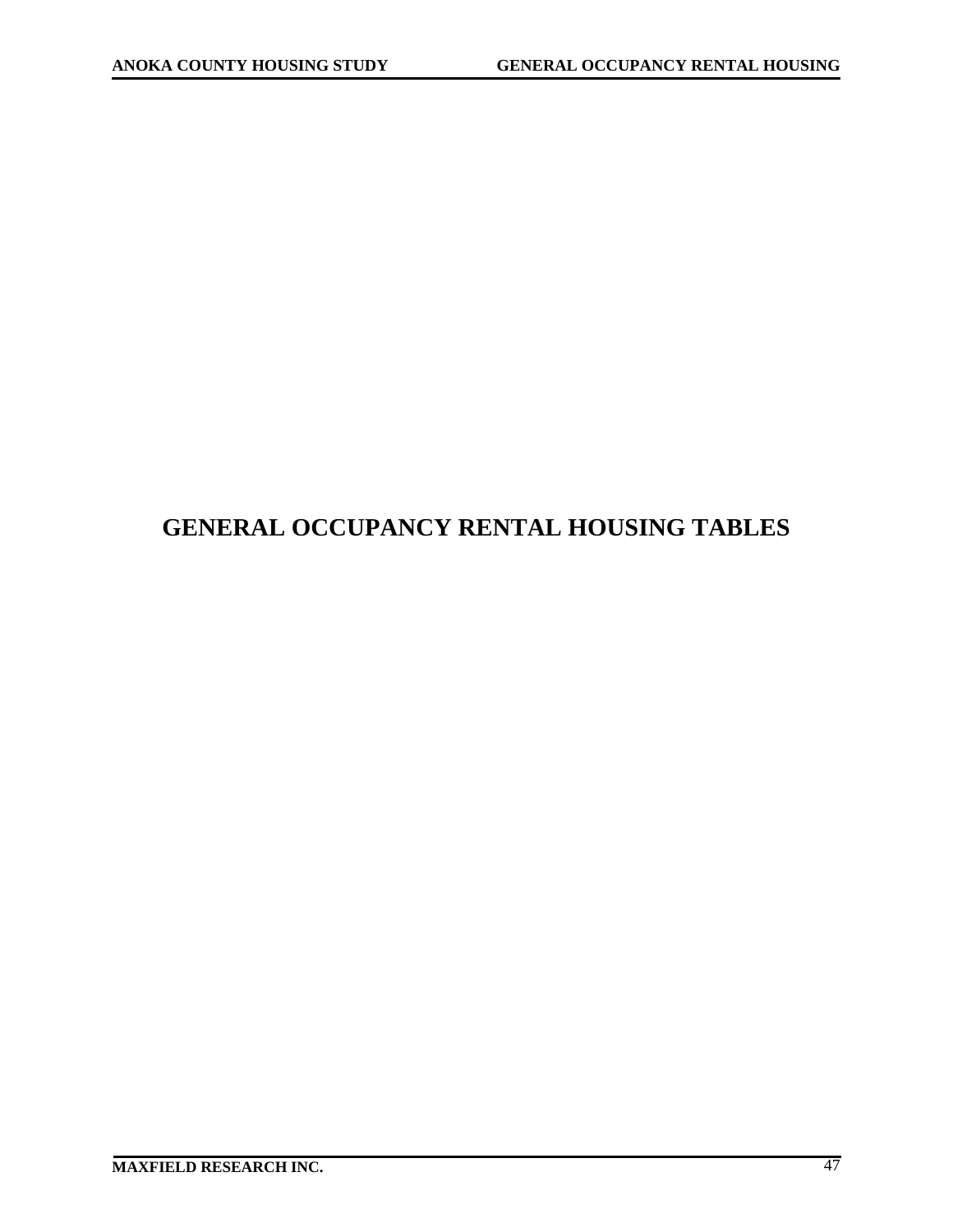# GENERAL OCCUPANCY RENTAL HOUSING TABLES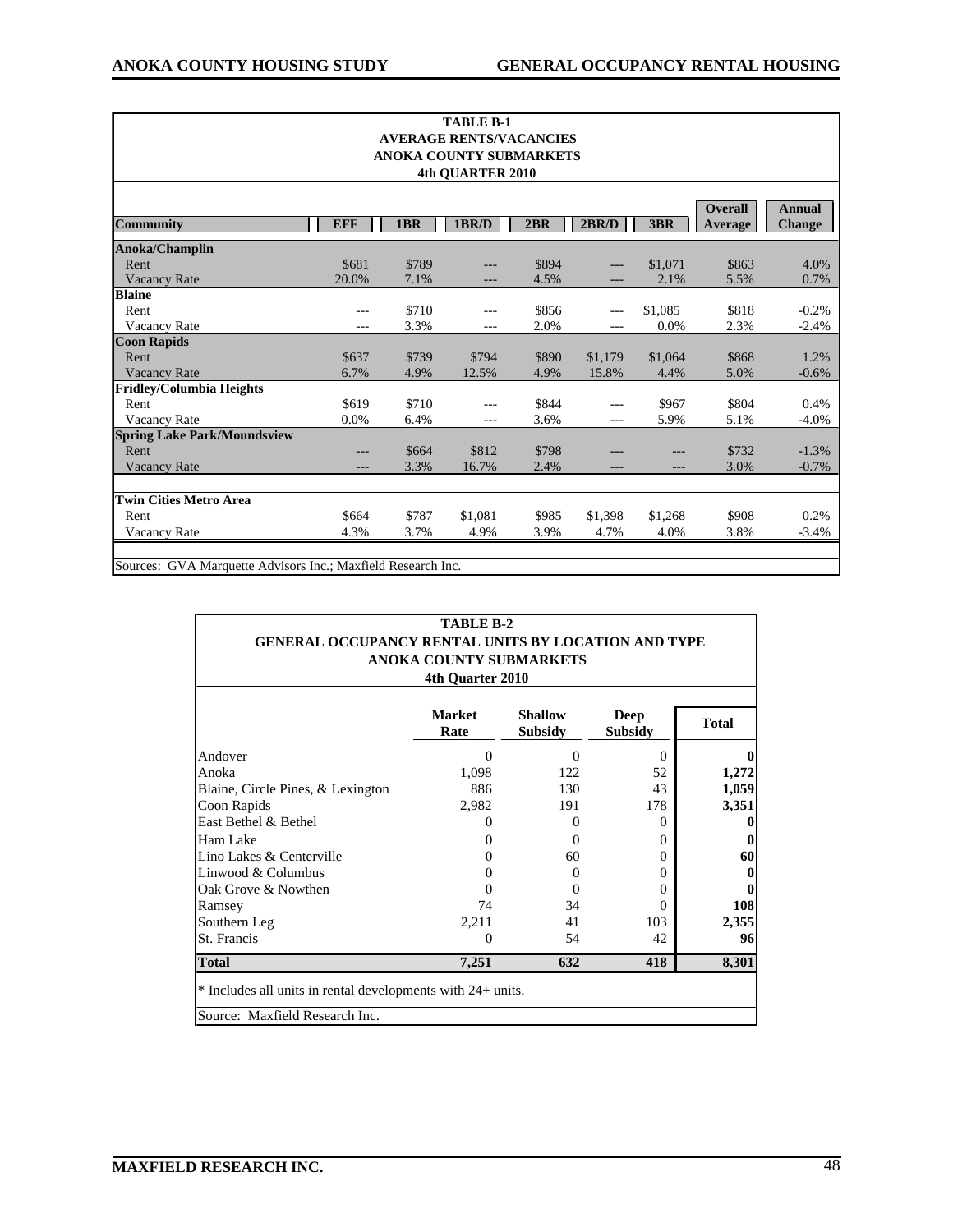**TABLE B-1**
**AVERAGE RENTS/VACANCIES**
**ANOKA COUNTY SUBMARKETS**
**4th QUARTER 2010**

| Community | EFF | 1BR | 1BR/D | 2BR | 2BR/D | 3BR | Overall Average | Annual Change |
|---|---|---|---|---|---|---|---|---|
| **Anoka/Champlin** | | | | | | | | |
| Rent | $681 | $789 | --- | $894 | --- | $1,071 | $863 | 4.0% |
| Vacancy Rate | 20.0% | 7.1% | --- | 4.5% | --- | 2.1% | 5.5% | 0.7% |
| **Blaine** | | | | | | | | |
| Rent | --- | $710 | --- | $856 | --- | $1,085 | $818 | -0.2% |
| Vacancy Rate | --- | 3.3% | --- | 2.0% | --- | 0.0% | 2.3% | -2.4% |
| **Coon Rapids** | | | | | | | | |
| Rent | $637 | $739 | $794 | $890 | $1,179 | $1,064 | $868 | 1.2% |
| Vacancy Rate | 6.7% | 4.9% | 12.5% | 4.9% | 15.8% | 4.4% | 5.0% | -0.6% |
| **Fridley/Columbia Heights** | | | | | | | | |
| Rent | $619 | $710 | --- | $844 | --- | $967 | $804 | 0.4% |
| Vacancy Rate | 0.0% | 6.4% | --- | 3.6% | --- | 5.9% | 5.1% | -4.0% |
| **Spring Lake Park/Moundsview** | | | | | | | | |
| Rent | --- | $664 | $812 | $798 | --- | --- | $732 | -1.3% |
| Vacancy Rate | --- | 3.3% | 16.7% | 2.4% | --- | --- | 3.0% | -0.7% |
| **Twin Cities Metro Area** | | | | | | | | |
| Rent | $664 | $787 | $1,081 | $985 | $1,398 | $1,268 | $908 | 0.2% |
| Vacancy Rate | 4.3% | 3.7% | 4.9% | 3.9% | 4.7% | 4.0% | 3.8% | -3.4% |

Sources: GVA Marquette Advisors Inc.; Maxfield Research Inc.

**TABLE B-2**
**GENERAL OCCUPANCY RENTAL UNITS BY LOCATION AND TYPE**
**ANOKA COUNTY SUBMARKETS**
**4th Quarter 2010**

| | Market Rate | Shallow Subsidy | Deep Subsidy | Total |
|---|---|---|---|---|
| Andover | 0 | 0 | 0 | **0** |
| Anoka | 1,098 | 122 | 52 | **1,272** |
| Blaine, Circle Pines, & Lexington | 886 | 130 | 43 | **1,059** |
| Coon Rapids | 2,982 | 191 | 178 | **3,351** |
| East Bethel & Bethel | 0 | 0 | 0 | **0** |
| Ham Lake | 0 | 0 | 0 | **0** |
| Lino Lakes & Centerville | 0 | 60 | 0 | **60** |
| Linwood & Columbus | 0 | 0 | 0 | **0** |
| Oak Grove & Nowthen | 0 | 0 | 0 | **0** |
| Ramsey | 74 | 34 | 0 | **108** |
| Southern Leg | 2,211 | 41 | 103 | **2,355** |
| St. Francis | 0 | 54 | 42 | **96** |
| **Total** | **7,251** | **632** | **418** | **8,301** |

* Includes all units in rental developments with 24+ units.

Source: Maxfield Research Inc.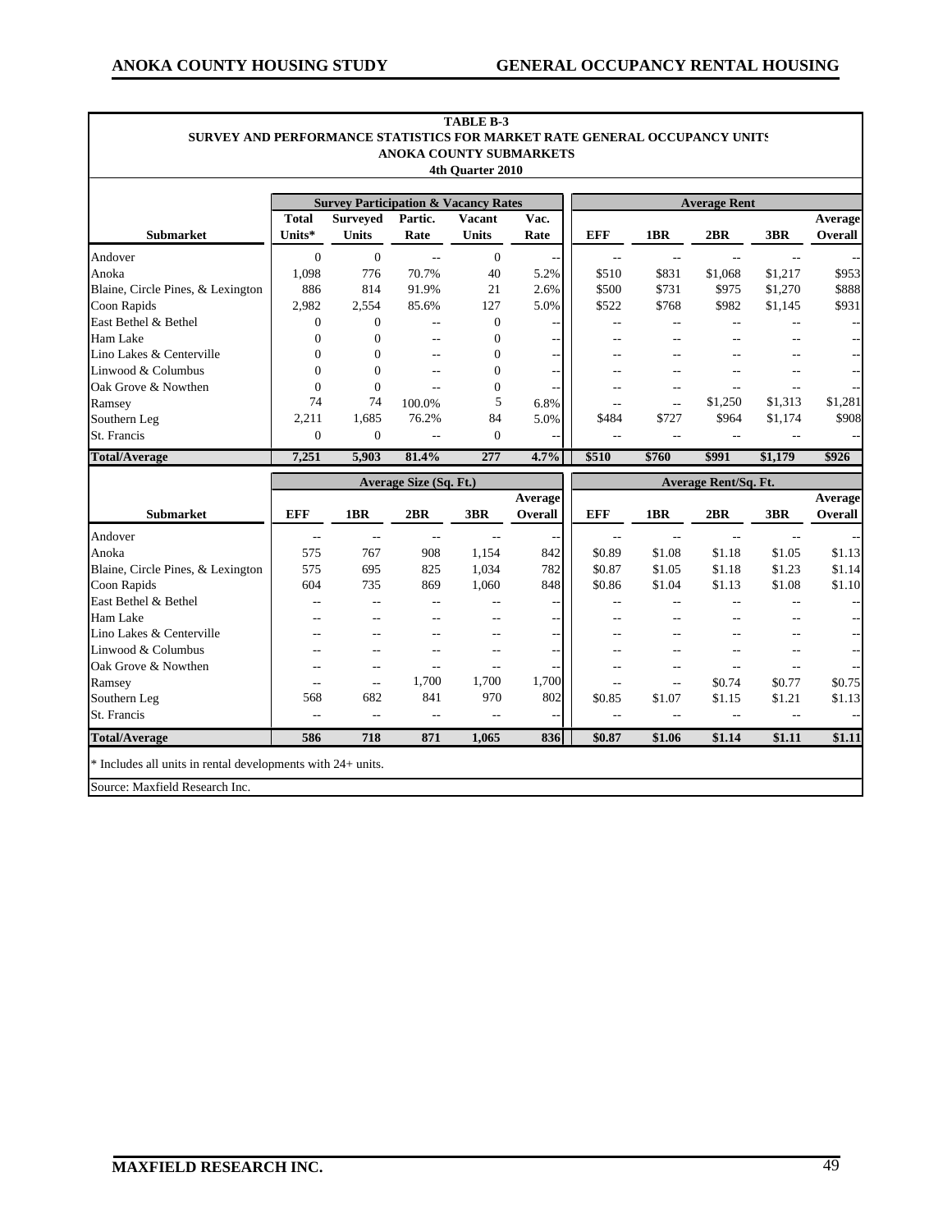**TABLE B-3**
**SURVEY AND PERFORMANCE STATISTICS FOR MARKET RATE GENERAL OCCUPANCY UNITS**
**ANOKA COUNTY SUBMARKETS**
**4th Quarter 2010**

| | Survey Participation & Vacancy Rates | | | | | Average Rent | | | | |
|---|---|---|---|---|---|---|---|---|---|---|
| **Submarket** | **Total Units*** | **Surveyed Units** | **Partic. Rate** | **Vacant Units** | **Vac. Rate** | **EFF** | **1BR** | **2BR** | **3BR** | **Average Overall** |
| Andover | 0 | 0 | -- | 0 | -- | -- | -- | -- | -- | -- |
| Anoka | 1,098 | 776 | 70.7% | 40 | 5.2% | $510 | $831 | $1,068 | $1,217 | $953 |
| Blaine, Circle Pines, & Lexington | 886 | 814 | 91.9% | 21 | 2.6% | $500 | $731 | $975 | $1,270 | $888 |
| Coon Rapids | 2,982 | 2,554 | 85.6% | 127 | 5.0% | $522 | $768 | $982 | $1,145 | $931 |
| East Bethel & Bethel | 0 | 0 | -- | 0 | -- | -- | -- | -- | -- | -- |
| Ham Lake | 0 | 0 | -- | 0 | -- | -- | -- | -- | -- | -- |
| Lino Lakes & Centerville | 0 | 0 | -- | 0 | -- | -- | -- | -- | -- | -- |
| Linwood & Columbus | 0 | 0 | -- | 0 | -- | -- | -- | -- | -- | -- |
| Oak Grove & Nowthen | 0 | 0 | -- | 0 | -- | -- | -- | -- | -- | -- |
| Ramsey | 74 | 74 | 100.0% | 5 | 6.8% | -- | -- | $1,250 | $1,313 | $1,281 |
| Southern Leg | 2,211 | 1,685 | 76.2% | 84 | 5.0% | $484 | $727 | $964 | $1,174 | $908 |
| St. Francis | 0 | 0 | -- | 0 | -- | -- | -- | -- | -- | -- |
| **Total/Average** | **7,251** | **5,903** | **81.4%** | **277** | **4.7%** | **$510** | **$760** | **$991** | **$1,179** | **$926** |

| | Average Size (Sq. Ft.) | | | | | Average Rent/Sq. Ft. | | | | |
|---|---|---|---|---|---|---|---|---|---|---|
| **Submarket** | **EFF** | **1BR** | **2BR** | **3BR** | **Average Overall** | **EFF** | **1BR** | **2BR** | **3BR** | **Average Overall** |
| Andover | -- | -- | -- | -- | -- | -- | -- | -- | -- | -- |
| Anoka | 575 | 767 | 908 | 1,154 | 842 | $0.89 | $1.08 | $1.18 | $1.05 | $1.13 |
| Blaine, Circle Pines, & Lexington | 575 | 695 | 825 | 1,034 | 782 | $0.87 | $1.05 | $1.18 | $1.23 | $1.14 |
| Coon Rapids | 604 | 735 | 869 | 1,060 | 848 | $0.86 | $1.04 | $1.13 | $1.08 | $1.10 |
| East Bethel & Bethel | -- | -- | -- | -- | -- | -- | -- | -- | -- | -- |
| Ham Lake | -- | -- | -- | -- | -- | -- | -- | -- | -- | -- |
| Lino Lakes & Centerville | -- | -- | -- | -- | -- | -- | -- | -- | -- | -- |
| Linwood & Columbus | -- | -- | -- | -- | -- | -- | -- | -- | -- | -- |
| Oak Grove & Nowthen | -- | -- | -- | -- | -- | -- | -- | -- | -- | -- |
| Ramsey | -- | -- | 1,700 | 1,700 | 1,700 | -- | -- | $0.74 | $0.77 | $0.75 |
| Southern Leg | 568 | 682 | 841 | 970 | 802 | $0.85 | $1.07 | $1.15 | $1.21 | $1.13 |
| St. Francis | -- | -- | -- | -- | -- | -- | -- | -- | -- | -- |
| **Total/Average** | **586** | **718** | **871** | **1,065** | **836** | **$0.87** | **$1.06** | **$1.14** | **$1.11** | **$1.11** |

* Includes all units in rental developments with 24+ units.

Source: Maxfield Research Inc.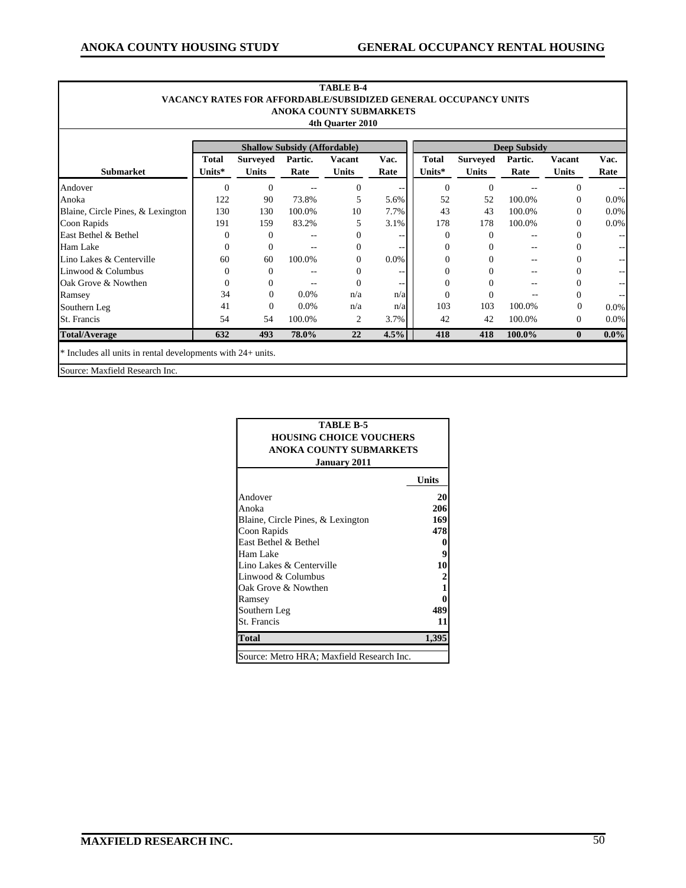**TABLE B-4**
**VACANCY RATES FOR AFFORDABLE/SUBSIDIZED GENERAL OCCUPANCY UNITS**
**ANOKA COUNTY SUBMARKETS**
**4th Quarter 2010**

| | Shallow Subsidy (Affordable) | | | | | Deep Subsidy | | | | |
|---|---|---|---|---|---|---|---|---|---|---|
| **Submarket** | **Total Units*** | **Surveyed Units** | **Partic. Rate** | **Vacant Units** | **Vac. Rate** | **Total Units*** | **Surveyed Units** | **Partic. Rate** | **Vacant Units** | **Vac. Rate** |
| Andover | 0 | 0 | -- | 0 | -- | 0 | 0 | -- | 0 | -- |
| Anoka | 122 | 90 | 73.8% | 5 | 5.6% | 52 | 52 | 100.0% | 0 | 0.0% |
| Blaine, Circle Pines, & Lexington | 130 | 130 | 100.0% | 10 | 7.7% | 43 | 43 | 100.0% | 0 | 0.0% |
| Coon Rapids | 191 | 159 | 83.2% | 5 | 3.1% | 178 | 178 | 100.0% | 0 | 0.0% |
| East Bethel & Bethel | 0 | 0 | -- | 0 | -- | 0 | 0 | -- | 0 | -- |
| Ham Lake | 0 | 0 | -- | 0 | -- | 0 | 0 | -- | 0 | -- |
| Lino Lakes & Centerville | 60 | 60 | 100.0% | 0 | 0.0% | 0 | 0 | -- | 0 | -- |
| Linwood & Columbus | 0 | 0 | -- | 0 | -- | 0 | 0 | -- | 0 | -- |
| Oak Grove & Nowthen | 0 | 0 | -- | 0 | -- | 0 | 0 | -- | 0 | -- |
| Ramsey | 34 | 0 | 0.0% | n/a | n/a | 0 | 0 | -- | 0 | -- |
| Southern Leg | 41 | 0 | 0.0% | n/a | n/a | 103 | 103 | 100.0% | 0 | 0.0% |
| St. Francis | 54 | 54 | 100.0% | 2 | 3.7% | 42 | 42 | 100.0% | 0 | 0.0% |
| **Total/Average** | **632** | **493** | **78.0%** | **22** | **4.5%** | **418** | **418** | **100.0%** | **0** | **0.0%** |

* Includes all units in rental developments with 24+ units.

Source: Maxfield Research Inc.

**TABLE B-5**
**HOUSING CHOICE VOUCHERS**
**ANOKA COUNTY SUBMARKETS**
**January 2011**

| | Units |
|---|---|
| Andover | **20** |
| Anoka | **206** |
| Blaine, Circle Pines, & Lexington | **169** |
| Coon Rapids | **478** |
| East Bethel & Bethel | **0** |
| Ham Lake | **9** |
| Lino Lakes & Centerville | **10** |
| Linwood & Columbus | **2** |
| Oak Grove & Nowthen | **1** |
| Ramsey | **0** |
| Southern Leg | **489** |
| St. Francis | **11** |
| **Total** | **1,395** |

Source: Metro HRA; Maxfield Research Inc.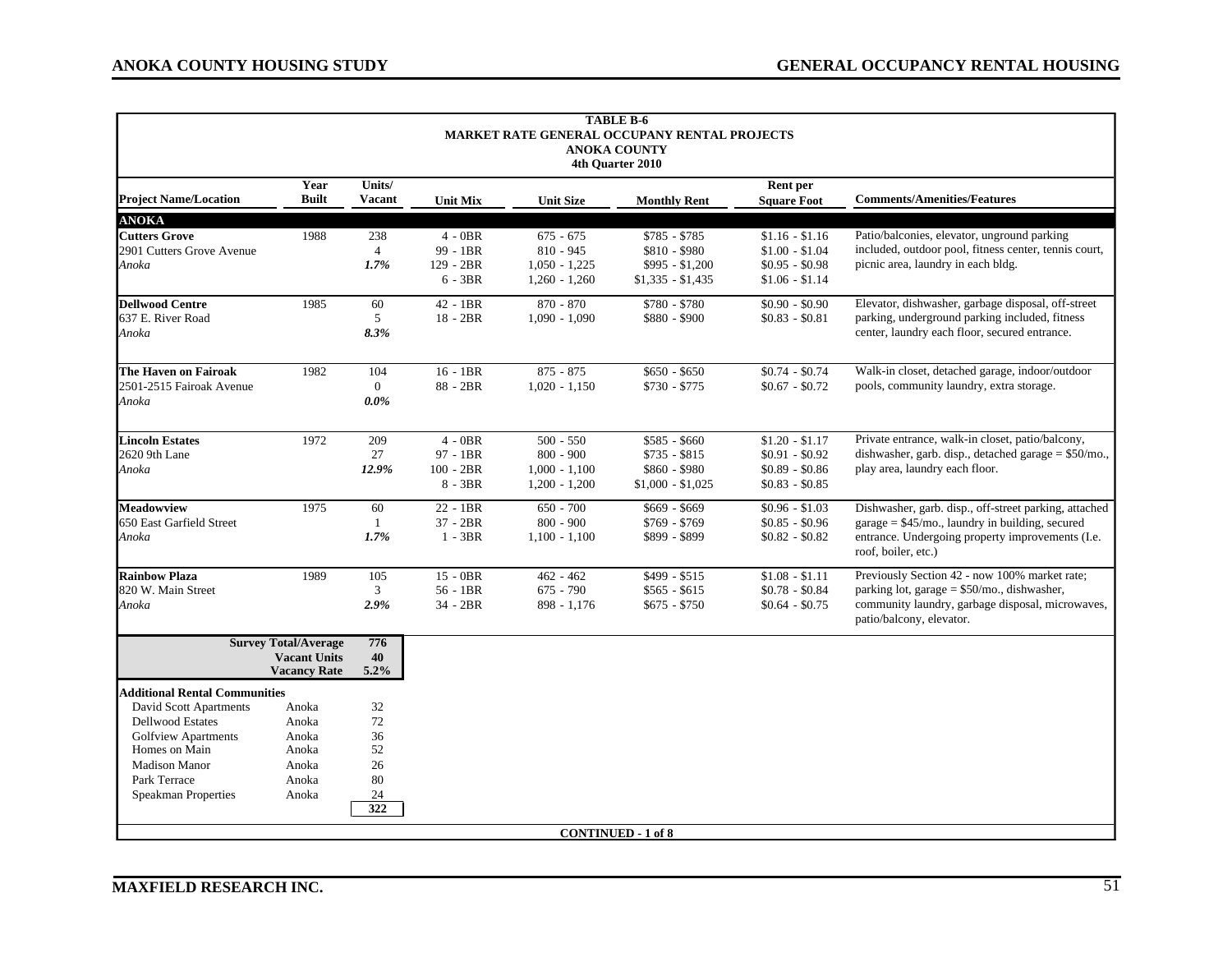**TABLE B-6**
**MARKET RATE GENERAL OCCUPANY RENTAL PROJECTS**
**ANOKA COUNTY**
**4th Quarter 2010**

| Project Name/Location | Year Built | Units/ Vacant | Unit Mix | Unit Size | Monthly Rent | Rent per Square Foot | Comments/Amenities/Features |
|---|---|---|---|---|---|---|---|
| **ANOKA** | | | | | | | |
| **Cutters Grove** | 1988 | 238 | 4 - 0BR | 675 - 675 | $785 - $785 | $1.16 - $1.16 | Patio/balconies, elevator, unground parking |
| 2901 Cutters Grove Avenue | | 4 | 99 - 1BR | 810 - 945 | $810 - $980 | $1.00 - $1.04 | included, outdoor pool, fitness center, tennis court, |
| *Anoka* | | *1.7%* | 129 - 2BR | 1,050 - 1,225 | $995 - $1,200 | $0.95 - $0.98 | picnic area, laundry in each bldg. |
| | | | 6 - 3BR | 1,260 - 1,260 | $1,335 - $1,435 | $1.06 - $1.14 | |
| **Dellwood Centre** | 1985 | 60 | 42 - 1BR | 870 - 870 | $780 - $780 | $0.90 - $0.90 | Elevator, dishwasher, garbage disposal, off-street |
| 637 E. River Road | | 5 | 18 - 2BR | 1,090 - 1,090 | $880 - $900 | $0.83 - $0.81 | parking, underground parking included, fitness |
| *Anoka* | | *8.3%* | | | | | center, laundry each floor, secured entrance. |
| **The Haven on Fairoak** | 1982 | 104 | 16 - 1BR | 875 - 875 | $650 - $650 | $0.74 - $0.74 | Walk-in closet, detached garage, indoor/outdoor |
| 2501-2515 Fairoak Avenue | | 0 | 88 - 2BR | 1,020 - 1,150 | $730 - $775 | $0.67 - $0.72 | pools, community laundry, extra storage. |
| *Anoka* | | *0.0%* | | | | | |
| **Lincoln Estates** | 1972 | 209 | 4 - 0BR | 500 - 550 | $585 - $660 | $1.20 - $1.17 | Private entrance, walk-in closet, patio/balcony, |
| 2620 9th Lane | | 27 | 97 - 1BR | 800 - 900 | $735 - $815 | $0.91 - $0.92 | dishwasher, garb. disp., detached garage = $50/mo., |
| *Anoka* | | *12.9%* | 100 - 2BR | 1,000 - 1,100 | $860 - $980 | $0.89 - $0.86 | play area, laundry each floor. |
| | | | 8 - 3BR | 1,200 - 1,200 | $1,000 - $1,025 | $0.83 - $0.85 | |
| **Meadowview** | 1975 | 60 | 22 - 1BR | 650 - 700 | $669 - $669 | $0.96 - $1.03 | Dishwasher, garb. disp., off-street parking, attached |
| 650 East Garfield Street | | 1 | 37 - 2BR | 800 - 900 | $769 - $769 | $0.85 - $0.96 | garage = $45/mo., laundry in building, secured |
| *Anoka* | | *1.7%* | 1 - 3BR | 1,100 - 1,100 | $899 - $899 | $0.82 - $0.82 | entrance. Undergoing property improvements (I.e. roof, boiler, etc.) |
| **Rainbow Plaza** | 1989 | 105 | 15 - 0BR | 462 - 462 | $499 - $515 | $1.08 - $1.11 | Previously Section 42 - now 100% market rate; |
| 820 W. Main Street | | 3 | 56 - 1BR | 675 - 790 | $565 - $615 | $0.78 - $0.84 | parking lot, garage = $50/mo., dishwasher, |
| *Anoka* | | *2.9%* | 34 - 2BR | 898 - 1,176 | $675 - $750 | $0.64 - $0.75 | community laundry, garbage disposal, microwaves, patio/balcony, elevator. |
| **Survey Total/Average** | | **776** | | | | | |
| **Vacant Units** | | **40** | | | | | |
| **Vacancy Rate** | | **5.2%** | | | | | |

**Additional Rental Communities**

| Community | City | Units |
|---|---|---|
| David Scott Apartments | Anoka | 32 |
| Dellwood Estates | Anoka | 72 |
| Golfview Apartments | Anoka | 36 |
| Homes on Main | Anoka | 52 |
| Madison Manor | Anoka | 26 |
| Park Terrace | Anoka | 80 |
| Speakman Properties | Anoka | 24 |
| | | **322** |

**CONTINUED - 1 of 8**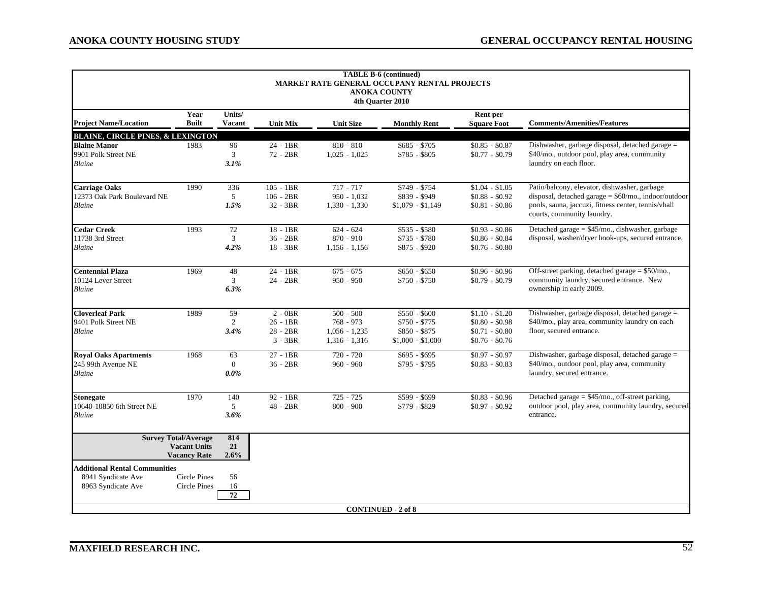**TABLE B-6 (continued)**
**MARKET RATE GENERAL OCCUPANY RENTAL PROJECTS**
**ANOKA COUNTY**
**4th Quarter 2010**

| Project Name/Location | Year Built | Units/ Vacant | Unit Mix | Unit Size | Monthly Rent | Rent per Square Foot | Comments/Amenities/Features |
|---|---|---|---|---|---|---|---|
| **BLAINE, CIRCLE PINES, & LEXINGTON** | | | | | | | |
| **Blaine Manor** | 1983 | 96 | 24 - 1BR | 810 - 810 | $685 - $705 | $0.85 - $0.87 | Dishwasher, garbage disposal, detached garage = $40/mo., outdoor pool, play area, community laundry on each floor. |
| 9901 Polk Street NE | | 3 | 72 - 2BR | 1,025 - 1,025 | $785 - $805 | $0.77 - $0.79 | |
| *Blaine* | | ***3.1%*** | | | | | |
| **Carriage Oaks** | 1990 | 336 | 105 - 1BR | 717 - 717 | $749 - $754 | $1.04 - $1.05 | Patio/balcony, elevator, dishwasher, garbage disposal, detached garage = $60/mo., indoor/outdoor pools, sauna, jaccuzi, fitness center, tennis/vball courts, community laundry. |
| 12373 Oak Park Boulevard NE | | 5 | 106 - 2BR | 950 - 1,032 | $839 - $949 | $0.88 - $0.92 | |
| *Blaine* | | ***1.5%*** | 32 - 3BR | 1,330 - 1,330 | $1,079 - $1,149 | $0.81 - $0.86 | |
| **Cedar Creek** | 1993 | 72 | 18 - 1BR | 624 - 624 | $535 - $580 | $0.93 - $0.86 | Detached garage = $45/mo., dishwasher, garbage disposal, washer/dryer hook-ups, secured entrance. |
| 11738 3rd Street | | 3 | 36 - 2BR | 870 - 910 | $735 - $780 | $0.86 - $0.84 | |
| *Blaine* | | ***4.2%*** | 18 - 3BR | 1,156 - 1,156 | $875 - $920 | $0.76 - $0.80 | |
| **Centennial Plaza** | 1969 | 48 | 24 - 1BR | 675 - 675 | $650 - $650 | $0.96 - $0.96 | Off-street parking, detached garage = $50/mo., community laundry, secured entrance. New ownership in early 2009. |
| 10124 Lever Street | | 3 | 24 - 2BR | 950 - 950 | $750 - $750 | $0.79 - $0.79 | |
| *Blaine* | | ***6.3%*** | | | | | |
| **Cloverleaf Park** | 1989 | 59 | 2 - 0BR | 500 - 500 | $550 - $600 | $1.10 - $1.20 | Dishwasher, garbage disposal, detached garage = $40/mo., play area, community laundry on each floor, secured entrance. |
| 9401 Polk Street NE | | 2 | 26 - 1BR | 768 - 973 | $750 - $775 | $0.80 - $0.98 | |
| *Blaine* | | ***3.4%*** | 28 - 2BR | 1,056 - 1,235 | $850 - $875 | $0.71 - $0.80 | |
| | | | 3 - 3BR | 1,316 - 1,316 | $1,000 - $1,000 | $0.76 - $0.76 | |
| **Royal Oaks Apartments** | 1968 | 63 | 27 - 1BR | 720 - 720 | $695 - $695 | $0.97 - $0.97 | Dishwasher, garbage disposal, detached garage = $40/mo., outdoor pool, play area, community laundry, secured entrance. |
| 245 99th Avenue NE | | 0 | 36 - 2BR | 960 - 960 | $795 - $795 | $0.83 - $0.83 | |
| *Blaine* | | ***0.0%*** | | | | | |
| **Stonegate** | 1970 | 140 | 92 - 1BR | 725 - 725 | $599 - $699 | $0.83 - $0.96 | Detached garage = $45/mo., off-street parking, outdoor pool, play area, community laundry, secured entrance. |
| 10640-10850 6th Street NE | | 5 | 48 - 2BR | 800 - 900 | $779 - $829 | $0.97 - $0.92 | |
| *Blaine* | | ***3.6%*** | | | | | |
| **Survey Total/Average** | | **814** | | | | | |
| **Vacant Units** | | **21** | | | | | |
| **Vacancy Rate** | | **2.6%** | | | | | |
| **Additional Rental Communities** | | | | | | | |
| 8941 Syndicate Ave | Circle Pines | 56 | | | | | |
| 8963 Syndicate Ave | Circle Pines | 16 | | | | | |
| | | **72** | | | | | |

**CONTINUED - 2 of 8**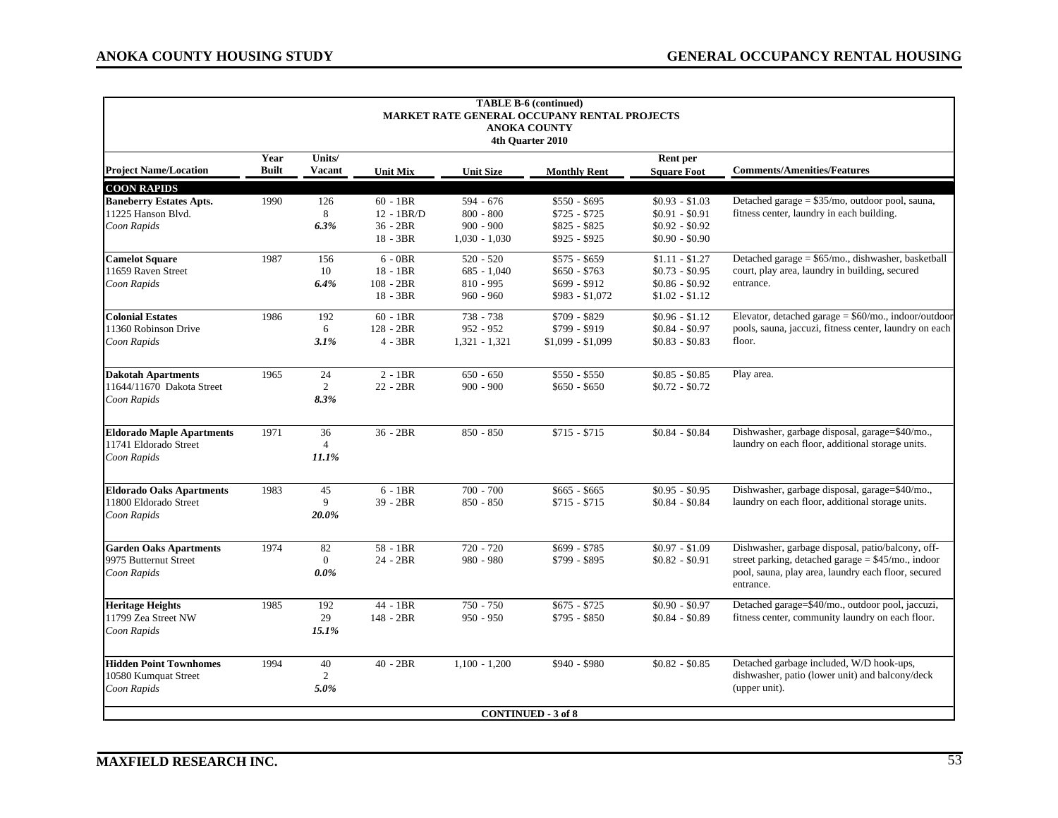**TABLE B-6 (continued)**
**MARKET RATE GENERAL OCCUPANCY RENTAL PROJECTS**
**ANOKA COUNTY**
**4th Quarter 2010**

| Project Name/Location | Year Built | Units/ Vacant | Unit Mix | Unit Size | Monthly Rent | Rent per Square Foot | Comments/Amenities/Features |
|---|---|---|---|---|---|---|---|
| **COON RAPIDS** | | | | | | | |
| **Baneberry Estates Apts.** | 1990 | 126 | 60 - 1BR | 594 - 676 | $550 - $695 | $0.93 - $1.03 | Detached garage = $35/mo, outdoor pool, sauna, |
| 11225 Hanson Blvd. | | 8 | 12 - 1BR/D | 800 - 800 | $725 - $725 | $0.91 - $0.91 | fitness center, laundry in each building. |
| *Coon Rapids* | | *6.3%* | 36 - 2BR | 900 - 900 | $825 - $825 | $0.92 - $0.92 | |
| | | | 18 - 3BR | 1,030 - 1,030 | $925 - $925 | $0.90 - $0.90 | |
| **Camelot Square** | 1987 | 156 | 6 - 0BR | 520 - 520 | $575 - $659 | $1.11 - $1.27 | Detached garage = $65/mo., dishwasher, basketball |
| 11659 Raven Street | | 10 | 18 - 1BR | 685 - 1,040 | $650 - $763 | $0.73 - $0.95 | court, play area, laundry in building, secured |
| *Coon Rapids* | | *6.4%* | 108 - 2BR | 810 - 995 | $699 - $912 | $0.86 - $0.92 | entrance. |
| | | | 18 - 3BR | 960 - 960 | $983 - $1,072 | $1.02 - $1.12 | |
| **Colonial Estates** | 1986 | 192 | 60 - 1BR | 738 - 738 | $709 - $829 | $0.96 - $1.12 | Elevator, detached garage = $60/mo., indoor/outdoor |
| 11360 Robinson Drive | | 6 | 128 - 2BR | 952 - 952 | $799 - $919 | $0.84 - $0.97 | pools, sauna, jaccuzi, fitness center, laundry on each |
| *Coon Rapids* | | *3.1%* | 4 - 3BR | 1,321 - 1,321 | $1,099 - $1,099 | $0.83 - $0.83 | floor. |
| **Dakotah Apartments** | 1965 | 24 | 2 - 1BR | 650 - 650 | $550 - $550 | $0.85 - $0.85 | Play area. |
| 11644/11670 Dakota Street | | 2 | 22 - 2BR | 900 - 900 | $650 - $650 | $0.72 - $0.72 | |
| *Coon Rapids* | | *8.3%* | | | | | |
| **Eldorado Maple Apartments** | 1971 | 36 | 36 - 2BR | 850 - 850 | $715 - $715 | $0.84 - $0.84 | Dishwasher, garbage disposal, garage=$40/mo., |
| 11741 Eldorado Street | | 4 | | | | | laundry on each floor, additional storage units. |
| *Coon Rapids* | | *11.1%* | | | | | |
| **Eldorado Oaks Apartments** | 1983 | 45 | 6 - 1BR | 700 - 700 | $665 - $665 | $0.95 - $0.95 | Dishwasher, garbage disposal, garage=$40/mo., |
| 11800 Eldorado Street | | 9 | 39 - 2BR | 850 - 850 | $715 - $715 | $0.84 - $0.84 | laundry on each floor, additional storage units. |
| *Coon Rapids* | | *20.0%* | | | | | |
| **Garden Oaks Apartments** | 1974 | 82 | 58 - 1BR | 720 - 720 | $699 - $785 | $0.97 - $1.09 | Dishwasher, garbage disposal, patio/balcony, off- |
| 9975 Butternut Street | | 0 | 24 - 2BR | 980 - 980 | $799 - $895 | $0.82 - $0.91 | street parking, detached garage = $45/mo., indoor |
| *Coon Rapids* | | *0.0%* | | | | | pool, sauna, play area, laundry each floor, secured entrance. |
| **Heritage Heights** | 1985 | 192 | 44 - 1BR | 750 - 750 | $675 - $725 | $0.90 - $0.97 | Detached garage=$40/mo., outdoor pool, jaccuzi, |
| 11799 Zea Street NW | | 29 | 148 - 2BR | 950 - 950 | $795 - $850 | $0.84 - $0.89 | fitness center, community laundry on each floor. |
| *Coon Rapids* | | *15.1%* | | | | | |
| **Hidden Point Townhomes** | 1994 | 40 | 40 - 2BR | 1,100 - 1,200 | $940 - $980 | $0.82 - $0.85 | Detached garbage included, W/D hook-ups, |
| 10580 Kumquat Street | | 2 | | | | | dishwasher, patio (lower unit) and balcony/deck |
| *Coon Rapids* | | *5.0%* | | | | | (upper unit). |

**CONTINUED - 3 of 8**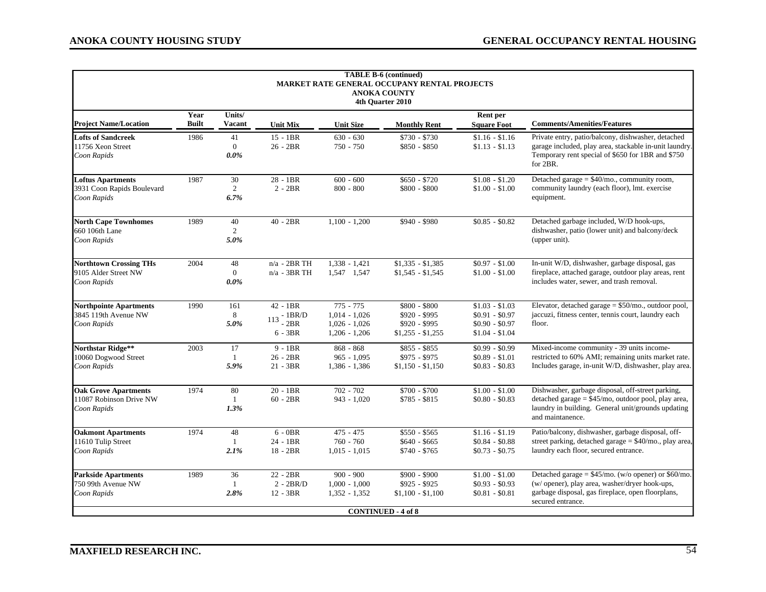**TABLE B-6 (continued)**
**MARKET RATE GENERAL OCCUPANY RENTAL PROJECTS**
**ANOKA COUNTY**
**4th Quarter 2010**

| Project Name/Location | Year Built | Units/ Vacant | Unit Mix | Unit Size | Monthly Rent | Rent per Square Foot | Comments/Amenities/Features |
|---|---|---|---|---|---|---|---|
| **Lofts of Sandcreek**<br>11756 Xeon Street<br>*Coon Rapids* | 1986 | 41<br>0<br>*0.0%* | 15 - 1BR<br>26 - 2BR | 630 - 630<br>750 - 750 | \$730 - \$730<br>\$850 - \$850 | \$1.16 - \$1.16<br>\$1.13 - \$1.13 | Private entry, patio/balcony, dishwasher, detached garage included, play area, stackable in-unit laundry. Temporary rent special of \$650 for 1BR and \$750 for 2BR. |
| **Loftus Apartments**<br>3931 Coon Rapids Boulevard<br>*Coon Rapids* | 1987 | 30<br>2<br>*6.7%* | 28 - 1BR<br>2 - 2BR | 600 - 600<br>800 - 800 | \$650 - \$720<br>\$800 - \$800 | \$1.08 - \$1.20<br>\$1.00 - \$1.00 | Detached garage = \$40/mo., community room, community laundry (each floor), lmt. exercise equipment. |
| **North Cape Townhomes**<br>660 106th Lane<br>*Coon Rapids* | 1989 | 40<br>2<br>*5.0%* | 40 - 2BR | 1,100 - 1,200 | \$940 - \$980 | \$0.85 - \$0.82 | Detached garbage included, W/D hook-ups, dishwasher, patio (lower unit) and balcony/deck (upper unit). |
| **Northtown Crossing THs**<br>9105 Alder Street NW<br>*Coon Rapids* | 2004 | 48<br>0<br>*0.0%* | n/a - 2BR TH<br>n/a - 3BR TH | 1,338 - 1,421<br>1,547 1,547 | \$1,335 - \$1,385<br>\$1,545 - \$1,545 | \$0.97 - \$1.00<br>\$1.00 - \$1.00 | In-unit W/D, dishwasher, garbage disposal, gas fireplace, attached garage, outdoor play areas, rent includes water, sewer, and trash removal. |
| **Northpointe Apartments**<br>3845 119th Avenue NW<br>*Coon Rapids* | 1990 | 161<br>8<br>*5.0%* | 42 - 1BR<br>113 - 1BR/D<br>- 2BR<br>6 - 3BR | 775 - 775<br>1,014 - 1,026<br>1,026 - 1,026<br>1,206 - 1,206 | \$800 - \$800<br>\$920 - \$995<br>\$920 - \$995<br>\$1,255 - \$1,255 | \$1.03 - \$1.03<br>\$0.91 - \$0.97<br>\$0.90 - \$0.97<br>\$1.04 - \$1.04 | Elevator, detached garage = \$50/mo., outdoor pool, jaccuzi, fitness center, tennis court, laundry each floor. |
| **Northstar Ridge****<br>10060 Dogwood Street<br>*Coon Rapids* | 2003 | 17<br>1<br>*5.9%* | 9 - 1BR<br>26 - 2BR<br>21 - 3BR | 868 - 868<br>965 - 1,095<br>1,386 - 1,386 | \$855 - \$855<br>\$975 - \$975<br>\$1,150 - \$1,150 | \$0.99 - \$0.99<br>\$0.89 - \$1.01<br>\$0.83 - \$0.83 | Mixed-income community - 39 units income-restricted to 60% AMI; remaining units market rate. Includes garage, in-unit W/D, dishwasher, play area. |
| **Oak Grove Apartments**<br>11087 Robinson Drive NW<br>*Coon Rapids* | 1974 | 80<br>1<br>*1.3%* | 20 - 1BR<br>60 - 2BR | 702 - 702<br>943 - 1,020 | \$700 - \$700<br>\$785 - \$815 | \$1.00 - \$1.00<br>\$0.80 - \$0.83 | Dishwasher, garbage disposal, off-street parking, detached garage = \$45/mo, outdoor pool, play area, laundry in building. General unit/grounds updating and maintanence. |
| **Oakmont Apartments**<br>11610 Tulip Street<br>*Coon Rapids* | 1974 | 48<br>1<br>*2.1%* | 6 - 0BR<br>24 - 1BR<br>18 - 2BR | 475 - 475<br>760 - 760<br>1,015 - 1,015 | \$550 - \$565<br>\$640 - \$665<br>\$740 - \$765 | \$1.16 - \$1.19<br>\$0.84 - \$0.88<br>\$0.73 - \$0.75 | Patio/balcony, dishwasher, garbage disposal, off-street parking, detached garage = \$40/mo., play area, laundry each floor, secured entrance. |
| **Parkside Apartments**<br>750 99th Avenue NW<br>*Coon Rapids* | 1989 | 36<br>1<br>*2.8%* | 22 - 2BR<br>2 - 2BR/D<br>12 - 3BR | 900 - 900<br>1,000 - 1,000<br>1,352 - 1,352 | \$900 - \$900<br>\$925 - \$925<br>\$1,100 - \$1,100 | \$1.00 - \$1.00<br>\$0.93 - \$0.93<br>\$0.81 - \$0.81 | Detached garage = \$45/mo. (w/o opener) or \$60/mo. (w/ opener), play area, washer/dryer hook-ups, garbage disposal, gas fireplace, open floorplans, secured entrance. |

**CONTINUED - 4 of 8**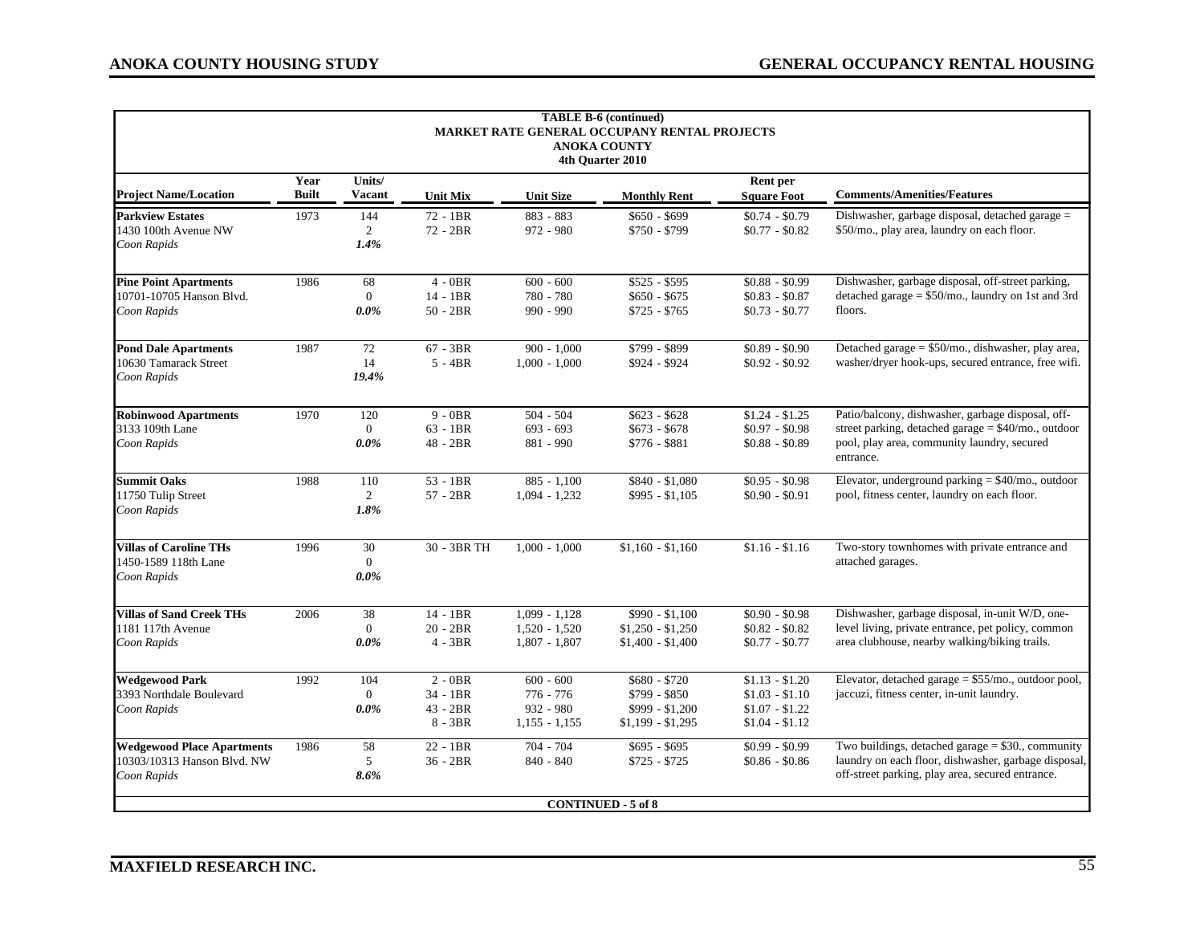**TABLE B-6 (continued)**
**MARKET RATE GENERAL OCCUPANY RENTAL PROJECTS**
**ANOKA COUNTY**
**4th Quarter 2010**

| Project Name/Location | Year Built | Units/ Vacant | Unit Mix | Unit Size | Monthly Rent | Rent per Square Foot | Comments/Amenities/Features |
|---|---|---|---|---|---|---|---|
| **Parkview Estates**<br>1430 100th Avenue NW<br>*Coon Rapids* | 1973 | 144<br>2<br>*1.4%* | 72 - 1BR<br>72 - 2BR | 883 - 883<br>972 - 980 | $650 - $699<br>$750 - $799 | $0.74 - $0.79<br>$0.77 - $0.82 | Dishwasher, garbage disposal, detached garage = $50/mo., play area, laundry on each floor. |
| **Pine Point Apartments**<br>10701-10705 Hanson Blvd.<br>*Coon Rapids* | 1986 | 68<br>0<br>*0.0%* | 4 - 0BR<br>14 - 1BR<br>50 - 2BR | 600 - 600<br>780 - 780<br>990 - 990 | $525 - $595<br>$650 - $675<br>$725 - $765 | $0.88 - $0.99<br>$0.83 - $0.87<br>$0.73 - $0.77 | Dishwasher, garbage disposal, off-street parking, detached garage = $50/mo., laundry on 1st and 3rd floors. |
| **Pond Dale Apartments**<br>10630 Tamarack Street<br>*Coon Rapids* | 1987 | 72<br>14<br>*19.4%* | 67 - 3BR<br>5 - 4BR | 900 - 1,000<br>1,000 - 1,000 | $799 - $899<br>$924 - $924 | $0.89 - $0.90<br>$0.92 - $0.92 | Detached garage = $50/mo., dishwasher, play area, washer/dryer hook-ups, secured entrance, free wifi. |
| **Robinwood Apartments**<br>3133 109th Lane<br>*Coon Rapids* | 1970 | 120<br>0<br>*0.0%* | 9 - 0BR<br>63 - 1BR<br>48 - 2BR | 504 - 504<br>693 - 693<br>881 - 990 | $623 - $628<br>$673 - $678<br>$776 - $881 | $1.24 - $1.25<br>$0.97 - $0.98<br>$0.88 - $0.89 | Patio/balcony, dishwasher, garbage disposal, off-street parking, detached garage = $40/mo., outdoor pool, play area, community laundry, secured entrance. |
| **Summit Oaks**<br>11750 Tulip Street<br>*Coon Rapids* | 1988 | 110<br>2<br>*1.8%* | 53 - 1BR<br>57 - 2BR | 885 - 1,100<br>1,094 - 1,232 | $840 - $1,080<br>$995 - $1,105 | $0.95 - $0.98<br>$0.90 - $0.91 | Elevator, underground parking = $40/mo., outdoor pool, fitness center, laundry on each floor. |
| **Villas of Caroline THs**<br>1450-1589 118th Lane<br>*Coon Rapids* | 1996 | 30<br>0<br>*0.0%* | 30 - 3BR TH | 1,000 - 1,000 | $1,160 - $1,160 | $1.16 - $1.16 | Two-story townhomes with private entrance and attached garages. |
| **Villas of Sand Creek THs**<br>1181 117th Avenue<br>*Coon Rapids* | 2006 | 38<br>0<br>*0.0%* | 14 - 1BR<br>20 - 2BR<br>4 - 3BR | 1,099 - 1,128<br>1,520 - 1,520<br>1,807 - 1,807 | $990 - $1,100<br>$1,250 - $1,250<br>$1,400 - $1,400 | $0.90 - $0.98<br>$0.82 - $0.82<br>$0.77 - $0.77 | Dishwasher, garbage disposal, in-unit W/D, one-level living, private entrance, pet policy, common area clubhouse, nearby walking/biking trails. |
| **Wedgewood Park**<br>3393 Northdale Boulevard<br>*Coon Rapids* | 1992 | 104<br>0<br>*0.0%* | 2 - 0BR<br>34 - 1BR<br>43 - 2BR<br>8 - 3BR | 600 - 600<br>776 - 776<br>932 - 980<br>1,155 - 1,155 | $680 - $720<br>$799 - $850<br>$999 - $1,200<br>$1,199 - $1,295 | $1.13 - $1.20<br>$1.03 - $1.10<br>$1.07 - $1.22<br>$1.04 - $1.12 | Elevator, detached garage = $55/mo., outdoor pool, jaccuzi, fitness center, in-unit laundry. |
| **Wedgewood Place Apartments**<br>10303/10313 Hanson Blvd. NW<br>*Coon Rapids* | 1986 | 58<br>5<br>*8.6%* | 22 - 1BR<br>36 - 2BR | 704 - 704<br>840 - 840 | $695 - $695<br>$725 - $725 | $0.99 - $0.99<br>$0.86 - $0.86 | Two buildings, detached garage = $30., community laundry on each floor, dishwasher, garbage disposal, off-street parking, play area, secured entrance. |

**CONTINUED - 5 of 8**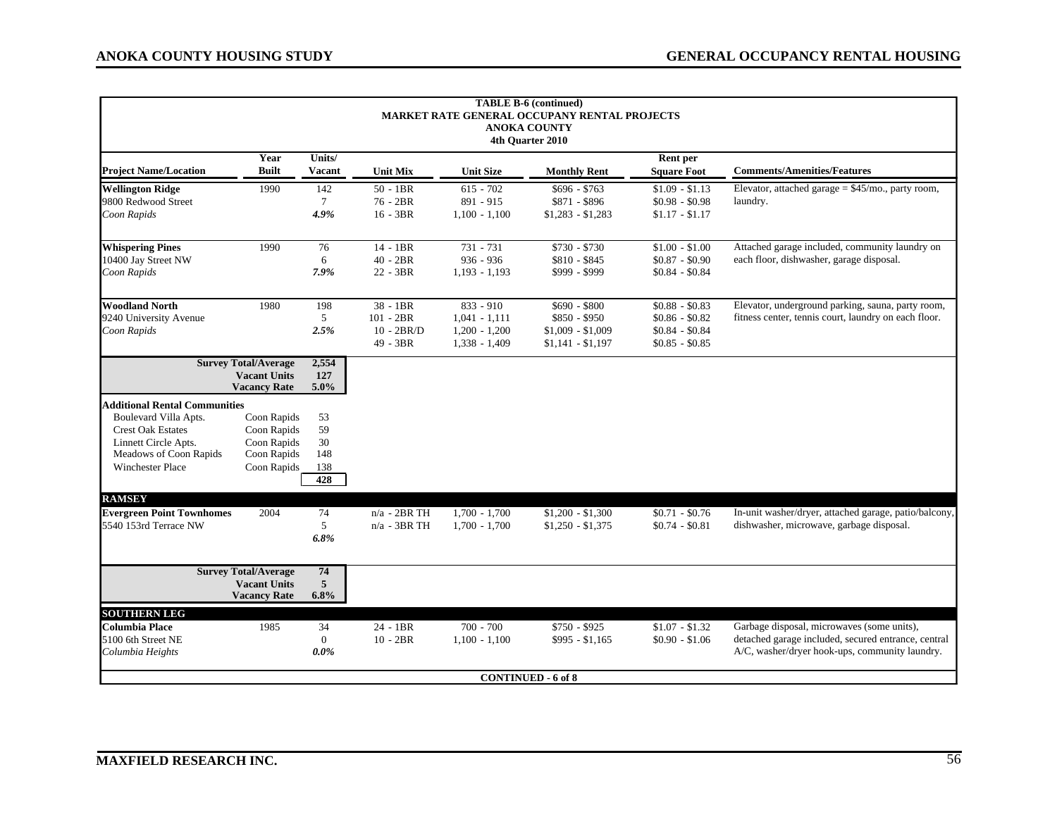**TABLE B-6 (continued)**
**MARKET RATE GENERAL OCCUPANY RENTAL PROJECTS**
**ANOKA COUNTY**
**4th Quarter 2010**

| Project Name/Location | Year Built | Units/ Vacant | Unit Mix | Unit Size | Monthly Rent | Rent per Square Foot | Comments/Amenities/Features |
|---|---|---|---|---|---|---|---|
| **Wellington Ridge** | 1990 | 142 | 50 - 1BR | 615 - 702 | $696 - $763 | $1.09 - $1.13 | Elevator, attached garage = $45/mo., party room, |
| 9800 Redwood Street | | 7 | 76 - 2BR | 891 - 915 | $871 - $896 | $0.98 - $0.98 | laundry. |
| *Coon Rapids* | | *4.9%* | 16 - 3BR | 1,100 - 1,100 | $1,283 - $1,283 | $1.17 - $1.17 | |
| **Whispering Pines** | 1990 | 76 | 14 - 1BR | 731 - 731 | $730 - $730 | $1.00 - $1.00 | Attached garage included, community laundry on |
| 10400 Jay Street NW | | 6 | 40 - 2BR | 936 - 936 | $810 - $845 | $0.87 - $0.90 | each floor, dishwasher, garage disposal. |
| *Coon Rapids* | | *7.9%* | 22 - 3BR | 1,193 - 1,193 | $999 - $999 | $0.84 - $0.84 | |
| **Woodland North** | 1980 | 198 | 38 - 1BR | 833 - 910 | $690 - $800 | $0.88 - $0.83 | Elevator, underground parking, sauna, party room, |
| 9240 University Avenue | | 5 | 101 - 2BR | 1,041 - 1,111 | $850 - $950 | $0.86 - $0.82 | fitness center, tennis court, laundry on each floor. |
| *Coon Rapids* | | *2.5%* | 10 - 2BR/D | 1,200 - 1,200 | $1,009 - $1,009 | $0.84 - $0.84 | |
| | | | 49 - 3BR | 1,338 - 1,409 | $1,141 - $1,197 | $0.85 - $0.85 | |
| **Survey Total/Average** | | **2,554** | | | | | |
| **Vacant Units** | | **127** | | | | | |
| **Vacancy Rate** | | **5.0%** | | | | | |
| **Additional Rental Communities** | | | | | | | |
| Boulevard Villa Apts. | Coon Rapids | 53 | | | | | |
| Crest Oak Estates | Coon Rapids | 59 | | | | | |
| Linnett Circle Apts. | Coon Rapids | 30 | | | | | |
| Meadows of Coon Rapids | Coon Rapids | 148 | | | | | |
| Winchester Place | Coon Rapids | 138 | | | | | |
| | | **428** | | | | | |
| **RAMSEY** | | | | | | | |
| **Evergreen Point Townhomes** | 2004 | 74 | n/a - 2BR TH | 1,700 - 1,700 | $1,200 - $1,300 | $0.71 - $0.76 | In-unit washer/dryer, attached garage, patio/balcony, |
| 5540 153rd Terrace NW | | 5 | n/a - 3BR TH | 1,700 - 1,700 | $1,250 - $1,375 | $0.74 - $0.81 | dishwasher, microwave, garbage disposal. |
| | | *6.8%* | | | | | |
| **Survey Total/Average** | | **74** | | | | | |
| **Vacant Units** | | **5** | | | | | |
| **Vacancy Rate** | | **6.8%** | | | | | |
| **SOUTHERN LEG** | | | | | | | |
| **Columbia Place** | 1985 | 34 | 24 - 1BR | 700 - 700 | $750 - $925 | $1.07 - $1.32 | Garbage disposal, microwaves (some units), |
| 5100 6th Street NE | | 0 | 10 - 2BR | 1,100 - 1,100 | $995 - $1,165 | $0.90 - $1.06 | detached garage included, secured entrance, central |
| *Columbia Heights* | | *0.0%* | | | | | A/C, washer/dryer hook-ups, community laundry. |

**CONTINUED - 6 of 8**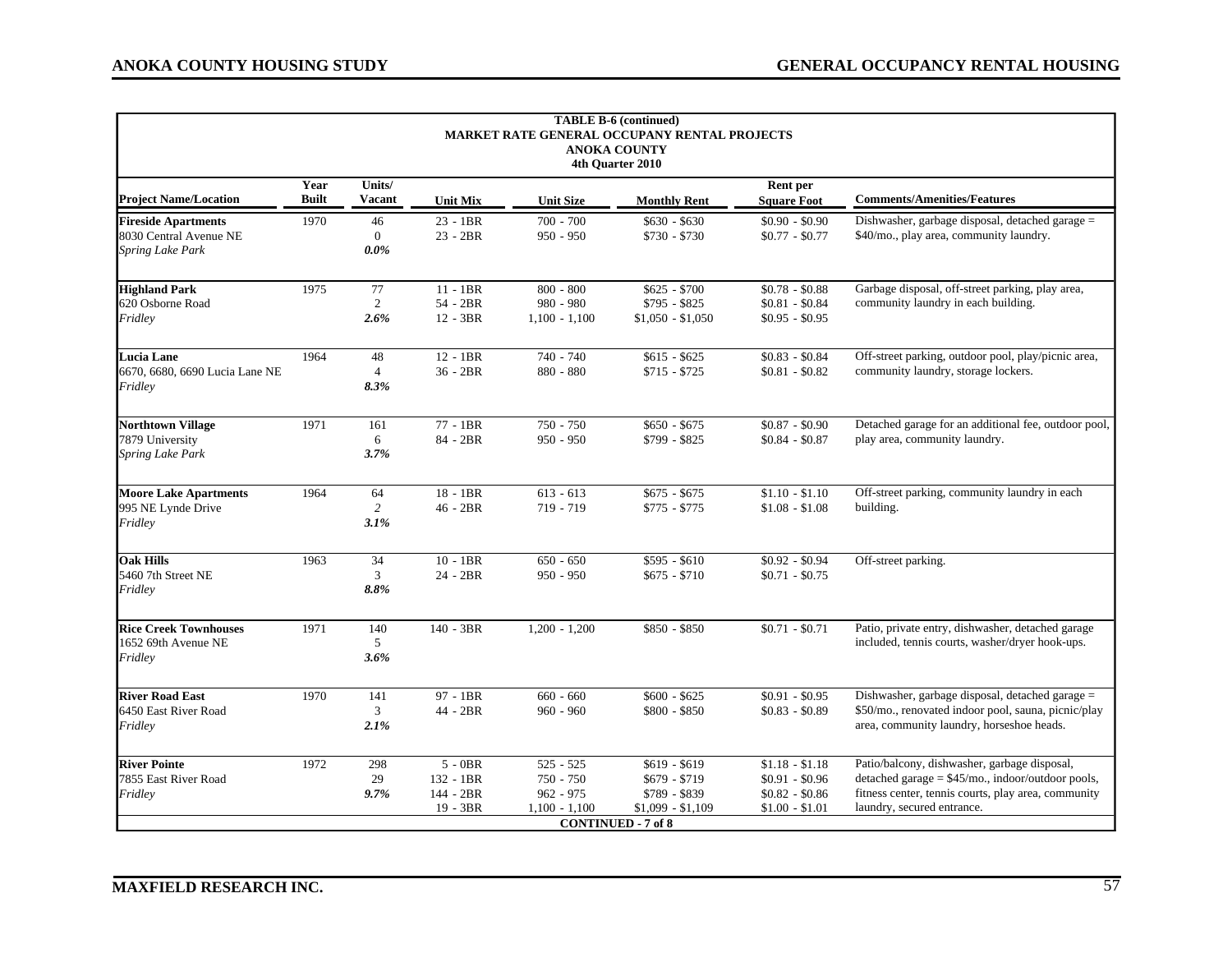**TABLE B-6 (continued)**
**MARKET RATE GENERAL OCCUPANY RENTAL PROJECTS**
**ANOKA COUNTY**
**4th Quarter 2010**

| Project Name/Location | Year Built | Units/ Vacant | Unit Mix | Unit Size | Monthly Rent | Rent per Square Foot | Comments/Amenities/Features |
|---|---|---|---|---|---|---|---|
| **Fireside Apartments**<br>8030 Central Avenue NE<br>*Spring Lake Park* | 1970 | 46<br>0<br>*0.0%* | 23 - 1BR<br>23 - 2BR | 700 - 700<br>950 - 950 | $630 - $630<br>$730 - $730 | $0.90 - $0.90<br>$0.77 - $0.77 | Dishwasher, garbage disposal, detached garage = $40/mo., play area, community laundry. |
| **Highland Park**<br>620 Osborne Road<br>*Fridley* | 1975 | 77<br>2<br>*2.6%* | 11 - 1BR<br>54 - 2BR<br>12 - 3BR | 800 - 800<br>980 - 980<br>1,100 - 1,100 | $625 - $700<br>$795 - $825<br>$1,050 - $1,050 | $0.78 - $0.88<br>$0.81 - $0.84<br>$0.95 - $0.95 | Garbage disposal, off-street parking, play area, community laundry in each building. |
| **Lucia Lane**<br>6670, 6680, 6690 Lucia Lane NE<br>*Fridley* | 1964 | 48<br>4<br>*8.3%* | 12 - 1BR<br>36 - 2BR | 740 - 740<br>880 - 880 | $615 - $625<br>$715 - $725 | $0.83 - $0.84<br>$0.81 - $0.82 | Off-street parking, outdoor pool, play/picnic area, community laundry, storage lockers. |
| **Northtown Village**<br>7879 University<br>*Spring Lake Park* | 1971 | 161<br>6<br>*3.7%* | 77 - 1BR<br>84 - 2BR | 750 - 750<br>950 - 950 | $650 - $675<br>$799 - $825 | $0.87 - $0.90<br>$0.84 - $0.87 | Detached garage for an additional fee, outdoor pool, play area, community laundry. |
| **Moore Lake Apartments**<br>995 NE Lynde Drive<br>*Fridley* | 1964 | 64<br>*2*<br>*3.1%* | 18 - 1BR<br>46 - 2BR | 613 - 613<br>719 - 719 | $675 - $675<br>$775 - $775 | $1.10 - $1.10<br>$1.08 - $1.08 | Off-street parking, community laundry in each building. |
| **Oak Hills**<br>5460 7th Street NE<br>*Fridley* | 1963 | 34<br>3<br>*8.8%* | 10 - 1BR<br>24 - 2BR | 650 - 650<br>950 - 950 | $595 - $610<br>$675 - $710 | $0.92 - $0.94<br>$0.71 - $0.75 | Off-street parking. |
| **Rice Creek Townhouses**<br>1652 69th Avenue NE<br>*Fridley* | 1971 | 140<br>5<br>*3.6%* | 140 - 3BR | 1,200 - 1,200 | $850 - $850 | $0.71 - $0.71 | Patio, private entry, dishwasher, detached garage included, tennis courts, washer/dryer hook-ups. |
| **River Road East**<br>6450 East River Road<br>*Fridley* | 1970 | 141<br>3<br>*2.1%* | 97 - 1BR<br>44 - 2BR | 660 - 660<br>960 - 960 | $600 - $625<br>$800 - $850 | $0.91 - $0.95<br>$0.83 - $0.89 | Dishwasher, garbage disposal, detached garage = $50/mo., renovated indoor pool, sauna, picnic/play area, community laundry, horseshoe heads. |
| **River Pointe**<br>7855 East River Road<br>*Fridley* | 1972 | 298<br>29<br>*9.7%* | 5 - 0BR<br>132 - 1BR<br>144 - 2BR<br>19 - 3BR | 525 - 525<br>750 - 750<br>962 - 975<br>1,100 - 1,100 | $619 - $619<br>$679 - $719<br>$789 - $839<br>$1,099 - $1,109 | $1.18 - $1.18<br>$0.91 - $0.96<br>$0.82 - $0.86<br>$1.00 - $1.01 | Patio/balcony, dishwasher, garbage disposal, detached garage = $45/mo., indoor/outdoor pools, fitness center, tennis courts, play area, community laundry, secured entrance. |

**CONTINUED - 7 of 8**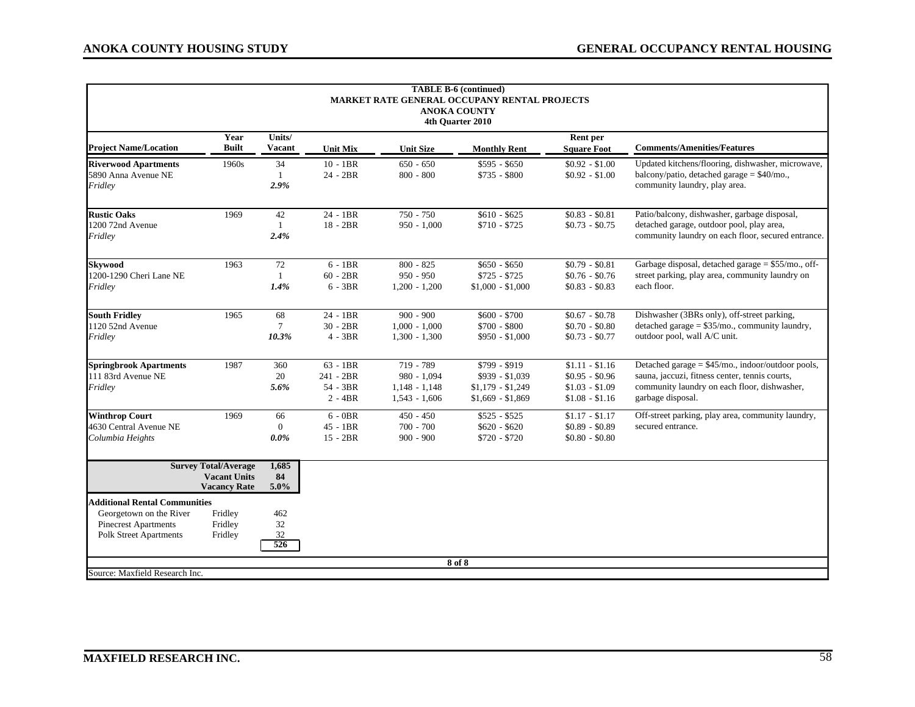**TABLE B-6 (continued)**
**MARKET RATE GENERAL OCCUPANY RENTAL PROJECTS**
**ANOKA COUNTY**
**4th Quarter 2010**

| Project Name/Location | Year Built | Units/ Vacant | Unit Mix | Unit Size | Monthly Rent | Rent per Square Foot | Comments/Amenities/Features |
|---|---|---|---|---|---|---|---|
| **Riverwood Apartments** | 1960s | 34 | 10 - 1BR | 650 - 650 | $595 - $650 | $0.92 - $1.00 | Updated kitchens/flooring, dishwasher, microwave, |
| 5890 Anna Avenue NE | | 1 | 24 - 2BR | 800 - 800 | $735 - $800 | $0.92 - $1.00 | balcony/patio, detached garage = $40/mo., |
| *Fridley* | | ***2.9%*** | | | | | community laundry, play area. |
| **Rustic Oaks** | 1969 | 42 | 24 - 1BR | 750 - 750 | $610 - $625 | $0.83 - $0.81 | Patio/balcony, dishwasher, garbage disposal, |
| 1200 72nd Avenue | | 1 | 18 - 2BR | 950 - 1,000 | $710 - $725 | $0.73 - $0.75 | detached garage, outdoor pool, play area, |
| *Fridley* | | ***2.4%*** | | | | | community laundry on each floor, secured entrance. |
| **Skywood** | 1963 | 72 | 6 - 1BR | 800 - 825 | $650 - $650 | $0.79 - $0.81 | Garbage disposal, detached garage = $55/mo., off- |
| 1200-1290 Cheri Lane NE | | 1 | 60 - 2BR | 950 - 950 | $725 - $725 | $0.76 - $0.76 | street parking, play area, community laundry on |
| *Fridley* | | ***1.4%*** | 6 - 3BR | 1,200 - 1,200 | $1,000 - $1,000 | $0.83 - $0.83 | each floor. |
| **South Fridley** | 1965 | 68 | 24 - 1BR | 900 - 900 | $600 - $700 | $0.67 - $0.78 | Dishwasher (3BRs only), off-street parking, |
| 1120 52nd Avenue | | 7 | 30 - 2BR | 1,000 - 1,000 | $700 - $800 | $0.70 - $0.80 | detached garage = $35/mo., community laundry, |
| *Fridley* | | ***10.3%*** | 4 - 3BR | 1,300 - 1,300 | $950 - $1,000 | $0.73 - $0.77 | outdoor pool, wall A/C unit. |
| **Springbrook Apartments** | 1987 | 360 | 63 - 1BR | 719 - 789 | $799 - $919 | $1.11 - $1.16 | Detached garage = $45/mo., indoor/outdoor pools, |
| 111 83rd Avenue NE | | 20 | 241 - 2BR | 980 - 1,094 | $939 - $1,039 | $0.95 - $0.96 | sauna, jaccuzi, fitness center, tennis courts, |
| *Fridley* | | ***5.6%*** | 54 - 3BR | 1,148 - 1,148 | $1,179 - $1,249 | $1.03 - $1.09 | community laundry on each floor, dishwasher, |
| | | | 2 - 4BR | 1,543 - 1,606 | $1,669 - $1,869 | $1.08 - $1.16 | garbage disposal. |
| **Winthrop Court** | 1969 | 66 | 6 - 0BR | 450 - 450 | $525 - $525 | $1.17 - $1.17 | Off-street parking, play area, community laundry, |
| 4630 Central Avenue NE | | 0 | 45 - 1BR | 700 - 700 | $620 - $620 | $0.89 - $0.89 | secured entrance. |
| *Columbia Heights* | | ***0.0%*** | 15 - 2BR | 900 - 900 | $720 - $720 | $0.80 - $0.80 | |
| **Survey Total/Average** | | **1,685** | | | | | |
| **Vacant Units** | | **84** | | | | | |
| **Vacancy Rate** | | **5.0%** | | | | | |
| **Additional Rental Communities** | | | | | | | |
| Georgetown on the River | Fridley | 462 | | | | | |
| Pinecrest Apartments | Fridley | 32 | | | | | |
| Polk Street Apartments | Fridley | 32 | | | | | |
| | | **526** | | | | | |

Source: Maxfield Research Inc.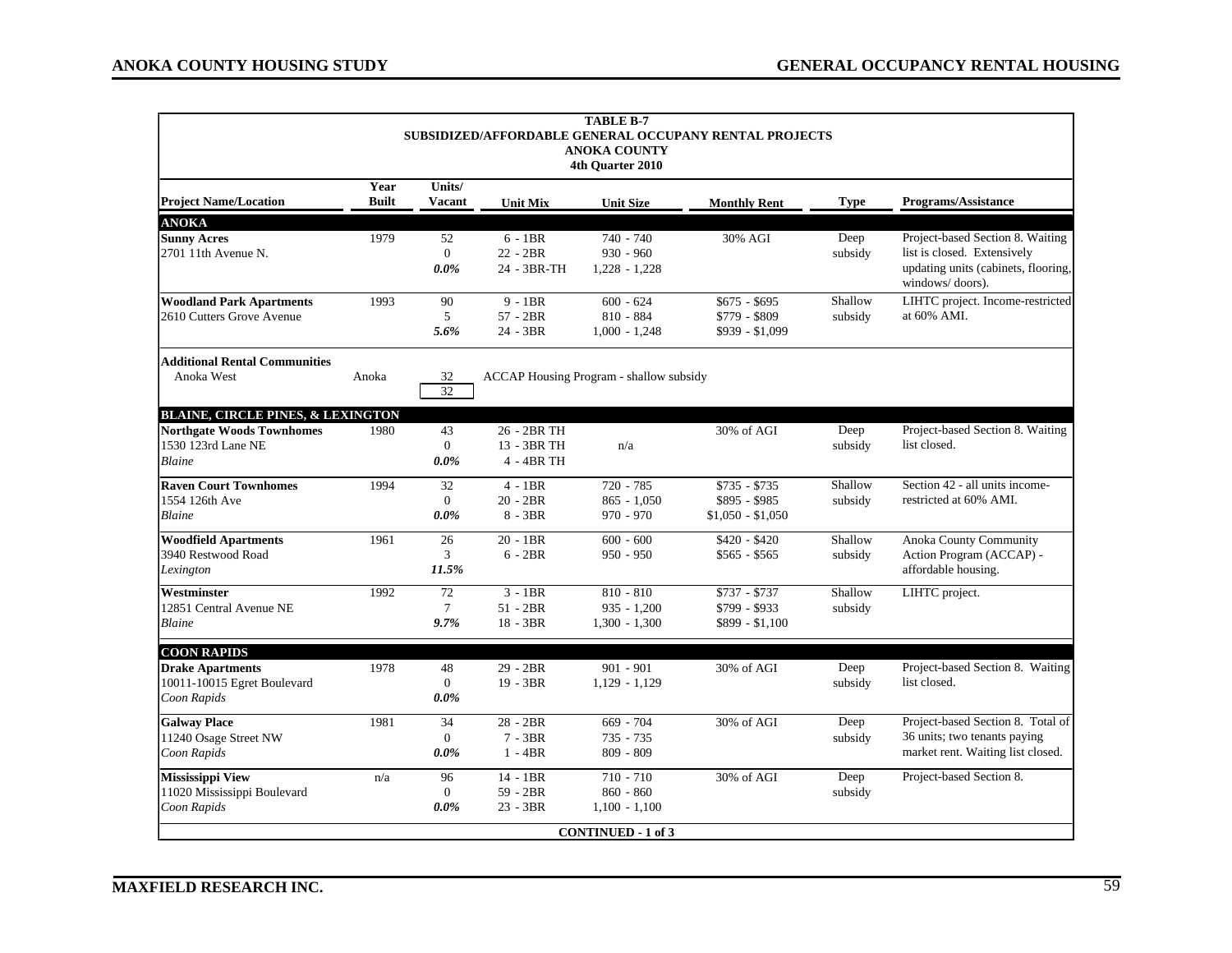**TABLE B-7**
**SUBSIDIZED/AFFORDABLE GENERAL OCCUPANCY RENTAL PROJECTS**
**ANOKA COUNTY**
**4th Quarter 2010**

| Project Name/Location | Year Built | Units/ Vacant | Unit Mix | Unit Size | Monthly Rent | Type | Programs/Assistance |
|---|---|---|---|---|---|---|---|
| **ANOKA** | | | | | | | |
| **Sunny Acres**<br>2701 11th Avenue N. | 1979 | 52<br>0<br>*0.0%* | 6 - 1BR<br>22 - 2BR<br>24 - 3BR-TH | 740 - 740<br>930 - 960<br>1,228 - 1,228 | 30% AGI | Deep subsidy | Project-based Section 8. Waiting list is closed. Extensively updating units (cabinets, flooring, windows/ doors). |
| **Woodland Park Apartments**<br>2610 Cutters Grove Avenue | 1993 | 90<br>5<br>*5.6%* | 9 - 1BR<br>57 - 2BR<br>24 - 3BR | 600 - 624<br>810 - 884<br>1,000 - 1,248 | $675 - $695<br>$779 - $809<br>$939 - $1,099 | Shallow subsidy | LIHTC project. Income-restricted at 60% AMI. |
| **Additional Rental Communities** | | | | | | | |
| Anoka West | Anoka | 32<br>32 | ACCAP Housing Program - shallow subsidy | | | | |
| **BLAINE, CIRCLE PINES, & LEXINGTON** | | | | | | | |
| **Northgate Woods Townhomes**<br>1530 123rd Lane NE<br>*Blaine* | 1980 | 43<br>0<br>*0.0%* | 26 - 2BR TH<br>13 - 3BR TH<br>4 - 4BR TH | n/a | 30% of AGI | Deep subsidy | Project-based Section 8. Waiting list closed. |
| **Raven Court Townhomes**<br>1554 126th Ave<br>*Blaine* | 1994 | 32<br>0<br>*0.0%* | 4 - 1BR<br>20 - 2BR<br>8 - 3BR | 720 - 785<br>865 - 1,050<br>970 - 970 | $735 - $735<br>$895 - $985<br>$1,050 - $1,050 | Shallow subsidy | Section 42 - all units income-restricted at 60% AMI. |
| **Woodfield Apartments**<br>3940 Restwood Road<br>*Lexington* | 1961 | 26<br>3<br>*11.5%* | 20 - 1BR<br>6 - 2BR | 600 - 600<br>950 - 950 | $420 - $420<br>$565 - $565 | Shallow subsidy | Anoka County Community Action Program (ACCAP) - affordable housing. |
| **Westminster**<br>12851 Central Avenue NE<br>*Blaine* | 1992 | 72<br>7<br>*9.7%* | 3 - 1BR<br>51 - 2BR<br>18 - 3BR | 810 - 810<br>935 - 1,200<br>1,300 - 1,300 | $737 - $737<br>$799 - $933<br>$899 - $1,100 | Shallow subsidy | LIHTC project. |
| **COON RAPIDS** | | | | | | | |
| **Drake Apartments**<br>10011-10015 Egret Boulevard<br>*Coon Rapids* | 1978 | 48<br>0<br>*0.0%* | 29 - 2BR<br>19 - 3BR | 901 - 901<br>1,129 - 1,129 | 30% of AGI | Deep subsidy | Project-based Section 8. Waiting list closed. |
| **Galway Place**<br>11240 Osage Street NW<br>*Coon Rapids* | 1981 | 34<br>0<br>*0.0%* | 28 - 2BR<br>7 - 3BR<br>1 - 4BR | 669 - 704<br>735 - 735<br>809 - 809 | 30% of AGI | Deep subsidy | Project-based Section 8. Total of 36 units; two tenants paying market rent. Waiting list closed. |
| **Mississippi View**<br>11020 Mississippi Boulevard<br>*Coon Rapids* | n/a | 96<br>0<br>*0.0%* | 14 - 1BR<br>59 - 2BR<br>23 - 3BR | 710 - 710<br>860 - 860<br>1,100 - 1,100 | 30% of AGI | Deep subsidy | Project-based Section 8. |

**CONTINUED - 1 of 3**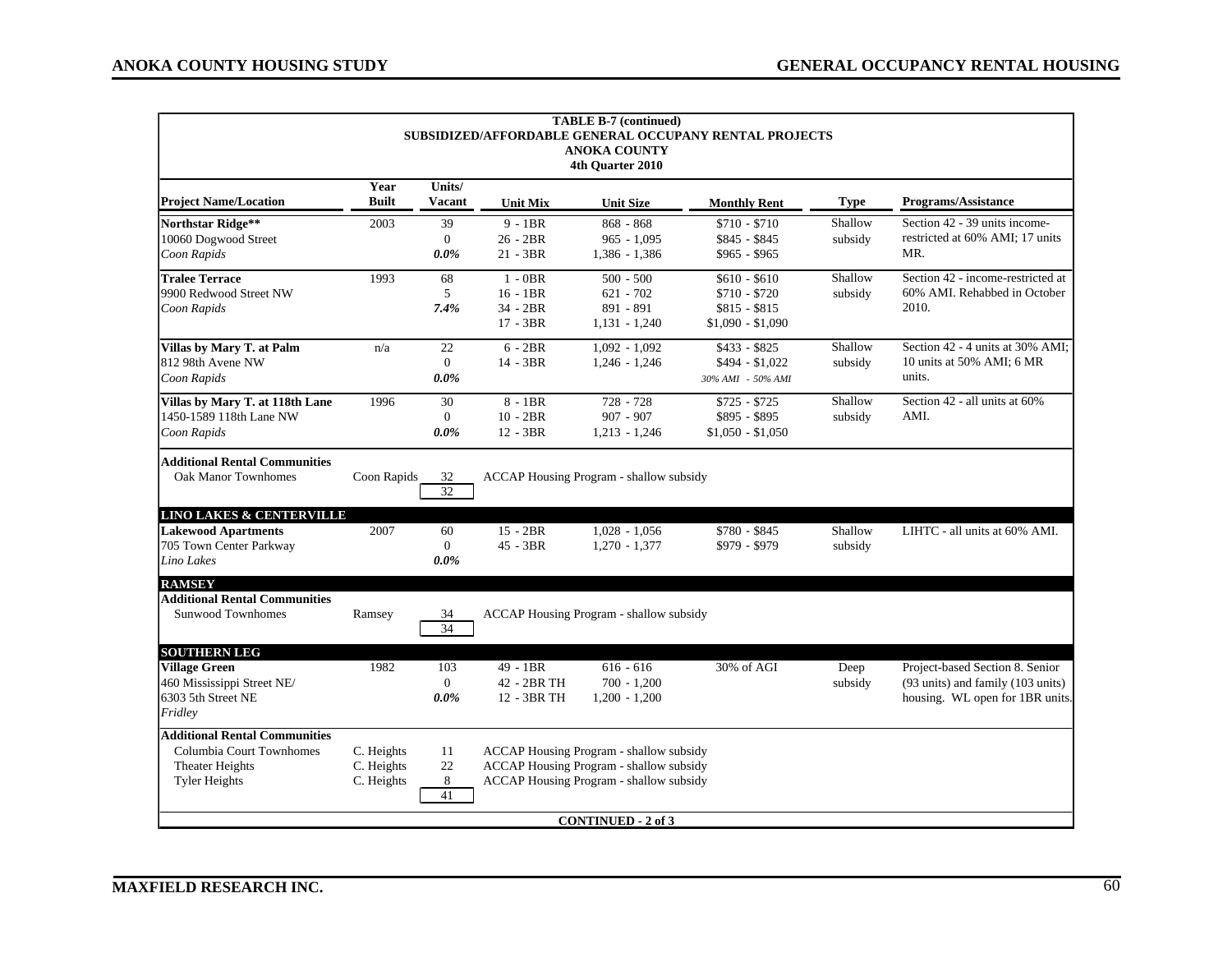**TABLE B-7 (continued)**
**SUBSIDIZED/AFFORDABLE GENERAL OCCUPANCY RENTAL PROJECTS**
**ANOKA COUNTY**
**4th Quarter 2010**

| Project Name/Location | Year Built | Units/ Vacant | Unit Mix | Unit Size | Monthly Rent | Type | Programs/Assistance |
|---|---|---|---|---|---|---|---|
| **Northstar Ridge**** | 2003 | 39 | 9 - 1BR | 868 - 868 | $710 - $710 | Shallow | Section 42 - 39 units income- |
| 10060 Dogwood Street | | 0 | 26 - 2BR | 965 - 1,095 | $845 - $845 | subsidy | restricted at 60% AMI; 17 units |
| *Coon Rapids* | | *0.0%* | 21 - 3BR | 1,386 - 1,386 | $965 - $965 | | MR. |
| **Tralee Terrace** | 1993 | 68 | 1 - 0BR | 500 - 500 | $610 - $610 | Shallow | Section 42 - income-restricted at |
| 9900 Redwood Street NW | | 5 | 16 - 1BR | 621 - 702 | $710 - $720 | subsidy | 60% AMI. Rehabbed in October |
| *Coon Rapids* | | *7.4%* | 34 - 2BR | 891 - 891 | $815 - $815 | | 2010. |
| | | | 17 - 3BR | 1,131 - 1,240 | $1,090 - $1,090 | | |
| **Villas by Mary T. at Palm** | n/a | 22 | 6 - 2BR | 1,092 - 1,092 | $433 - $825 | Shallow | Section 42 - 4 units at 30% AMI; |
| 812 98th Avene NW | | 0 | 14 - 3BR | 1,246 - 1,246 | $494 - $1,022 | subsidy | 10 units at 50% AMI; 6 MR |
| *Coon Rapids* | | *0.0%* | | | *30% AMI - 50% AMI* | | units. |
| **Villas by Mary T. at 118th Lane** | 1996 | 30 | 8 - 1BR | 728 - 728 | $725 - $725 | Shallow | Section 42 - all units at 60% |
| 1450-1589 118th Lane NW | | 0 | 10 - 2BR | 907 - 907 | $895 - $895 | subsidy | AMI. |
| *Coon Rapids* | | *0.0%* | 12 - 3BR | 1,213 - 1,246 | $1,050 - $1,050 | | |
| **Additional Rental Communities** | | | | | | | |
| Oak Manor Townhomes | Coon Rapids | 32 | ACCAP Housing Program - shallow subsidy | | | | |
| | | 32 | | | | | |
| **LINO LAKES & CENTERVILLE** | | | | | | | |
| **Lakewood Apartments** | 2007 | 60 | 15 - 2BR | 1,028 - 1,056 | $780 - $845 | Shallow | LIHTC - all units at 60% AMI. |
| 705 Town Center Parkway | | 0 | 45 - 3BR | 1,270 - 1,377 | $979 - $979 | subsidy | |
| *Lino Lakes* | | *0.0%* | | | | | |
| **RAMSEY** | | | | | | | |
| **Additional Rental Communities** | | | | | | | |
| Sunwood Townhomes | Ramsey | 34 | ACCAP Housing Program - shallow subsidy | | | | |
| | | 34 | | | | | |
| **SOUTHERN LEG** | | | | | | | |
| **Village Green** | 1982 | 103 | 49 - 1BR | 616 - 616 | 30% of AGI | Deep | Project-based Section 8. Senior |
| 460 Mississippi Street NE/ | | 0 | 42 - 2BR TH | 700 - 1,200 | | subsidy | (93 units) and family (103 units) |
| 6303 5th Street NE | | *0.0%* | 12 - 3BR TH | 1,200 - 1,200 | | | housing. WL open for 1BR units. |
| *Fridley* | | | | | | | |
| **Additional Rental Communities** | | | | | | | |
| Columbia Court Townhomes | C. Heights | 11 | ACCAP Housing Program - shallow subsidy | | | | |
| Theater Heights | C. Heights | 22 | ACCAP Housing Program - shallow subsidy | | | | |
| Tyler Heights | C. Heights | 8 | ACCAP Housing Program - shallow subsidy | | | | |
| | | 41 | | | | | |

**CONTINUED - 2 of 3**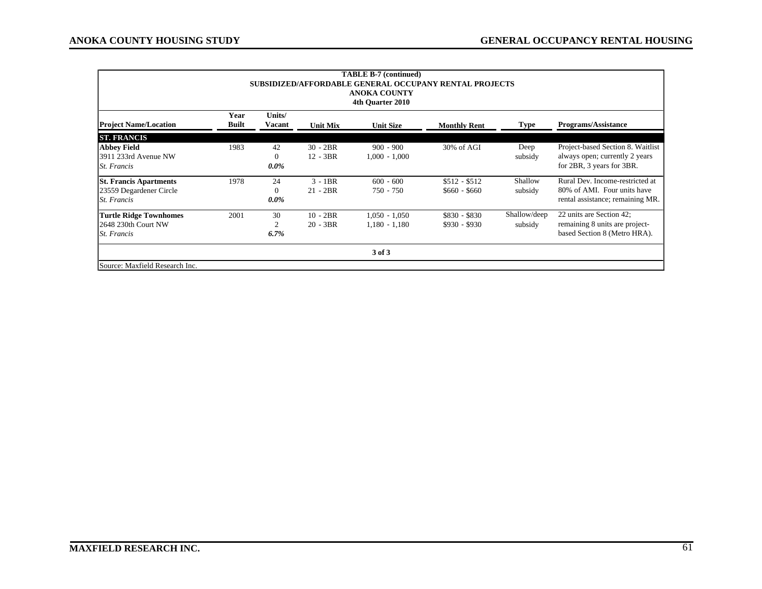**TABLE B-7 (continued)**
**SUBSIDIZED/AFFORDABLE GENERAL OCCUPANCY RENTAL PROJECTS**
**ANOKA COUNTY**
**4th Quarter 2010**

| Project Name/Location | Year Built | Units/ Vacant | Unit Mix | Unit Size | Monthly Rent | Type | Programs/Assistance |
|---|---|---|---|---|---|---|---|
| **ST. FRANCIS** | | | | | | | |
| **Abbey Field**<br>3911 233rd Avenue NW<br>*St. Francis* | 1983 | 42<br>0<br>***0.0%*** | 30 - 2BR<br>12 - 3BR | 900 - 900<br>1,000 - 1,000 | 30% of AGI | Deep subsidy | Project-based Section 8. Waitlist always open; currently 2 years for 2BR, 3 years for 3BR. |
| **St. Francis Apartments**<br>23559 Degardener Circle<br>*St. Francis* | 1978 | 24<br>0<br>***0.0%*** | 3 - 1BR<br>21 - 2BR | 600 - 600<br>750 - 750 | $512 - $512<br>$660 - $660 | Shallow subsidy | Rural Dev. Income-restricted at 80% of AMI. Four units have rental assistance; remaining MR. |
| **Turtle Ridge Townhomes**<br>2648 230th Court NW<br>*St. Francis* | 2001 | 30<br>2<br>***6.7%*** | 10 - 2BR<br>20 - 3BR | 1,050 - 1,050<br>1,180 - 1,180 | $830 - $830<br>$930 - $930 | Shallow/deep subsidy | 22 units are Section 42; remaining 8 units are project-based Section 8 (Metro HRA). |

**3 of 3**

Source: Maxfield Research Inc.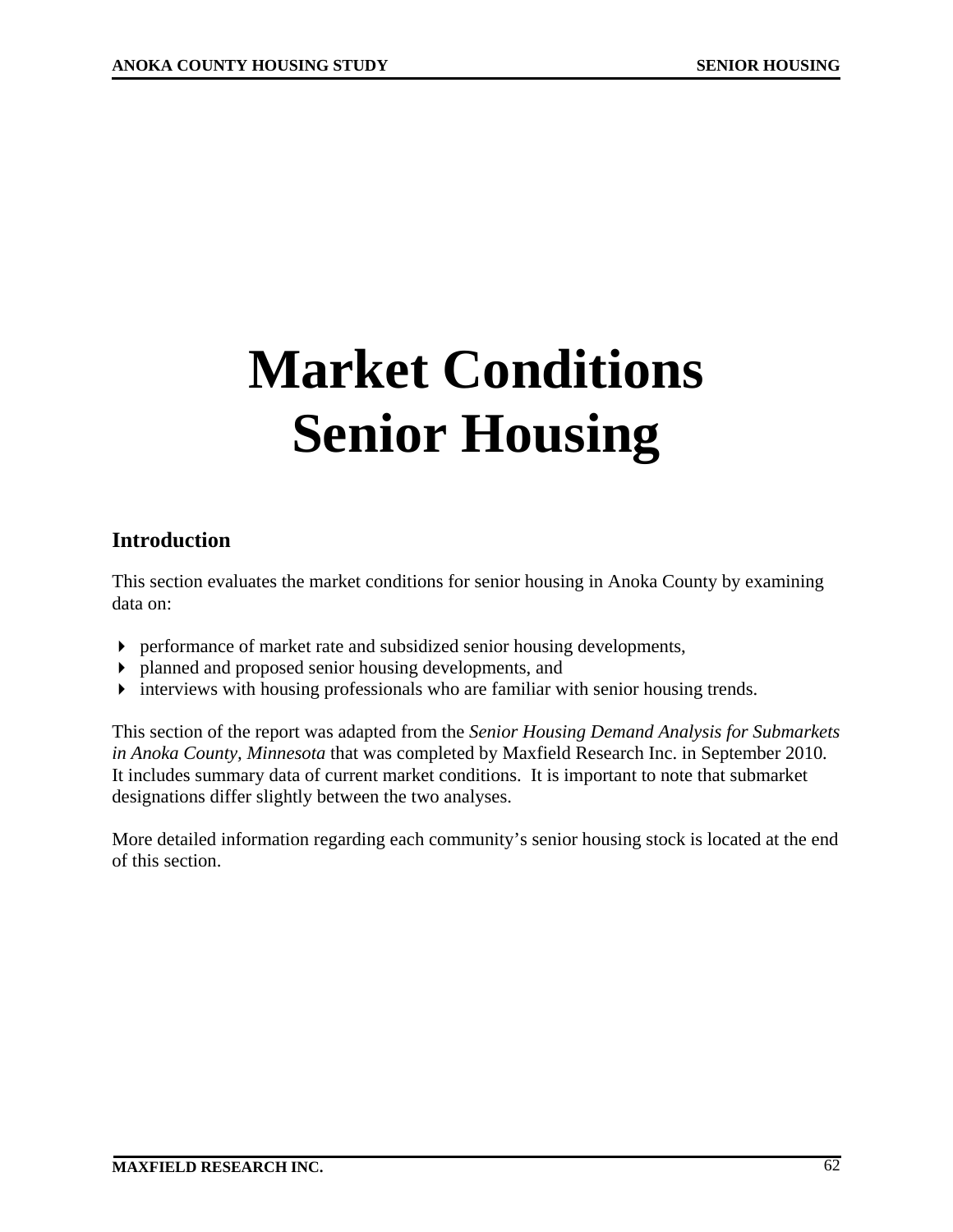# Market Conditions
# Senior Housing

## Introduction

This section evaluates the market conditions for senior housing in Anoka County by examining data on:

- performance of market rate and subsidized senior housing developments,
- planned and proposed senior housing developments, and
- interviews with housing professionals who are familiar with senior housing trends.

This section of the report was adapted from the *Senior Housing Demand Analysis for Submarkets in Anoka County, Minnesota* that was completed by Maxfield Research Inc. in September 2010. It includes summary data of current market conditions. It is important to note that submarket designations differ slightly between the two analyses.

More detailed information regarding each community's senior housing stock is located at the end of this section.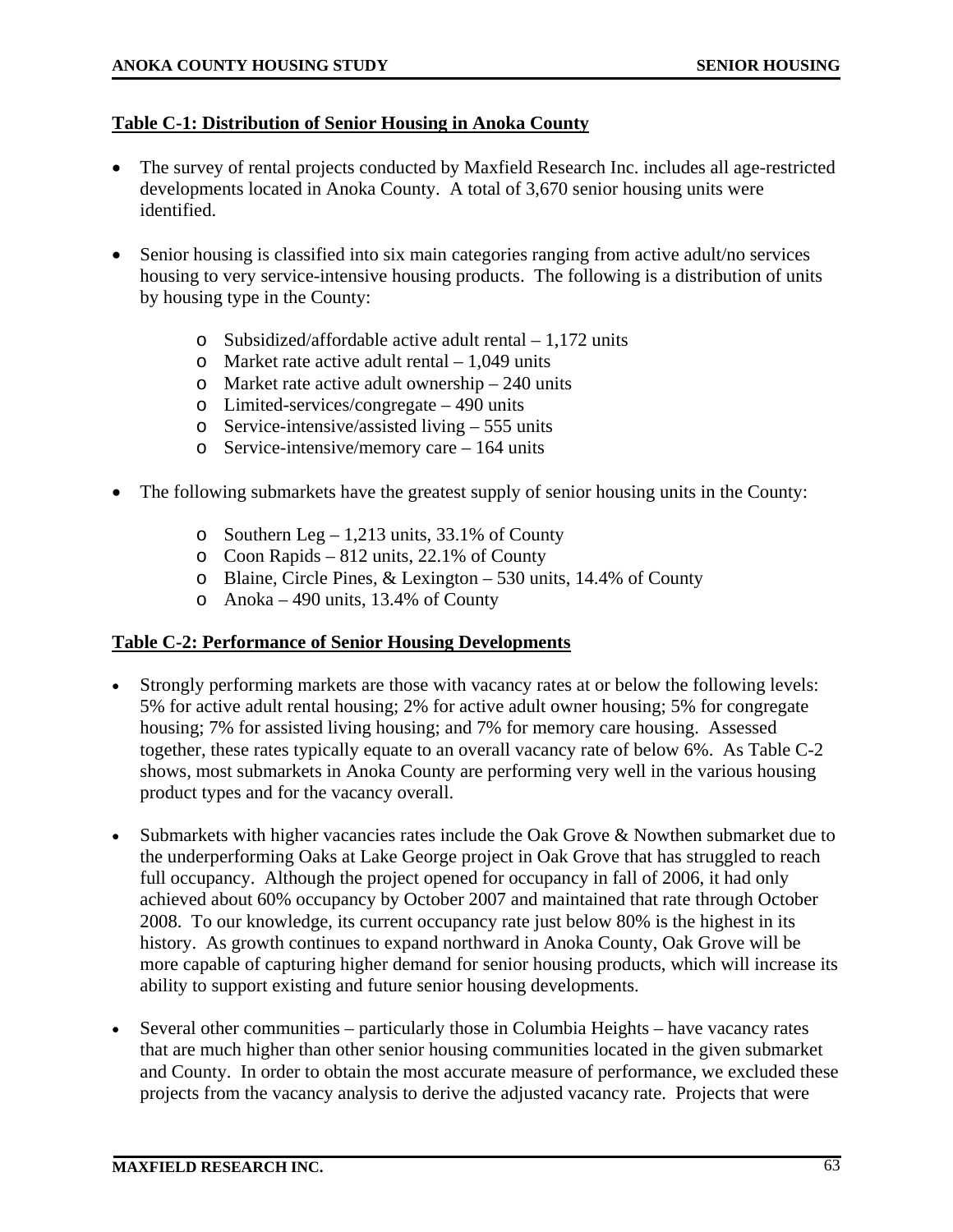### Table C-1: Distribution of Senior Housing in Anoka County

- The survey of rental projects conducted by Maxfield Research Inc. includes all age-restricted developments located in Anoka County. A total of 3,670 senior housing units were identified.

- Senior housing is classified into six main categories ranging from active adult/no services housing to very service-intensive housing products. The following is a distribution of units by housing type in the County:

  - Subsidized/affordable active adult rental – 1,172 units
  - Market rate active adult rental – 1,049 units
  - Market rate active adult ownership – 240 units
  - Limited-services/congregate – 490 units
  - Service-intensive/assisted living – 555 units
  - Service-intensive/memory care – 164 units

- The following submarkets have the greatest supply of senior housing units in the County:

  - Southern Leg – 1,213 units, 33.1% of County
  - Coon Rapids – 812 units, 22.1% of County
  - Blaine, Circle Pines, & Lexington – 530 units, 14.4% of County
  - Anoka – 490 units, 13.4% of County

### Table C-2: Performance of Senior Housing Developments

- Strongly performing markets are those with vacancy rates at or below the following levels: 5% for active adult rental housing; 2% for active adult owner housing; 5% for congregate housing; 7% for assisted living housing; and 7% for memory care housing. Assessed together, these rates typically equate to an overall vacancy rate of below 6%. As Table C-2 shows, most submarkets in Anoka County are performing very well in the various housing product types and for the vacancy overall.

- Submarkets with higher vacancies rates include the Oak Grove & Nowthen submarket due to the underperforming Oaks at Lake George project in Oak Grove that has struggled to reach full occupancy. Although the project opened for occupancy in fall of 2006, it had only achieved about 60% occupancy by October 2007 and maintained that rate through October 2008. To our knowledge, its current occupancy rate just below 80% is the highest in its history. As growth continues to expand northward in Anoka County, Oak Grove will be more capable of capturing higher demand for senior housing products, which will increase its ability to support existing and future senior housing developments.

- Several other communities – particularly those in Columbia Heights – have vacancy rates that are much higher than other senior housing communities located in the given submarket and County. In order to obtain the most accurate measure of performance, we excluded these projects from the vacancy analysis to derive the adjusted vacancy rate. Projects that were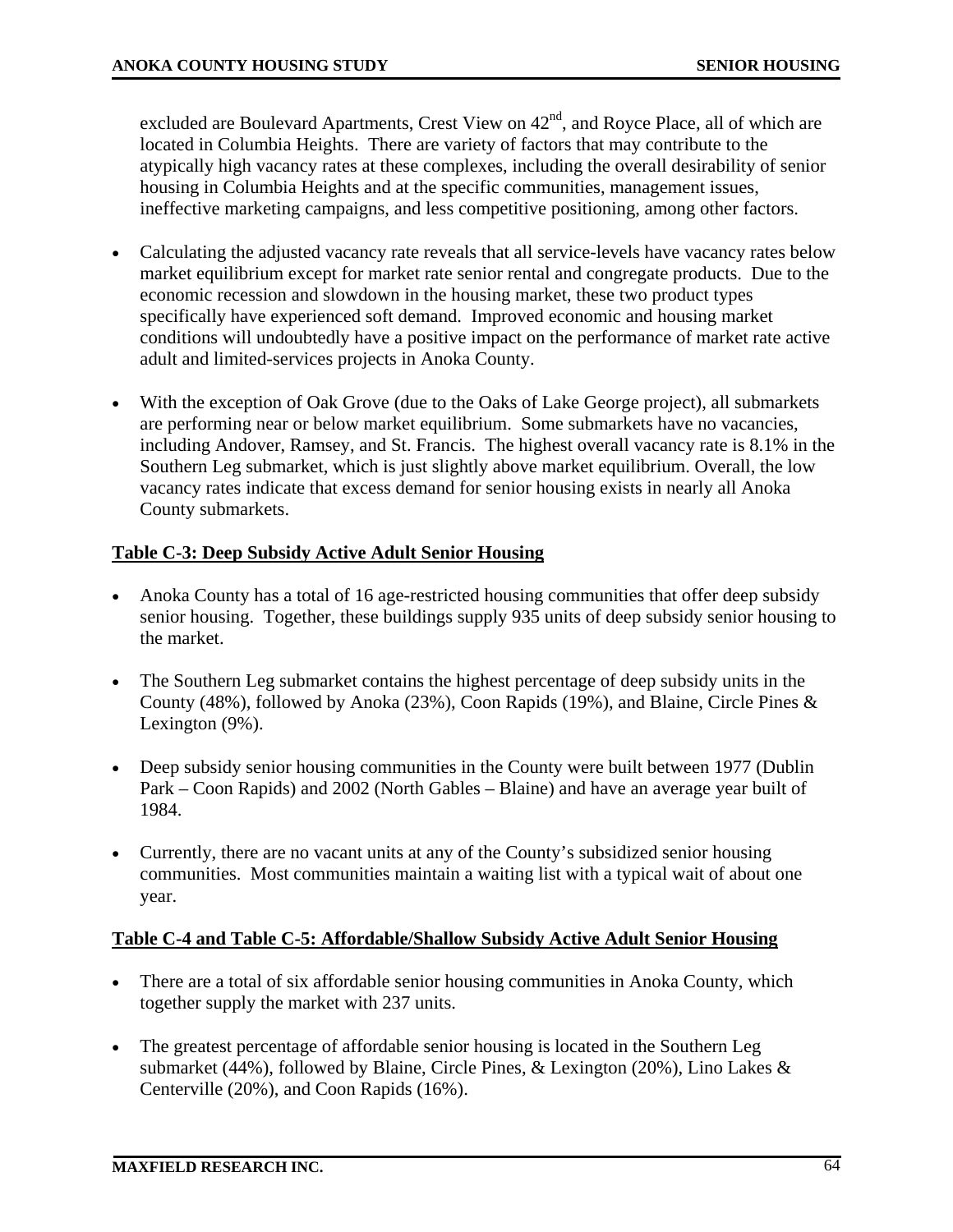excluded are Boulevard Apartments, Crest View on 42nd, and Royce Place, all of which are located in Columbia Heights. There are variety of factors that may contribute to the atypically high vacancy rates at these complexes, including the overall desirability of senior housing in Columbia Heights and at the specific communities, management issues, ineffective marketing campaigns, and less competitive positioning, among other factors.

- Calculating the adjusted vacancy rate reveals that all service-levels have vacancy rates below market equilibrium except for market rate senior rental and congregate products. Due to the economic recession and slowdown in the housing market, these two product types specifically have experienced soft demand. Improved economic and housing market conditions will undoubtedly have a positive impact on the performance of market rate active adult and limited-services projects in Anoka County.

- With the exception of Oak Grove (due to the Oaks of Lake George project), all submarkets are performing near or below market equilibrium. Some submarkets have no vacancies, including Andover, Ramsey, and St. Francis. The highest overall vacancy rate is 8.1% in the Southern Leg submarket, which is just slightly above market equilibrium. Overall, the low vacancy rates indicate that excess demand for senior housing exists in nearly all Anoka County submarkets.

**Table C-3: Deep Subsidy Active Adult Senior Housing**

- Anoka County has a total of 16 age-restricted housing communities that offer deep subsidy senior housing. Together, these buildings supply 935 units of deep subsidy senior housing to the market.

- The Southern Leg submarket contains the highest percentage of deep subsidy units in the County (48%), followed by Anoka (23%), Coon Rapids (19%), and Blaine, Circle Pines & Lexington (9%).

- Deep subsidy senior housing communities in the County were built between 1977 (Dublin Park – Coon Rapids) and 2002 (North Gables – Blaine) and have an average year built of 1984.

- Currently, there are no vacant units at any of the County's subsidized senior housing communities. Most communities maintain a waiting list with a typical wait of about one year.

**Table C-4 and Table C-5: Affordable/Shallow Subsidy Active Adult Senior Housing**

- There are a total of six affordable senior housing communities in Anoka County, which together supply the market with 237 units.

- The greatest percentage of affordable senior housing is located in the Southern Leg submarket (44%), followed by Blaine, Circle Pines, & Lexington (20%), Lino Lakes & Centerville (20%), and Coon Rapids (16%).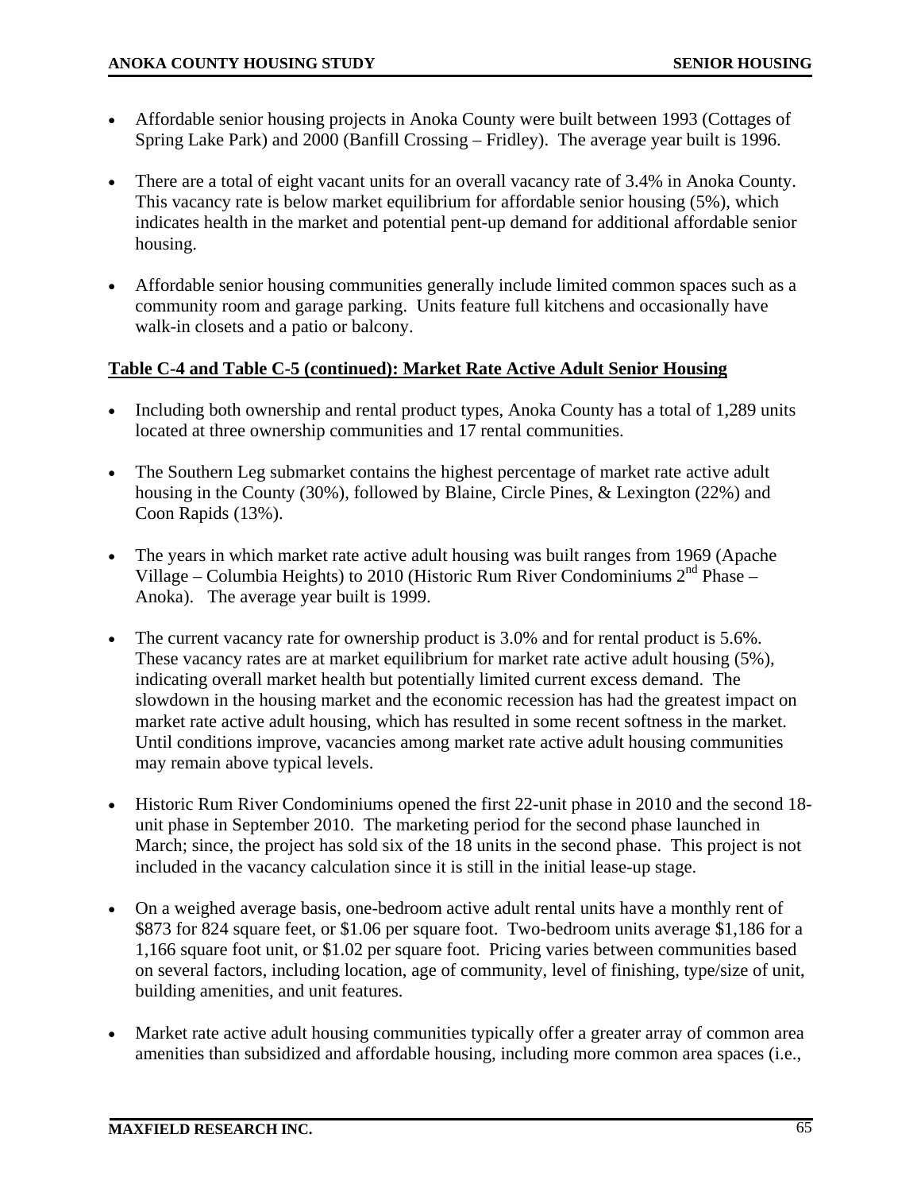- Affordable senior housing projects in Anoka County were built between 1993 (Cottages of Spring Lake Park) and 2000 (Banfill Crossing – Fridley). The average year built is 1996.

- There are a total of eight vacant units for an overall vacancy rate of 3.4% in Anoka County. This vacancy rate is below market equilibrium for affordable senior housing (5%), which indicates health in the market and potential pent-up demand for additional affordable senior housing.

- Affordable senior housing communities generally include limited common spaces such as a community room and garage parking. Units feature full kitchens and occasionally have walk-in closets and a patio or balcony.

**Table C-4 and Table C-5 (continued): Market Rate Active Adult Senior Housing**

- Including both ownership and rental product types, Anoka County has a total of 1,289 units located at three ownership communities and 17 rental communities.

- The Southern Leg submarket contains the highest percentage of market rate active adult housing in the County (30%), followed by Blaine, Circle Pines, & Lexington (22%) and Coon Rapids (13%).

- The years in which market rate active adult housing was built ranges from 1969 (Apache Village – Columbia Heights) to 2010 (Historic Rum River Condominiums 2nd Phase – Anoka). The average year built is 1999.

- The current vacancy rate for ownership product is 3.0% and for rental product is 5.6%. These vacancy rates are at market equilibrium for market rate active adult housing (5%), indicating overall market health but potentially limited current excess demand. The slowdown in the housing market and the economic recession has had the greatest impact on market rate active adult housing, which has resulted in some recent softness in the market. Until conditions improve, vacancies among market rate active adult housing communities may remain above typical levels.

- Historic Rum River Condominiums opened the first 22-unit phase in 2010 and the second 18-unit phase in September 2010. The marketing period for the second phase launched in March; since, the project has sold six of the 18 units in the second phase. This project is not included in the vacancy calculation since it is still in the initial lease-up stage.

- On a weighed average basis, one-bedroom active adult rental units have a monthly rent of $873 for 824 square feet, or $1.06 per square foot. Two-bedroom units average $1,186 for a 1,166 square foot unit, or $1.02 per square foot. Pricing varies between communities based on several factors, including location, age of community, level of finishing, type/size of unit, building amenities, and unit features.

- Market rate active adult housing communities typically offer a greater array of common area amenities than subsidized and affordable housing, including more common area spaces (i.e.,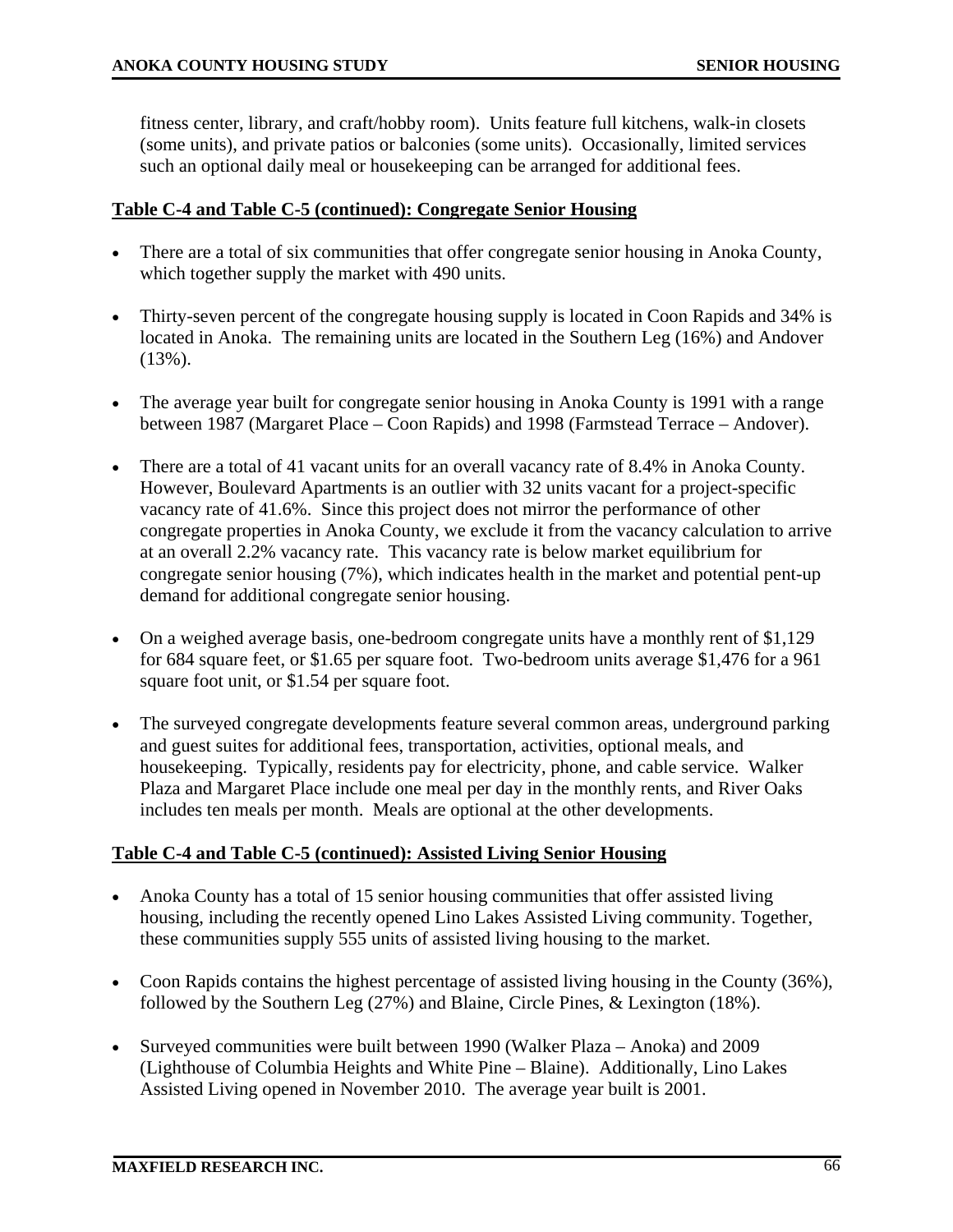fitness center, library, and craft/hobby room). Units feature full kitchens, walk-in closets (some units), and private patios or balconies (some units). Occasionally, limited services such an optional daily meal or housekeeping can be arranged for additional fees.

**Table C-4 and Table C-5 (continued): Congregate Senior Housing**

- There are a total of six communities that offer congregate senior housing in Anoka County, which together supply the market with 490 units.

- Thirty-seven percent of the congregate housing supply is located in Coon Rapids and 34% is located in Anoka. The remaining units are located in the Southern Leg (16%) and Andover (13%).

- The average year built for congregate senior housing in Anoka County is 1991 with a range between 1987 (Margaret Place – Coon Rapids) and 1998 (Farmstead Terrace – Andover).

- There are a total of 41 vacant units for an overall vacancy rate of 8.4% in Anoka County. However, Boulevard Apartments is an outlier with 32 units vacant for a project-specific vacancy rate of 41.6%. Since this project does not mirror the performance of other congregate properties in Anoka County, we exclude it from the vacancy calculation to arrive at an overall 2.2% vacancy rate. This vacancy rate is below market equilibrium for congregate senior housing (7%), which indicates health in the market and potential pent-up demand for additional congregate senior housing.

- On a weighed average basis, one-bedroom congregate units have a monthly rent of $1,129 for 684 square feet, or $1.65 per square foot. Two-bedroom units average $1,476 for a 961 square foot unit, or $1.54 per square foot.

- The surveyed congregate developments feature several common areas, underground parking and guest suites for additional fees, transportation, activities, optional meals, and housekeeping. Typically, residents pay for electricity, phone, and cable service. Walker Plaza and Margaret Place include one meal per day in the monthly rents, and River Oaks includes ten meals per month. Meals are optional at the other developments.

**Table C-4 and Table C-5 (continued): Assisted Living Senior Housing**

- Anoka County has a total of 15 senior housing communities that offer assisted living housing, including the recently opened Lino Lakes Assisted Living community. Together, these communities supply 555 units of assisted living housing to the market.

- Coon Rapids contains the highest percentage of assisted living housing in the County (36%), followed by the Southern Leg (27%) and Blaine, Circle Pines, & Lexington (18%).

- Surveyed communities were built between 1990 (Walker Plaza – Anoka) and 2009 (Lighthouse of Columbia Heights and White Pine – Blaine). Additionally, Lino Lakes Assisted Living opened in November 2010. The average year built is 2001.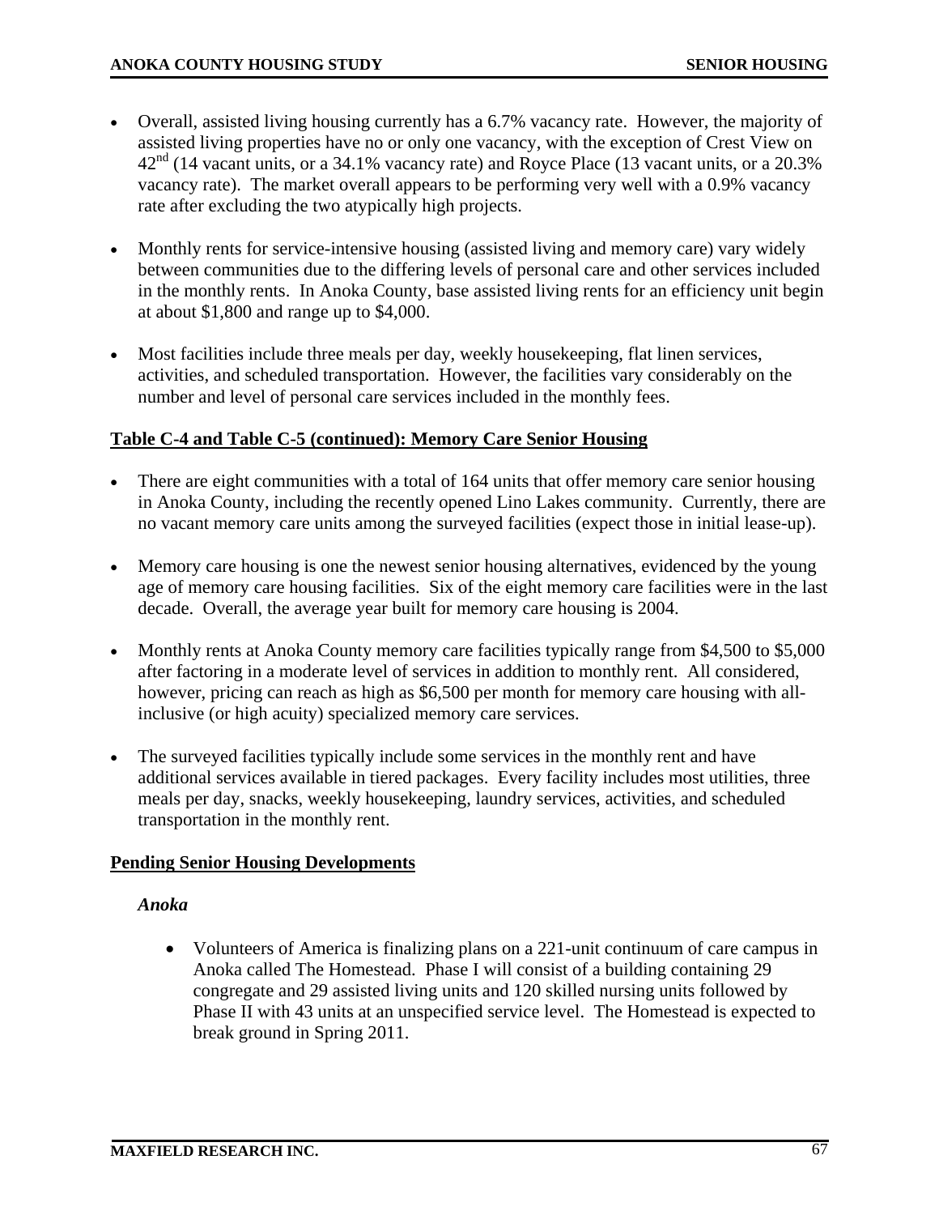- Overall, assisted living housing currently has a 6.7% vacancy rate. However, the majority of assisted living properties have no or only one vacancy, with the exception of Crest View on 42nd (14 vacant units, or a 34.1% vacancy rate) and Royce Place (13 vacant units, or a 20.3% vacancy rate). The market overall appears to be performing very well with a 0.9% vacancy rate after excluding the two atypically high projects.

- Monthly rents for service-intensive housing (assisted living and memory care) vary widely between communities due to the differing levels of personal care and other services included in the monthly rents. In Anoka County, base assisted living rents for an efficiency unit begin at about $1,800 and range up to $4,000.

- Most facilities include three meals per day, weekly housekeeping, flat linen services, activities, and scheduled transportation. However, the facilities vary considerably on the number and level of personal care services included in the monthly fees.

**Table C-4 and Table C-5 (continued): Memory Care Senior Housing**

- There are eight communities with a total of 164 units that offer memory care senior housing in Anoka County, including the recently opened Lino Lakes community. Currently, there are no vacant memory care units among the surveyed facilities (expect those in initial lease-up).

- Memory care housing is one the newest senior housing alternatives, evidenced by the young age of memory care housing facilities. Six of the eight memory care facilities were in the last decade. Overall, the average year built for memory care housing is 2004.

- Monthly rents at Anoka County memory care facilities typically range from $4,500 to $5,000 after factoring in a moderate level of services in addition to monthly rent. All considered, however, pricing can reach as high as $6,500 per month for memory care housing with all-inclusive (or high acuity) specialized memory care services.

- The surveyed facilities typically include some services in the monthly rent and have additional services available in tiered packages. Every facility includes most utilities, three meals per day, snacks, weekly housekeeping, laundry services, activities, and scheduled transportation in the monthly rent.

**Pending Senior Housing Developments**

***Anoka***

- Volunteers of America is finalizing plans on a 221-unit continuum of care campus in Anoka called The Homestead. Phase I will consist of a building containing 29 congregate and 29 assisted living units and 120 skilled nursing units followed by Phase II with 43 units at an unspecified service level. The Homestead is expected to break ground in Spring 2011.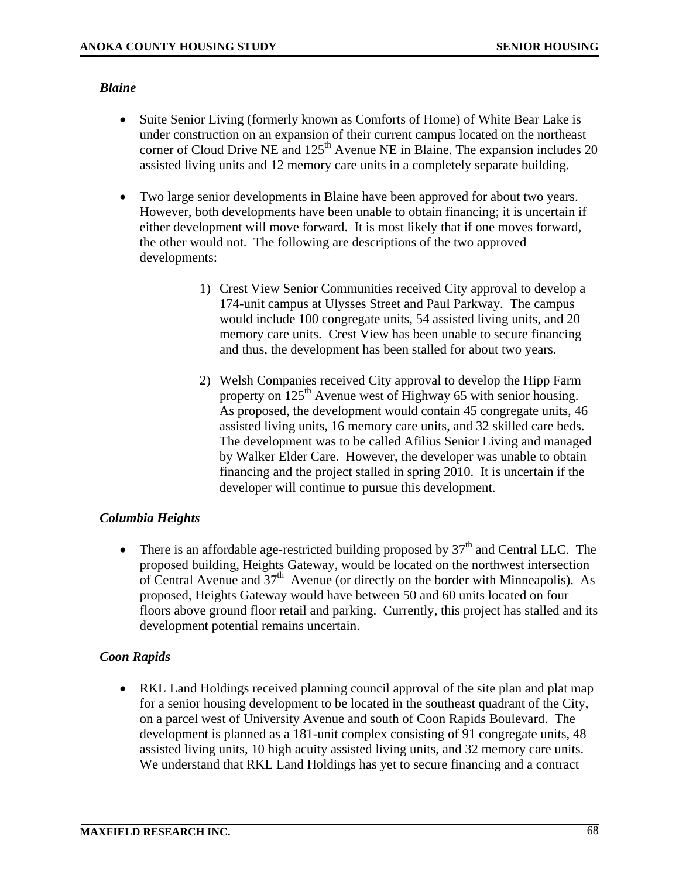*Blaine*

- Suite Senior Living (formerly known as Comforts of Home) of White Bear Lake is under construction on an expansion of their current campus located on the northeast corner of Cloud Drive NE and 125th Avenue NE in Blaine. The expansion includes 20 assisted living units and 12 memory care units in a completely separate building.

- Two large senior developments in Blaine have been approved for about two years. However, both developments have been unable to obtain financing; it is uncertain if either development will move forward. It is most likely that if one moves forward, the other would not. The following are descriptions of the two approved developments:

    1) Crest View Senior Communities received City approval to develop a 174-unit campus at Ulysses Street and Paul Parkway. The campus would include 100 congregate units, 54 assisted living units, and 20 memory care units. Crest View has been unable to secure financing and thus, the development has been stalled for about two years.

    2) Welsh Companies received City approval to develop the Hipp Farm property on 125th Avenue west of Highway 65 with senior housing. As proposed, the development would contain 45 congregate units, 46 assisted living units, 16 memory care units, and 32 skilled care beds. The development was to be called Afilius Senior Living and managed by Walker Elder Care. However, the developer was unable to obtain financing and the project stalled in spring 2010. It is uncertain if the developer will continue to pursue this development.

*Columbia Heights*

- There is an affordable age-restricted building proposed by 37th and Central LLC. The proposed building, Heights Gateway, would be located on the northwest intersection of Central Avenue and 37th Avenue (or directly on the border with Minneapolis). As proposed, Heights Gateway would have between 50 and 60 units located on four floors above ground floor retail and parking. Currently, this project has stalled and its development potential remains uncertain.

*Coon Rapids*

- RKL Land Holdings received planning council approval of the site plan and plat map for a senior housing development to be located in the southeast quadrant of the City, on a parcel west of University Avenue and south of Coon Rapids Boulevard. The development is planned as a 181-unit complex consisting of 91 congregate units, 48 assisted living units, 10 high acuity assisted living units, and 32 memory care units. We understand that RKL Land Holdings has yet to secure financing and a contract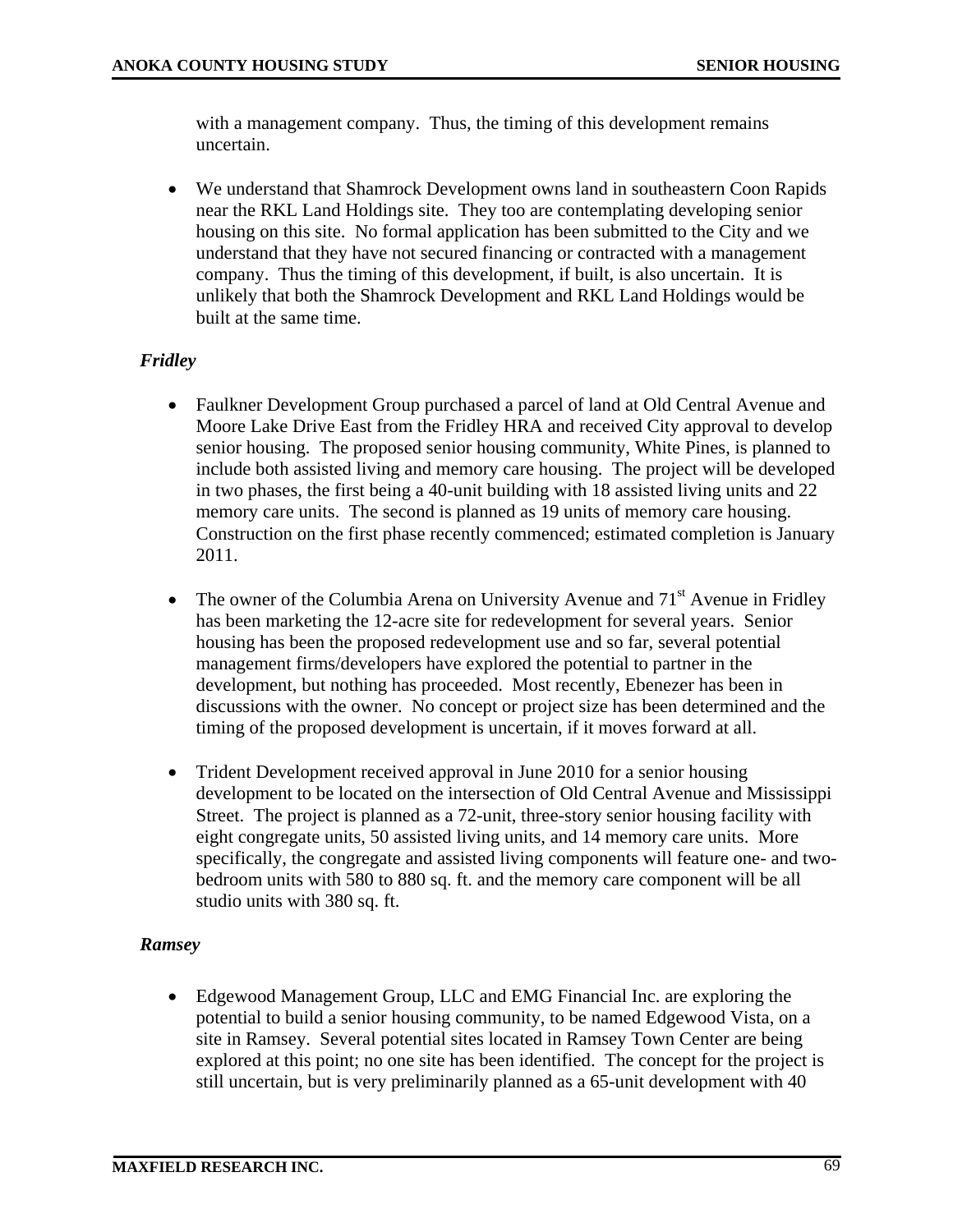with a management company. Thus, the timing of this development remains uncertain.

- We understand that Shamrock Development owns land in southeastern Coon Rapids near the RKL Land Holdings site. They too are contemplating developing senior housing on this site. No formal application has been submitted to the City and we understand that they have not secured financing or contracted with a management company. Thus the timing of this development, if built, is also uncertain. It is unlikely that both the Shamrock Development and RKL Land Holdings would be built at the same time.

### *Fridley*

- Faulkner Development Group purchased a parcel of land at Old Central Avenue and Moore Lake Drive East from the Fridley HRA and received City approval to develop senior housing. The proposed senior housing community, White Pines, is planned to include both assisted living and memory care housing. The project will be developed in two phases, the first being a 40-unit building with 18 assisted living units and 22 memory care units. The second is planned as 19 units of memory care housing. Construction on the first phase recently commenced; estimated completion is January 2011.

- The owner of the Columbia Arena on University Avenue and 71st Avenue in Fridley has been marketing the 12-acre site for redevelopment for several years. Senior housing has been the proposed redevelopment use and so far, several potential management firms/developers have explored the potential to partner in the development, but nothing has proceeded. Most recently, Ebenezer has been in discussions with the owner. No concept or project size has been determined and the timing of the proposed development is uncertain, if it moves forward at all.

- Trident Development received approval in June 2010 for a senior housing development to be located on the intersection of Old Central Avenue and Mississippi Street. The project is planned as a 72-unit, three-story senior housing facility with eight congregate units, 50 assisted living units, and 14 memory care units. More specifically, the congregate and assisted living components will feature one- and two-bedroom units with 580 to 880 sq. ft. and the memory care component will be all studio units with 380 sq. ft.

### *Ramsey*

- Edgewood Management Group, LLC and EMG Financial Inc. are exploring the potential to build a senior housing community, to be named Edgewood Vista, on a site in Ramsey. Several potential sites located in Ramsey Town Center are being explored at this point; no one site has been identified. The concept for the project is still uncertain, but is very preliminarily planned as a 65-unit development with 40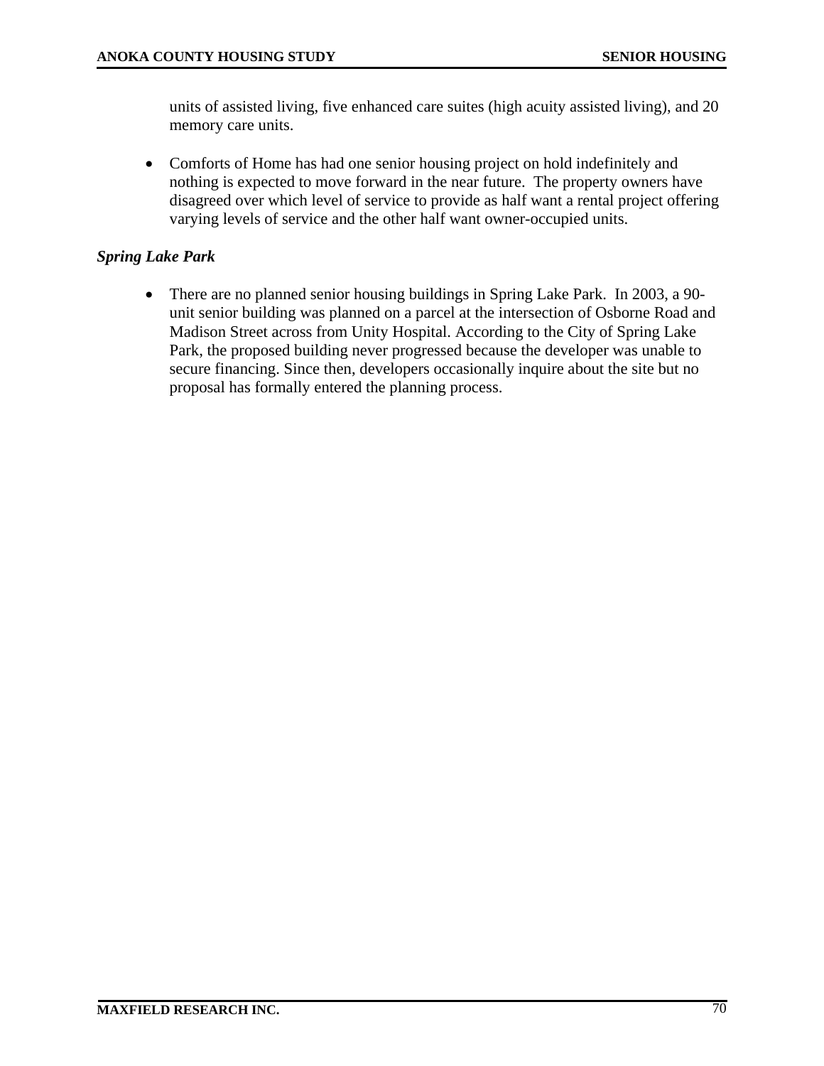units of assisted living, five enhanced care suites (high acuity assisted living), and 20 memory care units.

- Comforts of Home has had one senior housing project on hold indefinitely and nothing is expected to move forward in the near future. The property owners have disagreed over which level of service to provide as half want a rental project offering varying levels of service and the other half want owner-occupied units.

***Spring Lake Park***

- There are no planned senior housing buildings in Spring Lake Park. In 2003, a 90-unit senior building was planned on a parcel at the intersection of Osborne Road and Madison Street across from Unity Hospital. According to the City of Spring Lake Park, the proposed building never progressed because the developer was unable to secure financing. Since then, developers occasionally inquire about the site but no proposal has formally entered the planning process.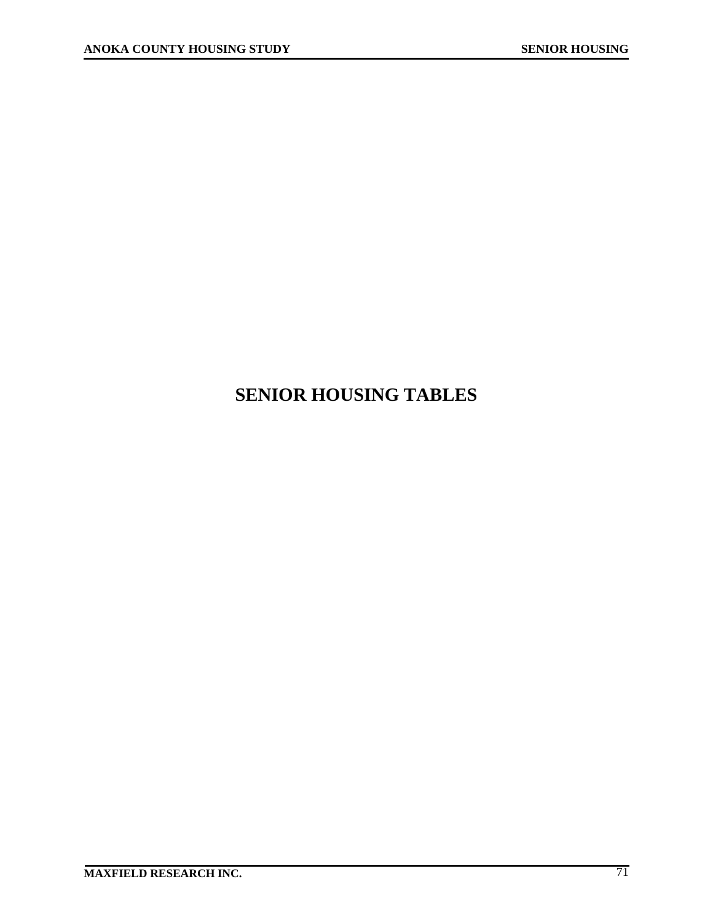# SENIOR HOUSING TABLES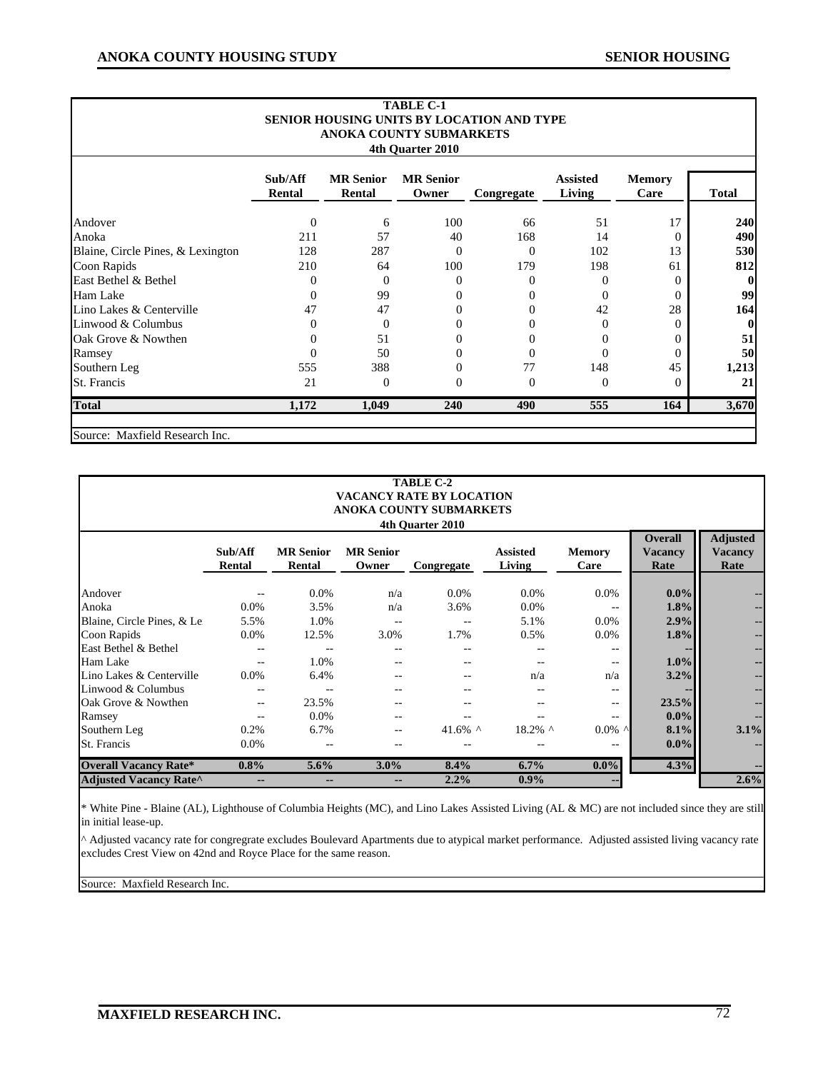**TABLE C-1**
**SENIOR HOUSING UNITS BY LOCATION AND TYPE**
**ANOKA COUNTY SUBMARKETS**
**4th Quarter 2010**

| | Sub/Aff Rental | MR Senior Rental | MR Senior Owner | Congregate | Assisted Living | Memory Care | Total |
|---|---|---|---|---|---|---|---|
| Andover | 0 | 6 | 100 | 66 | 51 | 17 | **240** |
| Anoka | 211 | 57 | 40 | 168 | 14 | 0 | **490** |
| Blaine, Circle Pines, & Lexington | 128 | 287 | 0 | 0 | 102 | 13 | **530** |
| Coon Rapids | 210 | 64 | 100 | 179 | 198 | 61 | **812** |
| East Bethel & Bethel | 0 | 0 | 0 | 0 | 0 | 0 | **0** |
| Ham Lake | 0 | 99 | 0 | 0 | 0 | 0 | **99** |
| Lino Lakes & Centerville | 47 | 47 | 0 | 0 | 42 | 28 | **164** |
| Linwood & Columbus | 0 | 0 | 0 | 0 | 0 | 0 | **0** |
| Oak Grove & Nowthen | 0 | 51 | 0 | 0 | 0 | 0 | **51** |
| Ramsey | 0 | 50 | 0 | 0 | 0 | 0 | **50** |
| Southern Leg | 555 | 388 | 0 | 77 | 148 | 45 | **1,213** |
| St. Francis | 21 | 0 | 0 | 0 | 0 | 0 | **21** |
| **Total** | **1,172** | **1,049** | **240** | **490** | **555** | **164** | **3,670** |

Source: Maxfield Research Inc.

**TABLE C-2**
**VACANCY RATE BY LOCATION**
**ANOKA COUNTY SUBMARKETS**
**4th Quarter 2010**

| | Sub/Aff Rental | MR Senior Rental | MR Senior Owner | Congregate | Assisted Living | Memory Care | Overall Vacancy Rate | Adjusted Vacancy Rate |
|---|---|---|---|---|---|---|---|---|
| Andover | -- | 0.0% | n/a | 0.0% | 0.0% | 0.0% | **0.0%** | -- |
| Anoka | 0.0% | 3.5% | n/a | 3.6% | 0.0% | -- | **1.8%** | -- |
| Blaine, Circle Pines, & Le | 5.5% | 1.0% | -- | -- | 5.1% | 0.0% | **2.9%** | -- |
| Coon Rapids | 0.0% | 12.5% | 3.0% | 1.7% | 0.5% | 0.0% | **1.8%** | -- |
| East Bethel & Bethel | -- | -- | -- | -- | -- | -- | -- | -- |
| Ham Lake | -- | 1.0% | -- | -- | -- | -- | **1.0%** | -- |
| Lino Lakes & Centerville | 0.0% | 6.4% | -- | -- | n/a | n/a | **3.2%** | -- |
| Linwood & Columbus | -- | -- | -- | -- | -- | -- | -- | -- |
| Oak Grove & Nowthen | -- | 23.5% | -- | -- | -- | -- | **23.5%** | -- |
| Ramsey | -- | 0.0% | -- | -- | -- | -- | **0.0%** | -- |
| Southern Leg | 0.2% | 6.7% | -- | 41.6% ^ | 18.2% ^ | 0.0% ^ | **8.1%** | **3.1%** |
| St. Francis | 0.0% | -- | -- | -- | -- | -- | **0.0%** | -- |
| **Overall Vacancy Rate*** | **0.8%** | **5.6%** | **3.0%** | **8.4%** | **6.7%** | **0.0%** | **4.3%** | -- |
| **Adjusted Vacancy Rate^** | -- | -- | -- | **2.2%** | **0.9%** | -- | | **2.6%** |

\* White Pine - Blaine (AL), Lighthouse of Columbia Heights (MC), and Lino Lakes Assisted Living (AL & MC) are not included since they are still in initial lease-up.

^ Adjusted vacancy rate for congregrate excludes Boulevard Apartments due to atypical market performance. Adjusted assisted living vacancy rate excludes Crest View on 42nd and Royce Place for the same reason.

Source: Maxfield Research Inc.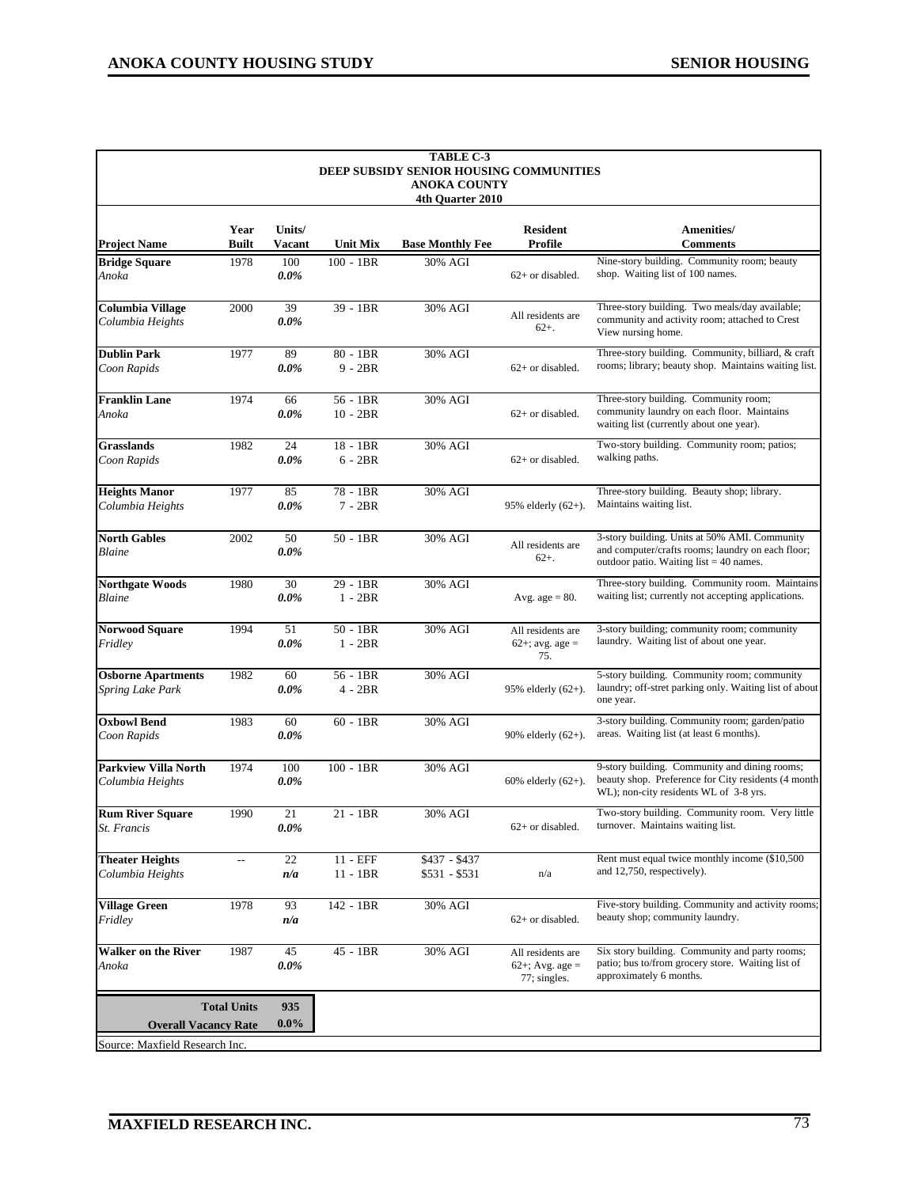**TABLE C-3**
**DEEP SUBSIDY SENIOR HOUSING COMMUNITIES**
**ANOKA COUNTY**
**4th Quarter 2010**

| Project Name | Year Built | Units/ Vacant | Unit Mix | Base Monthly Fee | Resident Profile | Amenities/ Comments |
|---|---|---|---|---|---|---|
| **Bridge Square** *Anoka* | 1978 | 100 *0.0%* | 100 - 1BR | 30% AGI | 62+ or disabled. | Nine-story building. Community room; beauty shop. Waiting list of 100 names. |
| **Columbia Village** *Columbia Heights* | 2000 | 39 *0.0%* | 39 - 1BR | 30% AGI | All residents are 62+. | Three-story building. Two meals/day available; community and activity room; attached to Crest View nursing home. |
| **Dublin Park** *Coon Rapids* | 1977 | 89 *0.0%* | 80 - 1BR 9 - 2BR | 30% AGI | 62+ or disabled. | Three-story building. Community, billiard, & craft rooms; library; beauty shop. Maintains waiting list. |
| **Franklin Lane** *Anoka* | 1974 | 66 *0.0%* | 56 - 1BR 10 - 2BR | 30% AGI | 62+ or disabled. | Three-story building. Community room; community laundry on each floor. Maintains waiting list (currently about one year). |
| **Grasslands** *Coon Rapids* | 1982 | 24 *0.0%* | 18 - 1BR 6 - 2BR | 30% AGI | 62+ or disabled. | Two-story building. Community room; patios; walking paths. |
| **Heights Manor** *Columbia Heights* | 1977 | 85 *0.0%* | 78 - 1BR 7 - 2BR | 30% AGI | 95% elderly (62+). | Three-story building. Beauty shop; library. Maintains waiting list. |
| **North Gables** *Blaine* | 2002 | 50 *0.0%* | 50 - 1BR | 30% AGI | All residents are 62+. | 3-story building. Units at 50% AMI. Community and computer/crafts rooms; laundry on each floor; outdoor patio. Waiting list = 40 names. |
| **Northgate Woods** *Blaine* | 1980 | 30 *0.0%* | 29 - 1BR 1 - 2BR | 30% AGI | Avg. age = 80. | Three-story building. Community room. Maintains waiting list; currently not accepting applications. |
| **Norwood Square** *Fridley* | 1994 | 51 *0.0%* | 50 - 1BR 1 - 2BR | 30% AGI | All residents are 62+; avg. age = 75. | 3-story building; community room; community laundry. Waiting list of about one year. |
| **Osborne Apartments** *Spring Lake Park* | 1982 | 60 *0.0%* | 56 - 1BR 4 - 2BR | 30% AGI | 95% elderly (62+). | 5-story building. Community room; community laundry; off-stret parking only. Waiting list of about one year. |
| **Oxbowl Bend** *Coon Rapids* | 1983 | 60 *0.0%* | 60 - 1BR | 30% AGI | 90% elderly (62+). | 3-story building. Community room; garden/patio areas. Waiting list (at least 6 months). |
| **Parkview Villa North** *Columbia Heights* | 1974 | 100 *0.0%* | 100 - 1BR | 30% AGI | 60% elderly (62+). | 9-story building. Community and dining rooms; beauty shop. Preference for City residents (4 month WL); non-city residents WL of 3-8 yrs. |
| **Rum River Square** *St. Francis* | 1990 | 21 *0.0%* | 21 - 1BR | 30% AGI | 62+ or disabled. | Two-story building. Community room. Very little turnover. Maintains waiting list. |
| **Theater Heights** *Columbia Heights* | -- | 22 *n/a* | 11 - EFF 11 - 1BR | $437 - $437 $531 - $531 | n/a | Rent must equal twice monthly income ($10,500 and 12,750, respectively). |
| **Village Green** *Fridley* | 1978 | 93 *n/a* | 142 - 1BR | 30% AGI | 62+ or disabled. | Five-story building. Community and activity rooms; beauty shop; community laundry. |
| **Walker on the River** *Anoka* | 1987 | 45 *0.0%* | 45 - 1BR | 30% AGI | All residents are 62+; Avg. age = 77; singles. | Six story building. Community and party rooms; patio; bus to/from grocery store. Waiting list of approximately 6 months. |
| **Total Units** | | **935** | | | | |
| **Overall Vacancy Rate** | | **0.0%** | | | | |

Source: Maxfield Research Inc.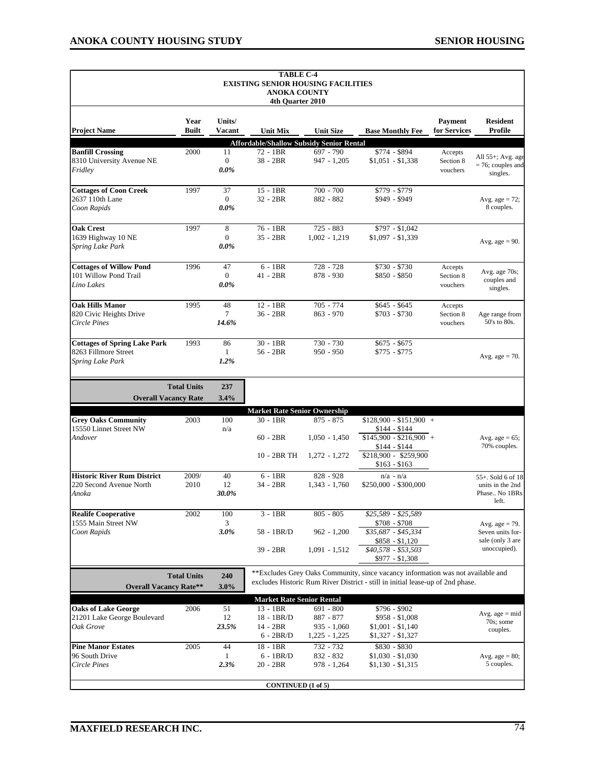**TABLE C-4**
**EXISTING SENIOR HOUSING FACILITIES**
**ANOKA COUNTY**
**4th Quarter 2010**

| Project Name | Year Built | Units/ Vacant | Unit Mix | Unit Size | Base Monthly Fee | Payment for Services | Resident Profile |
|---|---|---|---|---|---|---|---|
| **Affordable/Shallow Subsidy Senior Rental** | | | | | | | |
| **Banfill Crossing** 8310 University Avenue NE *Fridley* | 2000 | 11 / 0 / *0.0%* | 72 - 1BR; 38 - 2BR | 697 - 790; 947 - 1,205 | \$774 - \$894; \$1,051 - \$1,338 | Accepts Section 8 vouchers | All 55+; Avg. age = 76; couples and singles. |
| **Cottages of Coon Creek** 2637 110th Lane *Coon Rapids* | 1997 | 37 / 0 / *0.0%* | 15 - 1BR; 32 - 2BR | 700 - 700; 882 - 882 | \$779 - \$779; \$949 - \$949 | | Avg. age = 72; 8 couples. |
| **Oak Crest** 1639 Highway 10 NE *Spring Lake Park* | 1997 | 8 / 0 / *0.0%* | 76 - 1BR; 35 - 2BR | 725 - 883; 1,002 - 1,219 | \$797 - \$1,042; \$1,097 - \$1,339 | | Avg. age = 90. |
| **Cottages of Willow Pond** 101 Willow Pond Trail *Lino Lakes* | 1996 | 47 / 0 / *0.0%* | 6 - 1BR; 41 - 2BR | 728 - 728; 878 - 930 | \$730 - \$730; \$850 - \$850 | Accepts Section 8 vouchers | Avg. age 70s; couples and singles. |
| **Oak Hills Manor** 820 Civic Heights Drive *Circle Pines* | 1995 | 48 / 7 / *14.6%* | 12 - 1BR; 36 - 2BR | 705 - 774; 863 - 970 | \$645 - \$645; \$703 - \$730 | Accepts Section 8 vouchers | Age range from 50's to 80s. |
| **Cottages of Spring Lake Park** 8263 Fillmore Street *Spring Lake Park* | 1993 | 86 / 1 / *1.2%* | 30 - 1BR; 56 - 2BR | 730 - 730; 950 - 950 | \$675 - \$675; \$775 - \$775 | | Avg. age = 70. |
| **Total Units** | | **237** | | | | | |
| **Overall Vacancy Rate** | | **3.4%** | | | | | |
| **Market Rate Senior Ownership** | | | | | | | |
| **Grey Oaks Community** 15550 Linnet Street NW *Andover* | 2003 | 100 / n/a | 30 - 1BR; 60 - 2BR; 10 - 2BR TH | 875 - 875; 1,050 - 1,450; 1,272 - 1,272 | \$128,900 - \$151,900 + \$144 - \$144; \$145,900 - \$216,900 + \$144 - \$144; \$218,900 - \$259,900 \$163 - \$163 | | Avg. age = 65; 70% couples. |
| **Historic River Rum District** 220 Second Avenue North *Anoka* | 2009/ 2010 | 40 / 12 / *30.0%* | 6 - 1BR; 34 - 2BR | 828 - 928; 1,343 - 1,760 | n/a - n/a; \$250,000 - \$300,000 | | 55+. Sold 6 of 18 units in the 2nd Phase.. No 1BRs left. |
| **Realife Cooperative** 1555 Main Street NW *Coon Rapids* | 2002 | 100 / 3 / *3.0%* | 3 - 1BR; 58 - 1BR/D; 39 - 2BR | 805 - 805; 962 - 1,200; 1,091 - 1,512 | *\$25,589 - \$25,589* \$708 - \$708; *\$35,687 - \$45,334* \$858 - \$1,120; *\$40,578 - \$53,503* \$977 - \$1,308 | | Avg. age = 79. Seven units for-sale (only 3 are unoccupied). |
| **Total Units** | | **240** | | | | | |
| **Overall Vacancy Rate**\*\* | | **3.0%** | | | | | |
| **Market Rate Senior Rental** | | | | | | | |
| **Oaks of Lake George** 21201 Lake George Boulevard *Oak Grove* | 2006 | 51 / 12 / *23.5%* | 13 - 1BR; 18 - 1BR/D; 14 - 2BR; 6 - 2BR/D | 691 - 800; 887 - 877; 935 - 1,060; 1,225 - 1,225 | \$796 - \$902; \$958 - \$1,008; \$1,001 - \$1,140; \$1,327 - \$1,327 | | Avg. age = mid 70s; some couples. |
| **Pine Manor Estates** 96 South Drive *Circle Pines* | 2005 | 44 / 1 / *2.3%* | 18 - 1BR; 6 - 1BR/D; 20 - 2BR | 732 - 732; 832 - 832; 978 - 1,264 | \$830 - \$830; \$1,030 - \$1,030; \$1,130 - \$1,315 | | Avg. age = 80; 5 couples. |

\*\*Excludes Grey Oaks Community, since vacancy information was not available and excludes Historic Rum River District - still in initial lease-up of 2nd phase.

**CONTINUED (1 of 5)**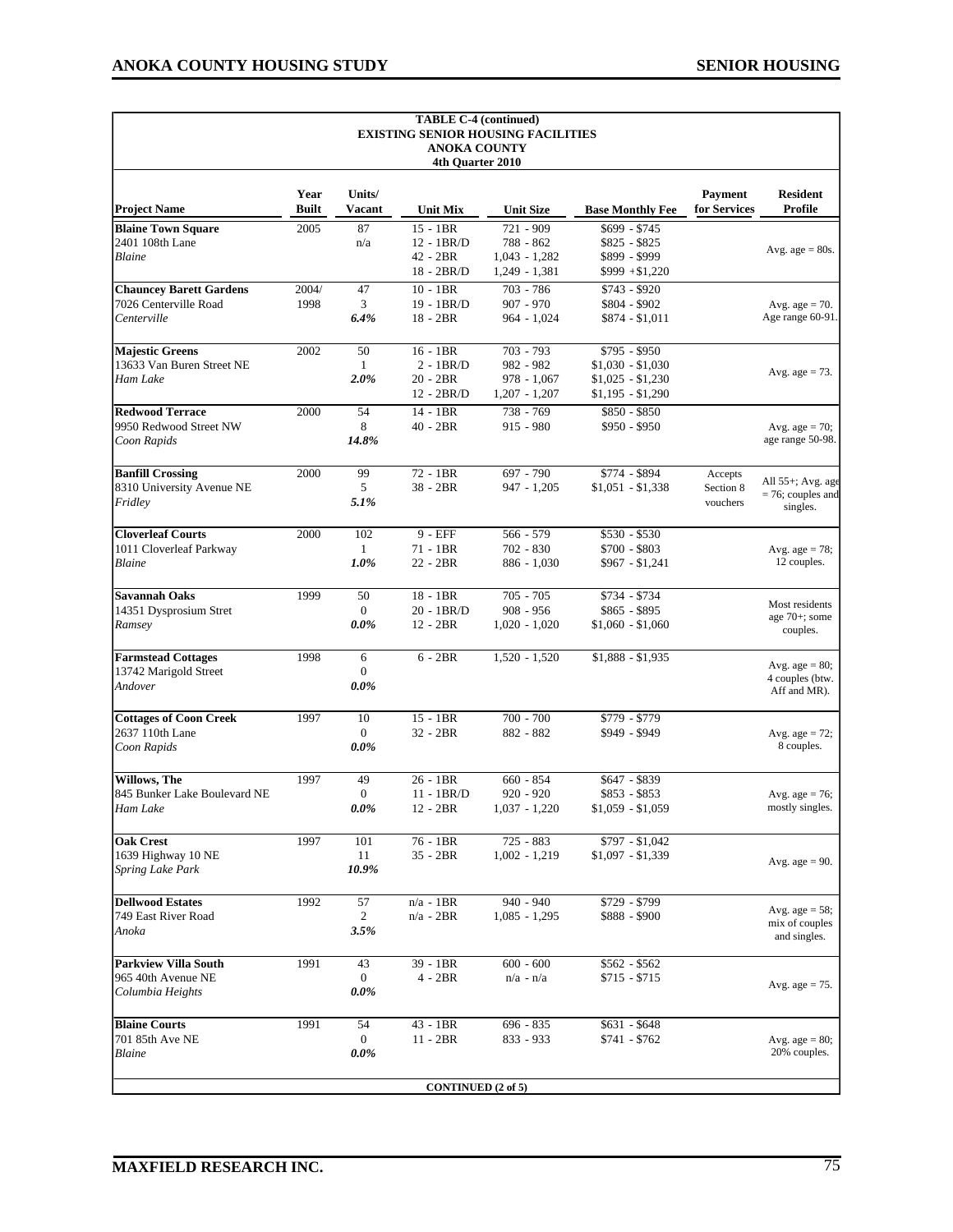**TABLE C-4 (continued)**
**EXISTING SENIOR HOUSING FACILITIES**
**ANOKA COUNTY**
**4th Quarter 2010**

| Project Name | Year Built | Units/ Vacant | Unit Mix | Unit Size | Base Monthly Fee | Payment for Services | Resident Profile |
|---|---|---|---|---|---|---|---|
| **Blaine Town Square**<br>2401 108th Lane<br>*Blaine* | 2005 | 87<br>n/a | 15 - 1BR<br>12 - 1BR/D<br>42 - 2BR<br>18 - 2BR/D | 721 - 909<br>788 - 862<br>1,043 - 1,282<br>1,249 - 1,381 | $699 - $745<br>$825 - $825<br>$899 - $999<br>$999 +$1,220 | | Avg. age = 80s. |
| **Chauncey Barett Gardens**<br>7026 Centerville Road<br>*Centerville* | 2004/<br>1998 | 47<br>3<br>*6.4%* | 10 - 1BR<br>19 - 1BR/D<br>18 - 2BR | 703 - 786<br>907 - 970<br>964 - 1,024 | $743 - $920<br>$804 - $902<br>$874 - $1,011 | | Avg. age = 70.<br>Age range 60-91. |
| **Majestic Greens**<br>13633 Van Buren Street NE<br>*Ham Lake* | 2002 | 50<br>1<br>*2.0%* | 16 - 1BR<br>2 - 1BR/D<br>20 - 2BR<br>12 - 2BR/D | 703 - 793<br>982 - 982<br>978 - 1,067<br>1,207 - 1,207 | $795 - $950<br>$1,030 - $1,030<br>$1,025 - $1,230<br>$1,195 - $1,290 | | Avg. age = 73. |
| **Redwood Terrace**<br>9950 Redwood Street NW<br>*Coon Rapids* | 2000 | 54<br>8<br>*14.8%* | 14 - 1BR<br>40 - 2BR | 738 - 769<br>915 - 980 | $850 - $850<br>$950 - $950 | | Avg. age = 70;<br>age range 50-98. |
| **Banfill Crossing**<br>8310 University Avenue NE<br>*Fridley* | 2000 | 99<br>5<br>*5.1%* | 72 - 1BR<br>38 - 2BR | 697 - 790<br>947 - 1,205 | $774 - $894<br>$1,051 - $1,338 | Accepts Section 8 vouchers | All 55+; Avg. age = 76; couples and singles. |
| **Cloverleaf Courts**<br>1011 Cloverleaf Parkway<br>*Blaine* | 2000 | 102<br>1<br>*1.0%* | 9 - EFF<br>71 - 1BR<br>22 - 2BR | 566 - 579<br>702 - 830<br>886 - 1,030 | $530 - $530<br>$700 - $803<br>$967 - $1,241 | | Avg. age = 78;<br>12 couples. |
| **Savannah Oaks**<br>14351 Dysprosium Stret<br>*Ramsey* | 1999 | 50<br>0<br>*0.0%* | 18 - 1BR<br>20 - 1BR/D<br>12 - 2BR | 705 - 705<br>908 - 956<br>1,020 - 1,020 | $734 - $734<br>$865 - $895<br>$1,060 - $1,060 | | Most residents age 70+; some couples. |
| **Farmstead Cottages**<br>13742 Marigold Street<br>*Andover* | 1998 | 6<br>0<br>*0.0%* | 6 - 2BR | 1,520 - 1,520 | $1,888 - $1,935 | | Avg. age = 80;<br>4 couples (btw. Aff and MR). |
| **Cottages of Coon Creek**<br>2637 110th Lane<br>*Coon Rapids* | 1997 | 10<br>0<br>*0.0%* | 15 - 1BR<br>32 - 2BR | 700 - 700<br>882 - 882 | $779 - $779<br>$949 - $949 | | Avg. age = 72;<br>8 couples. |
| **Willows, The**<br>845 Bunker Lake Boulevard NE<br>*Ham Lake* | 1997 | 49<br>0<br>*0.0%* | 26 - 1BR<br>11 - 1BR/D<br>12 - 2BR | 660 - 854<br>920 - 920<br>1,037 - 1,220 | $647 - $839<br>$853 - $853<br>$1,059 - $1,059 | | Avg. age = 76;<br>mostly singles. |
| **Oak Crest**<br>1639 Highway 10 NE<br>*Spring Lake Park* | 1997 | 101<br>11<br>*10.9%* | 76 - 1BR<br>35 - 2BR | 725 - 883<br>1,002 - 1,219 | $797 - $1,042<br>$1,097 - $1,339 | | Avg. age = 90. |
| **Dellwood Estates**<br>749 East River Road<br>*Anoka* | 1992 | 57<br>2<br>*3.5%* | n/a - 1BR<br>n/a - 2BR | 940 - 940<br>1,085 - 1,295 | $729 - $799<br>$888 - $900 | | Avg. age = 58;<br>mix of couples and singles. |
| **Parkview Villa South**<br>965 40th Avenue NE<br>*Columbia Heights* | 1991 | 43<br>0<br>*0.0%* | 39 - 1BR<br>4 - 2BR | 600 - 600<br>n/a - n/a | $562 - $562<br>$715 - $715 | | Avg. age = 75. |
| **Blaine Courts**<br>701 85th Ave NE<br>*Blaine* | 1991 | 54<br>0<br>*0.0%* | 43 - 1BR<br>11 - 2BR | 696 - 835<br>833 - 933 | $631 - $648<br>$741 - $762 | | Avg. age = 80;<br>20% couples. |

**CONTINUED (2 of 5)**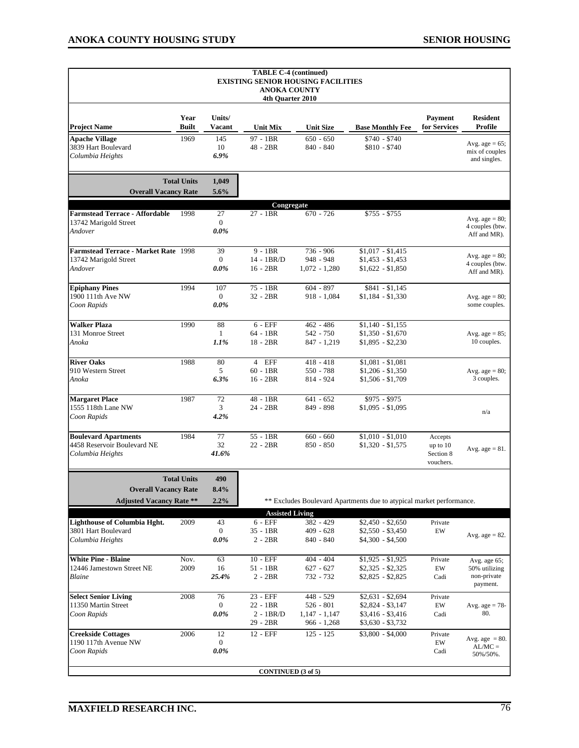**TABLE C-4 (continued)**
**EXISTING SENIOR HOUSING FACILITIES**
**ANOKA COUNTY**
**4th Quarter 2010**

| Project Name | Year Built | Units/ Vacant | Unit Mix | Unit Size | Base Monthly Fee | Payment for Services | Resident Profile |
|---|---|---|---|---|---|---|---|
| **Apache Village**<br>3839 Hart Boulevard<br>*Columbia Heights* | 1969 | 145<br>10<br>*6.9%* | 97 - 1BR<br>48 - 2BR | 650 - 650<br>840 - 840 | $740 - $740<br>$810 - $740 | | Avg. age = 65; mix of couples and singles. |
| **Total Units** | | **1,049** | | | | | |
| **Overall Vacancy Rate** | | **5.6%** | | | | | |
| **Congregate** | | | | | | | |
| **Farmstead Terrace - Affordable**<br>13742 Marigold Street<br>*Andover* | 1998 | 27<br>0<br>*0.0%* | 27 - 1BR | 670 - 726 | $755 - $755 | | Avg. age = 80; 4 couples (btw. Aff and MR). |
| **Farmstead Terrace - Market Rate**<br>13742 Marigold Street<br>*Andover* | 1998 | 39<br>0<br>*0.0%* | 9 - 1BR<br>14 - 1BR/D<br>16 - 2BR | 736 - 906<br>948 - 948<br>1,072 - 1,280 | $1,017 - $1,415<br>$1,453 - $1,453<br>$1,622 - $1,850 | | Avg. age = 80; 4 couples (btw. Aff and MR). |
| **Epiphany Pines**<br>1900 111th Ave NW<br>*Coon Rapids* | 1994 | 107<br>0<br>*0.0%* | 75 - 1BR<br>32 - 2BR | 604 - 897<br>918 - 1,084 | $841 - $1,145<br>$1,184 - $1,330 | | Avg. age = 80; some couples. |
| **Walker Plaza**<br>131 Monroe Street<br>*Anoka* | 1990 | 88<br>1<br>*1.1%* | 6 - EFF<br>64 - 1BR<br>18 - 2BR | 462 - 486<br>542 - 750<br>847 - 1,219 | $1,140 - $1,155<br>$1,350 - $1,670<br>$1,895 - $2,230 | | Avg. age = 85; 10 couples. |
| **River Oaks**<br>910 Western Street<br>*Anoka* | 1988 | 80<br>5<br>*6.3%* | 4 EFF<br>60 - 1BR<br>16 - 2BR | 418 - 418<br>550 - 788<br>814 - 924 | $1,081 - $1,081<br>$1,206 - $1,350<br>$1,506 - $1,709 | | Avg. age = 80; 3 couples. |
| **Margaret Place**<br>1555 118th Lane NW<br>*Coon Rapids* | 1987 | 72<br>3<br>*4.2%* | 48 - 1BR<br>24 - 2BR | 641 - 652<br>849 - 898 | $975 - $975<br>$1,095 - $1,095 | | n/a |
| **Boulevard Apartments**<br>4458 Reservoir Boulevard NE<br>*Columbia Heights* | 1984 | 77<br>32<br>*41.6%* | 55 - 1BR<br>22 - 2BR | 660 - 660<br>850 - 850 | $1,010 - $1,010<br>$1,320 - $1,575 | Accepts up to 10 Section 8 vouchers. | Avg. age = 81. |
| **Total Units** | | **490** | | | | | |
| **Overall Vacancy Rate** | | **8.4%** | | | | | |
| **Adjusted Vacancy Rate \*\*** | | **2.2%** | \*\* Excludes Boulevard Apartments due to atypical market performance. | | | | |
| **Assisted Living** | | | | | | | |
| **Lighthouse of Columbia Hght.**<br>3801 Hart Boulevard<br>*Columbia Heights* | 2009 | 43<br>0<br>*0.0%* | 6 - EFF<br>35 - 1BR<br>2 - 2BR | 382 - 429<br>409 - 628<br>840 - 840 | $2,450 - $2,650<br>$2,550 - $3,450<br>$4,300 - $4,500 | Private<br>EW | Avg. age = 82. |
| **White Pine - Blaine**<br>12446 Jamestown Street NE<br>*Blaine* | Nov. 2009 | 63<br>16<br>*25.4%* | 10 - EFF<br>51 - 1BR<br>2 - 2BR | 404 - 404<br>627 - 627<br>732 - 732 | $1,925 - $1,925<br>$2,325 - $2,325<br>$2,825 - $2,825 | Private<br>EW<br>Cadi | Avg. age 65; 50% utilizing non-private payment. |
| **Select Senior Living**<br>11350 Martin Street<br>*Coon Rapids* | 2008 | 76<br>0<br>*0.0%* | 23 - EFF<br>22 - 1BR<br>2 - 1BR/D<br>29 - 2BR | 448 - 529<br>526 - 801<br>1,147 - 1,147<br>966 - 1,268 | $2,631 - $2,694<br>$2,824 - $3,147<br>$3,416 - $3,416<br>$3,630 - $3,732 | Private<br>EW<br>Cadi | Avg. age = 78-80. |
| **Creekside Cottages**<br>1190 117th Avenue NW<br>*Coon Rapids* | 2006 | 12<br>0<br>*0.0%* | 12 - EFF | 125 - 125 | $3,800 - $4,000 | Private<br>EW<br>Cadi | Avg. age = 80. AL/MC = 50%/50%. |

**CONTINUED (3 of 5)**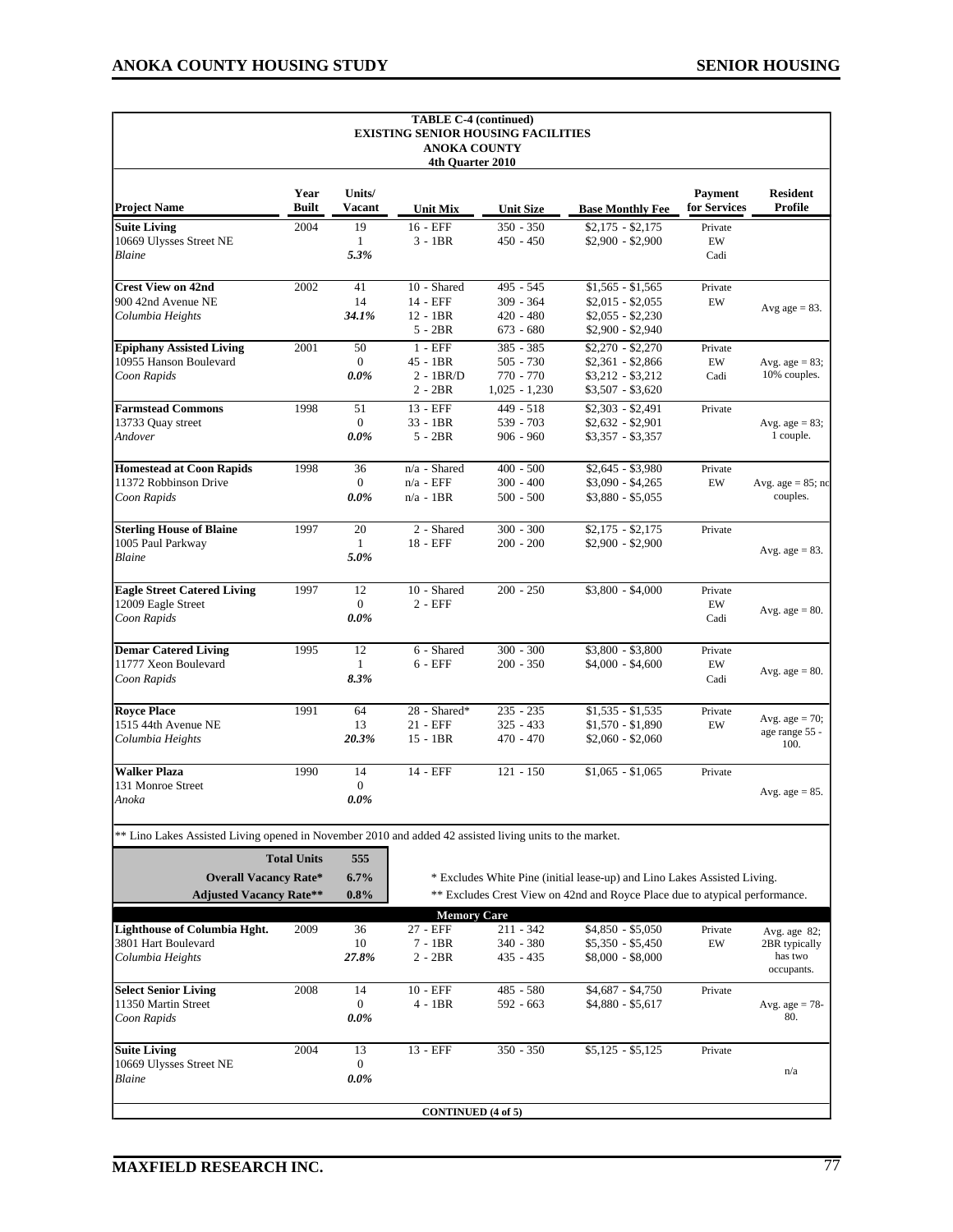**TABLE C-4 (continued)**
**EXISTING SENIOR HOUSING FACILITIES**
**ANOKA COUNTY**
**4th Quarter 2010**

| Project Name | Year Built | Units/ Vacant | Unit Mix | Unit Size | Base Monthly Fee | Payment for Services | Resident Profile |
|---|---|---|---|---|---|---|---|
| **Suite Living**<br>10669 Ulysses Street NE<br>*Blaine* | 2004 | 19<br>1<br>*5.3%* | 16 - EFF<br>3 - 1BR | 350 - 350<br>450 - 450 | $2,175 - $2,175<br>$2,900 - $2,900 | Private<br>EW<br>Cadi | |
| **Crest View on 42nd**<br>900 42nd Avenue NE<br>*Columbia Heights* | 2002 | 41<br>14<br>*34.1%* | 10 - Shared<br>14 - EFF<br>12 - 1BR<br>5 - 2BR | 495 - 545<br>309 - 364<br>420 - 480<br>673 - 680 | $1,565 - $1,565<br>$2,015 - $2,055<br>$2,055 - $2,230<br>$2,900 - $2,940 | Private<br>EW | Avg age = 83. |
| **Epiphany Assisted Living**<br>10955 Hanson Boulevard<br>*Coon Rapids* | 2001 | 50<br>0<br>*0.0%* | 1 - EFF<br>45 - 1BR<br>2 - 1BR/D<br>2 - 2BR | 385 - 385<br>505 - 730<br>770 - 770<br>1,025 - 1,230 | $2,270 - $2,270<br>$2,361 - $2,866<br>$3,212 - $3,212<br>$3,507 - $3,620 | Private<br>EW<br>Cadi | Avg. age = 83; 10% couples. |
| **Farmstead Commons**<br>13733 Quay street<br>*Andover* | 1998 | 51<br>0<br>*0.0%* | 13 - EFF<br>33 - 1BR<br>5 - 2BR | 449 - 518<br>539 - 703<br>906 - 960 | $2,303 - $2,491<br>$2,632 - $2,901<br>$3,357 - $3,357 | Private | Avg. age = 83; 1 couple. |
| **Homestead at Coon Rapids**<br>11372 Robbinson Drive<br>*Coon Rapids* | 1998 | 36<br>0<br>*0.0%* | n/a - Shared<br>n/a - EFF<br>n/a - 1BR | 400 - 500<br>300 - 400<br>500 - 500 | $2,645 - $3,980<br>$3,090 - $4,265<br>$3,880 - $5,055 | Private<br>EW | Avg. age = 85; no couples. |
| **Sterling House of Blaine**<br>1005 Paul Parkway<br>*Blaine* | 1997 | 20<br>1<br>*5.0%* | 2 - Shared<br>18 - EFF | 300 - 300<br>200 - 200 | $2,175 - $2,175<br>$2,900 - $2,900 | Private | Avg. age = 83. |
| **Eagle Street Catered Living**<br>12009 Eagle Street<br>*Coon Rapids* | 1997 | 12<br>0<br>*0.0%* | 10 - Shared<br>2 - EFF | 200 - 250 | $3,800 - $4,000 | Private<br>EW<br>Cadi | Avg. age = 80. |
| **Demar Catered Living**<br>11777 Xeon Boulevard<br>*Coon Rapids* | 1995 | 12<br>1<br>*8.3%* | 6 - Shared<br>6 - EFF | 300 - 300<br>200 - 350 | $3,800 - $3,800<br>$4,000 - $4,600 | Private<br>EW<br>Cadi | Avg. age = 80. |
| **Royce Place**<br>1515 44th Avenue NE<br>*Columbia Heights* | 1991 | 64<br>13<br>*20.3%* | 28 - Shared*<br>21 - EFF<br>15 - 1BR | 235 - 235<br>325 - 433<br>470 - 470 | $1,535 - $1,535<br>$1,570 - $1,890<br>$2,060 - $2,060 | Private<br>EW | Avg. age = 70; age range 55 - 100. |
| **Walker Plaza**<br>131 Monroe Street<br>*Anoka* | 1990 | 14<br>0<br>*0.0%* | 14 - EFF | 121 - 150 | $1,065 - $1,065 | Private | Avg. age = 85. |

** Lino Lakes Assisted Living opened in November 2010 and added 42 assisted living units to the market.

| | |
|---|---|
| **Total Units** | **555** |
| **Overall Vacancy Rate*** | **6.7%** |
| **Adjusted Vacancy Rate**** | **0.8%** |

\* Excludes White Pine (initial lease-up) and Lino Lakes Assisted Living.
\** Excludes Crest View on 42nd and Royce Place due to atypical performance.

**Memory Care**

| Project Name | Year Built | Units/ Vacant | Unit Mix | Unit Size | Base Monthly Fee | Payment for Services | Resident Profile |
|---|---|---|---|---|---|---|---|
| **Lighthouse of Columbia Hght.**<br>3801 Hart Boulevard<br>*Columbia Heights* | 2009 | 36<br>10<br>*27.8%* | 27 - EFF<br>7 - 1BR<br>2 - 2BR | 211 - 342<br>340 - 380<br>435 - 435 | $4,850 - $5,050<br>$5,350 - $5,450<br>$8,000 - $8,000 | Private<br>EW | Avg. age 82; 2BR typically has two occupants. |
| **Select Senior Living**<br>11350 Martin Street<br>*Coon Rapids* | 2008 | 14<br>0<br>*0.0%* | 10 - EFF<br>4 - 1BR | 485 - 580<br>592 - 663 | $4,687 - $4,750<br>$4,880 - $5,617 | Private | Avg. age = 78-80. |
| **Suite Living**<br>10669 Ulysses Street NE<br>*Blaine* | 2004 | 13<br>0<br>*0.0%* | 13 - EFF | 350 - 350 | $5,125 - $5,125 | Private | n/a |

**CONTINUED (4 of 5)**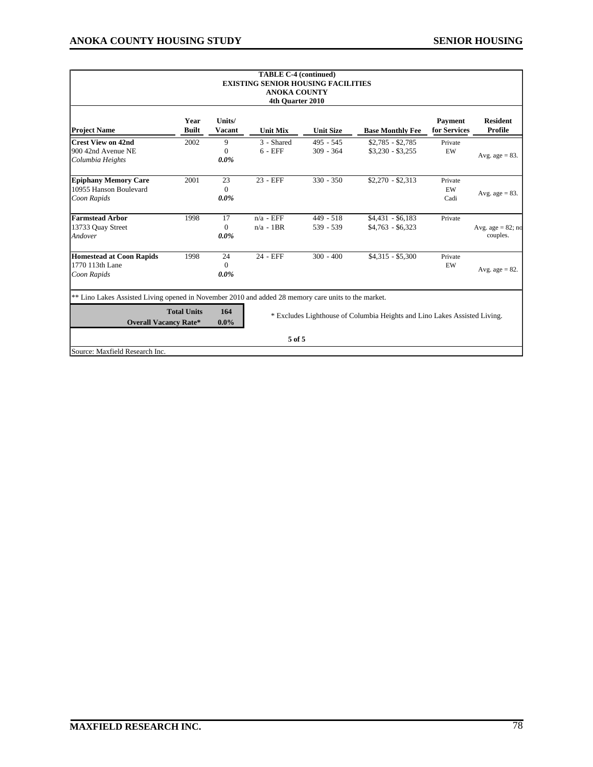**TABLE C-4 (continued)**
**EXISTING SENIOR HOUSING FACILITIES**
**ANOKA COUNTY**
**4th Quarter 2010**

| Project Name | Year Built | Units/ Vacant | Unit Mix | Unit Size | Base Monthly Fee | Payment for Services | Resident Profile |
|---|---|---|---|---|---|---|---|
| **Crest View on 42nd**<br>900 42nd Avenue NE<br>*Columbia Heights* | 2002 | 9<br>0<br>*0.0%* | 3 - Shared<br>6 - EFF | 495 - 545<br>309 - 364 | $2,785 - $2,785<br>$3,230 - $3,255 | Private<br>EW | Avg. age = 83. |
| **Epiphany Memory Care**<br>10955 Hanson Boulevard<br>*Coon Rapids* | 2001 | 23<br>0<br>*0.0%* | 23 - EFF | 330 - 350 | $2,270 - $2,313 | Private<br>EW<br>Cadi | Avg. age = 83. |
| **Farmstead Arbor**<br>13733 Quay Street<br>*Andover* | 1998 | 17<br>0<br>*0.0%* | n/a - EFF<br>n/a - 1BR | 449 - 518<br>539 - 539 | $4,431 - $6,183<br>$4,763 - $6,323 | Private | Avg. age = 82; no couples. |
| **Homestead at Coon Rapids**<br>1770 113th Lane<br>*Coon Rapids* | 1998 | 24<br>0<br>*0.0%* | 24 - EFF | 300 - 400 | $4,315 - $5,300 | Private<br>EW | Avg. age = 82. |

** Lino Lakes Assisted Living opened in November 2010 and added 28 memory care units to the market.

| | |
|---|---|
| **Total Units** | **164** |
| **Overall Vacancy Rate*** | **0.0%** |

* Excludes Lighthouse of Columbia Heights and Lino Lakes Assisted Living.

Source: Maxfield Research Inc.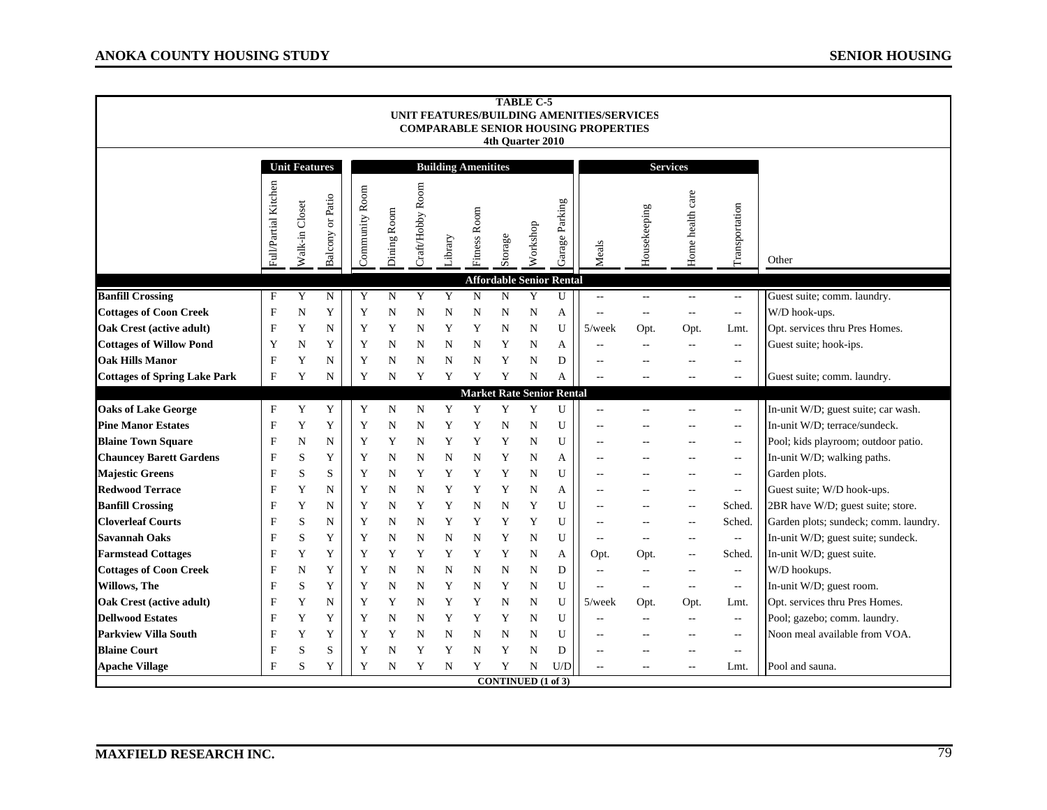**TABLE C-5**
**UNIT FEATURES/BUILDING AMENITIES/SERVICES**
**COMPARABLE SENIOR HOUSING PROPERTIES**
**4th Quarter 2010**

| | Unit Features | | | Building Amenitites | | | | | | | | Services | | | | |
|---|---|---|---|---|---|---|---|---|---|---|---|---|---|---|---|---|
| | Full/Partial Kitchen | Walk-in Closet | Balcony or Patio | Community Room | Dining Room | Craft/Hobby Room | Library | Fitness Room | Storage | Workshop | Garage Parking | Meals | Housekeeping | Home health care | Transportation | Other |
| **Affordable Senior Rental** | | | | | | | | | | | | | | | | |
| **Banfill Crossing** | F | Y | N | Y | N | Y | Y | N | N | Y | U | -- | -- | -- | -- | Guest suite; comm. laundry. |
| **Cottages of Coon Creek** | F | N | Y | Y | N | N | N | N | N | N | A | -- | -- | -- | -- | W/D hook-ups. |
| **Oak Crest (active adult)** | F | Y | N | Y | Y | N | Y | Y | N | N | U | 5/week | Opt. | Opt. | Lmt. | Opt. services thru Pres Homes. |
| **Cottages of Willow Pond** | Y | N | Y | Y | N | N | N | N | Y | N | A | -- | -- | -- | -- | Guest suite; hook-ips. |
| **Oak Hills Manor** | F | Y | N | Y | N | N | N | N | Y | N | D | -- | -- | -- | -- | |
| **Cottages of Spring Lake Park** | F | Y | N | Y | N | Y | Y | Y | Y | N | A | -- | -- | -- | -- | Guest suite; comm. laundry. |
| **Market Rate Senior Rental** | | | | | | | | | | | | | | | | |
| **Oaks of Lake George** | F | Y | Y | Y | N | N | Y | Y | Y | Y | U | -- | -- | -- | -- | In-unit W/D; guest suite; car wash. |
| **Pine Manor Estates** | F | Y | Y | Y | N | N | Y | Y | N | N | U | -- | -- | -- | -- | In-unit W/D; terrace/sundeck. |
| **Blaine Town Square** | F | N | N | Y | Y | N | Y | Y | Y | N | U | -- | -- | -- | -- | Pool; kids playroom; outdoor patio. |
| **Chauncey Barett Gardens** | F | S | Y | Y | N | N | N | N | Y | N | A | -- | -- | -- | -- | In-unit W/D; walking paths. |
| **Majestic Greens** | F | S | S | Y | N | Y | Y | Y | Y | N | U | -- | -- | -- | -- | Garden plots. |
| **Redwood Terrace** | F | Y | N | Y | N | N | Y | Y | Y | N | A | -- | -- | -- | -- | Guest suite; W/D hook-ups. |
| **Banfill Crossing** | F | Y | N | Y | N | Y | Y | N | N | Y | U | -- | -- | -- | Sched. | 2BR have W/D; guest suite; store. |
| **Cloverleaf Courts** | F | S | N | Y | N | N | Y | Y | Y | Y | U | -- | -- | -- | Sched. | Garden plots; sundeck; comm. laundry. |
| **Savannah Oaks** | F | S | Y | Y | N | N | N | N | Y | N | U | -- | -- | -- | -- | In-unit W/D; guest suite; sundeck. |
| **Farmstead Cottages** | F | Y | Y | Y | Y | Y | Y | Y | Y | N | A | Opt. | Opt. | -- | Sched. | In-unit W/D; guest suite. |
| **Cottages of Coon Creek** | F | N | Y | Y | N | N | N | N | N | N | D | -- | -- | -- | -- | W/D hookups. |
| **Willows, The** | F | S | Y | Y | N | N | Y | N | Y | N | U | -- | -- | -- | -- | In-unit W/D; guest room. |
| **Oak Crest (active adult)** | F | Y | N | Y | Y | N | Y | Y | N | N | U | 5/week | Opt. | Opt. | Lmt. | Opt. services thru Pres Homes. |
| **Dellwood Estates** | F | Y | Y | Y | N | N | Y | Y | Y | N | U | -- | -- | -- | -- | Pool; gazebo; comm. laundry. |
| **Parkview Villa South** | F | Y | Y | Y | Y | N | N | N | N | N | U | -- | -- | -- | -- | Noon meal available from VOA. |
| **Blaine Court** | F | S | S | Y | N | Y | Y | N | Y | N | D | -- | -- | -- | -- | |
| **Apache Village** | F | S | Y | Y | N | Y | N | Y | Y | N | U/D | -- | -- | -- | Lmt. | Pool and sauna. |

**CONTINUED (1 of 3)**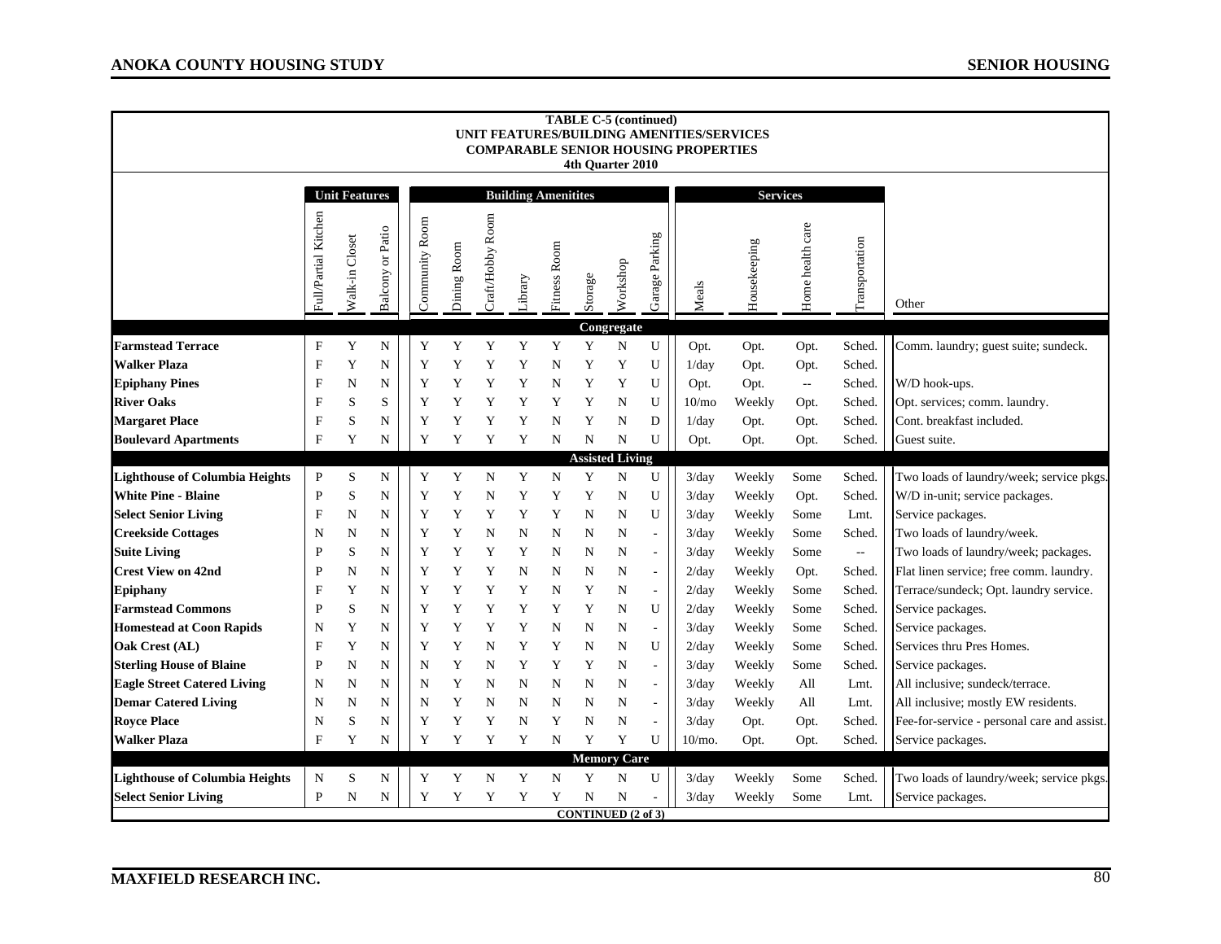**TABLE C-5 (continued)**
**UNIT FEATURES/BUILDING AMENITITES/SERVICES**
**COMPARABLE SENIOR HOUSING PROPERTIES**
**4th Quarter 2010**

| | Unit Features | | | Building Amenitites | | | | | | | | Services | | | | |
|---|---|---|---|---|---|---|---|---|---|---|---|---|---|---|---|---|
| | Full/Partial Kitchen | Walk-in Closet | Balcony or Patio | Community Room | Dining Room | Craft/Hobby Room | Library | Fitness Room | Storage | Workshop | Garage Parking | Meals | Housekeeping | Home health care | Transportation | Other |
| **Congregate** | | | | | | | | | | | | | | | | |
| **Farmstead Terrace** | F | Y | N | Y | Y | Y | Y | Y | Y | N | U | Opt. | Opt. | Opt. | Sched. | Comm. laundry; guest suite; sundeck. |
| **Walker Plaza** | F | Y | N | Y | Y | Y | Y | N | Y | Y | U | 1/day | Opt. | Opt. | Sched. | |
| **Epiphany Pines** | F | N | N | Y | Y | Y | Y | N | Y | Y | U | Opt. | Opt. | -- | Sched. | W/D hook-ups. |
| **River Oaks** | F | S | S | Y | Y | Y | Y | Y | Y | N | U | 10/mo | Weekly | Opt. | Sched. | Opt. services; comm. laundry. |
| **Margaret Place** | F | S | N | Y | Y | Y | Y | N | Y | N | D | 1/day | Opt. | Opt. | Sched. | Cont. breakfast included. |
| **Boulevard Apartments** | F | Y | N | Y | Y | Y | Y | N | N | N | U | Opt. | Opt. | Opt. | Sched. | Guest suite. |
| **Assisted Living** | | | | | | | | | | | | | | | | |
| **Lighthouse of Columbia Heights** | P | S | N | Y | Y | N | Y | N | Y | N | U | 3/day | Weekly | Some | Sched. | Two loads of laundry/week; service pkgs. |
| **White Pine - Blaine** | P | S | N | Y | Y | N | Y | Y | Y | N | U | 3/day | Weekly | Opt. | Sched. | W/D in-unit; service packages. |
| **Select Senior Living** | F | N | N | Y | Y | Y | Y | Y | N | N | U | 3/day | Weekly | Some | Lmt. | Service packages. |
| **Creekside Cottages** | N | N | N | Y | Y | N | N | N | N | N | - | 3/day | Weekly | Some | Sched. | Two loads of laundry/week. |
| **Suite Living** | P | S | N | Y | Y | Y | Y | N | N | N | - | 3/day | Weekly | Some | -- | Two loads of laundry/week; packages. |
| **Crest View on 42nd** | P | N | N | Y | Y | Y | N | N | N | N | - | 2/day | Weekly | Opt. | Sched. | Flat linen service; free comm. laundry. |
| **Epiphany** | F | Y | N | Y | Y | Y | Y | N | Y | N | - | 2/day | Weekly | Some | Sched. | Terrace/sundeck; Opt. laundry service. |
| **Farmstead Commons** | P | S | N | Y | Y | Y | Y | Y | Y | N | U | 2/day | Weekly | Some | Sched. | Service packages. |
| **Homestead at Coon Rapids** | N | Y | N | Y | Y | Y | Y | N | N | N | - | 3/day | Weekly | Some | Sched. | Service packages. |
| **Oak Crest (AL)** | F | Y | N | Y | Y | N | Y | Y | N | N | U | 2/day | Weekly | Some | Sched. | Services thru Pres Homes. |
| **Sterling House of Blaine** | P | N | N | N | Y | N | Y | Y | Y | N | - | 3/day | Weekly | Some | Sched. | Service packages. |
| **Eagle Street Catered Living** | N | N | N | N | Y | N | N | N | N | N | - | 3/day | Weekly | All | Lmt. | All inclusive; sundeck/terrace. |
| **Demar Catered Living** | N | N | N | N | Y | N | N | N | N | N | - | 3/day | Weekly | All | Lmt. | All inclusive; mostly EW residents. |
| **Royce Place** | N | S | N | Y | Y | Y | N | Y | N | N | - | 3/day | Opt. | Opt. | Sched. | Fee-for-service - personal care and assist. |
| **Walker Plaza** | F | Y | N | Y | Y | Y | Y | N | Y | Y | U | 10/mo. | Opt. | Opt. | Sched. | Service packages. |
| **Memory Care** | | | | | | | | | | | | | | | | |
| **Lighthouse of Columbia Heights** | N | S | N | Y | Y | N | Y | N | Y | N | U | 3/day | Weekly | Some | Sched. | Two loads of laundry/week; service pkgs. |
| **Select Senior Living** | P | N | N | Y | Y | Y | Y | Y | N | N | - | 3/day | Weekly | Some | Lmt. | Service packages. |

**CONTINUED (2 of 3)**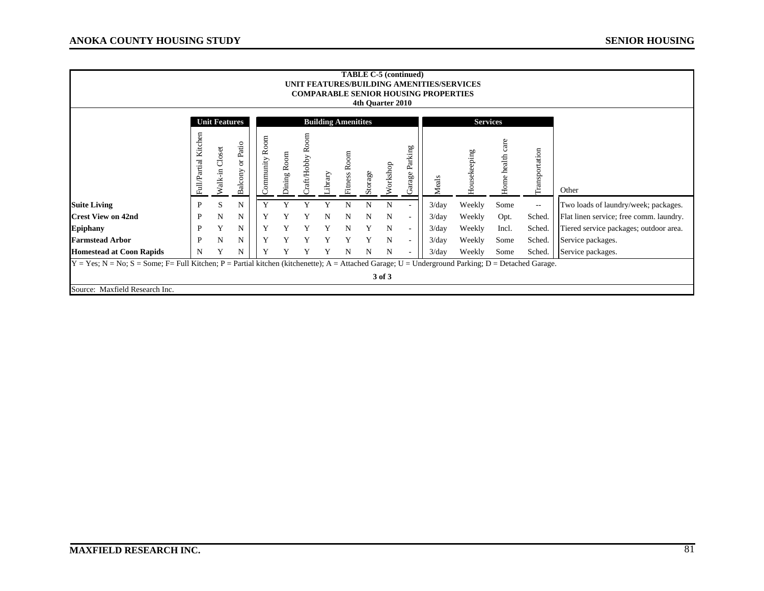**TABLE C-5 (continued)**
**UNIT FEATURES/BUILDING AMENITIES/SERVICES**
**COMPARABLE SENIOR HOUSING PROPERTIES**
**4th Quarter 2010**

| | Unit Features | | | Building Amenitites | | | | | | | | Services | | | | |
|---|---|---|---|---|---|---|---|---|---|---|---|---|---|---|---|---|
| | Full/Partial Kitchen | Walk-in Closet | Balcony or Patio | Community Room | Dining Room | Craft/Hobby Room | Library | Fitness Room | Storage | Workshop | Garage Parking | Meals | Housekeeping | Home health care | Transportation | Other |
| **Suite Living** | P | S | N | Y | Y | Y | Y | N | N | N | - | 3/day | Weekly | Some | -- | Two loads of laundry/week; packages. |
| **Crest View on 42nd** | P | N | N | Y | Y | Y | N | N | N | N | - | 3/day | Weekly | Opt. | Sched. | Flat linen service; free comm. laundry. |
| **Epiphany** | P | Y | N | Y | Y | Y | Y | N | Y | N | - | 3/day | Weekly | Incl. | Sched. | Tiered service packages; outdoor area. |
| **Farmstead Arbor** | P | N | N | Y | Y | Y | Y | Y | Y | N | - | 3/day | Weekly | Some | Sched. | Service packages. |
| **Homestead at Coon Rapids** | N | Y | N | Y | Y | Y | Y | N | N | N | - | 3/day | Weekly | Some | Sched. | Service packages. |

Y = Yes; N = No; S = Some; F= Full Kitchen; P = Partial kitchen (kitchenette); A = Attached Garage; U = Underground Parking; D = Detached Garage.

Source: Maxfield Research Inc.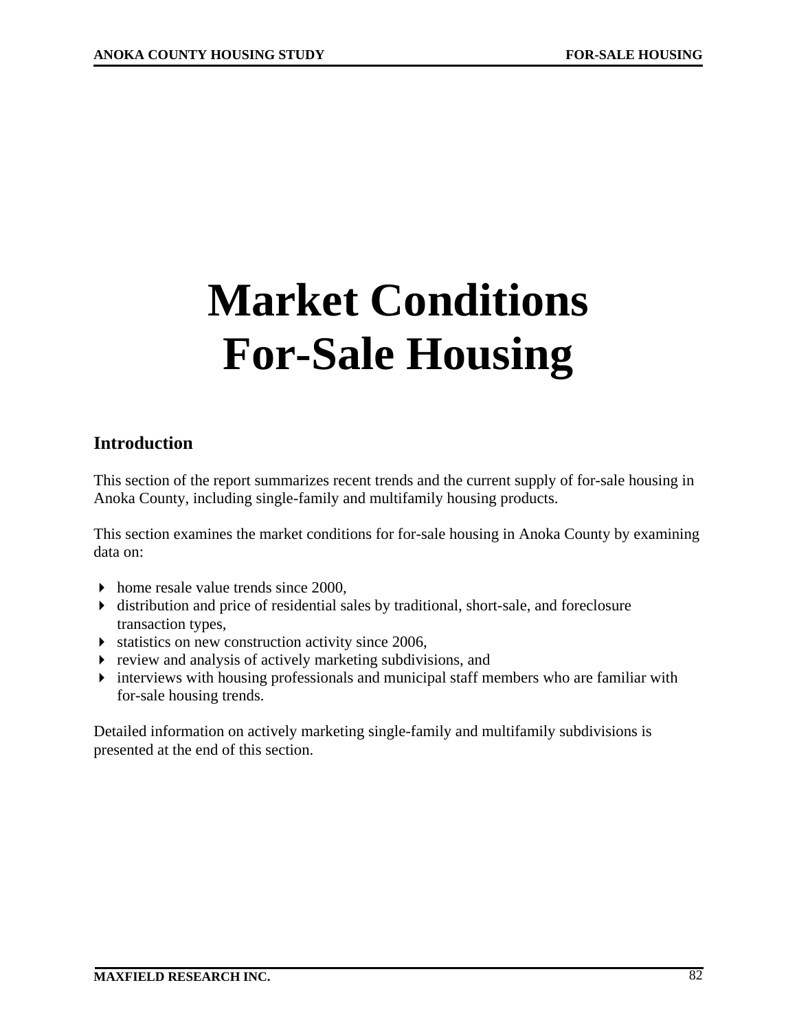# Market Conditions For-Sale Housing

## Introduction

This section of the report summarizes recent trends and the current supply of for-sale housing in Anoka County, including single-family and multifamily housing products.

This section examines the market conditions for for-sale housing in Anoka County by examining data on:

- home resale value trends since 2000,
- distribution and price of residential sales by traditional, short-sale, and foreclosure transaction types,
- statistics on new construction activity since 2006,
- review and analysis of actively marketing subdivisions, and
- interviews with housing professionals and municipal staff members who are familiar with for-sale housing trends.

Detailed information on actively marketing single-family and multifamily subdivisions is presented at the end of this section.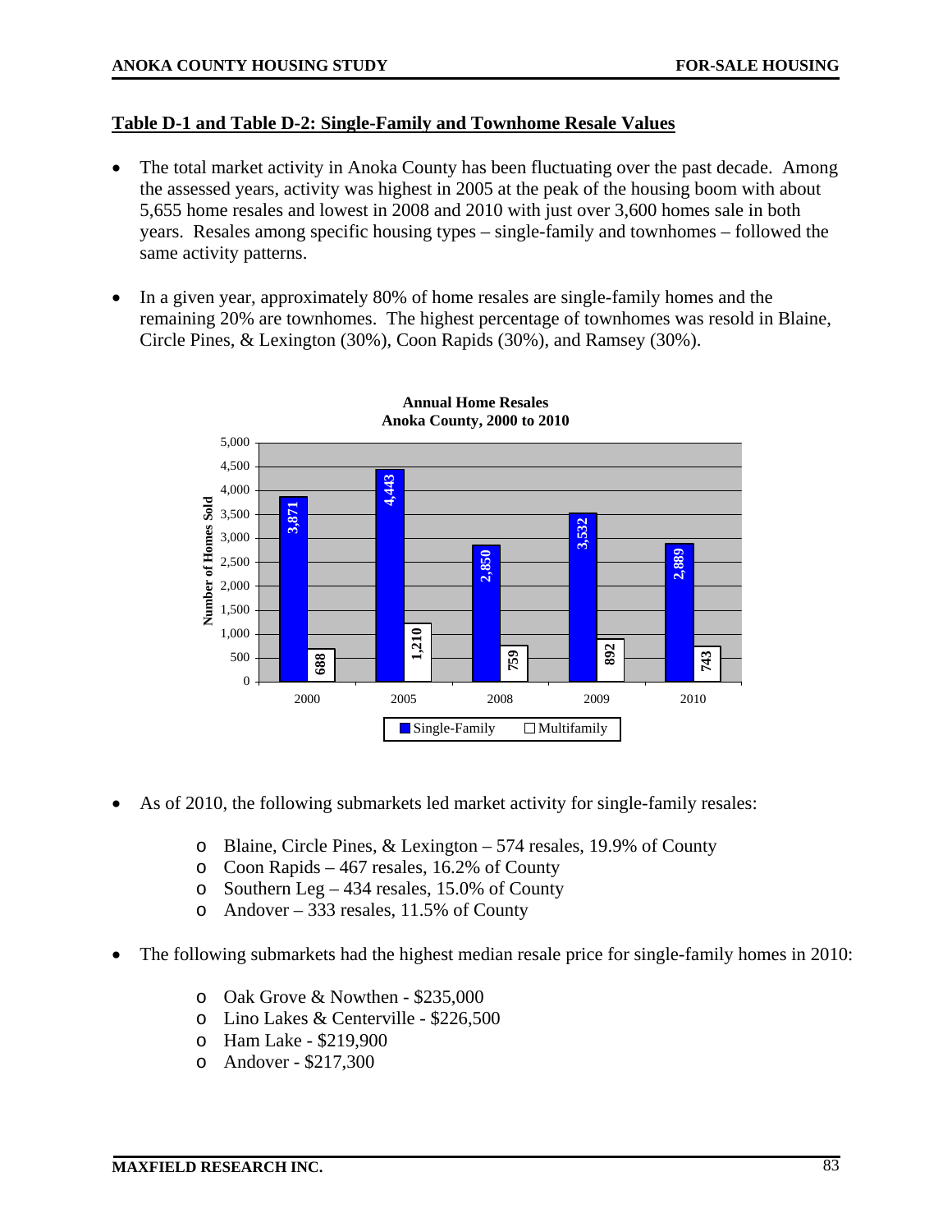## Table D-1 and Table D-2: Single-Family and Townhome Resale Values

- The total market activity in Anoka County has been fluctuating over the past decade. Among the assessed years, activity was highest in 2005 at the peak of the housing boom with about 5,655 home resales and lowest in 2008 and 2010 with just over 3,600 homes sale in both years. Resales among specific housing types – single-family and townhomes – followed the same activity patterns.

- In a given year, approximately 80% of home resales are single-family homes and the remaining 20% are townhomes. The highest percentage of townhomes was resold in Blaine, Circle Pines, & Lexington (30%), Coon Rapids (30%), and Ramsey (30%).

**Annual Home Resales**
**Anoka County, 2000 to 2010**

| Year | Single-Family | Multifamily |
|---|---|---|
| 2000 | 3,871 | 688 |
| 2005 | 4,443 | 1,210 |
| 2008 | 2,850 | 759 |
| 2009 | 3,532 | 892 |
| 2010 | 2,889 | 743 |

- As of 2010, the following submarkets led market activity for single-family resales:
  - Blaine, Circle Pines, & Lexington – 574 resales, 19.9% of County
  - Coon Rapids – 467 resales, 16.2% of County
  - Southern Leg – 434 resales, 15.0% of County
  - Andover – 333 resales, 11.5% of County

- The following submarkets had the highest median resale price for single-family homes in 2010:
  - Oak Grove & Nowthen - $235,000
  - Lino Lakes & Centerville - $226,500
  - Ham Lake - $219,900
  - Andover - $217,300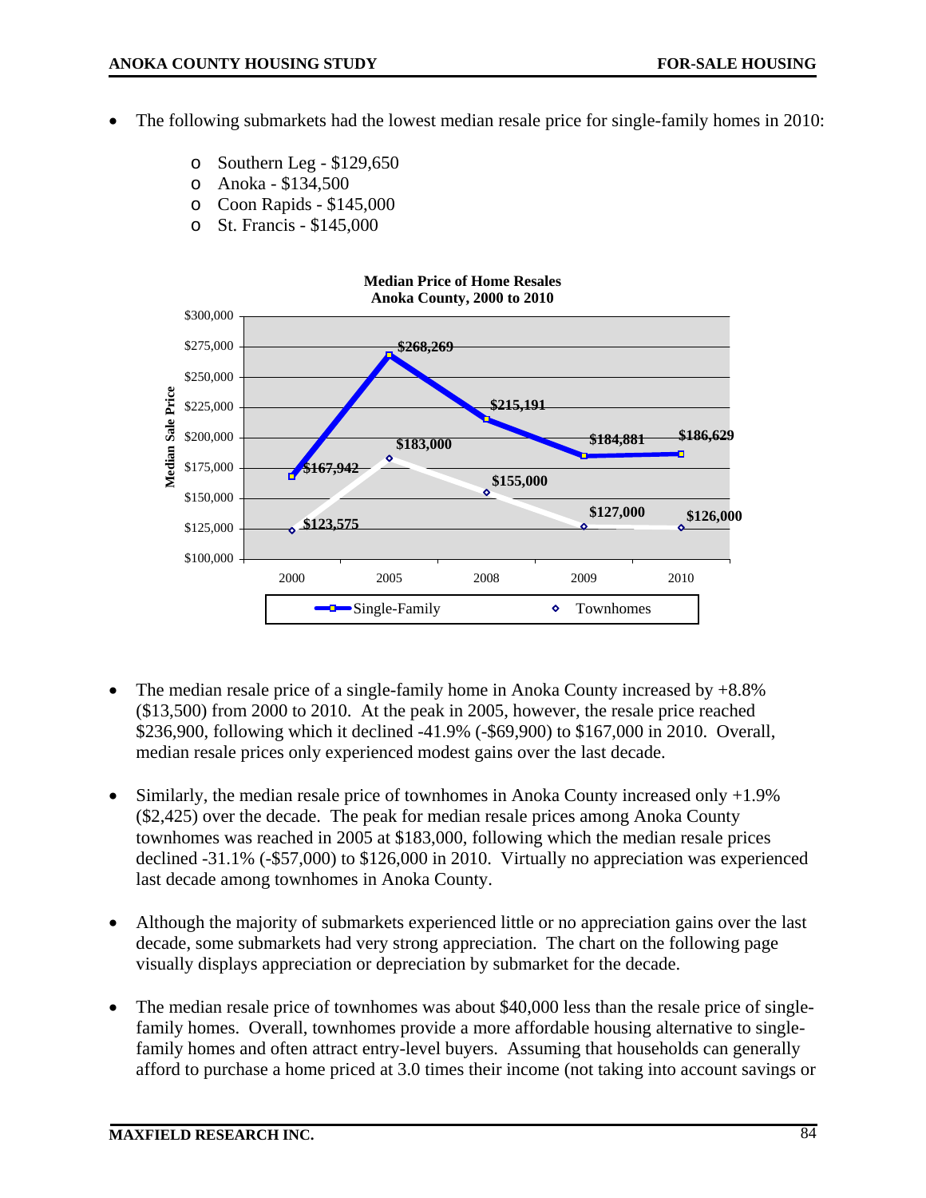- The following submarkets had the lowest median resale price for single-family homes in 2010:
  - Southern Leg - $129,650
  - Anoka - $134,500
  - Coon Rapids - $145,000
  - St. Francis - $145,000

**Median Price of Home Resales**
**Anoka County, 2000 to 2010**

| Year | Single-Family | Townhomes |
|---|---|---|
| 2000 | $167,942 | $123,575 |
| 2005 | $268,269 | $183,000 |
| 2008 | $215,191 | $155,000 |
| 2009 | $184,881 | $127,000 |
| 2010 | $186,629 | $126,000 |

- The median resale price of a single-family home in Anoka County increased by +8.8% ($13,500) from 2000 to 2010. At the peak in 2005, however, the resale price reached $236,900, following which it declined -41.9% (-$69,900) to $167,000 in 2010. Overall, median resale prices only experienced modest gains over the last decade.

- Similarly, the median resale price of townhomes in Anoka County increased only +1.9% ($2,425) over the decade. The peak for median resale prices among Anoka County townhomes was reached in 2005 at $183,000, following which the median resale prices declined -31.1% (-$57,000) to $126,000 in 2010. Virtually no appreciation was experienced last decade among townhomes in Anoka County.

- Although the majority of submarkets experienced little or no appreciation gains over the last decade, some submarkets had very strong appreciation. The chart on the following page visually displays appreciation or depreciation by submarket for the decade.

- The median resale price of townhomes was about $40,000 less than the resale price of single-family homes. Overall, townhomes provide a more affordable housing alternative to single-family homes and often attract entry-level buyers. Assuming that households can generally afford to purchase a home priced at 3.0 times their income (not taking into account savings or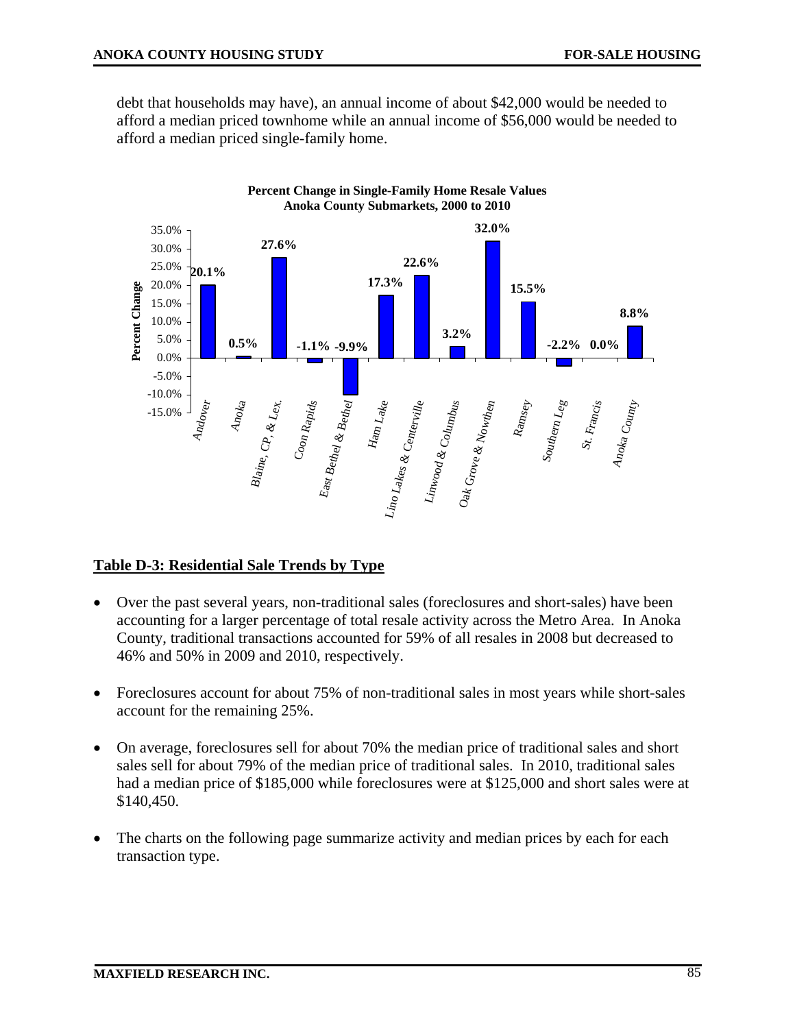debt that households may have), an annual income of about $42,000 would be needed to afford a median priced townhome while an annual income of $56,000 would be needed to afford a median priced single-family home.

**Percent Change in Single-Family Home Resale Values**
**Anoka County Submarkets, 2000 to 2010**

| Submarket | Percent Change |
|---|---|
| Andover | 20.1% |
| Anoka | 0.5% |
| Blaine, CP, & Lex. | 27.6% |
| Coon Rapids | -1.1% |
| East Bethel & Bethel | -9.9% |
| Ham Lake | 17.3% |
| Lino Lakes & Centerville | 22.6% |
| Linwood & Columbus | 3.2% |
| Oak Grove & Nowthen | 32.0% |
| Ramsey | 15.5% |
| Southern Leg | -2.2% |
| St. Francis | 0.0% |
| Anoka County | 8.8% |

## Table D-3: Residential Sale Trends by Type

- Over the past several years, non-traditional sales (foreclosures and short-sales) have been accounting for a larger percentage of total resale activity across the Metro Area. In Anoka County, traditional transactions accounted for 59% of all resales in 2008 but decreased to 46% and 50% in 2009 and 2010, respectively.
- Foreclosures account for about 75% of non-traditional sales in most years while short-sales account for the remaining 25%.
- On average, foreclosures sell for about 70% the median price of traditional sales and short sales sell for about 79% of the median price of traditional sales. In 2010, traditional sales had a median price of $185,000 while foreclosures were at $125,000 and short sales were at $140,450.
- The charts on the following page summarize activity and median prices by each for each transaction type.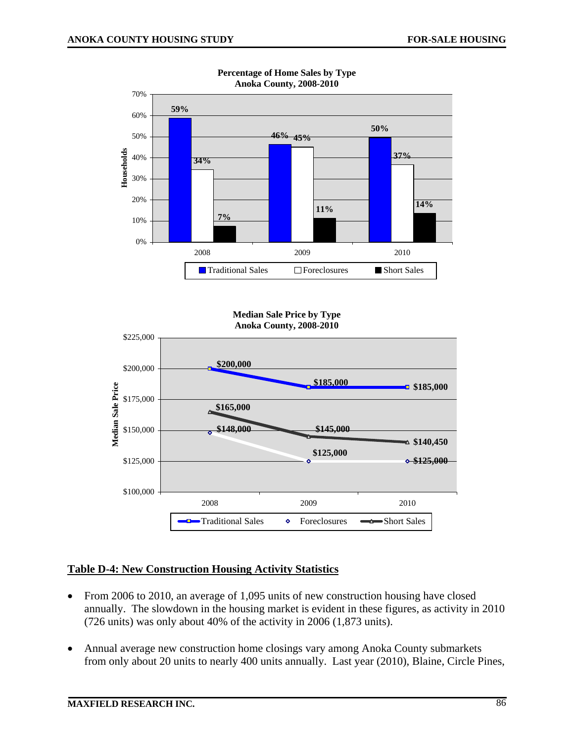**Percentage of Home Sales by Type**
**Anoka County, 2008-2010**

| Year | Traditional Sales | Foreclosures | Short Sales |
|---|---|---|---|
| 2008 | 59% | 34% | 7% |
| 2009 | 46% | 45% | 11% |
| 2010 | 50% | 37% | 14% |

**Median Sale Price by Type**
**Anoka County, 2008-2010**

| Year | Traditional Sales | Foreclosures | Short Sales |
|---|---|---|---|
| 2008 | $200,000 | $148,000 | $165,000 |
| 2009 | $185,000 | $125,000 | $145,000 |
| 2010 | $185,000 | $125,000 | $140,450 |

## Table D-4: New Construction Housing Activity Statistics

- From 2006 to 2010, an average of 1,095 units of new construction housing have closed annually. The slowdown in the housing market is evident in these figures, as activity in 2010 (726 units) was only about 40% of the activity in 2006 (1,873 units).

- Annual average new construction home closings vary among Anoka County submarkets from only about 20 units to nearly 400 units annually. Last year (2010), Blaine, Circle Pines,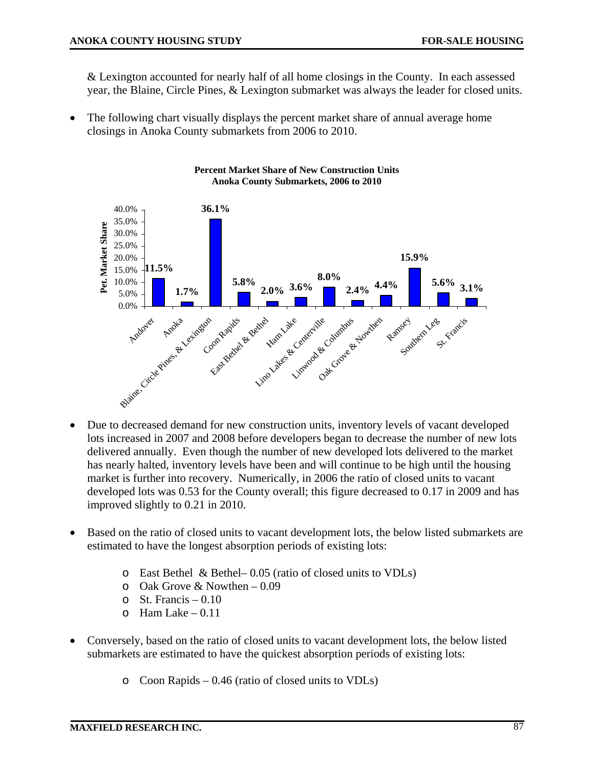& Lexington accounted for nearly half of all home closings in the County. In each assessed year, the Blaine, Circle Pines, & Lexington submarket was always the leader for closed units.

- The following chart visually displays the percent market share of annual average home closings in Anoka County submarkets from 2006 to 2010.

**Percent Market Share of New Construction Units**
**Anoka County Submarkets, 2006 to 2010**

| Submarket | Pct. Market Share |
|---|---|
| Andover | 11.5% |
| Anoka | 1.7% |
| Blaine, Circle Pines, & Lexington | 36.1% |
| Coon Rapids | 5.8% |
| East Bethel & Bethel | 2.0% |
| Ham Lake | 3.6% |
| Lino Lakes & Centerville | 8.0% |
| Linwood & Columbus | 2.4% |
| Oak Grove & Nowthen | 4.4% |
| Ramsey | 15.9% |
| Southern Leg | 5.6% |
| St. Francis | 3.1% |

- Due to decreased demand for new construction units, inventory levels of vacant developed lots increased in 2007 and 2008 before developers began to decrease the number of new lots delivered annually. Even though the number of new developed lots delivered to the market has nearly halted, inventory levels have been and will continue to be high until the housing market is further into recovery. Numerically, in 2006 the ratio of closed units to vacant developed lots was 0.53 for the County overall; this figure decreased to 0.17 in 2009 and has improved slightly to 0.21 in 2010.

- Based on the ratio of closed units to vacant development lots, the below listed submarkets are estimated to have the longest absorption periods of existing lots:
  - East Bethel & Bethel– 0.05 (ratio of closed units to VDLs)
  - Oak Grove & Nowthen – 0.09
  - St. Francis – 0.10
  - Ham Lake – 0.11

- Conversely, based on the ratio of closed units to vacant development lots, the below listed submarkets are estimated to have the quickest absorption periods of existing lots:
  - Coon Rapids – 0.46 (ratio of closed units to VDLs)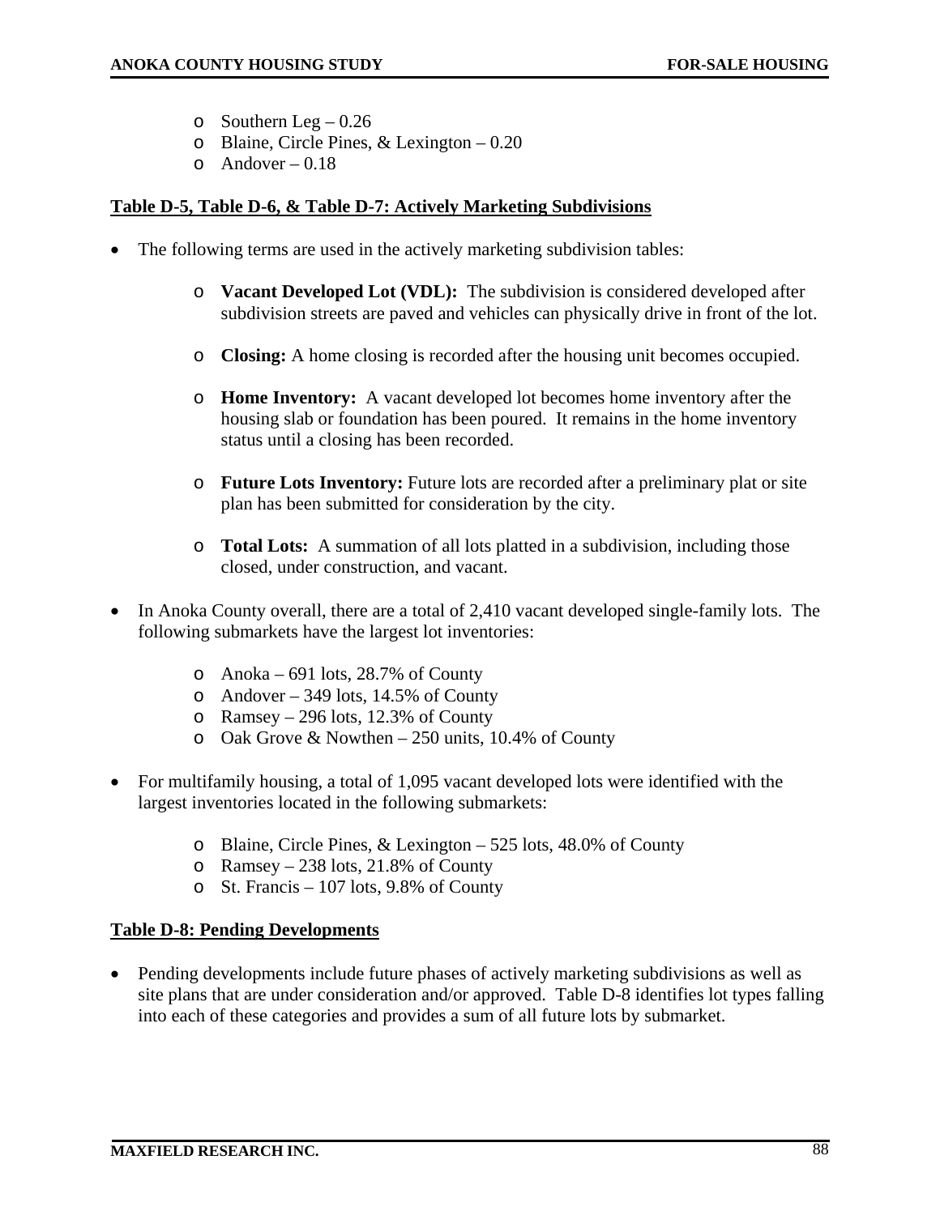- Southern Leg – 0.26
- Blaine, Circle Pines, & Lexington – 0.20
- Andover – 0.18

**Table D-5, Table D-6, & Table D-7: Actively Marketing Subdivisions**

- The following terms are used in the actively marketing subdivision tables:

  - **Vacant Developed Lot (VDL):** The subdivision is considered developed after subdivision streets are paved and vehicles can physically drive in front of the lot.

  - **Closing:** A home closing is recorded after the housing unit becomes occupied.

  - **Home Inventory:** A vacant developed lot becomes home inventory after the housing slab or foundation has been poured. It remains in the home inventory status until a closing has been recorded.

  - **Future Lots Inventory:** Future lots are recorded after a preliminary plat or site plan has been submitted for consideration by the city.

  - **Total Lots:** A summation of all lots platted in a subdivision, including those closed, under construction, and vacant.

- In Anoka County overall, there are a total of 2,410 vacant developed single-family lots. The following submarkets have the largest lot inventories:

  - Anoka – 691 lots, 28.7% of County
  - Andover – 349 lots, 14.5% of County
  - Ramsey – 296 lots, 12.3% of County
  - Oak Grove & Nowthen – 250 units, 10.4% of County

- For multifamily housing, a total of 1,095 vacant developed lots were identified with the largest inventories located in the following submarkets:

  - Blaine, Circle Pines, & Lexington – 525 lots, 48.0% of County
  - Ramsey – 238 lots, 21.8% of County
  - St. Francis – 107 lots, 9.8% of County

**Table D-8: Pending Developments**

- Pending developments include future phases of actively marketing subdivisions as well as site plans that are under consideration and/or approved. Table D-8 identifies lot types falling into each of these categories and provides a sum of all future lots by submarket.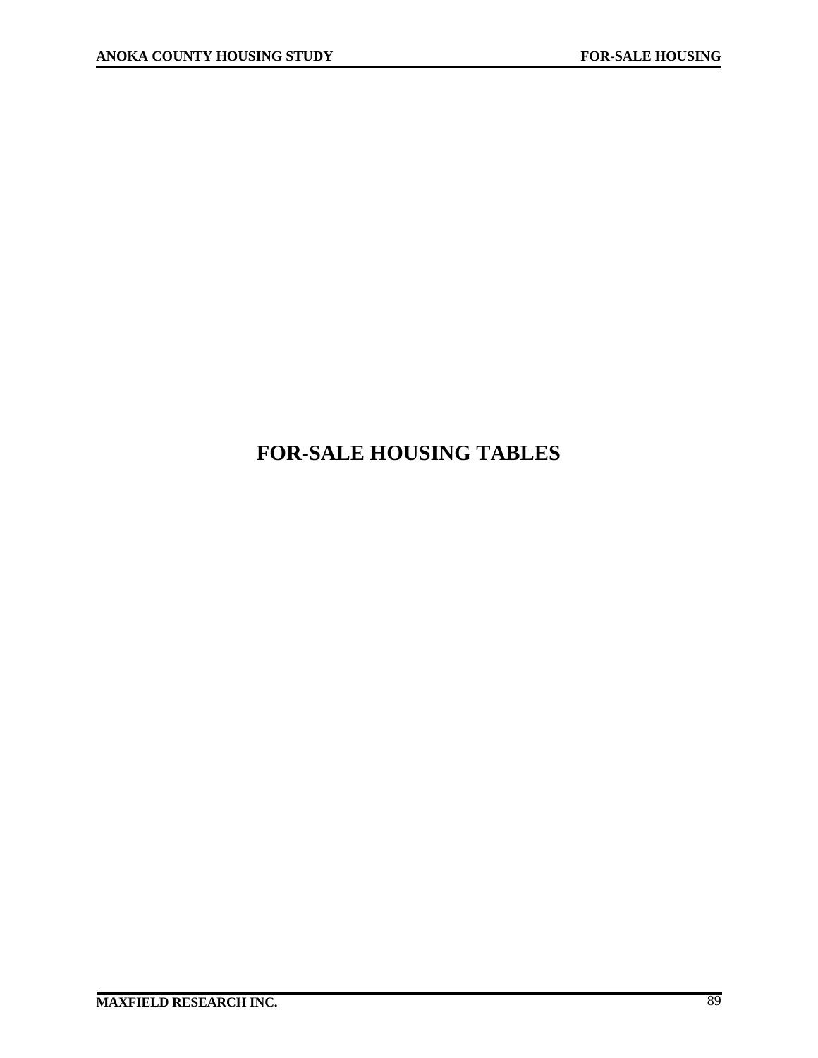# FOR-SALE HOUSING TABLES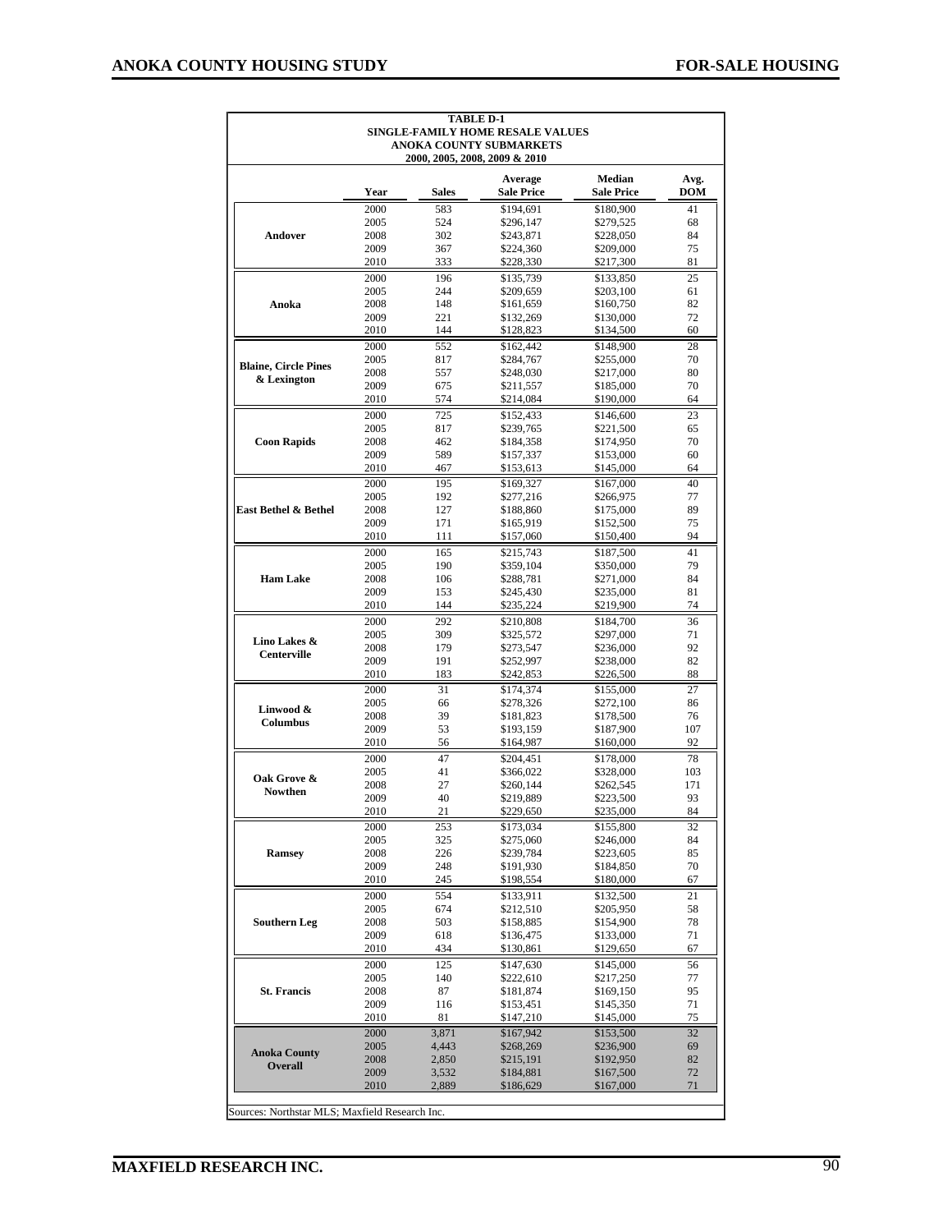**TABLE D-1**
**SINGLE-FAMILY HOME RESALE VALUES**
**ANOKA COUNTY SUBMARKETS**
**2000, 2005, 2008, 2009 & 2010**

| | Year | Sales | Average Sale Price | Median Sale Price | Avg. DOM |
|---|---|---|---|---|---|
| **Andover** | 2000 | 583 | $194,691 | $180,900 | 41 |
| | 2005 | 524 | $296,147 | $279,525 | 68 |
| | 2008 | 302 | $243,871 | $228,050 | 84 |
| | 2009 | 367 | $224,360 | $209,000 | 75 |
| | 2010 | 333 | $228,330 | $217,300 | 81 |
| **Anoka** | 2000 | 196 | $135,739 | $133,850 | 25 |
| | 2005 | 244 | $209,659 | $203,100 | 61 |
| | 2008 | 148 | $161,659 | $160,750 | 82 |
| | 2009 | 221 | $132,269 | $130,000 | 72 |
| | 2010 | 144 | $128,823 | $134,500 | 60 |
| **Blaine, Circle Pines & Lexington** | 2000 | 552 | $162,442 | $148,900 | 28 |
| | 2005 | 817 | $284,767 | $255,000 | 70 |
| | 2008 | 557 | $248,030 | $217,000 | 80 |
| | 2009 | 675 | $211,557 | $185,000 | 70 |
| | 2010 | 574 | $214,084 | $190,000 | 64 |
| **Coon Rapids** | 2000 | 725 | $152,433 | $146,600 | 23 |
| | 2005 | 817 | $239,765 | $221,500 | 65 |
| | 2008 | 462 | $184,358 | $174,950 | 70 |
| | 2009 | 589 | $157,337 | $153,000 | 60 |
| | 2010 | 467 | $153,613 | $145,000 | 64 |
| **East Bethel & Bethel** | 2000 | 195 | $169,327 | $167,000 | 40 |
| | 2005 | 192 | $277,216 | $266,975 | 77 |
| | 2008 | 127 | $188,860 | $175,000 | 89 |
| | 2009 | 171 | $165,919 | $152,500 | 75 |
| | 2010 | 111 | $157,060 | $150,400 | 94 |
| **Ham Lake** | 2000 | 165 | $215,743 | $187,500 | 41 |
| | 2005 | 190 | $359,104 | $350,000 | 79 |
| | 2008 | 106 | $288,781 | $271,000 | 84 |
| | 2009 | 153 | $245,430 | $235,000 | 81 |
| | 2010 | 144 | $235,224 | $219,900 | 74 |
| **Lino Lakes & Centerville** | 2000 | 292 | $210,808 | $184,700 | 36 |
| | 2005 | 309 | $325,572 | $297,000 | 71 |
| | 2008 | 179 | $273,547 | $236,000 | 92 |
| | 2009 | 191 | $252,997 | $238,000 | 82 |
| | 2010 | 183 | $242,853 | $226,500 | 88 |
| **Linwood & Columbus** | 2000 | 31 | $174,374 | $155,000 | 27 |
| | 2005 | 66 | $278,326 | $272,100 | 86 |
| | 2008 | 39 | $181,823 | $178,500 | 76 |
| | 2009 | 53 | $193,159 | $187,900 | 107 |
| | 2010 | 56 | $164,987 | $160,000 | 92 |
| **Oak Grove & Nowthen** | 2000 | 47 | $204,451 | $178,000 | 78 |
| | 2005 | 41 | $366,022 | $328,000 | 103 |
| | 2008 | 27 | $260,144 | $262,545 | 171 |
| | 2009 | 40 | $219,889 | $223,500 | 93 |
| | 2010 | 21 | $229,650 | $235,000 | 84 |
| **Ramsey** | 2000 | 253 | $173,034 | $155,800 | 32 |
| | 2005 | 325 | $275,060 | $246,000 | 84 |
| | 2008 | 226 | $239,784 | $223,605 | 85 |
| | 2009 | 248 | $191,930 | $184,850 | 70 |
| | 2010 | 245 | $198,554 | $180,000 | 67 |
| **Southern Leg** | 2000 | 554 | $133,911 | $132,500 | 21 |
| | 2005 | 674 | $212,510 | $205,950 | 58 |
| | 2008 | 503 | $158,885 | $154,900 | 78 |
| | 2009 | 618 | $136,475 | $133,000 | 71 |
| | 2010 | 434 | $130,861 | $129,650 | 67 |
| **St. Francis** | 2000 | 125 | $147,630 | $145,000 | 56 |
| | 2005 | 140 | $222,610 | $217,250 | 77 |
| | 2008 | 87 | $181,874 | $169,150 | 95 |
| | 2009 | 116 | $153,451 | $145,350 | 71 |
| | 2010 | 81 | $147,210 | $145,000 | 75 |
| **Anoka County Overall** | 2000 | 3,871 | $167,942 | $153,500 | 32 |
| | 2005 | 4,443 | $268,269 | $236,900 | 69 |
| | 2008 | 2,850 | $215,191 | $192,950 | 82 |
| | 2009 | 3,532 | $184,881 | $167,500 | 72 |
| | 2010 | 2,889 | $186,629 | $167,000 | 71 |

Sources: Northstar MLS; Maxfield Research Inc.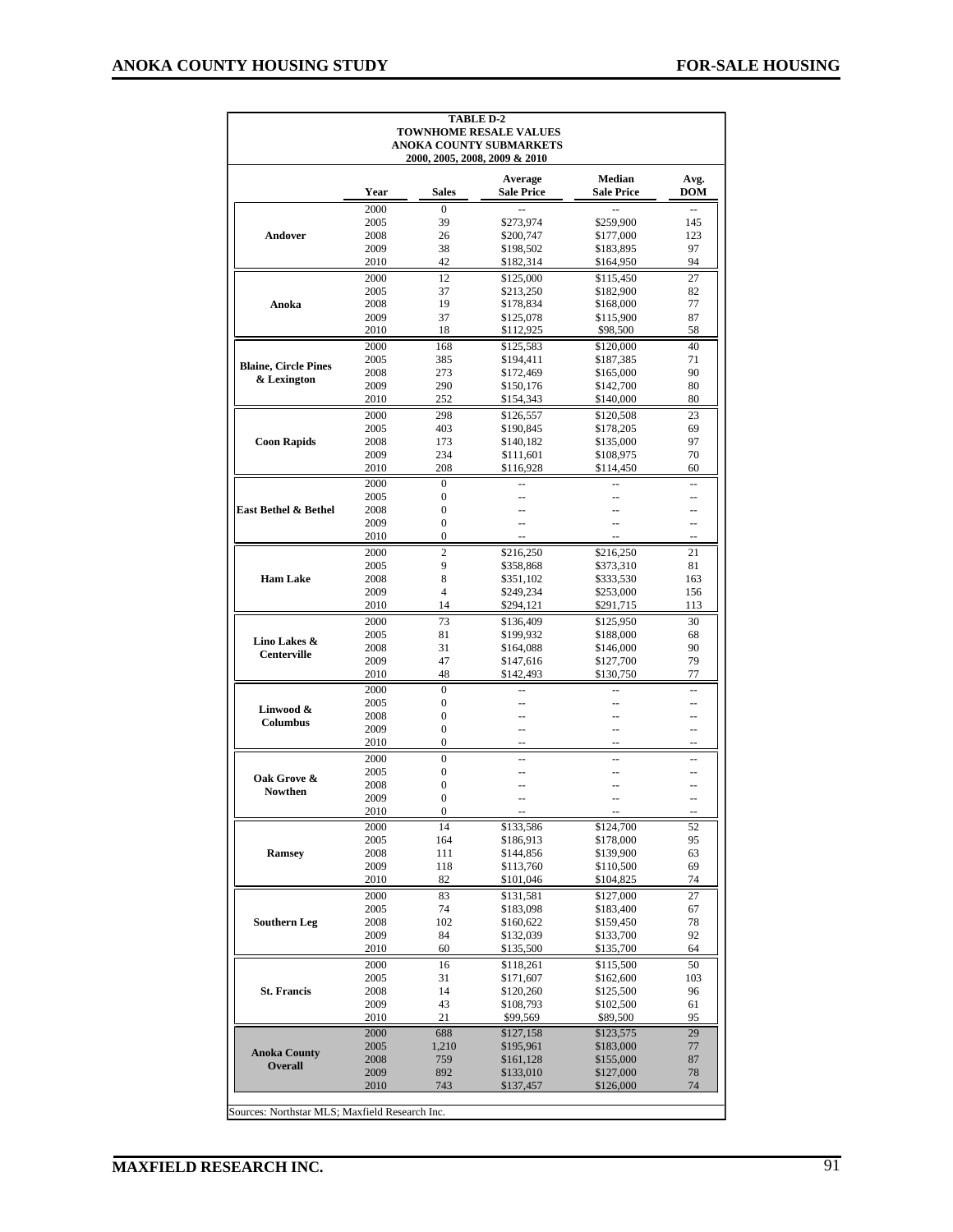**TABLE D-2**
**TOWNHOME RESALE VALUES**
**ANOKA COUNTY SUBMARKETS**
**2000, 2005, 2008, 2009 & 2010**

| | Year | Sales | Average Sale Price | Median Sale Price | Avg. DOM |
|---|---|---|---|---|---|
| **Andover** | 2000 | 0 | -- | -- | -- |
| | 2005 | 39 | $273,974 | $259,900 | 145 |
| | 2008 | 26 | $200,747 | $177,000 | 123 |
| | 2009 | 38 | $198,502 | $183,895 | 97 |
| | 2010 | 42 | $182,314 | $164,950 | 94 |
| **Anoka** | 2000 | 12 | $125,000 | $115,450 | 27 |
| | 2005 | 37 | $213,250 | $182,900 | 82 |
| | 2008 | 19 | $178,834 | $168,000 | 77 |
| | 2009 | 37 | $125,078 | $115,900 | 87 |
| | 2010 | 18 | $112,925 | $98,500 | 58 |
| **Blaine, Circle Pines & Lexington** | 2000 | 168 | $125,583 | $120,000 | 40 |
| | 2005 | 385 | $194,411 | $187,385 | 71 |
| | 2008 | 273 | $172,469 | $165,000 | 90 |
| | 2009 | 290 | $150,176 | $142,700 | 80 |
| | 2010 | 252 | $154,343 | $140,000 | 80 |
| **Coon Rapids** | 2000 | 298 | $126,557 | $120,508 | 23 |
| | 2005 | 403 | $190,845 | $178,205 | 69 |
| | 2008 | 173 | $140,182 | $135,000 | 97 |
| | 2009 | 234 | $111,601 | $108,975 | 70 |
| | 2010 | 208 | $116,928 | $114,450 | 60 |
| **East Bethel & Bethel** | 2000 | 0 | -- | -- | -- |
| | 2005 | 0 | -- | -- | -- |
| | 2008 | 0 | -- | -- | -- |
| | 2009 | 0 | -- | -- | -- |
| | 2010 | 0 | -- | -- | -- |
| **Ham Lake** | 2000 | 2 | $216,250 | $216,250 | 21 |
| | 2005 | 9 | $358,868 | $373,310 | 81 |
| | 2008 | 8 | $351,102 | $333,530 | 163 |
| | 2009 | 4 | $249,234 | $253,000 | 156 |
| | 2010 | 14 | $294,121 | $291,715 | 113 |
| **Lino Lakes & Centerville** | 2000 | 73 | $136,409 | $125,950 | 30 |
| | 2005 | 81 | $199,932 | $188,000 | 68 |
| | 2008 | 31 | $164,088 | $146,000 | 90 |
| | 2009 | 47 | $147,616 | $127,700 | 79 |
| | 2010 | 48 | $142,493 | $130,750 | 77 |
| **Linwood & Columbus** | 2000 | 0 | -- | -- | -- |
| | 2005 | 0 | -- | -- | -- |
| | 2008 | 0 | -- | -- | -- |
| | 2009 | 0 | -- | -- | -- |
| | 2010 | 0 | -- | -- | -- |
| **Oak Grove & Nowthen** | 2000 | 0 | -- | -- | -- |
| | 2005 | 0 | -- | -- | -- |
| | 2008 | 0 | -- | -- | -- |
| | 2009 | 0 | -- | -- | -- |
| | 2010 | 0 | -- | -- | -- |
| **Ramsey** | 2000 | 14 | $133,586 | $124,700 | 52 |
| | 2005 | 164 | $186,913 | $178,000 | 95 |
| | 2008 | 111 | $144,856 | $139,900 | 63 |
| | 2009 | 118 | $113,760 | $110,500 | 69 |
| | 2010 | 82 | $101,046 | $104,825 | 74 |
| **Southern Leg** | 2000 | 83 | $131,581 | $127,000 | 27 |
| | 2005 | 74 | $183,098 | $183,400 | 67 |
| | 2008 | 102 | $160,622 | $159,450 | 78 |
| | 2009 | 84 | $132,039 | $133,700 | 92 |
| | 2010 | 60 | $135,500 | $135,700 | 64 |
| **St. Francis** | 2000 | 16 | $118,261 | $115,500 | 50 |
| | 2005 | 31 | $171,607 | $162,600 | 103 |
| | 2008 | 14 | $120,260 | $125,500 | 96 |
| | 2009 | 43 | $108,793 | $102,500 | 61 |
| | 2010 | 21 | $99,569 | $89,500 | 95 |
| **Anoka County Overall** | 2000 | 688 | $127,158 | $123,575 | 29 |
| | 2005 | 1,210 | $195,961 | $183,000 | 77 |
| | 2008 | 759 | $161,128 | $155,000 | 87 |
| | 2009 | 892 | $133,010 | $127,000 | 78 |
| | 2010 | 743 | $137,457 | $126,000 | 74 |

Sources: Northstar MLS; Maxfield Research Inc.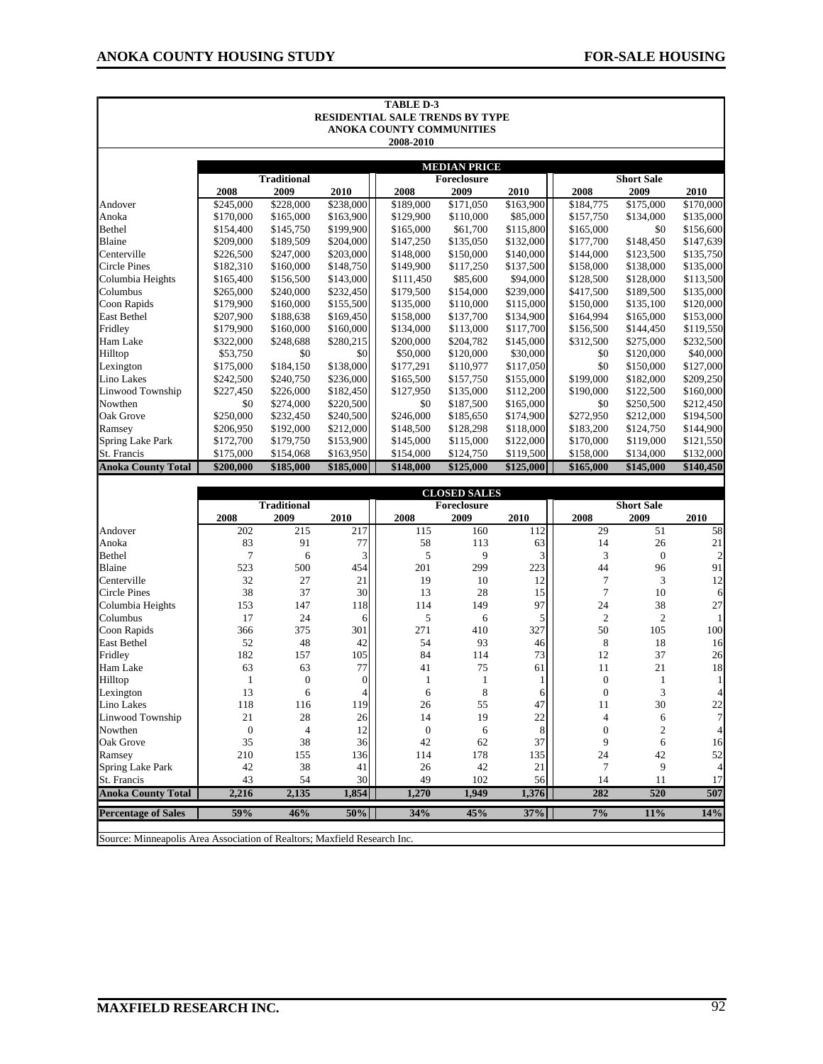**TABLE D-3**
**RESIDENTIAL SALE TRENDS BY TYPE**
**ANOKA COUNTY COMMUNITIES**
**2008-2010**

| | MEDIAN PRICE | | | | | | | | |
|---|---|---|---|---|---|---|---|---|---|
| | Traditional | | | Foreclosure | | | Short Sale | | |
| | 2008 | 2009 | 2010 | 2008 | 2009 | 2010 | 2008 | 2009 | 2010 |
| Andover | $245,000 | $228,000 | $238,000 | $189,000 | $171,050 | $163,900 | $184,775 | $175,000 | $170,000 |
| Anoka | $170,000 | $165,000 | $163,900 | $129,900 | $110,000 | $85,000 | $157,750 | $134,000 | $135,000 |
| Bethel | $154,400 | $145,750 | $199,900 | $165,000 | $61,700 | $115,800 | $165,000 | $0 | $156,600 |
| Blaine | $209,000 | $189,509 | $204,000 | $147,250 | $135,050 | $132,000 | $177,700 | $148,450 | $147,639 |
| Centerville | $226,500 | $247,000 | $203,000 | $148,000 | $150,000 | $140,000 | $144,000 | $123,500 | $135,750 |
| Circle Pines | $182,310 | $160,000 | $148,750 | $149,900 | $117,250 | $137,500 | $158,000 | $138,000 | $135,000 |
| Columbia Heights | $165,400 | $156,500 | $143,000 | $111,450 | $85,600 | $94,000 | $128,500 | $128,000 | $113,500 |
| Columbus | $265,000 | $240,000 | $232,450 | $179,500 | $154,000 | $239,000 | $417,500 | $189,500 | $135,000 |
| Coon Rapids | $179,900 | $160,000 | $155,500 | $135,000 | $110,000 | $115,000 | $150,000 | $135,100 | $120,000 |
| East Bethel | $207,900 | $188,638 | $169,450 | $158,000 | $137,700 | $134,900 | $164,994 | $165,000 | $153,000 |
| Fridley | $179,900 | $160,000 | $160,000 | $134,000 | $113,000 | $117,700 | $156,500 | $144,450 | $119,550 |
| Ham Lake | $322,000 | $248,688 | $280,215 | $200,000 | $204,782 | $145,000 | $312,500 | $275,000 | $232,500 |
| Hilltop | $53,750 | $0 | $0 | $50,000 | $120,000 | $30,000 | $0 | $120,000 | $40,000 |
| Lexington | $175,000 | $184,150 | $138,000 | $177,291 | $110,977 | $117,050 | $0 | $150,000 | $127,000 |
| Lino Lakes | $242,500 | $240,750 | $236,000 | $165,500 | $157,750 | $155,000 | $199,000 | $182,000 | $209,250 |
| Linwood Township | $227,450 | $226,000 | $182,450 | $127,950 | $135,000 | $112,200 | $190,000 | $122,500 | $160,000 |
| Nowthen | $0 | $274,000 | $220,500 | $0 | $187,500 | $165,000 | $0 | $250,500 | $212,450 |
| Oak Grove | $250,000 | $232,450 | $240,500 | $246,000 | $185,650 | $174,900 | $272,950 | $212,000 | $194,500 |
| Ramsey | $206,950 | $192,000 | $212,000 | $148,500 | $128,298 | $118,000 | $183,200 | $124,750 | $144,900 |
| Spring Lake Park | $172,700 | $179,750 | $153,900 | $145,000 | $115,000 | $122,000 | $170,000 | $119,000 | $121,550 |
| St. Francis | $175,000 | $154,068 | $163,950 | $154,000 | $124,750 | $119,500 | $158,000 | $134,000 | $132,000 |
| **Anoka County Total** | **$200,000** | **$185,000** | **$185,000** | **$148,000** | **$125,000** | **$125,000** | **$165,000** | **$145,000** | **$140,450** |

| | CLOSED SALES | | | | | | | | |
|---|---|---|---|---|---|---|---|---|---|
| | Traditional | | | Foreclosure | | | Short Sale | | |
| | 2008 | 2009 | 2010 | 2008 | 2009 | 2010 | 2008 | 2009 | 2010 |
| Andover | 202 | 215 | 217 | 115 | 160 | 112 | 29 | 51 | 58 |
| Anoka | 83 | 91 | 77 | 58 | 113 | 63 | 14 | 26 | 21 |
| Bethel | 7 | 6 | 3 | 5 | 9 | 3 | 3 | 0 | 2 |
| Blaine | 523 | 500 | 454 | 201 | 299 | 223 | 44 | 96 | 91 |
| Centerville | 32 | 27 | 21 | 19 | 10 | 12 | 7 | 3 | 12 |
| Circle Pines | 38 | 37 | 30 | 13 | 28 | 15 | 7 | 10 | 6 |
| Columbia Heights | 153 | 147 | 118 | 114 | 149 | 97 | 24 | 38 | 27 |
| Columbus | 17 | 24 | 6 | 5 | 6 | 5 | 2 | 2 | 1 |
| Coon Rapids | 366 | 375 | 301 | 271 | 410 | 327 | 50 | 105 | 100 |
| East Bethel | 52 | 48 | 42 | 54 | 93 | 46 | 8 | 18 | 16 |
| Fridley | 182 | 157 | 105 | 84 | 114 | 73 | 12 | 37 | 26 |
| Ham Lake | 63 | 63 | 77 | 41 | 75 | 61 | 11 | 21 | 18 |
| Hilltop | 1 | 0 | 0 | 1 | 1 | 1 | 0 | 1 | 1 |
| Lexington | 13 | 6 | 4 | 6 | 8 | 6 | 0 | 3 | 4 |
| Lino Lakes | 118 | 116 | 119 | 26 | 55 | 47 | 11 | 30 | 22 |
| Linwood Township | 21 | 28 | 26 | 14 | 19 | 22 | 4 | 6 | 7 |
| Nowthen | 0 | 4 | 12 | 0 | 6 | 8 | 0 | 2 | 4 |
| Oak Grove | 35 | 38 | 36 | 42 | 62 | 37 | 9 | 6 | 16 |
| Ramsey | 210 | 155 | 136 | 114 | 178 | 135 | 24 | 42 | 52 |
| Spring Lake Park | 42 | 38 | 41 | 26 | 42 | 21 | 7 | 9 | 4 |
| St. Francis | 43 | 54 | 30 | 49 | 102 | 56 | 14 | 11 | 17 |
| **Anoka County Total** | **2,216** | **2,135** | **1,854** | **1,270** | **1,949** | **1,376** | **282** | **520** | **507** |
| **Percentage of Sales** | **59%** | **46%** | **50%** | **34%** | **45%** | **37%** | **7%** | **11%** | **14%** |

Source: Minneapolis Area Association of Realtors; Maxfield Research Inc.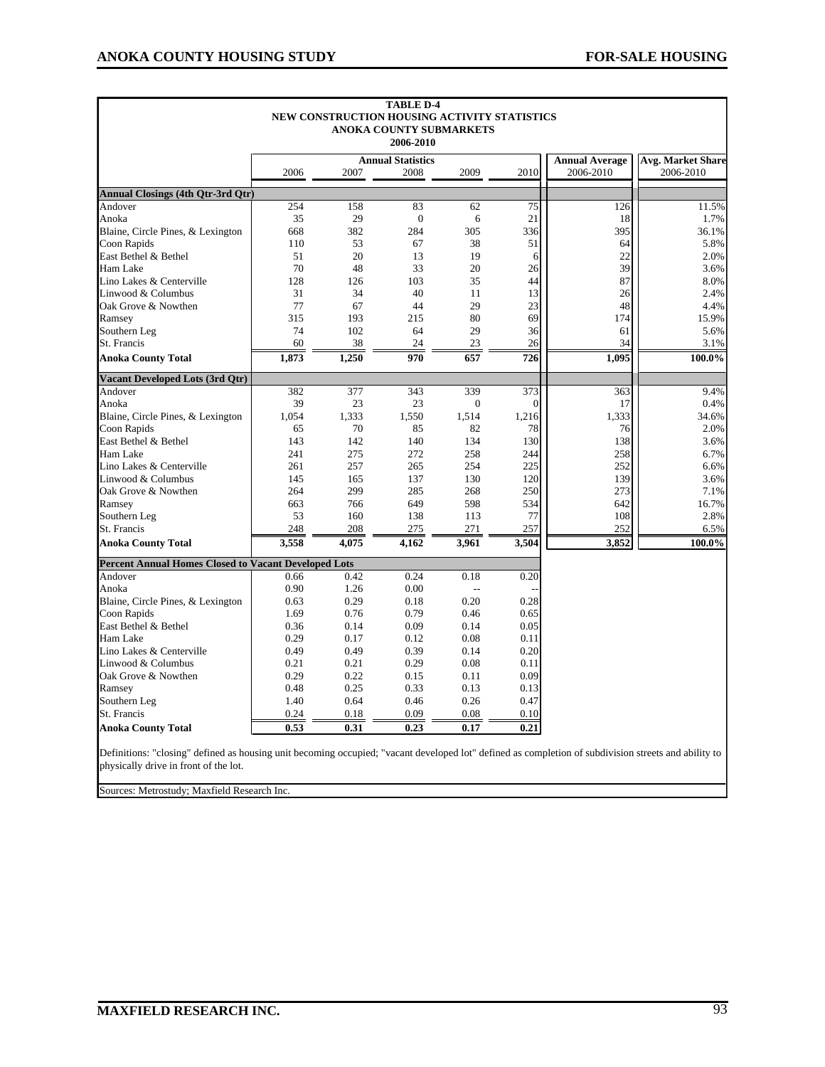**TABLE D-4**
**NEW CONSTRUCTION HOUSING ACTIVITY STATISTICS**
**ANOKA COUNTY SUBMARKETS**
**2006-2010**

| | Annual Statistics | | | | | Annual Average | Avg. Market Share |
|---|---|---|---|---|---|---|---|
| | 2006 | 2007 | 2008 | 2009 | 2010 | 2006-2010 | 2006-2010 |
| **Annual Closings (4th Qtr-3rd Qtr)** | | | | | | | |
| Andover | 254 | 158 | 83 | 62 | 75 | 126 | 11.5% |
| Anoka | 35 | 29 | 0 | 6 | 21 | 18 | 1.7% |
| Blaine, Circle Pines, & Lexington | 668 | 382 | 284 | 305 | 336 | 395 | 36.1% |
| Coon Rapids | 110 | 53 | 67 | 38 | 51 | 64 | 5.8% |
| East Bethel & Bethel | 51 | 20 | 13 | 19 | 6 | 22 | 2.0% |
| Ham Lake | 70 | 48 | 33 | 20 | 26 | 39 | 3.6% |
| Lino Lakes & Centerville | 128 | 126 | 103 | 35 | 44 | 87 | 8.0% |
| Linwood & Columbus | 31 | 34 | 40 | 11 | 13 | 26 | 2.4% |
| Oak Grove & Nowthen | 77 | 67 | 44 | 29 | 23 | 48 | 4.4% |
| Ramsey | 315 | 193 | 215 | 80 | 69 | 174 | 15.9% |
| Southern Leg | 74 | 102 | 64 | 29 | 36 | 61 | 5.6% |
| St. Francis | 60 | 38 | 24 | 23 | 26 | 34 | 3.1% |
| **Anoka County Total** | **1,873** | **1,250** | **970** | **657** | **726** | **1,095** | **100.0%** |
| **Vacant Developed Lots (3rd Qtr)** | | | | | | | |
| Andover | 382 | 377 | 343 | 339 | 373 | 363 | 9.4% |
| Anoka | 39 | 23 | 23 | 0 | 0 | 17 | 0.4% |
| Blaine, Circle Pines, & Lexington | 1,054 | 1,333 | 1,550 | 1,514 | 1,216 | 1,333 | 34.6% |
| Coon Rapids | 65 | 70 | 85 | 82 | 78 | 76 | 2.0% |
| East Bethel & Bethel | 143 | 142 | 140 | 134 | 130 | 138 | 3.6% |
| Ham Lake | 241 | 275 | 272 | 258 | 244 | 258 | 6.7% |
| Lino Lakes & Centerville | 261 | 257 | 265 | 254 | 225 | 252 | 6.6% |
| Linwood & Columbus | 145 | 165 | 137 | 130 | 120 | 139 | 3.6% |
| Oak Grove & Nowthen | 264 | 299 | 285 | 268 | 250 | 273 | 7.1% |
| Ramsey | 663 | 766 | 649 | 598 | 534 | 642 | 16.7% |
| Southern Leg | 53 | 160 | 138 | 113 | 77 | 108 | 2.8% |
| St. Francis | 248 | 208 | 275 | 271 | 257 | 252 | 6.5% |
| **Anoka County Total** | **3,558** | **4,075** | **4,162** | **3,961** | **3,504** | **3,852** | **100.0%** |
| **Percent Annual Homes Closed to Vacant Developed Lots** | | | | | | | |
| Andover | 0.66 | 0.42 | 0.24 | 0.18 | 0.20 | | |
| Anoka | 0.90 | 1.26 | 0.00 | -- | -- | | |
| Blaine, Circle Pines, & Lexington | 0.63 | 0.29 | 0.18 | 0.20 | 0.28 | | |
| Coon Rapids | 1.69 | 0.76 | 0.79 | 0.46 | 0.65 | | |
| East Bethel & Bethel | 0.36 | 0.14 | 0.09 | 0.14 | 0.05 | | |
| Ham Lake | 0.29 | 0.17 | 0.12 | 0.08 | 0.11 | | |
| Lino Lakes & Centerville | 0.49 | 0.49 | 0.39 | 0.14 | 0.20 | | |
| Linwood & Columbus | 0.21 | 0.21 | 0.29 | 0.08 | 0.11 | | |
| Oak Grove & Nowthen | 0.29 | 0.22 | 0.15 | 0.11 | 0.09 | | |
| Ramsey | 0.48 | 0.25 | 0.33 | 0.13 | 0.13 | | |
| Southern Leg | 1.40 | 0.64 | 0.46 | 0.26 | 0.47 | | |
| St. Francis | 0.24 | 0.18 | 0.09 | 0.08 | 0.10 | | |
| **Anoka County Total** | **0.53** | **0.31** | **0.23** | **0.17** | **0.21** | | |

Definitions: "closing" defined as housing unit becoming occupied; "vacant developed lot" defined as completion of subdivision streets and ability to physically drive in front of the lot.

Sources: Metrostudy; Maxfield Research Inc.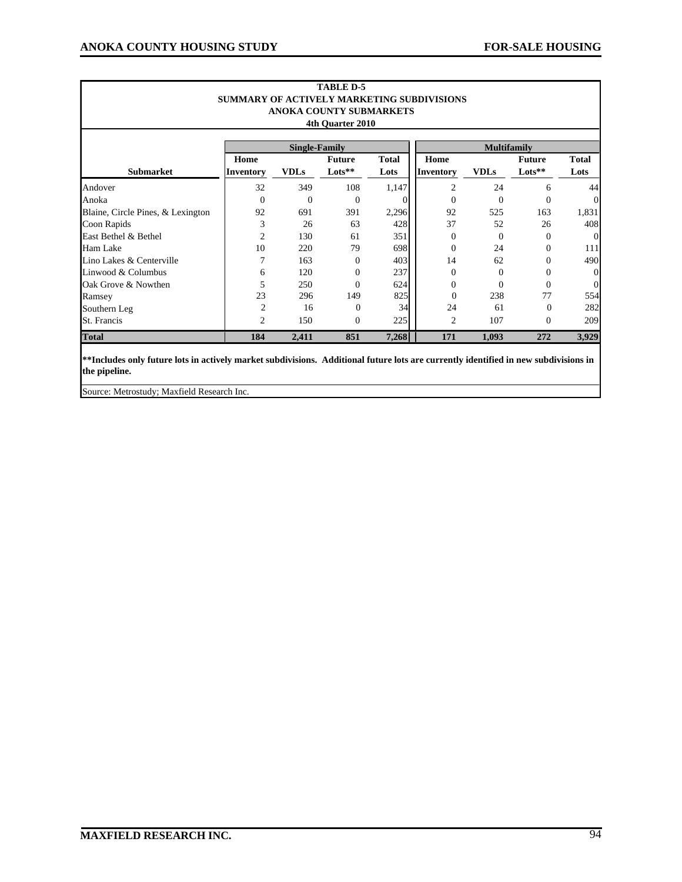**TABLE D-5**
**SUMMARY OF ACTIVELY MARKETING SUBDIVISIONS**
**ANOKA COUNTY SUBMARKETS**
**4th Quarter 2010**

| | Single-Family | | | | Multifamily | | | |
|---|---|---|---|---|---|---|---|---|
| **Submarket** | **Home Inventory** | **VDLs** | **Future Lots**** | **Total Lots** | **Home Inventory** | **VDLs** | **Future Lots**** | **Total Lots** |
| Andover | 32 | 349 | 108 | 1,147 | 2 | 24 | 6 | 44 |
| Anoka | 0 | 0 | 0 | 0 | 0 | 0 | 0 | 0 |
| Blaine, Circle Pines, & Lexington | 92 | 691 | 391 | 2,296 | 92 | 525 | 163 | 1,831 |
| Coon Rapids | 3 | 26 | 63 | 428 | 37 | 52 | 26 | 408 |
| East Bethel & Bethel | 2 | 130 | 61 | 351 | 0 | 0 | 0 | 0 |
| Ham Lake | 10 | 220 | 79 | 698 | 0 | 24 | 0 | 111 |
| Lino Lakes & Centerville | 7 | 163 | 0 | 403 | 14 | 62 | 0 | 490 |
| Linwood & Columbus | 6 | 120 | 0 | 237 | 0 | 0 | 0 | 0 |
| Oak Grove & Nowthen | 5 | 250 | 0 | 624 | 0 | 0 | 0 | 0 |
| Ramsey | 23 | 296 | 149 | 825 | 0 | 238 | 77 | 554 |
| Southern Leg | 2 | 16 | 0 | 34 | 24 | 61 | 0 | 282 |
| St. Francis | 2 | 150 | 0 | 225 | 2 | 107 | 0 | 209 |
| **Total** | **184** | **2,411** | **851** | **7,268** | **171** | **1,093** | **272** | **3,929** |

****Includes only future lots in actively market subdivisions. Additional future lots are currently identified in new subdivisions in the pipeline.**

Source: Metrostudy; Maxfield Research Inc.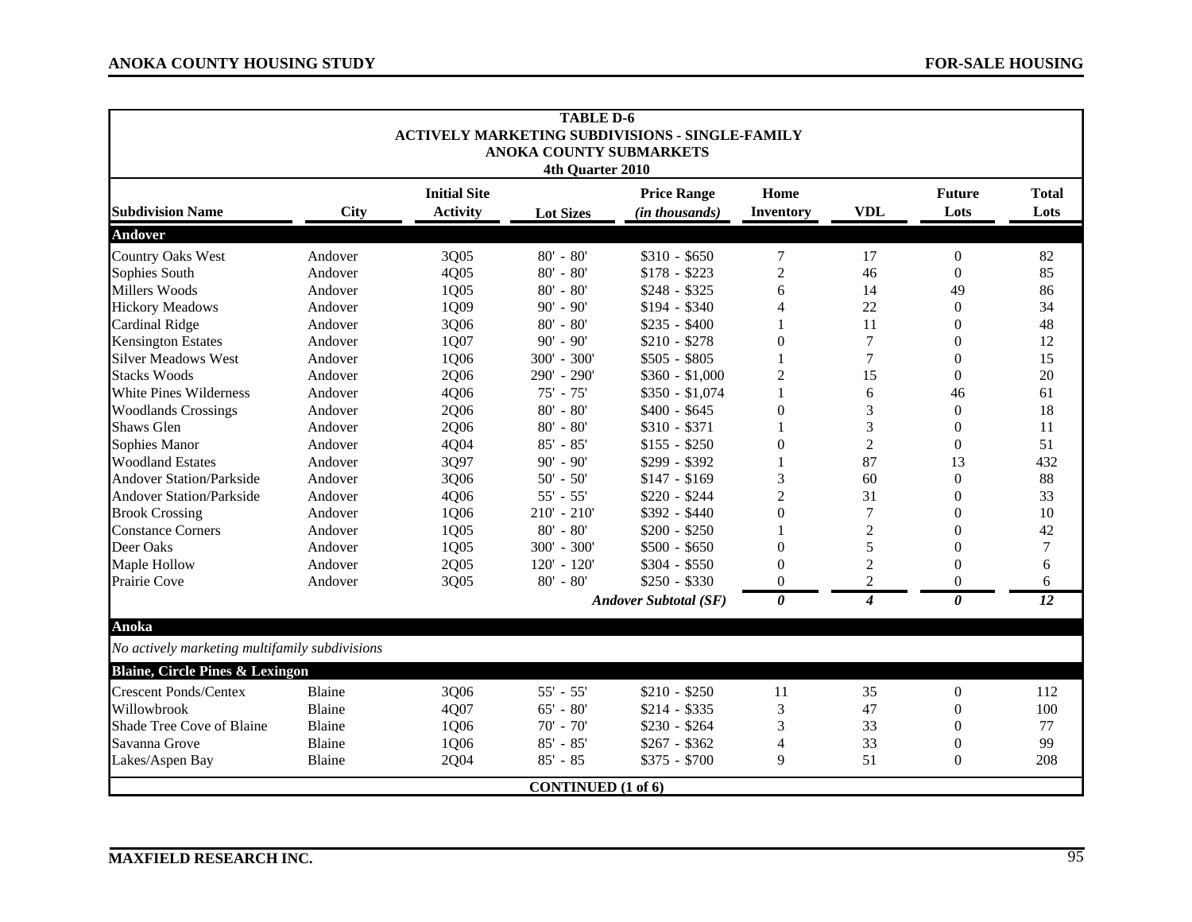**TABLE D-6**
**ACTIVELY MARKETING SUBDIVISIONS - SINGLE-FAMILY**
**ANOKA COUNTY SUBMARKETS**
**4th Quarter 2010**

| Subdivision Name | City | Initial Site Activity | Lot Sizes | Price Range *(in thousands)* | Home Inventory | VDL | Future Lots | Total Lots |
|---|---|---|---|---|---|---|---|---|
| **Andover** | | | | | | | | |
| Country Oaks West | Andover | 3Q05 | 80' - 80' | $310 - $650 | 7 | 17 | 0 | 82 |
| Sophies South | Andover | 4Q05 | 80' - 80' | $178 - $223 | 2 | 46 | 0 | 85 |
| Millers Woods | Andover | 1Q05 | 80' - 80' | $248 - $325 | 6 | 14 | 49 | 86 |
| Hickory Meadows | Andover | 1Q09 | 90' - 90' | $194 - $340 | 4 | 22 | 0 | 34 |
| Cardinal Ridge | Andover | 3Q06 | 80' - 80' | $235 - $400 | 1 | 11 | 0 | 48 |
| Kensington Estates | Andover | 1Q07 | 90' - 90' | $210 - $278 | 0 | 7 | 0 | 12 |
| Silver Meadows West | Andover | 1Q06 | 300' - 300' | $505 - $805 | 1 | 7 | 0 | 15 |
| Stacks Woods | Andover | 2Q06 | 290' - 290' | $360 - $1,000 | 2 | 15 | 0 | 20 |
| White Pines Wilderness | Andover | 4Q06 | 75' - 75' | $350 - $1,074 | 1 | 6 | 46 | 61 |
| Woodlands Crossings | Andover | 2Q06 | 80' - 80' | $400 - $645 | 0 | 3 | 0 | 18 |
| Shaws Glen | Andover | 2Q06 | 80' - 80' | $310 - $371 | 1 | 3 | 0 | 11 |
| Sophies Manor | Andover | 4Q04 | 85' - 85' | $155 - $250 | 0 | 2 | 0 | 51 |
| Woodland Estates | Andover | 3Q97 | 90' - 90' | $299 - $392 | 1 | 87 | 13 | 432 |
| Andover Station/Parkside | Andover | 3Q06 | 50' - 50' | $147 - $169 | 3 | 60 | 0 | 88 |
| Andover Station/Parkside | Andover | 4Q06 | 55' - 55' | $220 - $244 | 2 | 31 | 0 | 33 |
| Brook Crossing | Andover | 1Q06 | 210' - 210' | $392 - $440 | 0 | 7 | 0 | 10 |
| Constance Corners | Andover | 1Q05 | 80' - 80' | $200 - $250 | 1 | 2 | 0 | 42 |
| Deer Oaks | Andover | 1Q05 | 300' - 300' | $500 - $650 | 0 | 5 | 0 | 7 |
| Maple Hollow | Andover | 2Q05 | 120' - 120' | $304 - $550 | 0 | 2 | 0 | 6 |
| Prairie Cove | Andover | 3Q05 | 80' - 80' | $250 - $330 | 0 | 2 | 0 | 6 |
| | | | | ***Andover Subtotal (SF)*** | ***0*** | ***4*** | ***0*** | ***12*** |
| **Anoka** | | | | | | | | |
| *No actively marketing multifamily subdivisions* | | | | | | | | |
| **Blaine, Circle Pines & Lexington** | | | | | | | | |
| Crescent Ponds/Centex | Blaine | 3Q06 | 55' - 55' | $210 - $250 | 11 | 35 | 0 | 112 |
| Willowbrook | Blaine | 4Q07 | 65' - 80' | $214 - $335 | 3 | 47 | 0 | 100 |
| Shade Tree Cove of Blaine | Blaine | 1Q06 | 70' - 70' | $230 - $264 | 3 | 33 | 0 | 77 |
| Savanna Grove | Blaine | 1Q06 | 85' - 85' | $267 - $362 | 4 | 33 | 0 | 99 |
| Lakes/Aspen Bay | Blaine | 2Q04 | 85' - 85 | $375 - $700 | 9 | 51 | 0 | 208 |

**CONTINUED (1 of 6)**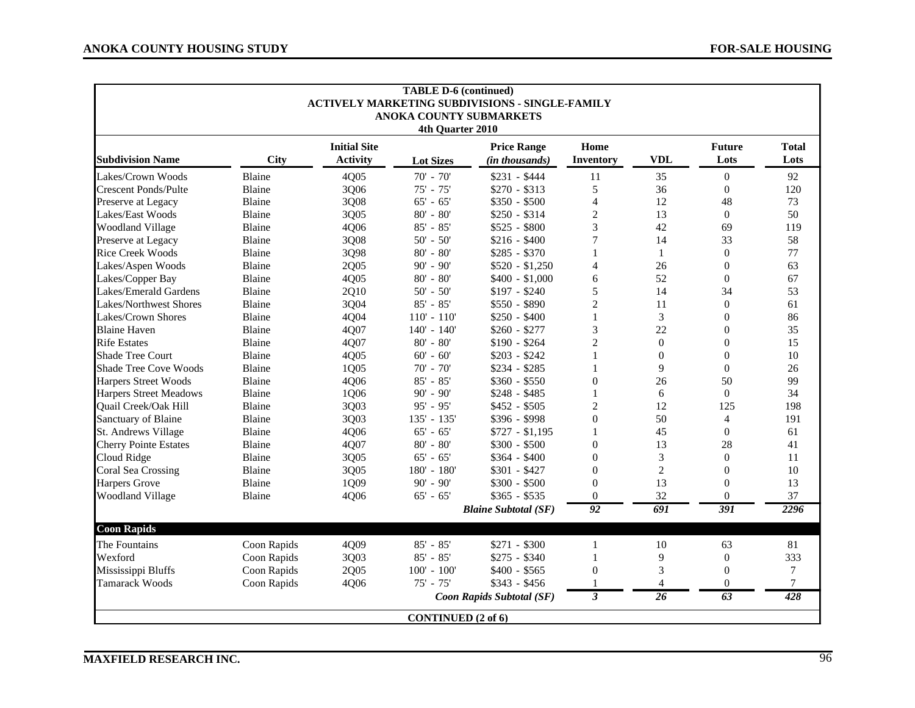**TABLE D-6 (continued)**
**ACTIVELY MARKETING SUBDIVISIONS - SINGLE-FAMILY**
**ANOKA COUNTY SUBMARKETS**
**4th Quarter 2010**

| Subdivision Name | City | Initial Site Activity | Lot Sizes | Price Range *(in thousands)* | Home Inventory | VDL | Future Lots | Total Lots |
|---|---|---|---|---|---|---|---|---|
| Lakes/Crown Woods | Blaine | 4Q05 | 70' - 70' | $231 - $444 | 11 | 35 | 0 | 92 |
| Crescent Ponds/Pulte | Blaine | 3Q06 | 75' - 75' | $270 - $313 | 5 | 36 | 0 | 120 |
| Preserve at Legacy | Blaine | 3Q08 | 65' - 65' | $350 - $500 | 4 | 12 | 48 | 73 |
| Lakes/East Woods | Blaine | 3Q05 | 80' - 80' | $250 - $314 | 2 | 13 | 0 | 50 |
| Woodland Village | Blaine | 4Q06 | 85' - 85' | $525 - $800 | 3 | 42 | 69 | 119 |
| Preserve at Legacy | Blaine | 3Q08 | 50' - 50' | $216 - $400 | 7 | 14 | 33 | 58 |
| Rice Creek Woods | Blaine | 3Q98 | 80' - 80' | $285 - $370 | 1 | 1 | 0 | 77 |
| Lakes/Aspen Woods | Blaine | 2Q05 | 90' - 90' | $520 - $1,250 | 4 | 26 | 0 | 63 |
| Lakes/Copper Bay | Blaine | 4Q05 | 80' - 80' | $400 - $1,000 | 6 | 52 | 0 | 67 |
| Lakes/Emerald Gardens | Blaine | 2Q10 | 50' - 50' | $197 - $240 | 5 | 14 | 34 | 53 |
| Lakes/Northwest Shores | Blaine | 3Q04 | 85' - 85' | $550 - $890 | 2 | 11 | 0 | 61 |
| Lakes/Crown Shores | Blaine | 4Q04 | 110' - 110' | $250 - $400 | 1 | 3 | 0 | 86 |
| Blaine Haven | Blaine | 4Q07 | 140' - 140' | $260 - $277 | 3 | 22 | 0 | 35 |
| Rife Estates | Blaine | 4Q07 | 80' - 80' | $190 - $264 | 2 | 0 | 0 | 15 |
| Shade Tree Court | Blaine | 4Q05 | 60' - 60' | $203 - $242 | 1 | 0 | 0 | 10 |
| Shade Tree Cove Woods | Blaine | 1Q05 | 70' - 70' | $234 - $285 | 1 | 9 | 0 | 26 |
| Harpers Street Woods | Blaine | 4Q06 | 85' - 85' | $360 - $550 | 0 | 26 | 50 | 99 |
| Harpers Street Meadows | Blaine | 1Q06 | 90' - 90' | $248 - $485 | 1 | 6 | 0 | 34 |
| Quail Creek/Oak Hill | Blaine | 3Q03 | 95' - 95' | $452 - $505 | 2 | 12 | 125 | 198 |
| Sanctuary of Blaine | Blaine | 3Q03 | 135' - 135' | $396 - $998 | 0 | 50 | 4 | 191 |
| St. Andrews Village | Blaine | 4Q06 | 65' - 65' | $727 - $1,195 | 1 | 45 | 0 | 61 |
| Cherry Pointe Estates | Blaine | 4Q07 | 80' - 80' | $300 - $500 | 0 | 13 | 28 | 41 |
| Cloud Ridge | Blaine | 3Q05 | 65' - 65' | $364 - $400 | 0 | 3 | 0 | 11 |
| Coral Sea Crossing | Blaine | 3Q05 | 180' - 180' | $301 - $427 | 0 | 2 | 0 | 10 |
| Harpers Grove | Blaine | 1Q09 | 90' - 90' | $300 - $500 | 0 | 13 | 0 | 13 |
| Woodland Village | Blaine | 4Q06 | 65' - 65' | $365 - $535 | 0 | 32 | 0 | 37 |
| | | | | ***Blaine Subtotal (SF)*** | ***92*** | ***691*** | ***391*** | ***2296*** |
| **Coon Rapids** | | | | | | | | |
| The Fountains | Coon Rapids | 4Q09 | 85' - 85' | $271 - $300 | 1 | 10 | 63 | 81 |
| Wexford | Coon Rapids | 3Q03 | 85' - 85' | $275 - $340 | 1 | 9 | 0 | 333 |
| Mississippi Bluffs | Coon Rapids | 2Q05 | 100' - 100' | $400 - $565 | 0 | 3 | 0 | 7 |
| Tamarack Woods | Coon Rapids | 4Q06 | 75' - 75' | $343 - $456 | 1 | 4 | 0 | 7 |
| | | | | ***Coon Rapids Subtotal (SF)*** | ***3*** | ***26*** | ***63*** | ***428*** |

**CONTINUED (2 of 6)**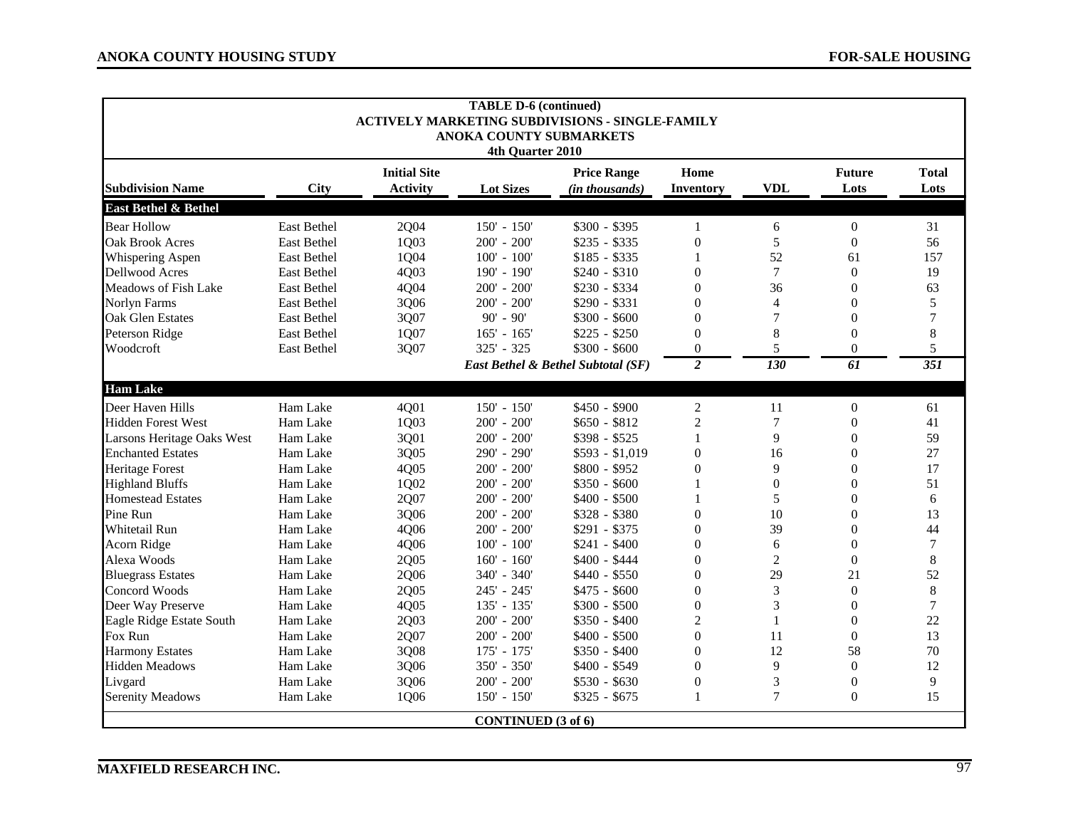**TABLE D-6 (continued)**
**ACTIVELY MARKETING SUBDIVISIONS - SINGLE-FAMILY**
**ANOKA COUNTY SUBMARKETS**
**4th Quarter 2010**

| Subdivision Name | City | Initial Site Activity | Lot Sizes | Price Range *(in thousands)* | Home Inventory | VDL | Future Lots | Total Lots |
|---|---|---|---|---|---|---|---|---|
| **East Bethel & Bethel** | | | | | | | | |
| Bear Hollow | East Bethel | 2Q04 | 150' - 150' | $300 - $395 | 1 | 6 | 0 | 31 |
| Oak Brook Acres | East Bethel | 1Q03 | 200' - 200' | $235 - $335 | 0 | 5 | 0 | 56 |
| Whispering Aspen | East Bethel | 1Q04 | 100' - 100' | $185 - $335 | 1 | 52 | 61 | 157 |
| Dellwood Acres | East Bethel | 4Q03 | 190' - 190' | $240 - $310 | 0 | 7 | 0 | 19 |
| Meadows of Fish Lake | East Bethel | 4Q04 | 200' - 200' | $230 - $334 | 0 | 36 | 0 | 63 |
| Norlyn Farms | East Bethel | 3Q06 | 200' - 200' | $290 - $331 | 0 | 4 | 0 | 5 |
| Oak Glen Estates | East Bethel | 3Q07 | 90' - 90' | $300 - $600 | 0 | 7 | 0 | 7 |
| Peterson Ridge | East Bethel | 1Q07 | 165' - 165' | $225 - $250 | 0 | 8 | 0 | 8 |
| Woodcroft | East Bethel | 3Q07 | 325' - 325 | $300 - $600 | 0 | 5 | 0 | 5 |
| | | | *East Bethel & Bethel Subtotal (SF)* | | *2* | *130* | *61* | *351* |
| **Ham Lake** | | | | | | | | |
| Deer Haven Hills | Ham Lake | 4Q01 | 150' - 150' | $450 - $900 | 2 | 11 | 0 | 61 |
| Hidden Forest West | Ham Lake | 1Q03 | 200' - 200' | $650 - $812 | 2 | 7 | 0 | 41 |
| Larsons Heritage Oaks West | Ham Lake | 3Q01 | 200' - 200' | $398 - $525 | 1 | 9 | 0 | 59 |
| Enchanted Estates | Ham Lake | 3Q05 | 290' - 290' | $593 - $1,019 | 0 | 16 | 0 | 27 |
| Heritage Forest | Ham Lake | 4Q05 | 200' - 200' | $800 - $952 | 0 | 9 | 0 | 17 |
| Highland Bluffs | Ham Lake | 1Q02 | 200' - 200' | $350 - $600 | 1 | 0 | 0 | 51 |
| Homestead Estates | Ham Lake | 2Q07 | 200' - 200' | $400 - $500 | 1 | 5 | 0 | 6 |
| Pine Run | Ham Lake | 3Q06 | 200' - 200' | $328 - $380 | 0 | 10 | 0 | 13 |
| Whitetail Run | Ham Lake | 4Q06 | 200' - 200' | $291 - $375 | 0 | 39 | 0 | 44 |
| Acorn Ridge | Ham Lake | 4Q06 | 100' - 100' | $241 - $400 | 0 | 6 | 0 | 7 |
| Alexa Woods | Ham Lake | 2Q05 | 160' - 160' | $400 - $444 | 0 | 2 | 0 | 8 |
| Bluegrass Estates | Ham Lake | 2Q06 | 340' - 340' | $440 - $550 | 0 | 29 | 21 | 52 |
| Concord Woods | Ham Lake | 2Q05 | 245' - 245' | $475 - $600 | 0 | 3 | 0 | 8 |
| Deer Way Preserve | Ham Lake | 4Q05 | 135' - 135' | $300 - $500 | 0 | 3 | 0 | 7 |
| Eagle Ridge Estate South | Ham Lake | 2Q03 | 200' - 200' | $350 - $400 | 2 | 1 | 0 | 22 |
| Fox Run | Ham Lake | 2Q07 | 200' - 200' | $400 - $500 | 0 | 11 | 0 | 13 |
| Harmony Estates | Ham Lake | 3Q08 | 175' - 175' | $350 - $400 | 0 | 12 | 58 | 70 |
| Hidden Meadows | Ham Lake | 3Q06 | 350' - 350' | $400 - $549 | 0 | 9 | 0 | 12 |
| Livgard | Ham Lake | 3Q06 | 200' - 200' | $530 - $630 | 0 | 3 | 0 | 9 |
| Serenity Meadows | Ham Lake | 1Q06 | 150' - 150' | $325 - $675 | 1 | 7 | 0 | 15 |

**CONTINUED (3 of 6)**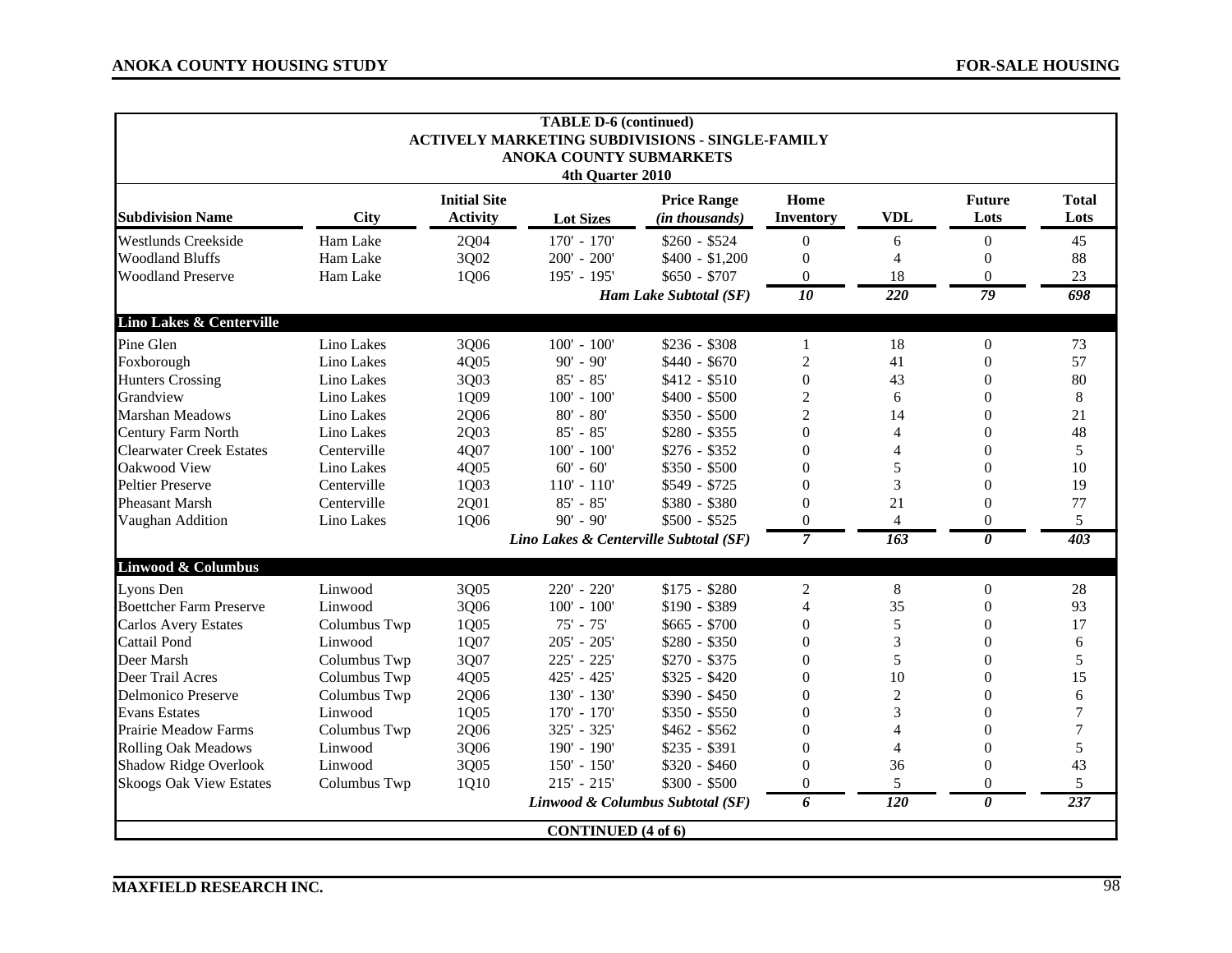**TABLE D-6 (continued)**
**ACTIVELY MARKETING SUBDIVISIONS - SINGLE-FAMILY**
**ANOKA COUNTY SUBMARKETS**
**4th Quarter 2010**

| Subdivision Name | City | Initial Site Activity | Lot Sizes | Price Range (in thousands) | Home Inventory | VDL | Future Lots | Total Lots |
|---|---|---|---|---|---|---|---|---|
| Westlunds Creekside | Ham Lake | 2Q04 | 170' - 170' | $260 - $524 | 0 | 6 | 0 | 45 |
| Woodland Bluffs | Ham Lake | 3Q02 | 200' - 200' | $400 - $1,200 | 0 | 4 | 0 | 88 |
| Woodland Preserve | Ham Lake | 1Q06 | 195' - 195' | $650 - $707 | 0 | 18 | 0 | 23 |
| | | | | ***Ham Lake Subtotal (SF)*** | ***10*** | ***220*** | ***79*** | ***698*** |
| **Lino Lakes & Centerville** | | | | | | | | |
| Pine Glen | Lino Lakes | 3Q06 | 100' - 100' | $236 - $308 | 1 | 18 | 0 | 73 |
| Foxborough | Lino Lakes | 4Q05 | 90' - 90' | $440 - $670 | 2 | 41 | 0 | 57 |
| Hunters Crossing | Lino Lakes | 3Q03 | 85' - 85' | $412 - $510 | 0 | 43 | 0 | 80 |
| Grandview | Lino Lakes | 1Q09 | 100' - 100' | $400 - $500 | 2 | 6 | 0 | 8 |
| Marshan Meadows | Lino Lakes | 2Q06 | 80' - 80' | $350 - $500 | 2 | 14 | 0 | 21 |
| Century Farm North | Lino Lakes | 2Q03 | 85' - 85' | $280 - $355 | 0 | 4 | 0 | 48 |
| Clearwater Creek Estates | Centerville | 4Q07 | 100' - 100' | $276 - $352 | 0 | 4 | 0 | 5 |
| Oakwood View | Lino Lakes | 4Q05 | 60' - 60' | $350 - $500 | 0 | 5 | 0 | 10 |
| Peltier Preserve | Centerville | 1Q03 | 110' - 110' | $549 - $725 | 0 | 3 | 0 | 19 |
| Pheasant Marsh | Centerville | 2Q01 | 85' - 85' | $380 - $380 | 0 | 21 | 0 | 77 |
| Vaughan Addition | Lino Lakes | 1Q06 | 90' - 90' | $500 - $525 | 0 | 4 | 0 | 5 |
| | | | | ***Lino Lakes & Centerville Subtotal (SF)*** | ***7*** | ***163*** | ***0*** | ***403*** |
| **Linwood & Columbus** | | | | | | | | |
| Lyons Den | Linwood | 3Q05 | 220' - 220' | $175 - $280 | 2 | 8 | 0 | 28 |
| Boettcher Farm Preserve | Linwood | 3Q06 | 100' - 100' | $190 - $389 | 4 | 35 | 0 | 93 |
| Carlos Avery Estates | Columbus Twp | 1Q05 | 75' - 75' | $665 - $700 | 0 | 5 | 0 | 17 |
| Cattail Pond | Linwood | 1Q07 | 205' - 205' | $280 - $350 | 0 | 3 | 0 | 6 |
| Deer Marsh | Columbus Twp | 3Q07 | 225' - 225' | $270 - $375 | 0 | 5 | 0 | 5 |
| Deer Trail Acres | Columbus Twp | 4Q05 | 425' - 425' | $325 - $420 | 0 | 10 | 0 | 15 |
| Delmonico Preserve | Columbus Twp | 2Q06 | 130' - 130' | $390 - $450 | 0 | 2 | 0 | 6 |
| Evans Estates | Linwood | 1Q05 | 170' - 170' | $350 - $550 | 0 | 3 | 0 | 7 |
| Prairie Meadow Farms | Columbus Twp | 2Q06 | 325' - 325' | $462 - $562 | 0 | 4 | 0 | 7 |
| Rolling Oak Meadows | Linwood | 3Q06 | 190' - 190' | $235 - $391 | 0 | 4 | 0 | 5 |
| Shadow Ridge Overlook | Linwood | 3Q05 | 150' - 150' | $320 - $460 | 0 | 36 | 0 | 43 |
| Skoogs Oak View Estates | Columbus Twp | 1Q10 | 215' - 215' | $300 - $500 | 0 | 5 | 0 | 5 |
| | | | | ***Linwood & Columbus Subtotal (SF)*** | ***6*** | ***120*** | ***0*** | ***237*** |

**CONTINUED (4 of 6)**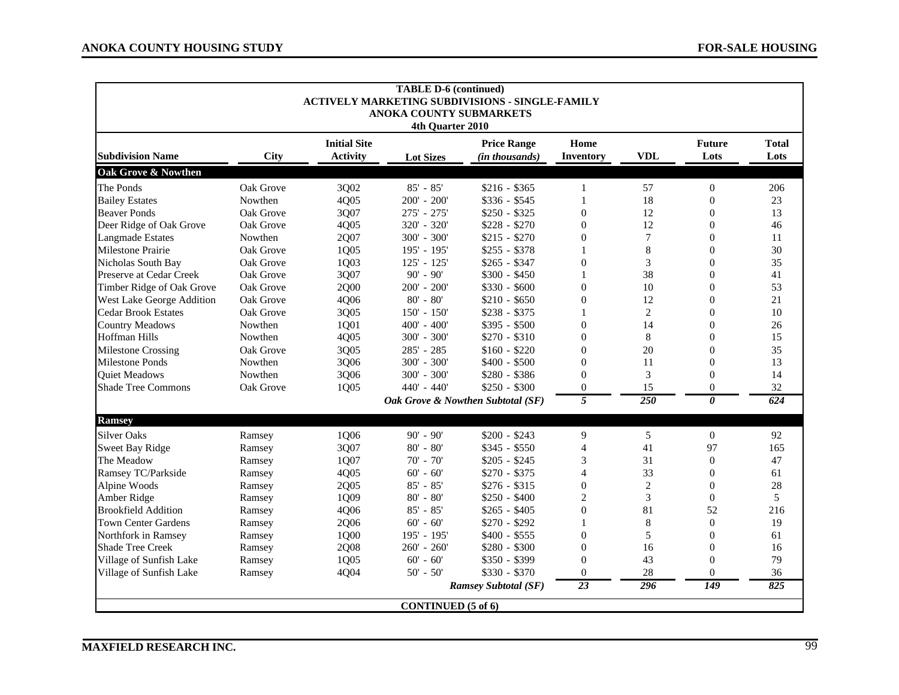**TABLE D-6 (continued)**
**ACTIVELY MARKETING SUBDIVISIONS - SINGLE-FAMILY**
**ANOKA COUNTY SUBMARKETS**
**4th Quarter 2010**

| Subdivision Name | City | Initial Site Activity | Lot Sizes | Price Range (in thousands) | Home Inventory | VDL | Future Lots | Total Lots |
|---|---|---|---|---|---|---|---|---|
| **Oak Grove & Nowthen** | | | | | | | | |
| The Ponds | Oak Grove | 3Q02 | 85' - 85' | $216 - $365 | 1 | 57 | 0 | 206 |
| Bailey Estates | Nowthen | 4Q05 | 200' - 200' | $336 - $545 | 1 | 18 | 0 | 23 |
| Beaver Ponds | Oak Grove | 3Q07 | 275' - 275' | $250 - $325 | 0 | 12 | 0 | 13 |
| Deer Ridge of Oak Grove | Oak Grove | 4Q05 | 320' - 320' | $228 - $270 | 0 | 12 | 0 | 46 |
| Langmade Estates | Nowthen | 2Q07 | 300' - 300' | $215 - $270 | 0 | 7 | 0 | 11 |
| Milestone Prairie | Oak Grove | 1Q05 | 195' - 195' | $255 - $378 | 1 | 8 | 0 | 30 |
| Nicholas South Bay | Oak Grove | 1Q03 | 125' - 125' | $265 - $347 | 0 | 3 | 0 | 35 |
| Preserve at Cedar Creek | Oak Grove | 3Q07 | 90' - 90' | $300 - $450 | 1 | 38 | 0 | 41 |
| Timber Ridge of Oak Grove | Oak Grove | 2Q00 | 200' - 200' | $330 - $600 | 0 | 10 | 0 | 53 |
| West Lake George Addition | Oak Grove | 4Q06 | 80' - 80' | $210 - $650 | 0 | 12 | 0 | 21 |
| Cedar Brook Estates | Oak Grove | 3Q05 | 150' - 150' | $238 - $375 | 1 | 2 | 0 | 10 |
| Country Meadows | Nowthen | 1Q01 | 400' - 400' | $395 - $500 | 0 | 14 | 0 | 26 |
| Hoffman Hills | Nowthen | 4Q05 | 300' - 300' | $270 - $310 | 0 | 8 | 0 | 15 |
| Milestone Crossing | Oak Grove | 3Q05 | 285' - 285 | $160 - $220 | 0 | 20 | 0 | 35 |
| Milestone Ponds | Nowthen | 3Q06 | 300' - 300' | $400 - $500 | 0 | 11 | 0 | 13 |
| Quiet Meadows | Nowthen | 3Q06 | 300' - 300' | $280 - $386 | 0 | 3 | 0 | 14 |
| Shade Tree Commons | Oak Grove | 1Q05 | 440' - 440' | $250 - $300 | 0 | 15 | 0 | 32 |
| | | | | ***Oak Grove & Nowthen Subtotal (SF)*** | ***5*** | ***250*** | ***0*** | ***624*** |
| **Ramsey** | | | | | | | | |
| Silver Oaks | Ramsey | 1Q06 | 90' - 90' | $200 - $243 | 9 | 5 | 0 | 92 |
| Sweet Bay Ridge | Ramsey | 3Q07 | 80' - 80' | $345 - $550 | 4 | 41 | 97 | 165 |
| The Meadow | Ramsey | 1Q07 | 70' - 70' | $205 - $245 | 3 | 31 | 0 | 47 |
| Ramsey TC/Parkside | Ramsey | 4Q05 | 60' - 60' | $270 - $375 | 4 | 33 | 0 | 61 |
| Alpine Woods | Ramsey | 2Q05 | 85' - 85' | $276 - $315 | 0 | 2 | 0 | 28 |
| Amber Ridge | Ramsey | 1Q09 | 80' - 80' | $250 - $400 | 2 | 3 | 0 | 5 |
| Brookfield Addition | Ramsey | 4Q06 | 85' - 85' | $265 - $405 | 0 | 81 | 52 | 216 |
| Town Center Gardens | Ramsey | 2Q06 | 60' - 60' | $270 - $292 | 1 | 8 | 0 | 19 |
| Northfork in Ramsey | Ramsey | 1Q00 | 195' - 195' | $400 - $555 | 0 | 5 | 0 | 61 |
| Shade Tree Creek | Ramsey | 2Q08 | 260' - 260' | $280 - $300 | 0 | 16 | 0 | 16 |
| Village of Sunfish Lake | Ramsey | 1Q05 | 60' - 60' | $350 - $399 | 0 | 43 | 0 | 79 |
| Village of Sunfish Lake | Ramsey | 4Q04 | 50' - 50' | $330 - $370 | 0 | 28 | 0 | 36 |
| | | | | ***Ramsey Subtotal (SF)*** | ***23*** | ***296*** | ***149*** | ***825*** |

**CONTINUED (5 of 6)**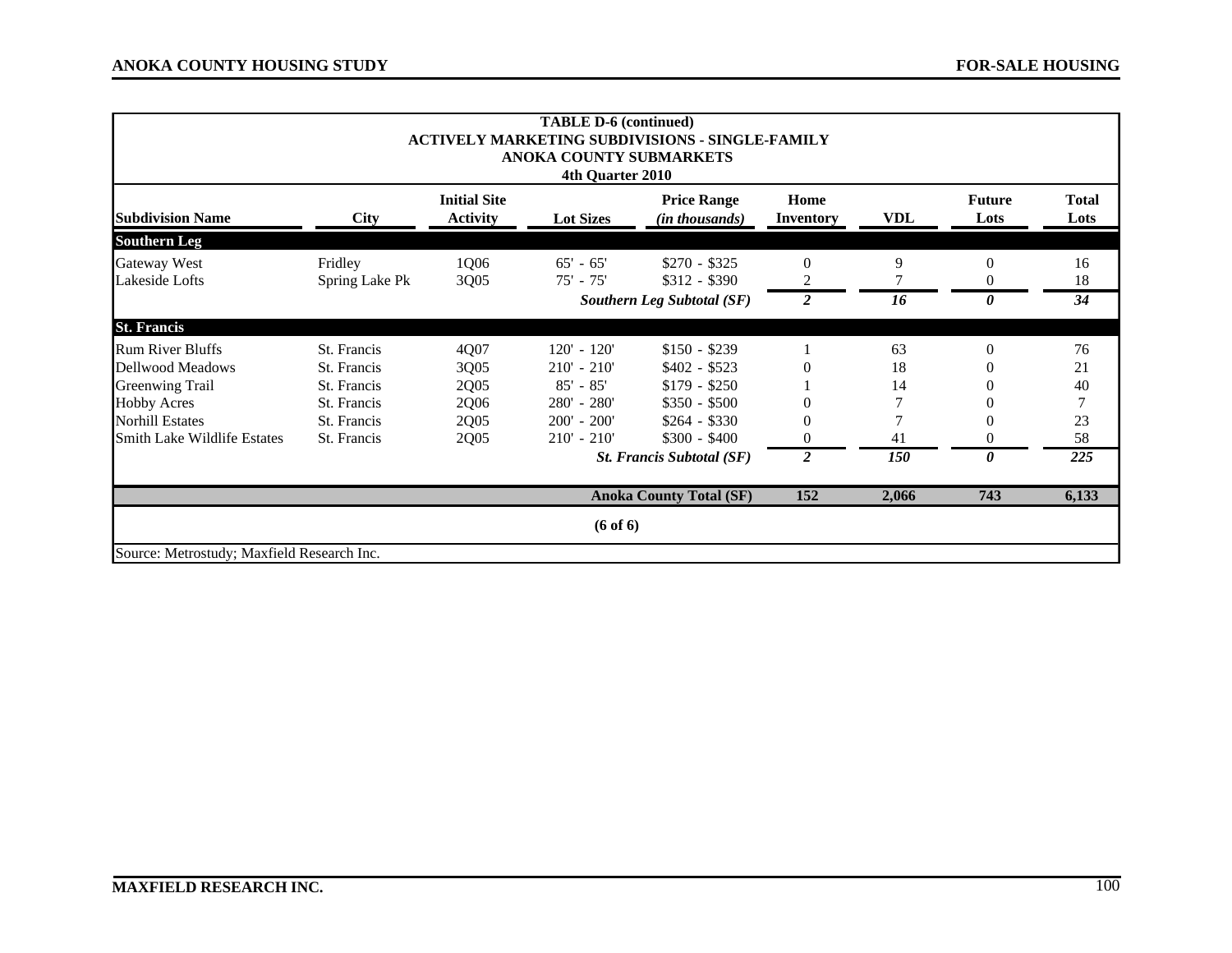**TABLE D-6 (continued)**
**ACTIVELY MARKETING SUBDIVISIONS - SINGLE-FAMILY**
**ANOKA COUNTY SUBMARKETS**
**4th Quarter 2010**

| Subdivision Name | City | Initial Site Activity | Lot Sizes | Price Range *(in thousands)* | Home Inventory | VDL | Future Lots | Total Lots |
|---|---|---|---|---|---|---|---|---|
| **Southern Leg** | | | | | | | | |
| Gateway West | Fridley | 1Q06 | 65' - 65' | $270 - $325 | 0 | 9 | 0 | 16 |
| Lakeside Lofts | Spring Lake Pk | 3Q05 | 75' - 75' | $312 - $390 | 2 | 7 | 0 | 18 |
| | | | | ***Southern Leg Subtotal (SF)*** | ***2*** | ***16*** | ***0*** | ***34*** |
| **St. Francis** | | | | | | | | |
| Rum River Bluffs | St. Francis | 4Q07 | 120' - 120' | $150 - $239 | 1 | 63 | 0 | 76 |
| Dellwood Meadows | St. Francis | 3Q05 | 210' - 210' | $402 - $523 | 0 | 18 | 0 | 21 |
| Greenwing Trail | St. Francis | 2Q05 | 85' - 85' | $179 - $250 | 1 | 14 | 0 | 40 |
| Hobby Acres | St. Francis | 2Q06 | 280' - 280' | $350 - $500 | 0 | 7 | 0 | 7 |
| Norhill Estates | St. Francis | 2Q05 | 200' - 200' | $264 - $330 | 0 | 7 | 0 | 23 |
| Smith Lake Wildlife Estates | St. Francis | 2Q05 | 210' - 210' | $300 - $400 | 0 | 41 | 0 | 58 |
| | | | | ***St. Francis Subtotal (SF)*** | ***2*** | ***150*** | ***0*** | ***225*** |
| | | | | **Anoka County Total (SF)** | **152** | **2,066** | **743** | **6,133** |

**(6 of 6)**

Source: Metrostudy; Maxfield Research Inc.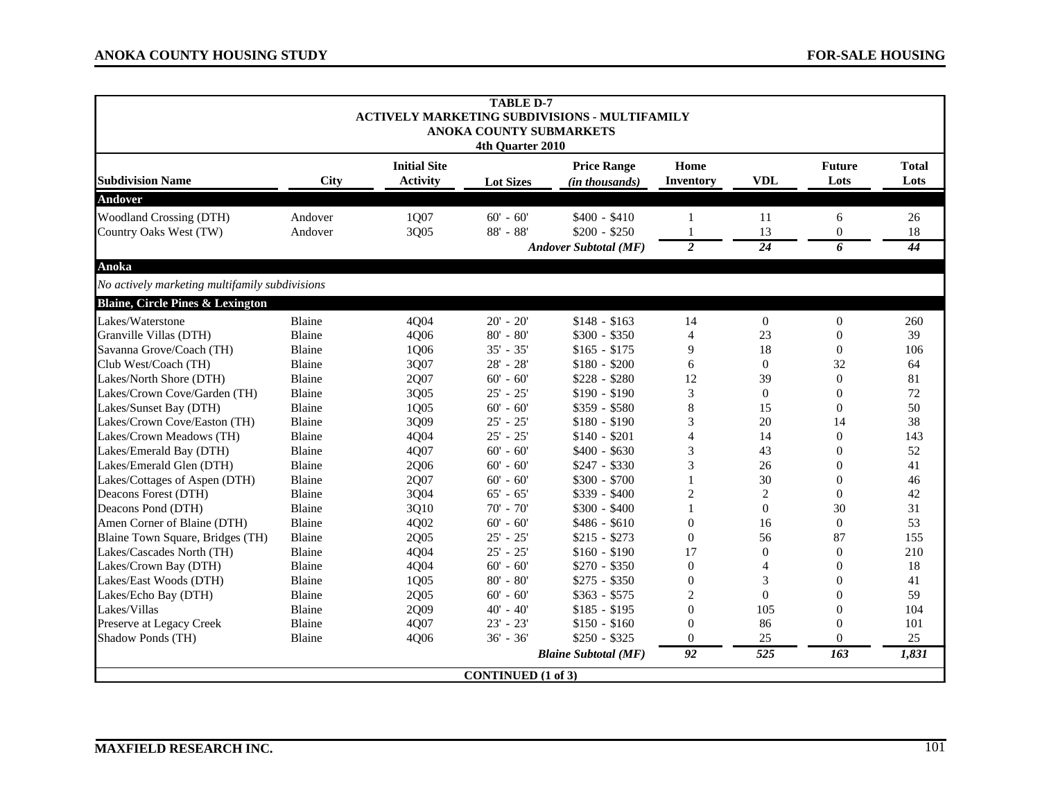**TABLE D-7**
**ACTIVELY MARKETING SUBDIVISIONS - MULTIFAMILY**
**ANOKA COUNTY SUBMARKETS**
**4th Quarter 2010**

| Subdivision Name | City | Initial Site Activity | Lot Sizes | Price Range (in thousands) | Home Inventory | VDL | Future Lots | Total Lots |
|---|---|---|---|---|---|---|---|---|
| **Andover** | | | | | | | | |
| Woodland Crossing (DTH) | Andover | 1Q07 | 60' - 60' | $400 - $410 | 1 | 11 | 6 | 26 |
| Country Oaks West (TW) | Andover | 3Q05 | 88' - 88' | $200 - $250 | 1 | 13 | 0 | 18 |
| | | | | *Andover Subtotal (MF)* | *2* | *24* | *6* | *44* |
| **Anoka** | | | | | | | | |
| *No actively marketing multifamily subdivisions* | | | | | | | | |
| **Blaine, Circle Pines & Lexington** | | | | | | | | |
| Lakes/Waterstone | Blaine | 4Q04 | 20' - 20' | $148 - $163 | 14 | 0 | 0 | 260 |
| Granville Villas (DTH) | Blaine | 4Q06 | 80' - 80' | $300 - $350 | 4 | 23 | 0 | 39 |
| Savanna Grove/Coach (TH) | Blaine | 1Q06 | 35' - 35' | $165 - $175 | 9 | 18 | 0 | 106 |
| Club West/Coach (TH) | Blaine | 3Q07 | 28' - 28' | $180 - $200 | 6 | 0 | 32 | 64 |
| Lakes/North Shore (DTH) | Blaine | 2Q07 | 60' - 60' | $228 - $280 | 12 | 39 | 0 | 81 |
| Lakes/Crown Cove/Garden (TH) | Blaine | 3Q05 | 25' - 25' | $190 - $190 | 3 | 0 | 0 | 72 |
| Lakes/Sunset Bay (DTH) | Blaine | 1Q05 | 60' - 60' | $359 - $580 | 8 | 15 | 0 | 50 |
| Lakes/Crown Cove/Easton (TH) | Blaine | 3Q09 | 25' - 25' | $180 - $190 | 3 | 20 | 14 | 38 |
| Lakes/Crown Meadows (TH) | Blaine | 4Q04 | 25' - 25' | $140 - $201 | 4 | 14 | 0 | 143 |
| Lakes/Emerald Bay (DTH) | Blaine | 4Q07 | 60' - 60' | $400 - $630 | 3 | 43 | 0 | 52 |
| Lakes/Emerald Glen (DTH) | Blaine | 2Q06 | 60' - 60' | $247 - $330 | 3 | 26 | 0 | 41 |
| Lakes/Cottages of Aspen (DTH) | Blaine | 2Q07 | 60' - 60' | $300 - $700 | 1 | 30 | 0 | 46 |
| Deacons Forest (DTH) | Blaine | 3Q04 | 65' - 65' | $339 - $400 | 2 | 2 | 0 | 42 |
| Deacons Pond (DTH) | Blaine | 3Q10 | 70' - 70' | $300 - $400 | 1 | 0 | 30 | 31 |
| Amen Corner of Blaine (DTH) | Blaine | 4Q02 | 60' - 60' | $486 - $610 | 0 | 16 | 0 | 53 |
| Blaine Town Square, Bridges (TH) | Blaine | 2Q05 | 25' - 25' | $215 - $273 | 0 | 56 | 87 | 155 |
| Lakes/Cascades North (TH) | Blaine | 4Q04 | 25' - 25' | $160 - $190 | 17 | 0 | 0 | 210 |
| Lakes/Crown Bay (DTH) | Blaine | 4Q04 | 60' - 60' | $270 - $350 | 0 | 4 | 0 | 18 |
| Lakes/East Woods (DTH) | Blaine | 1Q05 | 80' - 80' | $275 - $350 | 0 | 3 | 0 | 41 |
| Lakes/Echo Bay (DTH) | Blaine | 2Q05 | 60' - 60' | $363 - $575 | 2 | 0 | 0 | 59 |
| Lakes/Villas | Blaine | 2Q09 | 40' - 40' | $185 - $195 | 0 | 105 | 0 | 104 |
| Preserve at Legacy Creek | Blaine | 4Q07 | 23' - 23' | $150 - $160 | 0 | 86 | 0 | 101 |
| Shadow Ponds (TH) | Blaine | 4Q06 | 36' - 36' | $250 - $325 | 0 | 25 | 0 | 25 |
| | | | | *Blaine Subtotal (MF)* | *92* | *525* | *163* | *1,831* |

**CONTINUED (1 of 3)**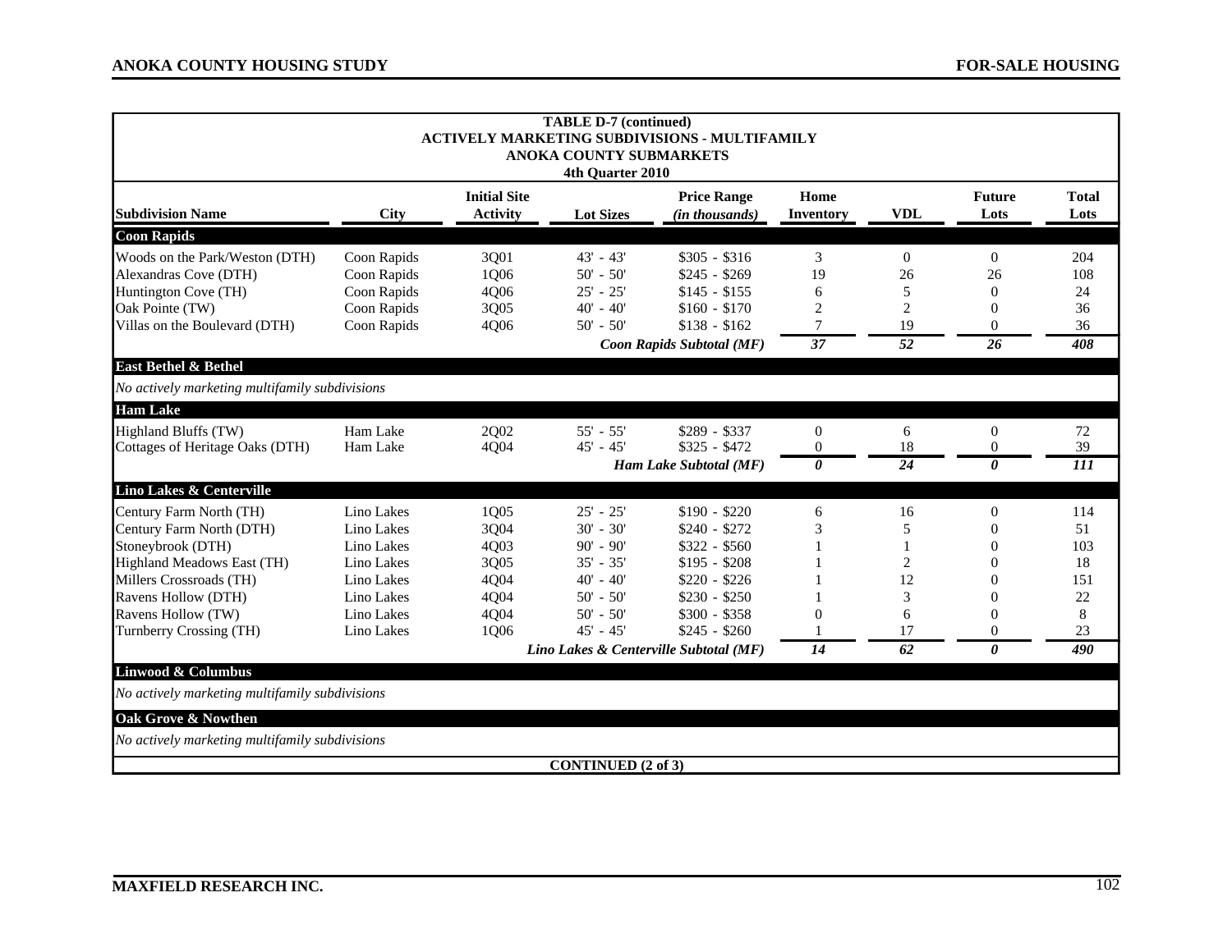**TABLE D-7 (continued)**
**ACTIVELY MARKETING SUBDIVISIONS - MULTIFAMILY**
**ANOKA COUNTY SUBMARKETS**
**4th Quarter 2010**

| Subdivision Name | City | Initial Site Activity | Lot Sizes | Price Range (in thousands) | Home Inventory | VDL | Future Lots | Total Lots |
|---|---|---|---|---|---|---|---|---|
| **Coon Rapids** | | | | | | | | |
| Woods on the Park/Weston (DTH) | Coon Rapids | 3Q01 | 43' - 43' | $305 - $316 | 3 | 0 | 0 | 204 |
| Alexandras Cove (DTH) | Coon Rapids | 1Q06 | 50' - 50' | $245 - $269 | 19 | 26 | 26 | 108 |
| Huntington Cove (TH) | Coon Rapids | 4Q06 | 25' - 25' | $145 - $155 | 6 | 5 | 0 | 24 |
| Oak Pointe (TW) | Coon Rapids | 3Q05 | 40' - 40' | $160 - $170 | 2 | 2 | 0 | 36 |
| Villas on the Boulevard (DTH) | Coon Rapids | 4Q06 | 50' - 50' | $138 - $162 | 7 | 19 | 0 | 36 |
| | | | | *Coon Rapids Subtotal (MF)* | *37* | *52* | *26* | *408* |
| **East Bethel & Bethel** | | | | | | | | |
| *No actively marketing multifamily subdivisions* | | | | | | | | |
| **Ham Lake** | | | | | | | | |
| Highland Bluffs (TW) | Ham Lake | 2Q02 | 55' - 55' | $289 - $337 | 0 | 6 | 0 | 72 |
| Cottages of Heritage Oaks (DTH) | Ham Lake | 4Q04 | 45' - 45' | $325 - $472 | 0 | 18 | 0 | 39 |
| | | | | *Ham Lake Subtotal (MF)* | *0* | *24* | *0* | *111* |
| **Lino Lakes & Centerville** | | | | | | | | |
| Century Farm North (TH) | Lino Lakes | 1Q05 | 25' - 25' | $190 - $220 | 6 | 16 | 0 | 114 |
| Century Farm North (DTH) | Lino Lakes | 3Q04 | 30' - 30' | $240 - $272 | 3 | 5 | 0 | 51 |
| Stoneybrook (DTH) | Lino Lakes | 4Q03 | 90' - 90' | $322 - $560 | 1 | 1 | 0 | 103 |
| Highland Meadows East (TH) | Lino Lakes | 3Q05 | 35' - 35' | $195 - $208 | 1 | 2 | 0 | 18 |
| Millers Crossroads (TH) | Lino Lakes | 4Q04 | 40' - 40' | $220 - $226 | 1 | 12 | 0 | 151 |
| Ravens Hollow (DTH) | Lino Lakes | 4Q04 | 50' - 50' | $230 - $250 | 1 | 3 | 0 | 22 |
| Ravens Hollow (TW) | Lino Lakes | 4Q04 | 50' - 50' | $300 - $358 | 0 | 6 | 0 | 8 |
| Turnberry Crossing (TH) | Lino Lakes | 1Q06 | 45' - 45' | $245 - $260 | 1 | 17 | 0 | 23 |
| | | | | *Lino Lakes & Centerville Subtotal (MF)* | *14* | *62* | *0* | *490* |
| **Linwood & Columbus** | | | | | | | | |
| *No actively marketing multifamily subdivisions* | | | | | | | | |
| **Oak Grove & Nowthen** | | | | | | | | |
| *No actively marketing multifamily subdivisions* | | | | | | | | |

**CONTINUED (2 of 3)**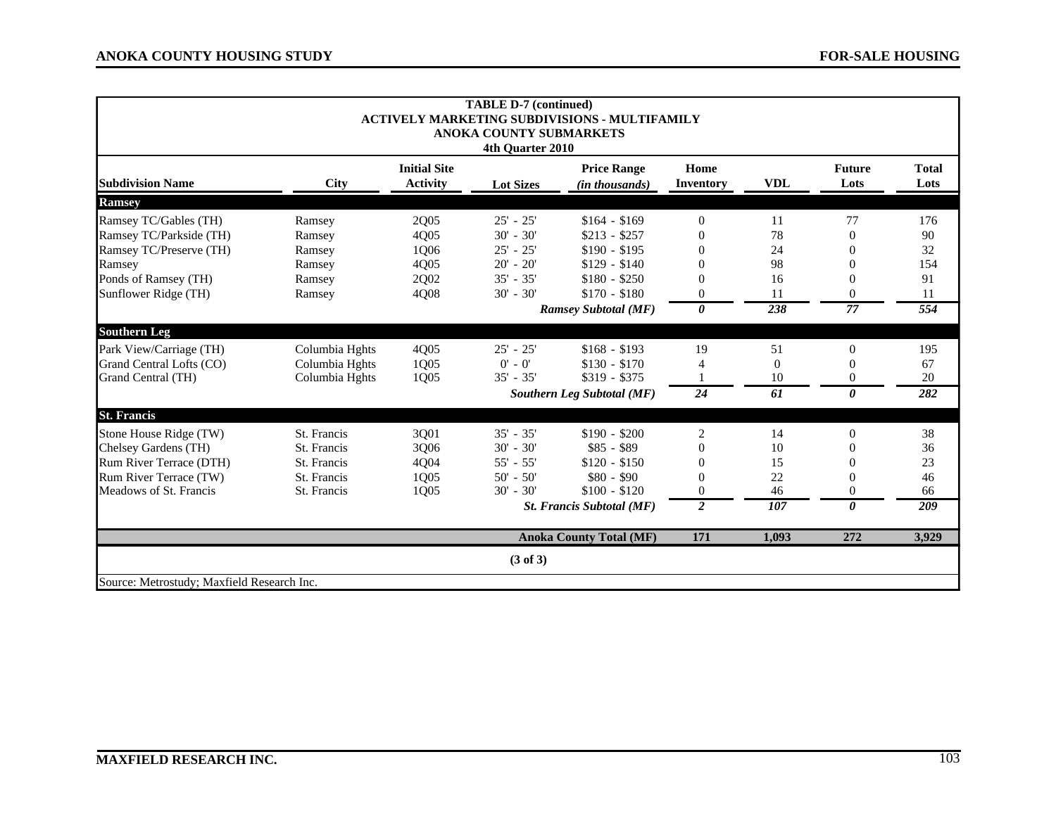**TABLE D-7 (continued)**
**ACTIVELY MARKETING SUBDIVISIONS - MULTIFAMILY**
**ANOKA COUNTY SUBMARKETS**
**4th Quarter 2010**

| Subdivision Name | City | Initial Site Activity | Lot Sizes | Price Range *(in thousands)* | Home Inventory | VDL | Future Lots | Total Lots |
|---|---|---|---|---|---|---|---|---|
| **Ramsey** | | | | | | | | |
| Ramsey TC/Gables (TH) | Ramsey | 2Q05 | 25' - 25' | $164 - $169 | 0 | 11 | 77 | 176 |
| Ramsey TC/Parkside (TH) | Ramsey | 4Q05 | 30' - 30' | $213 - $257 | 0 | 78 | 0 | 90 |
| Ramsey TC/Preserve (TH) | Ramsey | 1Q06 | 25' - 25' | $190 - $195 | 0 | 24 | 0 | 32 |
| Ramsey | Ramsey | 4Q05 | 20' - 20' | $129 - $140 | 0 | 98 | 0 | 154 |
| Ponds of Ramsey (TH) | Ramsey | 2Q02 | 35' - 35' | $180 - $250 | 0 | 16 | 0 | 91 |
| Sunflower Ridge (TH) | Ramsey | 4Q08 | 30' - 30' | $170 - $180 | 0 | 11 | 0 | 11 |
| | | | | ***Ramsey Subtotal (MF)*** | ***0*** | ***238*** | ***77*** | ***554*** |
| **Southern Leg** | | | | | | | | |
| Park View/Carriage (TH) | Columbia Hghts | 4Q05 | 25' - 25' | $168 - $193 | 19 | 51 | 0 | 195 |
| Grand Central Lofts (CO) | Columbia Hghts | 1Q05 | 0' - 0' | $130 - $170 | 4 | 0 | 0 | 67 |
| Grand Central (TH) | Columbia Hghts | 1Q05 | 35' - 35' | $319 - $375 | 1 | 10 | 0 | 20 |
| | | | | ***Southern Leg Subtotal (MF)*** | ***24*** | ***61*** | ***0*** | ***282*** |
| **St. Francis** | | | | | | | | |
| Stone House Ridge (TW) | St. Francis | 3Q01 | 35' - 35' | $190 - $200 | 2 | 14 | 0 | 38 |
| Chelsey Gardens (TH) | St. Francis | 3Q06 | 30' - 30' | $85 - $89 | 0 | 10 | 0 | 36 |
| Rum River Terrace (DTH) | St. Francis | 4Q04 | 55' - 55' | $120 - $150 | 0 | 15 | 0 | 23 |
| Rum River Terrace (TW) | St. Francis | 1Q05 | 50' - 50' | $80 - $90 | 0 | 22 | 0 | 46 |
| Meadows of St. Francis | St. Francis | 1Q05 | 30' - 30' | $100 - $120 | 0 | 46 | 0 | 66 |
| | | | | ***St. Francis Subtotal (MF)*** | ***2*** | ***107*** | ***0*** | ***209*** |
| | | | | **Anoka County Total (MF)** | **171** | **1,093** | **272** | **3,929** |

**(3 of 3)**

Source: Metrostudy; Maxfield Research Inc.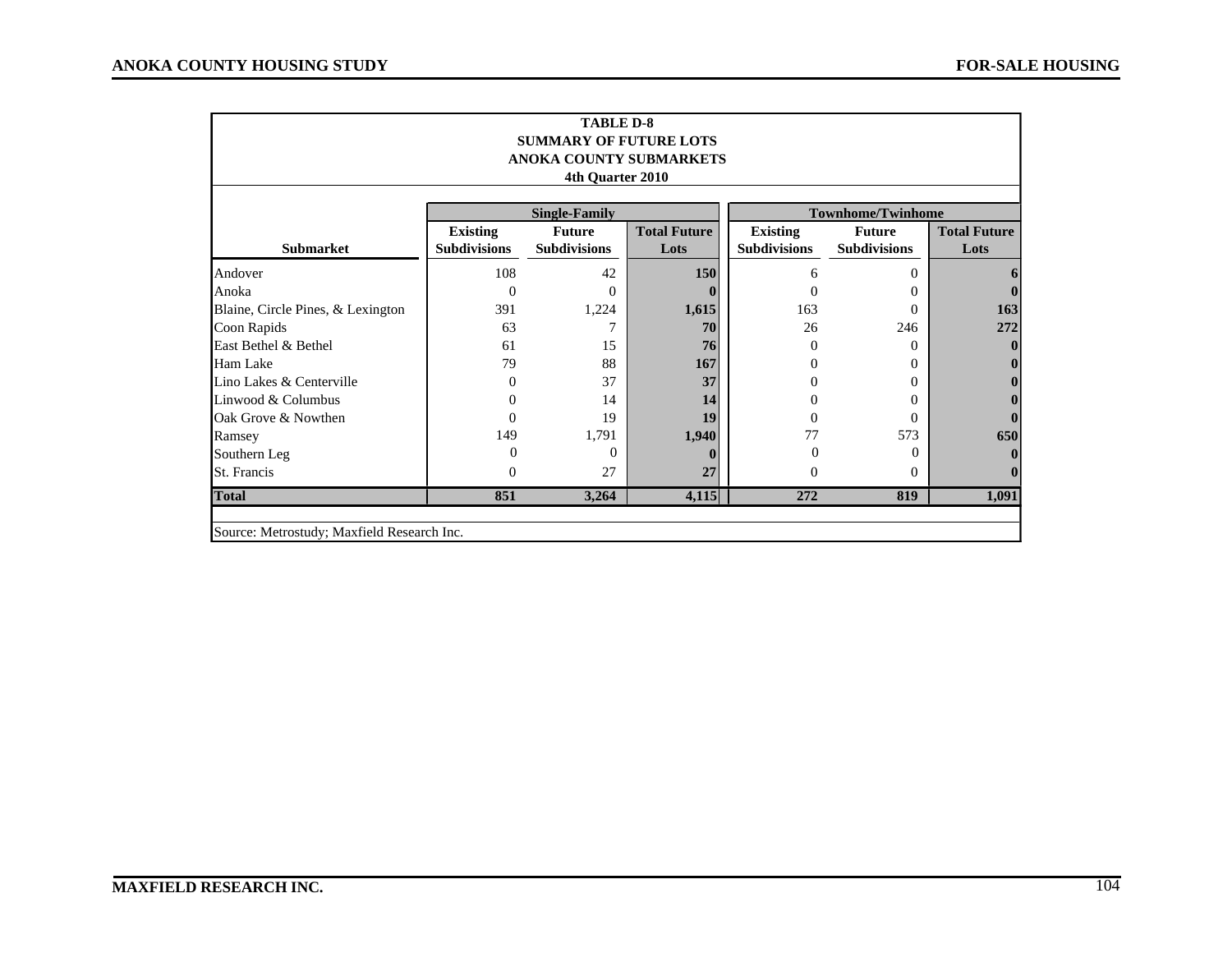**TABLE D-8**
**SUMMARY OF FUTURE LOTS**
**ANOKA COUNTY SUBMARKETS**
**4th Quarter 2010**

| | Single-Family | | | Townhome/Twinhome | | |
|---|---|---|---|---|---|---|
| **Submarket** | **Existing Subdivisions** | **Future Subdivisions** | **Total Future Lots** | **Existing Subdivisions** | **Future Subdivisions** | **Total Future Lots** |
| Andover | 108 | 42 | **150** | 6 | 0 | **6** |
| Anoka | 0 | 0 | **0** | 0 | 0 | **0** |
| Blaine, Circle Pines, & Lexington | 391 | 1,224 | **1,615** | 163 | 0 | **163** |
| Coon Rapids | 63 | 7 | **70** | 26 | 246 | **272** |
| East Bethel & Bethel | 61 | 15 | **76** | 0 | 0 | **0** |
| Ham Lake | 79 | 88 | **167** | 0 | 0 | **0** |
| Lino Lakes & Centerville | 0 | 37 | **37** | 0 | 0 | **0** |
| Linwood & Columbus | 0 | 14 | **14** | 0 | 0 | **0** |
| Oak Grove & Nowthen | 0 | 19 | **19** | 0 | 0 | **0** |
| Ramsey | 149 | 1,791 | **1,940** | 77 | 573 | **650** |
| Southern Leg | 0 | 0 | **0** | 0 | 0 | **0** |
| St. Francis | 0 | 27 | **27** | 0 | 0 | **0** |
| **Total** | **851** | **3,264** | **4,115** | **272** | **819** | **1,091** |

Source: Metrostudy; Maxfield Research Inc.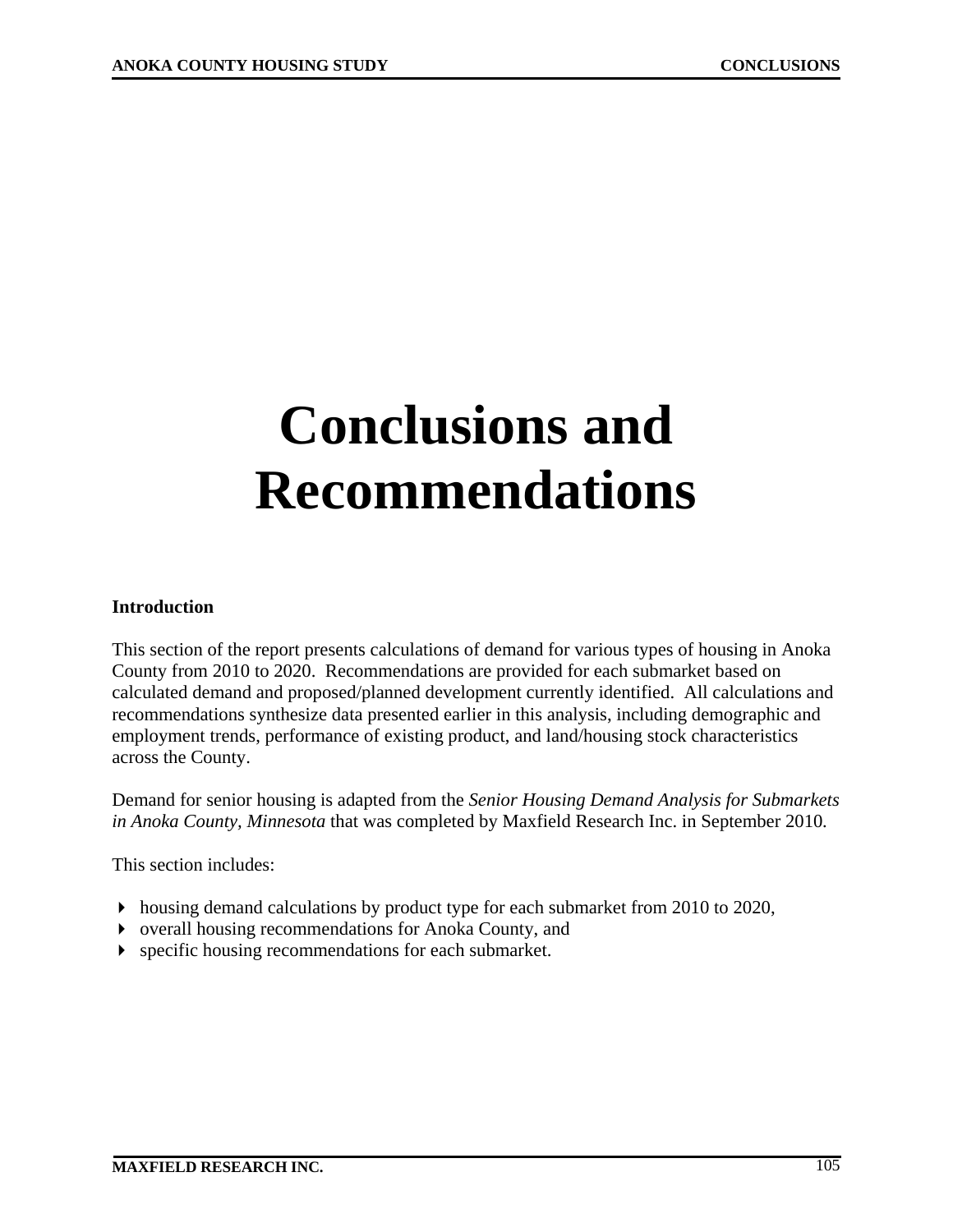# Conclusions and Recommendations

## Introduction

This section of the report presents calculations of demand for various types of housing in Anoka County from 2010 to 2020. Recommendations are provided for each submarket based on calculated demand and proposed/planned development currently identified. All calculations and recommendations synthesize data presented earlier in this analysis, including demographic and employment trends, performance of existing product, and land/housing stock characteristics across the County.

Demand for senior housing is adapted from the *Senior Housing Demand Analysis for Submarkets in Anoka County, Minnesota* that was completed by Maxfield Research Inc. in September 2010.

This section includes:

- housing demand calculations by product type for each submarket from 2010 to 2020,
- overall housing recommendations for Anoka County, and
- specific housing recommendations for each submarket.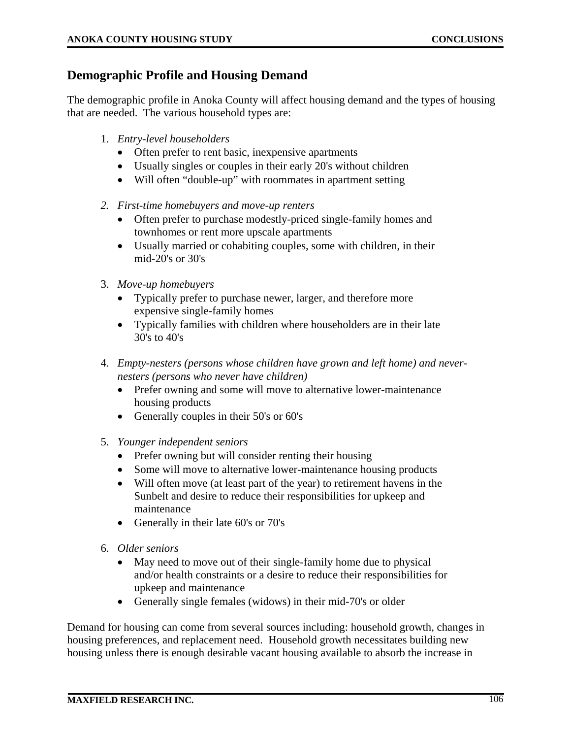## Demographic Profile and Housing Demand

The demographic profile in Anoka County will affect housing demand and the types of housing that are needed. The various household types are:

1. *Entry-level householders*
   - Often prefer to rent basic, inexpensive apartments
   - Usually singles or couples in their early 20's without children
   - Will often "double-up" with roommates in apartment setting

2. *First-time homebuyers and move-up renters*
   - Often prefer to purchase modestly-priced single-family homes and townhomes or rent more upscale apartments
   - Usually married or cohabiting couples, some with children, in their mid-20's or 30's

3. *Move-up homebuyers*
   - Typically prefer to purchase newer, larger, and therefore more expensive single-family homes
   - Typically families with children where householders are in their late 30's to 40's

4. *Empty-nesters (persons whose children have grown and left home) and never-nesters (persons who never have children)*
   - Prefer owning and some will move to alternative lower-maintenance housing products
   - Generally couples in their 50's or 60's

5. *Younger independent seniors*
   - Prefer owning but will consider renting their housing
   - Some will move to alternative lower-maintenance housing products
   - Will often move (at least part of the year) to retirement havens in the Sunbelt and desire to reduce their responsibilities for upkeep and maintenance
   - Generally in their late 60's or 70's

6. *Older seniors*
   - May need to move out of their single-family home due to physical and/or health constraints or a desire to reduce their responsibilities for upkeep and maintenance
   - Generally single females (widows) in their mid-70's or older

Demand for housing can come from several sources including: household growth, changes in housing preferences, and replacement need. Household growth necessitates building new housing unless there is enough desirable vacant housing available to absorb the increase in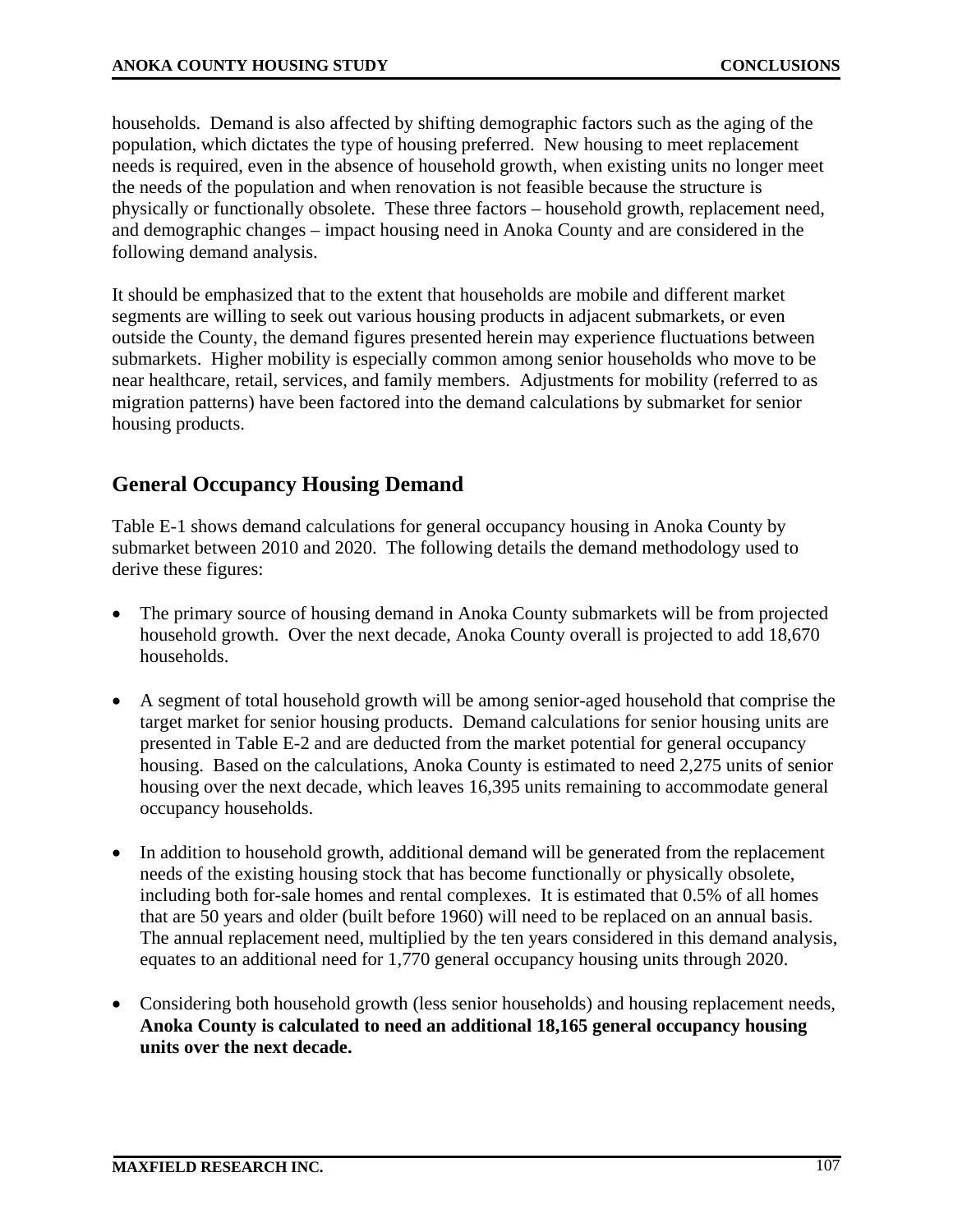households. Demand is also affected by shifting demographic factors such as the aging of the population, which dictates the type of housing preferred. New housing to meet replacement needs is required, even in the absence of household growth, when existing units no longer meet the needs of the population and when renovation is not feasible because the structure is physically or functionally obsolete. These three factors – household growth, replacement need, and demographic changes – impact housing need in Anoka County and are considered in the following demand analysis.

It should be emphasized that to the extent that households are mobile and different market segments are willing to seek out various housing products in adjacent submarkets, or even outside the County, the demand figures presented herein may experience fluctuations between submarkets. Higher mobility is especially common among senior households who move to be near healthcare, retail, services, and family members. Adjustments for mobility (referred to as migration patterns) have been factored into the demand calculations by submarket for senior housing products.

## General Occupancy Housing Demand

Table E-1 shows demand calculations for general occupancy housing in Anoka County by submarket between 2010 and 2020. The following details the demand methodology used to derive these figures:

- The primary source of housing demand in Anoka County submarkets will be from projected household growth. Over the next decade, Anoka County overall is projected to add 18,670 households.

- A segment of total household growth will be among senior-aged household that comprise the target market for senior housing products. Demand calculations for senior housing units are presented in Table E-2 and are deducted from the market potential for general occupancy housing. Based on the calculations, Anoka County is estimated to need 2,275 units of senior housing over the next decade, which leaves 16,395 units remaining to accommodate general occupancy households.

- In addition to household growth, additional demand will be generated from the replacement needs of the existing housing stock that has become functionally or physically obsolete, including both for-sale homes and rental complexes. It is estimated that 0.5% of all homes that are 50 years and older (built before 1960) will need to be replaced on an annual basis. The annual replacement need, multiplied by the ten years considered in this demand analysis, equates to an additional need for 1,770 general occupancy housing units through 2020.

- Considering both household growth (less senior households) and housing replacement needs, **Anoka County is calculated to need an additional 18,165 general occupancy housing units over the next decade.**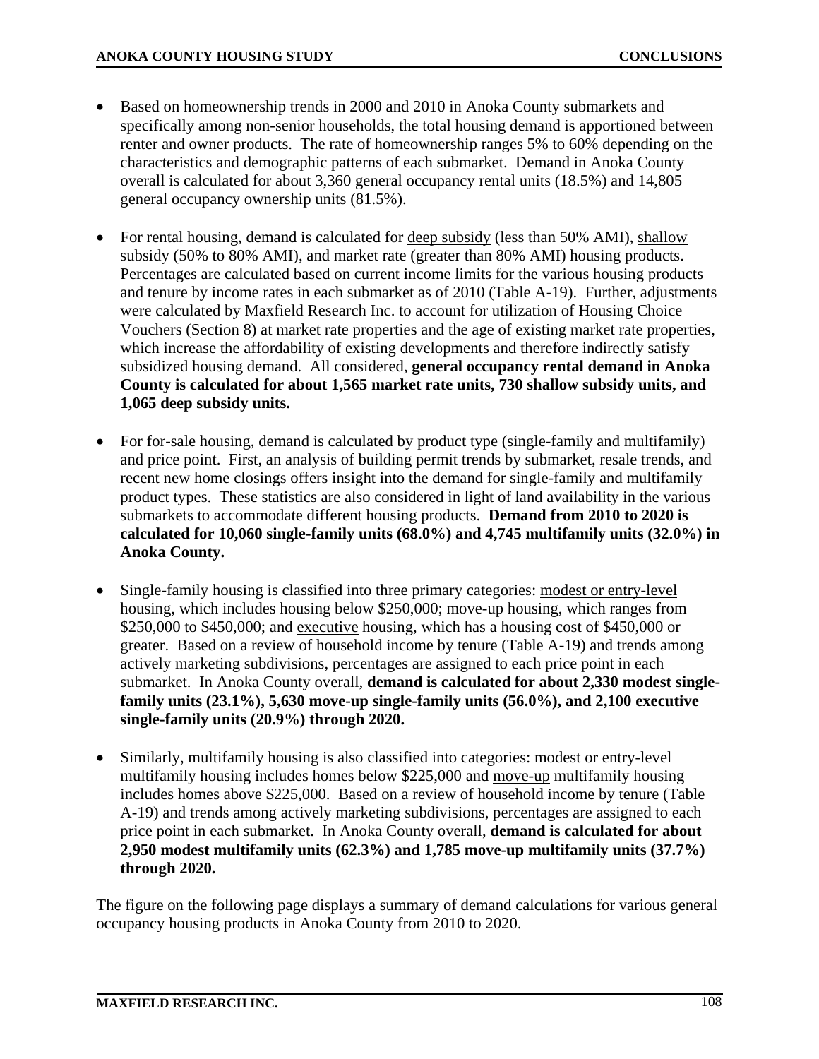- Based on homeownership trends in 2000 and 2010 in Anoka County submarkets and specifically among non-senior households, the total housing demand is apportioned between renter and owner products. The rate of homeownership ranges 5% to 60% depending on the characteristics and demographic patterns of each submarket. Demand in Anoka County overall is calculated for about 3,360 general occupancy rental units (18.5%) and 14,805 general occupancy ownership units (81.5%).

- For rental housing, demand is calculated for deep subsidy (less than 50% AMI), shallow subsidy (50% to 80% AMI), and market rate (greater than 80% AMI) housing products. Percentages are calculated based on current income limits for the various housing products and tenure by income rates in each submarket as of 2010 (Table A-19). Further, adjustments were calculated by Maxfield Research Inc. to account for utilization of Housing Choice Vouchers (Section 8) at market rate properties and the age of existing market rate properties, which increase the affordability of existing developments and therefore indirectly satisfy subsidized housing demand. All considered, **general occupancy rental demand in Anoka County is calculated for about 1,565 market rate units, 730 shallow subsidy units, and 1,065 deep subsidy units.**

- For for-sale housing, demand is calculated by product type (single-family and multifamily) and price point. First, an analysis of building permit trends by submarket, resale trends, and recent new home closings offers insight into the demand for single-family and multifamily product types. These statistics are also considered in light of land availability in the various submarkets to accommodate different housing products. **Demand from 2010 to 2020 is calculated for 10,060 single-family units (68.0%) and 4,745 multifamily units (32.0%) in Anoka County.**

- Single-family housing is classified into three primary categories: modest or entry-level housing, which includes housing below $250,000; move-up housing, which ranges from $250,000 to $450,000; and executive housing, which has a housing cost of $450,000 or greater. Based on a review of household income by tenure (Table A-19) and trends among actively marketing subdivisions, percentages are assigned to each price point in each submarket. In Anoka County overall, **demand is calculated for about 2,330 modest single-family units (23.1%), 5,630 move-up single-family units (56.0%), and 2,100 executive single-family units (20.9%) through 2020.**

- Similarly, multifamily housing is also classified into categories: modest or entry-level multifamily housing includes homes below $225,000 and move-up multifamily housing includes homes above $225,000. Based on a review of household income by tenure (Table A-19) and trends among actively marketing subdivisions, percentages are assigned to each price point in each submarket. In Anoka County overall, **demand is calculated for about 2,950 modest multifamily units (62.3%) and 1,785 move-up multifamily units (37.7%) through 2020.**

The figure on the following page displays a summary of demand calculations for various general occupancy housing products in Anoka County from 2010 to 2020.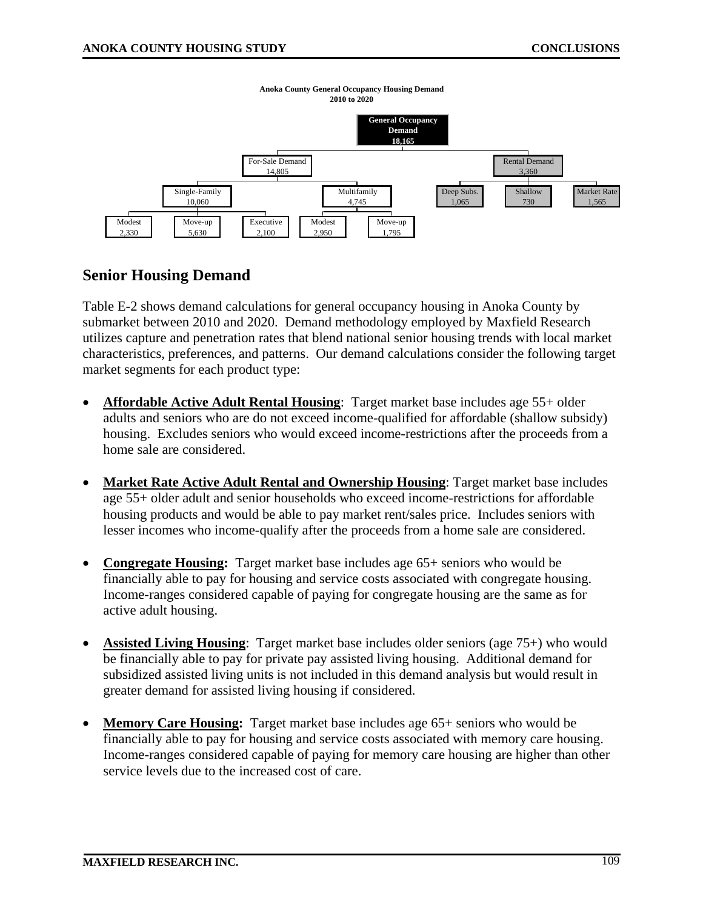**Anoka County General Occupancy Housing Demand**
**2010 to 2020**

- **General Occupancy Demand: 18,165**
  - For-Sale Demand: 14,805
    - Single-Family: 10,060
      - Modest: 2,330
      - Move-up: 5,630
      - Executive: 2,100
    - Multifamily: 4,745
      - Modest: 2,950
      - Move-up: 1,795
  - Rental Demand: 3,360
    - Deep Subs.: 1,065
    - Shallow: 730
    - Market Rate: 1,565

## Senior Housing Demand

Table E-2 shows demand calculations for general occupancy housing in Anoka County by submarket between 2010 and 2020. Demand methodology employed by Maxfield Research utilizes capture and penetration rates that blend national senior housing trends with local market characteristics, preferences, and patterns. Our demand calculations consider the following target market segments for each product type:

- **Affordable Active Adult Rental Housing**: Target market base includes age 55+ older adults and seniors who are do not exceed income-qualified for affordable (shallow subsidy) housing. Excludes seniors who would exceed income-restrictions after the proceeds from a home sale are considered.

- **Market Rate Active Adult Rental and Ownership Housing**: Target market base includes age 55+ older adult and senior households who exceed income-restrictions for affordable housing products and would be able to pay market rent/sales price. Includes seniors with lesser incomes who income-qualify after the proceeds from a home sale are considered.

- **Congregate Housing:** Target market base includes age 65+ seniors who would be financially able to pay for housing and service costs associated with congregate housing. Income-ranges considered capable of paying for congregate housing are the same as for active adult housing.

- **Assisted Living Housing**: Target market base includes older seniors (age 75+) who would be financially able to pay for private pay assisted living housing. Additional demand for subsidized assisted living units is not included in this demand analysis but would result in greater demand for assisted living housing if considered.

- **Memory Care Housing:** Target market base includes age 65+ seniors who would be financially able to pay for housing and service costs associated with memory care housing. Income-ranges considered capable of paying for memory care housing are higher than other service levels due to the increased cost of care.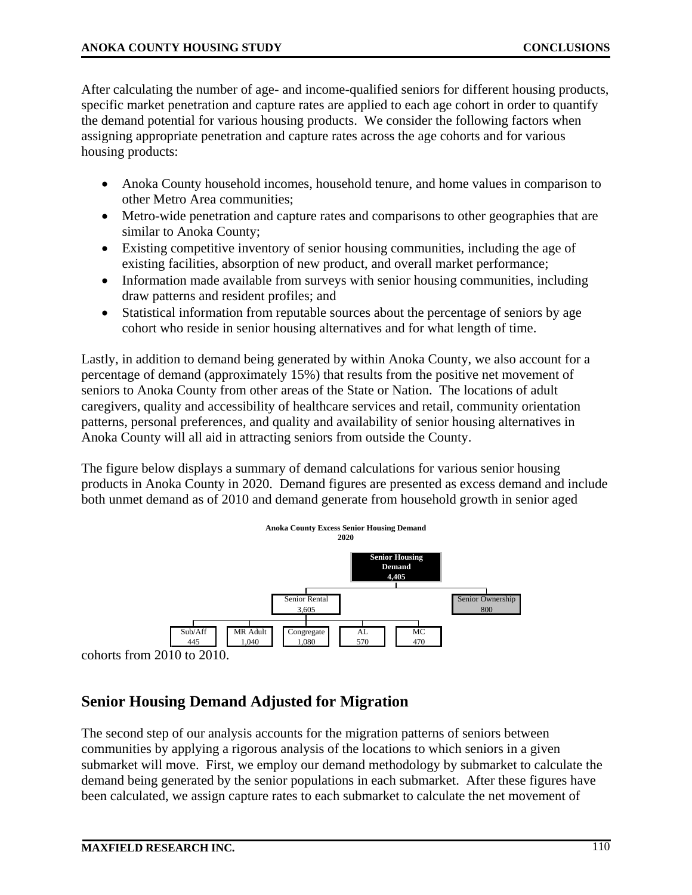After calculating the number of age- and income-qualified seniors for different housing products, specific market penetration and capture rates are applied to each age cohort in order to quantify the demand potential for various housing products. We consider the following factors when assigning appropriate penetration and capture rates across the age cohorts and for various housing products:

- Anoka County household incomes, household tenure, and home values in comparison to other Metro Area communities;
- Metro-wide penetration and capture rates and comparisons to other geographies that are similar to Anoka County;
- Existing competitive inventory of senior housing communities, including the age of existing facilities, absorption of new product, and overall market performance;
- Information made available from surveys with senior housing communities, including draw patterns and resident profiles; and
- Statistical information from reputable sources about the percentage of seniors by age cohort who reside in senior housing alternatives and for what length of time.

Lastly, in addition to demand being generated by within Anoka County, we also account for a percentage of demand (approximately 15%) that results from the positive net movement of seniors to Anoka County from other areas of the State or Nation. The locations of adult caregivers, quality and accessibility of healthcare services and retail, community orientation patterns, personal preferences, and quality and availability of senior housing alternatives in Anoka County will all aid in attracting seniors from outside the County.

The figure below displays a summary of demand calculations for various senior housing products in Anoka County in 2020. Demand figures are presented as excess demand and include both unmet demand as of 2010 and demand generate from household growth in senior aged cohorts from 2010 to 2010.

**Anoka County Excess Senior Housing Demand**
**2020**

- **Senior Housing Demand: 4,405**
  - Senior Rental: 3,605
    - Sub/Aff: 445
    - MR Adult: 1,040
    - Congregate: 1,080
    - AL: 570
    - MC: 470
  - Senior Ownership: 800

## Senior Housing Demand Adjusted for Migration

The second step of our analysis accounts for the migration patterns of seniors between communities by applying a rigorous analysis of the locations to which seniors in a given submarket will move. First, we employ our demand methodology by submarket to calculate the demand being generated by the senior populations in each submarket. After these figures have been calculated, we assign capture rates to each submarket to calculate the net movement of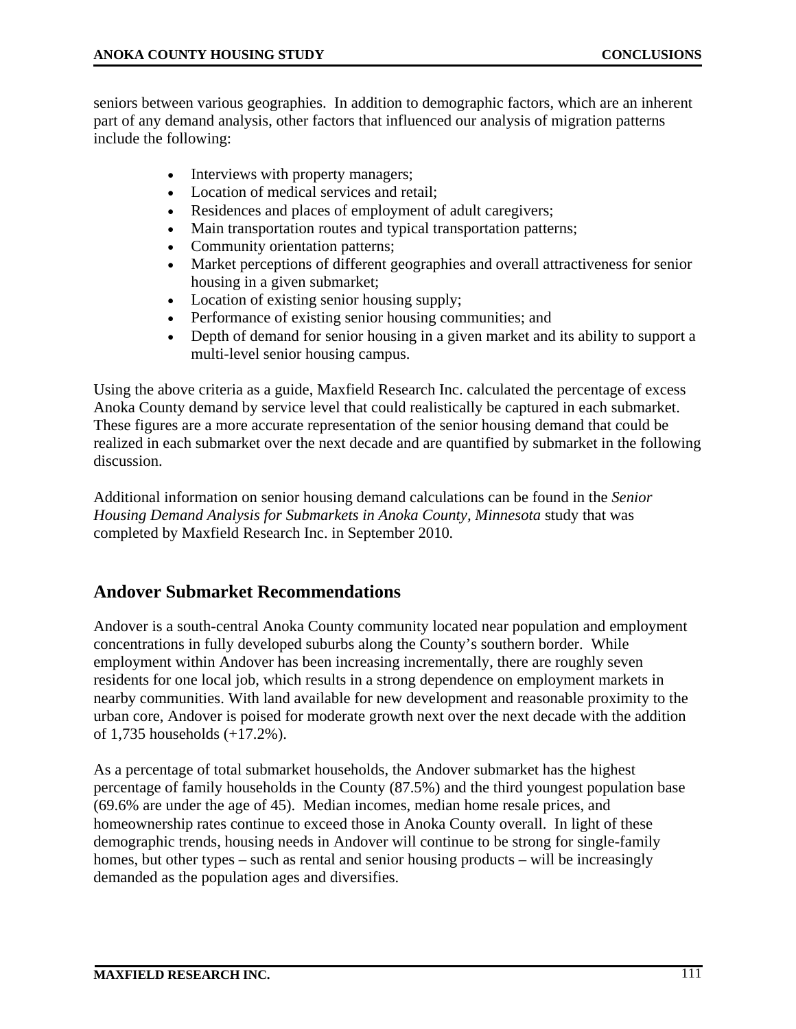seniors between various geographies. In addition to demographic factors, which are an inherent part of any demand analysis, other factors that influenced our analysis of migration patterns include the following:

- Interviews with property managers;
- Location of medical services and retail;
- Residences and places of employment of adult caregivers;
- Main transportation routes and typical transportation patterns;
- Community orientation patterns;
- Market perceptions of different geographies and overall attractiveness for senior housing in a given submarket;
- Location of existing senior housing supply;
- Performance of existing senior housing communities; and
- Depth of demand for senior housing in a given market and its ability to support a multi-level senior housing campus.

Using the above criteria as a guide, Maxfield Research Inc. calculated the percentage of excess Anoka County demand by service level that could realistically be captured in each submarket. These figures are a more accurate representation of the senior housing demand that could be realized in each submarket over the next decade and are quantified by submarket in the following discussion.

Additional information on senior housing demand calculations can be found in the *Senior Housing Demand Analysis for Submarkets in Anoka County, Minnesota* study that was completed by Maxfield Research Inc. in September 2010.

## Andover Submarket Recommendations

Andover is a south-central Anoka County community located near population and employment concentrations in fully developed suburbs along the County's southern border. While employment within Andover has been increasing incrementally, there are roughly seven residents for one local job, which results in a strong dependence on employment markets in nearby communities. With land available for new development and reasonable proximity to the urban core, Andover is poised for moderate growth next over the next decade with the addition of 1,735 households (+17.2%).

As a percentage of total submarket households, the Andover submarket has the highest percentage of family households in the County (87.5%) and the third youngest population base (69.6% are under the age of 45). Median incomes, median home resale prices, and homeownership rates continue to exceed those in Anoka County overall. In light of these demographic trends, housing needs in Andover will continue to be strong for single-family homes, but other types – such as rental and senior housing products – will be increasingly demanded as the population ages and diversifies.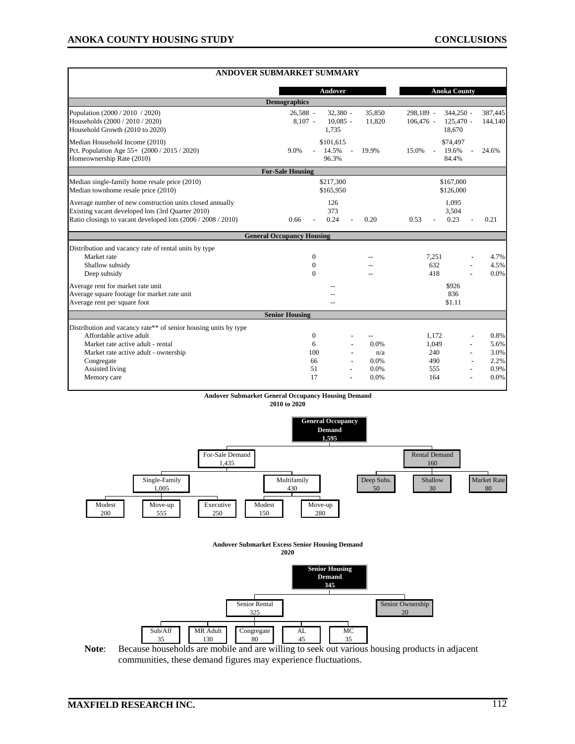## ANDOVER SUBMARKET SUMMARY

| | Andover | | | Anoka County | | |
|---|---|---|---|---|---|---|
| **Demographics** | | | | | | |
| Population (2000 / 2010 / 2020) | 26,588 - | 32,380 - | 35,850 | 298,189 - | 344,250 - | 387,445 |
| Households (2000 / 2010 / 2020) | 8,107 - | 10,085 - | 11,820 | 106,476 - | 125,470 - | 144,140 |
| Household Growth (2010 to 2020) | | 1,735 | | | 18,670 | |
| Median Household Income (2010) | | $101,615 | | | $74,497 | |
| Pct. Population Age 55+ (2000 / 2015 / 2020) | 9.0% - | 14.5% - | 19.9% | 15.0% - | 19.6% - | 24.6% |
| Homeownership Rate (2010) | | 96.3% | | | 84.4% | |
| **For-Sale Housing** | | | | | | |
| Median single-family home resale price (2010) | | $217,300 | | | $167,000 | |
| Median townhome resale price (2010) | | $165,950 | | | $126,000 | |
| Average number of new construction units closed annually | | 126 | | | 1,095 | |
| Existing vacant developed lots (3rd Quarter 2010) | | 373 | | | 3,504 | |
| Ratio closings to vacant developed lots (2006 / 2008 / 2010) | 0.66 - | 0.24 - | 0.20 | 0.53 - | 0.23 - | 0.21 |
| **General Occupancy Housing** | | | | | | |
| Distribution and vacancy rate of rental units by type | | | | | | |
| Market rate | 0 | | -- | 7,251 | - | 4.7% |
| Shallow subsidy | 0 | | -- | 632 | - | 4.5% |
| Deep subsidy | 0 | | -- | 418 | - | 0.0% |
| Average rent for market rate unit | | -- | | | $926 | |
| Average square footage for market rate unit | | -- | | | 836 | |
| Average rent per square foot | | -- | | | $1.11 | |
| **Senior Housing** | | | | | | |
| Distribution and vacancy rate** of senior housing units by type | | | | | | |
| Affordable active adult | 0 | - | -- | 1,172 | - | 0.8% |
| Market rate active adult - rental | 6 | - | 0.0% | 1,049 | - | 5.6% |
| Market rate active adult - ownership | 100 | - | n/a | 240 | - | 3.0% |
| Congregate | 66 | - | 0.0% | 490 | - | 2.2% |
| Assisted living | 51 | - | 0.0% | 555 | - | 0.9% |
| Memory care | 17 | - | 0.0% | 164 | - | 0.0% |

**Andover Submarket General Occupancy Housing Demand**
**2010 to 2020**

- **General Occupancy Demand: 1,595**
  - For-Sale Demand: 1,435
    - Single-Family: 1,005
      - Modest: 200
      - Move-up: 555
      - Executive: 250
    - Multifamily: 430
      - Modest: 150
      - Move-up: 280
  - Rental Demand: 160
    - Deep Subs.: 50
    - Shallow: 30
    - Market Rate: 80

**Andover Submarket Excess Senior Housing Demand**
**2020**

- **Senior Housing Demand: 345**
  - Senior Rental: 325
    - Sub/Aff: 35
    - MR Adult: 130
    - Congregate: 80
    - AL: 45
    - MC: 35
  - Senior Ownership: 20

**Note**: Because households are mobile and are willing to seek out various housing products in adjacent communities, these demand figures may experience fluctuations.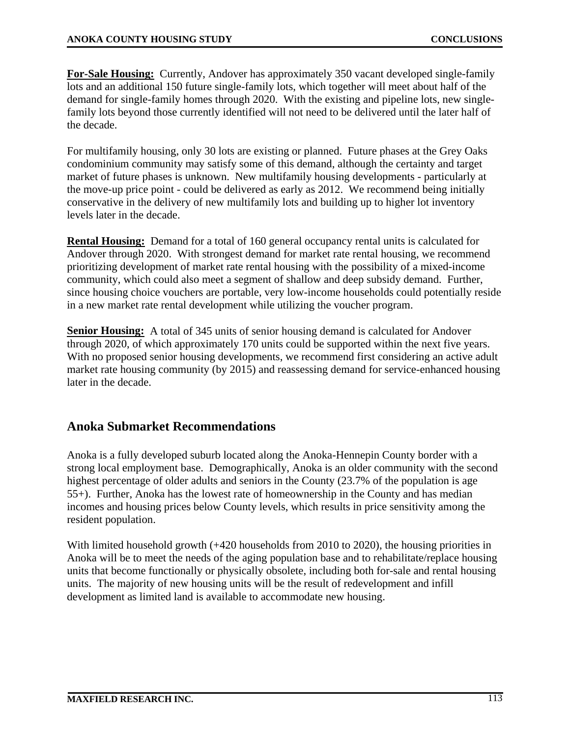**For-Sale Housing:** Currently, Andover has approximately 350 vacant developed single-family lots and an additional 150 future single-family lots, which together will meet about half of the demand for single-family homes through 2020. With the existing and pipeline lots, new single-family lots beyond those currently identified will not need to be delivered until the later half of the decade.

For multifamily housing, only 30 lots are existing or planned. Future phases at the Grey Oaks condominium community may satisfy some of this demand, although the certainty and target market of future phases is unknown. New multifamily housing developments - particularly at the move-up price point - could be delivered as early as 2012. We recommend being initially conservative in the delivery of new multifamily lots and building up to higher lot inventory levels later in the decade.

**Rental Housing:** Demand for a total of 160 general occupancy rental units is calculated for Andover through 2020. With strongest demand for market rate rental housing, we recommend prioritizing development of market rate rental housing with the possibility of a mixed-income community, which could also meet a segment of shallow and deep subsidy demand. Further, since housing choice vouchers are portable, very low-income households could potentially reside in a new market rate rental development while utilizing the voucher program.

**Senior Housing:** A total of 345 units of senior housing demand is calculated for Andover through 2020, of which approximately 170 units could be supported within the next five years. With no proposed senior housing developments, we recommend first considering an active adult market rate housing community (by 2015) and reassessing demand for service-enhanced housing later in the decade.

## Anoka Submarket Recommendations

Anoka is a fully developed suburb located along the Anoka-Hennepin County border with a strong local employment base. Demographically, Anoka is an older community with the second highest percentage of older adults and seniors in the County (23.7% of the population is age 55+). Further, Anoka has the lowest rate of homeownership in the County and has median incomes and housing prices below County levels, which results in price sensitivity among the resident population.

With limited household growth (+420 households from 2010 to 2020), the housing priorities in Anoka will be to meet the needs of the aging population base and to rehabilitate/replace housing units that become functionally or physically obsolete, including both for-sale and rental housing units. The majority of new housing units will be the result of redevelopment and infill development as limited land is available to accommodate new housing.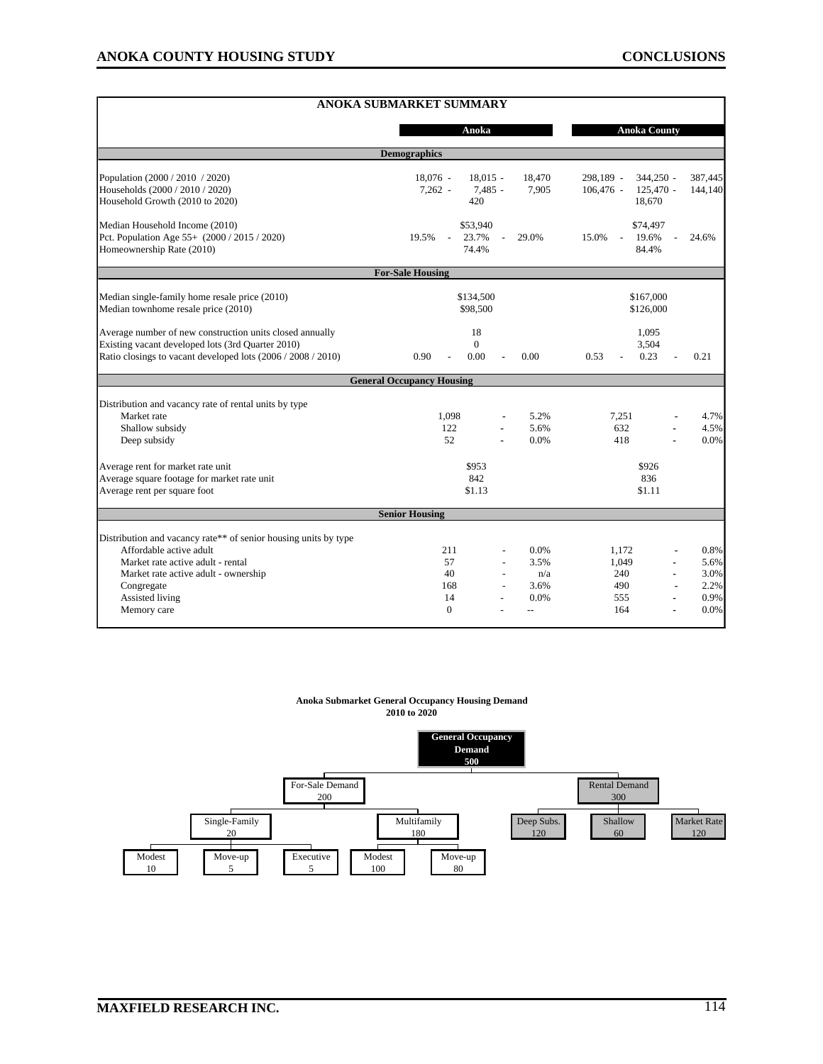## ANOKA SUBMARKET SUMMARY

| | Anoka | | | Anoka County | | |
|---|---|---|---|---|---|---|
| **Demographics** | | | | | | |
| Population (2000 / 2010 / 2020) | 18,076 - | 18,015 - | 18,470 | 298,189 - | 344,250 - | 387,445 |
| Households (2000 / 2010 / 2020) | 7,262 - | 7,485 - | 7,905 | 106,476 - | 125,470 - | 144,140 |
| Household Growth (2010 to 2020) | | 420 | | | 18,670 | |
| Median Household Income (2010) | | $53,940 | | | $74,497 | |
| Pct. Population Age 55+ (2000 / 2015 / 2020) | 19.5% - | 23.7% - | 29.0% | 15.0% - | 19.6% - | 24.6% |
| Homeownership Rate (2010) | | 74.4% | | | 84.4% | |
| **For-Sale Housing** | | | | | | |
| Median single-family home resale price (2010) | | $134,500 | | | $167,000 | |
| Median townhome resale price (2010) | | $98,500 | | | $126,000 | |
| Average number of new construction units closed annually | | 18 | | | 1,095 | |
| Existing vacant developed lots (3rd Quarter 2010) | | 0 | | | 3,504 | |
| Ratio closings to vacant developed lots (2006 / 2008 / 2010) | 0.90 - | 0.00 - | 0.00 | 0.53 - | 0.23 - | 0.21 |
| **General Occupancy Housing** | | | | | | |
| Distribution and vacancy rate of rental units by type | | | | | | |
| Market rate | 1,098 | - | 5.2% | 7,251 | - | 4.7% |
| Shallow subsidy | 122 | - | 5.6% | 632 | - | 4.5% |
| Deep subsidy | 52 | - | 0.0% | 418 | - | 0.0% |
| Average rent for market rate unit | | $953 | | | $926 | |
| Average square footage for market rate unit | | 842 | | | 836 | |
| Average rent per square foot | | $1.13 | | | $1.11 | |
| **Senior Housing** | | | | | | |
| Distribution and vacancy rate** of senior housing units by type | | | | | | |
| Affordable active adult | 211 | - | 0.0% | 1,172 | - | 0.8% |
| Market rate active adult - rental | 57 | - | 3.5% | 1,049 | - | 5.6% |
| Market rate active adult - ownership | 40 | - | n/a | 240 | - | 3.0% |
| Congregate | 168 | - | 3.6% | 490 | - | 2.2% |
| Assisted living | 14 | - | 0.0% | 555 | - | 0.9% |
| Memory care | 0 | - | -- | 164 | - | 0.0% |

**Anoka Submarket General Occupancy Housing Demand**
**2010 to 2020**

- **General Occupancy Demand: 500**
  - For-Sale Demand: 200
    - Single-Family: 20
      - Modest: 10
      - Move-up: 5
      - Executive: 5
    - Multifamily: 180
      - Modest: 100
      - Move-up: 80
  - Rental Demand: 300
    - Deep Subs.: 120
    - Shallow: 60
    - Market Rate: 120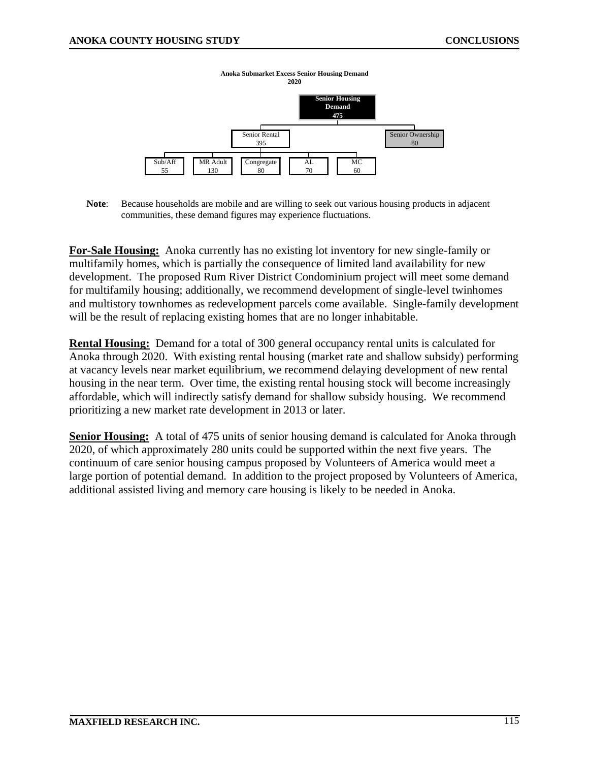**Anoka Submarket Excess Senior Housing Demand**
**2020**

- **Senior Housing Demand: 475**
  - Senior Rental: 395
    - Sub/Aff: 55
    - MR Adult: 130
    - Congregate: 80
    - AL: 70
    - MC: 60
  - Senior Ownership: 80

**Note**: Because households are mobile and are willing to seek out various housing products in adjacent communities, these demand figures may experience fluctuations.

**For-Sale Housing:** Anoka currently has no existing lot inventory for new single-family or multifamily homes, which is partially the consequence of limited land availability for new development. The proposed Rum River District Condominium project will meet some demand for multifamily housing; additionally, we recommend development of single-level twinhomes and multistory townhomes as redevelopment parcels come available. Single-family development will be the result of replacing existing homes that are no longer inhabitable.

**Rental Housing:** Demand for a total of 300 general occupancy rental units is calculated for Anoka through 2020. With existing rental housing (market rate and shallow subsidy) performing at vacancy levels near market equilibrium, we recommend delaying development of new rental housing in the near term. Over time, the existing rental housing stock will become increasingly affordable, which will indirectly satisfy demand for shallow subsidy housing. We recommend prioritizing a new market rate development in 2013 or later.

**Senior Housing:** A total of 475 units of senior housing demand is calculated for Anoka through 2020, of which approximately 280 units could be supported within the next five years. The continuum of care senior housing campus proposed by Volunteers of America would meet a large portion of potential demand. In addition to the project proposed by Volunteers of America, additional assisted living and memory care housing is likely to be needed in Anoka.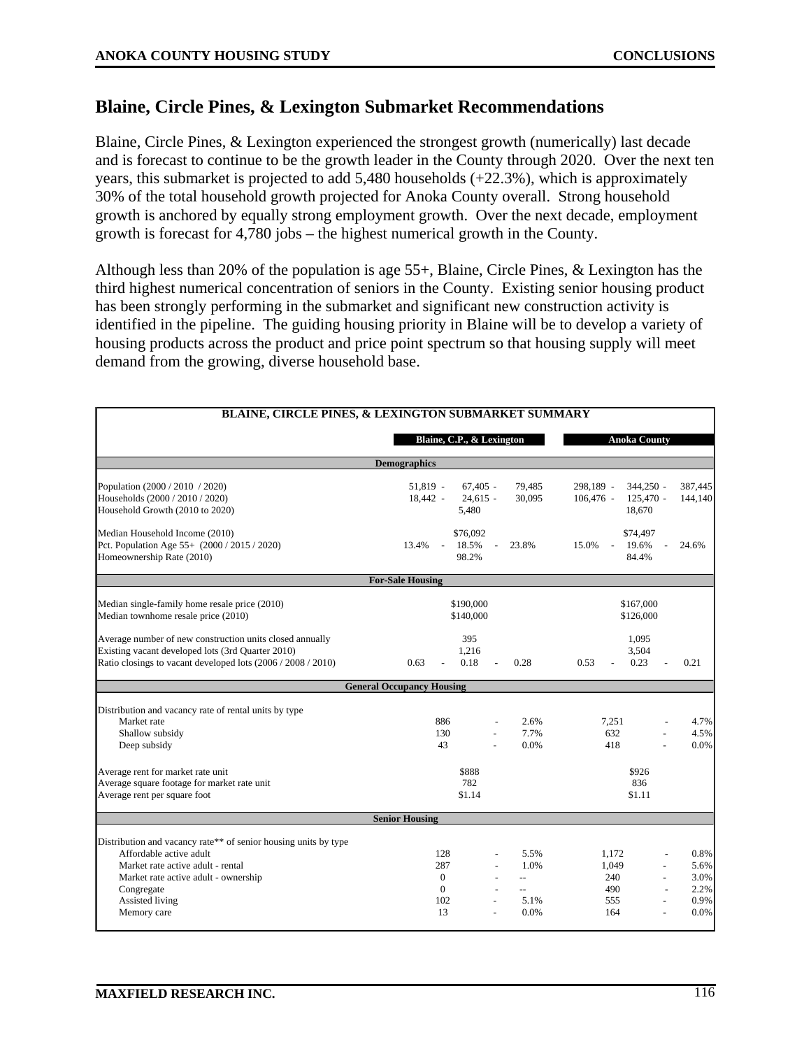## Blaine, Circle Pines, & Lexington Submarket Recommendations

Blaine, Circle Pines, & Lexington experienced the strongest growth (numerically) last decade and is forecast to continue to be the growth leader in the County through 2020. Over the next ten years, this submarket is projected to add 5,480 households (+22.3%), which is approximately 30% of the total household growth projected for Anoka County overall. Strong household growth is anchored by equally strong employment growth. Over the next decade, employment growth is forecast for 4,780 jobs – the highest numerical growth in the County.

Although less than 20% of the population is age 55+, Blaine, Circle Pines, & Lexington has the third highest numerical concentration of seniors in the County. Existing senior housing product has been strongly performing in the submarket and significant new construction activity is identified in the pipeline. The guiding housing priority in Blaine will be to develop a variety of housing products across the product and price point spectrum so that housing supply will meet demand from the growing, diverse household base.

**BLAINE, CIRCLE PINES, & LEXINGTON SUBMARKET SUMMARY**

| | Blaine, C.P., & Lexington | | | Anoka County | | |
|---|---|---|---|---|---|---|
| **Demographics** | | | | | | |
| Population (2000 / 2010 / 2020) | 51,819 - | 67,405 - | 79,485 | 298,189 - | 344,250 - | 387,445 |
| Households (2000 / 2010 / 2020) | 18,442 - | 24,615 - | 30,095 | 106,476 - | 125,470 - | 144,140 |
| Household Growth (2010 to 2020) | | 5,480 | | | 18,670 | |
| Median Household Income (2010) | | $76,092 | | | $74,497 | |
| Pct. Population Age 55+ (2000 / 2015 / 2020) | 13.4% - | 18.5% - | 23.8% | 15.0% - | 19.6% - | 24.6% |
| Homeownership Rate (2010) | | 98.2% | | | 84.4% | |
| **For-Sale Housing** | | | | | | |
| Median single-family home resale price (2010) | | $190,000 | | | $167,000 | |
| Median townhome resale price (2010) | | $140,000 | | | $126,000 | |
| Average number of new construction units closed annually | | 395 | | | 1,095 | |
| Existing vacant developed lots (3rd Quarter 2010) | | 1,216 | | | 3,504 | |
| Ratio closings to vacant developed lots (2006 / 2008 / 2010) | 0.63 - | 0.18 - | 0.28 | 0.53 - | 0.23 - | 0.21 |
| **General Occupancy Housing** | | | | | | |
| Distribution and vacancy rate of rental units by type | | | | | | |
| Market rate | 886 | - | 2.6% | 7,251 | - | 4.7% |
| Shallow subsidy | 130 | - | 7.7% | 632 | - | 4.5% |
| Deep subsidy | 43 | - | 0.0% | 418 | - | 0.0% |
| Average rent for market rate unit | | $888 | | | $926 | |
| Average square footage for market rate unit | | 782 | | | 836 | |
| Average rent per square foot | | $1.14 | | | $1.11 | |
| **Senior Housing** | | | | | | |
| Distribution and vacancy rate** of senior housing units by type | | | | | | |
| Affordable active adult | 128 | - | 5.5% | 1,172 | - | 0.8% |
| Market rate active adult - rental | 287 | - | 1.0% | 1,049 | - | 5.6% |
| Market rate active adult - ownership | 0 | - | -- | 240 | - | 3.0% |
| Congregate | 0 | - | -- | 490 | - | 2.2% |
| Assisted living | 102 | - | 5.1% | 555 | - | 0.9% |
| Memory care | 13 | - | 0.0% | 164 | - | 0.0% |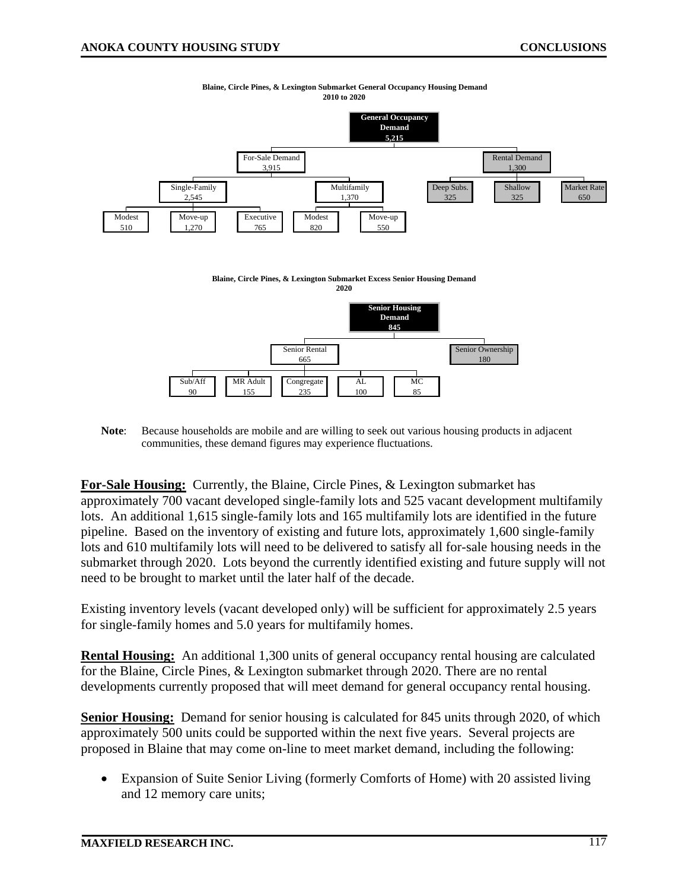**Blaine, Circle Pines, & Lexington Submarket General Occupancy Housing Demand**
**2010 to 2020**

- **General Occupancy Demand 5,215**
  - For-Sale Demand 3,915
    - Single-Family 2,545
      - Modest 510
      - Move-up 1,270
      - Executive 765
    - Multifamily 1,370
      - Modest 820
      - Move-up 550
  - Rental Demand 1,300
    - Deep Subs. 325
    - Shallow 325
    - Market Rate 650

**Blaine, Circle Pines, & Lexington Submarket Excess Senior Housing Demand**
**2020**

- **Senior Housing Demand 845**
  - Senior Rental 665
    - Sub/Aff 90
    - MR Adult 155
    - Congregate 235
    - AL 100
    - MC 85
  - Senior Ownership 180

**Note**: Because households are mobile and are willing to seek out various housing products in adjacent communities, these demand figures may experience fluctuations.

**For-Sale Housing:** Currently, the Blaine, Circle Pines, & Lexington submarket has approximately 700 vacant developed single-family lots and 525 vacant development multifamily lots. An additional 1,615 single-family lots and 165 multifamily lots are identified in the future pipeline. Based on the inventory of existing and future lots, approximately 1,600 single-family lots and 610 multifamily lots will need to be delivered to satisfy all for-sale housing needs in the submarket through 2020. Lots beyond the currently identified existing and future supply will not need to be brought to market until the later half of the decade.

Existing inventory levels (vacant developed only) will be sufficient for approximately 2.5 years for single-family homes and 5.0 years for multifamily homes.

**Rental Housing:** An additional 1,300 units of general occupancy rental housing are calculated for the Blaine, Circle Pines, & Lexington submarket through 2020. There are no rental developments currently proposed that will meet demand for general occupancy rental housing.

**Senior Housing:** Demand for senior housing is calculated for 845 units through 2020, of which approximately 500 units could be supported within the next five years. Several projects are proposed in Blaine that may come on-line to meet market demand, including the following:

- Expansion of Suite Senior Living (formerly Comforts of Home) with 20 assisted living and 12 memory care units;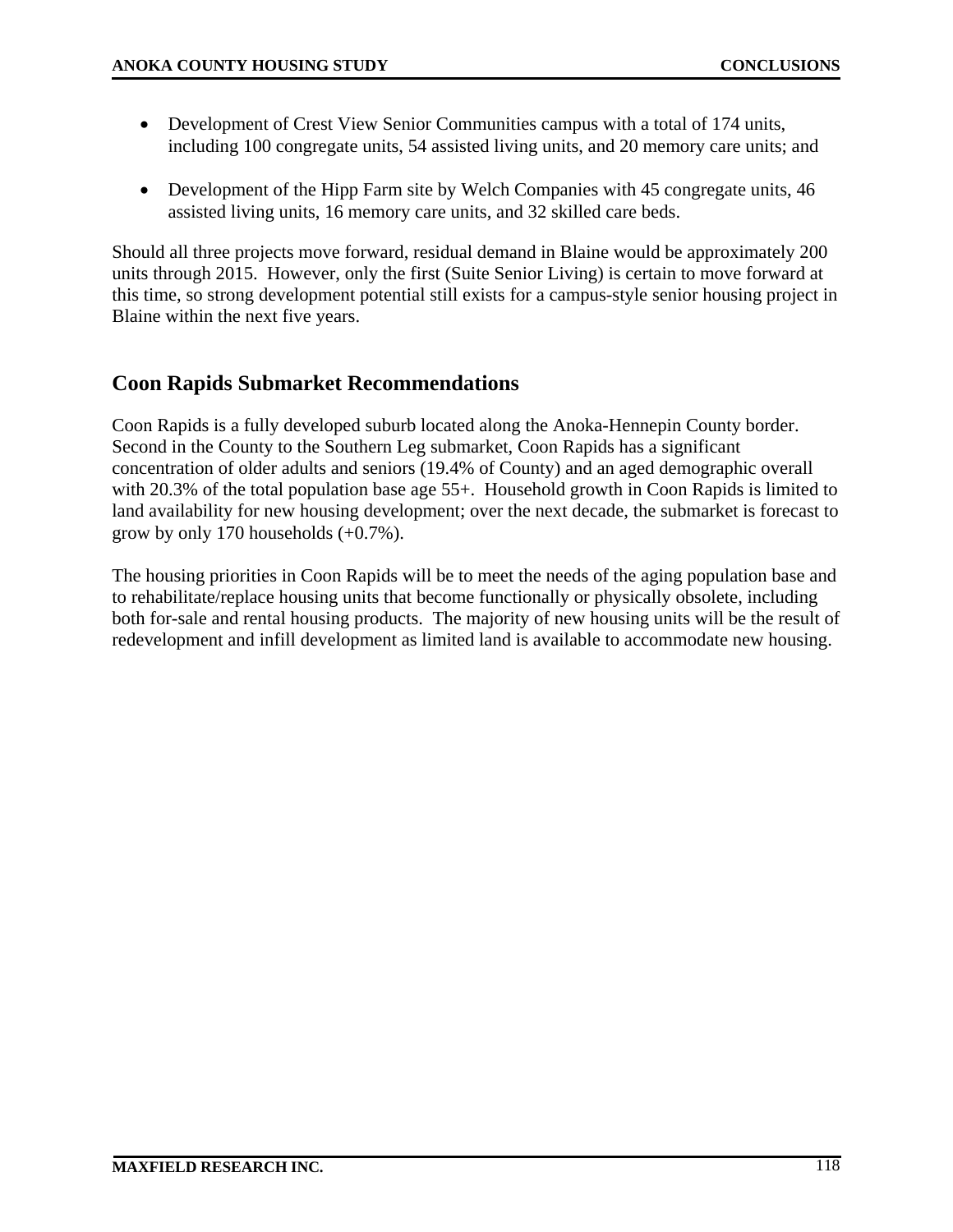- Development of Crest View Senior Communities campus with a total of 174 units, including 100 congregate units, 54 assisted living units, and 20 memory care units; and

- Development of the Hipp Farm site by Welch Companies with 45 congregate units, 46 assisted living units, 16 memory care units, and 32 skilled care beds.

Should all three projects move forward, residual demand in Blaine would be approximately 200 units through 2015. However, only the first (Suite Senior Living) is certain to move forward at this time, so strong development potential still exists for a campus-style senior housing project in Blaine within the next five years.

## Coon Rapids Submarket Recommendations

Coon Rapids is a fully developed suburb located along the Anoka-Hennepin County border. Second in the County to the Southern Leg submarket, Coon Rapids has a significant concentration of older adults and seniors (19.4% of County) and an aged demographic overall with 20.3% of the total population base age 55+. Household growth in Coon Rapids is limited to land availability for new housing development; over the next decade, the submarket is forecast to grow by only 170 households (+0.7%).

The housing priorities in Coon Rapids will be to meet the needs of the aging population base and to rehabilitate/replace housing units that become functionally or physically obsolete, including both for-sale and rental housing products. The majority of new housing units will be the result of redevelopment and infill development as limited land is available to accommodate new housing.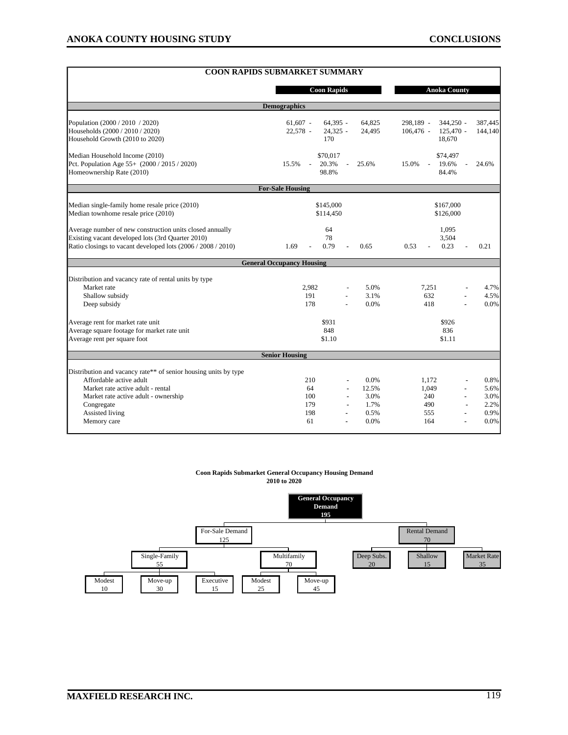## COON RAPIDS SUBMARKET SUMMARY

| | Coon Rapids | Anoka County |
|---|---|---|
| **Demographics** | | |
| Population (2000 / 2010 / 2020) | 61,607 - 64,395 - 64,825 | 298,189 - 344,250 - 387,445 |
| Households (2000 / 2010 / 2020) | 22,578 - 24,325 - 24,495 | 106,476 - 125,470 - 144,140 |
| Household Growth (2010 to 2020) | 170 | 18,670 |
| Median Household Income (2010) | $70,017 | $74,497 |
| Pct. Population Age 55+ (2000 / 2015 / 2020) | 15.5% - 20.3% - 25.6% | 15.0% - 19.6% - 24.6% |
| Homeownership Rate (2010) | 98.8% | 84.4% |
| **For-Sale Housing** | | |
| Median single-family home resale price (2010) | $145,000 | $167,000 |
| Median townhome resale price (2010) | $114,450 | $126,000 |
| Average number of new construction units closed annually | 64 | 1,095 |
| Existing vacant developed lots (3rd Quarter 2010) | 78 | 3,504 |
| Ratio closings to vacant developed lots (2006 / 2008 / 2010) | 1.69 - 0.79 - 0.65 | 0.53 - 0.23 - 0.21 |
| **General Occupancy Housing** | | |
| Distribution and vacancy rate of rental units by type | | |
| Market rate | 2,982 - 5.0% | 7,251 - 4.7% |
| Shallow subsidy | 191 - 3.1% | 632 - 4.5% |
| Deep subsidy | 178 - 0.0% | 418 - 0.0% |
| Average rent for market rate unit | $931 | $926 |
| Average square footage for market rate unit | 848 | 836 |
| Average rent per square foot | $1.10 | $1.11 |
| **Senior Housing** | | |
| Distribution and vacancy rate** of senior housing units by type | | |
| Affordable active adult | 210 - 0.0% | 1,172 - 0.8% |
| Market rate active adult - rental | 64 - 12.5% | 1,049 - 5.6% |
| Market rate active adult - ownership | 100 - 3.0% | 240 - 3.0% |
| Congregate | 179 - 1.7% | 490 - 2.2% |
| Assisted living | 198 - 0.5% | 555 - 0.9% |
| Memory care | 61 - 0.0% | 164 - 0.0% |

**Coon Rapids Submarket General Occupancy Housing Demand**
**2010 to 2020**

- **General Occupancy Demand: 195**
  - For-Sale Demand: 125
    - Single-Family: 55
      - Modest: 10
      - Move-up: 30
      - Executive: 15
    - Multifamily: 70
      - Modest: 25
      - Move-up: 45
  - Rental Demand: 70
    - Deep Subs.: 20
    - Shallow: 15
    - Market Rate: 35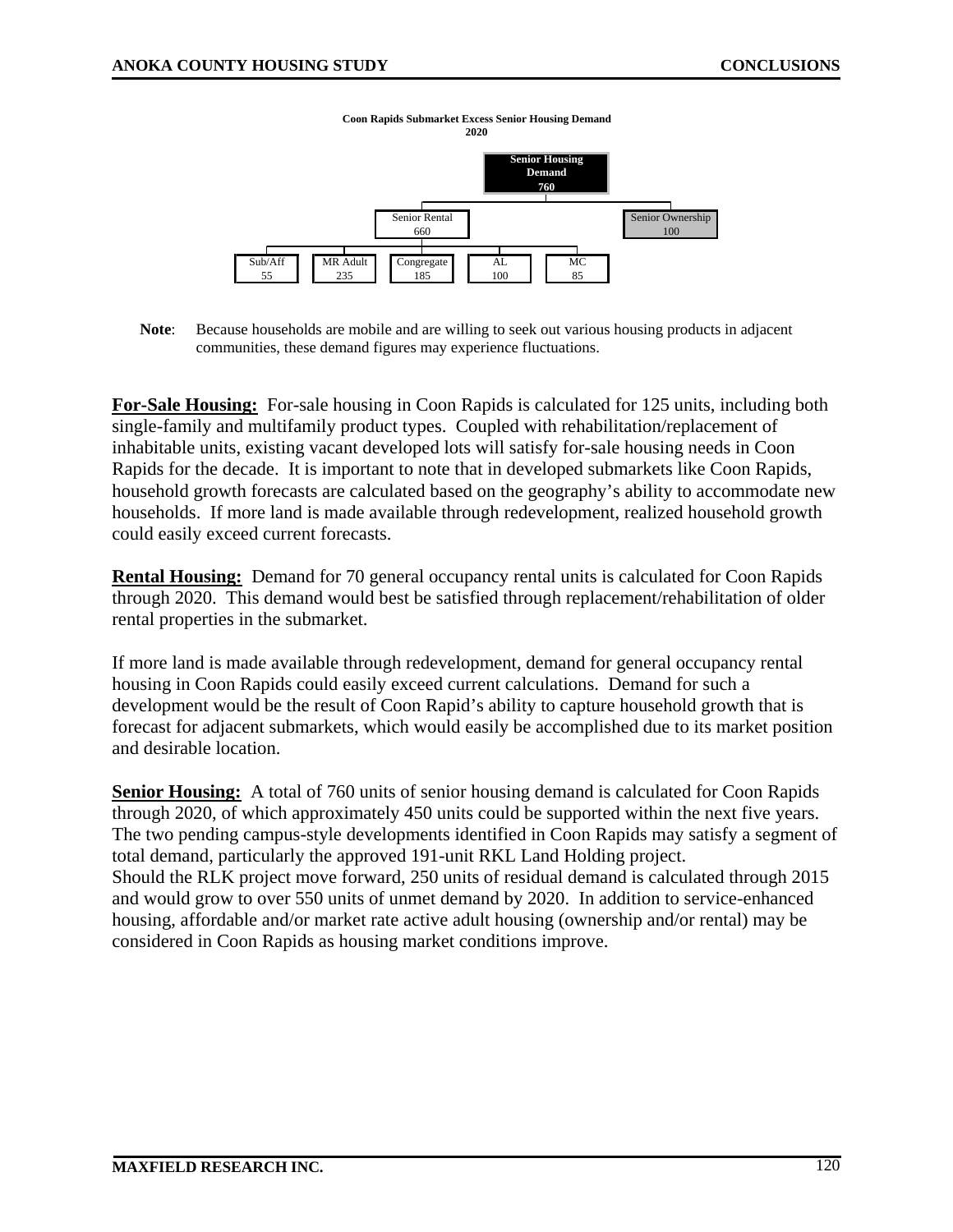**Coon Rapids Submarket Excess Senior Housing Demand**
**2020**

| Senior Housing Demand | | | | | |
|---|---|---|---|---|---|
| **760** | | | | | |

| Senior Rental | Senior Ownership |
|---|---|
| 660 | 100 |

| Sub/Aff | MR Adult | Congregate | AL | MC |
|---|---|---|---|---|
| 55 | 235 | 185 | 100 | 85 |

**Note**: Because households are mobile and are willing to seek out various housing products in adjacent communities, these demand figures may experience fluctuations.

**For-Sale Housing:** For-sale housing in Coon Rapids is calculated for 125 units, including both single-family and multifamily product types. Coupled with rehabilitation/replacement of inhabitable units, existing vacant developed lots will satisfy for-sale housing needs in Coon Rapids for the decade. It is important to note that in developed submarkets like Coon Rapids, household growth forecasts are calculated based on the geography's ability to accommodate new households. If more land is made available through redevelopment, realized household growth could easily exceed current forecasts.

**Rental Housing:** Demand for 70 general occupancy rental units is calculated for Coon Rapids through 2020. This demand would best be satisfied through replacement/rehabilitation of older rental properties in the submarket.

If more land is made available through redevelopment, demand for general occupancy rental housing in Coon Rapids could easily exceed current calculations. Demand for such a development would be the result of Coon Rapid's ability to capture household growth that is forecast for adjacent submarkets, which would easily be accomplished due to its market position and desirable location.

**Senior Housing:** A total of 760 units of senior housing demand is calculated for Coon Rapids through 2020, of which approximately 450 units could be supported within the next five years. The two pending campus-style developments identified in Coon Rapids may satisfy a segment of total demand, particularly the approved 191-unit RKL Land Holding project.
Should the RLK project move forward, 250 units of residual demand is calculated through 2015 and would grow to over 550 units of unmet demand by 2020. In addition to service-enhanced housing, affordable and/or market rate active adult housing (ownership and/or rental) may be considered in Coon Rapids as housing market conditions improve.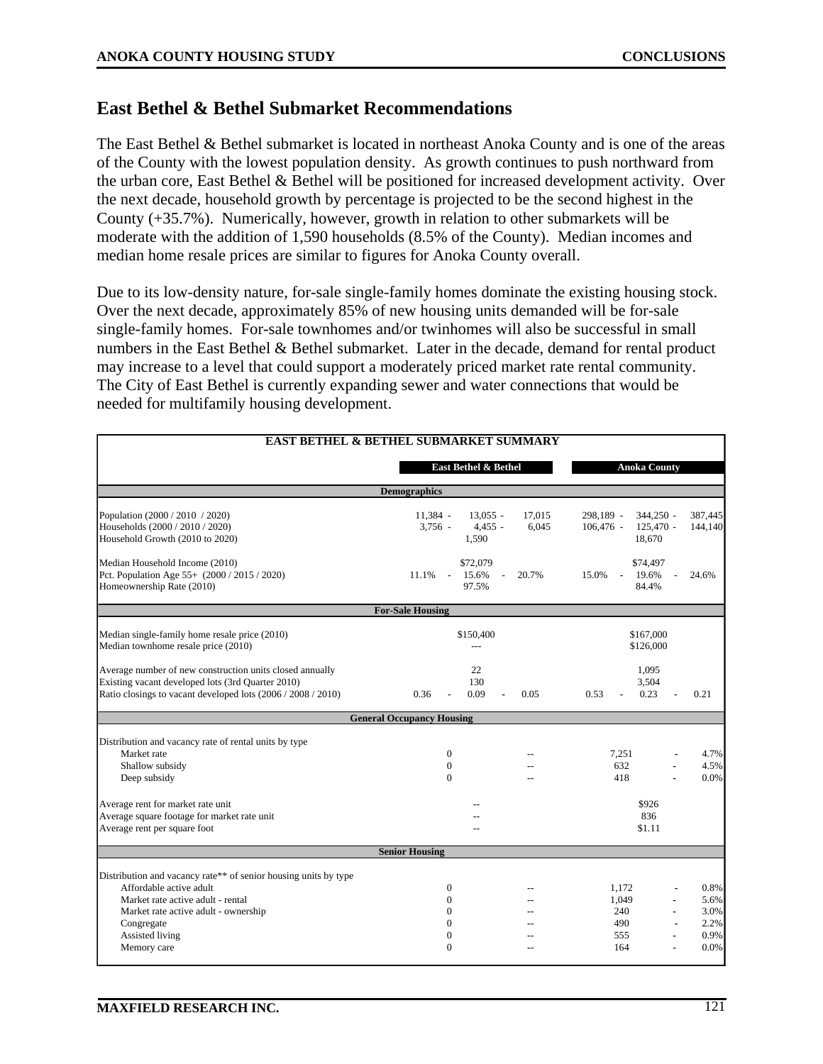## East Bethel & Bethel Submarket Recommendations

The East Bethel & Bethel submarket is located in northeast Anoka County and is one of the areas of the County with the lowest population density. As growth continues to push northward from the urban core, East Bethel & Bethel will be positioned for increased development activity. Over the next decade, household growth by percentage is projected to be the second highest in the County (+35.7%). Numerically, however, growth in relation to other submarkets will be moderate with the addition of 1,590 households (8.5% of the County). Median incomes and median home resale prices are similar to figures for Anoka County overall.

Due to its low-density nature, for-sale single-family homes dominate the existing housing stock. Over the next decade, approximately 85% of new housing units demanded will be for-sale single-family homes. For-sale townhomes and/or twinhomes will also be successful in small numbers in the East Bethel & Bethel submarket. Later in the decade, demand for rental product may increase to a level that could support a moderately priced market rate rental community. The City of East Bethel is currently expanding sewer and water connections that would be needed for multifamily housing development.

| EAST BETHEL & BETHEL SUBMARKET SUMMARY | East Bethel & Bethel | | | Anoka County | | |
|---|---|---|---|---|---|---|
| **Demographics** | | | | | | |
| Population (2000 / 2010 / 2020) | 11,384 - | 13,055 - | 17,015 | 298,189 - | 344,250 - | 387,445 |
| Households (2000 / 2010 / 2020) | 3,756 - | 4,455 - | 6,045 | 106,476 - | 125,470 - | 144,140 |
| Household Growth (2010 to 2020) | | 1,590 | | | 18,670 | |
| Median Household Income (2010) | | $72,079 | | | $74,497 | |
| Pct. Population Age 55+ (2000 / 2015 / 2020) | 11.1% - | 15.6% - | 20.7% | 15.0% - | 19.6% - | 24.6% |
| Homeownership Rate (2010) | | 97.5% | | | 84.4% | |
| **For-Sale Housing** | | | | | | |
| Median single-family home resale price (2010) | | $150,400 | | | $167,000 | |
| Median townhome resale price (2010) | | --- | | | $126,000 | |
| Average number of new construction units closed annually | | 22 | | | 1,095 | |
| Existing vacant developed lots (3rd Quarter 2010) | | 130 | | | 3,504 | |
| Ratio closings to vacant developed lots (2006 / 2008 / 2010) | 0.36 - | 0.09 - | 0.05 | 0.53 - | 0.23 - | 0.21 |
| **General Occupancy Housing** | | | | | | |
| Distribution and vacancy rate of rental units by type | | | | | | |
| Market rate | 0 | | -- | 7,251 | - | 4.7% |
| Shallow subsidy | 0 | | -- | 632 | - | 4.5% |
| Deep subsidy | 0 | | -- | 418 | - | 0.0% |
| Average rent for market rate unit | | -- | | | $926 | |
| Average square footage for market rate unit | | -- | | | 836 | |
| Average rent per square foot | | -- | | | $1.11 | |
| **Senior Housing** | | | | | | |
| Distribution and vacancy rate** of senior housing units by type | | | | | | |
| Affordable active adult | 0 | | -- | 1,172 | - | 0.8% |
| Market rate active adult - rental | 0 | | -- | 1,049 | - | 5.6% |
| Market rate active adult - ownership | 0 | | -- | 240 | - | 3.0% |
| Congregate | 0 | | -- | 490 | - | 2.2% |
| Assisted living | 0 | | -- | 555 | - | 0.9% |
| Memory care | 0 | | -- | 164 | - | 0.0% |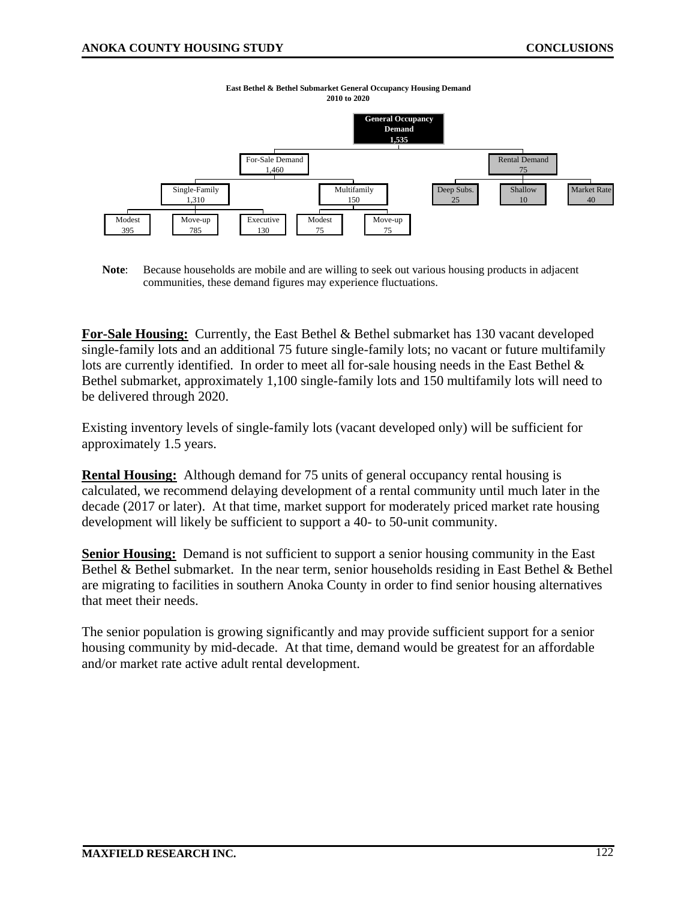**East Bethel & Bethel Submarket General Occupancy Housing Demand**
**2010 to 2020**

- **General Occupancy Demand: 1,535**
  - For-Sale Demand: 1,460
    - Single-Family: 1,310
      - Modest: 395
      - Move-up: 785
      - Executive: 130
    - Multifamily: 150
      - Modest: 75
      - Move-up: 75
  - Rental Demand: 75
    - Deep Subs.: 25
    - Shallow: 10
    - Market Rate: 40

**Note**: Because households are mobile and are willing to seek out various housing products in adjacent communities, these demand figures may experience fluctuations.

**For-Sale Housing:** Currently, the East Bethel & Bethel submarket has 130 vacant developed single-family lots and an additional 75 future single-family lots; no vacant or future multifamily lots are currently identified. In order to meet all for-sale housing needs in the East Bethel & Bethel submarket, approximately 1,100 single-family lots and 150 multifamily lots will need to be delivered through 2020.

Existing inventory levels of single-family lots (vacant developed only) will be sufficient for approximately 1.5 years.

**Rental Housing:** Although demand for 75 units of general occupancy rental housing is calculated, we recommend delaying development of a rental community until much later in the decade (2017 or later). At that time, market support for moderately priced market rate housing development will likely be sufficient to support a 40- to 50-unit community.

**Senior Housing:** Demand is not sufficient to support a senior housing community in the East Bethel & Bethel submarket. In the near term, senior households residing in East Bethel & Bethel are migrating to facilities in southern Anoka County in order to find senior housing alternatives that meet their needs.

The senior population is growing significantly and may provide sufficient support for a senior housing community by mid-decade. At that time, demand would be greatest for an affordable and/or market rate active adult rental development.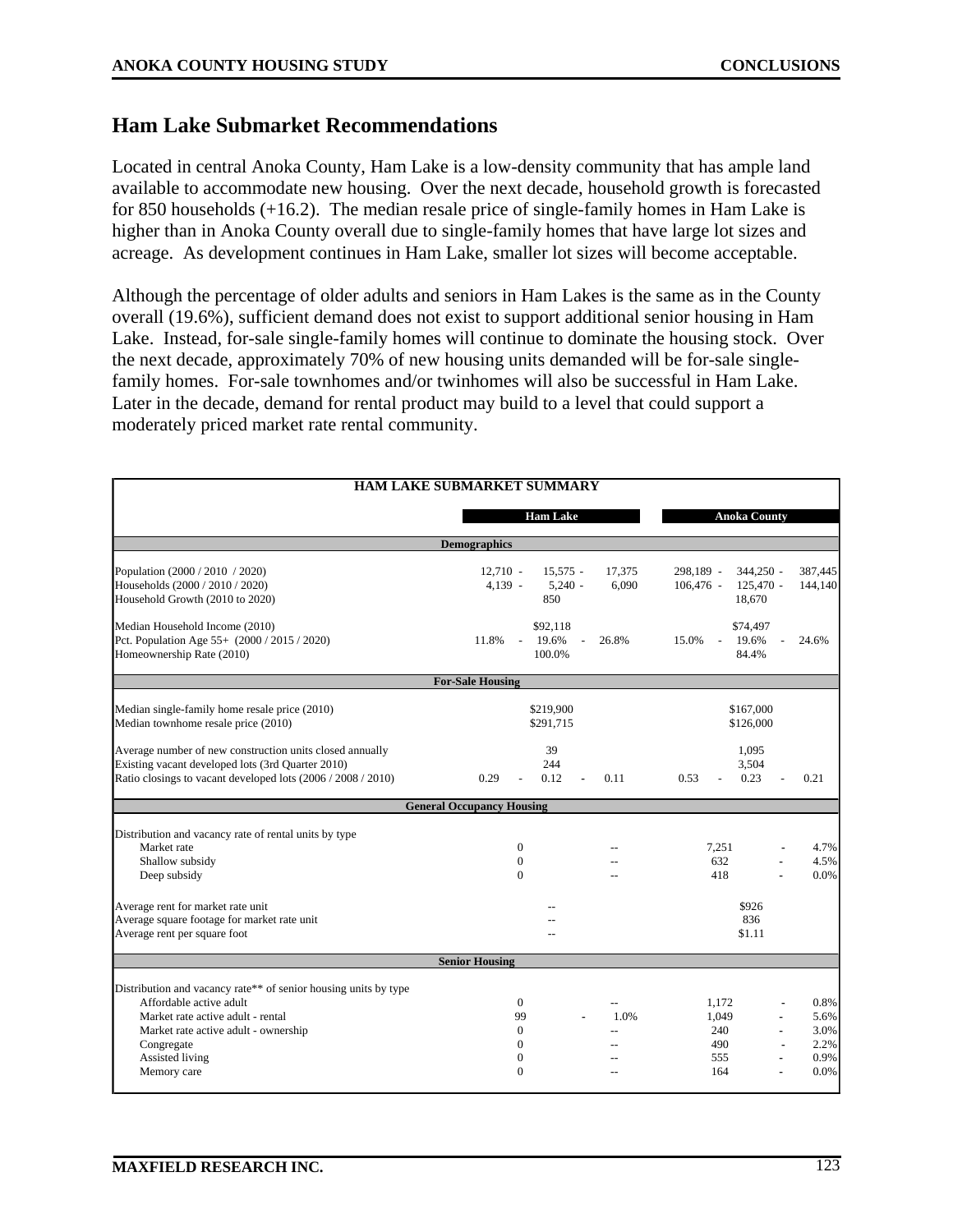## Ham Lake Submarket Recommendations

Located in central Anoka County, Ham Lake is a low-density community that has ample land available to accommodate new housing. Over the next decade, household growth is forecasted for 850 households (+16.2). The median resale price of single-family homes in Ham Lake is higher than in Anoka County overall due to single-family homes that have large lot sizes and acreage. As development continues in Ham Lake, smaller lot sizes will become acceptable.

Although the percentage of older adults and seniors in Ham Lakes is the same as in the County overall (19.6%), sufficient demand does not exist to support additional senior housing in Ham Lake. Instead, for-sale single-family homes will continue to dominate the housing stock. Over the next decade, approximately 70% of new housing units demanded will be for-sale single-family homes. For-sale townhomes and/or twinhomes will also be successful in Ham Lake. Later in the decade, demand for rental product may build to a level that could support a moderately priced market rate rental community.

**HAM LAKE SUBMARKET SUMMARY**

| | Ham Lake | | | Anoka County | | |
|---|---|---|---|---|---|---|
| **Demographics** | | | | | | |
| Population (2000 / 2010 / 2020) | 12,710 - | 15,575 - | 17,375 | 298,189 - | 344,250 - | 387,445 |
| Households (2000 / 2010 / 2020) | 4,139 - | 5,240 - | 6,090 | 106,476 - | 125,470 - | 144,140 |
| Household Growth (2010 to 2020) | | 850 | | | 18,670 | |
| Median Household Income (2010) | | $92,118 | | | $74,497 | |
| Pct. Population Age 55+ (2000 / 2015 / 2020) | 11.8% - | 19.6% - | 26.8% | 15.0% - | 19.6% - | 24.6% |
| Homeownership Rate (2010) | | 100.0% | | | 84.4% | |
| **For-Sale Housing** | | | | | | |
| Median single-family home resale price (2010) | | $219,900 | | | $167,000 | |
| Median townhome resale price (2010) | | $291,715 | | | $126,000 | |
| Average number of new construction units closed annually | | 39 | | | 1,095 | |
| Existing vacant developed lots (3rd Quarter 2010) | | 244 | | | 3,504 | |
| Ratio closings to vacant developed lots (2006 / 2008 / 2010) | 0.29 - | 0.12 - | 0.11 | 0.53 - | 0.23 - | 0.21 |
| **General Occupancy Housing** | | | | | | |
| Distribution and vacancy rate of rental units by type | | | | | | |
| Market rate | 0 | | -- | 7,251 | - | 4.7% |
| Shallow subsidy | 0 | | -- | 632 | - | 4.5% |
| Deep subsidy | 0 | | -- | 418 | - | 0.0% |
| Average rent for market rate unit | | -- | | | $926 | |
| Average square footage for market rate unit | | -- | | | 836 | |
| Average rent per square foot | | -- | | | $1.11 | |
| **Senior Housing** | | | | | | |
| Distribution and vacancy rate** of senior housing units by type | | | | | | |
| Affordable active adult | 0 | | -- | 1,172 | - | 0.8% |
| Market rate active adult - rental | 99 | - | 1.0% | 1,049 | - | 5.6% |
| Market rate active adult - ownership | 0 | | -- | 240 | - | 3.0% |
| Congregate | 0 | | -- | 490 | - | 2.2% |
| Assisted living | 0 | | -- | 555 | - | 0.9% |
| Memory care | 0 | | -- | 164 | - | 0.0% |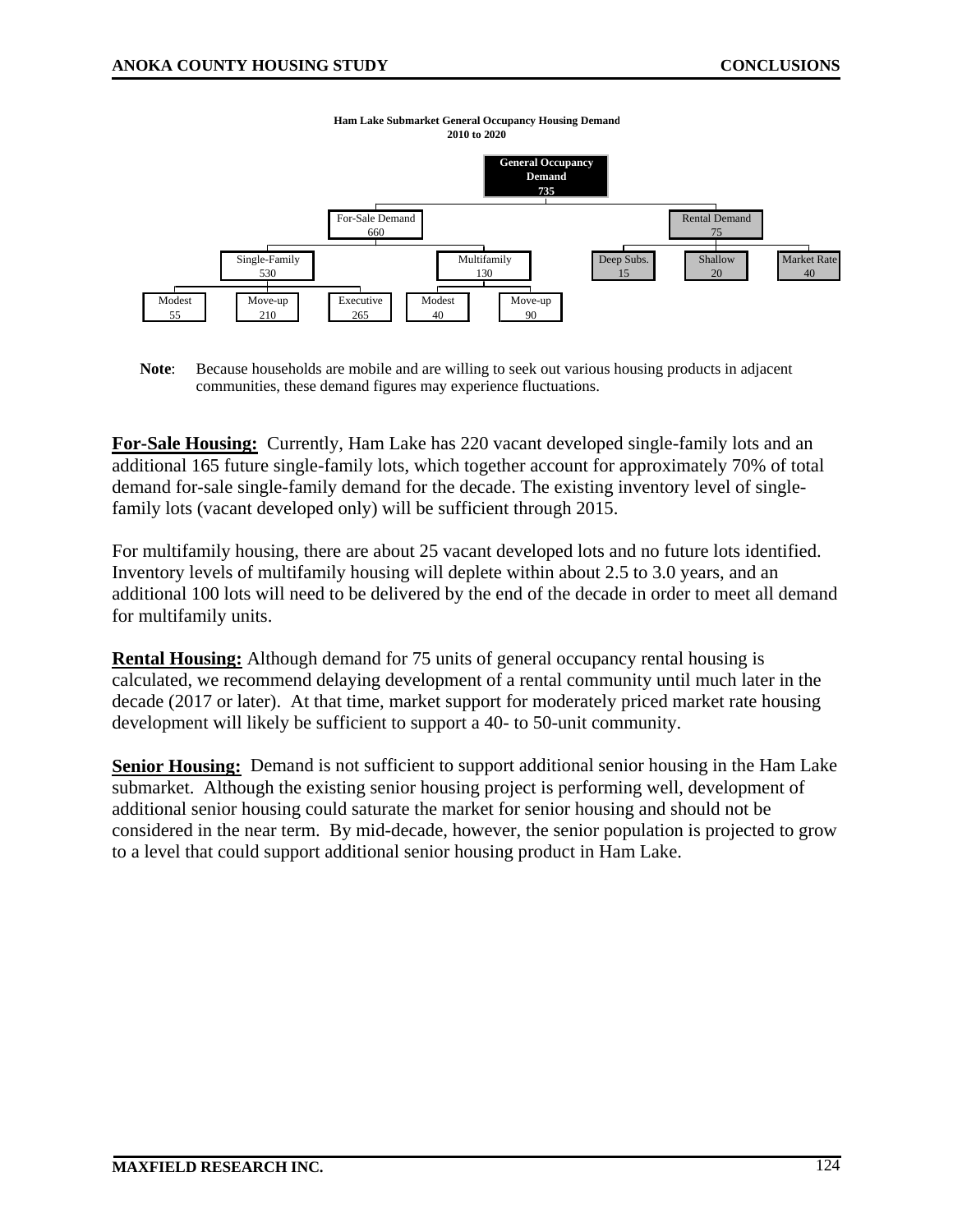**Ham Lake Submarket General Occupancy Housing Demand**
**2010 to 2020**

- **General Occupancy Demand: 735**
  - For-Sale Demand: 660
    - Single-Family: 530
      - Modest: 55
      - Move-up: 210
      - Executive: 265
    - Multifamily: 130
      - Modest: 40
      - Move-up: 90
  - Rental Demand: 75
    - Deep Subs.: 15
    - Shallow: 20
    - Market Rate: 40

**Note**: Because households are mobile and are willing to seek out various housing products in adjacent communities, these demand figures may experience fluctuations.

**For-Sale Housing:** Currently, Ham Lake has 220 vacant developed single-family lots and an additional 165 future single-family lots, which together account for approximately 70% of total demand for-sale single-family demand for the decade. The existing inventory level of single-family lots (vacant developed only) will be sufficient through 2015.

For multifamily housing, there are about 25 vacant developed lots and no future lots identified. Inventory levels of multifamily housing will deplete within about 2.5 to 3.0 years, and an additional 100 lots will need to be delivered by the end of the decade in order to meet all demand for multifamily units.

**Rental Housing:** Although demand for 75 units of general occupancy rental housing is calculated, we recommend delaying development of a rental community until much later in the decade (2017 or later). At that time, market support for moderately priced market rate housing development will likely be sufficient to support a 40- to 50-unit community.

**Senior Housing:** Demand is not sufficient to support additional senior housing in the Ham Lake submarket. Although the existing senior housing project is performing well, development of additional senior housing could saturate the market for senior housing and should not be considered in the near term. By mid-decade, however, the senior population is projected to grow to a level that could support additional senior housing product in Ham Lake.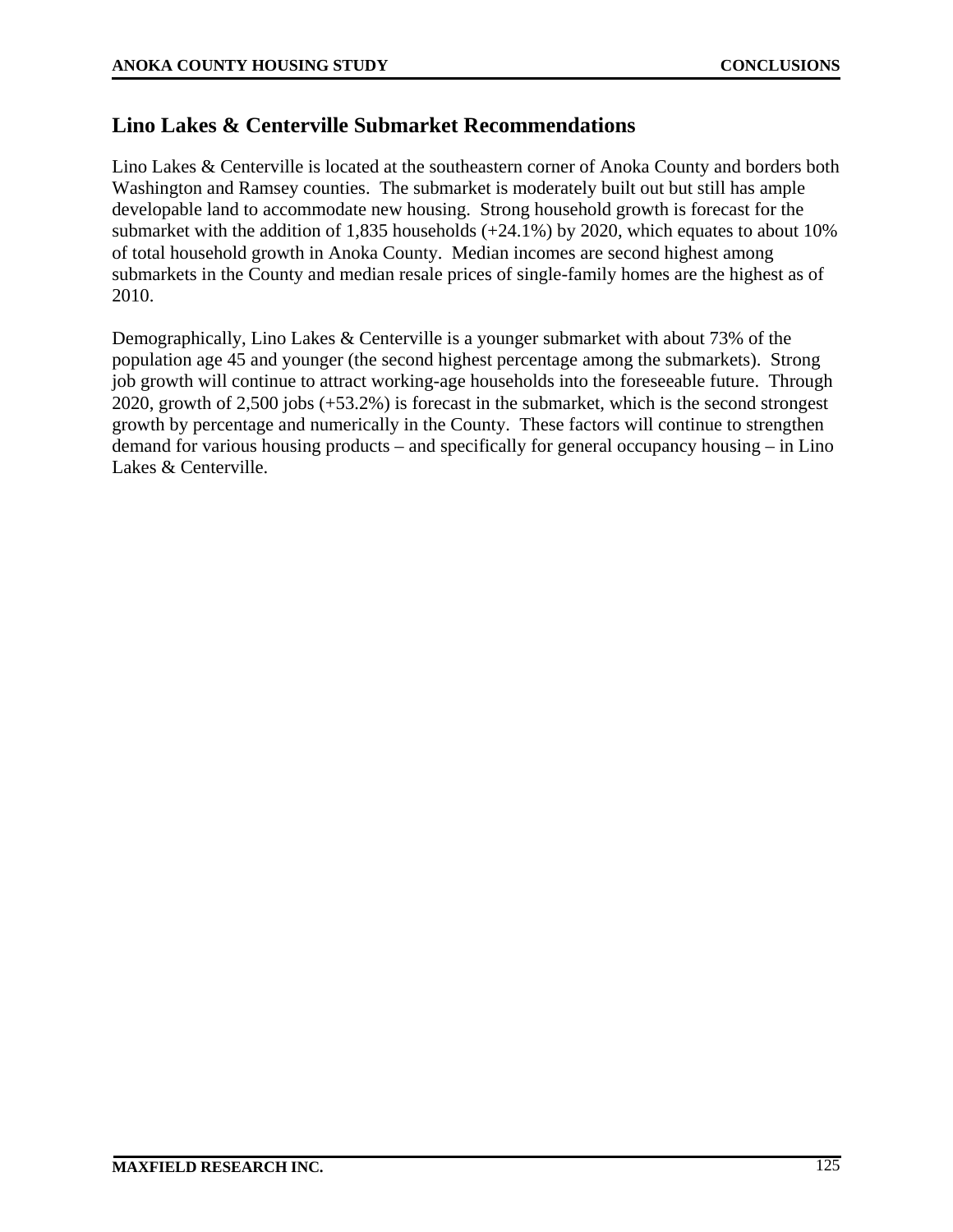## Lino Lakes & Centerville Submarket Recommendations

Lino Lakes & Centerville is located at the southeastern corner of Anoka County and borders both Washington and Ramsey counties. The submarket is moderately built out but still has ample developable land to accommodate new housing. Strong household growth is forecast for the submarket with the addition of 1,835 households (+24.1%) by 2020, which equates to about 10% of total household growth in Anoka County. Median incomes are second highest among submarkets in the County and median resale prices of single-family homes are the highest as of 2010.

Demographically, Lino Lakes & Centerville is a younger submarket with about 73% of the population age 45 and younger (the second highest percentage among the submarkets). Strong job growth will continue to attract working-age households into the foreseeable future. Through 2020, growth of 2,500 jobs (+53.2%) is forecast in the submarket, which is the second strongest growth by percentage and numerically in the County. These factors will continue to strengthen demand for various housing products – and specifically for general occupancy housing – in Lino Lakes & Centerville.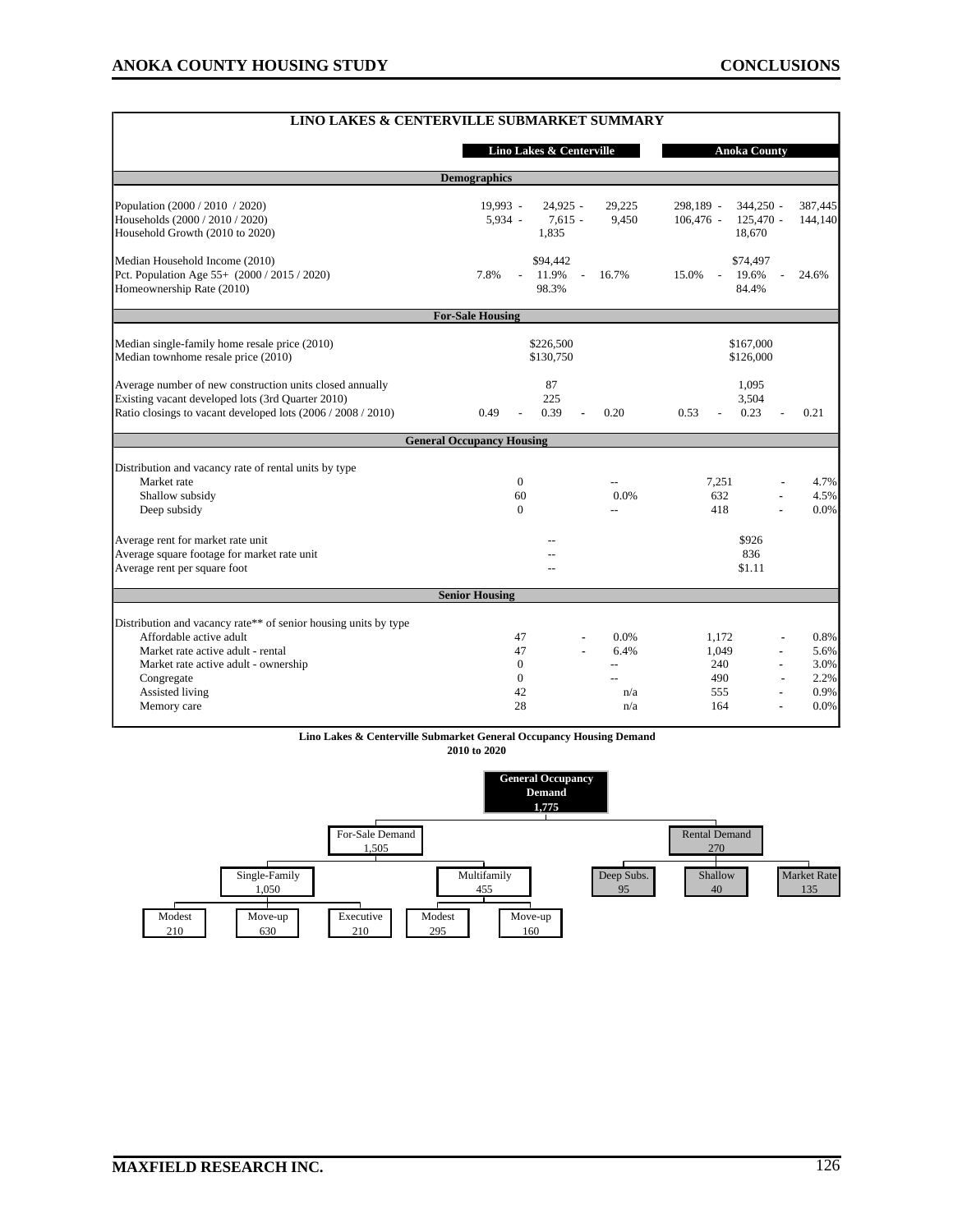## LINO LAKES & CENTERVILLE SUBMARKET SUMMARY

| | Lino Lakes & Centerville | | | Anoka County | | |
|---|---|---|---|---|---|---|
| **Demographics** | | | | | | |
| Population (2000 / 2010 / 2020) | 19,993 - | 24,925 - | 29,225 | 298,189 - | 344,250 - | 387,445 |
| Households (2000 / 2010 / 2020) | 5,934 - | 7,615 - | 9,450 | 106,476 - | 125,470 - | 144,140 |
| Household Growth (2010 to 2020) | | 1,835 | | | 18,670 | |
| Median Household Income (2010) | | $94,442 | | | $74,497 | |
| Pct. Population Age 55+ (2000 / 2015 / 2020) | 7.8% - | 11.9% - | 16.7% | 15.0% - | 19.6% - | 24.6% |
| Homeownership Rate (2010) | | 98.3% | | | 84.4% | |
| **For-Sale Housing** | | | | | | |
| Median single-family home resale price (2010) | | $226,500 | | | $167,000 | |
| Median townhome resale price (2010) | | $130,750 | | | $126,000 | |
| Average number of new construction units closed annually | | 87 | | | 1,095 | |
| Existing vacant developed lots (3rd Quarter 2010) | | 225 | | | 3,504 | |
| Ratio closings to vacant developed lots (2006 / 2008 / 2010) | 0.49 - | 0.39 - | 0.20 | 0.53 - | 0.23 - | 0.21 |
| **General Occupancy Housing** | | | | | | |
| Distribution and vacancy rate of rental units by type | | | | | | |
| Market rate | 0 | | -- | 7,251 | - | 4.7% |
| Shallow subsidy | 60 | | 0.0% | 632 | - | 4.5% |
| Deep subsidy | 0 | | -- | 418 | - | 0.0% |
| Average rent for market rate unit | | -- | | | $926 | |
| Average square footage for market rate unit | | -- | | | 836 | |
| Average rent per square foot | | -- | | | $1.11 | |
| **Senior Housing** | | | | | | |
| Distribution and vacancy rate** of senior housing units by type | | | | | | |
| Affordable active adult | 47 | - | 0.0% | 1,172 | - | 0.8% |
| Market rate active adult - rental | 47 | - | 6.4% | 1,049 | - | 5.6% |
| Market rate active adult - ownership | 0 | | -- | 240 | - | 3.0% |
| Congregate | 0 | | -- | 490 | - | 2.2% |
| Assisted living | 42 | | n/a | 555 | - | 0.9% |
| Memory care | 28 | | n/a | 164 | - | 0.0% |

**Lino Lakes & Centerville Submarket General Occupancy Housing Demand**
**2010 to 2020**

- **General Occupancy Demand: 1,775**
  - For-Sale Demand: 1,505
    - Single-Family: 1,050
      - Modest: 210
      - Move-up: 630
      - Executive: 210
    - Multifamily: 455
      - Modest: 295
      - Move-up: 160
  - Rental Demand: 270
    - Deep Subs.: 95
    - Shallow: 40
    - Market Rate: 135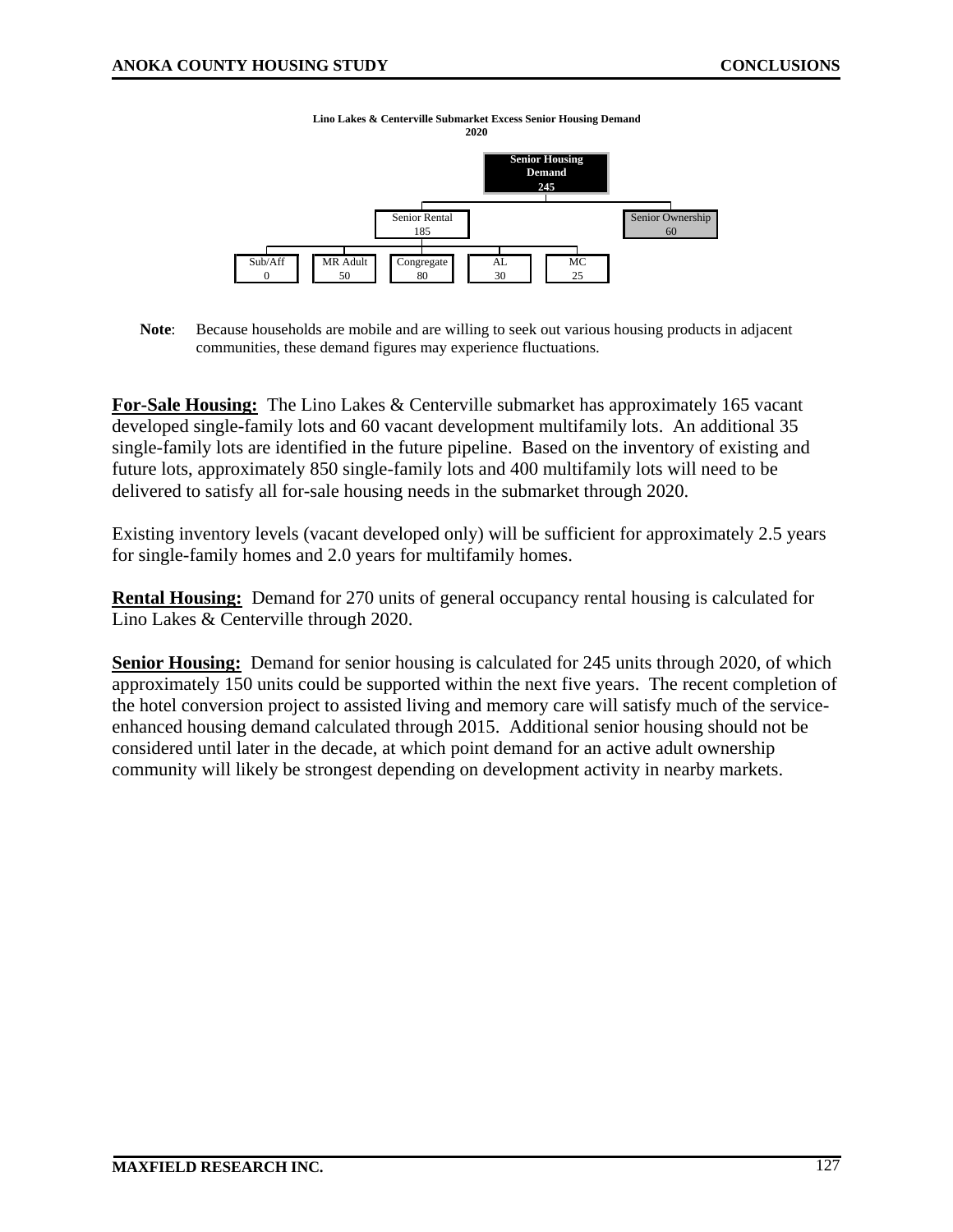**Lino Lakes & Centerville Submarket Excess Senior Housing Demand**
**2020**

- **Senior Housing Demand: 245**
  - Senior Rental: 185
    - Sub/Aff: 0
    - MR Adult: 50
    - Congregate: 80
    - AL: 30
    - MC: 25
  - Senior Ownership: 60

**Note**: Because households are mobile and are willing to seek out various housing products in adjacent communities, these demand figures may experience fluctuations.

**For-Sale Housing:** The Lino Lakes & Centerville submarket has approximately 165 vacant developed single-family lots and 60 vacant development multifamily lots. An additional 35 single-family lots are identified in the future pipeline. Based on the inventory of existing and future lots, approximately 850 single-family lots and 400 multifamily lots will need to be delivered to satisfy all for-sale housing needs in the submarket through 2020.

Existing inventory levels (vacant developed only) will be sufficient for approximately 2.5 years for single-family homes and 2.0 years for multifamily homes.

**Rental Housing:** Demand for 270 units of general occupancy rental housing is calculated for Lino Lakes & Centerville through 2020.

**Senior Housing:** Demand for senior housing is calculated for 245 units through 2020, of which approximately 150 units could be supported within the next five years. The recent completion of the hotel conversion project to assisted living and memory care will satisfy much of the service-enhanced housing demand calculated through 2015. Additional senior housing should not be considered until later in the decade, at which point demand for an active adult ownership community will likely be strongest depending on development activity in nearby markets.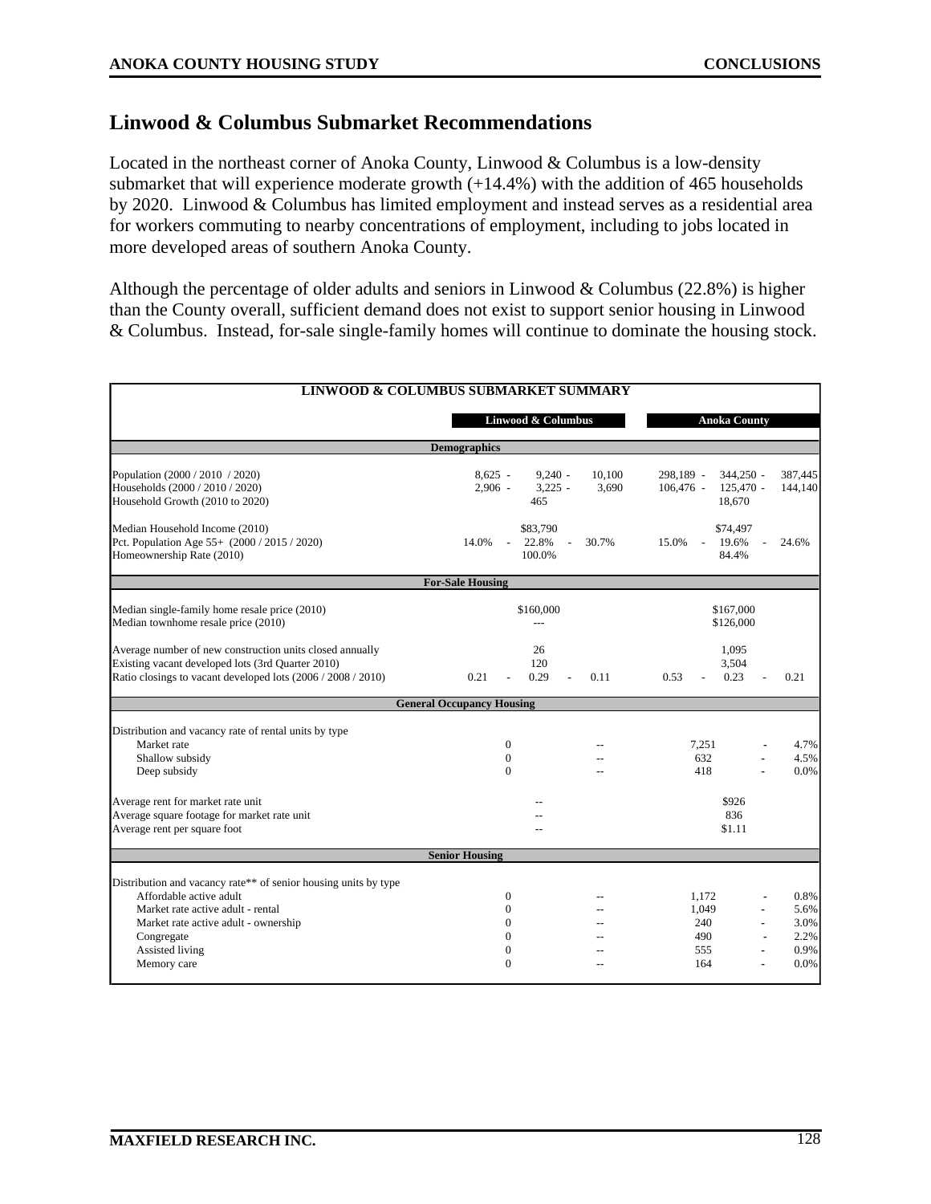## Linwood & Columbus Submarket Recommendations

Located in the northeast corner of Anoka County, Linwood & Columbus is a low-density submarket that will experience moderate growth (+14.4%) with the addition of 465 households by 2020. Linwood & Columbus has limited employment and instead serves as a residential area for workers commuting to nearby concentrations of employment, including to jobs located in more developed areas of southern Anoka County.

Although the percentage of older adults and seniors in Linwood & Columbus (22.8%) is higher than the County overall, sufficient demand does not exist to support senior housing in Linwood & Columbus. Instead, for-sale single-family homes will continue to dominate the housing stock.

| LINWOOD & COLUMBUS SUBMARKET SUMMARY | | | | | | |
|---|---|---|---|---|---|---|
| | Linwood & Columbus | | | Anoka County | | |
| **Demographics** | | | | | | |
| Population (2000 / 2010 / 2020) | 8,625 - | 9,240 - | 10,100 | 298,189 - | 344,250 - | 387,445 |
| Households (2000 / 2010 / 2020) | 2,906 - | 3,225 - | 3,690 | 106,476 - | 125,470 - | 144,140 |
| Household Growth (2010 to 2020) | | 465 | | | 18,670 | |
| Median Household Income (2010) | | $83,790 | | | $74,497 | |
| Pct. Population Age 55+ (2000 / 2015 / 2020) | 14.0% - | 22.8% - | 30.7% | 15.0% - | 19.6% - | 24.6% |
| Homeownership Rate (2010) | | 100.0% | | | 84.4% | |
| **For-Sale Housing** | | | | | | |
| Median single-family home resale price (2010) | | $160,000 | | | $167,000 | |
| Median townhome resale price (2010) | | --- | | | $126,000 | |
| Average number of new construction units closed annually | | 26 | | | 1,095 | |
| Existing vacant developed lots (3rd Quarter 2010) | | 120 | | | 3,504 | |
| Ratio closings to vacant developed lots (2006 / 2008 / 2010) | 0.21 - | 0.29 - | 0.11 | 0.53 - | 0.23 - | 0.21 |
| **General Occupancy Housing** | | | | | | |
| Distribution and vacancy rate of rental units by type | | | | | | |
| Market rate | 0 | | -- | 7,251 | - | 4.7% |
| Shallow subsidy | 0 | | -- | 632 | - | 4.5% |
| Deep subsidy | 0 | | -- | 418 | - | 0.0% |
| Average rent for market rate unit | | -- | | | $926 | |
| Average square footage for market rate unit | | -- | | | 836 | |
| Average rent per square foot | | -- | | | $1.11 | |
| **Senior Housing** | | | | | | |
| Distribution and vacancy rate** of senior housing units by type | | | | | | |
| Affordable active adult | 0 | | -- | 1,172 | - | 0.8% |
| Market rate active adult - rental | 0 | | -- | 1,049 | - | 5.6% |
| Market rate active adult - ownership | 0 | | -- | 240 | - | 3.0% |
| Congregate | 0 | | -- | 490 | - | 2.2% |
| Assisted living | 0 | | -- | 555 | - | 0.9% |
| Memory care | 0 | | -- | 164 | - | 0.0% |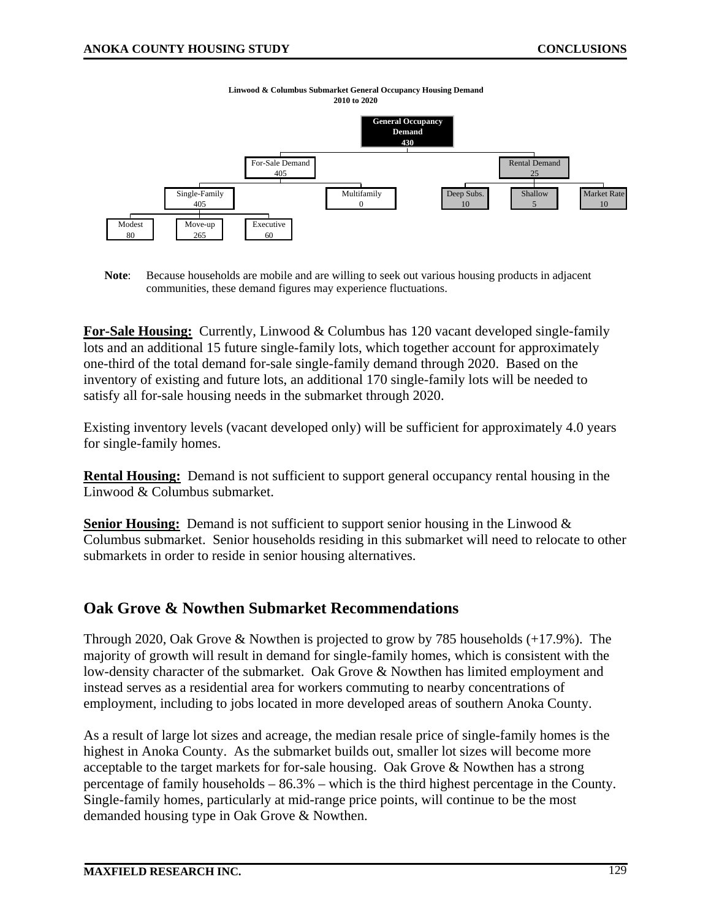**Linwood & Columbus Submarket General Occupancy Housing Demand**
**2010 to 2020**

- **General Occupancy Demand: 430**
  - For-Sale Demand: 405
    - Single-Family: 405
      - Modest: 80
      - Move-up: 265
      - Executive: 60
    - Multifamily: 0
  - Rental Demand: 25
    - Deep Subs.: 10
    - Shallow: 5
    - Market Rate: 10

**Note**: Because households are mobile and are willing to seek out various housing products in adjacent communities, these demand figures may experience fluctuations.

**For-Sale Housing:** Currently, Linwood & Columbus has 120 vacant developed single-family lots and an additional 15 future single-family lots, which together account for approximately one-third of the total demand for-sale single-family demand through 2020. Based on the inventory of existing and future lots, an additional 170 single-family lots will be needed to satisfy all for-sale housing needs in the submarket through 2020.

Existing inventory levels (vacant developed only) will be sufficient for approximately 4.0 years for single-family homes.

**Rental Housing:** Demand is not sufficient to support general occupancy rental housing in the Linwood & Columbus submarket.

**Senior Housing:** Demand is not sufficient to support senior housing in the Linwood & Columbus submarket. Senior households residing in this submarket will need to relocate to other submarkets in order to reside in senior housing alternatives.

## Oak Grove & Nowthen Submarket Recommendations

Through 2020, Oak Grove & Nowthen is projected to grow by 785 households (+17.9%). The majority of growth will result in demand for single-family homes, which is consistent with the low-density character of the submarket. Oak Grove & Nowthen has limited employment and instead serves as a residential area for workers commuting to nearby concentrations of employment, including to jobs located in more developed areas of southern Anoka County.

As a result of large lot sizes and acreage, the median resale price of single-family homes is the highest in Anoka County. As the submarket builds out, smaller lot sizes will become more acceptable to the target markets for for-sale housing. Oak Grove & Nowthen has a strong percentage of family households – 86.3% – which is the third highest percentage in the County. Single-family homes, particularly at mid-range price points, will continue to be the most demanded housing type in Oak Grove & Nowthen.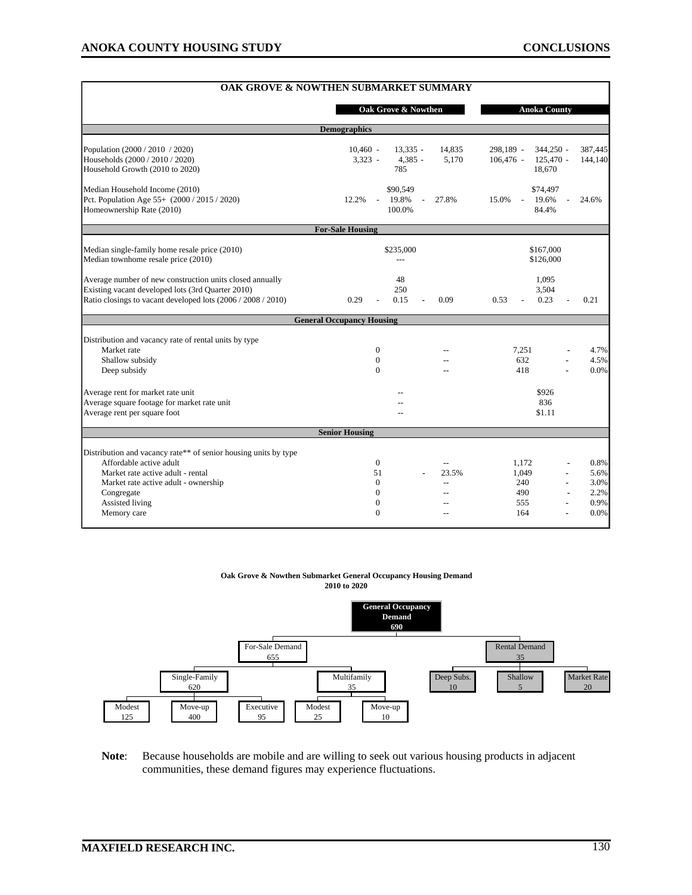## OAK GROVE & NOWTHEN SUBMARKET SUMMARY

| | Oak Grove & Nowthen | | | Anoka County | | |
|---|---|---|---|---|---|---|
| **Demographics** | | | | | | |
| Population (2000 / 2010 / 2020) | 10,460 - | 13,335 - | 14,835 | 298,189 - | 344,250 - | 387,445 |
| Households (2000 / 2010 / 2020) | 3,323 - | 4,385 - | 5,170 | 106,476 - | 125,470 - | 144,140 |
| Household Growth (2010 to 2020) | | 785 | | | 18,670 | |
| Median Household Income (2010) | | $90,549 | | | $74,497 | |
| Pct. Population Age 55+ (2000 / 2015 / 2020) | 12.2% - | 19.8% - | 27.8% | 15.0% - | 19.6% - | 24.6% |
| Homeownership Rate (2010) | | 100.0% | | | 84.4% | |
| **For-Sale Housing** | | | | | | |
| Median single-family home resale price (2010) | | $235,000 | | | $167,000 | |
| Median townhome resale price (2010) | | --- | | | $126,000 | |
| Average number of new construction units closed annually | | 48 | | | 1,095 | |
| Existing vacant developed lots (3rd Quarter 2010) | | 250 | | | 3,504 | |
| Ratio closings to vacant developed lots (2006 / 2008 / 2010) | 0.29 - | 0.15 - | 0.09 | 0.53 - | 0.23 - | 0.21 |
| **General Occupancy Housing** | | | | | | |
| Distribution and vacancy rate of rental units by type | | | | | | |
| Market rate | 0 | | -- | 7,251 | - | 4.7% |
| Shallow subsidy | 0 | | -- | 632 | - | 4.5% |
| Deep subsidy | 0 | | -- | 418 | - | 0.0% |
| Average rent for market rate unit | | -- | | | $926 | |
| Average square footage for market rate unit | | -- | | | 836 | |
| Average rent per square foot | | -- | | | $1.11 | |
| **Senior Housing** | | | | | | |
| Distribution and vacancy rate** of senior housing units by type | | | | | | |
| Affordable active adult | 0 | | -- | 1,172 | - | 0.8% |
| Market rate active adult - rental | 51 | - | 23.5% | 1,049 | - | 5.6% |
| Market rate active adult - ownership | 0 | | -- | 240 | - | 3.0% |
| Congregate | 0 | | -- | 490 | - | 2.2% |
| Assisted living | 0 | | -- | 555 | - | 0.9% |
| Memory care | 0 | | -- | 164 | - | 0.0% |

**Oak Grove & Nowthen Submarket General Occupancy Housing Demand**
**2010 to 2020**

- **General Occupancy Demand: 690**
  - For-Sale Demand: 655
    - Single-Family: 620
      - Modest: 125
      - Move-up: 400
      - Executive: 95
    - Multifamily: 35
      - Modest: 25
      - Move-up: 10
  - Rental Demand: 35
    - Deep Subs.: 10
    - Shallow: 5
    - Market Rate: 20

**Note**: Because households are mobile and are willing to seek out various housing products in adjacent communities, these demand figures may experience fluctuations.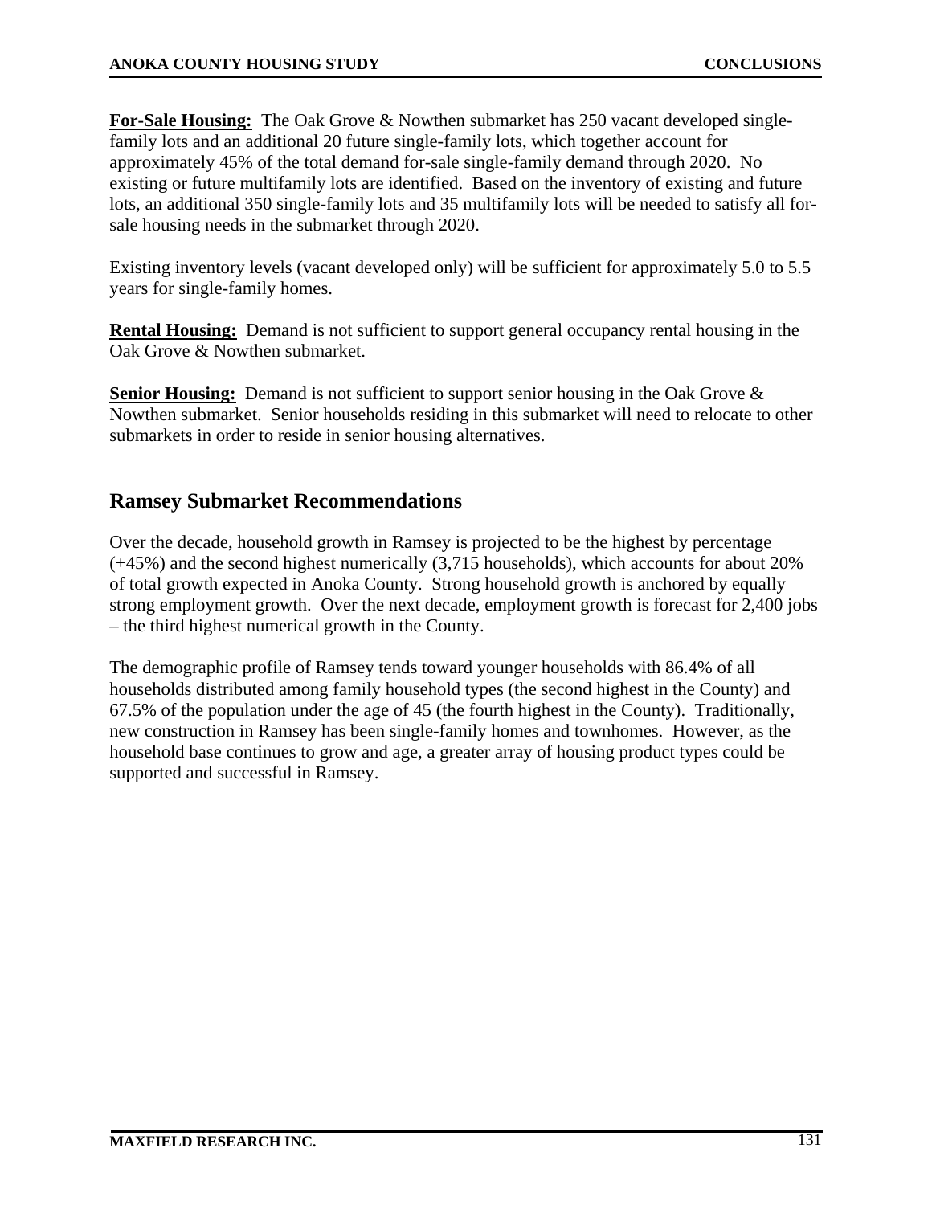**For-Sale Housing:** The Oak Grove & Nowthen submarket has 250 vacant developed single-family lots and an additional 20 future single-family lots, which together account for approximately 45% of the total demand for-sale single-family demand through 2020. No existing or future multifamily lots are identified. Based on the inventory of existing and future lots, an additional 350 single-family lots and 35 multifamily lots will be needed to satisfy all for-sale housing needs in the submarket through 2020.

Existing inventory levels (vacant developed only) will be sufficient for approximately 5.0 to 5.5 years for single-family homes.

**Rental Housing:** Demand is not sufficient to support general occupancy rental housing in the Oak Grove & Nowthen submarket.

**Senior Housing:** Demand is not sufficient to support senior housing in the Oak Grove & Nowthen submarket. Senior households residing in this submarket will need to relocate to other submarkets in order to reside in senior housing alternatives.

## Ramsey Submarket Recommendations

Over the decade, household growth in Ramsey is projected to be the highest by percentage (+45%) and the second highest numerically (3,715 households), which accounts for about 20% of total growth expected in Anoka County. Strong household growth is anchored by equally strong employment growth. Over the next decade, employment growth is forecast for 2,400 jobs – the third highest numerical growth in the County.

The demographic profile of Ramsey tends toward younger households with 86.4% of all households distributed among family household types (the second highest in the County) and 67.5% of the population under the age of 45 (the fourth highest in the County). Traditionally, new construction in Ramsey has been single-family homes and townhomes. However, as the household base continues to grow and age, a greater array of housing product types could be supported and successful in Ramsey.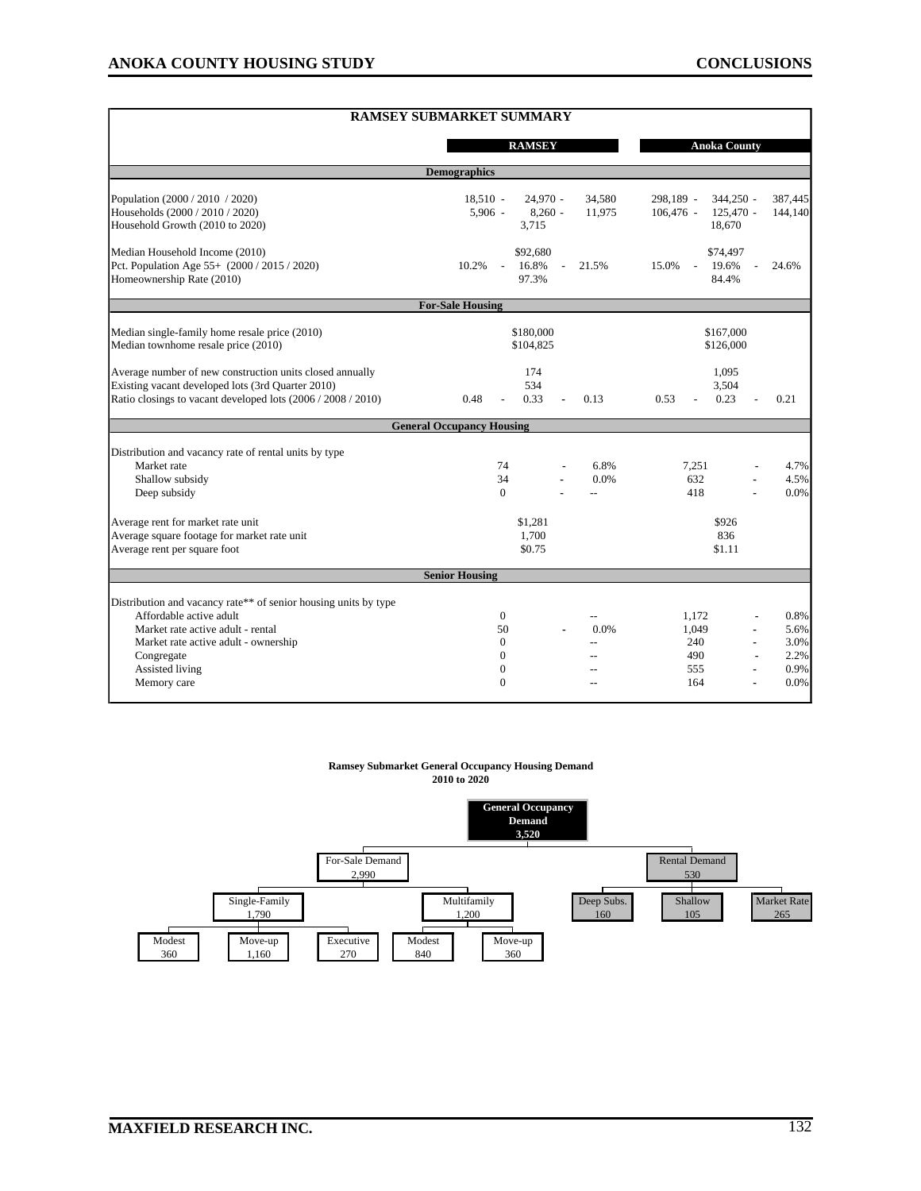## RAMSEY SUBMARKET SUMMARY

| | RAMSEY | Anoka County |
|---|---|---|
| **Demographics** | | |
| Population (2000 / 2010 / 2020) | 18,510 - 24,970 - 34,580 | 298,189 - 344,250 - 387,445 |
| Households (2000 / 2010 / 2020) | 5,906 - 8,260 - 11,975 | 106,476 - 125,470 - 144,140 |
| Household Growth (2010 to 2020) | 3,715 | 18,670 |
| Median Household Income (2010) | $92,680 | $74,497 |
| Pct. Population Age 55+ (2000 / 2015 / 2020) | 10.2% - 16.8% - 21.5% | 15.0% - 19.6% - 24.6% |
| Homeownership Rate (2010) | 97.3% | 84.4% |
| **For-Sale Housing** | | |
| Median single-family home resale price (2010) | $180,000 | $167,000 |
| Median townhome resale price (2010) | $104,825 | $126,000 |
| Average number of new construction units closed annually | 174 | 1,095 |
| Existing vacant developed lots (3rd Quarter 2010) | 534 | 3,504 |
| Ratio closings to vacant developed lots (2006 / 2008 / 2010) | 0.48 - 0.33 - 0.13 | 0.53 - 0.23 - 0.21 |
| **General Occupancy Housing** | | |
| Distribution and vacancy rate of rental units by type | | |
| Market rate | 74 - 6.8% | 7,251 - 4.7% |
| Shallow subsidy | 34 - 0.0% | 632 - 4.5% |
| Deep subsidy | 0 - -- | 418 - 0.0% |
| Average rent for market rate unit | $1,281 | $926 |
| Average square footage for market rate unit | 1,700 | 836 |
| Average rent per square foot | $0.75 | $1.11 |
| **Senior Housing** | | |
| Distribution and vacancy rate** of senior housing units by type | | |
| Affordable active adult | 0 -- | 1,172 - 0.8% |
| Market rate active adult - rental | 50 - 0.0% | 1,049 - 5.6% |
| Market rate active adult - ownership | 0 -- | 240 - 3.0% |
| Congregate | 0 -- | 490 - 2.2% |
| Assisted living | 0 -- | 555 - 0.9% |
| Memory care | 0 -- | 164 - 0.0% |

**Ramsey Submarket General Occupancy Housing Demand**
**2010 to 2020**

- **General Occupancy Demand: 3,520**
  - For-Sale Demand: 2,990
    - Single-Family: 1,790
      - Modest: 360
      - Move-up: 1,160
      - Executive: 270
    - Multifamily: 1,200
      - Modest: 840
      - Move-up: 360
  - Rental Demand: 530
    - Deep Subs.: 160
    - Shallow: 105
    - Market Rate: 265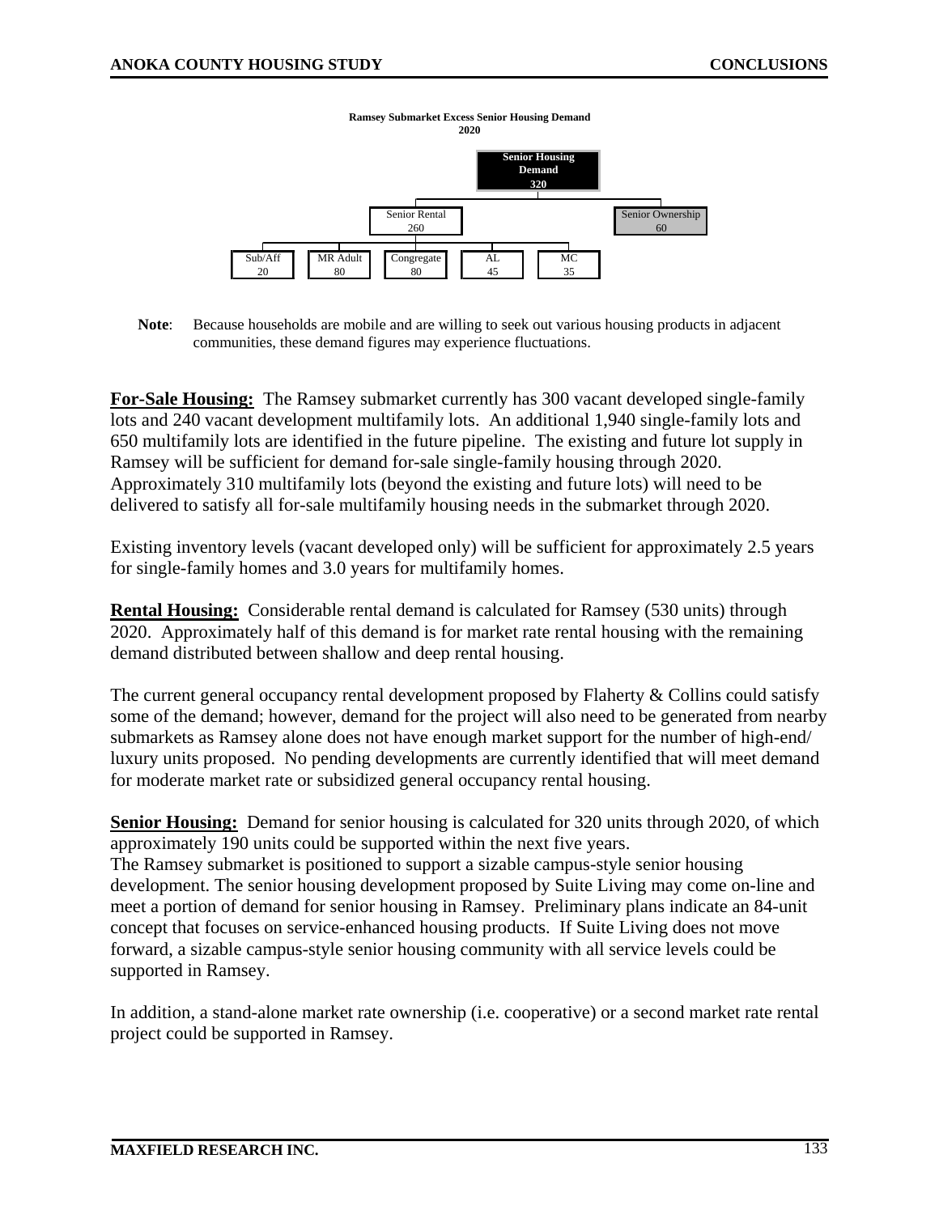**Ramsey Submarket Excess Senior Housing Demand**
**2020**

- **Senior Housing Demand 320**
  - Senior Rental 260
    - Sub/Aff 20
    - MR Adult 80
    - Congregate 80
    - AL 45
    - MC 35
  - Senior Ownership 60

**Note**: Because households are mobile and are willing to seek out various housing products in adjacent communities, these demand figures may experience fluctuations.

**For-Sale Housing:** The Ramsey submarket currently has 300 vacant developed single-family lots and 240 vacant development multifamily lots. An additional 1,940 single-family lots and 650 multifamily lots are identified in the future pipeline. The existing and future lot supply in Ramsey will be sufficient for demand for-sale single-family housing through 2020. Approximately 310 multifamily lots (beyond the existing and future lots) will need to be delivered to satisfy all for-sale multifamily housing needs in the submarket through 2020.

Existing inventory levels (vacant developed only) will be sufficient for approximately 2.5 years for single-family homes and 3.0 years for multifamily homes.

**Rental Housing:** Considerable rental demand is calculated for Ramsey (530 units) through 2020. Approximately half of this demand is for market rate rental housing with the remaining demand distributed between shallow and deep rental housing.

The current general occupancy rental development proposed by Flaherty & Collins could satisfy some of the demand; however, demand for the project will also need to be generated from nearby submarkets as Ramsey alone does not have enough market support for the number of high-end/luxury units proposed. No pending developments are currently identified that will meet demand for moderate market rate or subsidized general occupancy rental housing.

**Senior Housing:** Demand for senior housing is calculated for 320 units through 2020, of which approximately 190 units could be supported within the next five years.
The Ramsey submarket is positioned to support a sizable campus-style senior housing development. The senior housing development proposed by Suite Living may come on-line and meet a portion of demand for senior housing in Ramsey. Preliminary plans indicate an 84-unit concept that focuses on service-enhanced housing products. If Suite Living does not move forward, a sizable campus-style senior housing community with all service levels could be supported in Ramsey.

In addition, a stand-alone market rate ownership (i.e. cooperative) or a second market rate rental project could be supported in Ramsey.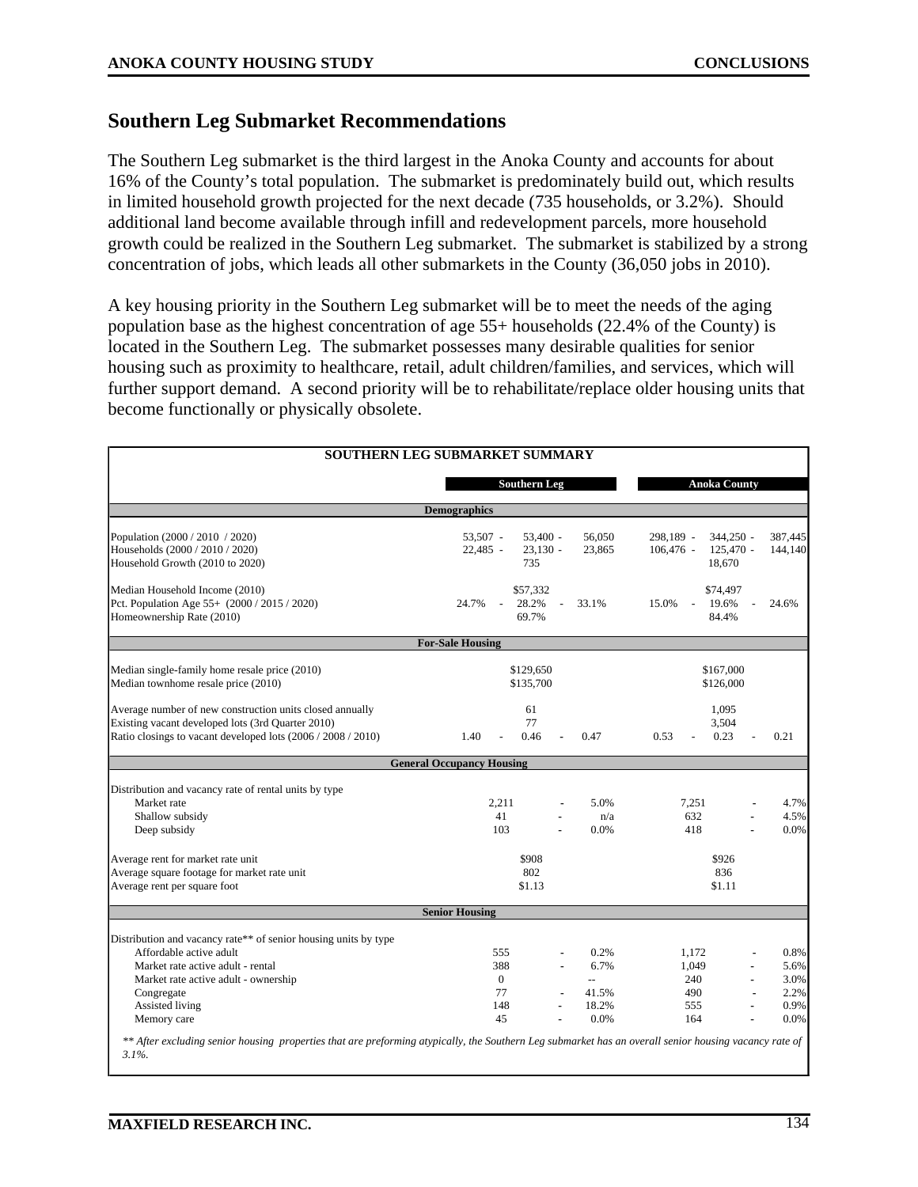## Southern Leg Submarket Recommendations

The Southern Leg submarket is the third largest in the Anoka County and accounts for about 16% of the County's total population. The submarket is predominately build out, which results in limited household growth projected for the next decade (735 households, or 3.2%). Should additional land become available through infill and redevelopment parcels, more household growth could be realized in the Southern Leg submarket. The submarket is stabilized by a strong concentration of jobs, which leads all other submarkets in the County (36,050 jobs in 2010).

A key housing priority in the Southern Leg submarket will be to meet the needs of the aging population base as the highest concentration of age 55+ households (22.4% of the County) is located in the Southern Leg. The submarket possesses many desirable qualities for senior housing such as proximity to healthcare, retail, adult children/families, and services, which will further support demand. A second priority will be to rehabilitate/replace older housing units that become functionally or physically obsolete.

**SOUTHERN LEG SUBMARKET SUMMARY**

| | Southern Leg | | | Anoka County | | |
|---|---|---|---|---|---|---|
| **Demographics** | | | | | | |
| Population (2000 / 2010 / 2020) | 53,507 - | 53,400 - | 56,050 | 298,189 - | 344,250 - | 387,445 |
| Households (2000 / 2010 / 2020) | 22,485 - | 23,130 - | 23,865 | 106,476 - | 125,470 - | 144,140 |
| Household Growth (2010 to 2020) | | 735 | | | 18,670 | |
| Median Household Income (2010) | | $57,332 | | | $74,497 | |
| Pct. Population Age 55+ (2000 / 2015 / 2020) | 24.7% - | 28.2% - | 33.1% | 15.0% - | 19.6% - | 24.6% |
| Homeownership Rate (2010) | | 69.7% | | | 84.4% | |
| **For-Sale Housing** | | | | | | |
| Median single-family home resale price (2010) | | $129,650 | | | $167,000 | |
| Median townhome resale price (2010) | | $135,700 | | | $126,000 | |
| Average number of new construction units closed annually | | 61 | | | 1,095 | |
| Existing vacant developed lots (3rd Quarter 2010) | | 77 | | | 3,504 | |
| Ratio closings to vacant developed lots (2006 / 2008 / 2010) | 1.40 - | 0.46 - | 0.47 | 0.53 - | 0.23 - | 0.21 |
| **General Occupancy Housing** | | | | | | |
| Distribution and vacancy rate of rental units by type | | | | | | |
| Market rate | 2,211 | - | 5.0% | 7,251 | - | 4.7% |
| Shallow subsidy | 41 | - | n/a | 632 | - | 4.5% |
| Deep subsidy | 103 | - | 0.0% | 418 | - | 0.0% |
| Average rent for market rate unit | | $908 | | | $926 | |
| Average square footage for market rate unit | | 802 | | | 836 | |
| Average rent per square foot | | $1.13 | | | $1.11 | |
| **Senior Housing** | | | | | | |
| Distribution and vacancy rate** of senior housing units by type | | | | | | |
| Affordable active adult | 555 | - | 0.2% | 1,172 | - | 0.8% |
| Market rate active adult - rental | 388 | - | 6.7% | 1,049 | - | 5.6% |
| Market rate active adult - ownership | 0 | | -- | 240 | - | 3.0% |
| Congregate | 77 | - | 41.5% | 490 | - | 2.2% |
| Assisted living | 148 | - | 18.2% | 555 | - | 0.9% |
| Memory care | 45 | - | 0.0% | 164 | - | 0.0% |

*** After excluding senior housing properties that are preforming atypically, the Southern Leg submarket has an overall senior housing vacancy rate of 3.1%.*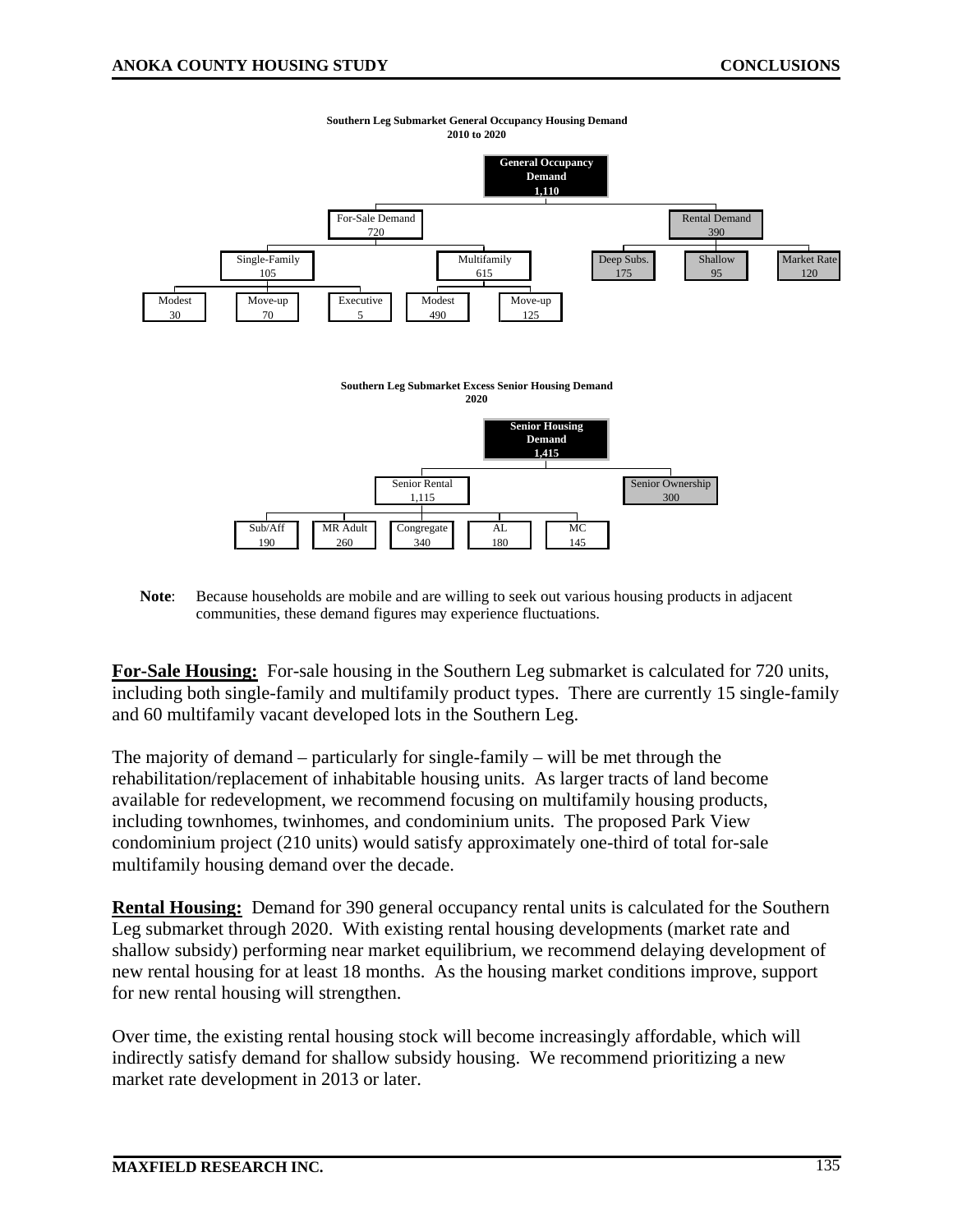**Southern Leg Submarket General Occupancy Housing Demand**
**2010 to 2020**

- **General Occupancy Demand 1,110**
  - For-Sale Demand 720
    - Single-Family 105
      - Modest 30
      - Move-up 70
      - Executive 5
    - Multifamily 615
      - Modest 490
      - Move-up 125
  - Rental Demand 390
    - Deep Subs. 175
    - Shallow 95
    - Market Rate 120

**Southern Leg Submarket Excess Senior Housing Demand**
**2020**

- **Senior Housing Demand 1,415**
  - Senior Rental 1,115
    - Sub/Aff 190
    - MR Adult 260
    - Congregate 340
    - AL 180
    - MC 145
  - Senior Ownership 300

**Note**: Because households are mobile and are willing to seek out various housing products in adjacent communities, these demand figures may experience fluctuations.

**For-Sale Housing:** For-sale housing in the Southern Leg submarket is calculated for 720 units, including both single-family and multifamily product types. There are currently 15 single-family and 60 multifamily vacant developed lots in the Southern Leg.

The majority of demand – particularly for single-family – will be met through the rehabilitation/replacement of inhabitable housing units. As larger tracts of land become available for redevelopment, we recommend focusing on multifamily housing products, including townhomes, twinhomes, and condominium units. The proposed Park View condominium project (210 units) would satisfy approximately one-third of total for-sale multifamily housing demand over the decade.

**Rental Housing:** Demand for 390 general occupancy rental units is calculated for the Southern Leg submarket through 2020. With existing rental housing developments (market rate and shallow subsidy) performing near market equilibrium, we recommend delaying development of new rental housing for at least 18 months. As the housing market conditions improve, support for new rental housing will strengthen.

Over time, the existing rental housing stock will become increasingly affordable, which will indirectly satisfy demand for shallow subsidy housing. We recommend prioritizing a new market rate development in 2013 or later.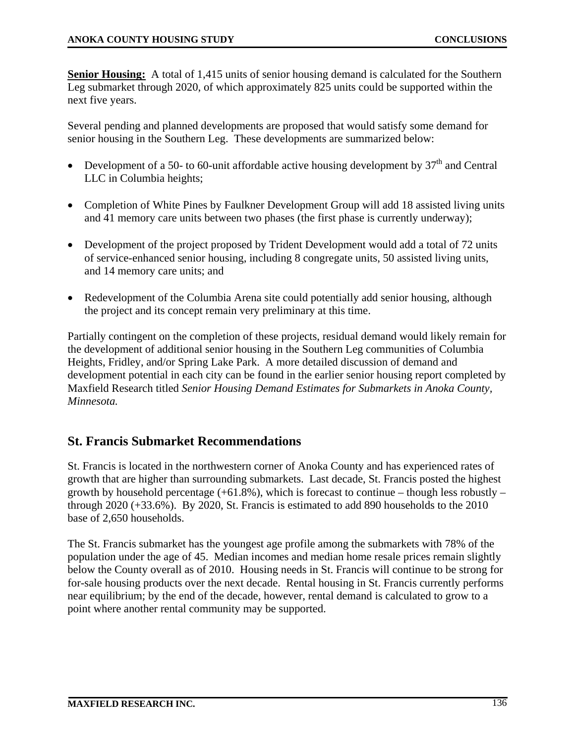**<u>Senior Housing:</u>** A total of 1,415 units of senior housing demand is calculated for the Southern Leg submarket through 2020, of which approximately 825 units could be supported within the next five years.

Several pending and planned developments are proposed that would satisfy some demand for senior housing in the Southern Leg. These developments are summarized below:

- Development of a 50- to 60-unit affordable active housing development by 37th and Central LLC in Columbia heights;
- Completion of White Pines by Faulkner Development Group will add 18 assisted living units and 41 memory care units between two phases (the first phase is currently underway);
- Development of the project proposed by Trident Development would add a total of 72 units of service-enhanced senior housing, including 8 congregate units, 50 assisted living units, and 14 memory care units; and
- Redevelopment of the Columbia Arena site could potentially add senior housing, although the project and its concept remain very preliminary at this time.

Partially contingent on the completion of these projects, residual demand would likely remain for the development of additional senior housing in the Southern Leg communities of Columbia Heights, Fridley, and/or Spring Lake Park. A more detailed discussion of demand and development potential in each city can be found in the earlier senior housing report completed by Maxfield Research titled *Senior Housing Demand Estimates for Submarkets in Anoka County, Minnesota.*

## St. Francis Submarket Recommendations

St. Francis is located in the northwestern corner of Anoka County and has experienced rates of growth that are higher than surrounding submarkets. Last decade, St. Francis posted the highest growth by household percentage (+61.8%), which is forecast to continue – though less robustly – through 2020 (+33.6%). By 2020, St. Francis is estimated to add 890 households to the 2010 base of 2,650 households.

The St. Francis submarket has the youngest age profile among the submarkets with 78% of the population under the age of 45. Median incomes and median home resale prices remain slightly below the County overall as of 2010. Housing needs in St. Francis will continue to be strong for for-sale housing products over the next decade. Rental housing in St. Francis currently performs near equilibrium; by the end of the decade, however, rental demand is calculated to grow to a point where another rental community may be supported.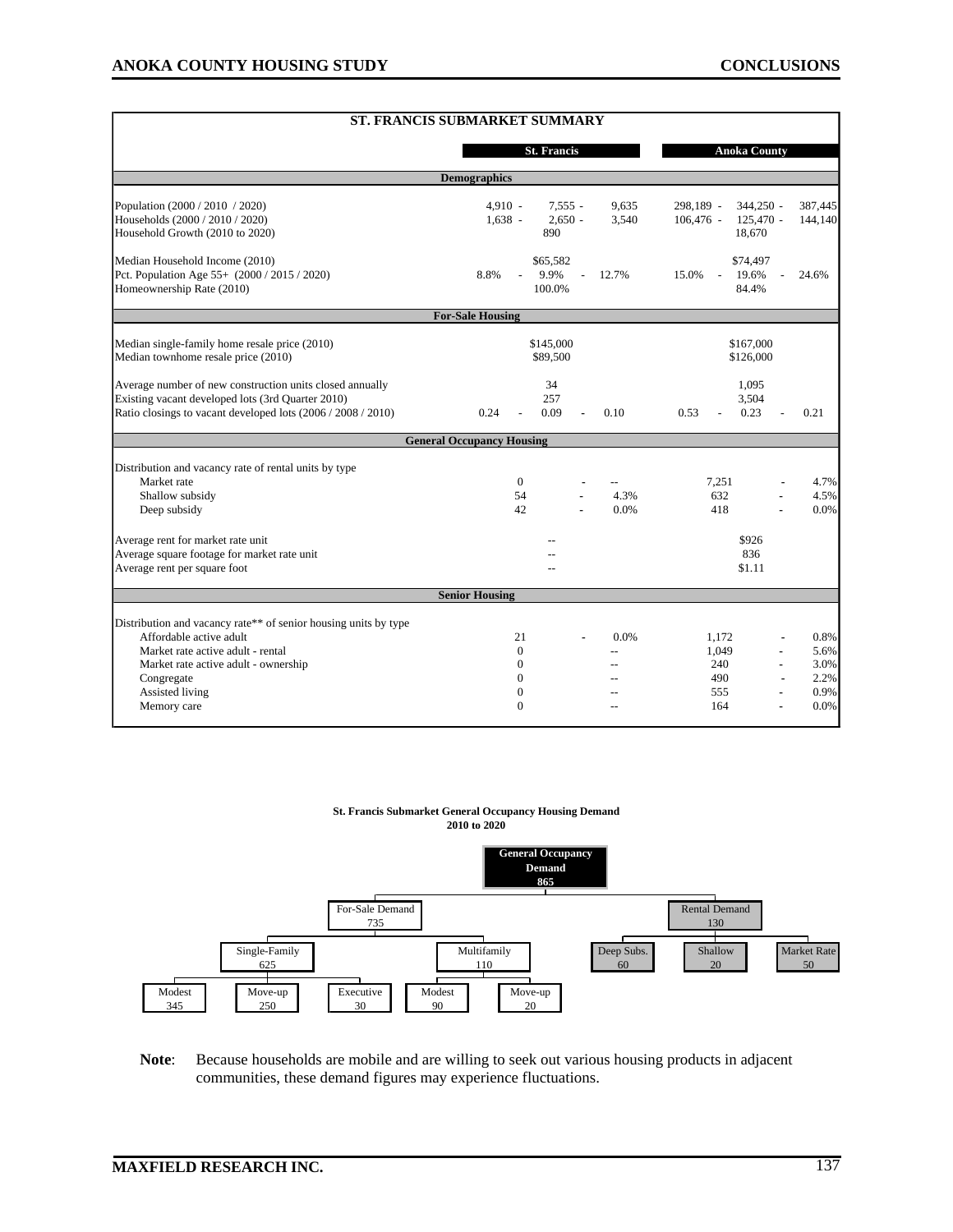## ST. FRANCIS SUBMARKET SUMMARY

| | St. Francis | | | Anoka County | | |
|---|---|---|---|---|---|---|
| **Demographics** | | | | | | |
| Population (2000 / 2010 / 2020) | 4,910 - | 7,555 - | 9,635 | 298,189 - | 344,250 - | 387,445 |
| Households (2000 / 2010 / 2020) | 1,638 - | 2,650 - | 3,540 | 106,476 - | 125,470 - | 144,140 |
| Household Growth (2010 to 2020) | | 890 | | | 18,670 | |
| Median Household Income (2010) | | $65,582 | | | $74,497 | |
| Pct. Population Age 55+ (2000 / 2015 / 2020) | 8.8% - | 9.9% - | 12.7% | 15.0% - | 19.6% - | 24.6% |
| Homeownership Rate (2010) | | 100.0% | | | 84.4% | |
| **For-Sale Housing** | | | | | | |
| Median single-family home resale price (2010) | | $145,000 | | | $167,000 | |
| Median townhome resale price (2010) | | $89,500 | | | $126,000 | |
| Average number of new construction units closed annually | | 34 | | | 1,095 | |
| Existing vacant developed lots (3rd Quarter 2010) | | 257 | | | 3,504 | |
| Ratio closings to vacant developed lots (2006 / 2008 / 2010) | 0.24 - | 0.09 - | 0.10 | 0.53 - | 0.23 - | 0.21 |
| **General Occupancy Housing** | | | | | | |
| Distribution and vacancy rate of rental units by type | | | | | | |
| Market rate | 0 | - | -- | 7,251 | - | 4.7% |
| Shallow subsidy | 54 | - | 4.3% | 632 | - | 4.5% |
| Deep subsidy | 42 | - | 0.0% | 418 | - | 0.0% |
| Average rent for market rate unit | | -- | | | $926 | |
| Average square footage for market rate unit | | -- | | | 836 | |
| Average rent per square foot | | -- | | | $1.11 | |
| **Senior Housing** | | | | | | |
| Distribution and vacancy rate** of senior housing units by type | | | | | | |
| Affordable active adult | 21 | - | 0.0% | 1,172 | - | 0.8% |
| Market rate active adult - rental | 0 | | -- | 1,049 | - | 5.6% |
| Market rate active adult - ownership | 0 | | -- | 240 | - | 3.0% |
| Congregate | 0 | | -- | 490 | - | 2.2% |
| Assisted living | 0 | | -- | 555 | - | 0.9% |
| Memory care | 0 | | -- | 164 | - | 0.0% |

**St. Francis Submarket General Occupancy Housing Demand**
**2010 to 2020**

- **General Occupancy Demand: 865**
  - For-Sale Demand: 735
    - Single-Family: 625
      - Modest: 345
      - Move-up: 250
      - Executive: 30
    - Multifamily: 110
      - Modest: 90
      - Move-up: 20
  - Rental Demand: 130
    - Deep Subs.: 60
    - Shallow: 20
    - Market Rate: 50

**Note**: Because households are mobile and are willing to seek out various housing products in adjacent communities, these demand figures may experience fluctuations.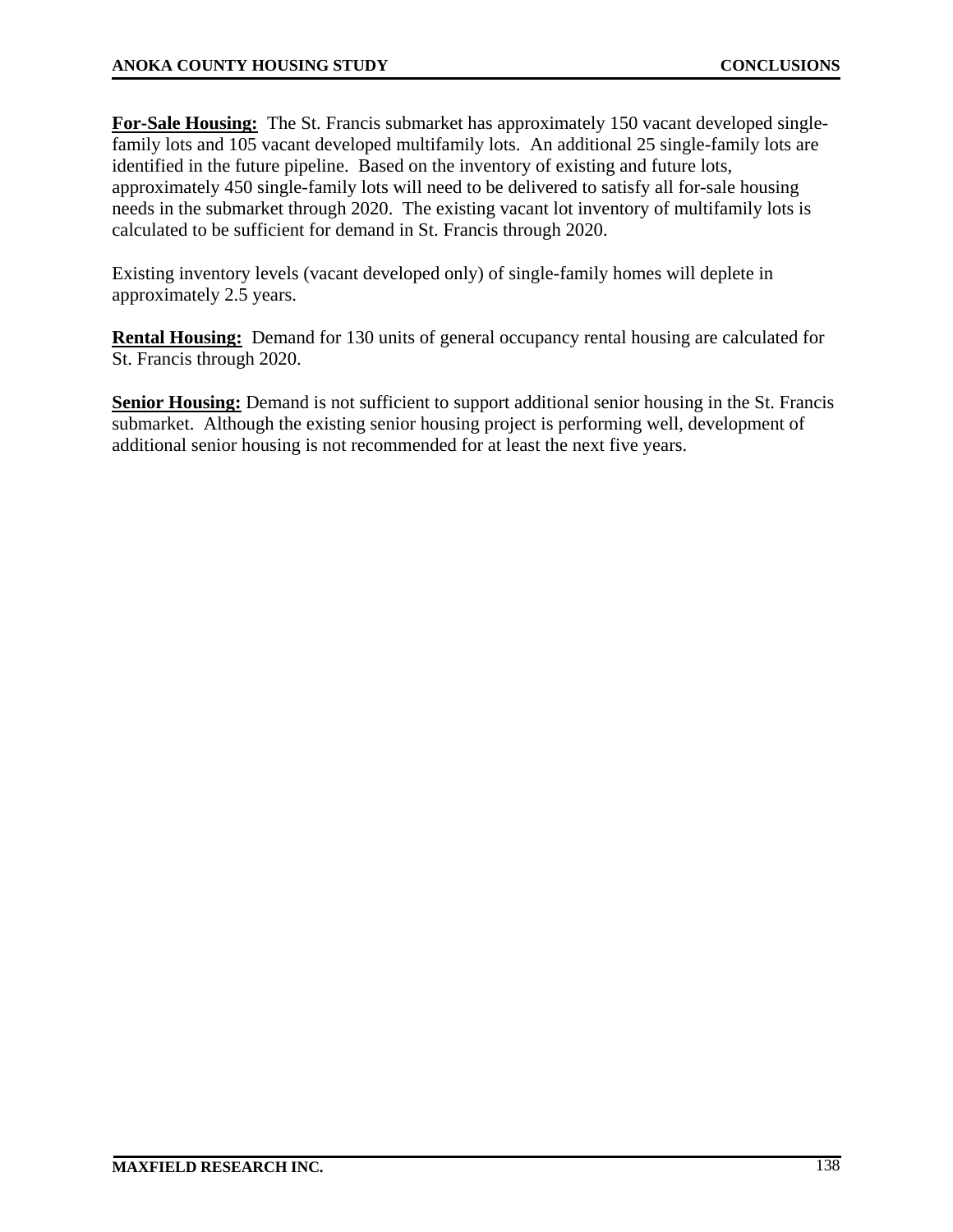**For-Sale Housing:** The St. Francis submarket has approximately 150 vacant developed single-family lots and 105 vacant developed multifamily lots. An additional 25 single-family lots are identified in the future pipeline. Based on the inventory of existing and future lots, approximately 450 single-family lots will need to be delivered to satisfy all for-sale housing needs in the submarket through 2020. The existing vacant lot inventory of multifamily lots is calculated to be sufficient for demand in St. Francis through 2020.

Existing inventory levels (vacant developed only) of single-family homes will deplete in approximately 2.5 years.

**Rental Housing:** Demand for 130 units of general occupancy rental housing are calculated for St. Francis through 2020.

**Senior Housing:** Demand is not sufficient to support additional senior housing in the St. Francis submarket. Although the existing senior housing project is performing well, development of additional senior housing is not recommended for at least the next five years.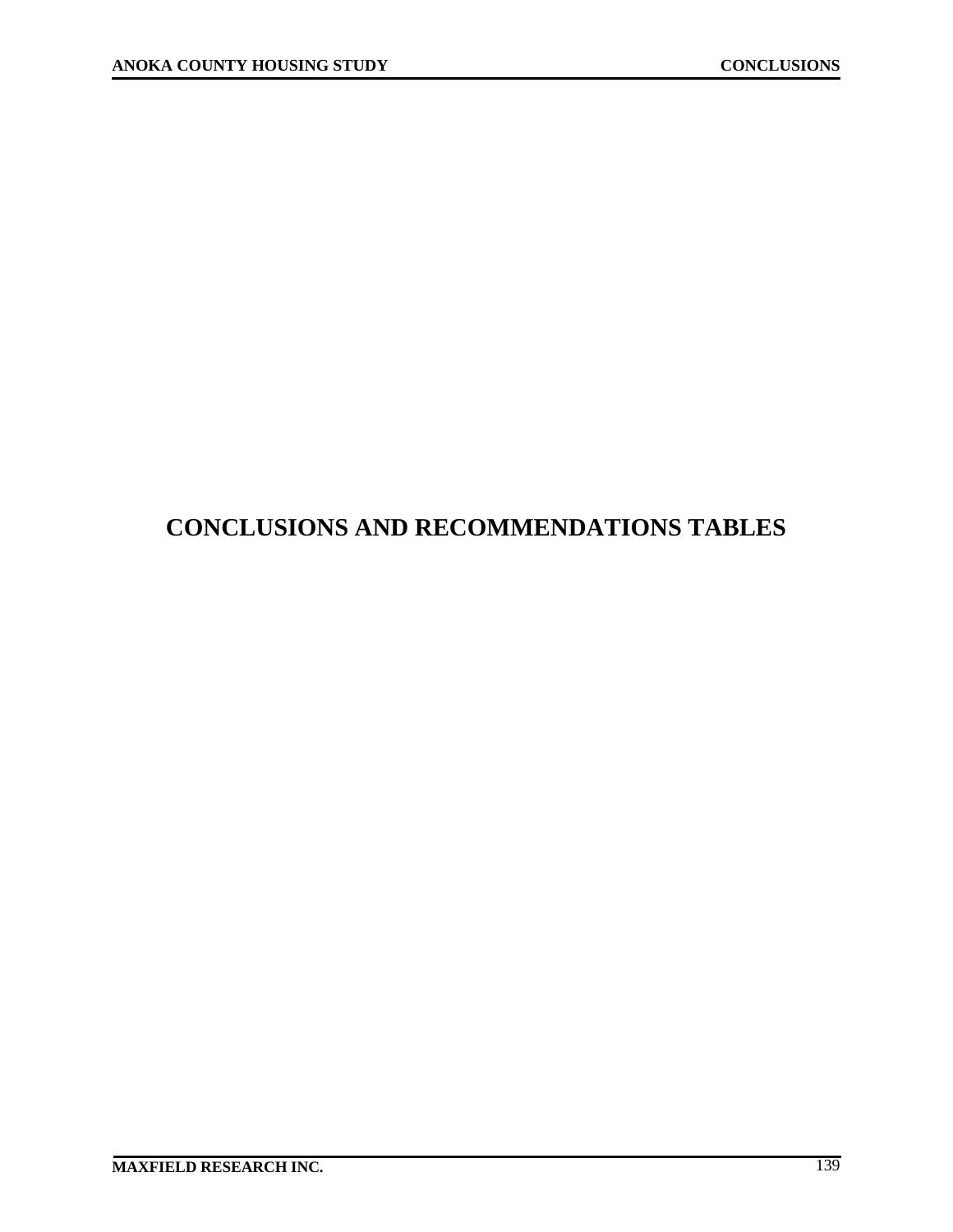# CONCLUSIONS AND RECOMMENDATIONS TABLES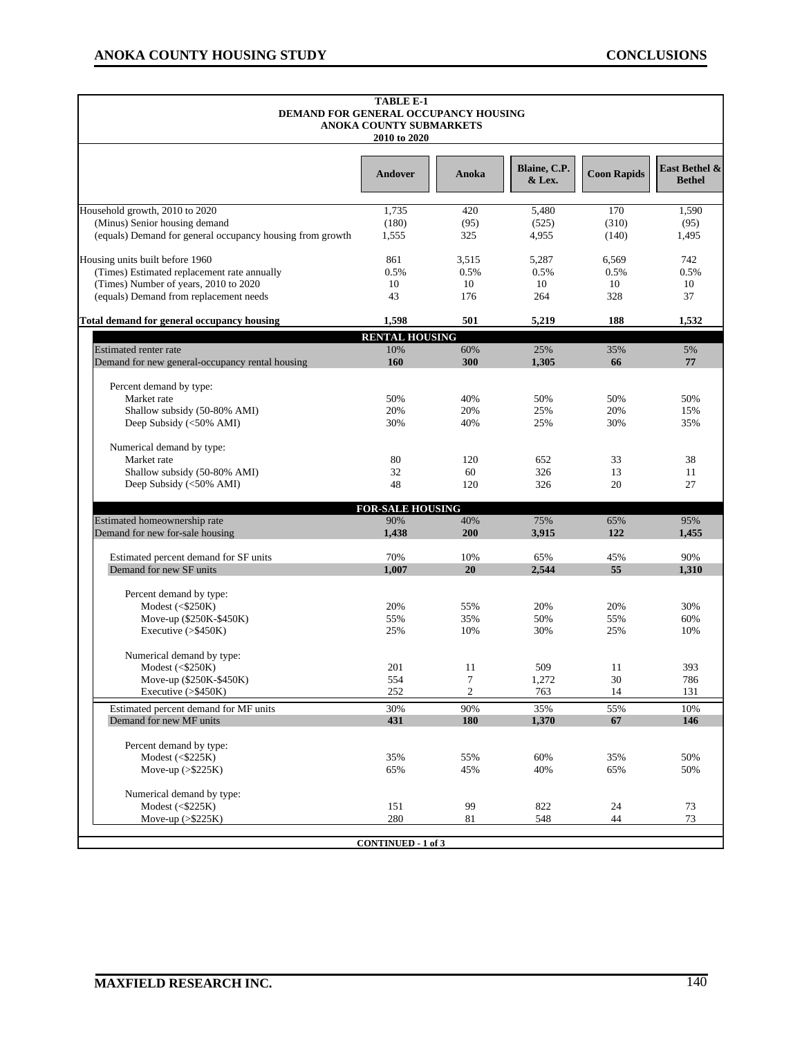**TABLE E-1**
**DEMAND FOR GENERAL OCCUPANCY HOUSING**
**ANOKA COUNTY SUBMARKETS**
**2010 to 2020**

| | Andover | Anoka | Blaine, C.P. & Lex. | Coon Rapids | East Bethel & Bethel |
|---|---|---|---|---|---|
| Household growth, 2010 to 2020 | 1,735 | 420 | 5,480 | 170 | 1,590 |
| (Minus) Senior housing demand | (180) | (95) | (525) | (310) | (95) |
| (equals) Demand for general occupancy housing from growth | 1,555 | 325 | 4,955 | (140) | 1,495 |
| Housing units built before 1960 | 861 | 3,515 | 5,287 | 6,569 | 742 |
| (Times) Estimated replacement rate annually | 0.5% | 0.5% | 0.5% | 0.5% | 0.5% |
| (Times) Number of years, 2010 to 2020 | 10 | 10 | 10 | 10 | 10 |
| (equals) Demand from replacement needs | 43 | 176 | 264 | 328 | 37 |
| **Total demand for general occupancy housing** | **1,598** | **501** | **5,219** | **188** | **1,532** |
| **RENTAL HOUSING** | | | | | |
| Estimated renter rate | 10% | 60% | 25% | 35% | 5% |
| Demand for new general-occupancy rental housing | **160** | **300** | **1,305** | **66** | **77** |
| Percent demand by type: | | | | | |
| Market rate | 50% | 40% | 50% | 50% | 50% |
| Shallow subsidy (50-80% AMI) | 20% | 20% | 25% | 20% | 15% |
| Deep Subsidy (<50% AMI) | 30% | 40% | 25% | 30% | 35% |
| Numerical demand by type: | | | | | |
| Market rate | 80 | 120 | 652 | 33 | 38 |
| Shallow subsidy (50-80% AMI) | 32 | 60 | 326 | 13 | 11 |
| Deep Subsidy (<50% AMI) | 48 | 120 | 326 | 20 | 27 |
| **FOR-SALE HOUSING** | | | | | |
| Estimated homeownership rate | 90% | 40% | 75% | 65% | 95% |
| Demand for new for-sale housing | **1,438** | **200** | **3,915** | **122** | **1,455** |
| Estimated percent demand for SF units | 70% | 10% | 65% | 45% | 90% |
| Demand for new SF units | **1,007** | **20** | **2,544** | **55** | **1,310** |
| Percent demand by type: | | | | | |
| Modest (<$250K) | 20% | 55% | 20% | 20% | 30% |
| Move-up ($250K-$450K) | 55% | 35% | 50% | 55% | 60% |
| Executive (>$450K) | 25% | 10% | 30% | 25% | 10% |
| Numerical demand by type: | | | | | |
| Modest (<$250K) | 201 | 11 | 509 | 11 | 393 |
| Move-up ($250K-$450K) | 554 | 7 | 1,272 | 30 | 786 |
| Executive (>$450K) | 252 | 2 | 763 | 14 | 131 |
| Estimated percent demand for MF units | 30% | 90% | 35% | 55% | 10% |
| Demand for new MF units | **431** | **180** | **1,370** | **67** | **146** |
| Percent demand by type: | | | | | |
| Modest (<$225K) | 35% | 55% | 60% | 35% | 50% |
| Move-up (>$225K) | 65% | 45% | 40% | 65% | 50% |
| Numerical demand by type: | | | | | |
| Modest (<$225K) | 151 | 99 | 822 | 24 | 73 |
| Move-up (>$225K) | 280 | 81 | 548 | 44 | 73 |

**CONTINUED - 1 of 3**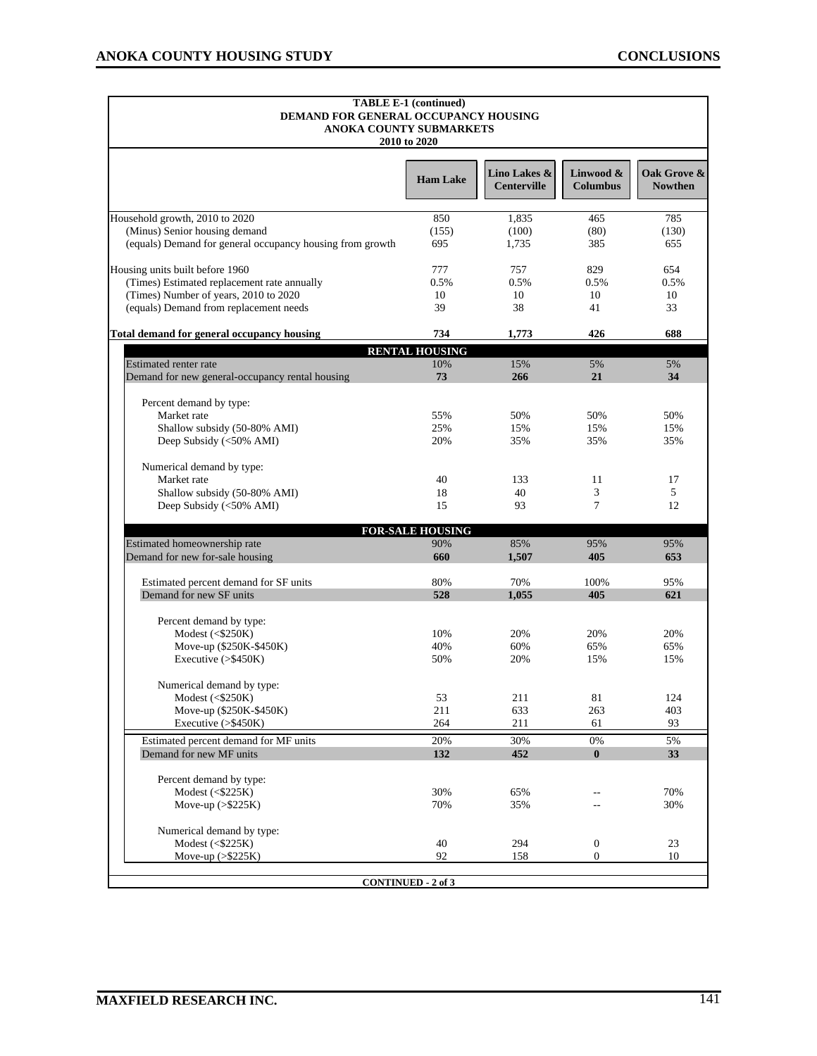**TABLE E-1 (continued)**
**DEMAND FOR GENERAL OCCUPANCY HOUSING**
**ANOKA COUNTY SUBMARKETS**
**2010 to 2020**

| | Ham Lake | Lino Lakes & Centerville | Linwood & Columbus | Oak Grove & Nowthen |
|---|---|---|---|---|
| Household growth, 2010 to 2020 | 850 | 1,835 | 465 | 785 |
| (Minus) Senior housing demand | (155) | (100) | (80) | (130) |
| (equals) Demand for general occupancy housing from growth | 695 | 1,735 | 385 | 655 |
| Housing units built before 1960 | 777 | 757 | 829 | 654 |
| (Times) Estimated replacement rate annually | 0.5% | 0.5% | 0.5% | 0.5% |
| (Times) Number of years, 2010 to 2020 | 10 | 10 | 10 | 10 |
| (equals) Demand from replacement needs | 39 | 38 | 41 | 33 |
| **Total demand for general occupancy housing** | **734** | **1,773** | **426** | **688** |
| **RENTAL HOUSING** | | | | |
| Estimated renter rate | 10% | 15% | 5% | 5% |
| Demand for new general-occupancy rental housing | **73** | **266** | **21** | **34** |
| Percent demand by type: | | | | |
| Market rate | 55% | 50% | 50% | 50% |
| Shallow subsidy (50-80% AMI) | 25% | 15% | 15% | 15% |
| Deep Subsidy (<50% AMI) | 20% | 35% | 35% | 35% |
| Numerical demand by type: | | | | |
| Market rate | 40 | 133 | 11 | 17 |
| Shallow subsidy (50-80% AMI) | 18 | 40 | 3 | 5 |
| Deep Subsidy (<50% AMI) | 15 | 93 | 7 | 12 |
| **FOR-SALE HOUSING** | | | | |
| Estimated homeownership rate | 90% | 85% | 95% | 95% |
| Demand for new for-sale housing | **660** | **1,507** | **405** | **653** |
| Estimated percent demand for SF units | 80% | 70% | 100% | 95% |
| Demand for new SF units | **528** | **1,055** | **405** | **621** |
| Percent demand by type: | | | | |
| Modest (<$250K) | 10% | 20% | 20% | 20% |
| Move-up ($250K-$450K) | 40% | 60% | 65% | 65% |
| Executive (>$450K) | 50% | 20% | 15% | 15% |
| Numerical demand by type: | | | | |
| Modest (<$250K) | 53 | 211 | 81 | 124 |
| Move-up ($250K-$450K) | 211 | 633 | 263 | 403 |
| Executive (>$450K) | 264 | 211 | 61 | 93 |
| Estimated percent demand for MF units | 20% | 30% | 0% | 5% |
| Demand for new MF units | **132** | **452** | **0** | **33** |
| Percent demand by type: | | | | |
| Modest (<$225K) | 30% | 65% | -- | 70% |
| Move-up (>$225K) | 70% | 35% | -- | 30% |
| Numerical demand by type: | | | | |
| Modest (<$225K) | 40 | 294 | 0 | 23 |
| Move-up (>$225K) | 92 | 158 | 0 | 10 |

**CONTINUED - 2 of 3**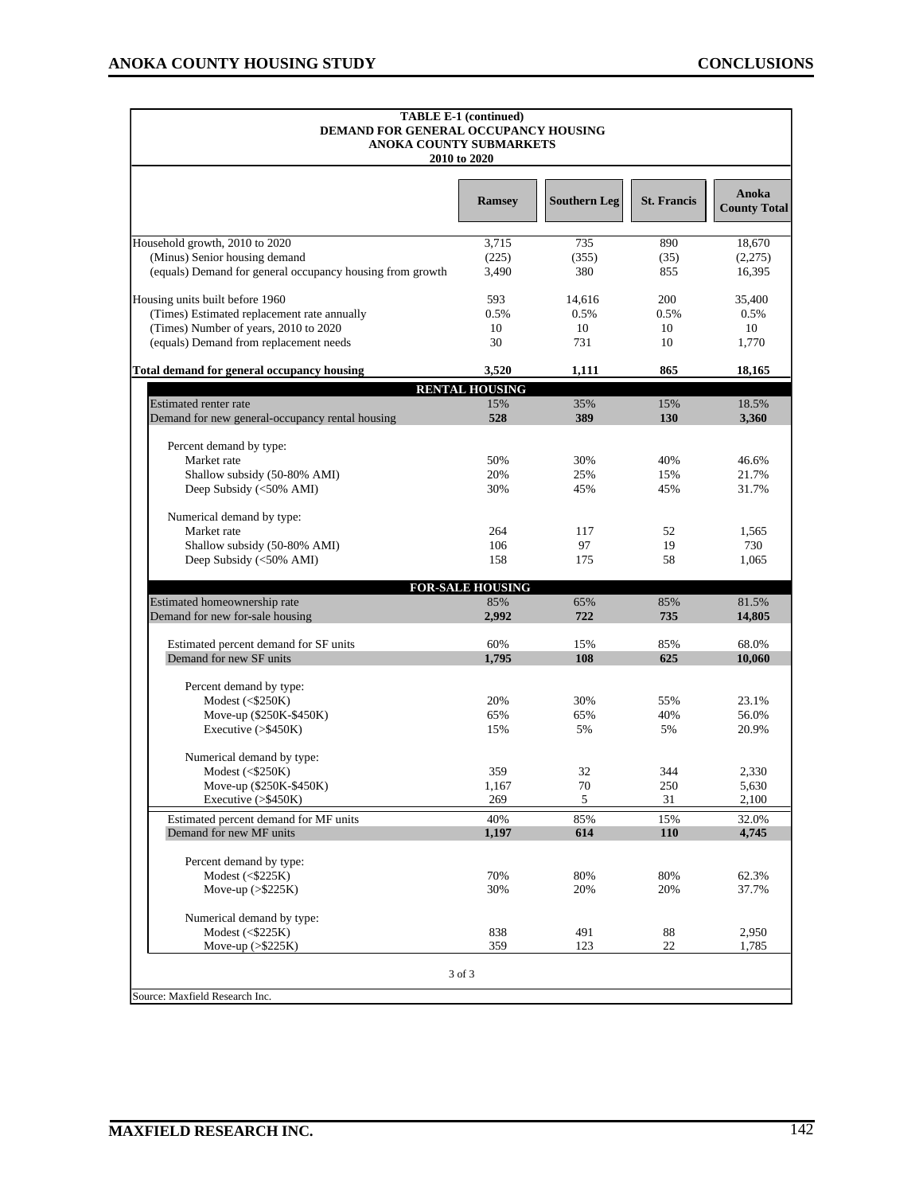**TABLE E-1 (continued)**
**DEMAND FOR GENERAL OCCUPANCY HOUSING**
**ANOKA COUNTY SUBMARKETS**
**2010 to 2020**

| | Ramsey | Southern Leg | St. Francis | Anoka County Total |
|---|---|---|---|---|
| Household growth, 2010 to 2020 | 3,715 | 735 | 890 | 18,670 |
| (Minus) Senior housing demand | (225) | (355) | (35) | (2,275) |
| (equals) Demand for general occupancy housing from growth | 3,490 | 380 | 855 | 16,395 |
| | | | | |
| Housing units built before 1960 | 593 | 14,616 | 200 | 35,400 |
| (Times) Estimated replacement rate annually | 0.5% | 0.5% | 0.5% | 0.5% |
| (Times) Number of years, 2010 to 2020 | 10 | 10 | 10 | 10 |
| (equals) Demand from replacement needs | 30 | 731 | 10 | 1,770 |
| | | | | |
| **Total demand for general occupancy housing** | **3,520** | **1,111** | **865** | **18,165** |
| **RENTAL HOUSING** | | | | |
| Estimated renter rate | 15% | 35% | 15% | 18.5% |
| Demand for new general-occupancy rental housing | **528** | **389** | **130** | **3,360** |
| | | | | |
| Percent demand by type: | | | | |
| Market rate | 50% | 30% | 40% | 46.6% |
| Shallow subsidy (50-80% AMI) | 20% | 25% | 15% | 21.7% |
| Deep Subsidy (<50% AMI) | 30% | 45% | 45% | 31.7% |
| | | | | |
| Numerical demand by type: | | | | |
| Market rate | 264 | 117 | 52 | 1,565 |
| Shallow subsidy (50-80% AMI) | 106 | 97 | 19 | 730 |
| Deep Subsidy (<50% AMI) | 158 | 175 | 58 | 1,065 |
| **FOR-SALE HOUSING** | | | | |
| Estimated homeownership rate | 85% | 65% | 85% | 81.5% |
| Demand for new for-sale housing | **2,992** | **722** | **735** | **14,805** |
| | | | | |
| Estimated percent demand for SF units | 60% | 15% | 85% | 68.0% |
| Demand for new SF units | **1,795** | **108** | **625** | **10,060** |
| | | | | |
| Percent demand by type: | | | | |
| Modest (<$250K) | 20% | 30% | 55% | 23.1% |
| Move-up ($250K-$450K) | 65% | 65% | 40% | 56.0% |
| Executive (>$450K) | 15% | 5% | 5% | 20.9% |
| | | | | |
| Numerical demand by type: | | | | |
| Modest (<$250K) | 359 | 32 | 344 | 2,330 |
| Move-up ($250K-$450K) | 1,167 | 70 | 250 | 5,630 |
| Executive (>$450K) | 269 | 5 | 31 | 2,100 |
| Estimated percent demand for MF units | 40% | 85% | 15% | 32.0% |
| Demand for new MF units | **1,197** | **614** | **110** | **4,745** |
| | | | | |
| Percent demand by type: | | | | |
| Modest (<$225K) | 70% | 80% | 80% | 62.3% |
| Move-up (>$225K) | 30% | 20% | 20% | 37.7% |
| | | | | |
| Numerical demand by type: | | | | |
| Modest (<$225K) | 838 | 491 | 88 | 2,950 |
| Move-up (>$225K) | 359 | 123 | 22 | 1,785 |

Source: Maxfield Research Inc.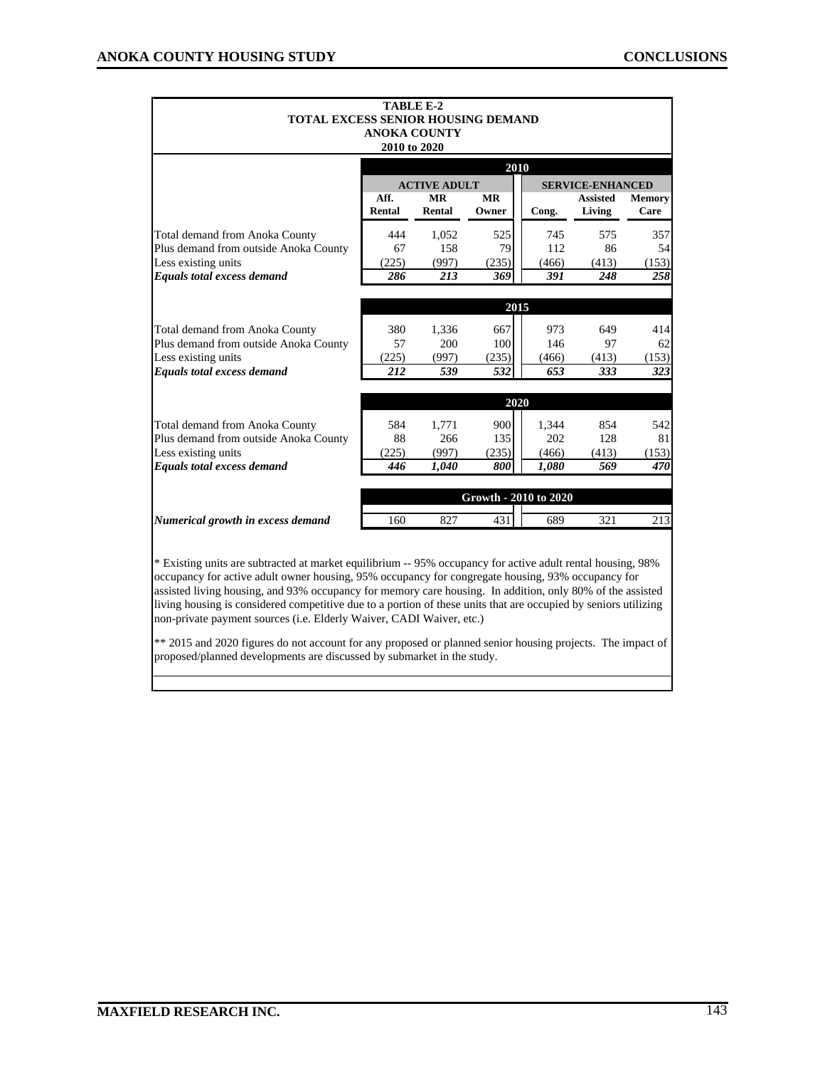**TABLE E-2**
**TOTAL EXCESS SENIOR HOUSING DEMAND**
**ANOKA COUNTY**
**2010 to 2020**

| | ACTIVE ADULT | | | SERVICE-ENHANCED | | |
|---|---|---|---|---|---|---|
| | Aff. Rental | MR Rental | MR Owner | Cong. | Assisted Living | Memory Care |
| **2010** | | | | | | |
| Total demand from Anoka County | 444 | 1,052 | 525 | 745 | 575 | 357 |
| Plus demand from outside Anoka County | 67 | 158 | 79 | 112 | 86 | 54 |
| Less existing units | (225) | (997) | (235) | (466) | (413) | (153) |
| ***Equals total excess demand*** | ***286*** | ***213*** | ***369*** | ***391*** | ***248*** | ***258*** |
| **2015** | | | | | | |
| Total demand from Anoka County | 380 | 1,336 | 667 | 973 | 649 | 414 |
| Plus demand from outside Anoka County | 57 | 200 | 100 | 146 | 97 | 62 |
| Less existing units | (225) | (997) | (235) | (466) | (413) | (153) |
| ***Equals total excess demand*** | ***212*** | ***539*** | ***532*** | ***653*** | ***333*** | ***323*** |
| **2020** | | | | | | |
| Total demand from Anoka County | 584 | 1,771 | 900 | 1,344 | 854 | 542 |
| Plus demand from outside Anoka County | 88 | 266 | 135 | 202 | 128 | 81 |
| Less existing units | (225) | (997) | (235) | (466) | (413) | (153) |
| ***Equals total excess demand*** | ***446*** | ***1,040*** | ***800*** | ***1,080*** | ***569*** | ***470*** |
| **Growth - 2010 to 2020** | | | | | | |
| ***Numerical growth in excess demand*** | 160 | 827 | 431 | 689 | 321 | 213 |

* Existing units are subtracted at market equilibrium -- 95% occupancy for active adult rental housing, 98% occupancy for active adult owner housing, 95% occupancy for congregate housing, 93% occupancy for assisted living housing, and 93% occupancy for memory care housing. In addition, only 80% of the assisted living housing is considered competitive due to a portion of these units that are occupied by seniors utilizing non-private payment sources (i.e. Elderly Waiver, CADI Waiver, etc.)

** 2015 and 2020 figures do not account for any proposed or planned senior housing projects. The impact of proposed/planned developments are discussed by submarket in the study.